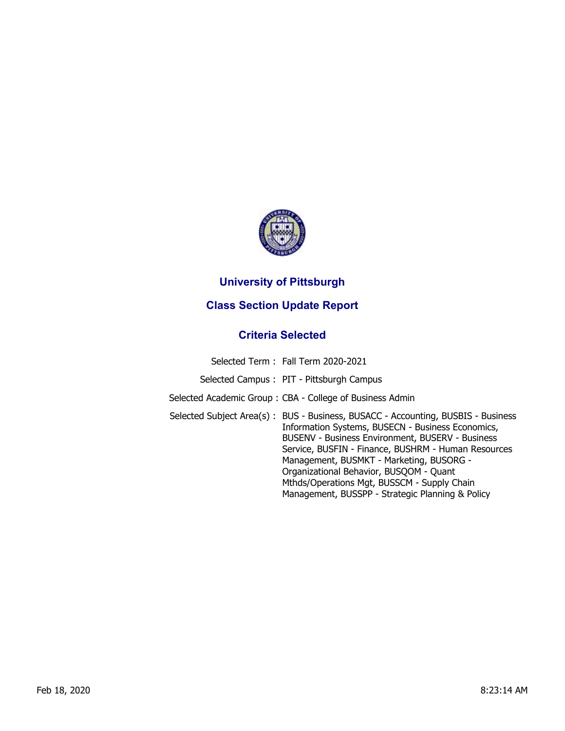# University of Pittsburgh

## Class Section Update Report

### Criteria Selected

| | |
|---|---|
| Selected Term : | Fall Term 2020-2021 |
| Selected Campus : | PIT - Pittsburgh Campus |
| Selected Academic Group : | CBA - College of Business Admin |
| Selected Subject Area(s) : | BUS - Business, BUSACC - Accounting, BUSBIS - Business Information Systems, BUSECN - Business Economics, BUSENV - Business Environment, BUSERV - Business Service, BUSFIN - Finance, BUSHRM - Human Resources Management, BUSMKT - Marketing, BUSORG - Organizational Behavior, BUSQOM - Quant Mthds/Operations Mgt, BUSSCM - Supply Chain Management, BUSSPP - Strategic Planning & Policy |

Feb 18, 2020 8:23:14 AM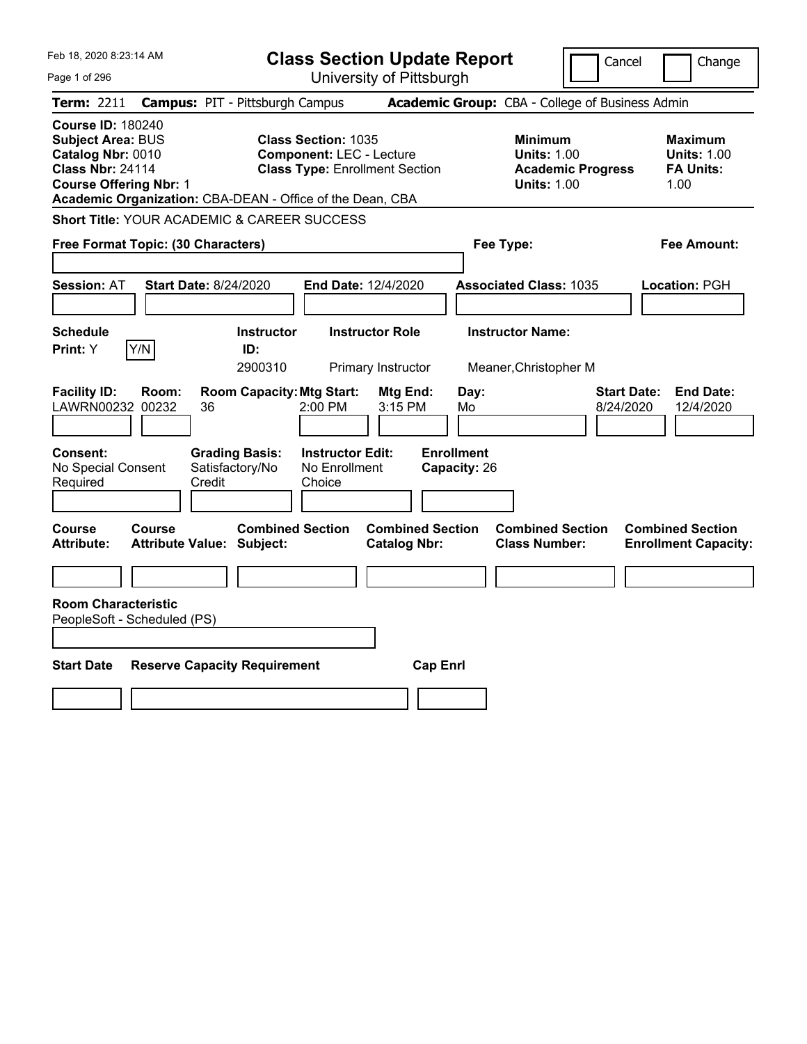# Class Section Update Report

University of Pittsburgh

Feb 18, 2020 8:23:14 AM

Cancel | Change

**Term:** 2211 **Campus:** PIT - Pittsburgh Campus **Academic Group:** CBA - College of Business Admin

**Course ID:** 180240
**Subject Area:** BUS
**Catalog Nbr:** 0010
**Class Nbr:** 24114
**Course Offering Nbr:** 1
**Academic Organization:** CBA-DEAN - Office of the Dean, CBA

**Class Section:** 1035
**Component:** LEC - Lecture
**Class Type:** Enrollment Section

**Minimum Units:** 1.00
**Academic Progress Units:** 1.00

**Maximum Units:** 1.00
**FA Units:** 1.00

**Short Title:** YOUR ACADEMIC & CAREER SUCCESS

**Free Format Topic: (30 Characters)**

**Fee Type:**

**Fee Amount:**

**Session:** AT **Start Date:** 8/24/2020 **End Date:** 12/4/2020 **Associated Class:** 1035 **Location:** PGH

| Schedule Print | Instructor ID | Instructor Role | Instructor Name |
|---|---|---|---|
| Y (Y/N) | 2900310 | Primary Instructor | Meaner,Christopher M |

| Facility ID | Room | Room Capacity | Mtg Start | Mtg End | Day | Start Date | End Date |
|---|---|---|---|---|---|---|---|
| LAWRN00232 | 00232 | 36 | 2:00 PM | 3:15 PM | Mo | 8/24/2020 | 12/4/2020 |

| Consent | Grading Basis | Instructor Edit | Enrollment Capacity |
|---|---|---|---|
| No Special Consent Required | Satisfactory/No Credit | No Enrollment Choice | 26 |

| Course Attribute | Course Attribute Value | Combined Section Subject | Combined Section Catalog Nbr | Combined Section Class Number | Combined Section Enrollment Capacity |
|---|---|---|---|---|---|
| | | | | | |

**Room Characteristic**
PeopleSoft - Scheduled (PS)

| Start Date | Reserve Capacity Requirement | Cap Enrl |
|---|---|---|
| | | |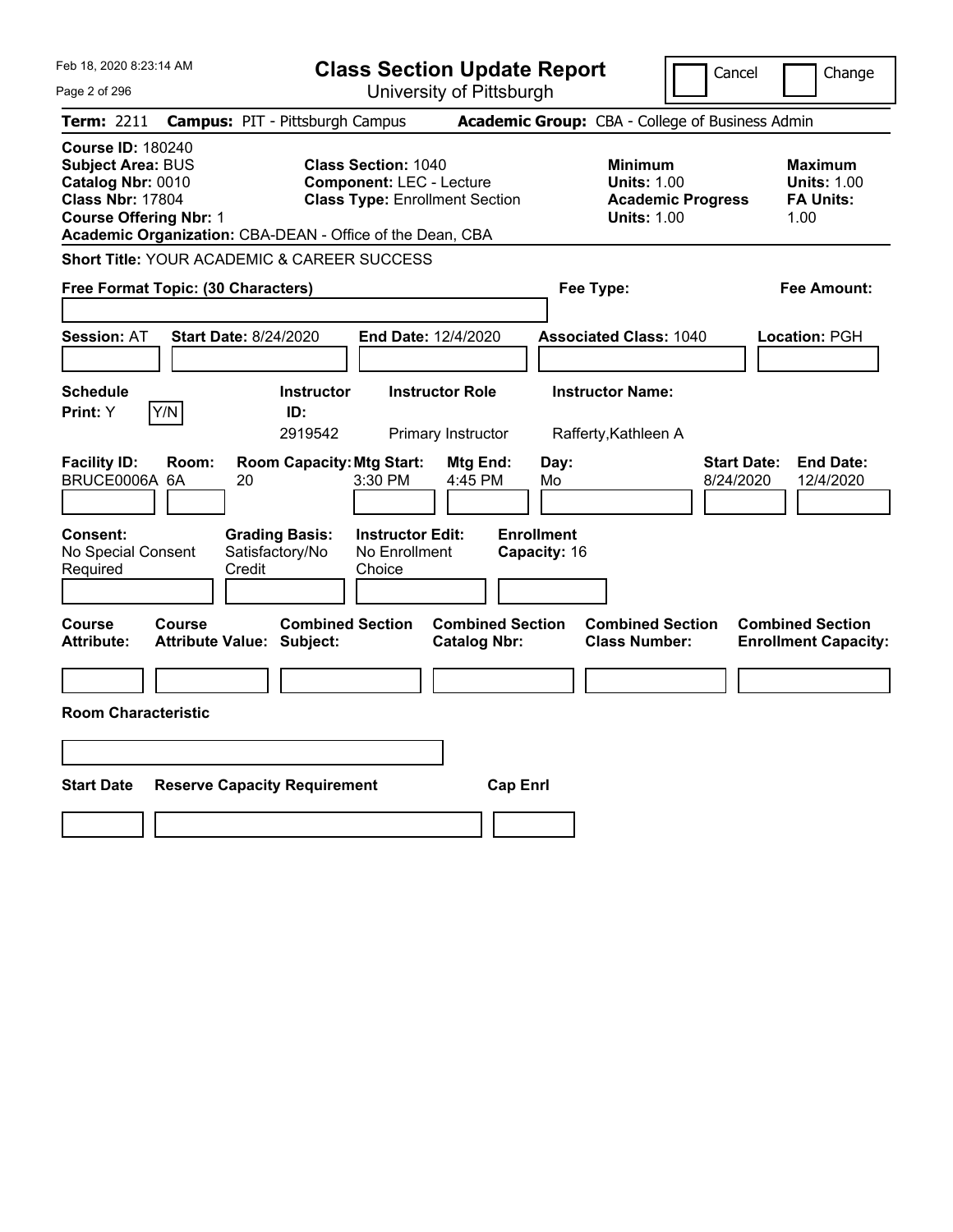# Class Section Update Report

University of Pittsburgh

Cancel | Change

**Term:** 2211 **Campus:** PIT - Pittsburgh Campus **Academic Group:** CBA - College of Business Admin

**Course ID:** 180240
**Subject Area:** BUS
**Catalog Nbr:** 0010
**Class Nbr:** 17804
**Course Offering Nbr:** 1
**Academic Organization:** CBA-DEAN - Office of the Dean, CBA

**Class Section:** 1040
**Component:** LEC - Lecture
**Class Type:** Enrollment Section

| | Minimum | Maximum |
|---|---|---|
| Units | 1.00 | 1.00 |
| Academic Progress Units / FA Units | 1.00 | 1.00 |

**Short Title:** YOUR ACADEMIC & CAREER SUCCESS

**Free Format Topic: (30 Characters)**

**Fee Type:**

**Fee Amount:**

**Session:** AT **Start Date:** 8/24/2020 **End Date:** 12/4/2020 **Associated Class:** 1040 **Location:** PGH

| Schedule Print | Instructor ID | Instructor Role | Instructor Name |
|---|---|---|---|
| Y | 2919542 | Primary Instructor | Rafferty,Kathleen A |

| Facility ID | Room | Room Capacity | Mtg Start | Mtg End | Day | Start Date | End Date |
|---|---|---|---|---|---|---|---|
| BRUCE0006A | 6A | 20 | 3:30 PM | 4:45 PM | Mo | 8/24/2020 | 12/4/2020 |

| Consent | Grading Basis | Instructor Edit | Enrollment Capacity |
|---|---|---|---|
| No Special Consent Required | Satisfactory/No Credit | No Enrollment Choice | 16 |

| Course Attribute | Course Attribute Value | Combined Section Subject | Combined Section Catalog Nbr | Combined Section Class Number | Combined Section Enrollment Capacity |
|---|---|---|---|---|---|
| | | | | | |

**Room Characteristic**

| Start Date | Reserve Capacity Requirement | Cap Enrl |
|---|---|---|
| | | |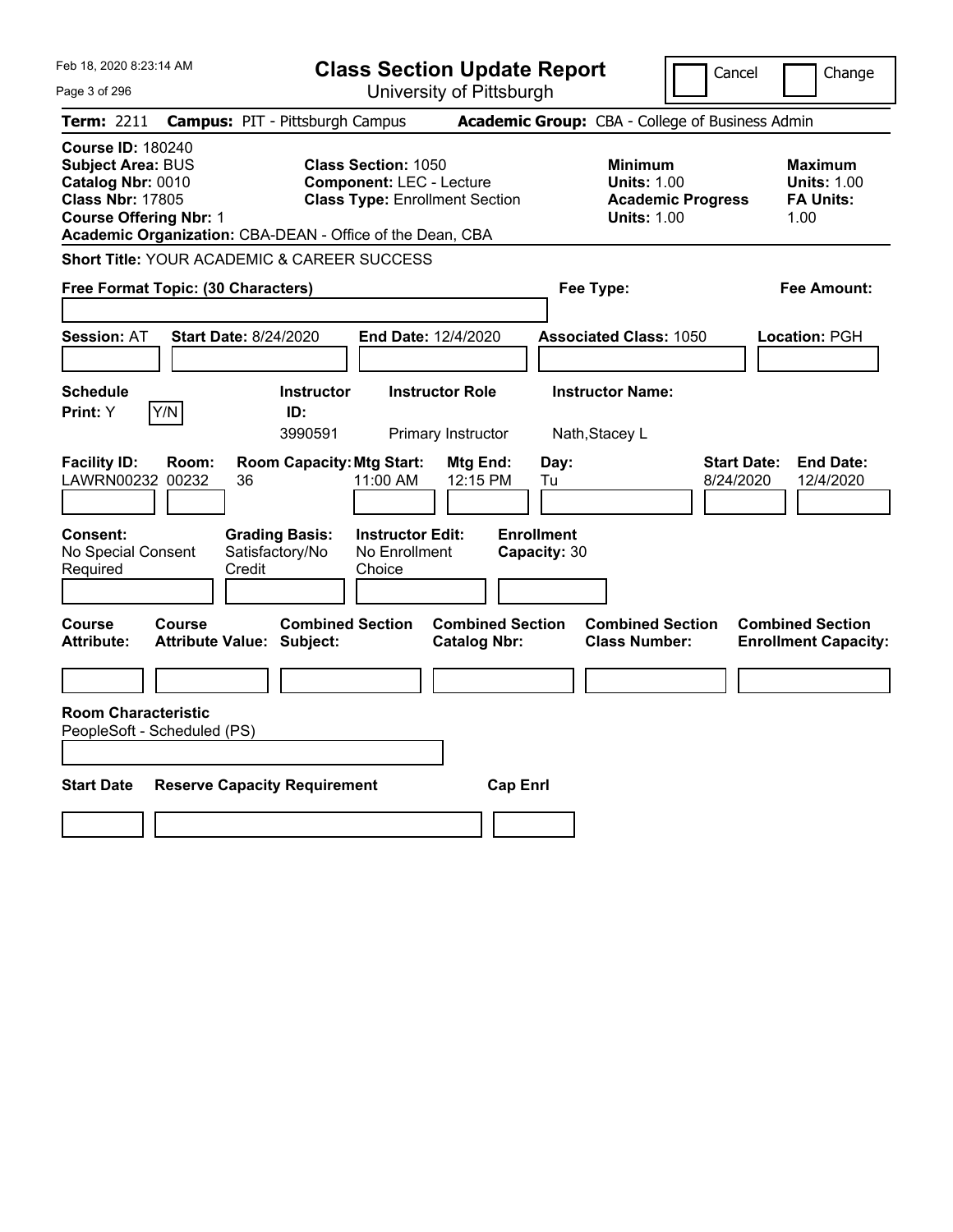# Class Section Update Report

University of Pittsburgh

Cancel | Change

**Term:** 2211 **Campus:** PIT - Pittsburgh Campus **Academic Group:** CBA - College of Business Admin

**Course ID:** 180240
**Subject Area:** BUS
**Catalog Nbr:** 0010
**Class Nbr:** 17805
**Course Offering Nbr:** 1
**Academic Organization:** CBA-DEAN - Office of the Dean, CBA

**Class Section:** 1050
**Component:** LEC - Lecture
**Class Type:** Enrollment Section

**Minimum**
**Units:** 1.00
**Academic Progress Units:** 1.00

**Maximum**
**Units:** 1.00
**FA Units:** 1.00

**Short Title:** YOUR ACADEMIC & CAREER SUCCESS

**Free Format Topic: (30 Characters)** **Fee Type:** **Fee Amount:**

**Session:** AT **Start Date:** 8/24/2020 **End Date:** 12/4/2020 **Associated Class:** 1050 **Location:** PGH

| Schedule Print | Instructor ID | Instructor Role | Instructor Name |
|---|---|---|---|
| Y (Y/N) | 3990591 | Primary Instructor | Nath,Stacey L |

| Facility ID | Room | Room Capacity | Mtg Start | Mtg End | Day | Start Date | End Date |
|---|---|---|---|---|---|---|---|
| LAWRN00232 | 00232 | 36 | 11:00 AM | 12:15 PM | Tu | 8/24/2020 | 12/4/2020 |

| Consent | Grading Basis | Instructor Edit | Enrollment Capacity |
|---|---|---|---|
| No Special Consent Required | Satisfactory/No Credit | No Enrollment Choice | 30 |

| Course Attribute | Course Attribute Value | Combined Section Subject | Combined Section Catalog Nbr | Combined Section Class Number | Combined Section Enrollment Capacity |
|---|---|---|---|---|---|
| | | | | | |

**Room Characteristic**
PeopleSoft - Scheduled (PS)

| Start Date | Reserve Capacity Requirement | Cap Enrl |
|---|---|---|
| | | |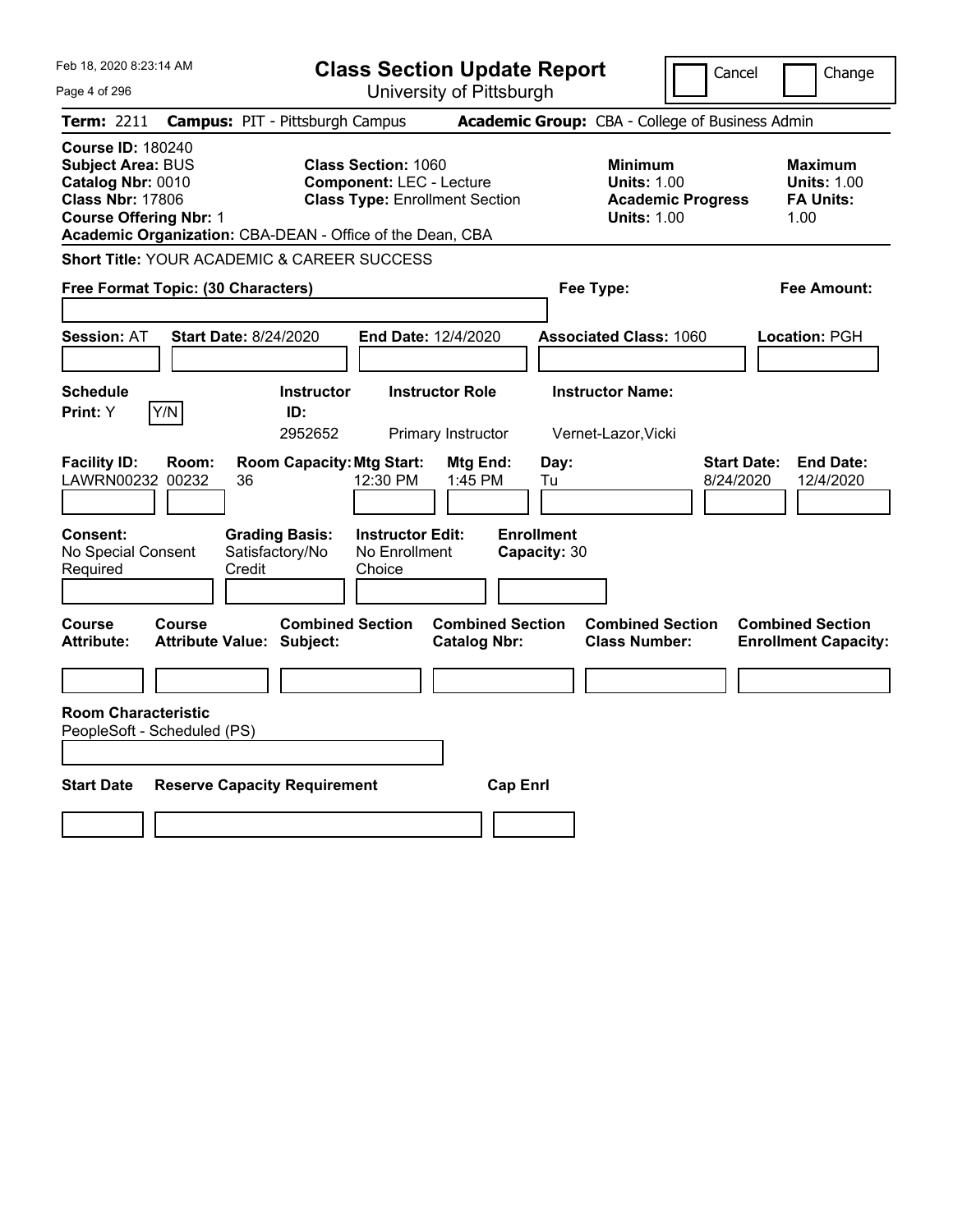# Class Section Update Report

University of Pittsburgh

Cancel | Change

**Term:** 2211 **Campus:** PIT - Pittsburgh Campus **Academic Group:** CBA - College of Business Admin

**Course ID:** 180240
**Subject Area:** BUS
**Catalog Nbr:** 0010
**Class Nbr:** 17806
**Course Offering Nbr:** 1
**Academic Organization:** CBA-DEAN - Office of the Dean, CBA

**Class Section:** 1060
**Component:** LEC - Lecture
**Class Type:** Enrollment Section

**Minimum Units:** 1.00
**Academic Progress Units:** 1.00

**Maximum Units:** 1.00
**FA Units:** 1.00

**Short Title:** YOUR ACADEMIC & CAREER SUCCESS

**Free Format Topic: (30 Characters)**

**Fee Type:**

**Fee Amount:**

**Session:** AT **Start Date:** 8/24/2020 **End Date:** 12/4/2020 **Associated Class:** 1060 **Location:** PGH

| Schedule Print | Instructor ID | Instructor Role | Instructor Name |
|---|---|---|---|
| Y | 2952652 | Primary Instructor | Vernet-Lazor,Vicki |

| Facility ID | Room | Room Capacity | Mtg Start | Mtg End | Day | Start Date | End Date |
|---|---|---|---|---|---|---|---|
| LAWRN00232 | 00232 | 36 | 12:30 PM | 1:45 PM | Tu | 8/24/2020 | 12/4/2020 |

**Consent:** No Special Consent Required
**Grading Basis:** Satisfactory/No Credit
**Instructor Edit:** No Enrollment Choice
**Enrollment Capacity:** 30

| Course Attribute | Course Attribute Value | Combined Section Subject | Combined Section Catalog Nbr | Combined Section Class Number | Combined Section Enrollment Capacity |
|---|---|---|---|---|---|
| | | | | | |

**Room Characteristic**
PeopleSoft - Scheduled (PS)

| Start Date | Reserve Capacity Requirement | Cap Enrl |
|---|---|---|
| | | |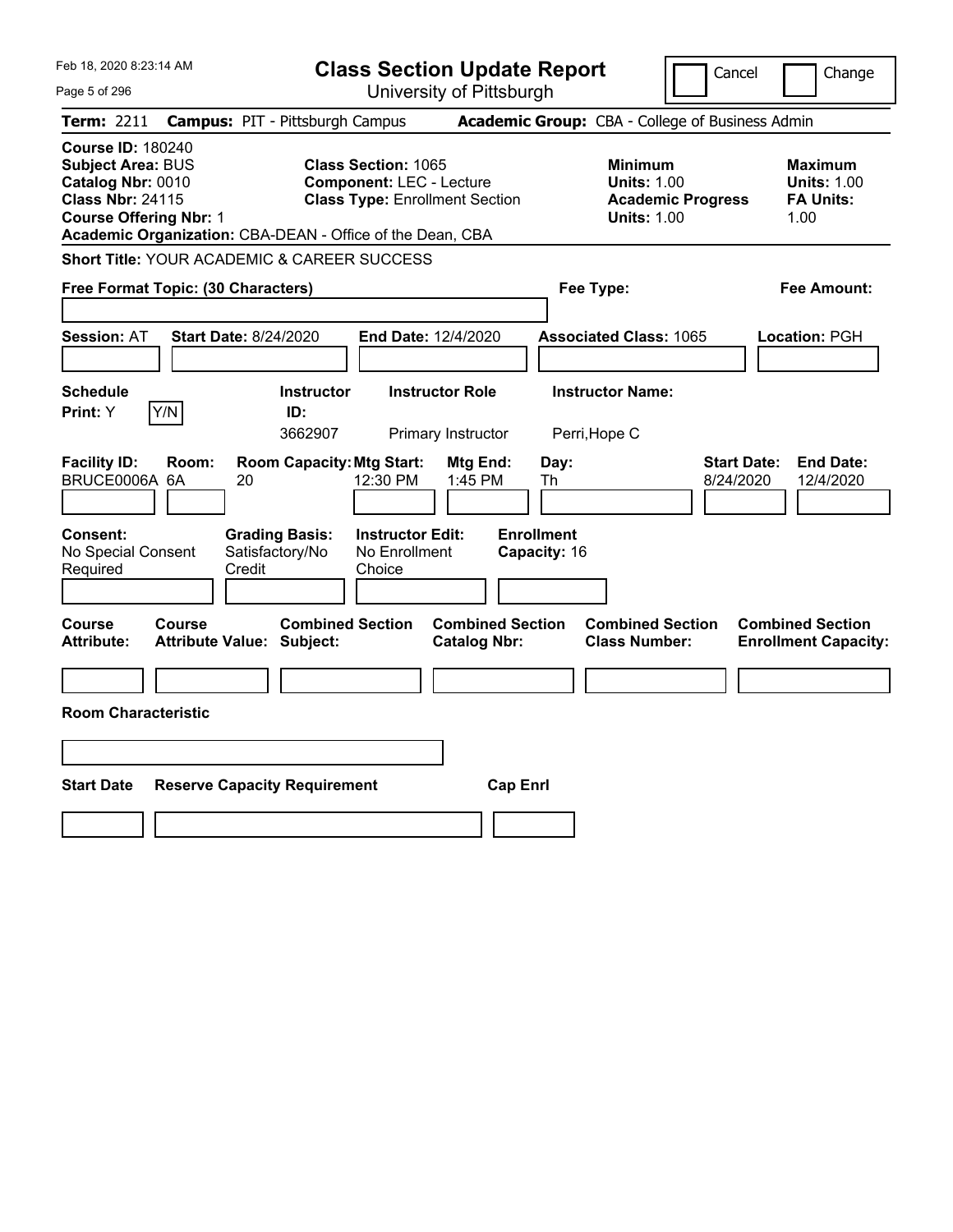# Class Section Update Report

University of Pittsburgh

Cancel | Change

**Term:** 2211 **Campus:** PIT - Pittsburgh Campus **Academic Group:** CBA - College of Business Admin

**Course ID:** 180240
**Subject Area:** BUS
**Catalog Nbr:** 0010
**Class Nbr:** 24115
**Course Offering Nbr:** 1
**Academic Organization:** CBA-DEAN - Office of the Dean, CBA

**Class Section:** 1065
**Component:** LEC - Lecture
**Class Type:** Enrollment Section

**Minimum Units:** 1.00
**Academic Progress Units:** 1.00

**Maximum Units:** 1.00
**FA Units:** 1.00

**Short Title:** YOUR ACADEMIC & CAREER SUCCESS

**Free Format Topic: (30 Characters)**

**Fee Type:**

**Fee Amount:**

**Session:** AT **Start Date:** 8/24/2020 **End Date:** 12/4/2020 **Associated Class:** 1065 **Location:** PGH

| Schedule Print: | Instructor ID: | Instructor Role | Instructor Name: |
|---|---|---|---|
| Y (Y/N) | 3662907 | Primary Instructor | Perri,Hope C |

| Facility ID: | Room: | Room Capacity: | Mtg Start: | Mtg End: | Day: | Start Date: | End Date: |
|---|---|---|---|---|---|---|---|
| BRUCE0006A | 6A | 20 | 12:30 PM | 1:45 PM | Th | 8/24/2020 | 12/4/2020 |

| Consent: | Grading Basis: | Instructor Edit: | Enrollment Capacity: |
|---|---|---|---|
| No Special Consent Required | Satisfactory/No Credit | No Enrollment Choice | 16 |

| Course Attribute: | Course Attribute Value: | Combined Section Subject: | Combined Section Catalog Nbr: | Combined Section Class Number: | Combined Section Enrollment Capacity: |
|---|---|---|---|---|---|
| | | | | | |

**Room Characteristic**

| Start Date | Reserve Capacity Requirement | Cap Enrl |
|---|---|---|
| | | |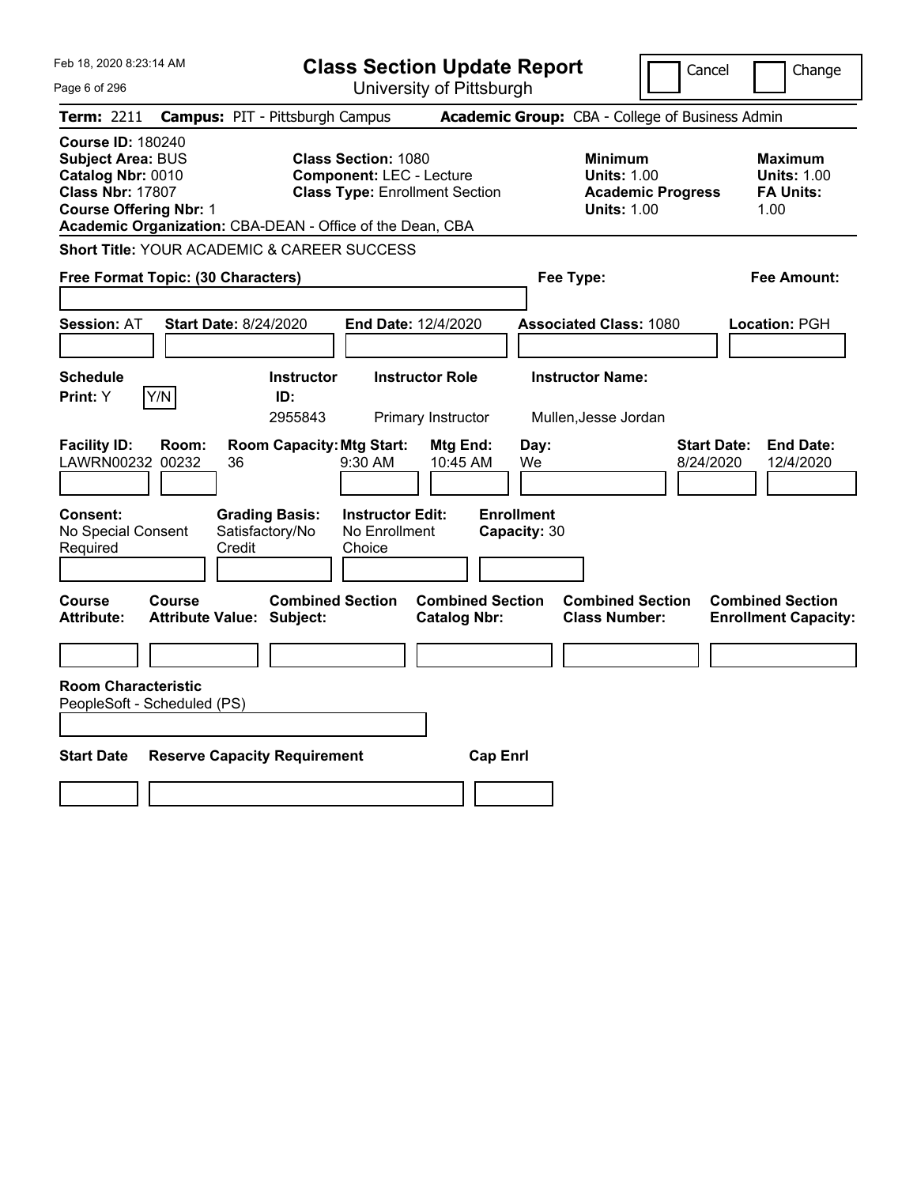# Class Section Update Report

University of Pittsburgh

Cancel | Change

**Term:** 2211 **Campus:** PIT - Pittsburgh Campus **Academic Group:** CBA - College of Business Admin

**Course ID:** 180240
**Subject Area:** BUS
**Catalog Nbr:** 0010
**Class Nbr:** 17807
**Course Offering Nbr:** 1
**Academic Organization:** CBA-DEAN - Office of the Dean, CBA

**Class Section:** 1080
**Component:** LEC - Lecture
**Class Type:** Enrollment Section

**Minimum Units:** 1.00
**Academic Progress Units:** 1.00

**Maximum Units:** 1.00
**FA Units:** 1.00

**Short Title:** YOUR ACADEMIC & CAREER SUCCESS

**Free Format Topic: (30 Characters)**

**Fee Type:**

**Fee Amount:**

**Session:** AT **Start Date:** 8/24/2020 **End Date:** 12/4/2020 **Associated Class:** 1080 **Location:** PGH

| Schedule Print | Instructor ID | Instructor Role | Instructor Name |
|---|---|---|---|
| Y | 2955843 | Primary Instructor | Mullen,Jesse Jordan |

| Facility ID | Room | Room Capacity | Mtg Start | Mtg End | Day | Start Date | End Date |
|---|---|---|---|---|---|---|---|
| LAWRN00232 | 00232 | 36 | 9:30 AM | 10:45 AM | We | 8/24/2020 | 12/4/2020 |

| Consent | Grading Basis | Instructor Edit | Enrollment Capacity |
|---|---|---|---|
| No Special Consent Required | Satisfactory/No Credit | No Enrollment Choice | 30 |

| Course Attribute | Course Attribute Value | Combined Section Subject | Combined Section Catalog Nbr | Combined Section Class Number | Combined Section Enrollment Capacity |
|---|---|---|---|---|---|
| | | | | | |

**Room Characteristic**
PeopleSoft - Scheduled (PS)

| Start Date | Reserve Capacity Requirement | Cap Enrl |
|---|---|---|
| | | |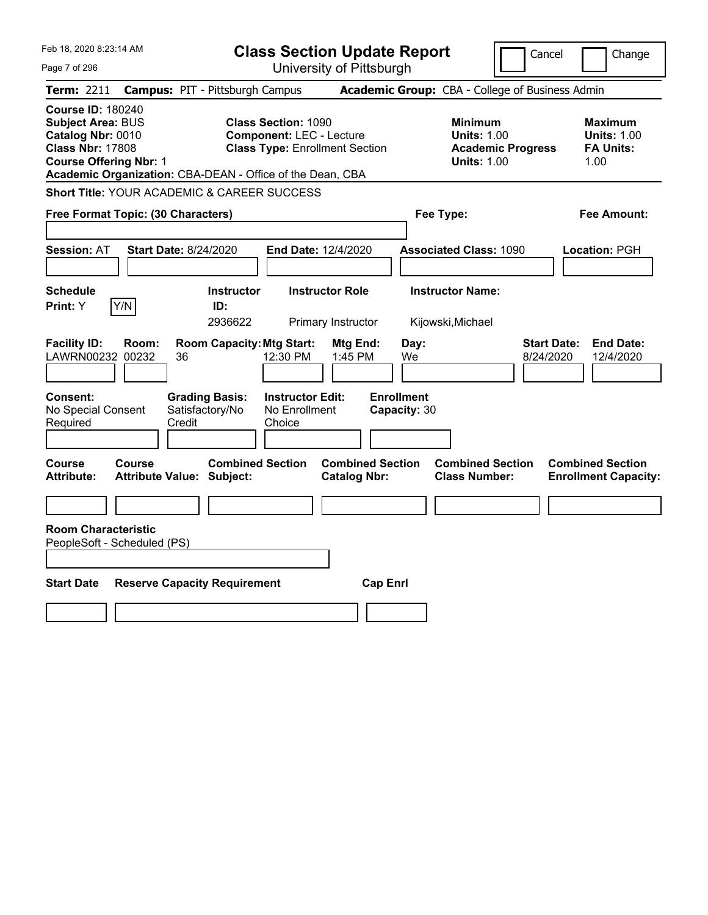# Class Section Update Report

University of Pittsburgh

Cancel ☐ Change ☐

**Term:** 2211 **Campus:** PIT - Pittsburgh Campus **Academic Group:** CBA - College of Business Admin

**Course ID:** 180240
**Subject Area:** BUS
**Catalog Nbr:** 0010
**Class Nbr:** 17808
**Course Offering Nbr:** 1

**Class Section:** 1090
**Component:** LEC - Lecture
**Class Type:** Enrollment Section

**Minimum Units:** 1.00
**Academic Progress Units:** 1.00

**Maximum Units:** 1.00
**FA Units:** 1.00

**Academic Organization:** CBA-DEAN - Office of the Dean, CBA

**Short Title:** YOUR ACADEMIC & CAREER SUCCESS

**Free Format Topic: (30 Characters)**

**Fee Type:**

**Fee Amount:**

**Session:** AT **Start Date:** 8/24/2020 **End Date:** 12/4/2020 **Associated Class:** 1090 **Location:** PGH

| Schedule Print | Instructor ID | Instructor Role | Instructor Name |
|---|---|---|---|
| Y | 2936622 | Primary Instructor | Kijowski,Michael |

| Facility ID | Room | Room Capacity | Mtg Start | Mtg End | Day | Start Date | End Date |
|---|---|---|---|---|---|---|---|
| LAWRN00232 | 00232 | 36 | 12:30 PM | 1:45 PM | We | 8/24/2020 | 12/4/2020 |

**Consent:** No Special Consent Required
**Grading Basis:** Satisfactory/No Credit
**Instructor Edit:** No Enrollment Choice
**Enrollment Capacity:** 30

| Course Attribute | Course Attribute Value | Combined Section Subject | Combined Section Catalog Nbr | Combined Section Class Number | Combined Section Enrollment Capacity |
|---|---|---|---|---|---|
| | | | | | |

**Room Characteristic**
PeopleSoft - Scheduled (PS)

| Start Date | Reserve Capacity Requirement | Cap Enrl |
|---|---|---|
| | | |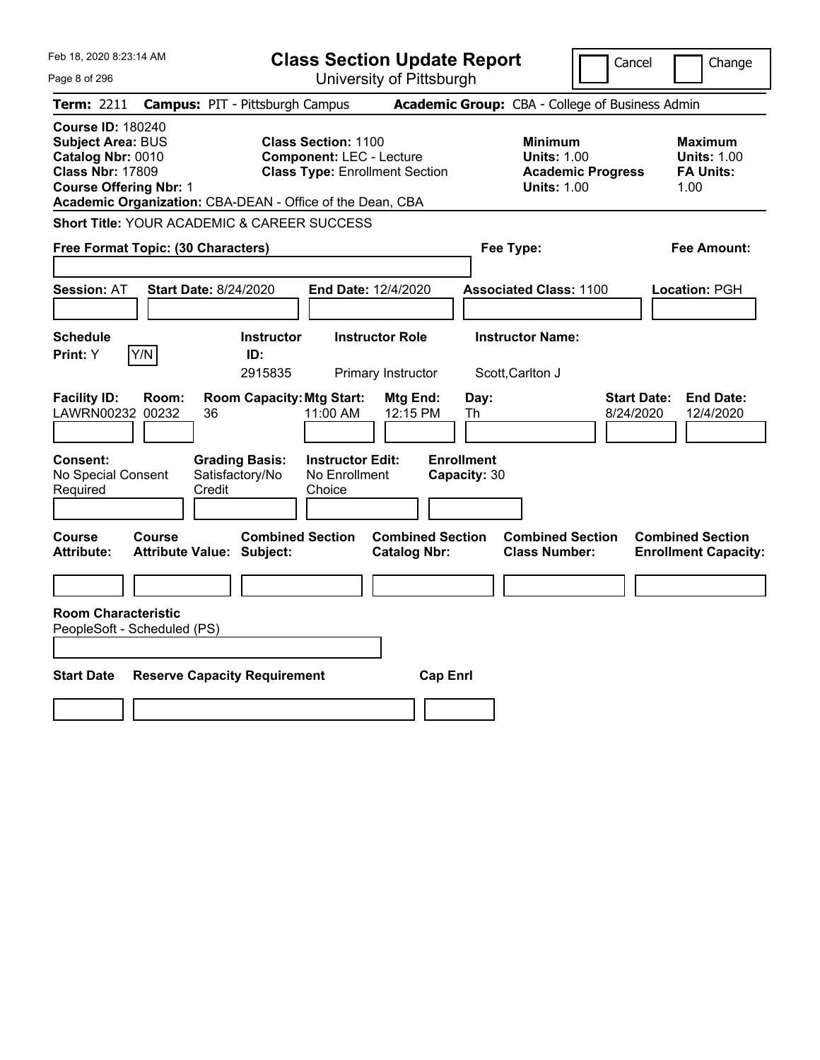Feb 18, 2020 8:23:14 AM

# Class Section Update Report

University of Pittsburgh

Cancel | Change

**Term:** 2211 **Campus:** PIT - Pittsburgh Campus **Academic Group:** CBA - College of Business Admin

**Course ID:** 180240
**Subject Area:** BUS
**Catalog Nbr:** 0010
**Class Nbr:** 17809
**Course Offering Nbr:** 1
**Academic Organization:** CBA-DEAN - Office of the Dean, CBA

**Class Section:** 1100
**Component:** LEC - Lecture
**Class Type:** Enrollment Section

**Minimum Units:** 1.00
**Academic Progress Units:** 1.00

**Maximum Units:** 1.00
**FA Units:** 1.00

**Short Title:** YOUR ACADEMIC & CAREER SUCCESS

**Free Format Topic: (30 Characters)**

**Fee Type:**

**Fee Amount:**

**Session:** AT **Start Date:** 8/24/2020 **End Date:** 12/4/2020 **Associated Class:** 1100 **Location:** PGH

| Schedule Print | Instructor ID | Instructor Role | Instructor Name |
|---|---|---|---|
| Y (Y/N) | 2915835 | Primary Instructor | Scott,Carlton J |

| Facility ID | Room | Room Capacity | Mtg Start | Mtg End | Day | Start Date | End Date |
|---|---|---|---|---|---|---|---|
| LAWRN00232 | 00232 | 36 | 11:00 AM | 12:15 PM | Th | 8/24/2020 | 12/4/2020 |

| Consent | Grading Basis | Instructor Edit | Enrollment Capacity |
|---|---|---|---|
| No Special Consent Required | Satisfactory/No Credit | No Enrollment Choice | 30 |

| Course Attribute | Course Attribute Value | Combined Section Subject | Combined Section Catalog Nbr | Combined Section Class Number | Combined Section Enrollment Capacity |
|---|---|---|---|---|---|
| | | | | | |

**Room Characteristic**
PeopleSoft - Scheduled (PS)

| Start Date | Reserve Capacity Requirement | Cap Enrl |
|---|---|---|
| | | |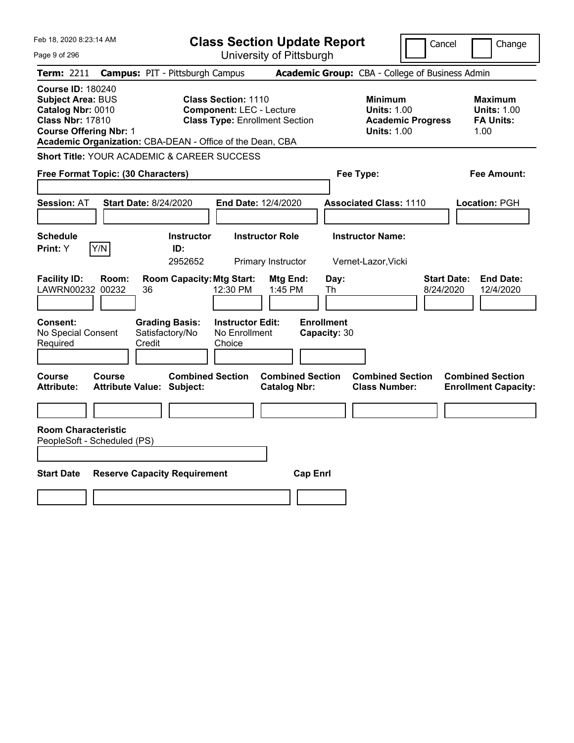# Class Section Update Report

University of Pittsburgh

Cancel | Change

**Term:** 2211 **Campus:** PIT - Pittsburgh Campus **Academic Group:** CBA - College of Business Admin

**Course ID:** 180240
**Subject Area:** BUS
**Catalog Nbr:** 0010
**Class Nbr:** 17810
**Course Offering Nbr:** 1

**Class Section:** 1110
**Component:** LEC - Lecture
**Class Type:** Enrollment Section

**Minimum Units:** 1.00
**Academic Progress Units:** 1.00

**Maximum Units:** 1.00
**FA Units:** 1.00

**Academic Organization:** CBA-DEAN - Office of the Dean, CBA

**Short Title:** YOUR ACADEMIC & CAREER SUCCESS

**Free Format Topic: (30 Characters)**

**Fee Type:**

**Fee Amount:**

**Session:** AT **Start Date:** 8/24/2020 **End Date:** 12/4/2020 **Associated Class:** 1110 **Location:** PGH

| Schedule Print | Instructor ID | Instructor Role | Instructor Name |
|---|---|---|---|
| Y (Y/N) | 2952652 | Primary Instructor | Vernet-Lazor,Vicki |

| Facility ID | Room | Room Capacity | Mtg Start | Mtg End | Day | Start Date | End Date |
|---|---|---|---|---|---|---|---|
| LAWRN00232 | 00232 | 36 | 12:30 PM | 1:45 PM | Th | 8/24/2020 | 12/4/2020 |

**Consent:** No Special Consent Required
**Grading Basis:** Satisfactory/No Credit
**Instructor Edit:** No Enrollment Choice
**Enrollment Capacity:** 30

| Course Attribute: | Course Attribute Value: | Combined Section Subject: | Combined Section Catalog Nbr: | Combined Section Class Number: | Combined Section Enrollment Capacity: |
|---|---|---|---|---|---|
| | | | | | |

**Room Characteristic**
PeopleSoft - Scheduled (PS)

| Start Date | Reserve Capacity Requirement | Cap Enrl |
|---|---|---|
| | | |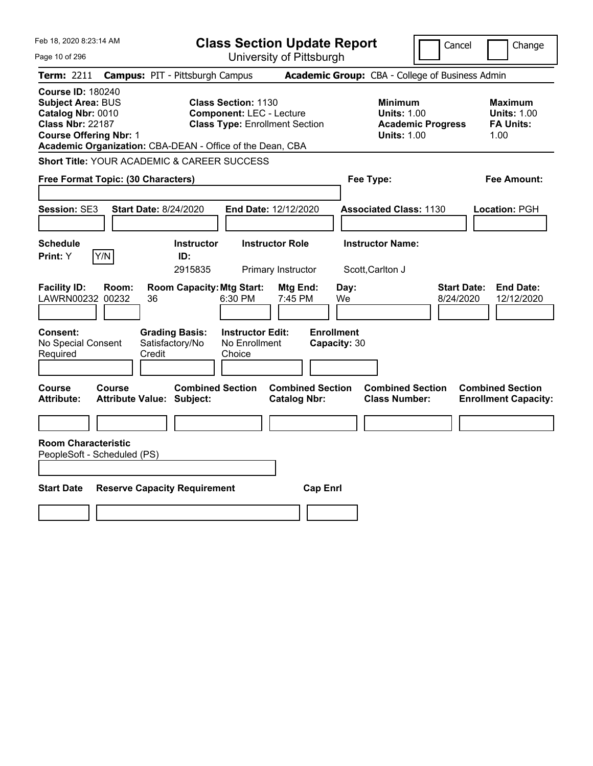# Class Section Update Report

University of Pittsburgh

Feb 18, 2020 8:23:14 AM

Cancel | Change

**Term:** 2211 **Campus:** PIT - Pittsburgh Campus **Academic Group:** CBA - College of Business Admin

**Course ID:** 180240
**Subject Area:** BUS
**Catalog Nbr:** 0010
**Class Nbr:** 22187
**Course Offering Nbr:** 1
**Academic Organization:** CBA-DEAN - Office of the Dean, CBA

**Class Section:** 1130
**Component:** LEC - Lecture
**Class Type:** Enrollment Section

**Minimum Units:** 1.00
**Academic Progress Units:** 1.00

**Maximum Units:** 1.00
**FA Units:** 1.00

**Short Title:** YOUR ACADEMIC & CAREER SUCCESS

**Free Format Topic: (30 Characters)**

**Fee Type:**

**Fee Amount:**

**Session:** SE3 **Start Date:** 8/24/2020 **End Date:** 12/12/2020 **Associated Class:** 1130 **Location:** PGH

| Schedule Print | Instructor ID | Instructor Role | Instructor Name |
|---|---|---|---|
| Y | 2915835 | Primary Instructor | Scott,Carlton J |

| Facility ID | Room | Room Capacity | Mtg Start | Mtg End | Day | Start Date | End Date |
|---|---|---|---|---|---|---|---|
| LAWRN00232 | 00232 | 36 | 6:30 PM | 7:45 PM | We | 8/24/2020 | 12/12/2020 |

| Consent | Grading Basis | Instructor Edit | Enrollment Capacity |
|---|---|---|---|
| No Special Consent Required | Satisfactory/No Credit | No Enrollment Choice | 30 |

| Course Attribute | Course Attribute Value | Combined Section Subject | Combined Section Catalog Nbr | Combined Section Class Number | Combined Section Enrollment Capacity |
|---|---|---|---|---|---|
| | | | | | |

**Room Characteristic**
PeopleSoft - Scheduled (PS)

| Start Date | Reserve Capacity Requirement | Cap Enrl |
|---|---|---|
| | | |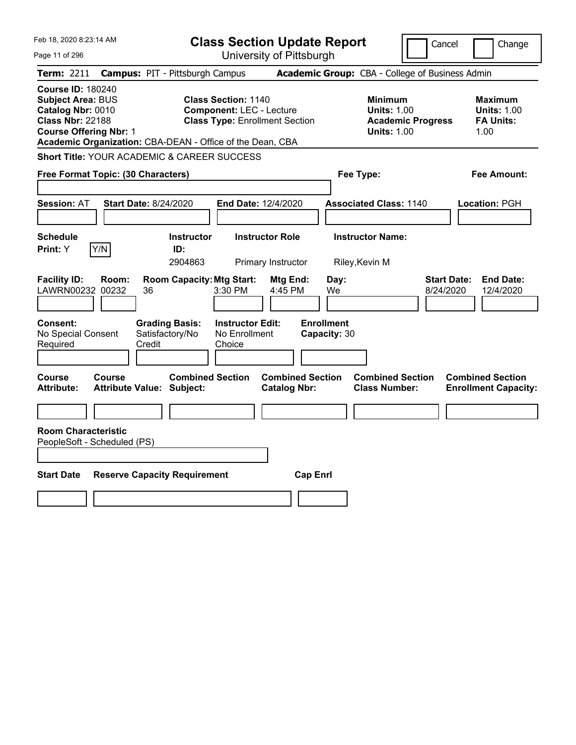# Class Section Update Report

University of Pittsburgh

Cancel | Change

**Term:** 2211 **Campus:** PIT - Pittsburgh Campus **Academic Group:** CBA - College of Business Admin

**Course ID:** 180240
**Subject Area:** BUS
**Catalog Nbr:** 0010
**Class Nbr:** 22188
**Course Offering Nbr:** 1

**Class Section:** 1140
**Component:** LEC - Lecture
**Class Type:** Enrollment Section

**Minimum Units:** 1.00
**Academic Progress Units:** 1.00

**Maximum Units:** 1.00
**FA Units:** 1.00

**Academic Organization:** CBA-DEAN - Office of the Dean, CBA

**Short Title:** YOUR ACADEMIC & CAREER SUCCESS

**Free Format Topic: (30 Characters)**

**Fee Type:**

**Fee Amount:**

**Session:** AT **Start Date:** 8/24/2020 **End Date:** 12/4/2020 **Associated Class:** 1140 **Location:** PGH

| Schedule Print | Instructor ID | Instructor Role | Instructor Name |
|---|---|---|---|
| Y | 2904863 | Primary Instructor | Riley,Kevin M |

| Facility ID | Room | Room Capacity | Mtg Start | Mtg End | Day | Start Date | End Date |
|---|---|---|---|---|---|---|---|
| LAWRN00232 | 00232 | 36 | 3:30 PM | 4:45 PM | We | 8/24/2020 | 12/4/2020 |

| Consent | Grading Basis | Instructor Edit | Enrollment Capacity |
|---|---|---|---|
| No Special Consent Required | Satisfactory/No Credit | No Enrollment Choice | 30 |

| Course Attribute | Course Attribute Value | Combined Section Subject | Combined Section Catalog Nbr | Combined Section Class Number | Combined Section Enrollment Capacity |
|---|---|---|---|---|---|
| | | | | | |

**Room Characteristic**
PeopleSoft - Scheduled (PS)

| Start Date | Reserve Capacity Requirement | Cap Enrl |
|---|---|---|
| | | |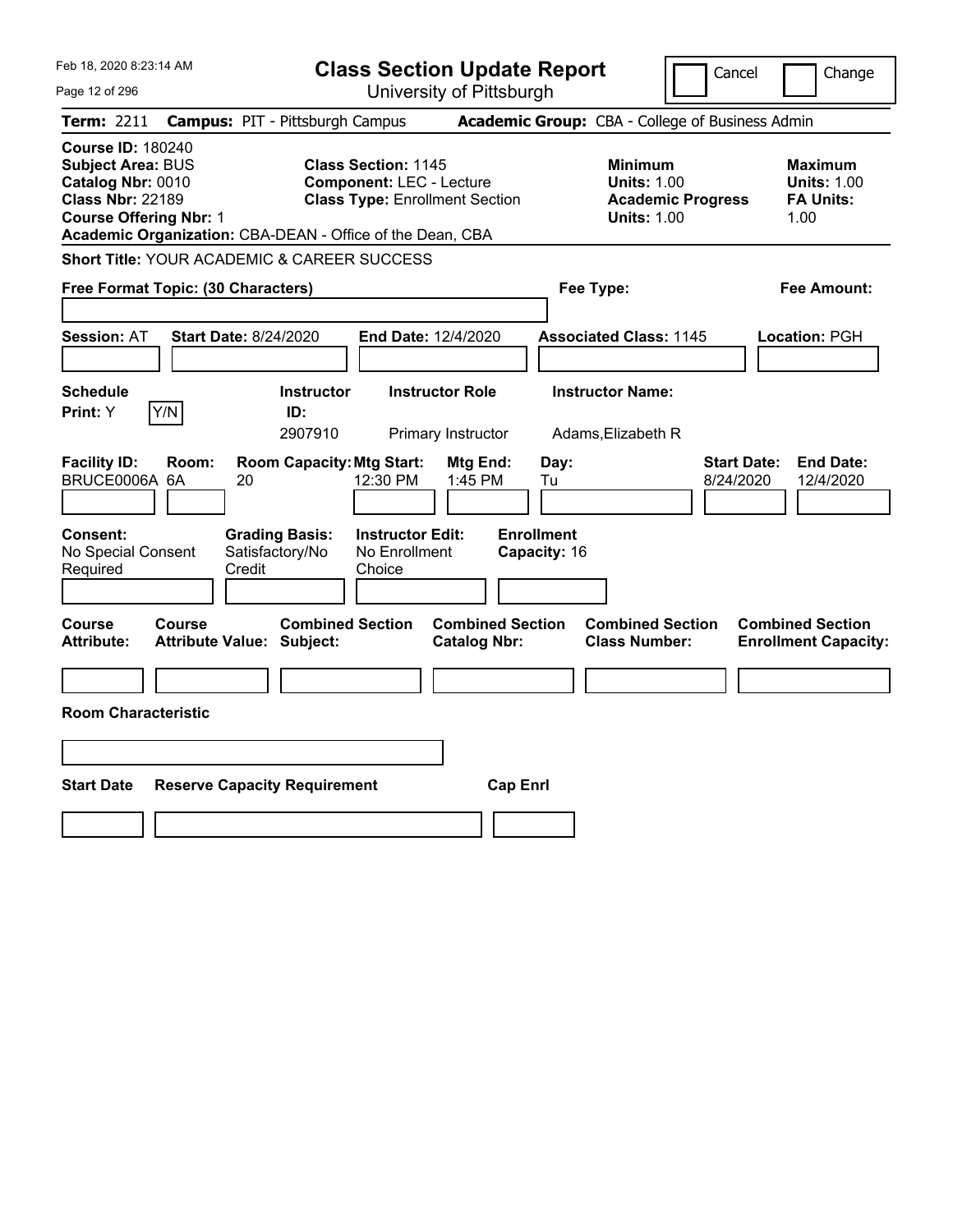# Class Section Update Report

University of Pittsburgh

Cancel | Change

**Term:** 2211 **Campus:** PIT - Pittsburgh Campus **Academic Group:** CBA - College of Business Admin

**Course ID:** 180240
**Subject Area:** BUS
**Catalog Nbr:** 0010
**Class Nbr:** 22189
**Course Offering Nbr:** 1

**Class Section:** 1145
**Component:** LEC - Lecture
**Class Type:** Enrollment Section

**Minimum Units:** 1.00
**Academic Progress Units:** 1.00

**Maximum Units:** 1.00
**FA Units:** 1.00

**Academic Organization:** CBA-DEAN - Office of the Dean, CBA

**Short Title:** YOUR ACADEMIC & CAREER SUCCESS

**Free Format Topic: (30 Characters)**

**Fee Type:**

**Fee Amount:**

**Session:** AT **Start Date:** 8/24/2020 **End Date:** 12/4/2020 **Associated Class:** 1145 **Location:** PGH

| Schedule Print | Instructor ID | Instructor Role | Instructor Name |
|---|---|---|---|
| Y (Y/N) | 2907910 | Primary Instructor | Adams,Elizabeth R |

| Facility ID | Room | Room Capacity | Mtg Start | Mtg End | Day | Start Date | End Date |
|---|---|---|---|---|---|---|---|
| BRUCE0006A | 6A | 20 | 12:30 PM | 1:45 PM | Tu | 8/24/2020 | 12/4/2020 |

| Consent | Grading Basis | Instructor Edit | Enrollment Capacity |
|---|---|---|---|
| No Special Consent Required | Satisfactory/No Credit | No Enrollment Choice | 16 |

| Course Attribute | Course Attribute Value | Combined Section Subject | Combined Section Catalog Nbr | Combined Section Class Number | Combined Section Enrollment Capacity |
|---|---|---|---|---|---|
| | | | | | |

**Room Characteristic**

| Start Date | Reserve Capacity Requirement | Cap Enrl |
|---|---|---|
| | | |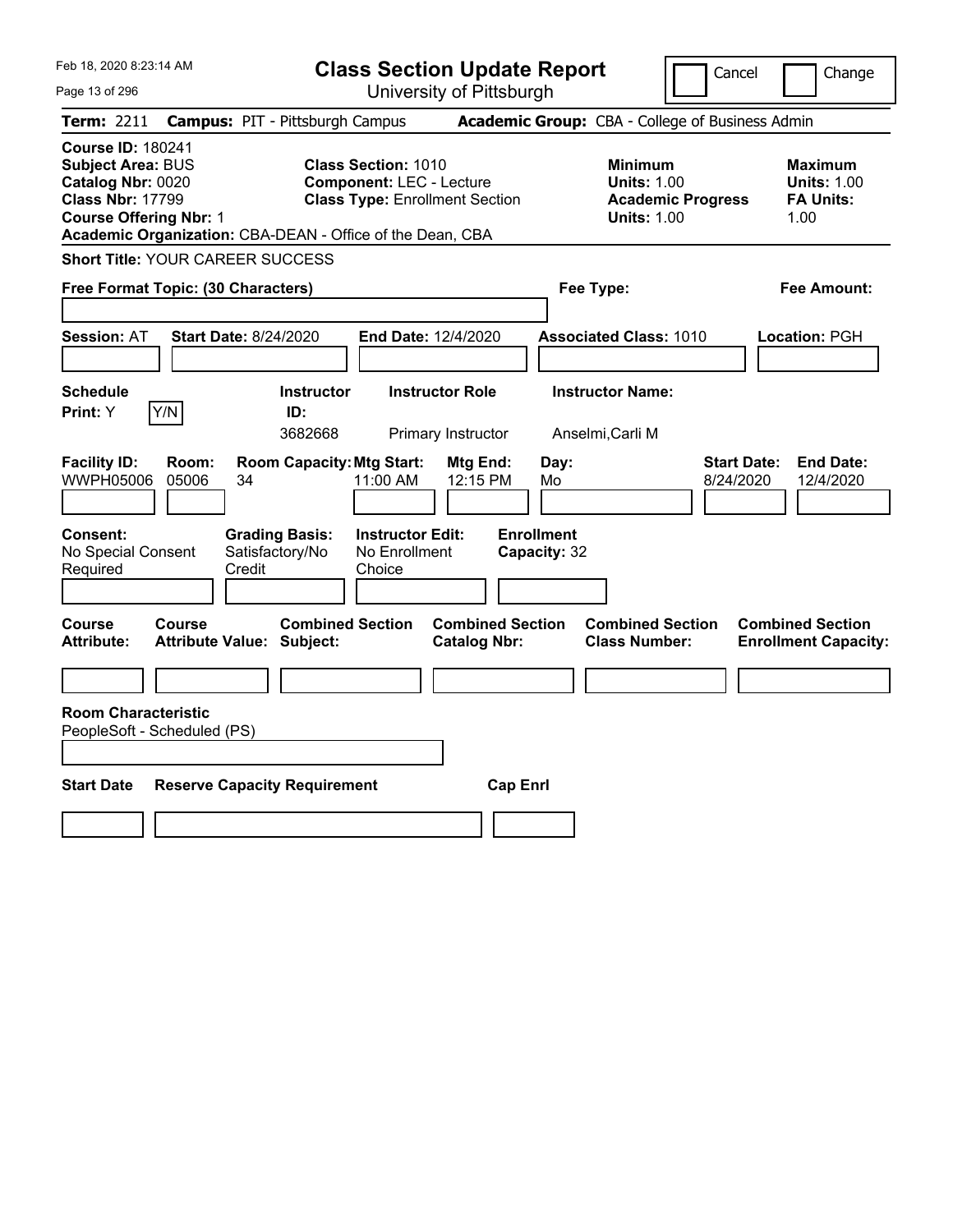Feb 18, 2020 8:23:14 AM

# Class Section Update Report

University of Pittsburgh

Cancel | Change

**Term:** 2211 **Campus:** PIT - Pittsburgh Campus **Academic Group:** CBA - College of Business Admin

**Course ID:** 180241
**Subject Area:** BUS
**Catalog Nbr:** 0020
**Class Nbr:** 17799
**Course Offering Nbr:** 1
**Academic Organization:** CBA-DEAN - Office of the Dean, CBA

**Class Section:** 1010
**Component:** LEC - Lecture
**Class Type:** Enrollment Section

**Minimum Units:** 1.00
**Academic Progress Units:** 1.00

**Maximum Units:** 1.00
**FA Units:** 1.00

**Short Title:** YOUR CAREER SUCCESS

**Free Format Topic: (30 Characters)**

**Fee Type:**

**Fee Amount:**

**Session:** AT **Start Date:** 8/24/2020 **End Date:** 12/4/2020 **Associated Class:** 1010 **Location:** PGH

| Schedule Print | Instructor ID | Instructor Role | Instructor Name |
|---|---|---|---|
| Y (Y/N) | 3682668 | Primary Instructor | Anselmi,Carli M |

| Facility ID | Room | Room Capacity | Mtg Start | Mtg End | Day | Start Date | End Date |
|---|---|---|---|---|---|---|---|
| WWPH05006 | 05006 | 34 | 11:00 AM | 12:15 PM | Mo | 8/24/2020 | 12/4/2020 |

| Consent | Grading Basis | Instructor Edit | Enrollment Capacity |
|---|---|---|---|
| No Special Consent Required | Satisfactory/No Credit | No Enrollment Choice | 32 |

| Course Attribute | Course Attribute Value | Combined Section Subject | Combined Section Catalog Nbr | Combined Section Class Number | Combined Section Enrollment Capacity |
|---|---|---|---|---|---|
| | | | | | |

**Room Characteristic**
PeopleSoft - Scheduled (PS)

| Start Date | Reserve Capacity Requirement | Cap Enrl |
|---|---|---|
| | | |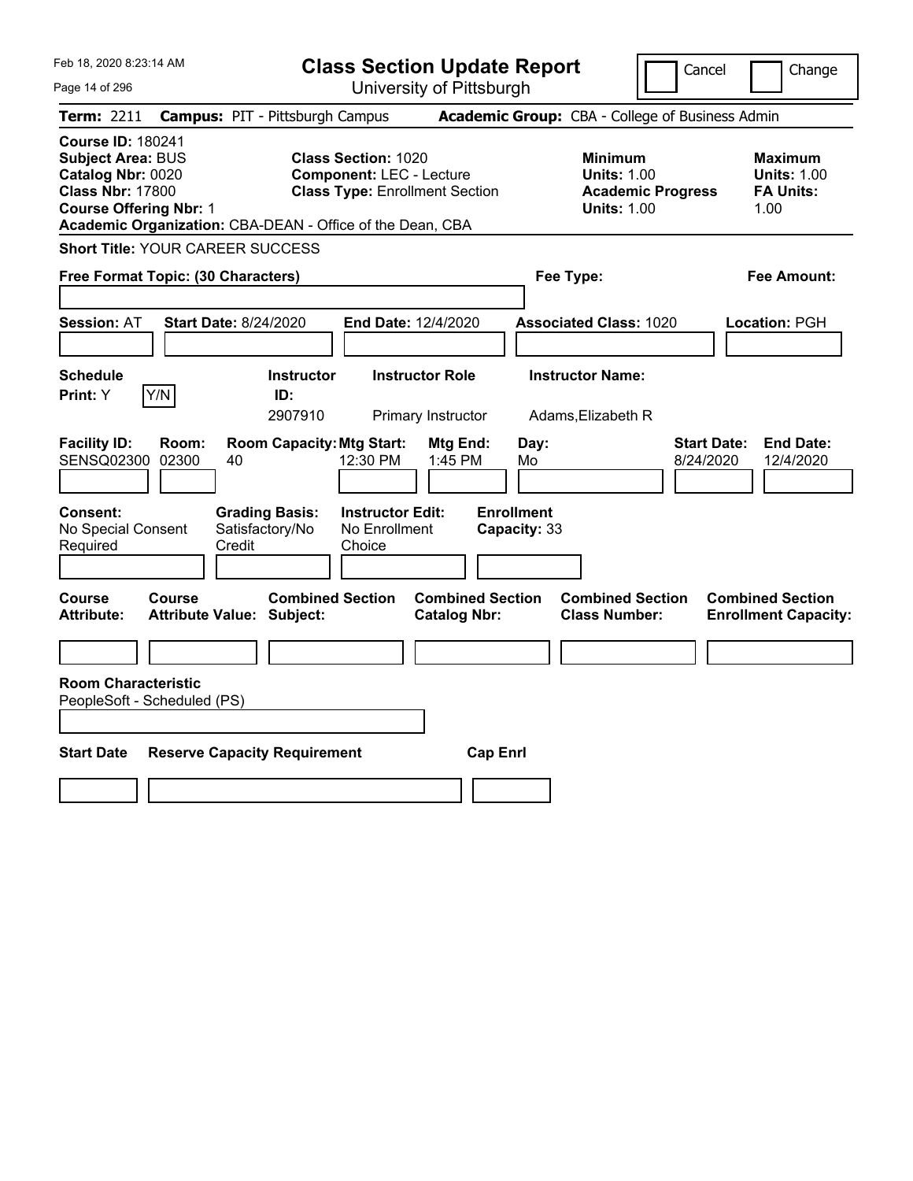# Class Section Update Report

University of Pittsburgh

Cancel | Change

**Term:** 2211 **Campus:** PIT - Pittsburgh Campus **Academic Group:** CBA - College of Business Admin

**Course ID:** 180241
**Subject Area:** BUS
**Catalog Nbr:** 0020
**Class Nbr:** 17800
**Course Offering Nbr:** 1

**Class Section:** 1020
**Component:** LEC - Lecture
**Class Type:** Enrollment Section

**Minimum Units:** 1.00
**Academic Progress Units:** 1.00

**Maximum Units:** 1.00
**FA Units:** 1.00

**Academic Organization:** CBA-DEAN - Office of the Dean, CBA

**Short Title:** YOUR CAREER SUCCESS

**Free Format Topic: (30 Characters)**

**Fee Type:**

**Fee Amount:**

**Session:** AT **Start Date:** 8/24/2020 **End Date:** 12/4/2020 **Associated Class:** 1020 **Location:** PGH

| Schedule Print | Y/N | Instructor ID | Instructor Role | Instructor Name |
|---|---|---|---|---|
| Y | | 2907910 | Primary Instructor | Adams,Elizabeth R |

| Facility ID | Room | Room Capacity | Mtg Start | Mtg End | Day | Start Date | End Date |
|---|---|---|---|---|---|---|---|
| SENSQ02300 | 02300 | 40 | 12:30 PM | 1:45 PM | Mo | 8/24/2020 | 12/4/2020 |

**Consent:** No Special Consent Required
**Grading Basis:** Satisfactory/No Credit
**Instructor Edit:** No Enrollment Choice
**Enrollment Capacity:** 33

| Course Attribute | Course Attribute Value | Combined Section Subject | Combined Section Catalog Nbr | Combined Section Class Number | Combined Section Enrollment Capacity |
|---|---|---|---|---|---|
| | | | | | |

**Room Characteristic**
PeopleSoft - Scheduled (PS)

| Start Date | Reserve Capacity Requirement | Cap Enrl |
|---|---|---|
| | | |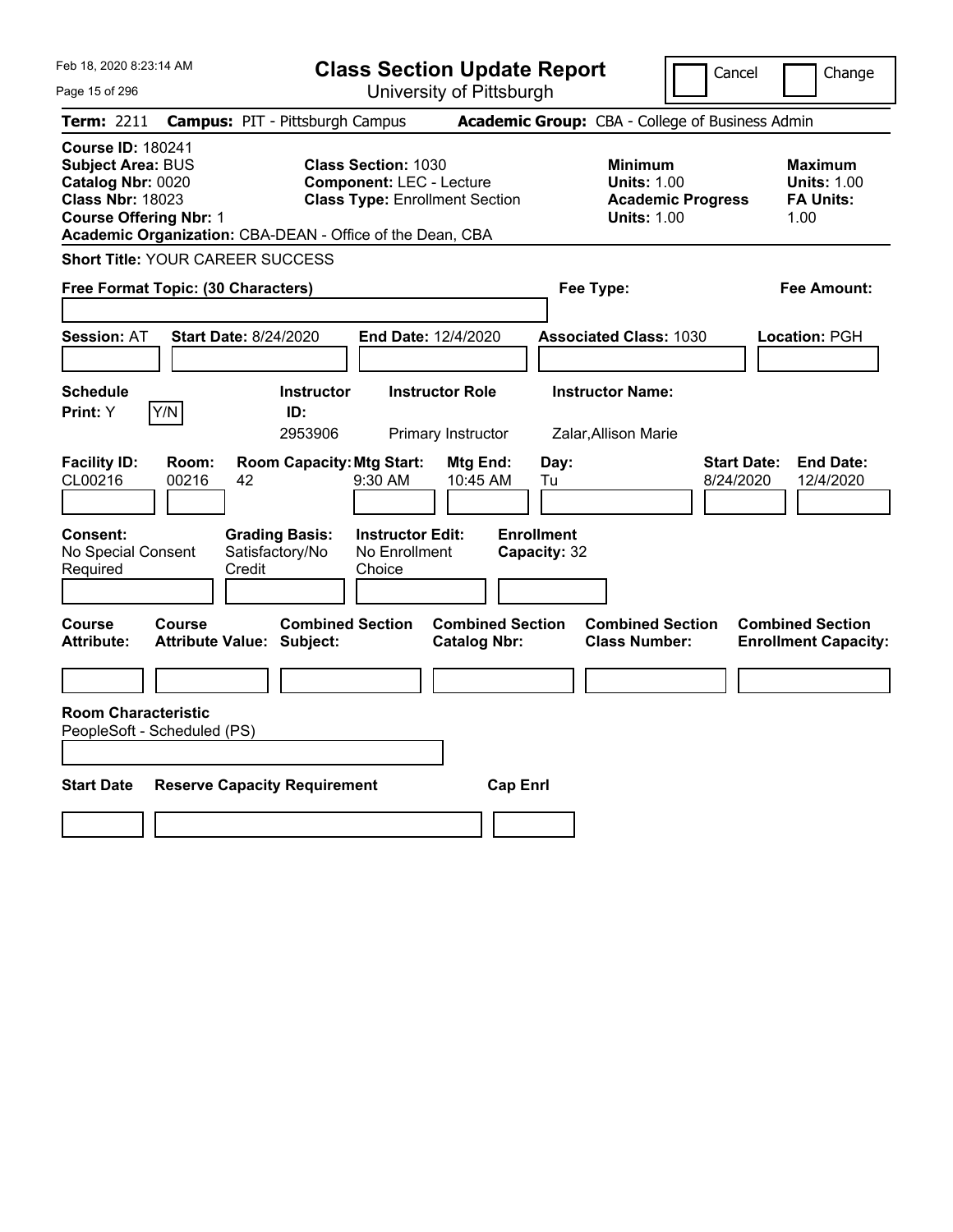# Class Section Update Report

University of Pittsburgh

Cancel | Change

**Term:** 2211 **Campus:** PIT - Pittsburgh Campus **Academic Group:** CBA - College of Business Admin

**Course ID:** 180241
**Subject Area:** BUS
**Catalog Nbr:** 0020
**Class Nbr:** 18023
**Course Offering Nbr:** 1

**Class Section:** 1030
**Component:** LEC - Lecture
**Class Type:** Enrollment Section

**Minimum Units:** 1.00
**Academic Progress Units:** 1.00

**Maximum Units:** 1.00
**FA Units:** 1.00

**Academic Organization:** CBA-DEAN - Office of the Dean, CBA

**Short Title:** YOUR CAREER SUCCESS

**Free Format Topic: (30 Characters)**

**Fee Type:**

**Fee Amount:**

**Session:** AT **Start Date:** 8/24/2020 **End Date:** 12/4/2020 **Associated Class:** 1030 **Location:** PGH

| Schedule Print | Instructor ID | Instructor Role | Instructor Name |
|---|---|---|---|
| Y (Y/N) | 2953906 | Primary Instructor | Zalar,Allison Marie |

| Facility ID | Room | Room Capacity | Mtg Start | Mtg End | Day | Start Date | End Date |
|---|---|---|---|---|---|---|---|
| CL00216 | 00216 | 42 | 9:30 AM | 10:45 AM | Tu | 8/24/2020 | 12/4/2020 |

**Consent:** No Special Consent Required
**Grading Basis:** Satisfactory/No Credit
**Instructor Edit:** No Enrollment Choice
**Enrollment Capacity:** 32

| Course Attribute | Course Attribute Value | Combined Section Subject | Combined Section Catalog Nbr | Combined Section Class Number | Combined Section Enrollment Capacity |
|---|---|---|---|---|---|
| | | | | | |

**Room Characteristic**
PeopleSoft - Scheduled (PS)

| Start Date | Reserve Capacity Requirement | Cap Enrl |
|---|---|---|
| | | |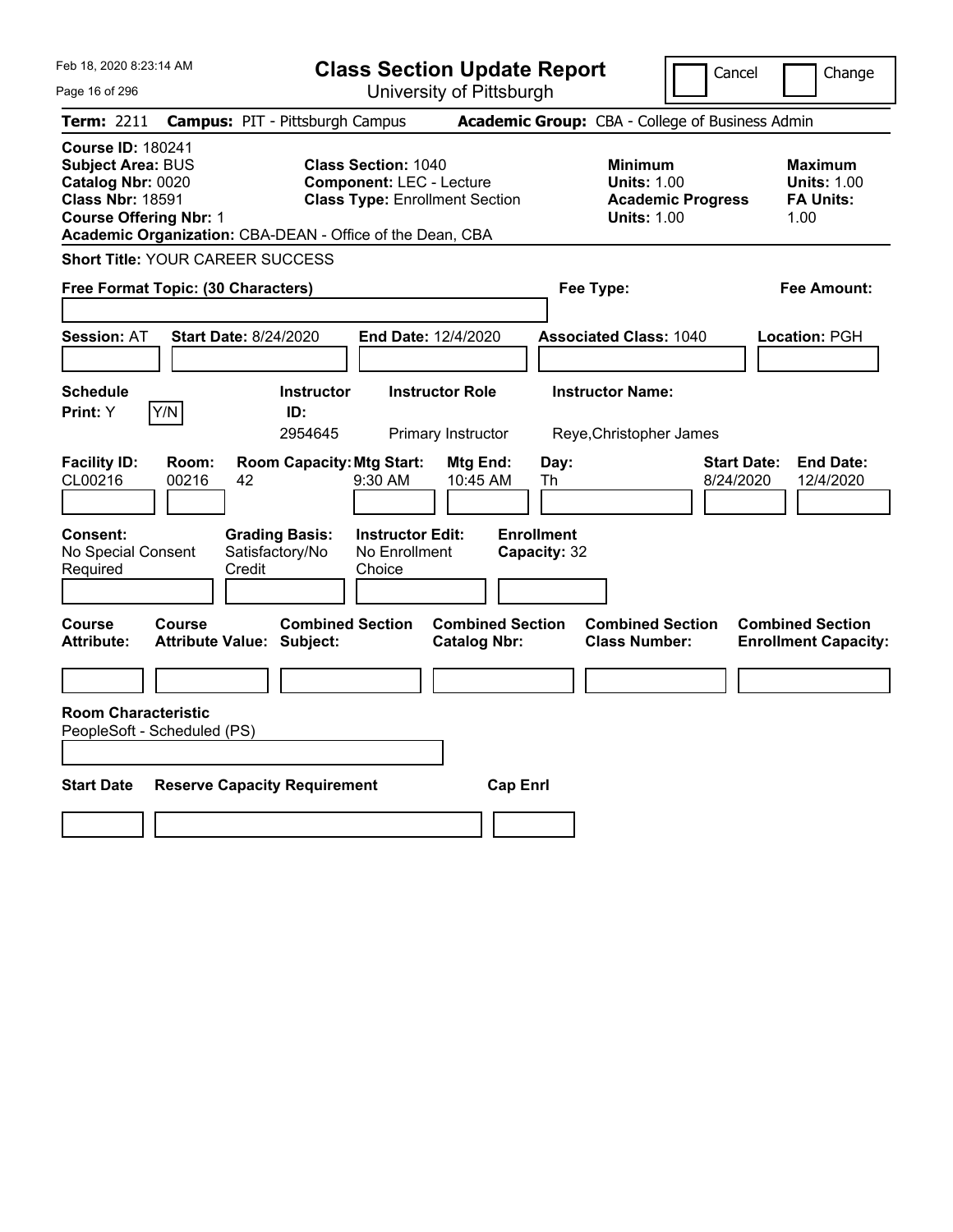# Class Section Update Report

University of Pittsburgh

Feb 18, 2020 8:23:14 AM

Cancel | Change

**Term:** 2211 **Campus:** PIT - Pittsburgh Campus **Academic Group:** CBA - College of Business Admin

**Course ID:** 180241
**Subject Area:** BUS
**Catalog Nbr:** 0020
**Class Nbr:** 18591
**Course Offering Nbr:** 1
**Academic Organization:** CBA-DEAN - Office of the Dean, CBA

**Class Section:** 1040
**Component:** LEC - Lecture
**Class Type:** Enrollment Section

**Minimum Units:** 1.00
**Academic Progress Units:** 1.00

**Maximum Units:** 1.00
**FA Units:** 1.00

**Short Title:** YOUR CAREER SUCCESS

**Free Format Topic: (30 Characters)**

**Fee Type:**

**Fee Amount:**

**Session:** AT **Start Date:** 8/24/2020 **End Date:** 12/4/2020 **Associated Class:** 1040 **Location:** PGH

| Schedule Print | Instructor ID | Instructor Role | Instructor Name |
|---|---|---|---|
| Y (Y/N) | 2954645 | Primary Instructor | Reye,Christopher James |

| Facility ID | Room | Room Capacity | Mtg Start | Mtg End | Day | Start Date | End Date |
|---|---|---|---|---|---|---|---|
| CL00216 | 00216 | 42 | 9:30 AM | 10:45 AM | Th | 8/24/2020 | 12/4/2020 |

**Consent:** No Special Consent Required
**Grading Basis:** Satisfactory/No Credit
**Instructor Edit:** No Enrollment Choice
**Enrollment Capacity:** 32

| Course Attribute | Course Attribute Value | Combined Section Subject | Combined Section Catalog Nbr | Combined Section Class Number | Combined Section Enrollment Capacity |
|---|---|---|---|---|---|
| | | | | | |

**Room Characteristic**
PeopleSoft - Scheduled (PS)

| Start Date | Reserve Capacity Requirement | Cap Enrl |
|---|---|---|
| | | |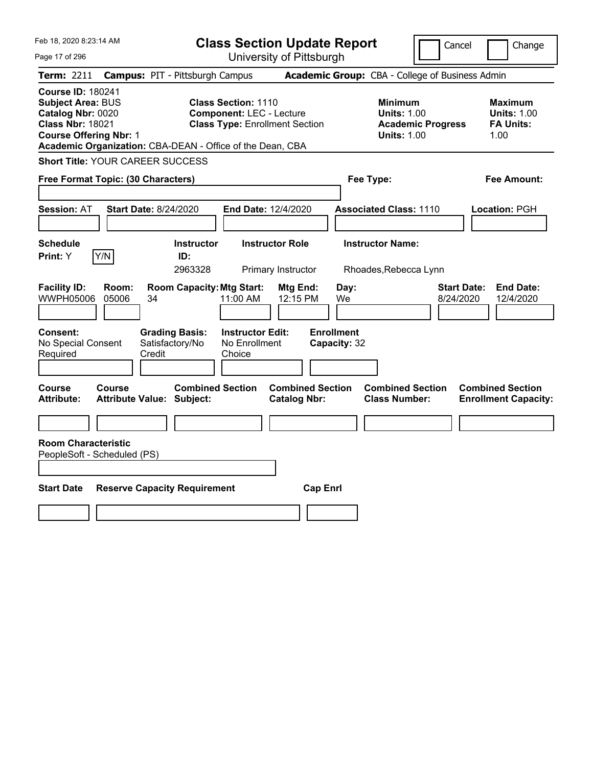# Class Section Update Report

University of Pittsburgh

Cancel | Change

**Term:** 2211 **Campus:** PIT - Pittsburgh Campus **Academic Group:** CBA - College of Business Admin

**Course ID:** 180241
**Subject Area:** BUS
**Catalog Nbr:** 0020
**Class Nbr:** 18021
**Course Offering Nbr:** 1
**Academic Organization:** CBA-DEAN - Office of the Dean, CBA

**Class Section:** 1110
**Component:** LEC - Lecture
**Class Type:** Enrollment Section

**Minimum Units:** 1.00
**Academic Progress Units:** 1.00

**Maximum Units:** 1.00
**FA Units:** 1.00

**Short Title:** YOUR CAREER SUCCESS

**Free Format Topic: (30 Characters)**

**Fee Type:**

**Fee Amount:**

**Session:** AT **Start Date:** 8/24/2020 **End Date:** 12/4/2020 **Associated Class:** 1110 **Location:** PGH

| Schedule Print | Instructor ID | Instructor Role | Instructor Name |
|---|---|---|---|
| Y | 2963328 | Primary Instructor | Rhoades,Rebecca Lynn |

| Facility ID | Room | Room Capacity | Mtg Start | Mtg End | Day | Start Date | End Date |
|---|---|---|---|---|---|---|---|
| WWPH05006 | 05006 | 34 | 11:00 AM | 12:15 PM | We | 8/24/2020 | 12/4/2020 |

**Consent:** No Special Consent Required
**Grading Basis:** Satisfactory/No Credit
**Instructor Edit:** No Enrollment Choice
**Enrollment Capacity:** 32

| Course Attribute | Course Attribute Value | Combined Section Subject | Combined Section Catalog Nbr | Combined Section Class Number | Combined Section Enrollment Capacity |
|---|---|---|---|---|---|
| | | | | | |

**Room Characteristic**
PeopleSoft - Scheduled (PS)

| Start Date | Reserve Capacity Requirement | Cap Enrl |
|---|---|---|
| | | |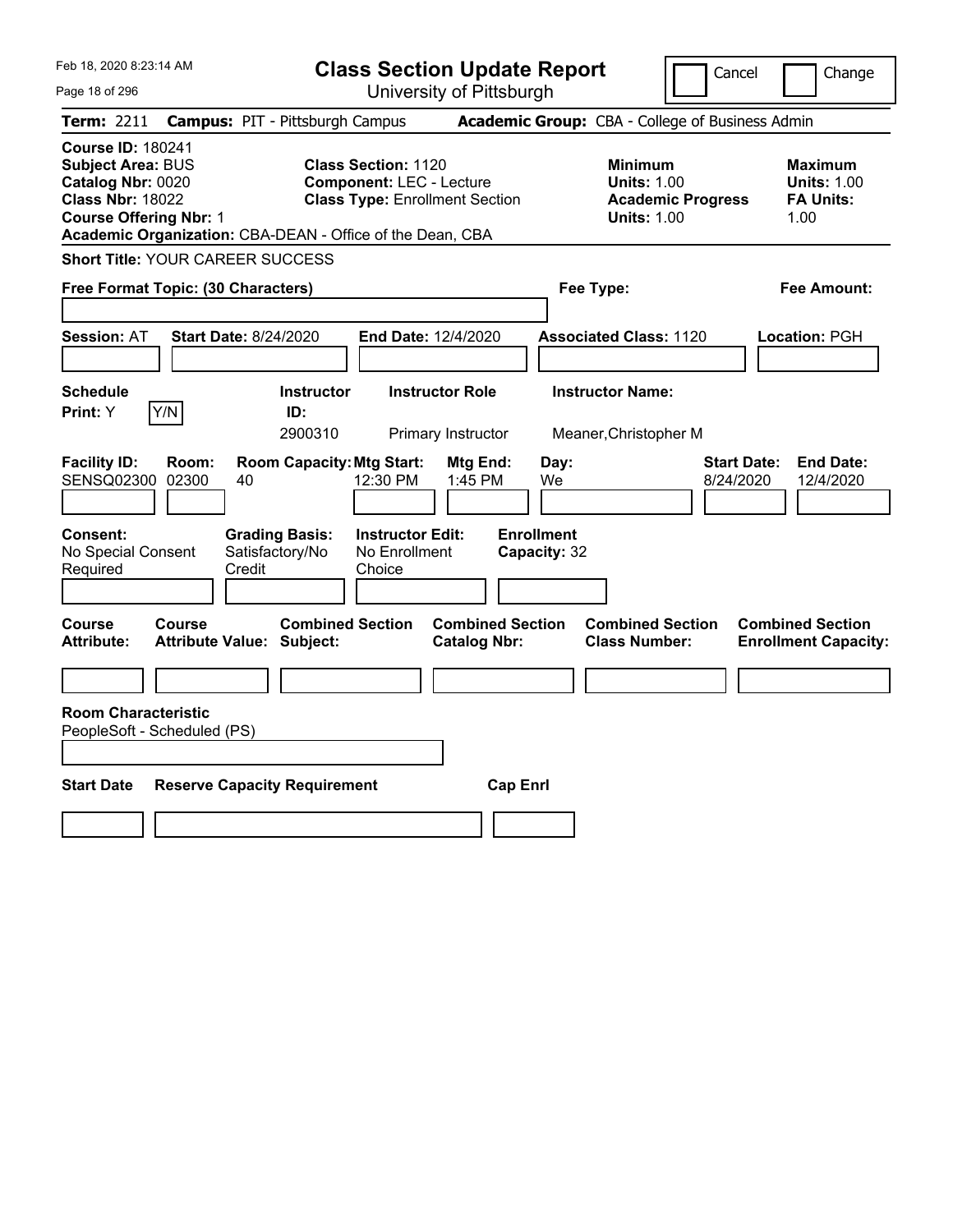# Class Section Update Report

University of Pittsburgh

Cancel | Change

**Term:** 2211 **Campus:** PIT - Pittsburgh Campus **Academic Group:** CBA - College of Business Admin

**Course ID:** 180241
**Subject Area:** BUS
**Catalog Nbr:** 0020
**Class Nbr:** 18022
**Course Offering Nbr:** 1
**Academic Organization:** CBA-DEAN - Office of the Dean, CBA

**Class Section:** 1120
**Component:** LEC - Lecture
**Class Type:** Enrollment Section

**Minimum Units:** 1.00
**Academic Progress Units:** 1.00

**Maximum Units:** 1.00
**FA Units:** 1.00

**Short Title:** YOUR CAREER SUCCESS

**Free Format Topic: (30 Characters)**

**Fee Type:**

**Fee Amount:**

**Session:** AT **Start Date:** 8/24/2020 **End Date:** 12/4/2020 **Associated Class:** 1120 **Location:** PGH

| Schedule Print | Instructor ID | Instructor Role | Instructor Name |
|---|---|---|---|
| Y (Y/N) | 2900310 | Primary Instructor | Meaner,Christopher M |

| Facility ID | Room | Room Capacity | Mtg Start | Mtg End | Day | Start Date | End Date |
|---|---|---|---|---|---|---|---|
| SENSQ02300 | 02300 | 40 | 12:30 PM | 1:45 PM | We | 8/24/2020 | 12/4/2020 |

**Consent:** No Special Consent Required
**Grading Basis:** Satisfactory/No Credit
**Instructor Edit:** No Enrollment Choice
**Enrollment Capacity:** 32

| Course Attribute | Course Attribute Value | Combined Section Subject | Combined Section Catalog Nbr | Combined Section Class Number | Combined Section Enrollment Capacity |
|---|---|---|---|---|---|
| | | | | | |

**Room Characteristic**
PeopleSoft - Scheduled (PS)

| Start Date | Reserve Capacity Requirement | Cap Enrl |
|---|---|---|
| | | |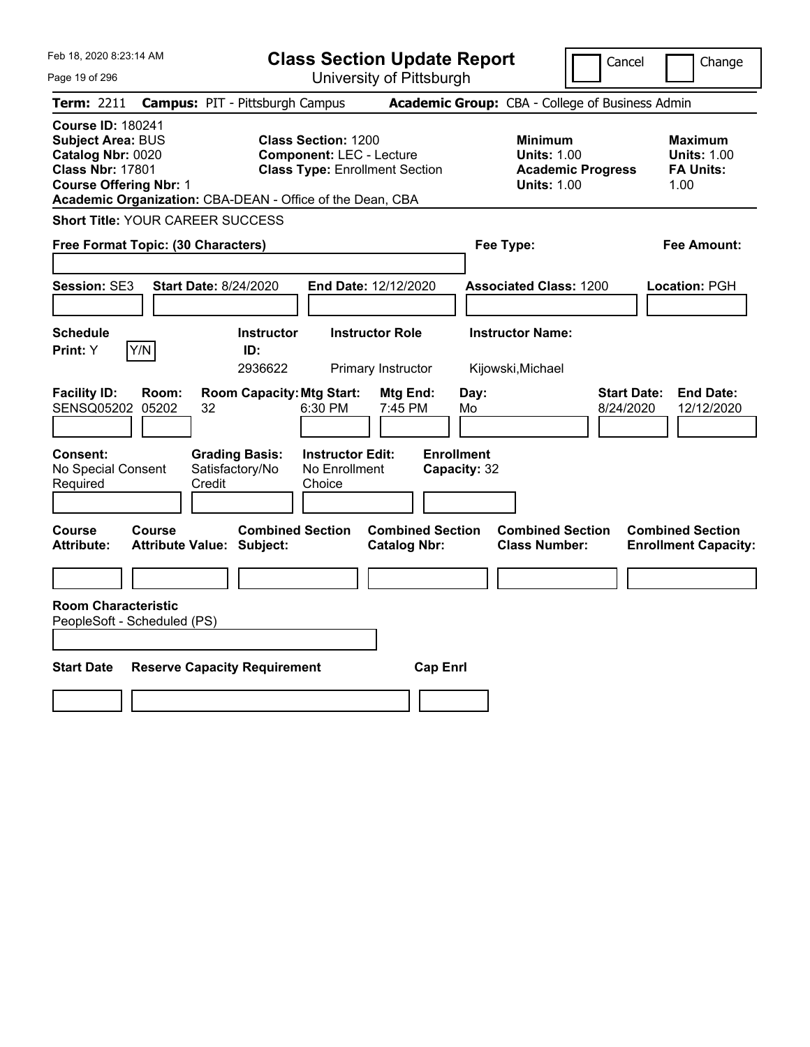Feb 18, 2020 8:23:14 AM

# Class Section Update Report

University of Pittsburgh

Cancel | Change

**Term:** 2211 **Campus:** PIT - Pittsburgh Campus **Academic Group:** CBA - College of Business Admin

**Course ID:** 180241
**Subject Area:** BUS
**Catalog Nbr:** 0020
**Class Nbr:** 17801
**Course Offering Nbr:** 1
**Academic Organization:** CBA-DEAN - Office of the Dean, CBA

**Class Section:** 1200
**Component:** LEC - Lecture
**Class Type:** Enrollment Section

**Minimum Units:** 1.00
**Academic Progress Units:** 1.00

**Maximum Units:** 1.00
**FA Units:** 1.00

**Short Title:** YOUR CAREER SUCCESS

**Free Format Topic: (30 Characters)**

**Fee Type:**

**Fee Amount:**

**Session:** SE3 **Start Date:** 8/24/2020 **End Date:** 12/12/2020 **Associated Class:** 1200 **Location:** PGH

| Schedule Print | Instructor ID | Instructor Role | Instructor Name |
|---|---|---|---|
| Y | 2936622 | Primary Instructor | Kijowski,Michael |

| Facility ID | Room | Room Capacity | Mtg Start | Mtg End | Day | Start Date | End Date |
|---|---|---|---|---|---|---|---|
| SENSQ05202 | 05202 | 32 | 6:30 PM | 7:45 PM | Mo | 8/24/2020 | 12/12/2020 |

| Consent | Grading Basis | Instructor Edit | Enrollment Capacity |
|---|---|---|---|
| No Special Consent Required | Satisfactory/No Credit | No Enrollment Choice | 32 |

| Course Attribute | Course Attribute Value | Combined Section Subject | Combined Section Catalog Nbr | Combined Section Class Number | Combined Section Enrollment Capacity |
|---|---|---|---|---|---|
| | | | | | |

**Room Characteristic**
PeopleSoft - Scheduled (PS)

| Start Date | Reserve Capacity Requirement | Cap Enrl |
|---|---|---|
| | | |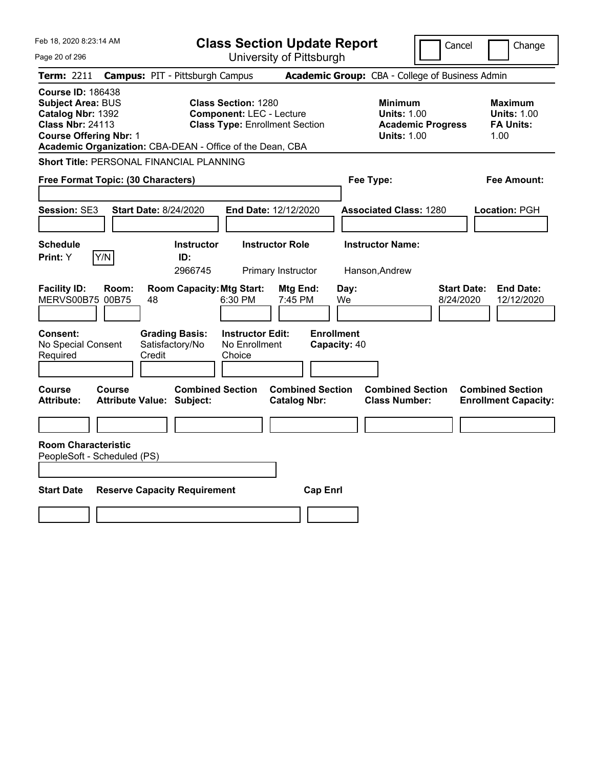# Class Section Update Report

University of Pittsburgh

Feb 18, 2020 8:23:14 AM

Cancel | Change

**Term:** 2211 **Campus:** PIT - Pittsburgh Campus **Academic Group:** CBA - College of Business Admin

**Course ID:** 186438
**Subject Area:** BUS
**Catalog Nbr:** 1392
**Class Nbr:** 24113
**Course Offering Nbr:** 1
**Academic Organization:** CBA-DEAN - Office of the Dean, CBA

**Class Section:** 1280
**Component:** LEC - Lecture
**Class Type:** Enrollment Section

**Minimum Units:** 1.00
**Academic Progress Units:** 1.00

**Maximum Units:** 1.00
**FA Units:** 1.00

**Short Title:** PERSONAL FINANCIAL PLANNING

**Free Format Topic: (30 Characters)**

**Fee Type:**

**Fee Amount:**

**Session:** SE3 **Start Date:** 8/24/2020 **End Date:** 12/12/2020 **Associated Class:** 1280 **Location:** PGH

| Schedule Print | Instructor ID | Instructor Role | Instructor Name |
|---|---|---|---|
| Y | 2966745 | Primary Instructor | Hanson,Andrew |

| Facility ID | Room | Room Capacity | Mtg Start | Mtg End | Day | Start Date | End Date |
|---|---|---|---|---|---|---|---|
| MERVS00B75 | 00B75 | 48 | 6:30 PM | 7:45 PM | We | 8/24/2020 | 12/12/2020 |

**Consent:** No Special Consent Required
**Grading Basis:** Satisfactory/No Credit
**Instructor Edit:** No Enrollment Choice
**Enrollment Capacity:** 40

| Course Attribute | Course Attribute Value | Combined Section Subject | Combined Section Catalog Nbr | Combined Section Class Number | Combined Section Enrollment Capacity |
|---|---|---|---|---|---|
| | | | | | |

**Room Characteristic**
PeopleSoft - Scheduled (PS)

| Start Date | Reserve Capacity Requirement | Cap Enrl |
|---|---|---|
| | | |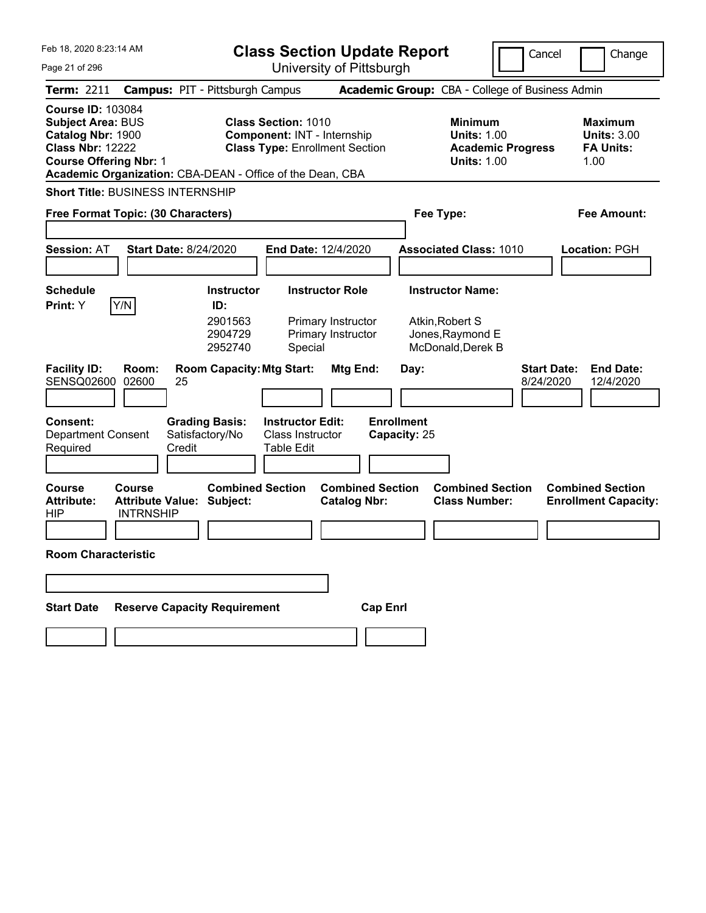# Class Section Update Report

University of Pittsburgh

Cancel | Change

**Term:** 2211 **Campus:** PIT - Pittsburgh Campus **Academic Group:** CBA - College of Business Admin

**Course ID:** 103084
**Subject Area:** BUS
**Catalog Nbr:** 1900
**Class Nbr:** 12222
**Course Offering Nbr:** 1
**Academic Organization:** CBA-DEAN - Office of the Dean, CBA

**Class Section:** 1010
**Component:** INT - Internship
**Class Type:** Enrollment Section

**Minimum Units:** 1.00
**Academic Progress Units:** 1.00

**Maximum Units:** 3.00
**FA Units:** 1.00

**Short Title:** BUSINESS INTERNSHIP

**Free Format Topic: (30 Characters)**

**Fee Type:**

**Fee Amount:**

**Session:** AT **Start Date:** 8/24/2020 **End Date:** 12/4/2020 **Associated Class:** 1010 **Location:** PGH

**Schedule Print:** Y Y/N

| Instructor ID | Instructor Role | Instructor Name |
|---|---|---|
| 2901563 | Primary Instructor | Atkin,Robert S |
| 2904729 | Primary Instructor | Jones,Raymond E |
| 2952740 | Special | McDonald,Derek B |

| Facility ID | Room | Room Capacity | Mtg Start | Mtg End | Day | Start Date | End Date |
|---|---|---|---|---|---|---|---|
| SENSQ02600 | 02600 | 25 | | | | 8/24/2020 | 12/4/2020 |

**Consent:** Department Consent Required
**Grading Basis:** Satisfactory/No Credit
**Instructor Edit:** Class Instructor Table Edit
**Enrollment Capacity:** 25

| Course Attribute | Course Attribute Value | Combined Section Subject | Combined Section Catalog Nbr | Combined Section Class Number | Combined Section Enrollment Capacity |
|---|---|---|---|---|---|
| HIP | INTRNSHIP | | | | |

**Room Characteristic**

| Start Date | Reserve Capacity Requirement | Cap Enrl |
|---|---|---|
| | | |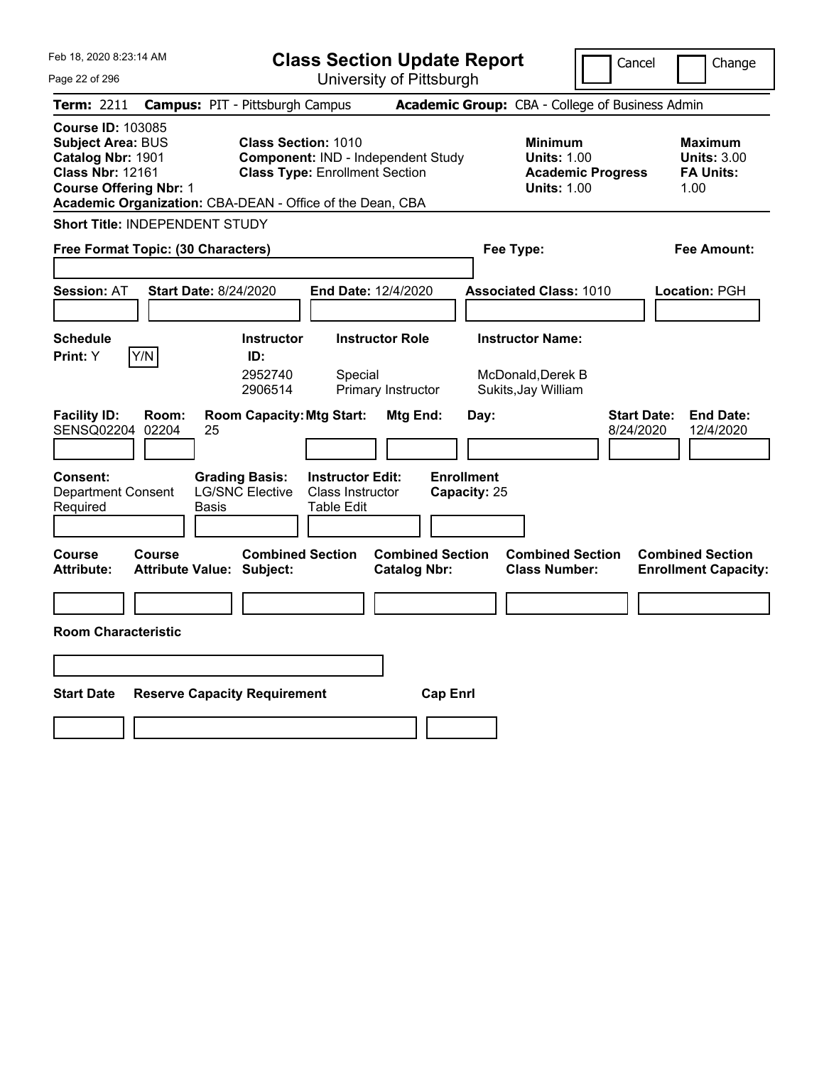# Class Section Update Report

University of Pittsburgh

Feb 18, 2020 8:23:14 AM

Cancel | Change

**Term:** 2211 **Campus:** PIT - Pittsburgh Campus **Academic Group:** CBA - College of Business Admin

**Course ID:** 103085
**Subject Area:** BUS
**Catalog Nbr:** 1901
**Class Nbr:** 12161
**Course Offering Nbr:** 1
**Academic Organization:** CBA-DEAN - Office of the Dean, CBA

**Class Section:** 1010
**Component:** IND - Independent Study
**Class Type:** Enrollment Section

**Minimum**
**Units:** 1.00
**Academic Progress Units:** 1.00

**Maximum**
**Units:** 3.00
**FA Units:** 1.00

**Short Title:** INDEPENDENT STUDY

**Free Format Topic: (30 Characters)**

**Fee Type:**

**Fee Amount:**

**Session:** AT **Start Date:** 8/24/2020 **End Date:** 12/4/2020 **Associated Class:** 1010 **Location:** PGH

**Schedule Print:** Y Y/N

| Instructor ID: | Instructor Role | Instructor Name: |
|---|---|---|
| 2952740 | Special | McDonald,Derek B |
| 2906514 | Primary Instructor | Sukits,Jay William |

| Facility ID: | Room: | Room Capacity: | Mtg Start: | Mtg End: | Day: | Start Date: | End Date: |
|---|---|---|---|---|---|---|---|
| SENSQ02204 | 02204 | 25 | | | | 8/24/2020 | 12/4/2020 |

**Consent:** Department Consent Required

**Grading Basis:** LG/SNC Elective Basis

**Instructor Edit:** Class Instructor Table Edit

**Enrollment Capacity:** 25

| Course Attribute: | Course Attribute Value: | Combined Section Subject: | Combined Section Catalog Nbr: | Combined Section Class Number: | Combined Section Enrollment Capacity: |
|---|---|---|---|---|---|
| | | | | | |

**Room Characteristic**

| Start Date | Reserve Capacity Requirement | Cap Enrl |
|---|---|---|
| | | |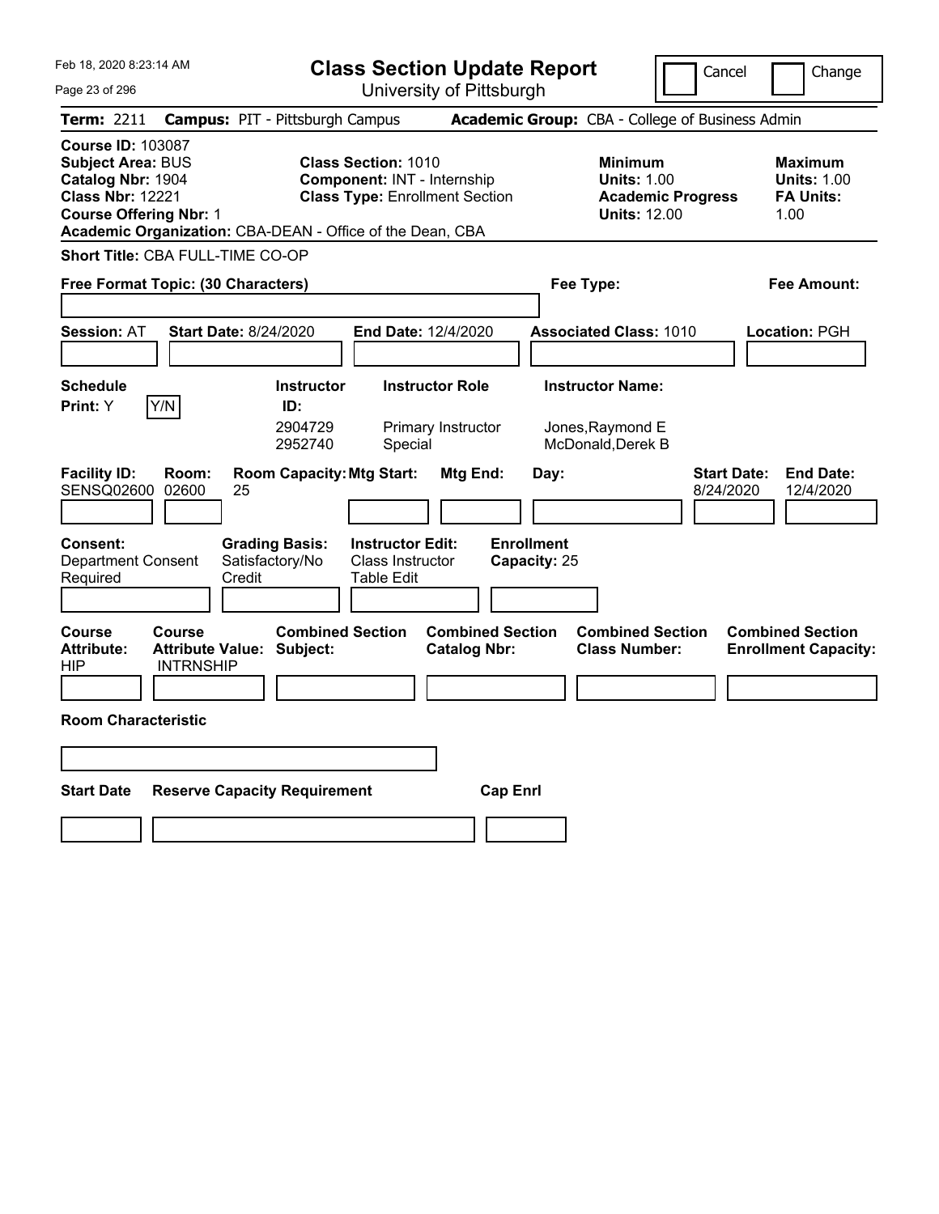Feb 18, 2020 8:23:14 AM

# Class Section Update Report

University of Pittsburgh

Cancel | Change

**Term:** 2211 **Campus:** PIT - Pittsburgh Campus **Academic Group:** CBA - College of Business Admin

**Course ID:** 103087
**Subject Area:** BUS
**Catalog Nbr:** 1904
**Class Nbr:** 12221
**Course Offering Nbr:** 1
**Academic Organization:** CBA-DEAN - Office of the Dean, CBA

**Class Section:** 1010
**Component:** INT - Internship
**Class Type:** Enrollment Section

**Minimum**
**Units:** 1.00
**Academic Progress Units:** 12.00

**Maximum**
**Units:** 1.00
**FA Units:** 1.00

**Short Title:** CBA FULL-TIME CO-OP

**Free Format Topic: (30 Characters)**

**Fee Type:**

**Fee Amount:**

**Session:** AT **Start Date:** 8/24/2020 **End Date:** 12/4/2020 **Associated Class:** 1010 **Location:** PGH

| Schedule Print | | Instructor ID | Instructor Role | Instructor Name |
|---|---|---|---|---|
| Y | Y/N | 2904729 | Primary Instructor | Jones,Raymond E |
| | | 2952740 | Special | McDonald,Derek B |

| Facility ID: | Room: | Room Capacity: | Mtg Start: | Mtg End: | Day: | Start Date: | End Date: |
|---|---|---|---|---|---|---|---|
| SENSQ02600 | 02600 | 25 | | | | 8/24/2020 | 12/4/2020 |

| Consent: | Grading Basis: | Instructor Edit: | Enrollment Capacity: |
|---|---|---|---|
| Department Consent Required | Satisfactory/No Credit | Class Instructor Table Edit | 25 |

| Course Attribute: | Course Attribute Value: | Combined Section Subject: | Combined Section Catalog Nbr: | Combined Section Class Number: | Combined Section Enrollment Capacity: |
|---|---|---|---|---|---|
| HIP | INTRNSHIP | | | | |

**Room Characteristic**

| Start Date | Reserve Capacity Requirement | Cap Enrl |
|---|---|---|
| | | |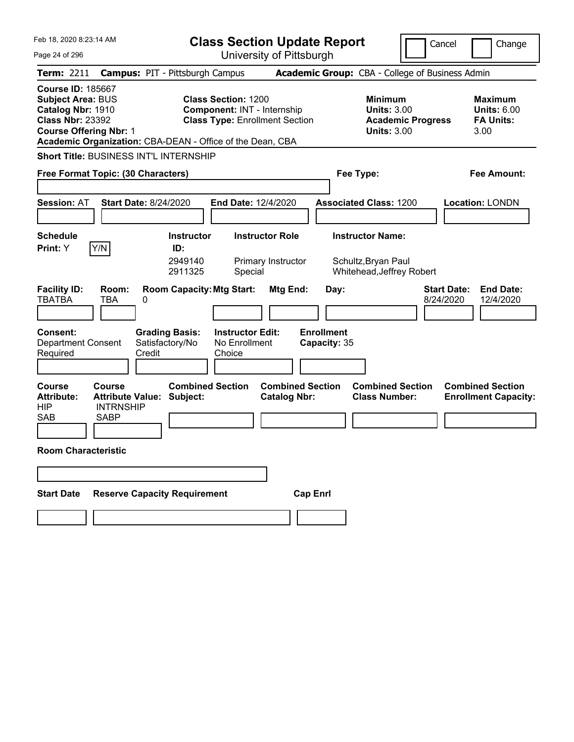# Class Section Update Report

University of Pittsburgh

Feb 18, 2020 8:23:14 AM

Cancel | Change

**Term:** 2211 **Campus:** PIT - Pittsburgh Campus **Academic Group:** CBA - College of Business Admin

**Course ID:** 185667
**Subject Area:** BUS
**Catalog Nbr:** 1910
**Class Nbr:** 23392
**Course Offering Nbr:** 1
**Academic Organization:** CBA-DEAN - Office of the Dean, CBA

**Class Section:** 1200
**Component:** INT - Internship
**Class Type:** Enrollment Section

**Minimum Units:** 3.00
**Academic Progress Units:** 3.00

**Maximum Units:** 6.00
**FA Units:** 3.00

**Short Title:** BUSINESS INT'L INTERNSHIP

**Free Format Topic: (30 Characters)**

**Fee Type:**

**Fee Amount:**

**Session:** AT **Start Date:** 8/24/2020 **End Date:** 12/4/2020 **Associated Class:** 1200 **Location:** LONDN

**Schedule Print:** Y Y/N

| Instructor ID | Instructor Role | Instructor Name |
|---|---|---|
| 2949140 | Primary Instructor | Schultz,Bryan Paul |
| 2911325 | Special | Whitehead,Jeffrey Robert |

| Facility ID: | Room: | Room Capacity: | Mtg Start: | Mtg End: | Day: | Start Date: | End Date: |
|---|---|---|---|---|---|---|---|
| TBATBA | TBA | 0 | | | | 8/24/2020 | 12/4/2020 |

**Consent:** Department Consent Required
**Grading Basis:** Satisfactory/No Credit
**Instructor Edit:** No Enrollment Choice
**Enrollment Capacity:** 35

| Course Attribute: | Course Attribute Value: | Combined Section Subject: | Combined Section Catalog Nbr: | Combined Section Class Number: | Combined Section Enrollment Capacity: |
|---|---|---|---|---|---|
| HIP | INTRNSHIP | | | | |
| SAB | SABP | | | | |

**Room Characteristic**

**Start Date** | **Reserve Capacity Requirement** | **Cap Enrl**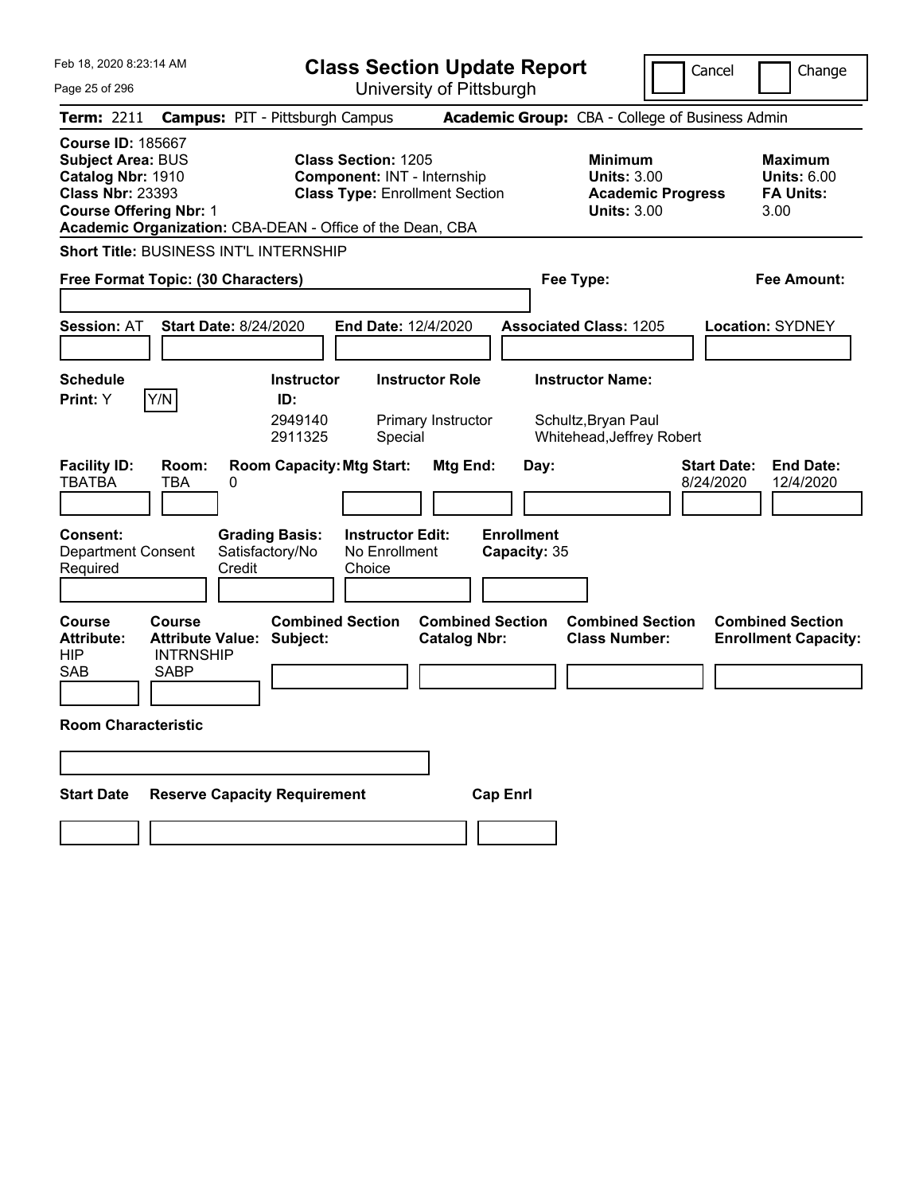Feb 18, 2020 8:23:14 AM

# Class Section Update Report

University of Pittsburgh

Cancel | Change

**Term:** 2211 **Campus:** PIT - Pittsburgh Campus **Academic Group:** CBA - College of Business Admin

**Course ID:** 185667
**Subject Area:** BUS
**Catalog Nbr:** 1910
**Class Nbr:** 23393
**Course Offering Nbr:** 1
**Academic Organization:** CBA-DEAN - Office of the Dean, CBA

**Class Section:** 1205
**Component:** INT - Internship
**Class Type:** Enrollment Section

**Minimum Units:** 3.00
**Academic Progress Units:** 3.00

**Maximum Units:** 6.00
**FA Units:** 3.00

**Short Title:** BUSINESS INT'L INTERNSHIP

**Free Format Topic: (30 Characters)**

**Fee Type:**

**Fee Amount:**

**Session:** AT **Start Date:** 8/24/2020 **End Date:** 12/4/2020 **Associated Class:** 1205 **Location:** SYDNEY

**Schedule Print:** Y Y/N

| Instructor ID: | Instructor Role | Instructor Name: |
|---|---|---|
| 2949140 | Primary Instructor | Schultz,Bryan Paul |
| 2911325 | Special | Whitehead,Jeffrey Robert |

| Facility ID: | Room: | Room Capacity: | Mtg Start: | Mtg End: | Day: | Start Date: | End Date: |
|---|---|---|---|---|---|---|---|
| TBATBA | TBA | 0 | | | | 8/24/2020 | 12/4/2020 |

**Consent:** Department Consent Required
**Grading Basis:** Satisfactory/No Credit
**Instructor Edit:** No Enrollment Choice
**Enrollment Capacity:** 35

| Course Attribute: | Course Attribute Value: | Combined Section Subject: | Combined Section Catalog Nbr: | Combined Section Class Number: | Combined Section Enrollment Capacity: |
|---|---|---|---|---|---|
| HIP | INTRNSHIP | | | | |
| SAB | SABP | | | | |

**Room Characteristic**

**Start Date** **Reserve Capacity Requirement** **Cap Enrl**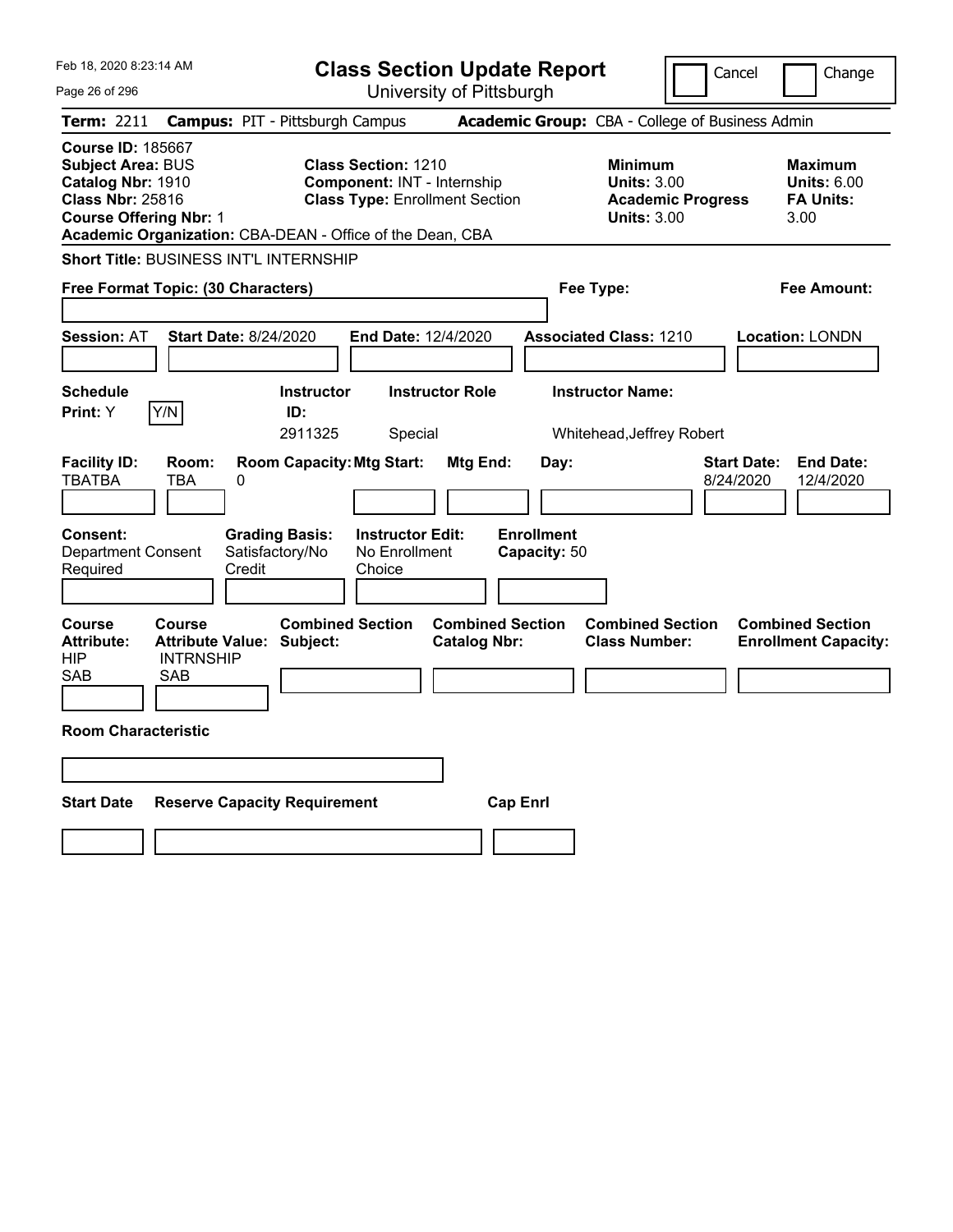Feb 18, 2020 8:23:14 AM

# Class Section Update Report

University of Pittsburgh

Cancel | Change

**Term:** 2211 **Campus:** PIT - Pittsburgh Campus **Academic Group:** CBA - College of Business Admin

**Course ID:** 185667
**Subject Area:** BUS
**Catalog Nbr:** 1910
**Class Nbr:** 25816
**Course Offering Nbr:** 1
**Academic Organization:** CBA-DEAN - Office of the Dean, CBA

**Class Section:** 1210
**Component:** INT - Internship
**Class Type:** Enrollment Section

**Minimum Units:** 3.00
**Academic Progress Units:** 3.00

**Maximum Units:** 6.00
**FA Units:** 3.00

**Short Title:** BUSINESS INT'L INTERNSHIP

**Free Format Topic: (30 Characters)**

**Fee Type:**

**Fee Amount:**

**Session:** AT **Start Date:** 8/24/2020 **End Date:** 12/4/2020 **Associated Class:** 1210 **Location:** LONDN

| Schedule Print | | Instructor ID | Instructor Role | Instructor Name |
|---|---|---|---|---|
| Y | Y/N | 2911325 | Special | Whitehead,Jeffrey Robert |

| Facility ID | Room | Room Capacity | Mtg Start | Mtg End | Day | Start Date | End Date |
|---|---|---|---|---|---|---|---|
| TBATBA | TBA | 0 | | | | 8/24/2020 | 12/4/2020 |

**Consent:** Department Consent Required
**Grading Basis:** Satisfactory/No Credit
**Instructor Edit:** No Enrollment Choice
**Enrollment Capacity:** 50

| Course Attribute | Course Attribute Value | Combined Section Subject | Combined Section Catalog Nbr | Combined Section Class Number | Combined Section Enrollment Capacity |
|---|---|---|---|---|---|
| HIP | INTRNSHIP | | | | |
| SAB | SAB | | | | |

**Room Characteristic**

| Start Date | Reserve Capacity Requirement | Cap Enrl |
|---|---|---|
| | | |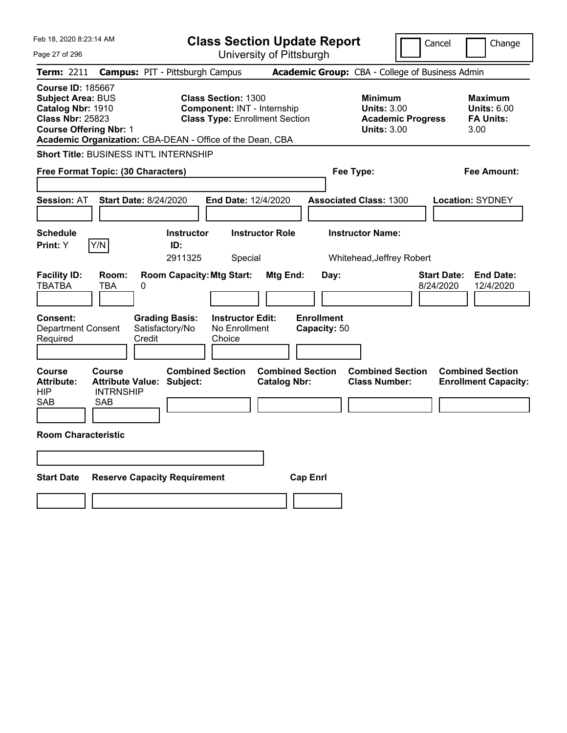Feb 18, 2020 8:23:14 AM

# Class Section Update Report

University of Pittsburgh

Cancel | Change

**Term:** 2211 **Campus:** PIT - Pittsburgh Campus **Academic Group:** CBA - College of Business Admin

**Course ID:** 185667
**Subject Area:** BUS
**Catalog Nbr:** 1910
**Class Nbr:** 25823
**Course Offering Nbr:** 1

**Class Section:** 1300
**Component:** INT - Internship
**Class Type:** Enrollment Section

**Minimum Units:** 3.00
**Academic Progress Units:** 3.00

**Maximum Units:** 6.00
**FA Units:** 3.00

**Academic Organization:** CBA-DEAN - Office of the Dean, CBA

**Short Title:** BUSINESS INT'L INTERNSHIP

**Free Format Topic: (30 Characters)**

**Fee Type:**

**Fee Amount:**

**Session:** AT **Start Date:** 8/24/2020 **End Date:** 12/4/2020 **Associated Class:** 1300 **Location:** SYDNEY

| Schedule Print | Instructor ID | Instructor Role | Instructor Name |
|---|---|---|---|
| Y (Y/N) | 2911325 | Special | Whitehead,Jeffrey Robert |

| Facility ID | Room | Room Capacity | Mtg Start | Mtg End | Day | Start Date | End Date |
|---|---|---|---|---|---|---|---|
| TBATBA | TBA | 0 | | | | 8/24/2020 | 12/4/2020 |

| Consent | Grading Basis | Instructor Edit | Enrollment Capacity |
|---|---|---|---|
| Department Consent Required | Satisfactory/No Credit | No Enrollment Choice | 50 |

| Course Attribute | Course Attribute Value | Combined Section Subject | Combined Section Catalog Nbr | Combined Section Class Number | Combined Section Enrollment Capacity |
|---|---|---|---|---|---|
| HIP | INTRNSHIP | | | | |
| SAB | SAB | | | | |

**Room Characteristic**

| Start Date | Reserve Capacity Requirement | Cap Enrl |
|---|---|---|
| | | |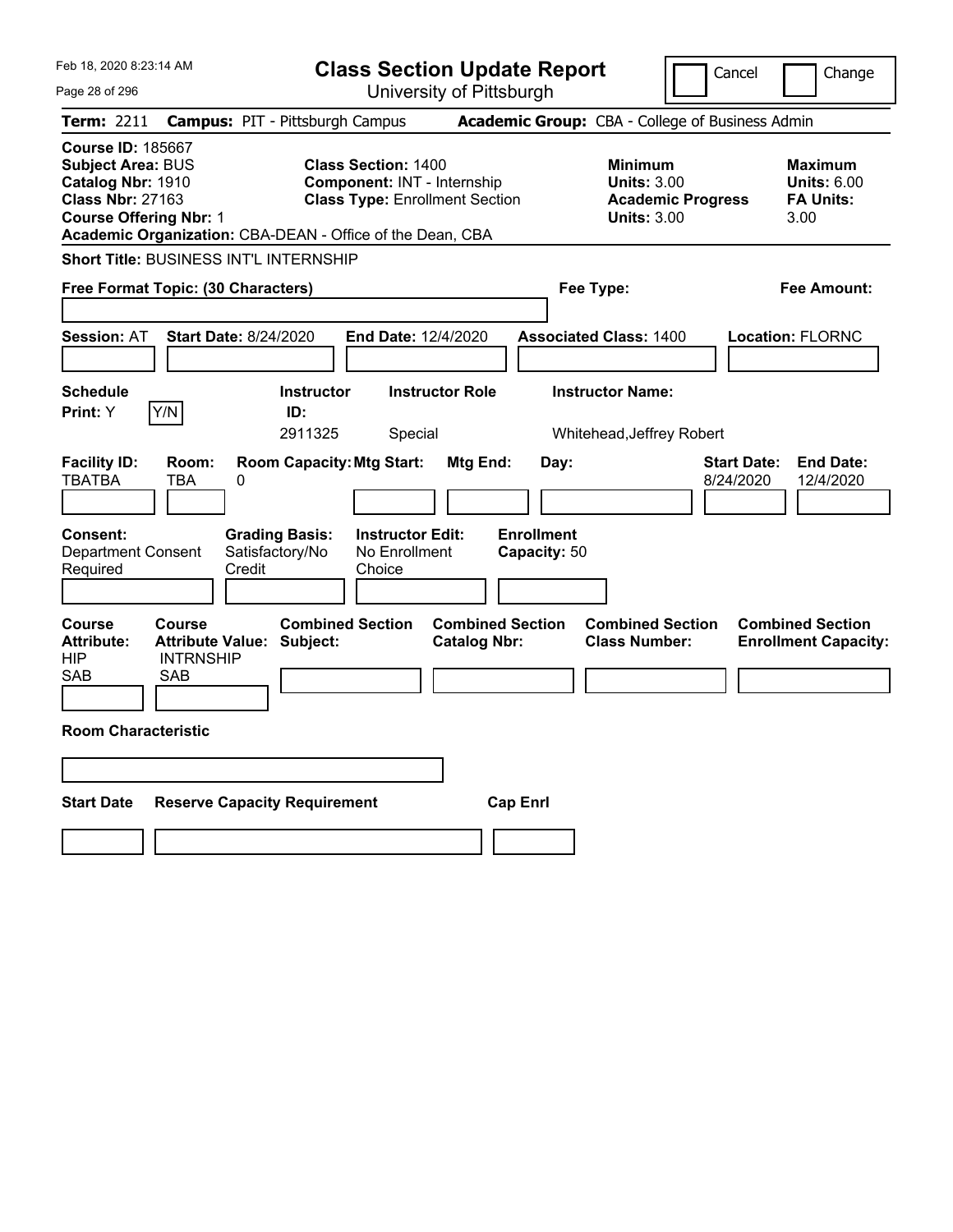# Class Section Update Report

University of Pittsburgh

Feb 18, 2020 8:23:14 AM

Cancel | Change

**Term:** 2211 **Campus:** PIT - Pittsburgh Campus **Academic Group:** CBA - College of Business Admin

**Course ID:** 185667
**Subject Area:** BUS
**Catalog Nbr:** 1910
**Class Nbr:** 27163
**Course Offering Nbr:** 1
**Academic Organization:** CBA-DEAN - Office of the Dean, CBA

**Class Section:** 1400
**Component:** INT - Internship
**Class Type:** Enrollment Section

**Minimum Units:** 3.00
**Academic Progress Units:** 3.00

**Maximum Units:** 6.00
**FA Units:** 3.00

**Short Title:** BUSINESS INT'L INTERNSHIP

**Free Format Topic: (30 Characters)**

**Fee Type:**

**Fee Amount:**

**Session:** AT **Start Date:** 8/24/2020 **End Date:** 12/4/2020 **Associated Class:** 1400 **Location:** FLORNC

| Schedule Print | Instructor ID | Instructor Role | Instructor Name |
|---|---|---|---|
| Y | 2911325 | Special | Whitehead,Jeffrey Robert |

| Facility ID | Room | Room Capacity | Mtg Start | Mtg End | Day | Start Date | End Date |
|---|---|---|---|---|---|---|---|
| TBATBA | TBA | 0 | | | | 8/24/2020 | 12/4/2020 |

**Consent:** Department Consent Required
**Grading Basis:** Satisfactory/No Credit
**Instructor Edit:** No Enrollment Choice
**Enrollment Capacity:** 50

| Course Attribute | Course Attribute Value | Combined Section Subject | Combined Section Catalog Nbr | Combined Section Class Number | Combined Section Enrollment Capacity |
|---|---|---|---|---|---|
| HIP | INTRNSHIP | | | | |
| SAB | SAB | | | | |

**Room Characteristic**

| Start Date | Reserve Capacity Requirement | Cap Enrl |
|---|---|---|
| | | |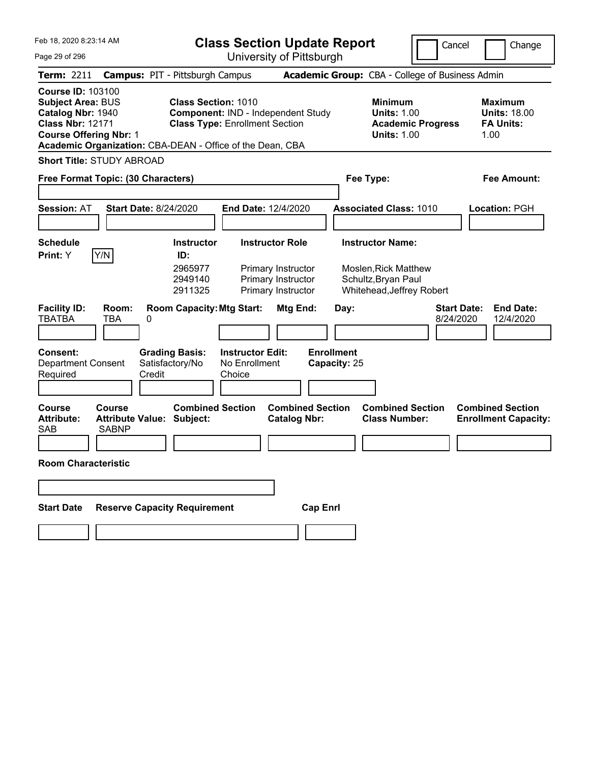Feb 18, 2020 8:23:14 AM

# Class Section Update Report

University of Pittsburgh

Cancel | Change

**Term:** 2211 **Campus:** PIT - Pittsburgh Campus **Academic Group:** CBA - College of Business Admin

**Course ID:** 103100
**Subject Area:** BUS
**Catalog Nbr:** 1940
**Class Nbr:** 12171
**Course Offering Nbr:** 1
**Academic Organization:** CBA-DEAN - Office of the Dean, CBA

**Class Section:** 1010
**Component:** IND - Independent Study
**Class Type:** Enrollment Section

**Minimum Units:** 1.00
**Academic Progress Units:** 1.00

**Maximum Units:** 18.00
**FA Units:** 1.00

**Short Title:** STUDY ABROAD

**Free Format Topic: (30 Characters)**

**Fee Type:**

**Fee Amount:**

**Session:** AT **Start Date:** 8/24/2020 **End Date:** 12/4/2020 **Associated Class:** 1010 **Location:** PGH

**Schedule Print:** Y Y/N

| Instructor ID: | Instructor Role | Instructor Name: |
|---|---|---|
| 2965977 | Primary Instructor | Moslen,Rick Matthew |
| 2949140 | Primary Instructor | Schultz,Bryan Paul |
| 2911325 | Primary Instructor | Whitehead,Jeffrey Robert |

| Facility ID: | Room: | Room Capacity: | Mtg Start: | Mtg End: | Day: | Start Date: | End Date: |
|---|---|---|---|---|---|---|---|
| TBATBA | TBA | 0 | | | | 8/24/2020 | 12/4/2020 |

**Consent:** Department Consent Required
**Grading Basis:** Satisfactory/No Credit
**Instructor Edit:** No Enrollment Choice
**Enrollment Capacity:** 25

| Course Attribute: | Course Attribute Value: | Combined Section Subject: | Combined Section Catalog Nbr: | Combined Section Class Number: | Combined Section Enrollment Capacity: |
|---|---|---|---|---|---|
| SAB | SABNP | | | | |

**Room Characteristic**

| Start Date | Reserve Capacity Requirement | Cap Enrl |
|---|---|---|
| | | |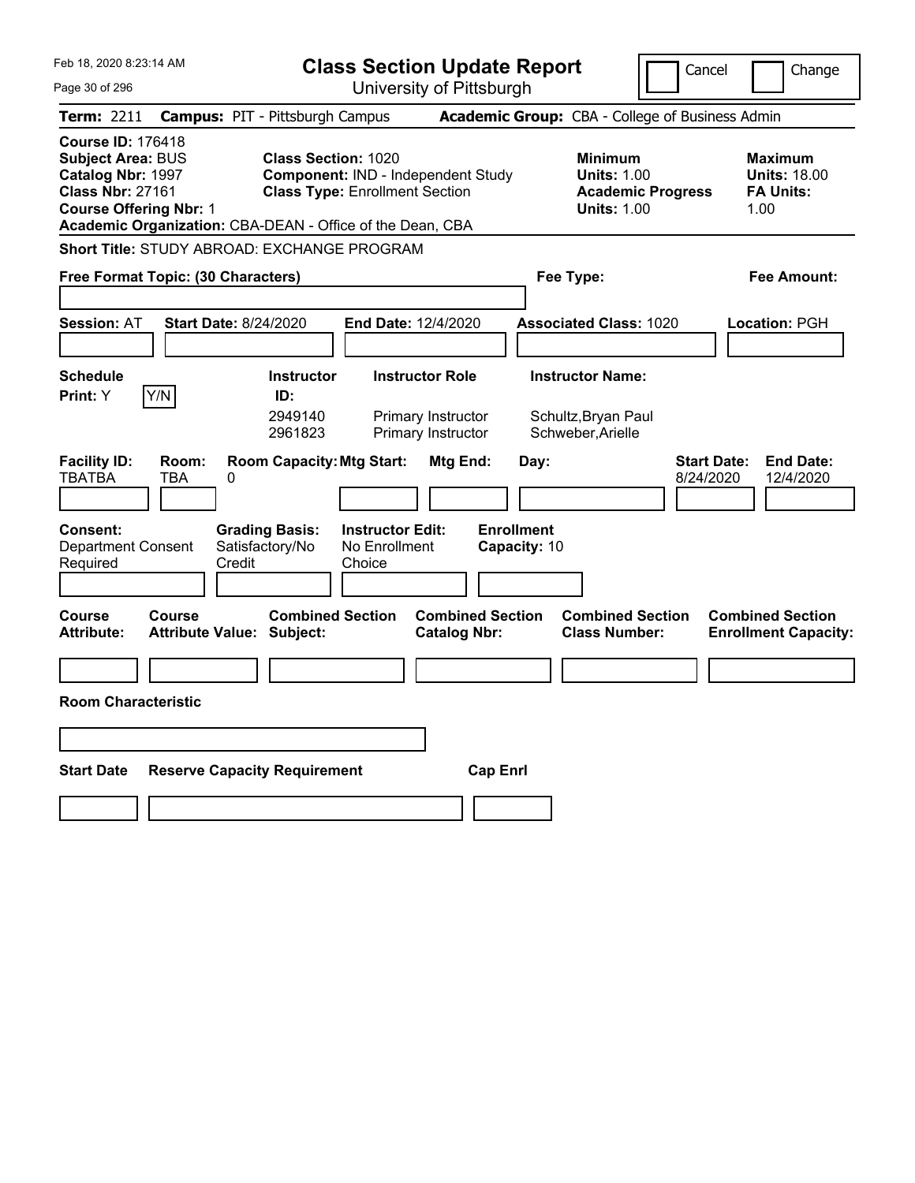# Class Section Update Report

University of Pittsburgh

Cancel | Change

**Term:** 2211 **Campus:** PIT - Pittsburgh Campus **Academic Group:** CBA - College of Business Admin

**Course ID:** 176418
**Subject Area:** BUS
**Catalog Nbr:** 1997
**Class Nbr:** 27161
**Course Offering Nbr:** 1
**Academic Organization:** CBA-DEAN - Office of the Dean, CBA

**Class Section:** 1020
**Component:** IND - Independent Study
**Class Type:** Enrollment Section

**Minimum**
**Units:** 1.00
**Academic Progress Units:** 1.00

**Maximum**
**Units:** 18.00
**FA Units:** 1.00

**Short Title:** STUDY ABROAD: EXCHANGE PROGRAM

**Free Format Topic: (30 Characters)**

**Fee Type:**

**Fee Amount:**

**Session:** AT **Start Date:** 8/24/2020 **End Date:** 12/4/2020 **Associated Class:** 1020 **Location:** PGH

**Schedule Print:** Y [Y/N]

| Instructor ID: | Instructor Role | Instructor Name: |
|---|---|---|
| 2949140 | Primary Instructor | Schultz,Bryan Paul |
| 2961823 | Primary Instructor | Schweber,Arielle |

| Facility ID: | Room: | Room Capacity: | Mtg Start: | Mtg End: | Day: | Start Date: | End Date: |
|---|---|---|---|---|---|---|---|
| TBATBA | TBA | 0 | | | | 8/24/2020 | 12/4/2020 |

**Consent:** Department Consent Required
**Grading Basis:** Satisfactory/No Credit
**Instructor Edit:** No Enrollment Choice
**Enrollment Capacity:** 10

| Course Attribute: | Course Attribute Value: | Combined Section Subject: | Combined Section Catalog Nbr: | Combined Section Class Number: | Combined Section Enrollment Capacity: |
|---|---|---|---|---|---|
| | | | | | |

**Room Characteristic**

| Start Date | Reserve Capacity Requirement | Cap Enrl |
|---|---|---|
| | | |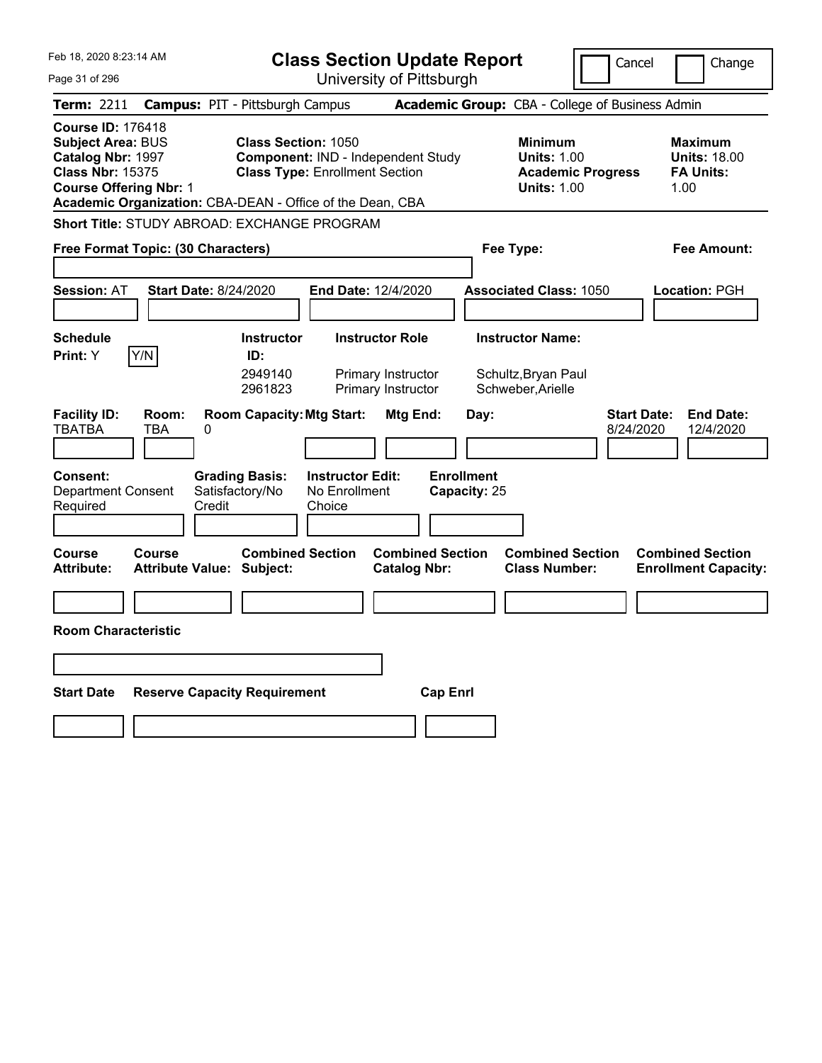Feb 18, 2020 8:23:14 AM

# Class Section Update Report

University of Pittsburgh

Cancel | Change

**Term:** 2211 **Campus:** PIT - Pittsburgh Campus **Academic Group:** CBA - College of Business Admin

**Course ID:** 176418
**Subject Area:** BUS
**Catalog Nbr:** 1997
**Class Nbr:** 15375
**Course Offering Nbr:** 1
**Academic Organization:** CBA-DEAN - Office of the Dean, CBA

**Class Section:** 1050
**Component:** IND - Independent Study
**Class Type:** Enrollment Section

**Minimum**
**Units:** 1.00
**Academic Progress Units:** 1.00

**Maximum**
**Units:** 18.00
**FA Units:** 1.00

**Short Title:** STUDY ABROAD: EXCHANGE PROGRAM

**Free Format Topic: (30 Characters)** **Fee Type:** **Fee Amount:**

**Session:** AT **Start Date:** 8/24/2020 **End Date:** 12/4/2020 **Associated Class:** 1050 **Location:** PGH

**Schedule Print:** Y Y/N

| Instructor ID: | Instructor Role | Instructor Name: |
|---|---|---|
| 2949140 | Primary Instructor | Schultz,Bryan Paul |
| 2961823 | Primary Instructor | Schweber,Arielle |

| Facility ID: | Room: | Room Capacity: | Mtg Start: | Mtg End: | Day: | Start Date: | End Date: |
|---|---|---|---|---|---|---|---|
| TBATBA | TBA | 0 | | | | 8/24/2020 | 12/4/2020 |

**Consent:** Department Consent Required
**Grading Basis:** Satisfactory/No Credit
**Instructor Edit:** No Enrollment Choice
**Enrollment Capacity:** 25

| Course Attribute: | Course Attribute Value: | Combined Section Subject: | Combined Section Catalog Nbr: | Combined Section Class Number: | Combined Section Enrollment Capacity: |
|---|---|---|---|---|---|
| | | | | | |

**Room Characteristic**

**Start Date** **Reserve Capacity Requirement** **Cap Enrl**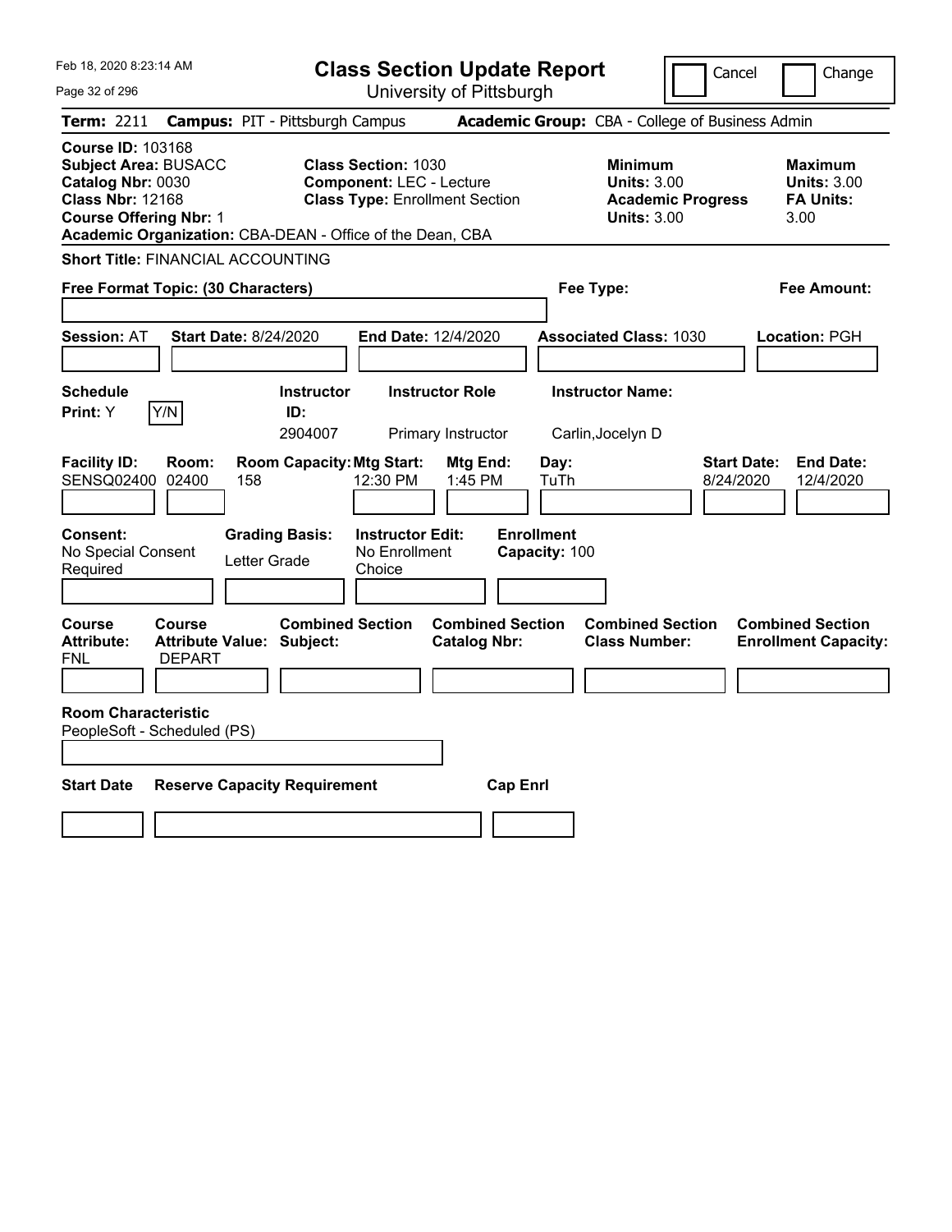# Class Section Update Report

University of Pittsburgh

Cancel | Change

**Term:** 2211 **Campus:** PIT - Pittsburgh Campus **Academic Group:** CBA - College of Business Admin

**Course ID:** 103168
**Subject Area:** BUSACC
**Catalog Nbr:** 0030
**Class Nbr:** 12168
**Course Offering Nbr:** 1
**Academic Organization:** CBA-DEAN - Office of the Dean, CBA

**Class Section:** 1030
**Component:** LEC - Lecture
**Class Type:** Enrollment Section

**Minimum Units:** 3.00
**Academic Progress Units:** 3.00

**Maximum Units:** 3.00
**FA Units:** 3.00

**Short Title:** FINANCIAL ACCOUNTING

**Free Format Topic: (30 Characters)**

**Fee Type:**

**Fee Amount:**

**Session:** AT **Start Date:** 8/24/2020 **End Date:** 12/4/2020 **Associated Class:** 1030 **Location:** PGH

| Schedule Print | Instructor ID | Instructor Role | Instructor Name |
|---|---|---|---|
| Y (Y/N) | 2904007 | Primary Instructor | Carlin,Jocelyn D |

| Facility ID | Room | Room Capacity | Mtg Start | Mtg End | Day | Start Date | End Date |
|---|---|---|---|---|---|---|---|
| SENSQ02400 | 02400 | 158 | 12:30 PM | 1:45 PM | TuTh | 8/24/2020 | 12/4/2020 |

| Consent | Grading Basis | Instructor Edit | Enrollment Capacity |
|---|---|---|---|
| No Special Consent Required | Letter Grade | No Enrollment Choice | 100 |

| Course Attribute | Course Attribute Value | Combined Section Subject | Combined Section Catalog Nbr | Combined Section Class Number | Combined Section Enrollment Capacity |
|---|---|---|---|---|---|
| FNL | DEPART | | | | |

**Room Characteristic**
PeopleSoft - Scheduled (PS)

| Start Date | Reserve Capacity Requirement | Cap Enrl |
|---|---|---|
| | | |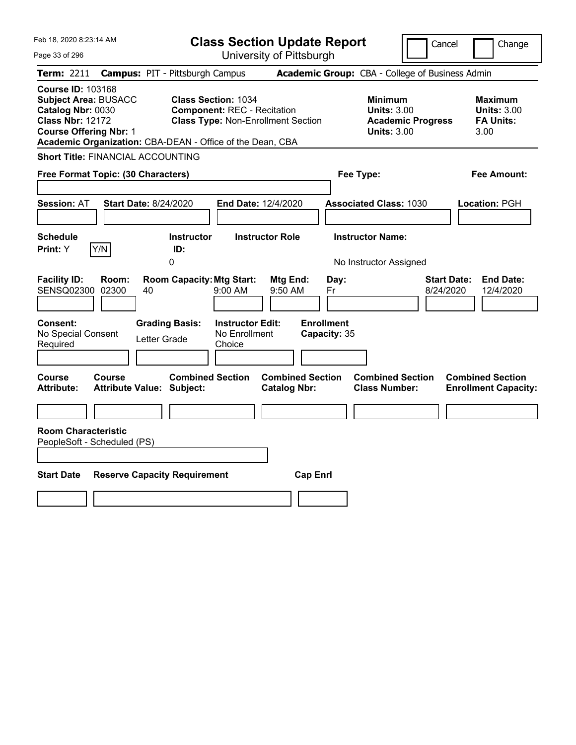# Class Section Update Report

University of Pittsburgh

Feb 18, 2020 8:23:14 AM

Cancel | Change

**Term:** 2211 **Campus:** PIT - Pittsburgh Campus **Academic Group:** CBA - College of Business Admin

**Course ID:** 103168
**Subject Area:** BUSACC
**Catalog Nbr:** 0030
**Class Nbr:** 12172
**Course Offering Nbr:** 1
**Academic Organization:** CBA-DEAN - Office of the Dean, CBA

**Class Section:** 1034
**Component:** REC - Recitation
**Class Type:** Non-Enrollment Section

**Minimum Units:** 3.00
**Academic Progress Units:** 3.00

**Maximum Units:** 3.00
**FA Units:** 3.00

**Short Title:** FINANCIAL ACCOUNTING

**Free Format Topic: (30 Characters)**

**Fee Type:**

**Fee Amount:**

**Session:** AT **Start Date:** 8/24/2020 **End Date:** 12/4/2020 **Associated Class:** 1030 **Location:** PGH

| Schedule Print | Instructor ID | Instructor Role | Instructor Name |
|---|---|---|---|
| Y (Y/N) | 0 | | No Instructor Assigned |

| Facility ID | Room | Room Capacity | Mtg Start | Mtg End | Day | Start Date | End Date |
|---|---|---|---|---|---|---|---|
| SENSQ02300 | 02300 | 40 | 9:00 AM | 9:50 AM | Fr | 8/24/2020 | 12/4/2020 |

| Consent | Grading Basis | Instructor Edit | Enrollment Capacity |
|---|---|---|---|
| No Special Consent Required | Letter Grade | No Enrollment Choice | 35 |

| Course Attribute | Course Attribute Value | Combined Section Subject | Combined Section Catalog Nbr | Combined Section Class Number | Combined Section Enrollment Capacity |
|---|---|---|---|---|---|
| | | | | | |

**Room Characteristic**
PeopleSoft - Scheduled (PS)

| Start Date | Reserve Capacity Requirement | Cap Enrl |
|---|---|---|
| | | |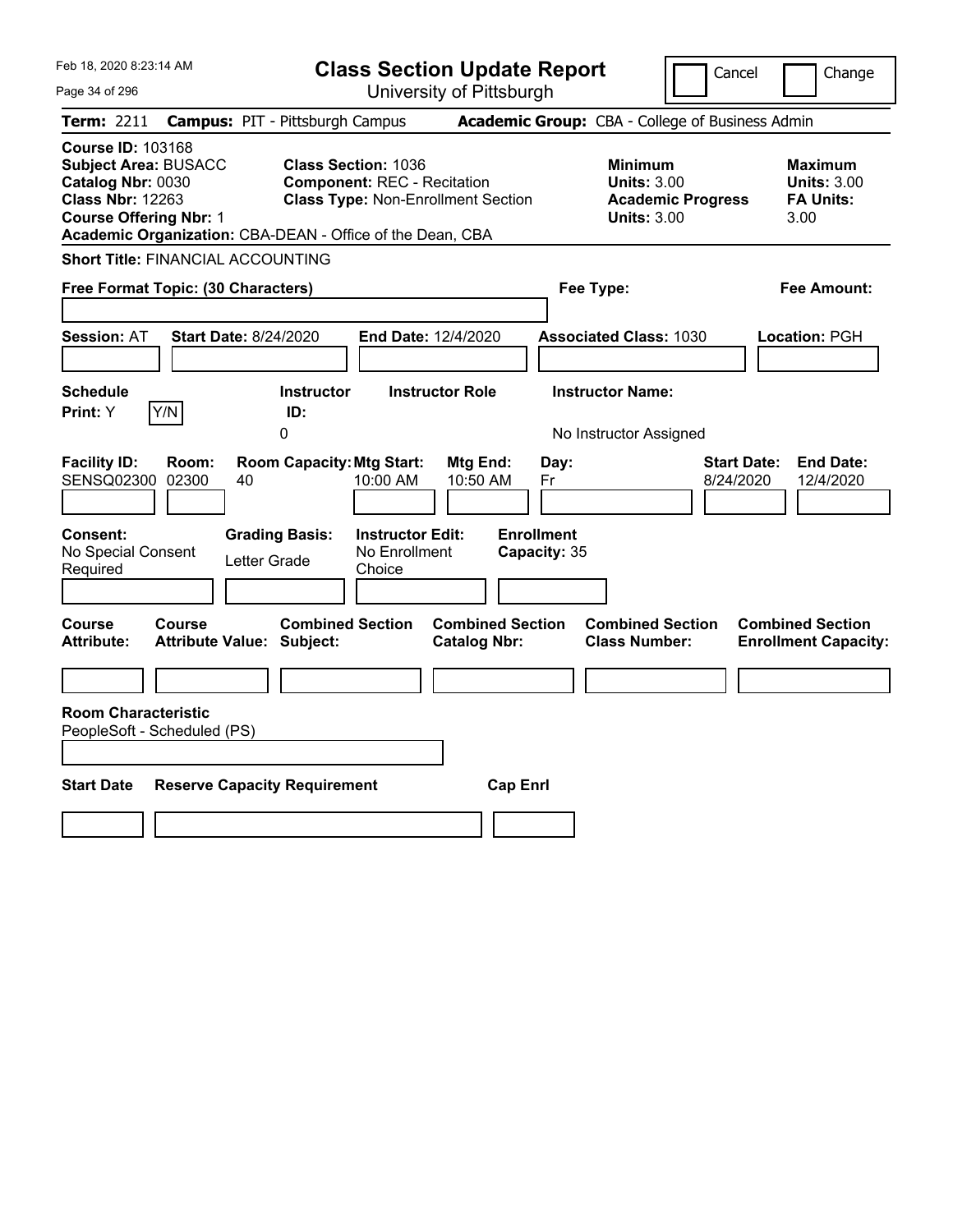# Class Section Update Report

University of Pittsburgh

Cancel | Change

**Term:** 2211 **Campus:** PIT - Pittsburgh Campus **Academic Group:** CBA - College of Business Admin

**Course ID:** 103168
**Subject Area:** BUSACC
**Catalog Nbr:** 0030
**Class Nbr:** 12263
**Course Offering Nbr:** 1

**Class Section:** 1036
**Component:** REC - Recitation
**Class Type:** Non-Enrollment Section

**Minimum Units:** 3.00
**Academic Progress Units:** 3.00

**Maximum Units:** 3.00
**FA Units:** 3.00

**Academic Organization:** CBA-DEAN - Office of the Dean, CBA

**Short Title:** FINANCIAL ACCOUNTING

**Free Format Topic: (30 Characters)**

**Fee Type:**

**Fee Amount:**

**Session:** AT **Start Date:** 8/24/2020 **End Date:** 12/4/2020 **Associated Class:** 1030 **Location:** PGH

| Schedule Print | | Instructor ID | Instructor Role | Instructor Name |
|---|---|---|---|---|
| Y | Y/N | 0 | | No Instructor Assigned |

| Facility ID | Room | Room Capacity | Mtg Start | Mtg End | Day | Start Date | End Date |
|---|---|---|---|---|---|---|---|
| SENSQ02300 | 02300 | 40 | 10:00 AM | 10:50 AM | Fr | 8/24/2020 | 12/4/2020 |

| Consent | Grading Basis | Instructor Edit | Enrollment Capacity |
|---|---|---|---|
| No Special Consent Required | Letter Grade | No Enrollment Choice | 35 |

| Course Attribute | Course Attribute Value | Combined Section Subject | Combined Section Catalog Nbr | Combined Section Class Number | Combined Section Enrollment Capacity |
|---|---|---|---|---|---|
| | | | | | |

**Room Characteristic**
PeopleSoft - Scheduled (PS)

| Start Date | Reserve Capacity Requirement | Cap Enrl |
|---|---|---|
| | | |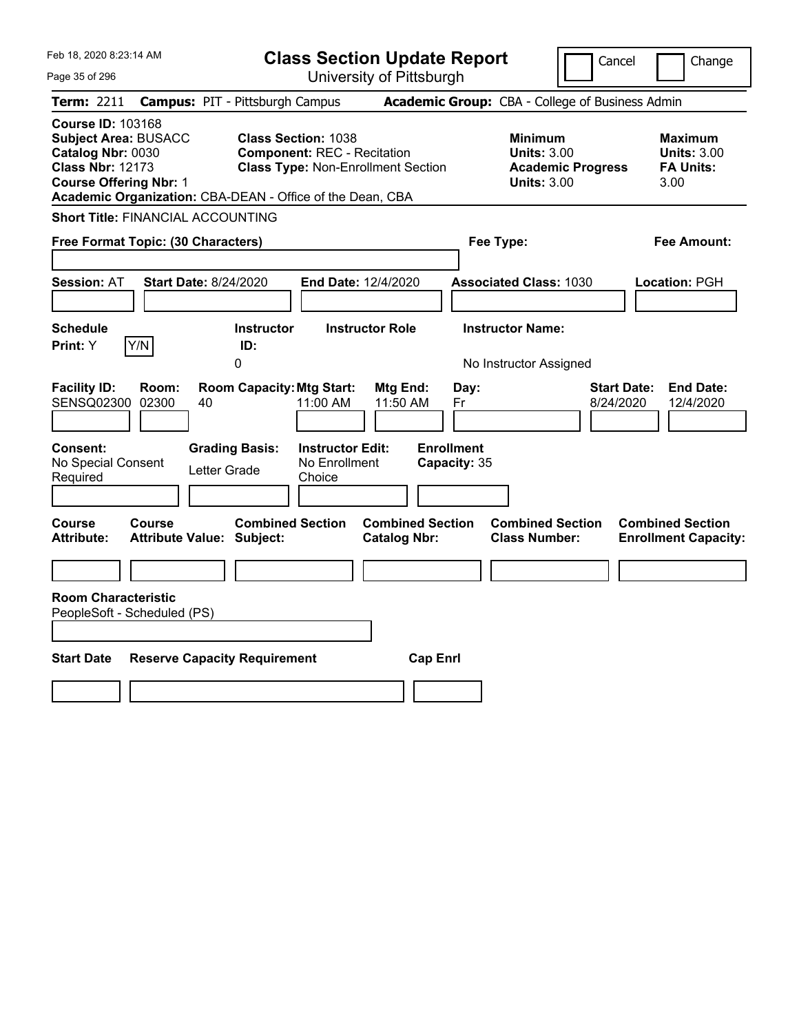Feb 18, 2020 8:23:14 AM

# Class Section Update Report

University of Pittsburgh

Cancel | Change

**Term:** 2211 **Campus:** PIT - Pittsburgh Campus **Academic Group:** CBA - College of Business Admin

**Course ID:** 103168
**Subject Area:** BUSACC
**Catalog Nbr:** 0030
**Class Nbr:** 12173
**Course Offering Nbr:** 1
**Academic Organization:** CBA-DEAN - Office of the Dean, CBA

**Class Section:** 1038
**Component:** REC - Recitation
**Class Type:** Non-Enrollment Section

**Minimum**
**Units:** 3.00
**Academic Progress Units:** 3.00

**Maximum**
**Units:** 3.00
**FA Units:** 3.00

**Short Title:** FINANCIAL ACCOUNTING

**Free Format Topic: (30 Characters)**

**Fee Type:**

**Fee Amount:**

**Session:** AT **Start Date:** 8/24/2020 **End Date:** 12/4/2020 **Associated Class:** 1030 **Location:** PGH

| Schedule Print: | Instructor ID: | Instructor Role | Instructor Name: |
|---|---|---|---|
| Y [Y/N] | 0 | | No Instructor Assigned |

| Facility ID: | Room: | Room Capacity: | Mtg Start: | Mtg End: | Day: | Start Date: | End Date: |
|---|---|---|---|---|---|---|---|
| SENSQ02300 | 02300 | 40 | 11:00 AM | 11:50 AM | Fr | 8/24/2020 | 12/4/2020 |

| Consent: | Grading Basis: | Instructor Edit: | Enrollment Capacity: |
|---|---|---|---|
| No Special Consent Required | Letter Grade | No Enrollment Choice | 35 |

| Course Attribute: | Course Attribute Value: | Combined Section Subject: | Combined Section Catalog Nbr: | Combined Section Class Number: | Combined Section Enrollment Capacity: |
|---|---|---|---|---|---|
| | | | | | |

**Room Characteristic**
PeopleSoft - Scheduled (PS)

| Start Date | Reserve Capacity Requirement | Cap Enrl |
|---|---|---|
| | | |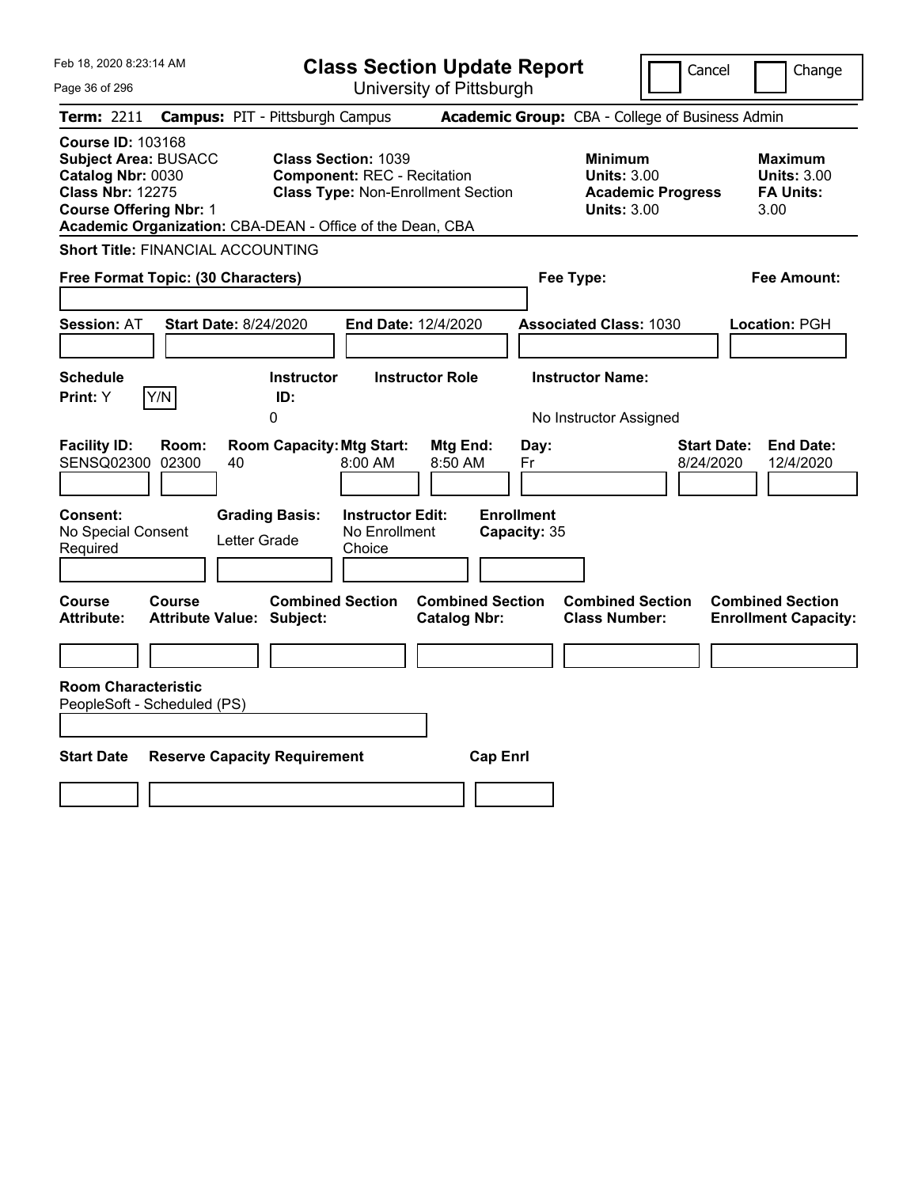Feb 18, 2020 8:23:14 AM

# Class Section Update Report

University of Pittsburgh

Cancel | Change

**Term:** 2211 **Campus:** PIT - Pittsburgh Campus **Academic Group:** CBA - College of Business Admin

**Course ID:** 103168
**Subject Area:** BUSACC
**Catalog Nbr:** 0030
**Class Nbr:** 12275
**Course Offering Nbr:** 1
**Academic Organization:** CBA-DEAN - Office of the Dean, CBA

**Class Section:** 1039
**Component:** REC - Recitation
**Class Type:** Non-Enrollment Section

**Minimum Units:** 3.00
**Academic Progress Units:** 3.00

**Maximum Units:** 3.00
**FA Units:** 3.00

**Short Title:** FINANCIAL ACCOUNTING

**Free Format Topic: (30 Characters)**

**Fee Type:**

**Fee Amount:**

**Session:** AT **Start Date:** 8/24/2020 **End Date:** 12/4/2020 **Associated Class:** 1030 **Location:** PGH

**Schedule Print:** Y Y/N

**Instructor ID:** 0

**Instructor Role**

**Instructor Name:** No Instructor Assigned

| Facility ID: | Room: | Room Capacity: | Mtg Start: | Mtg End: | Day: | Start Date: | End Date: |
|---|---|---|---|---|---|---|---|
| SENSQ02300 | 02300 | 40 | 8:00 AM | 8:50 AM | Fr | 8/24/2020 | 12/4/2020 |

**Consent:** No Special Consent Required

**Grading Basis:** Letter Grade

**Instructor Edit:** No Enrollment Choice

**Enrollment Capacity:** 35

| Course Attribute: | Course Attribute Value: | Combined Section Subject: | Combined Section Catalog Nbr: | Combined Section Class Number: | Combined Section Enrollment Capacity: |
|---|---|---|---|---|---|
| | | | | | |

**Room Characteristic**
PeopleSoft - Scheduled (PS)

| Start Date | Reserve Capacity Requirement | Cap Enrl |
|---|---|---|
| | | |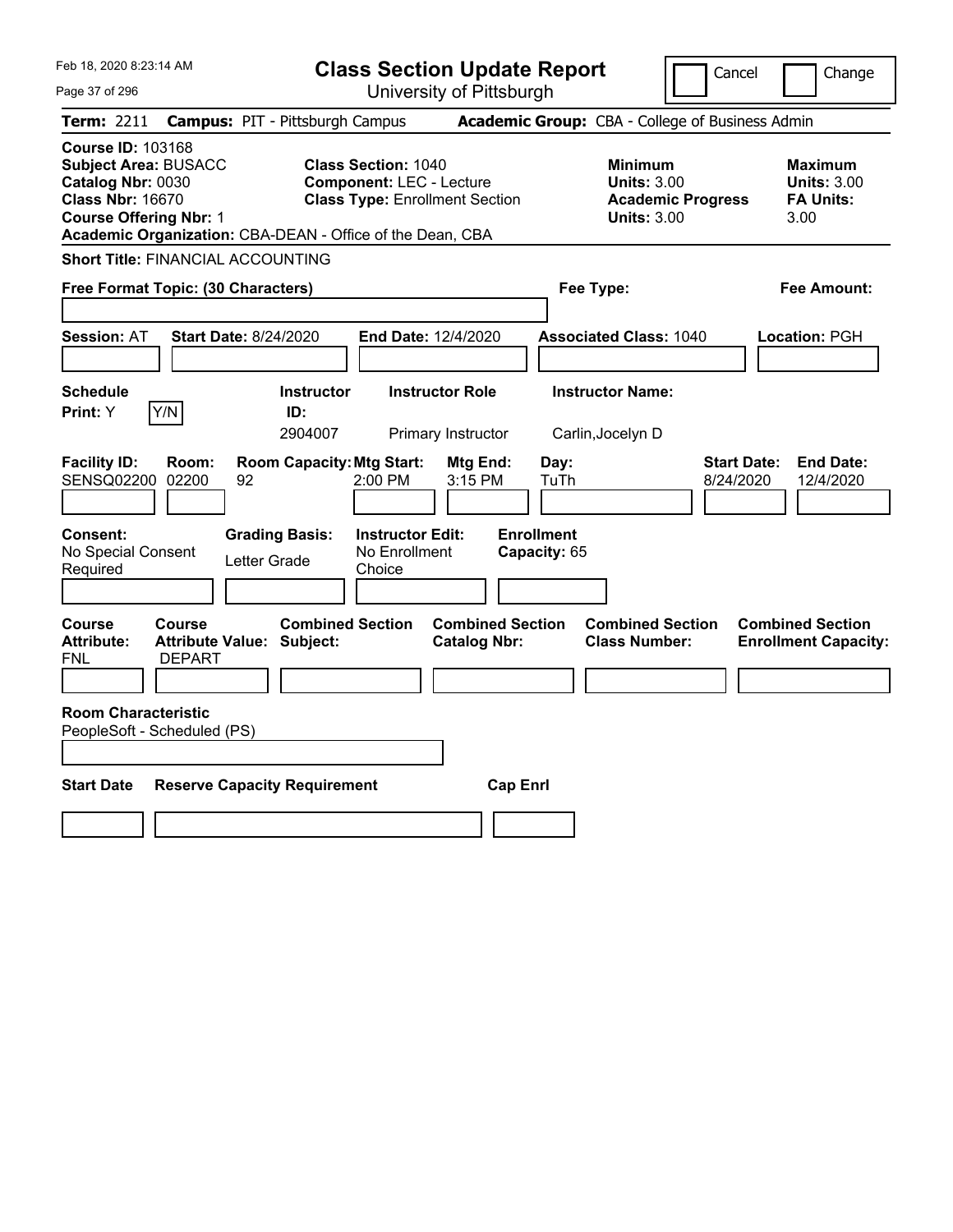# Class Section Update Report

University of Pittsburgh

Cancel | Change

Feb 18, 2020 8:23:14 AM

**Term:** 2211 **Campus:** PIT - Pittsburgh Campus **Academic Group:** CBA - College of Business Admin

**Course ID:** 103168
**Subject Area:** BUSACC
**Catalog Nbr:** 0030
**Class Nbr:** 16670
**Course Offering Nbr:** 1
**Academic Organization:** CBA-DEAN - Office of the Dean, CBA

**Class Section:** 1040
**Component:** LEC - Lecture
**Class Type:** Enrollment Section

**Minimum Units:** 3.00
**Academic Progress Units:** 3.00

**Maximum Units:** 3.00
**FA Units:** 3.00

**Short Title:** FINANCIAL ACCOUNTING

**Free Format Topic: (30 Characters)**

**Fee Type:**

**Fee Amount:**

**Session:** AT **Start Date:** 8/24/2020 **End Date:** 12/4/2020 **Associated Class:** 1040 **Location:** PGH

| Schedule Print | Instructor ID | Instructor Role | Instructor Name |
|---|---|---|---|
| Y | 2904007 | Primary Instructor | Carlin,Jocelyn D |

| Facility ID | Room | Room Capacity | Mtg Start | Mtg End | Day | Start Date | End Date |
|---|---|---|---|---|---|---|---|
| SENSQ02200 | 02200 | 92 | 2:00 PM | 3:15 PM | TuTh | 8/24/2020 | 12/4/2020 |

**Consent:** No Special Consent Required
**Grading Basis:** Letter Grade
**Instructor Edit:** No Enrollment Choice
**Enrollment Capacity:** 65

| Course Attribute | Course Attribute Value | Combined Section Subject | Combined Section Catalog Nbr | Combined Section Class Number | Combined Section Enrollment Capacity |
|---|---|---|---|---|---|
| FNL | DEPART | | | | |

**Room Characteristic**
PeopleSoft - Scheduled (PS)

| Start Date | Reserve Capacity Requirement | Cap Enrl |
|---|---|---|
| | | |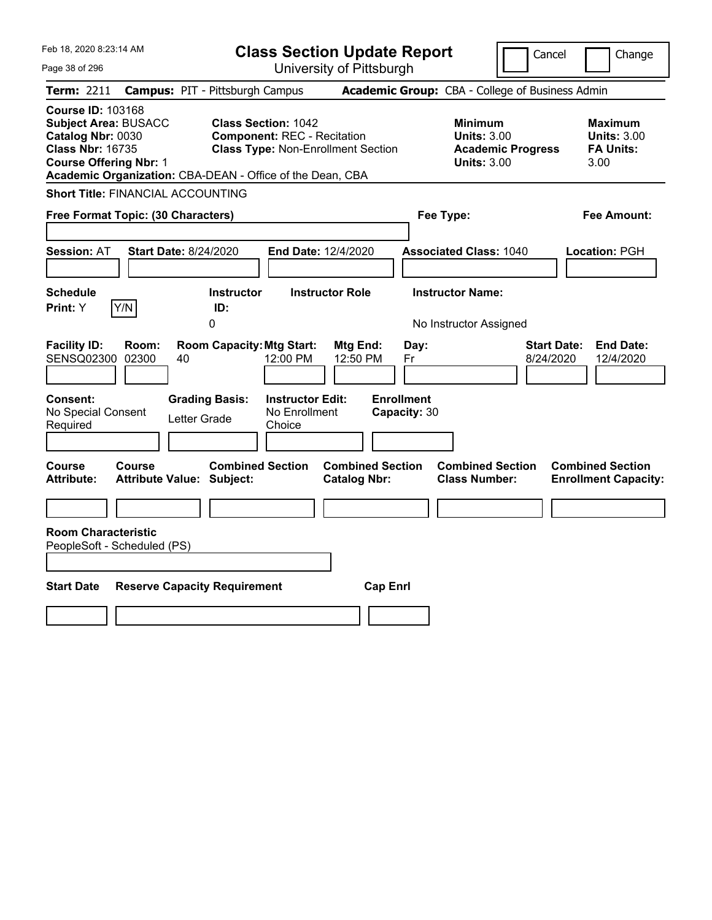# Class Section Update Report

University of Pittsburgh

Cancel | Change

**Term:** 2211 **Campus:** PIT - Pittsburgh Campus **Academic Group:** CBA - College of Business Admin

**Course ID:** 103168
**Subject Area:** BUSACC
**Catalog Nbr:** 0030
**Class Nbr:** 16735
**Course Offering Nbr:** 1
**Academic Organization:** CBA-DEAN - Office of the Dean, CBA

**Class Section:** 1042
**Component:** REC - Recitation
**Class Type:** Non-Enrollment Section

**Minimum Units:** 3.00
**Academic Progress Units:** 3.00

**Maximum Units:** 3.00
**FA Units:** 3.00

**Short Title:** FINANCIAL ACCOUNTING

**Free Format Topic: (30 Characters)**

**Fee Type:**

**Fee Amount:**

**Session:** AT **Start Date:** 8/24/2020 **End Date:** 12/4/2020 **Associated Class:** 1040 **Location:** PGH

| Schedule Print: | Instructor ID: | Instructor Role | Instructor Name: |
|---|---|---|---|
| Y | 0 | | No Instructor Assigned |

| Facility ID: | Room: | Room Capacity: | Mtg Start: | Mtg End: | Day: | Start Date: | End Date: |
|---|---|---|---|---|---|---|---|
| SENSQ02300 | 02300 | 40 | 12:00 PM | 12:50 PM | Fr | 8/24/2020 | 12/4/2020 |

| Consent: | Grading Basis: | Instructor Edit: | Enrollment Capacity: |
|---|---|---|---|
| No Special Consent Required | Letter Grade | No Enrollment Choice | 30 |

| Course Attribute: | Course Attribute Value: | Combined Section Subject: | Combined Section Catalog Nbr: | Combined Section Class Number: | Combined Section Enrollment Capacity: |
|---|---|---|---|---|---|
| | | | | | |

**Room Characteristic**
PeopleSoft - Scheduled (PS)

| Start Date | Reserve Capacity Requirement | Cap Enrl |
|---|---|---|
| | | |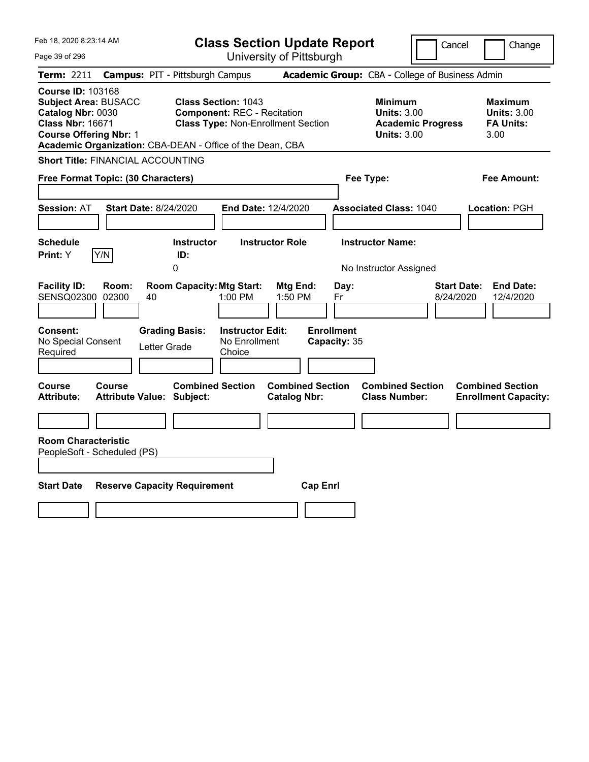# Class Section Update Report

University of Pittsburgh

Feb 18, 2020 8:23:14 AM

Cancel | Change

**Term:** 2211 **Campus:** PIT - Pittsburgh Campus **Academic Group:** CBA - College of Business Admin

**Course ID:** 103168
**Subject Area:** BUSACC
**Catalog Nbr:** 0030
**Class Nbr:** 16671
**Course Offering Nbr:** 1
**Academic Organization:** CBA-DEAN - Office of the Dean, CBA

**Class Section:** 1043
**Component:** REC - Recitation
**Class Type:** Non-Enrollment Section

**Minimum Units:** 3.00
**Academic Progress Units:** 3.00

**Maximum Units:** 3.00
**FA Units:** 3.00

**Short Title:** FINANCIAL ACCOUNTING

**Free Format Topic: (30 Characters)**

**Fee Type:**

**Fee Amount:**

**Session:** AT **Start Date:** 8/24/2020 **End Date:** 12/4/2020 **Associated Class:** 1040 **Location:** PGH

| Schedule Print | Instructor ID | Instructor Role | Instructor Name |
|---|---|---|---|
| Y | 0 | | No Instructor Assigned |

| Facility ID | Room | Room Capacity | Mtg Start | Mtg End | Day | Start Date | End Date |
|---|---|---|---|---|---|---|---|
| SENSQ02300 | 02300 | 40 | 1:00 PM | 1:50 PM | Fr | 8/24/2020 | 12/4/2020 |

**Consent:** No Special Consent Required
**Grading Basis:** Letter Grade
**Instructor Edit:** No Enrollment Choice
**Enrollment Capacity:** 35

| Course Attribute | Course Attribute Value | Combined Section Subject | Combined Section Catalog Nbr | Combined Section Class Number | Combined Section Enrollment Capacity |
|---|---|---|---|---|---|
| | | | | | |

**Room Characteristic**
PeopleSoft - Scheduled (PS)

| Start Date | Reserve Capacity Requirement | Cap Enrl |
|---|---|---|
| | | |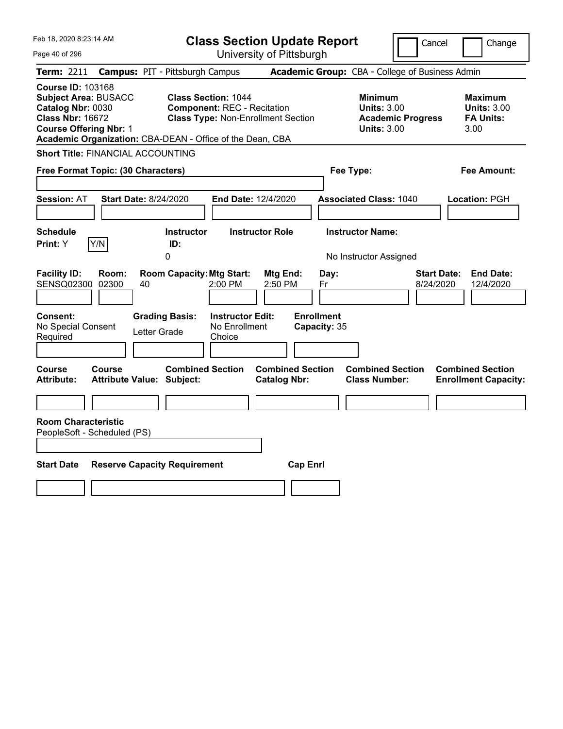Feb 18, 2020 8:23:14 AM

# Class Section Update Report

University of Pittsburgh

Cancel | Change

**Term:** 2211 **Campus:** PIT - Pittsburgh Campus **Academic Group:** CBA - College of Business Admin

**Course ID:** 103168
**Subject Area:** BUSACC
**Catalog Nbr:** 0030
**Class Nbr:** 16672
**Course Offering Nbr:** 1
**Academic Organization:** CBA-DEAN - Office of the Dean, CBA

**Class Section:** 1044
**Component:** REC - Recitation
**Class Type:** Non-Enrollment Section

**Minimum Units:** 3.00
**Academic Progress Units:** 3.00

**Maximum Units:** 3.00
**FA Units:** 3.00

**Short Title:** FINANCIAL ACCOUNTING

**Free Format Topic: (30 Characters)**

**Fee Type:**

**Fee Amount:**

**Session:** AT **Start Date:** 8/24/2020 **End Date:** 12/4/2020 **Associated Class:** 1040 **Location:** PGH

| Schedule Print | Instructor ID | Instructor Role | Instructor Name |
|---|---|---|---|
| Y (Y/N) | 0 | | No Instructor Assigned |

| Facility ID | Room | Room Capacity | Mtg Start | Mtg End | Day | Start Date | End Date |
|---|---|---|---|---|---|---|---|
| SENSQ02300 | 02300 | 40 | 2:00 PM | 2:50 PM | Fr | 8/24/2020 | 12/4/2020 |

| Consent | Grading Basis | Instructor Edit | Enrollment Capacity |
|---|---|---|---|
| No Special Consent Required | Letter Grade | No Enrollment Choice | 35 |

| Course Attribute | Course Attribute Value | Combined Section Subject | Combined Section Catalog Nbr | Combined Section Class Number | Combined Section Enrollment Capacity |
|---|---|---|---|---|---|
| | | | | | |

**Room Characteristic**
PeopleSoft - Scheduled (PS)

| Start Date | Reserve Capacity Requirement | Cap Enrl |
|---|---|---|
| | | |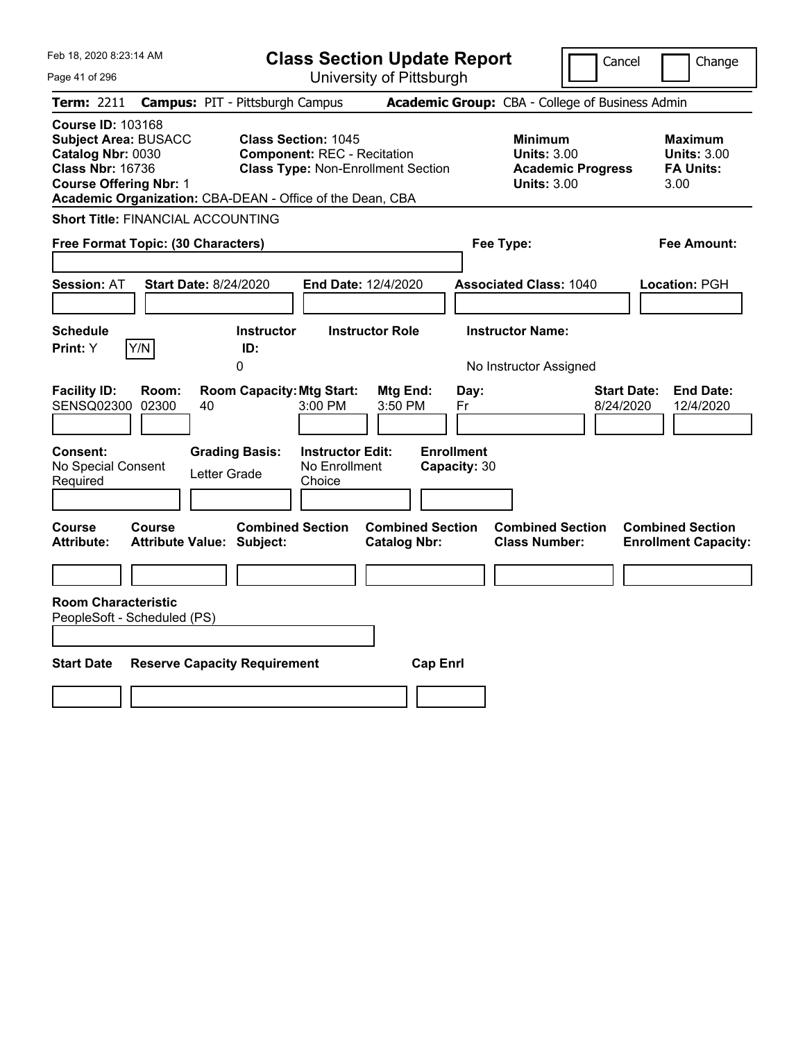Feb 18, 2020 8:23:14 AM

# Class Section Update Report

University of Pittsburgh

Cancel | Change

**Term:** 2211 **Campus:** PIT - Pittsburgh Campus **Academic Group:** CBA - College of Business Admin

**Course ID:** 103168
**Subject Area:** BUSACC
**Catalog Nbr:** 0030
**Class Nbr:** 16736
**Course Offering Nbr:** 1
**Academic Organization:** CBA-DEAN - Office of the Dean, CBA

**Class Section:** 1045
**Component:** REC - Recitation
**Class Type:** Non-Enrollment Section

| | Minimum | Maximum |
|---|---|---|
| Units | 3.00 | 3.00 |
| Academic Progress Units | 3.00 | |
| FA Units | | 3.00 |

**Short Title:** FINANCIAL ACCOUNTING

**Free Format Topic: (30 Characters)**

**Fee Type:**

**Fee Amount:**

**Session:** AT **Start Date:** 8/24/2020 **End Date:** 12/4/2020 **Associated Class:** 1040 **Location:** PGH

| Schedule Print | Instructor ID | Instructor Role | Instructor Name |
|---|---|---|---|
| Y | 0 | | No Instructor Assigned |

| Facility ID | Room | Room Capacity | Mtg Start | Mtg End | Day | Start Date | End Date |
|---|---|---|---|---|---|---|---|
| SENSQ02300 | 02300 | 40 | 3:00 PM | 3:50 PM | Fr | 8/24/2020 | 12/4/2020 |

**Consent:** No Special Consent Required
**Grading Basis:** Letter Grade
**Instructor Edit:** No Enrollment Choice
**Enrollment Capacity:** 30

| Course Attribute | Course Attribute Value | Combined Section Subject | Combined Section Catalog Nbr | Combined Section Class Number | Combined Section Enrollment Capacity |
|---|---|---|---|---|---|
| | | | | | |

**Room Characteristic**
PeopleSoft - Scheduled (PS)

| Start Date | Reserve Capacity Requirement | Cap Enrl |
|---|---|---|
| | | |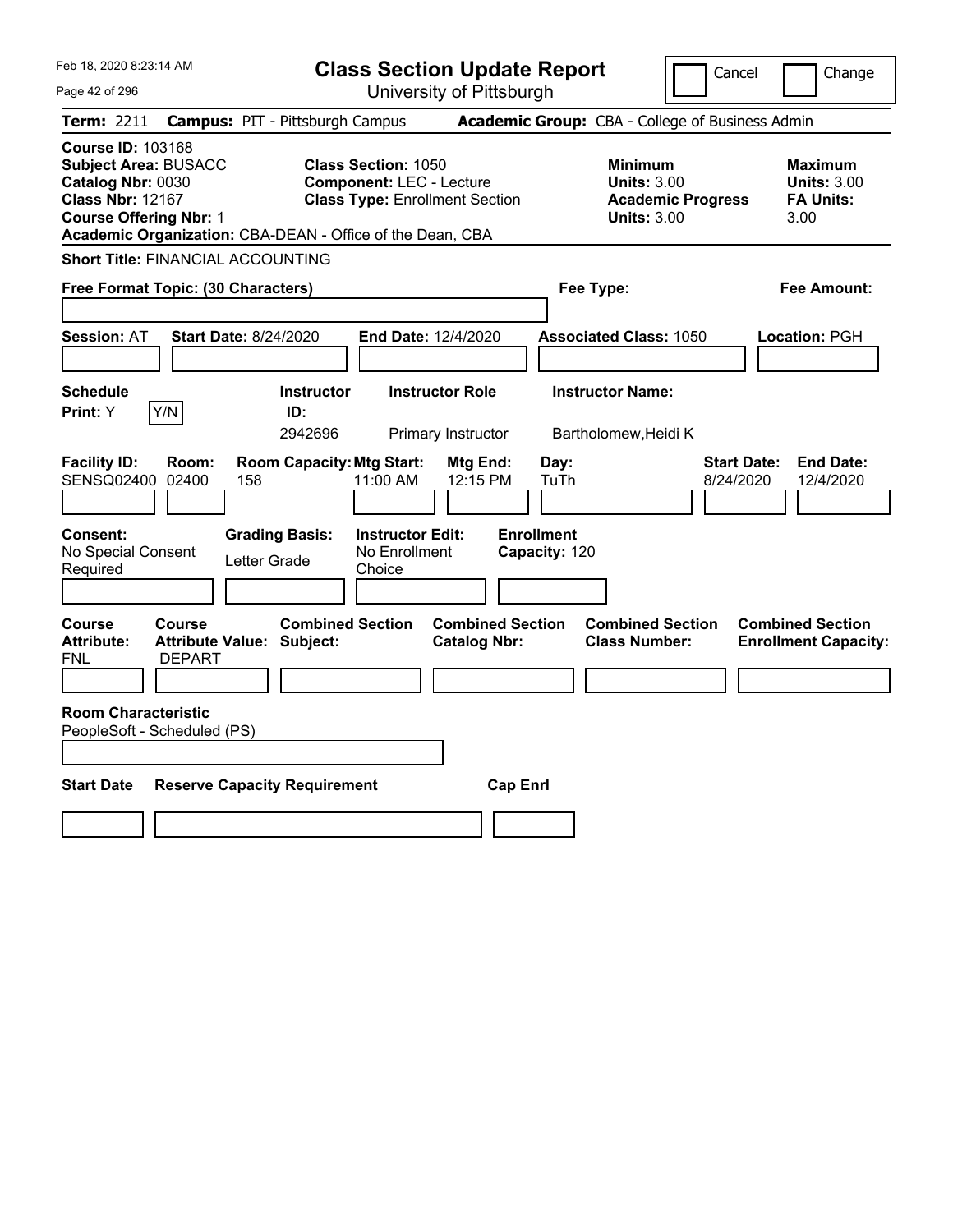Feb 18, 2020 8:23:14 AM

# Class Section Update Report

University of Pittsburgh

Cancel | Change

**Term:** 2211 **Campus:** PIT - Pittsburgh Campus **Academic Group:** CBA - College of Business Admin

**Course ID:** 103168
**Subject Area:** BUSACC
**Catalog Nbr:** 0030
**Class Nbr:** 12167
**Course Offering Nbr:** 1
**Academic Organization:** CBA-DEAN - Office of the Dean, CBA

**Class Section:** 1050
**Component:** LEC - Lecture
**Class Type:** Enrollment Section

**Minimum Units:** 3.00
**Academic Progress Units:** 3.00

**Maximum Units:** 3.00
**FA Units:** 3.00

**Short Title:** FINANCIAL ACCOUNTING

**Free Format Topic: (30 Characters)**

**Fee Type:**

**Fee Amount:**

**Session:** AT **Start Date:** 8/24/2020 **End Date:** 12/4/2020 **Associated Class:** 1050 **Location:** PGH

| Schedule Print | Instructor ID | Instructor Role | Instructor Name |
|---|---|---|---|
| Y (Y/N) | 2942696 | Primary Instructor | Bartholomew,Heidi K |

| Facility ID | Room | Room Capacity | Mtg Start | Mtg End | Day | Start Date | End Date |
|---|---|---|---|---|---|---|---|
| SENSQ02400 | 02400 | 158 | 11:00 AM | 12:15 PM | TuTh | 8/24/2020 | 12/4/2020 |

**Consent:** No Special Consent Required
**Grading Basis:** Letter Grade
**Instructor Edit:** No Enrollment Choice
**Enrollment Capacity:** 120

| Course Attribute | Course Attribute Value | Combined Section Subject | Combined Section Catalog Nbr | Combined Section Class Number | Combined Section Enrollment Capacity |
|---|---|---|---|---|---|
| FNL | DEPART | | | | |

**Room Characteristic**
PeopleSoft - Scheduled (PS)

| Start Date | Reserve Capacity Requirement | Cap Enrl |
|---|---|---|
| | | |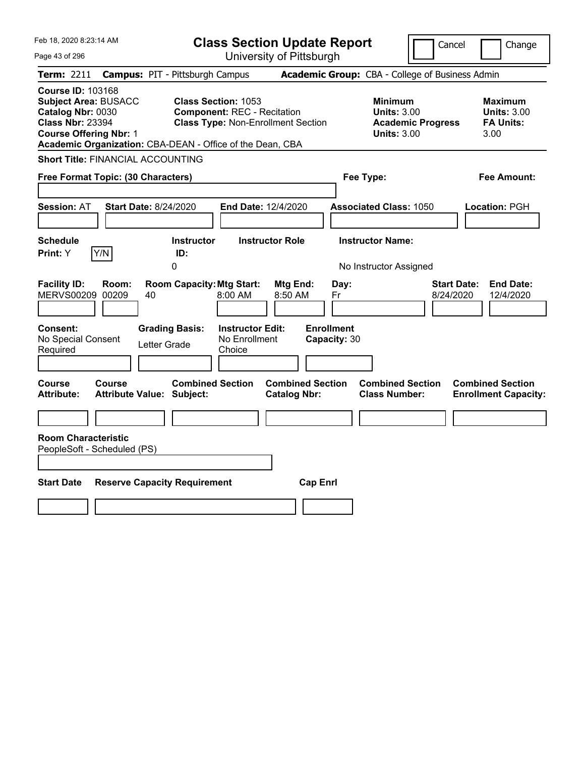# Class Section Update Report

University of Pittsburgh

Feb 18, 2020 8:23:14 AM

Cancel | Change

**Term:** 2211 **Campus:** PIT - Pittsburgh Campus **Academic Group:** CBA - College of Business Admin

**Course ID:** 103168
**Subject Area:** BUSACC
**Catalog Nbr:** 0030
**Class Nbr:** 23394
**Course Offering Nbr:** 1
**Academic Organization:** CBA-DEAN - Office of the Dean, CBA

**Class Section:** 1053
**Component:** REC - Recitation
**Class Type:** Non-Enrollment Section

**Minimum Units:** 3.00
**Academic Progress Units:** 3.00

**Maximum Units:** 3.00
**FA Units:** 3.00

**Short Title:** FINANCIAL ACCOUNTING

**Free Format Topic: (30 Characters)**

**Fee Type:**

**Fee Amount:**

**Session:** AT **Start Date:** 8/24/2020 **End Date:** 12/4/2020 **Associated Class:** 1050 **Location:** PGH

| Schedule Print | Instructor ID | Instructor Role | Instructor Name |
|---|---|---|---|
| Y | 0 | | No Instructor Assigned |

| Facility ID | Room | Room Capacity | Mtg Start | Mtg End | Day | Start Date | End Date |
|---|---|---|---|---|---|---|---|
| MERVS00209 | 00209 | 40 | 8:00 AM | 8:50 AM | Fr | 8/24/2020 | 12/4/2020 |

**Consent:** No Special Consent Required
**Grading Basis:** Letter Grade
**Instructor Edit:** No Enrollment Choice
**Enrollment Capacity:** 30

| Course Attribute | Course Attribute Value | Combined Section Subject | Combined Section Catalog Nbr | Combined Section Class Number | Combined Section Enrollment Capacity |
|---|---|---|---|---|---|
| | | | | | |

**Room Characteristic**
PeopleSoft - Scheduled (PS)

| Start Date | Reserve Capacity Requirement | Cap Enrl |
|---|---|---|
| | | |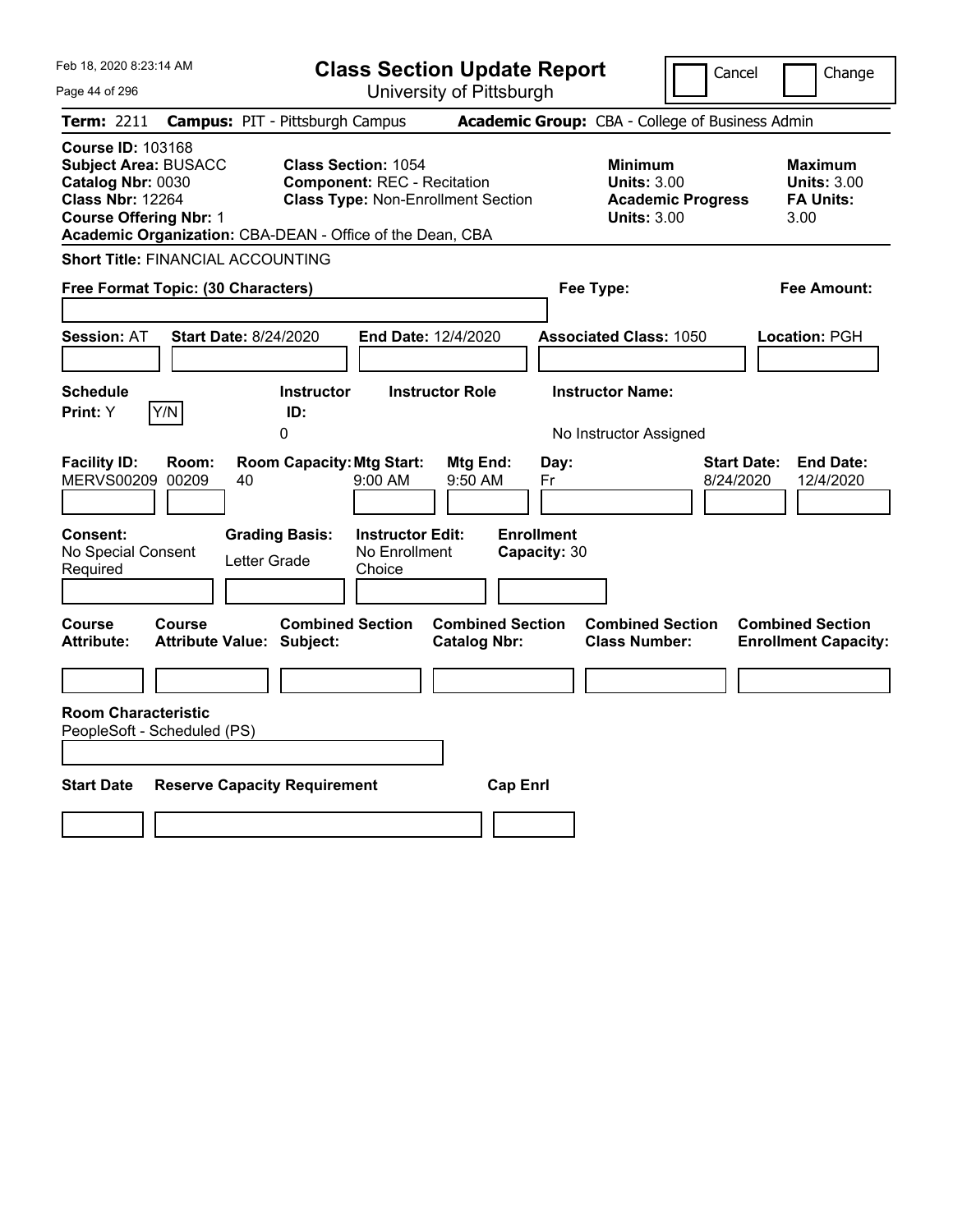# Class Section Update Report

University of Pittsburgh

Cancel | Change

**Term:** 2211 **Campus:** PIT - Pittsburgh Campus **Academic Group:** CBA - College of Business Admin

**Course ID:** 103168
**Subject Area:** BUSACC
**Catalog Nbr:** 0030
**Class Nbr:** 12264
**Course Offering Nbr:** 1
**Academic Organization:** CBA-DEAN - Office of the Dean, CBA

**Class Section:** 1054
**Component:** REC - Recitation
**Class Type:** Non-Enrollment Section

**Minimum**
**Units:** 3.00
**Academic Progress Units:** 3.00

**Maximum**
**Units:** 3.00
**FA Units:** 3.00

**Short Title:** FINANCIAL ACCOUNTING

**Free Format Topic: (30 Characters)**

**Fee Type:**

**Fee Amount:**

**Session:** AT **Start Date:** 8/24/2020 **End Date:** 12/4/2020 **Associated Class:** 1050 **Location:** PGH

| Schedule Print: | Instructor ID: | Instructor Role | Instructor Name: |
|---|---|---|---|
| Y (Y/N) | 0 | | No Instructor Assigned |

| Facility ID: | Room: | Room Capacity: | Mtg Start: | Mtg End: | Day: | Start Date: | End Date: |
|---|---|---|---|---|---|---|---|
| MERVS00209 | 00209 | 40 | 9:00 AM | 9:50 AM | Fr | 8/24/2020 | 12/4/2020 |

| Consent: | Grading Basis: | Instructor Edit: | Enrollment Capacity: |
|---|---|---|---|
| No Special Consent Required | Letter Grade | No Enrollment Choice | 30 |

| Course Attribute: | Course Attribute Value: | Combined Section Subject: | Combined Section Catalog Nbr: | Combined Section Class Number: | Combined Section Enrollment Capacity: |
|---|---|---|---|---|---|
| | | | | | |

**Room Characteristic**
PeopleSoft - Scheduled (PS)

| Start Date | Reserve Capacity Requirement | Cap Enrl |
|---|---|---|
| | | |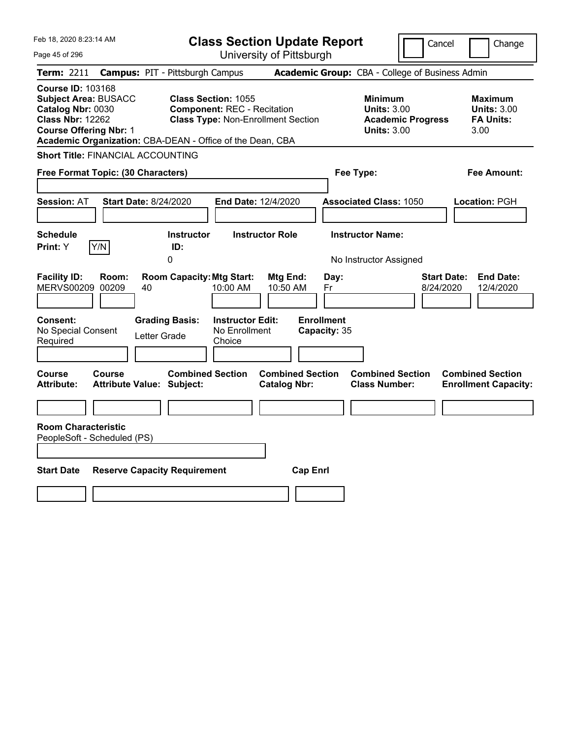Feb 18, 2020 8:23:14 AM

# Class Section Update Report

University of Pittsburgh

Cancel | Change

**Term:** 2211 **Campus:** PIT - Pittsburgh Campus **Academic Group:** CBA - College of Business Admin

**Course ID:** 103168
**Subject Area:** BUSACC
**Catalog Nbr:** 0030
**Class Nbr:** 12262
**Course Offering Nbr:** 1
**Academic Organization:** CBA-DEAN - Office of the Dean, CBA

**Class Section:** 1055
**Component:** REC - Recitation
**Class Type:** Non-Enrollment Section

**Minimum Units:** 3.00
**Academic Progress Units:** 3.00

**Maximum Units:** 3.00
**FA Units:** 3.00

**Short Title:** FINANCIAL ACCOUNTING

**Free Format Topic: (30 Characters)**

**Fee Type:**

**Fee Amount:**

**Session:** AT **Start Date:** 8/24/2020 **End Date:** 12/4/2020 **Associated Class:** 1050 **Location:** PGH

| Schedule Print: | Instructor ID: | Instructor Role | Instructor Name: |
|---|---|---|---|
| Y (Y/N) | 0 | | No Instructor Assigned |

| Facility ID: | Room: | Room Capacity: | Mtg Start: | Mtg End: | Day: | Start Date: | End Date: |
|---|---|---|---|---|---|---|---|
| MERVS00209 | 00209 | 40 | 10:00 AM | 10:50 AM | Fr | 8/24/2020 | 12/4/2020 |

| Consent: | Grading Basis: | Instructor Edit: | Enrollment Capacity: |
|---|---|---|---|
| No Special Consent Required | Letter Grade | No Enrollment Choice | 35 |

| Course Attribute: | Course Attribute Value: | Combined Section Subject: | Combined Section Catalog Nbr: | Combined Section Class Number: | Combined Section Enrollment Capacity: |
|---|---|---|---|---|---|
| | | | | | |

**Room Characteristic**
PeopleSoft - Scheduled (PS)

| Start Date | Reserve Capacity Requirement | Cap Enrl |
|---|---|---|
| | | |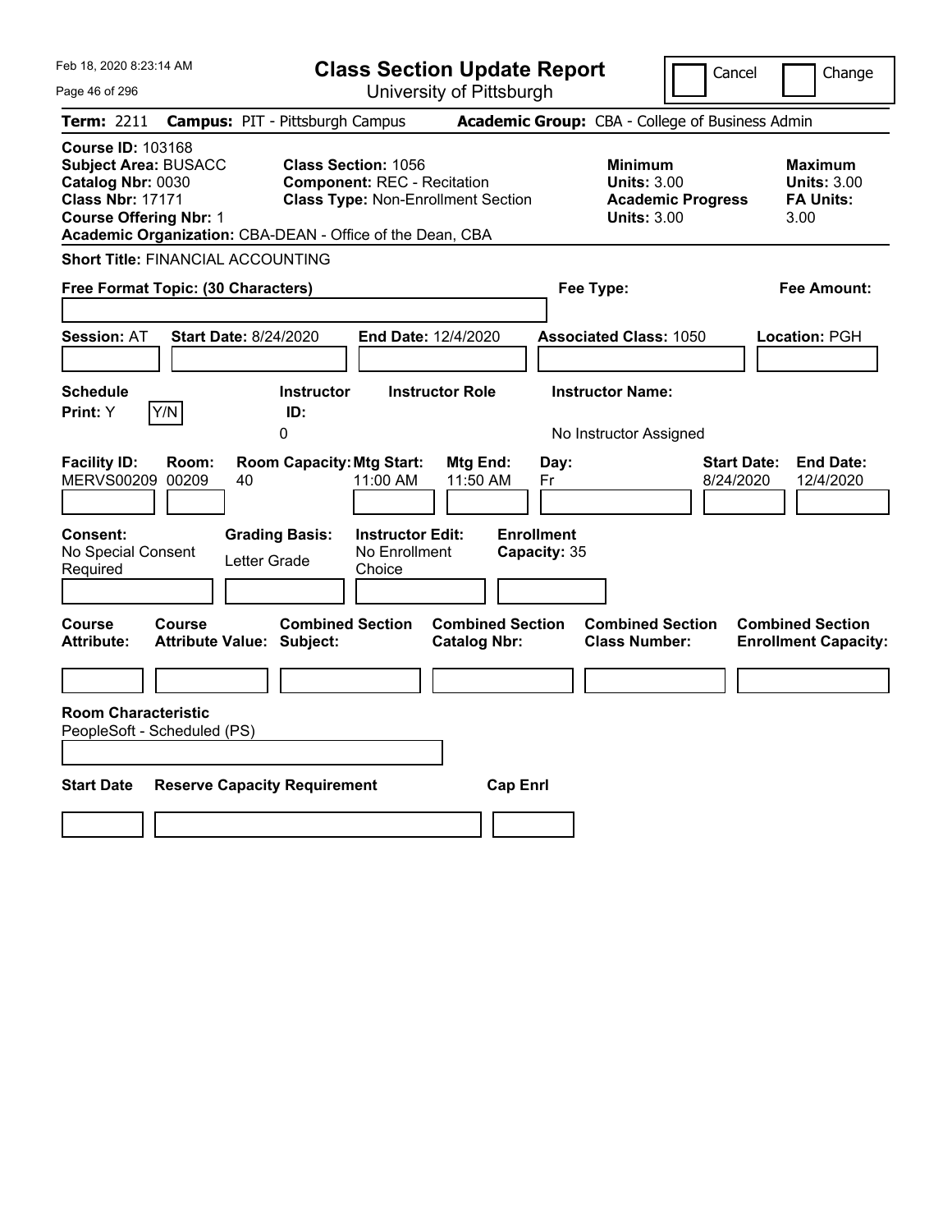# Class Section Update Report

University of Pittsburgh

Feb 18, 2020 8:23:14 AM

Cancel | Change

**Term:** 2211 **Campus:** PIT - Pittsburgh Campus **Academic Group:** CBA - College of Business Admin

**Course ID:** 103168
**Subject Area:** BUSACC
**Catalog Nbr:** 0030
**Class Nbr:** 17171
**Course Offering Nbr:** 1
**Academic Organization:** CBA-DEAN - Office of the Dean, CBA

**Class Section:** 1056
**Component:** REC - Recitation
**Class Type:** Non-Enrollment Section

**Minimum Units:** 3.00
**Academic Progress Units:** 3.00

**Maximum Units:** 3.00
**FA Units:** 3.00

**Short Title:** FINANCIAL ACCOUNTING

**Free Format Topic: (30 Characters)**

**Fee Type:**

**Fee Amount:**

**Session:** AT **Start Date:** 8/24/2020 **End Date:** 12/4/2020 **Associated Class:** 1050 **Location:** PGH

| Schedule Print: | Instructor ID: | Instructor Role | Instructor Name: |
|---|---|---|---|
| Y | 0 | | No Instructor Assigned |

| Facility ID: | Room: | Room Capacity: | Mtg Start: | Mtg End: | Day: | Start Date: | End Date: |
|---|---|---|---|---|---|---|---|
| MERVS00209 | 00209 | 40 | 11:00 AM | 11:50 AM | Fr | 8/24/2020 | 12/4/2020 |

**Consent:** No Special Consent Required
**Grading Basis:** Letter Grade
**Instructor Edit:** No Enrollment Choice
**Enrollment Capacity:** 35

| Course Attribute: | Course Attribute Value: | Combined Section Subject: | Combined Section Catalog Nbr: | Combined Section Class Number: | Combined Section Enrollment Capacity: |
|---|---|---|---|---|---|
| | | | | | |

**Room Characteristic**
PeopleSoft - Scheduled (PS)

| Start Date | Reserve Capacity Requirement | Cap Enrl |
|---|---|---|
| | | |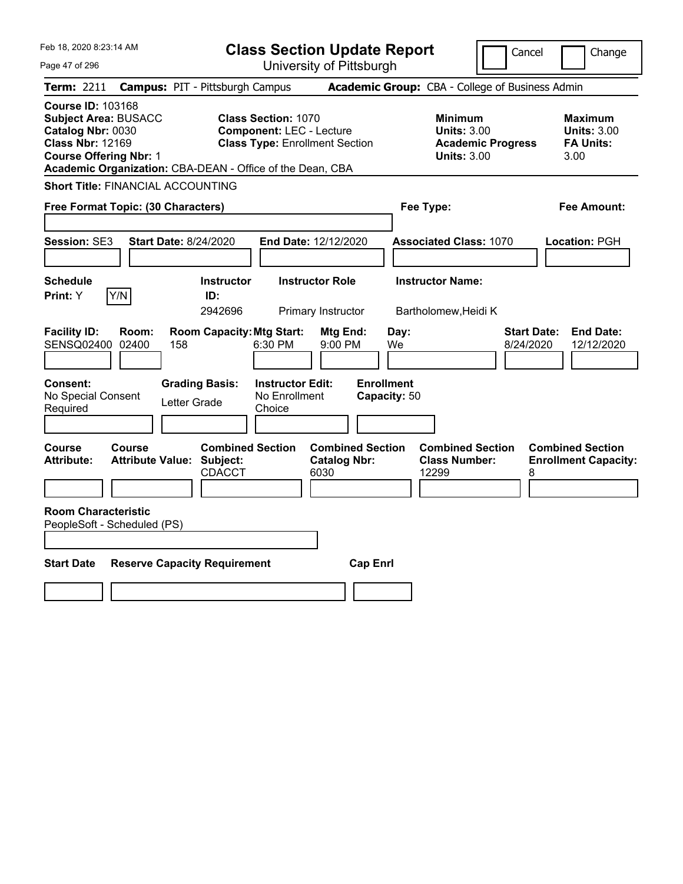Feb 18, 2020 8:23:14 AM

# Class Section Update Report

University of Pittsburgh

Cancel | Change

**Term:** 2211 **Campus:** PIT - Pittsburgh Campus **Academic Group:** CBA - College of Business Admin

**Course ID:** 103168
**Subject Area:** BUSACC
**Catalog Nbr:** 0030
**Class Nbr:** 12169
**Course Offering Nbr:** 1
**Academic Organization:** CBA-DEAN - Office of the Dean, CBA

**Class Section:** 1070
**Component:** LEC - Lecture
**Class Type:** Enrollment Section

**Minimum Units:** 3.00
**Academic Progress Units:** 3.00

**Maximum Units:** 3.00
**FA Units:** 3.00

**Short Title:** FINANCIAL ACCOUNTING

**Free Format Topic: (30 Characters)**

**Fee Type:**

**Fee Amount:**

**Session:** SE3 **Start Date:** 8/24/2020 **End Date:** 12/12/2020 **Associated Class:** 1070 **Location:** PGH

| Schedule Print | Instructor ID | Instructor Role | Instructor Name |
|---|---|---|---|
| Y (Y/N) | 2942696 | Primary Instructor | Bartholomew,Heidi K |

| Facility ID | Room | Room Capacity | Mtg Start | Mtg End | Day | Start Date | End Date |
|---|---|---|---|---|---|---|---|
| SENSQ02400 | 02400 | 158 | 6:30 PM | 9:00 PM | We | 8/24/2020 | 12/12/2020 |

| Consent | Grading Basis | Instructor Edit | Enrollment Capacity |
|---|---|---|---|
| No Special Consent Required | Letter Grade | No Enrollment Choice | 50 |

| Course Attribute | Course Attribute Value | Combined Section Subject | Combined Section Catalog Nbr | Combined Section Class Number | Combined Section Enrollment Capacity |
|---|---|---|---|---|---|
| | | CDACCT | 6030 | 12299 | 8 |

**Room Characteristic**
PeopleSoft - Scheduled (PS)

| Start Date | Reserve Capacity Requirement | Cap Enrl |
|---|---|---|
| | | |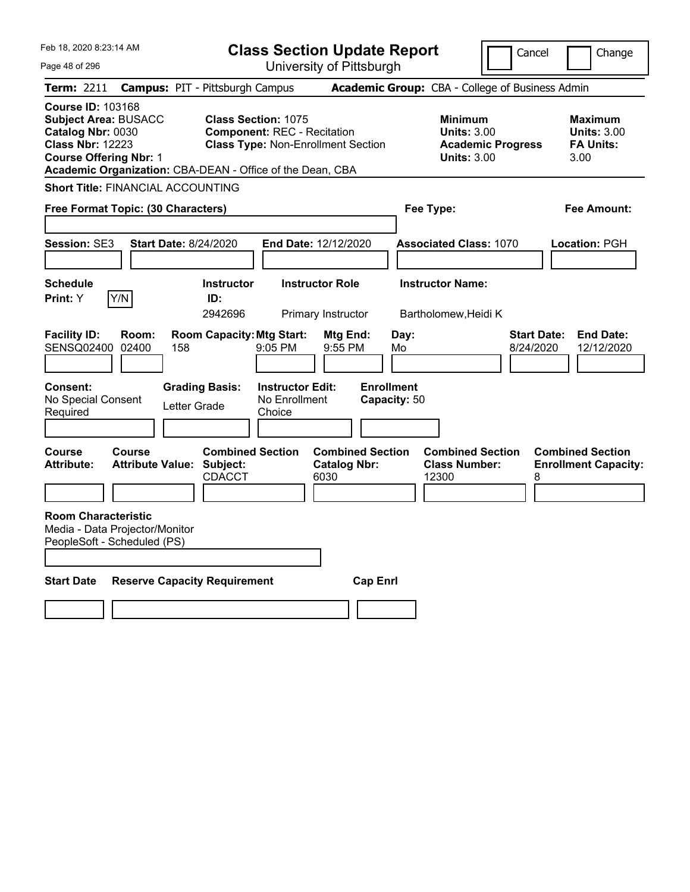Feb 18, 2020 8:23:14 AM

# Class Section Update Report

University of Pittsburgh

Cancel | Change

**Term:** 2211 **Campus:** PIT - Pittsburgh Campus **Academic Group:** CBA - College of Business Admin

**Course ID:** 103168
**Subject Area:** BUSACC
**Catalog Nbr:** 0030
**Class Nbr:** 12223
**Course Offering Nbr:** 1

**Class Section:** 1075
**Component:** REC - Recitation
**Class Type:** Non-Enrollment Section

**Minimum Units:** 3.00
**Academic Progress Units:** 3.00

**Maximum Units:** 3.00
**FA Units:** 3.00

**Academic Organization:** CBA-DEAN - Office of the Dean, CBA

**Short Title:** FINANCIAL ACCOUNTING

**Free Format Topic: (30 Characters)**

**Fee Type:**

**Fee Amount:**

**Session:** SE3 **Start Date:** 8/24/2020 **End Date:** 12/12/2020 **Associated Class:** 1070 **Location:** PGH

| Schedule Print | Instructor ID | Instructor Role | Instructor Name |
|---|---|---|---|
| Y [Y/N] | 2942696 | Primary Instructor | Bartholomew,Heidi K |

| Facility ID | Room | Room Capacity | Mtg Start | Mtg End | Day | Start Date | End Date |
|---|---|---|---|---|---|---|---|
| SENSQ02400 | 02400 | 158 | 9:05 PM | 9:55 PM | Mo | 8/24/2020 | 12/12/2020 |

| Consent | Grading Basis | Instructor Edit | Enrollment Capacity |
|---|---|---|---|
| No Special Consent Required | Letter Grade | No Enrollment Choice | 50 |

| Course Attribute | Course Attribute Value | Combined Section Subject | Combined Section Catalog Nbr | Combined Section Class Number | Combined Section Enrollment Capacity |
|---|---|---|---|---|---|
| | | CDACCT | 6030 | 12300 | 8 |

**Room Characteristic**
Media - Data Projector/Monitor
PeopleSoft - Scheduled (PS)

| Start Date | Reserve Capacity Requirement | Cap Enrl |
|---|---|---|
| | | |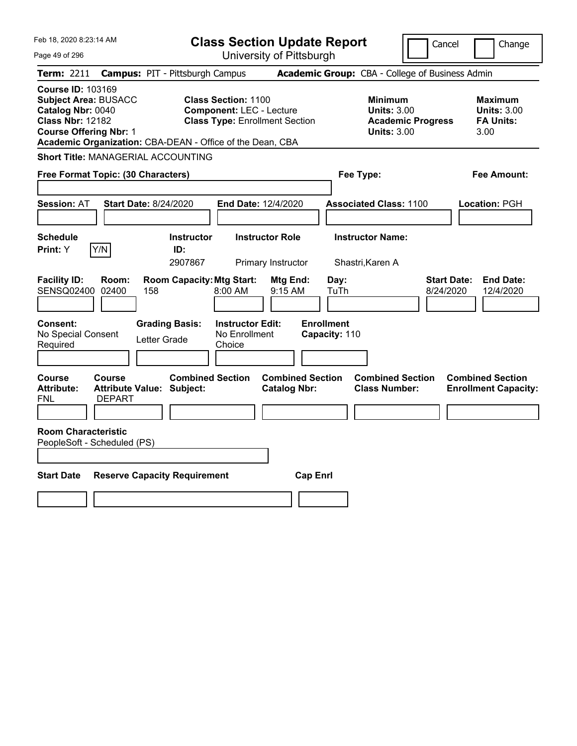Feb 18, 2020 8:23:14 AM

# Class Section Update Report

University of Pittsburgh

Cancel | Change

**Term:** 2211 **Campus:** PIT - Pittsburgh Campus **Academic Group:** CBA - College of Business Admin

**Course ID:** 103169
**Subject Area:** BUSACC
**Catalog Nbr:** 0040
**Class Nbr:** 12182
**Course Offering Nbr:** 1

**Class Section:** 1100
**Component:** LEC - Lecture
**Class Type:** Enrollment Section

**Minimum Units:** 3.00
**Academic Progress Units:** 3.00

**Maximum Units:** 3.00
**FA Units:** 3.00

**Academic Organization:** CBA-DEAN - Office of the Dean, CBA

**Short Title:** MANAGERIAL ACCOUNTING

**Free Format Topic: (30 Characters)**

**Fee Type:**

**Fee Amount:**

**Session:** AT **Start Date:** 8/24/2020 **End Date:** 12/4/2020 **Associated Class:** 1100 **Location:** PGH

**Schedule Print:** Y [Y/N]

| Instructor ID | Instructor Role | Instructor Name |
|---|---|---|
| 2907867 | Primary Instructor | Shastri,Karen A |

| Facility ID | Room | Room Capacity | Mtg Start | Mtg End | Day | Start Date | End Date |
|---|---|---|---|---|---|---|---|
| SENSQ02400 | 02400 | 158 | 8:00 AM | 9:15 AM | TuTh | 8/24/2020 | 12/4/2020 |

**Consent:** No Special Consent Required
**Grading Basis:** Letter Grade
**Instructor Edit:** No Enrollment Choice
**Enrollment Capacity:** 110

| Course Attribute | Course Attribute Value | Combined Section Subject | Combined Section Catalog Nbr | Combined Section Class Number | Combined Section Enrollment Capacity |
|---|---|---|---|---|---|
| FNL | DEPART | | | | |

**Room Characteristic**
PeopleSoft - Scheduled (PS)

| Start Date | Reserve Capacity Requirement | Cap Enrl |
|---|---|---|
| | | |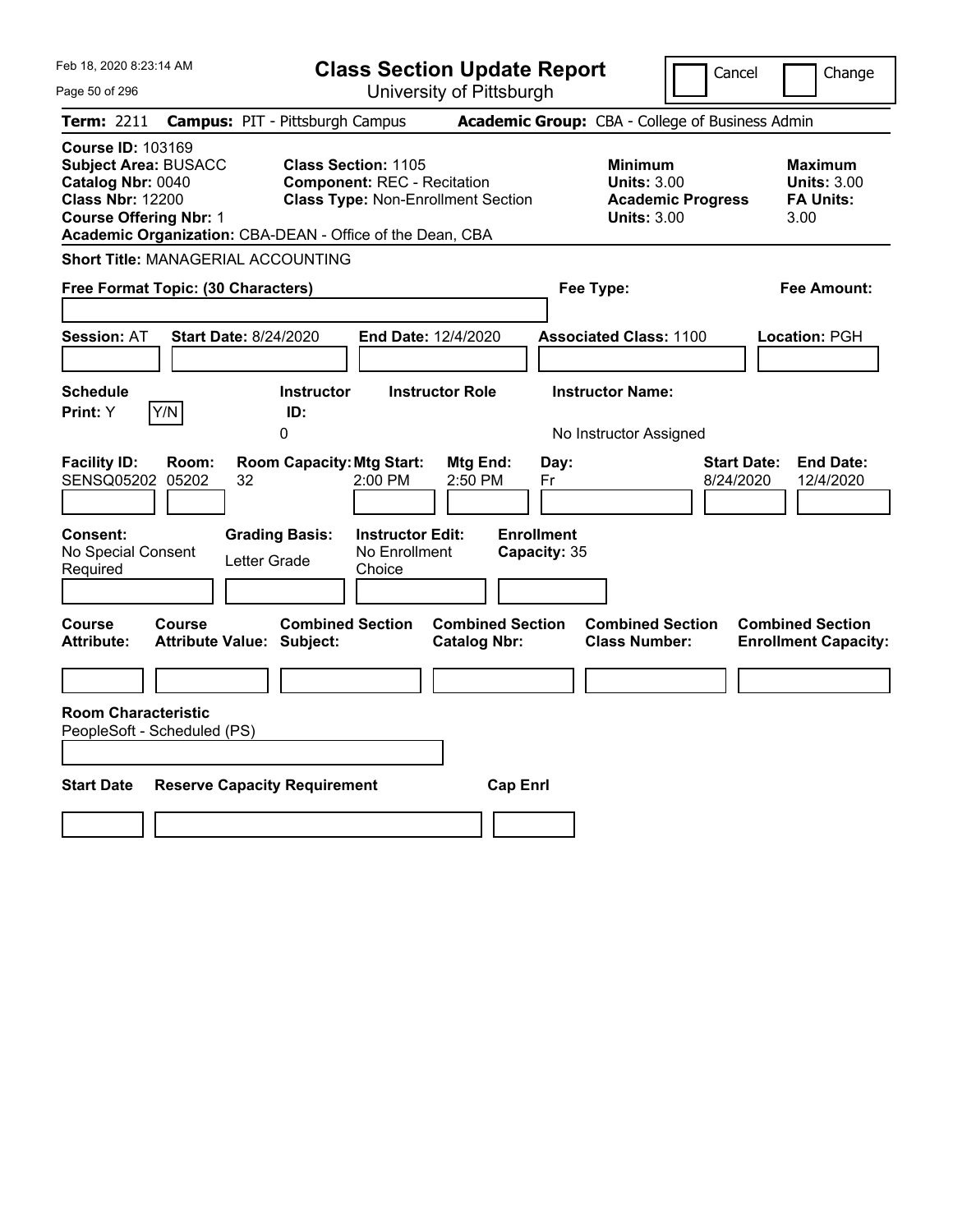# Class Section Update Report

University of Pittsburgh

Cancel | Change

**Term:** 2211 **Campus:** PIT - Pittsburgh Campus **Academic Group:** CBA - College of Business Admin

**Course ID:** 103169
**Subject Area:** BUSACC
**Catalog Nbr:** 0040
**Class Nbr:** 12200
**Course Offering Nbr:** 1
**Academic Organization:** CBA-DEAN - Office of the Dean, CBA

**Class Section:** 1105
**Component:** REC - Recitation
**Class Type:** Non-Enrollment Section

**Minimum Units:** 3.00
**Academic Progress Units:** 3.00

**Maximum Units:** 3.00
**FA Units:** 3.00

**Short Title:** MANAGERIAL ACCOUNTING

**Free Format Topic: (30 Characters)**

**Fee Type:**

**Fee Amount:**

**Session:** AT **Start Date:** 8/24/2020 **End Date:** 12/4/2020 **Associated Class:** 1100 **Location:** PGH

**Schedule Print:** Y [Y/N]

| Instructor ID | Instructor Role | Instructor Name |
|---|---|---|
| 0 | | No Instructor Assigned |

| Facility ID: | Room: | Room Capacity: | Mtg Start: | Mtg End: | Day: | Start Date: | End Date: |
|---|---|---|---|---|---|---|---|
| SENSQ05202 | 05202 | 32 | 2:00 PM | 2:50 PM | Fr | 8/24/2020 | 12/4/2020 |

**Consent:** No Special Consent Required
**Grading Basis:** Letter Grade
**Instructor Edit:** No Enrollment Choice
**Enrollment Capacity:** 35

| Course Attribute: | Course Attribute Value: | Combined Section Subject: | Combined Section Catalog Nbr: | Combined Section Class Number: | Combined Section Enrollment Capacity: |
|---|---|---|---|---|---|
| | | | | | |

**Room Characteristic**
PeopleSoft - Scheduled (PS)

| Start Date | Reserve Capacity Requirement | Cap Enrl |
|---|---|---|
| | | |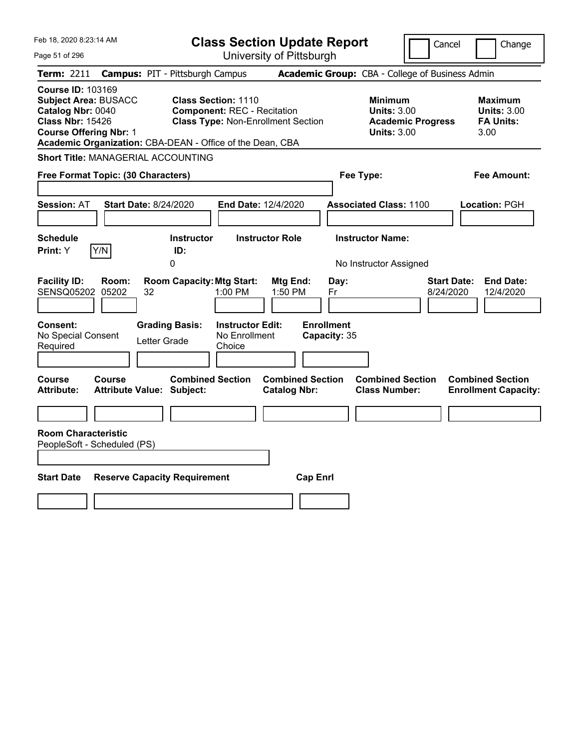# Class Section Update Report

University of Pittsburgh

Cancel ☐ Change ☐

**Term:** 2211 **Campus:** PIT - Pittsburgh Campus **Academic Group:** CBA - College of Business Admin

**Course ID:** 103169
**Subject Area:** BUSACC
**Catalog Nbr:** 0040
**Class Nbr:** 15426
**Course Offering Nbr:** 1

**Class Section:** 1110
**Component:** REC - Recitation
**Class Type:** Non-Enrollment Section

**Minimum Units:** 3.00
**Academic Progress Units:** 3.00

**Maximum Units:** 3.00
**FA Units:** 3.00

**Academic Organization:** CBA-DEAN - Office of the Dean, CBA

**Short Title:** MANAGERIAL ACCOUNTING

**Free Format Topic: (30 Characters)**

**Fee Type:**

**Fee Amount:**

**Session:** AT **Start Date:** 8/24/2020 **End Date:** 12/4/2020 **Associated Class:** 1100 **Location:** PGH

| Schedule Print | | Instructor ID | Instructor Role | Instructor Name |
|---|---|---|---|---|
| Y | Y/N | 0 | | No Instructor Assigned |

| Facility ID | Room | Room Capacity | Mtg Start | Mtg End | Day | Start Date | End Date |
|---|---|---|---|---|---|---|---|
| SENSQ05202 | 05202 | 32 | 1:00 PM | 1:50 PM | Fr | 8/24/2020 | 12/4/2020 |

| Consent | Grading Basis | Instructor Edit | Enrollment Capacity |
|---|---|---|---|
| No Special Consent Required | Letter Grade | No Enrollment Choice | 35 |

| Course Attribute | Course Attribute Value | Combined Section Subject | Combined Section Catalog Nbr | Combined Section Class Number | Combined Section Enrollment Capacity |
|---|---|---|---|---|---|
| | | | | | |

**Room Characteristic**
PeopleSoft - Scheduled (PS)

| Start Date | Reserve Capacity Requirement | Cap Enrl |
|---|---|---|
| | | |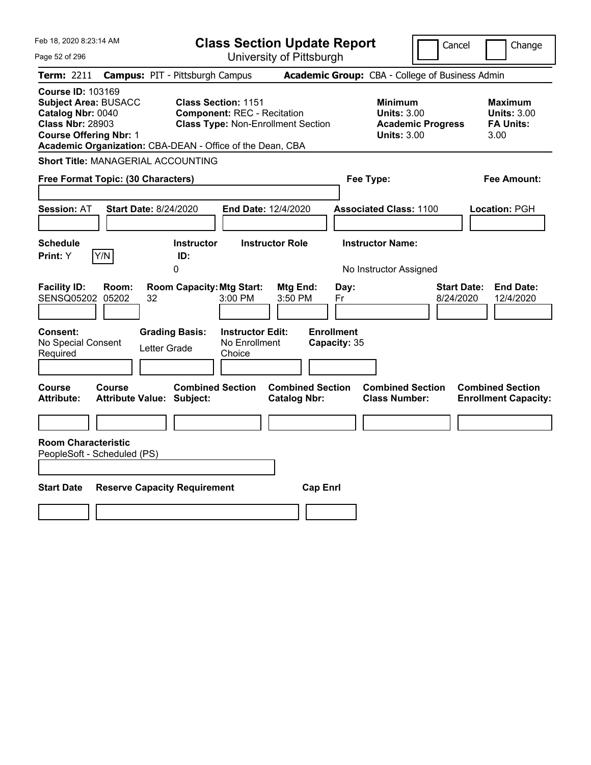# Class Section Update Report

University of Pittsburgh

Cancel | Change

**Term:** 2211 **Campus:** PIT - Pittsburgh Campus **Academic Group:** CBA - College of Business Admin

**Course ID:** 103169
**Subject Area:** BUSACC
**Catalog Nbr:** 0040
**Class Nbr:** 28903
**Course Offering Nbr:** 1
**Academic Organization:** CBA-DEAN - Office of the Dean, CBA

**Class Section:** 1151
**Component:** REC - Recitation
**Class Type:** Non-Enrollment Section

**Minimum**
**Units:** 3.00
**Academic Progress Units:** 3.00

**Maximum**
**Units:** 3.00
**FA Units:** 3.00

**Short Title:** MANAGERIAL ACCOUNTING

**Free Format Topic: (30 Characters)**

**Fee Type:**

**Fee Amount:**

**Session:** AT **Start Date:** 8/24/2020 **End Date:** 12/4/2020 **Associated Class:** 1100 **Location:** PGH

| Schedule Print: | Instructor ID: | Instructor Role | Instructor Name: |
|---|---|---|---|
| Y | 0 | | No Instructor Assigned |

| Facility ID: | Room: | Room Capacity: | Mtg Start: | Mtg End: | Day: | Start Date: | End Date: |
|---|---|---|---|---|---|---|---|
| SENSQ05202 | 05202 | 32 | 3:00 PM | 3:50 PM | Fr | 8/24/2020 | 12/4/2020 |

| Consent: | Grading Basis: | Instructor Edit: | Enrollment Capacity: |
|---|---|---|---|
| No Special Consent Required | Letter Grade | No Enrollment Choice | 35 |

| Course Attribute: | Course Attribute Value: | Combined Section Subject: | Combined Section Catalog Nbr: | Combined Section Class Number: | Combined Section Enrollment Capacity: |
|---|---|---|---|---|---|
| | | | | | |

**Room Characteristic**
PeopleSoft - Scheduled (PS)

| Start Date | Reserve Capacity Requirement | Cap Enrl |
|---|---|---|
| | | |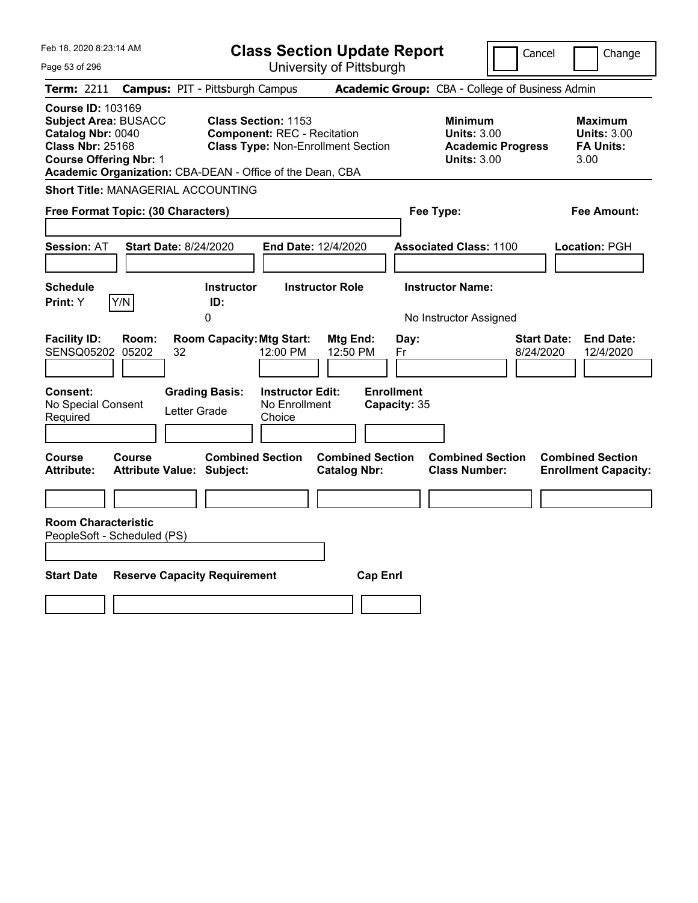Feb 18, 2020 8:23:14 AM

# Class Section Update Report

University of Pittsburgh

Cancel | Change

**Term:** 2211 **Campus:** PIT - Pittsburgh Campus **Academic Group:** CBA - College of Business Admin

**Course ID:** 103169
**Subject Area:** BUSACC
**Catalog Nbr:** 0040
**Class Nbr:** 25168
**Course Offering Nbr:** 1

**Class Section:** 1153
**Component:** REC - Recitation
**Class Type:** Non-Enrollment Section

**Minimum Units:** 3.00
**Academic Progress Units:** 3.00

**Maximum Units:** 3.00
**FA Units:** 3.00

**Academic Organization:** CBA-DEAN - Office of the Dean, CBA

**Short Title:** MANAGERIAL ACCOUNTING

**Free Format Topic: (30 Characters)**

**Fee Type:**

**Fee Amount:**

**Session:** AT **Start Date:** 8/24/2020 **End Date:** 12/4/2020 **Associated Class:** 1100 **Location:** PGH

| Schedule Print: | Instructor ID: | Instructor Role | Instructor Name: |
|---|---|---|---|
| Y Y/N | 0 | | No Instructor Assigned |

| Facility ID: | Room: | Room Capacity: | Mtg Start: | Mtg End: | Day: | Start Date: | End Date: |
|---|---|---|---|---|---|---|---|
| SENSQ05202 | 05202 | 32 | 12:00 PM | 12:50 PM | Fr | 8/24/2020 | 12/4/2020 |

| Consent: | Grading Basis: | Instructor Edit: | Enrollment Capacity: |
|---|---|---|---|
| No Special Consent Required | Letter Grade | No Enrollment Choice | 35 |

| Course Attribute: | Course Attribute Value: | Combined Section Subject: | Combined Section Catalog Nbr: | Combined Section Class Number: | Combined Section Enrollment Capacity: |
|---|---|---|---|---|---|
| | | | | | |

**Room Characteristic**
PeopleSoft - Scheduled (PS)

| Start Date | Reserve Capacity Requirement | Cap Enrl |
|---|---|---|
| | | |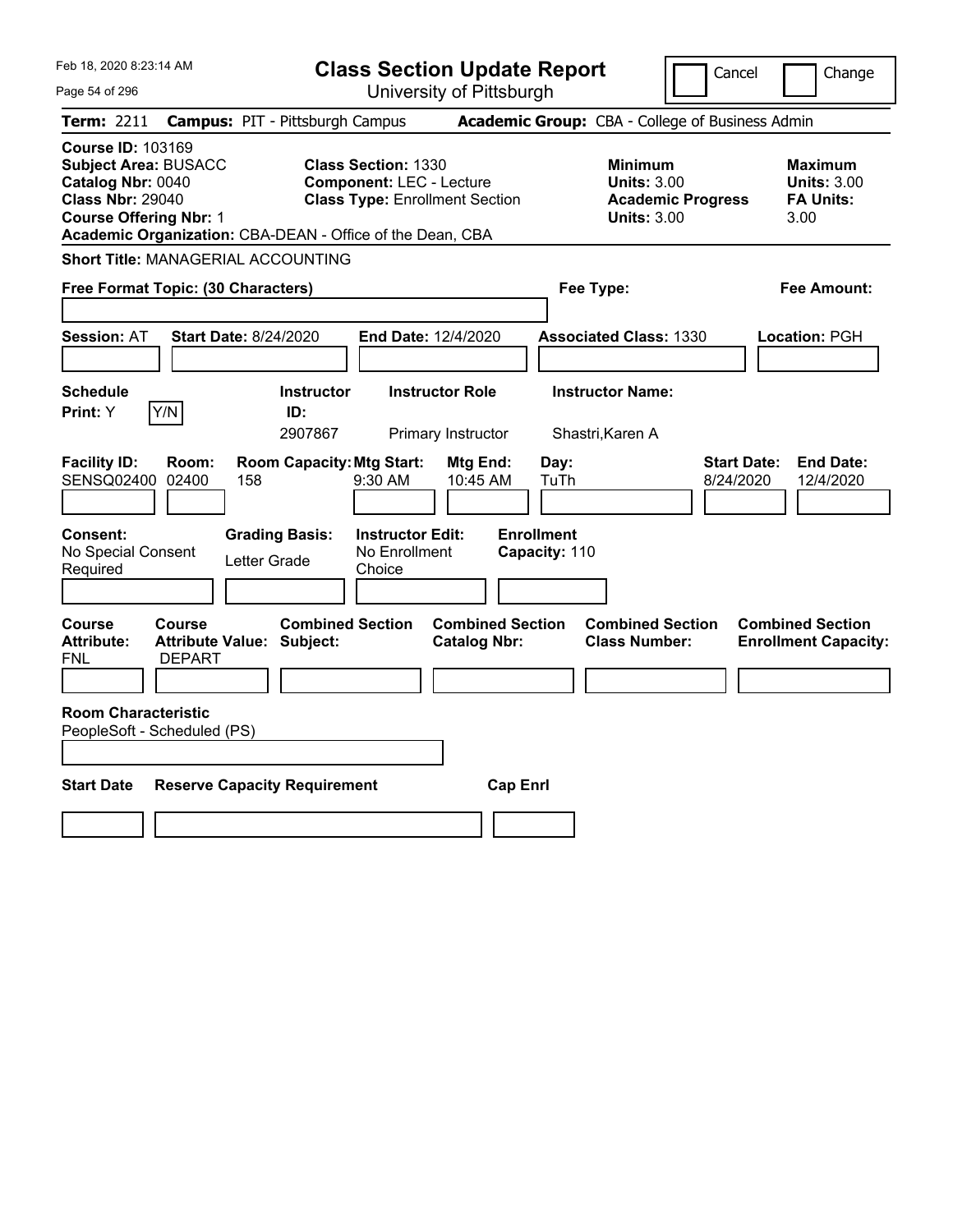# Class Section Update Report

University of Pittsburgh

Feb 18, 2020 8:23:14 AM

Cancel | Change

**Term:** 2211 **Campus:** PIT - Pittsburgh Campus **Academic Group:** CBA - College of Business Admin

**Course ID:** 103169
**Subject Area:** BUSACC
**Catalog Nbr:** 0040
**Class Nbr:** 29040
**Course Offering Nbr:** 1
**Academic Organization:** CBA-DEAN - Office of the Dean, CBA

**Class Section:** 1330
**Component:** LEC - Lecture
**Class Type:** Enrollment Section

**Minimum Units:** 3.00
**Academic Progress Units:** 3.00

**Maximum Units:** 3.00
**FA Units:** 3.00

**Short Title:** MANAGERIAL ACCOUNTING

**Free Format Topic: (30 Characters)**

**Fee Type:**

**Fee Amount:**

**Session:** AT **Start Date:** 8/24/2020 **End Date:** 12/4/2020 **Associated Class:** 1330 **Location:** PGH

| Schedule Print | Instructor ID | Instructor Role | Instructor Name |
|---|---|---|---|
| Y (Y/N) | 2907867 | Primary Instructor | Shastri,Karen A |

| Facility ID | Room | Room Capacity | Mtg Start | Mtg End | Day | Start Date | End Date |
|---|---|---|---|---|---|---|---|
| SENSQ02400 | 02400 | 158 | 9:30 AM | 10:45 AM | TuTh | 8/24/2020 | 12/4/2020 |

| Consent | Grading Basis | Instructor Edit | Enrollment Capacity |
|---|---|---|---|
| No Special Consent Required | Letter Grade | No Enrollment Choice | 110 |

| Course Attribute | Course Attribute Value | Combined Section Subject | Combined Section Catalog Nbr | Combined Section Class Number | Combined Section Enrollment Capacity |
|---|---|---|---|---|---|
| FNL | DEPART | | | | |

**Room Characteristic**
PeopleSoft - Scheduled (PS)

| Start Date | Reserve Capacity Requirement | Cap Enrl |
|---|---|---|
| | | |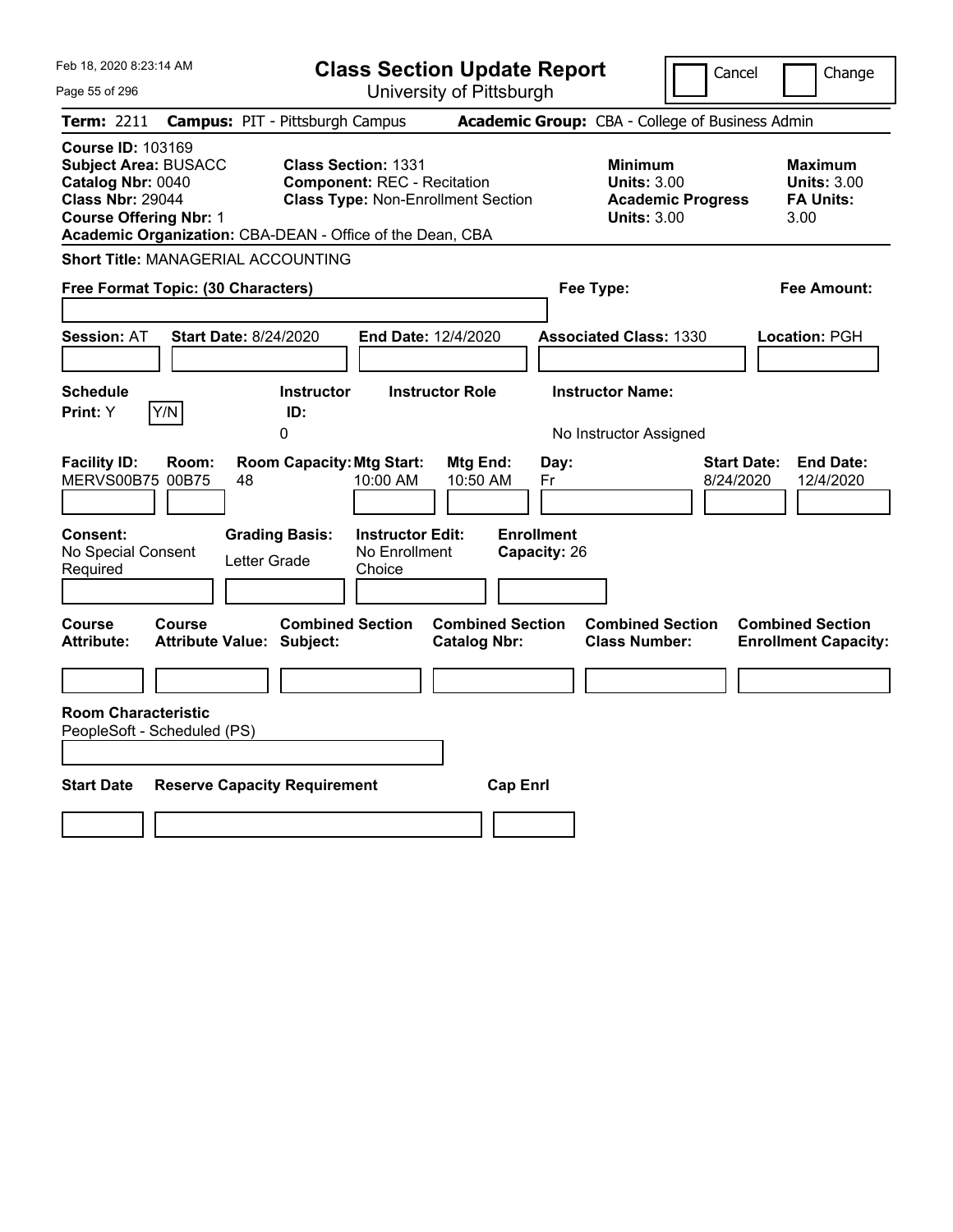Feb 18, 2020 8:23:14 AM

# Class Section Update Report

University of Pittsburgh

Cancel | Change

**Term:** 2211 **Campus:** PIT - Pittsburgh Campus **Academic Group:** CBA - College of Business Admin

**Course ID:** 103169
**Subject Area:** BUSACC
**Catalog Nbr:** 0040
**Class Nbr:** 29044
**Course Offering Nbr:** 1

**Class Section:** 1331
**Component:** REC - Recitation
**Class Type:** Non-Enrollment Section

**Minimum Units:** 3.00
**Academic Progress Units:** 3.00

**Maximum Units:** 3.00
**FA Units:** 3.00

**Academic Organization:** CBA-DEAN - Office of the Dean, CBA

**Short Title:** MANAGERIAL ACCOUNTING

**Free Format Topic: (30 Characters)**

**Fee Type:**

**Fee Amount:**

**Session:** AT **Start Date:** 8/24/2020 **End Date:** 12/4/2020 **Associated Class:** 1330 **Location:** PGH

| Schedule Print | | Instructor ID | Instructor Role | Instructor Name |
|---|---|---|---|---|
| Y | Y/N | 0 | | No Instructor Assigned |

| Facility ID | Room | Room Capacity | Mtg Start | Mtg End | Day | Start Date | End Date |
|---|---|---|---|---|---|---|---|
| MERVS00B75 | 00B75 | 48 | 10:00 AM | 10:50 AM | Fr | 8/24/2020 | 12/4/2020 |

| Consent | Grading Basis | Instructor Edit | Enrollment Capacity |
|---|---|---|---|
| No Special Consent Required | Letter Grade | No Enrollment Choice | 26 |

| Course Attribute | Course Attribute Value | Combined Section Subject | Combined Section Catalog Nbr | Combined Section Class Number | Combined Section Enrollment Capacity |
|---|---|---|---|---|---|
| | | | | | |

**Room Characteristic**
PeopleSoft - Scheduled (PS)

| Start Date | Reserve Capacity Requirement | Cap Enrl |
|---|---|---|
| | | |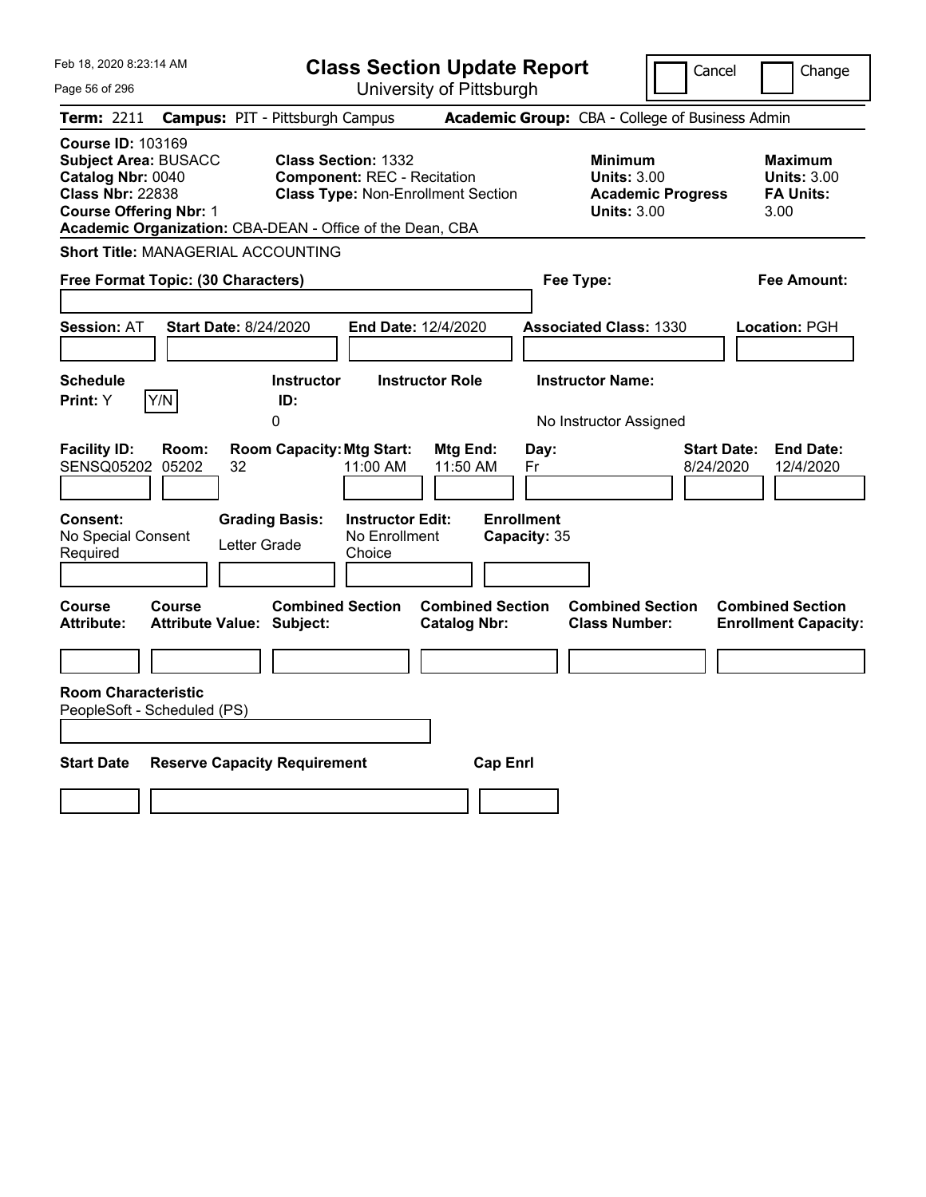# Class Section Update Report

University of Pittsburgh

Cancel | Change

**Term:** 2211 **Campus:** PIT - Pittsburgh Campus **Academic Group:** CBA - College of Business Admin

**Course ID:** 103169
**Subject Area:** BUSACC
**Catalog Nbr:** 0040
**Class Nbr:** 22838
**Course Offering Nbr:** 1
**Academic Organization:** CBA-DEAN - Office of the Dean, CBA

**Class Section:** 1332
**Component:** REC - Recitation
**Class Type:** Non-Enrollment Section

**Minimum Units:** 3.00
**Academic Progress Units:** 3.00

**Maximum Units:** 3.00
**FA Units:** 3.00

**Short Title:** MANAGERIAL ACCOUNTING

**Free Format Topic: (30 Characters)**

**Fee Type:**

**Fee Amount:**

**Session:** AT **Start Date:** 8/24/2020 **End Date:** 12/4/2020 **Associated Class:** 1330 **Location:** PGH

| Schedule Print: | Instructor ID: | Instructor Role | Instructor Name: |
|---|---|---|---|
| Y (Y/N) | 0 | | No Instructor Assigned |

| Facility ID: | Room: | Room Capacity: | Mtg Start: | Mtg End: | Day: | Start Date: | End Date: |
|---|---|---|---|---|---|---|---|
| SENSQ05202 | 05202 | 32 | 11:00 AM | 11:50 AM | Fr | 8/24/2020 | 12/4/2020 |

| Consent: | Grading Basis: | Instructor Edit: | Enrollment Capacity: |
|---|---|---|---|
| No Special Consent Required | Letter Grade | No Enrollment Choice | 35 |

| Course Attribute: | Course Attribute Value: | Combined Section Subject: | Combined Section Catalog Nbr: | Combined Section Class Number: | Combined Section Enrollment Capacity: |
|---|---|---|---|---|---|
| | | | | | |

**Room Characteristic**
PeopleSoft - Scheduled (PS)

| Start Date | Reserve Capacity Requirement | Cap Enrl |
|---|---|---|
| | | |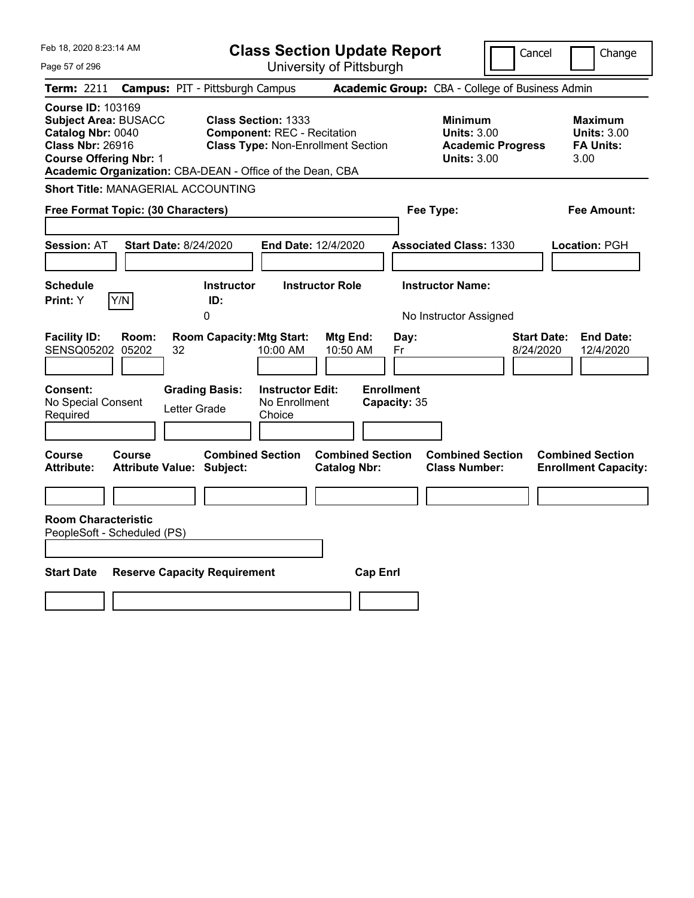Feb 18, 2020 8:23:14 AM

# Class Section Update Report

University of Pittsburgh

Cancel Change

**Term:** 2211 **Campus:** PIT - Pittsburgh Campus **Academic Group:** CBA - College of Business Admin

**Course ID:** 103169
**Subject Area:** BUSACC
**Catalog Nbr:** 0040
**Class Nbr:** 26916
**Course Offering Nbr:** 1
**Academic Organization:** CBA-DEAN - Office of the Dean, CBA

**Class Section:** 1333
**Component:** REC - Recitation
**Class Type:** Non-Enrollment Section

**Minimum Units:** 3.00
**Academic Progress Units:** 3.00

**Maximum Units:** 3.00
**FA Units:** 3.00

**Short Title:** MANAGERIAL ACCOUNTING

**Free Format Topic: (30 Characters)**

**Fee Type:**

**Fee Amount:**

**Session:** AT **Start Date:** 8/24/2020 **End Date:** 12/4/2020 **Associated Class:** 1330 **Location:** PGH

| Schedule Print | Instructor ID | Instructor Role | Instructor Name |
|---|---|---|---|
| Y Y/N | 0 | | No Instructor Assigned |

| Facility ID | Room | Room Capacity | Mtg Start | Mtg End | Day | Start Date | End Date |
|---|---|---|---|---|---|---|---|
| SENSQ05202 | 05202 | 32 | 10:00 AM | 10:50 AM | Fr | 8/24/2020 | 12/4/2020 |

| Consent | Grading Basis | Instructor Edit | Enrollment Capacity |
|---|---|---|---|
| No Special Consent Required | Letter Grade | No Enrollment Choice | 35 |

| Course Attribute | Course Attribute Value | Combined Section Subject | Combined Section Catalog Nbr | Combined Section Class Number | Combined Section Enrollment Capacity |
|---|---|---|---|---|---|
| | | | | | |

**Room Characteristic**
PeopleSoft - Scheduled (PS)

| Start Date | Reserve Capacity Requirement | Cap Enrl |
|---|---|---|
| | | |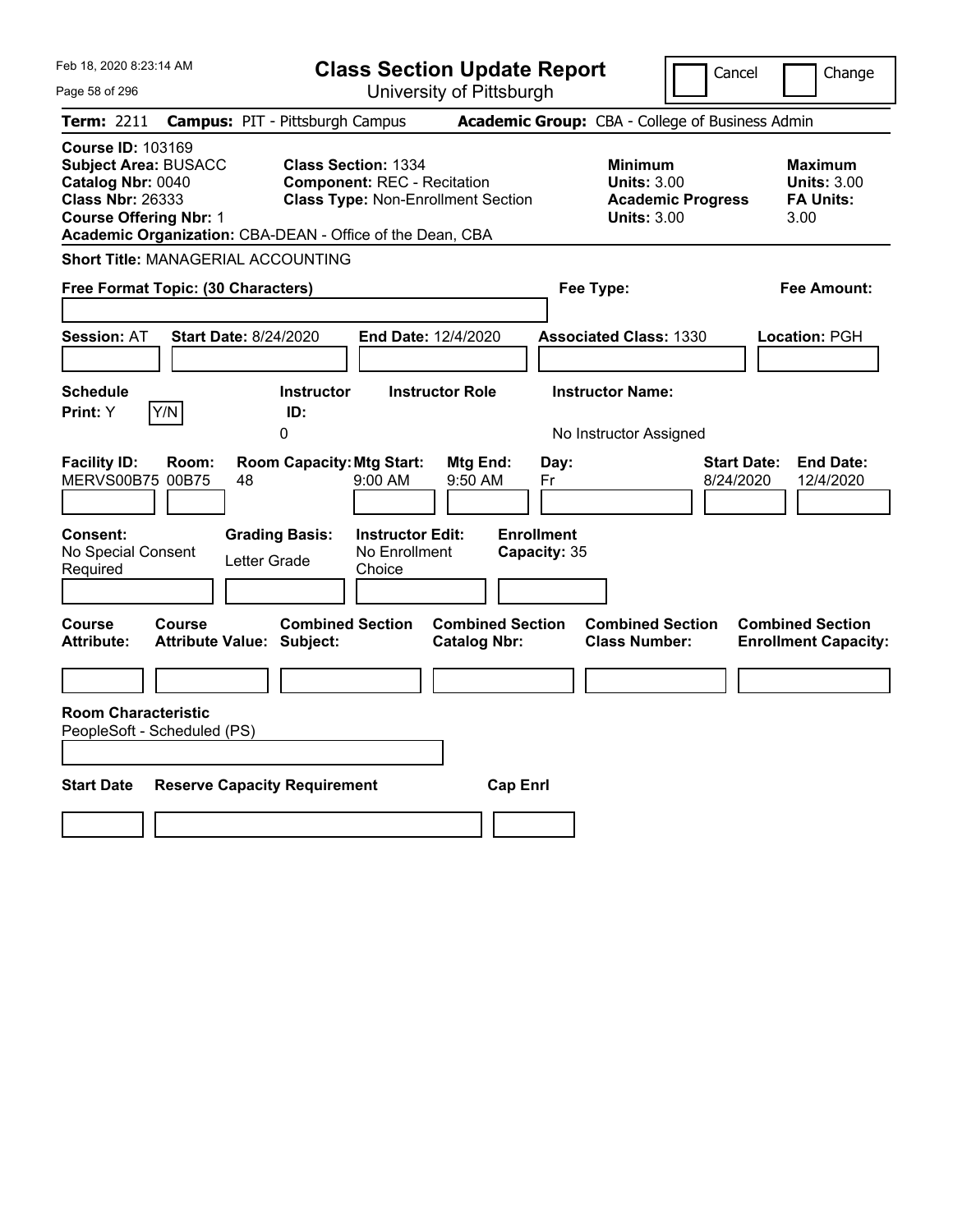# Class Section Update Report

University of Pittsburgh

Cancel | Change

**Term:** 2211 **Campus:** PIT - Pittsburgh Campus **Academic Group:** CBA - College of Business Admin

**Course ID:** 103169
**Subject Area:** BUSACC
**Catalog Nbr:** 0040
**Class Nbr:** 26333
**Course Offering Nbr:** 1
**Academic Organization:** CBA-DEAN - Office of the Dean, CBA

**Class Section:** 1334
**Component:** REC - Recitation
**Class Type:** Non-Enrollment Section

**Minimum Units:** 3.00
**Academic Progress Units:** 3.00

**Maximum Units:** 3.00
**FA Units:** 3.00

**Short Title:** MANAGERIAL ACCOUNTING

**Free Format Topic: (30 Characters)**

**Fee Type:**

**Fee Amount:**

**Session:** AT **Start Date:** 8/24/2020 **End Date:** 12/4/2020 **Associated Class:** 1330 **Location:** PGH

| Schedule Print | Instructor ID | Instructor Role | Instructor Name |
|---|---|---|---|
| Y (Y/N) | 0 | | No Instructor Assigned |

| Facility ID | Room | Room Capacity | Mtg Start | Mtg End | Day | Start Date | End Date |
|---|---|---|---|---|---|---|---|
| MERVS00B75 | 00B75 | 48 | 9:00 AM | 9:50 AM | Fr | 8/24/2020 | 12/4/2020 |

| Consent | Grading Basis | Instructor Edit | Enrollment Capacity |
|---|---|---|---|
| No Special Consent Required | Letter Grade | No Enrollment Choice | 35 |

| Course Attribute | Course Attribute Value | Combined Section Subject | Combined Section Catalog Nbr | Combined Section Class Number | Combined Section Enrollment Capacity |
|---|---|---|---|---|---|
| | | | | | |

**Room Characteristic**
PeopleSoft - Scheduled (PS)

| Start Date | Reserve Capacity Requirement | Cap Enrl |
|---|---|---|
| | | |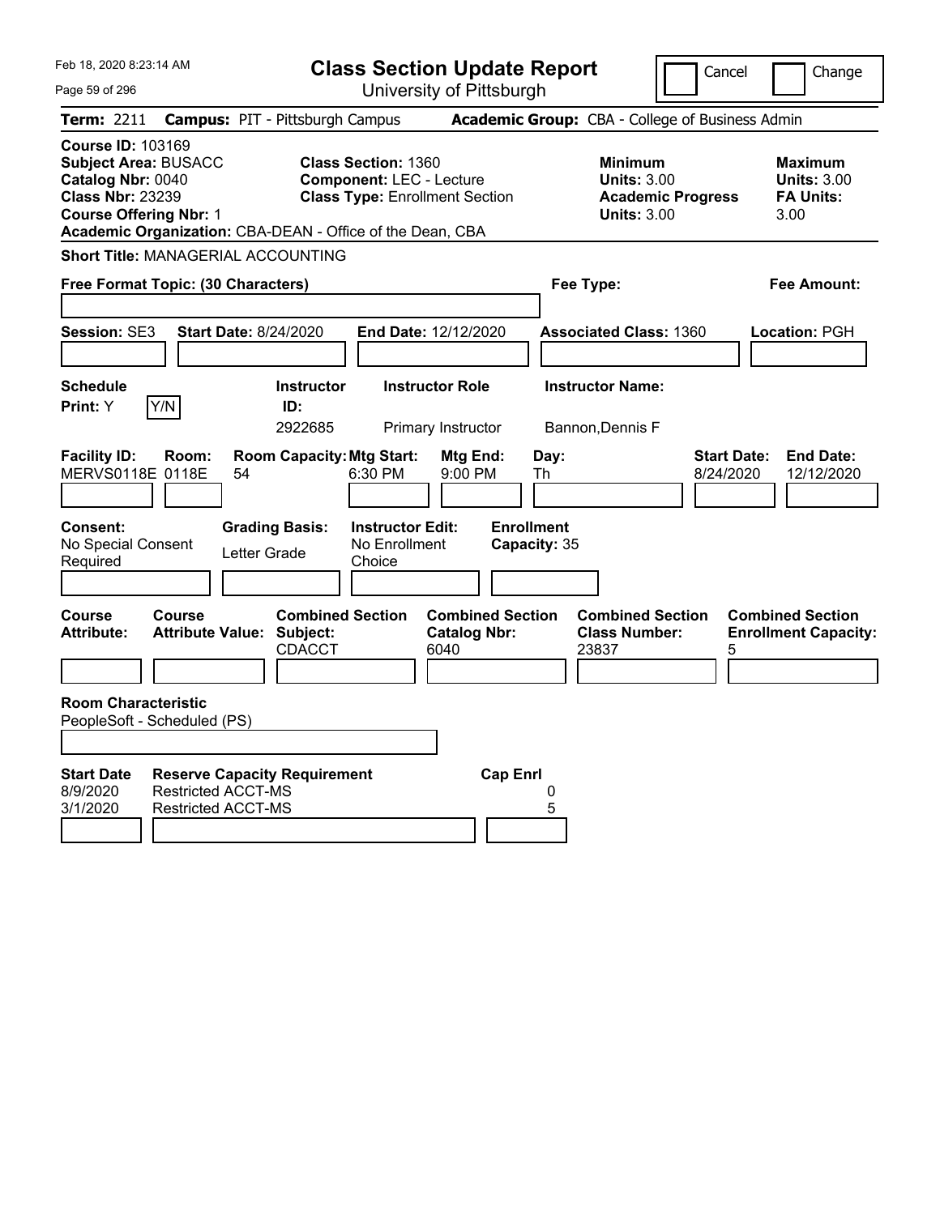Feb 18, 2020 8:23:14 AM

# Class Section Update Report

University of Pittsburgh

Cancel | Change

**Term:** 2211 **Campus:** PIT - Pittsburgh Campus **Academic Group:** CBA - College of Business Admin

**Course ID:** 103169
**Subject Area:** BUSACC
**Catalog Nbr:** 0040
**Class Nbr:** 23239
**Course Offering Nbr:** 1
**Academic Organization:** CBA-DEAN - Office of the Dean, CBA

**Class Section:** 1360
**Component:** LEC - Lecture
**Class Type:** Enrollment Section

**Minimum Units:** 3.00
**Academic Progress Units:** 3.00

**Maximum Units:** 3.00
**FA Units:** 3.00

**Short Title:** MANAGERIAL ACCOUNTING

**Free Format Topic: (30 Characters)**

**Fee Type:**

**Fee Amount:**

**Session:** SE3 **Start Date:** 8/24/2020 **End Date:** 12/12/2020 **Associated Class:** 1360 **Location:** PGH

| Schedule Print | Instructor ID | Instructor Role | Instructor Name |
|---|---|---|---|
| Y (Y/N) | 2922685 | Primary Instructor | Bannon,Dennis F |

| Facility ID | Room | Room Capacity | Mtg Start | Mtg End | Day | Start Date | End Date |
|---|---|---|---|---|---|---|---|
| MERVS0118E | 0118E | 54 | 6:30 PM | 9:00 PM | Th | 8/24/2020 | 12/12/2020 |

| Consent | Grading Basis | Instructor Edit | Enrollment Capacity |
|---|---|---|---|
| No Special Consent Required | Letter Grade | No Enrollment Choice | 35 |

| Course Attribute | Course Attribute Value | Combined Section Subject | Combined Section Catalog Nbr | Combined Section Class Number | Combined Section Enrollment Capacity |
|---|---|---|---|---|---|
| | | CDACCT | 6040 | 23837 | 5 |

**Room Characteristic**
PeopleSoft - Scheduled (PS)

| Start Date | Reserve Capacity Requirement | Cap Enrl |
|---|---|---|
| 8/9/2020 | Restricted ACCT-MS | 0 |
| 3/1/2020 | Restricted ACCT-MS | 5 |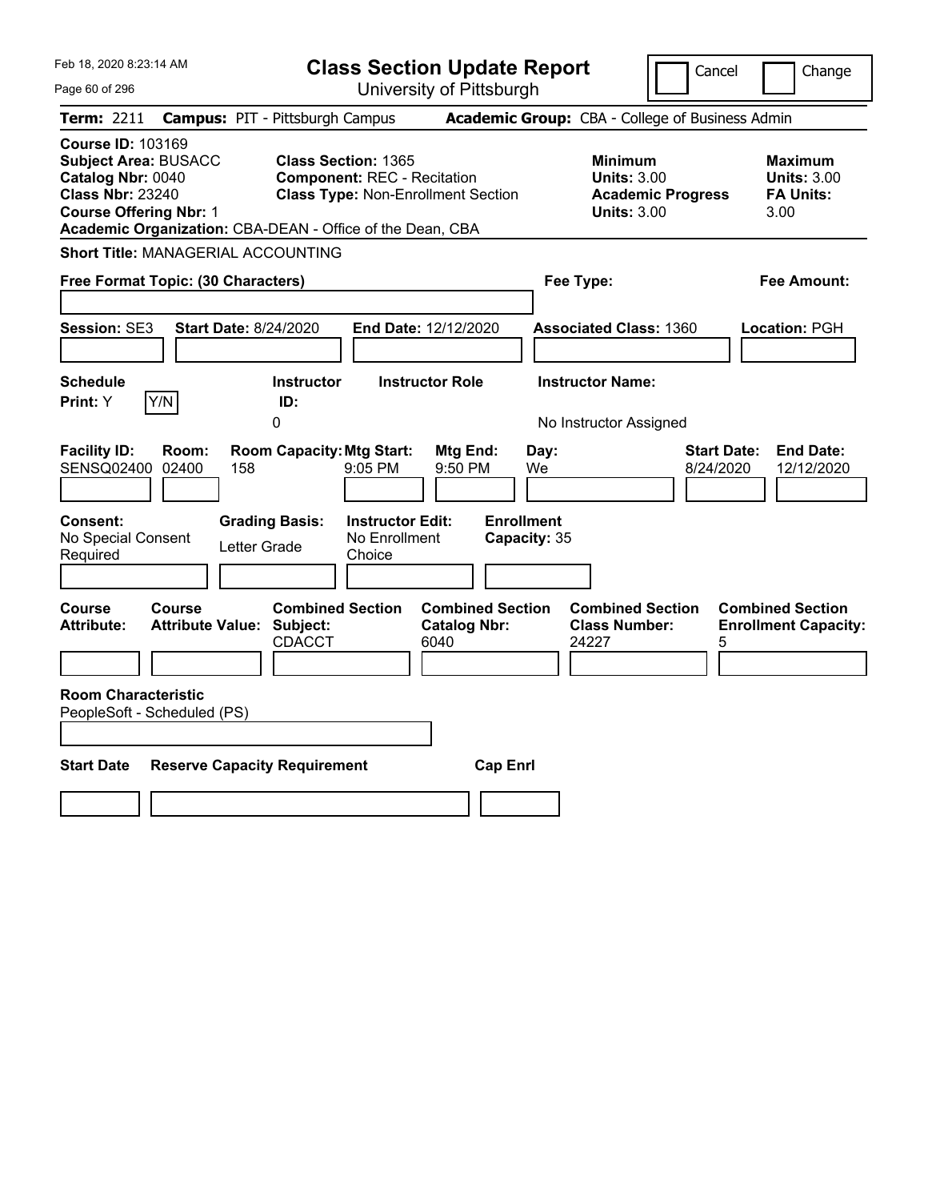Feb 18, 2020 8:23:14 AM

# Class Section Update Report

University of Pittsburgh

Cancel | Change

**Term:** 2211 **Campus:** PIT - Pittsburgh Campus **Academic Group:** CBA - College of Business Admin

**Course ID:** 103169
**Subject Area:** BUSACC
**Catalog Nbr:** 0040
**Class Nbr:** 23240
**Course Offering Nbr:** 1
**Academic Organization:** CBA-DEAN - Office of the Dean, CBA

**Class Section:** 1365
**Component:** REC - Recitation
**Class Type:** Non-Enrollment Section

**Minimum Units:** 3.00
**Academic Progress Units:** 3.00

**Maximum Units:** 3.00
**FA Units:** 3.00

**Short Title:** MANAGERIAL ACCOUNTING

**Free Format Topic: (30 Characters)**

**Fee Type:**

**Fee Amount:**

**Session:** SE3 **Start Date:** 8/24/2020 **End Date:** 12/12/2020 **Associated Class:** 1360 **Location:** PGH

| Schedule Print | Instructor ID | Instructor Role | Instructor Name |
|---|---|---|---|
| Y | 0 | | No Instructor Assigned |

| Facility ID | Room | Room Capacity | Mtg Start | Mtg End | Day | Start Date | End Date |
|---|---|---|---|---|---|---|---|
| SENSQ02400 | 02400 | 158 | 9:05 PM | 9:50 PM | We | 8/24/2020 | 12/12/2020 |

| Consent | Grading Basis | Instructor Edit | Enrollment Capacity |
|---|---|---|---|
| No Special Consent Required | Letter Grade | No Enrollment Choice | 35 |

| Course Attribute | Course Attribute Value | Combined Section Subject | Combined Section Catalog Nbr | Combined Section Class Number | Combined Section Enrollment Capacity |
|---|---|---|---|---|---|
| | | CDACCT | 6040 | 24227 | 5 |

**Room Characteristic**
PeopleSoft - Scheduled (PS)

| Start Date | Reserve Capacity Requirement | Cap Enrl |
|---|---|---|
| | | |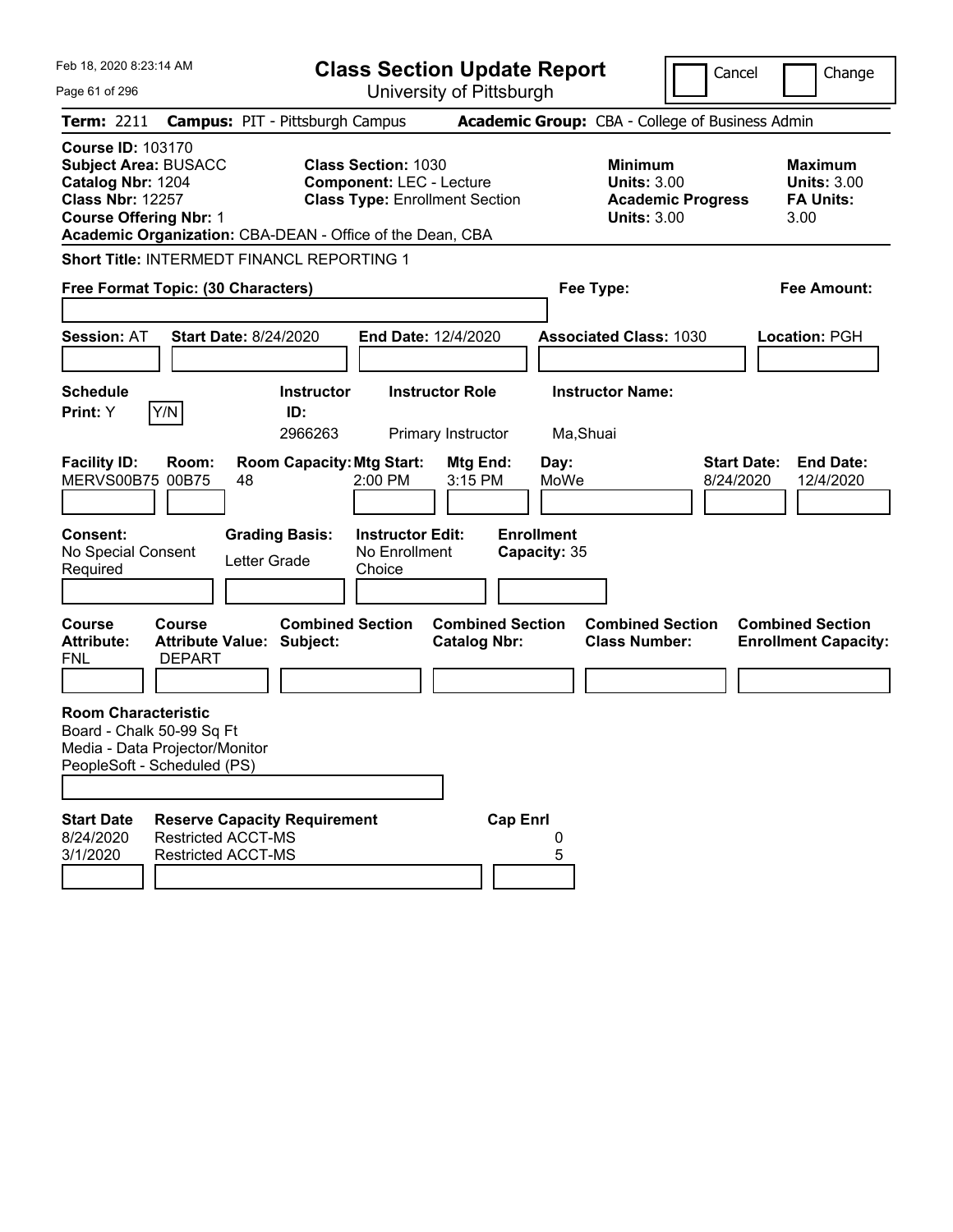# Class Section Update Report

University of Pittsburgh

Feb 18, 2020 8:23:14 AM

Cancel | Change

**Term:** 2211 **Campus:** PIT - Pittsburgh Campus **Academic Group:** CBA - College of Business Admin

**Course ID:** 103170
**Subject Area:** BUSACC
**Catalog Nbr:** 1204
**Class Nbr:** 12257
**Course Offering Nbr:** 1
**Academic Organization:** CBA-DEAN - Office of the Dean, CBA

**Class Section:** 1030
**Component:** LEC - Lecture
**Class Type:** Enrollment Section

**Minimum Units:** 3.00
**Academic Progress Units:** 3.00

**Maximum Units:** 3.00
**FA Units:** 3.00

**Short Title:** INTERMEDT FINANCL REPORTING 1

**Free Format Topic: (30 Characters)**

**Fee Type:**

**Fee Amount:**

**Session:** AT **Start Date:** 8/24/2020 **End Date:** 12/4/2020 **Associated Class:** 1030 **Location:** PGH

| Schedule Print | Instructor ID | Instructor Role | Instructor Name |
|---|---|---|---|
| Y (Y/N) | 2966263 | Primary Instructor | Ma,Shuai |

| Facility ID | Room | Room Capacity | Mtg Start | Mtg End | Day | Start Date | End Date |
|---|---|---|---|---|---|---|---|
| MERVS00B75 | 00B75 | 48 | 2:00 PM | 3:15 PM | MoWe | 8/24/2020 | 12/4/2020 |

**Consent:** No Special Consent Required
**Grading Basis:** Letter Grade
**Instructor Edit:** No Enrollment Choice
**Enrollment Capacity:** 35

| Course Attribute | Course Attribute Value | Combined Section Subject | Combined Section Catalog Nbr | Combined Section Class Number | Combined Section Enrollment Capacity |
|---|---|---|---|---|---|
| FNL | DEPART | | | | |

**Room Characteristic**
Board - Chalk 50-99 Sq Ft
Media - Data Projector/Monitor
PeopleSoft - Scheduled (PS)

| Start Date | Reserve Capacity Requirement | Cap Enrl |
|---|---|---|
| 8/24/2020 | Restricted ACCT-MS | 0 |
| 3/1/2020 | Restricted ACCT-MS | 5 |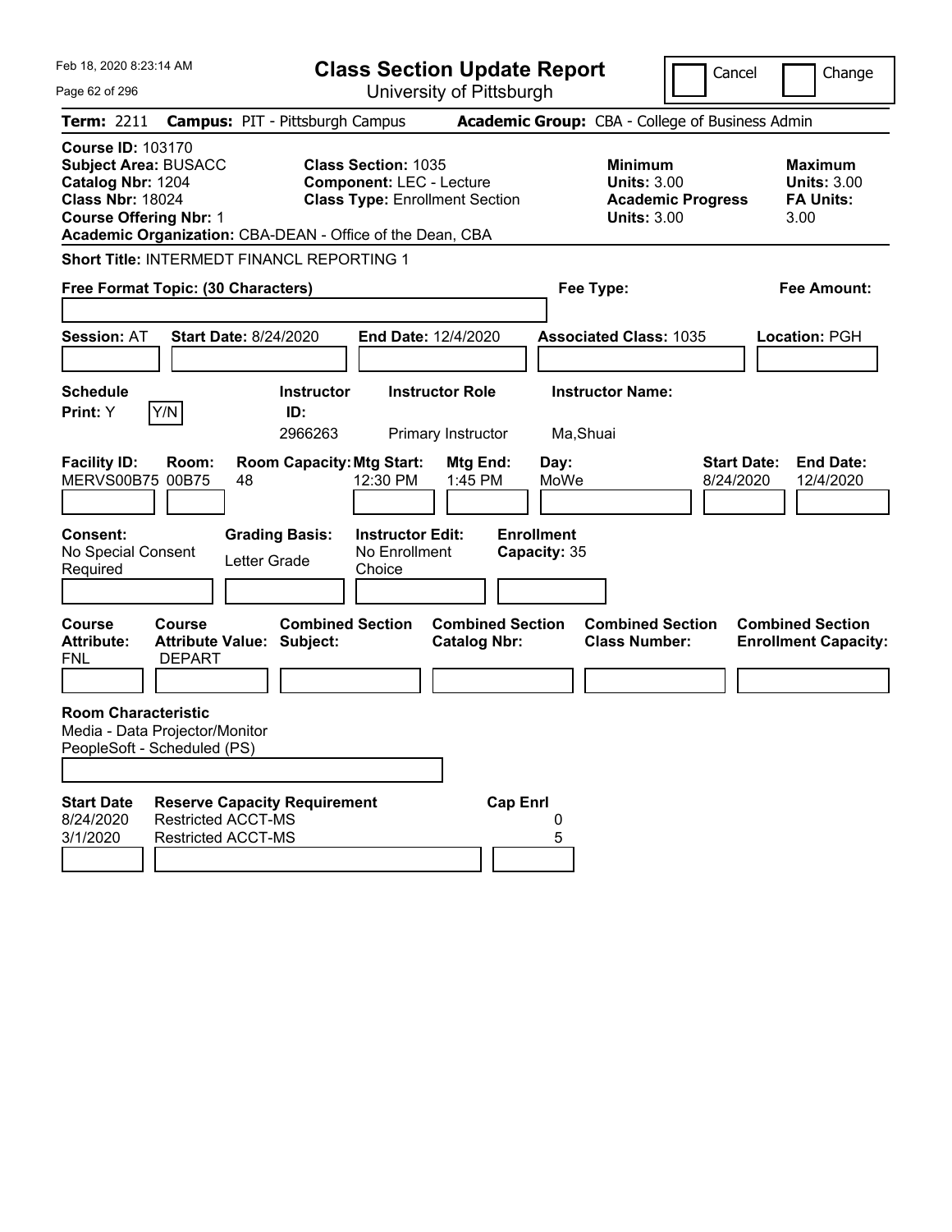# Class Section Update Report

University of Pittsburgh

Feb 18, 2020 8:23:14 AM

Cancel | Change

**Term:** 2211 **Campus:** PIT - Pittsburgh Campus **Academic Group:** CBA - College of Business Admin

**Course ID:** 103170
**Subject Area:** BUSACC
**Catalog Nbr:** 1204
**Class Nbr:** 18024
**Course Offering Nbr:** 1
**Academic Organization:** CBA-DEAN - Office of the Dean, CBA

**Class Section:** 1035
**Component:** LEC - Lecture
**Class Type:** Enrollment Section

**Minimum Units:** 3.00
**Academic Progress Units:** 3.00

**Maximum Units:** 3.00
**FA Units:** 3.00

**Short Title:** INTERMEDT FINANCL REPORTING 1

**Free Format Topic: (30 Characters)**

**Fee Type:**

**Fee Amount:**

**Session:** AT **Start Date:** 8/24/2020 **End Date:** 12/4/2020 **Associated Class:** 1035 **Location:** PGH

| Schedule Print | Instructor ID | Instructor Role | Instructor Name |
|---|---|---|---|
| Y (Y/N) | 2966263 | Primary Instructor | Ma,Shuai |

| Facility ID | Room | Room Capacity | Mtg Start | Mtg End | Day | Start Date | End Date |
|---|---|---|---|---|---|---|---|
| MERVS00B75 | 00B75 | 48 | 12:30 PM | 1:45 PM | MoWe | 8/24/2020 | 12/4/2020 |

| Consent | Grading Basis | Instructor Edit | Enrollment Capacity |
|---|---|---|---|
| No Special Consent Required | Letter Grade | No Enrollment Choice | 35 |

| Course Attribute | Course Attribute Value | Combined Section Subject | Combined Section Catalog Nbr | Combined Section Class Number | Combined Section Enrollment Capacity |
|---|---|---|---|---|---|
| FNL | DEPART | | | | |

**Room Characteristic**
Media - Data Projector/Monitor
PeopleSoft - Scheduled (PS)

| Start Date | Reserve Capacity Requirement | Cap Enrl |
|---|---|---|
| 8/24/2020 | Restricted ACCT-MS | 0 |
| 3/1/2020 | Restricted ACCT-MS | 5 |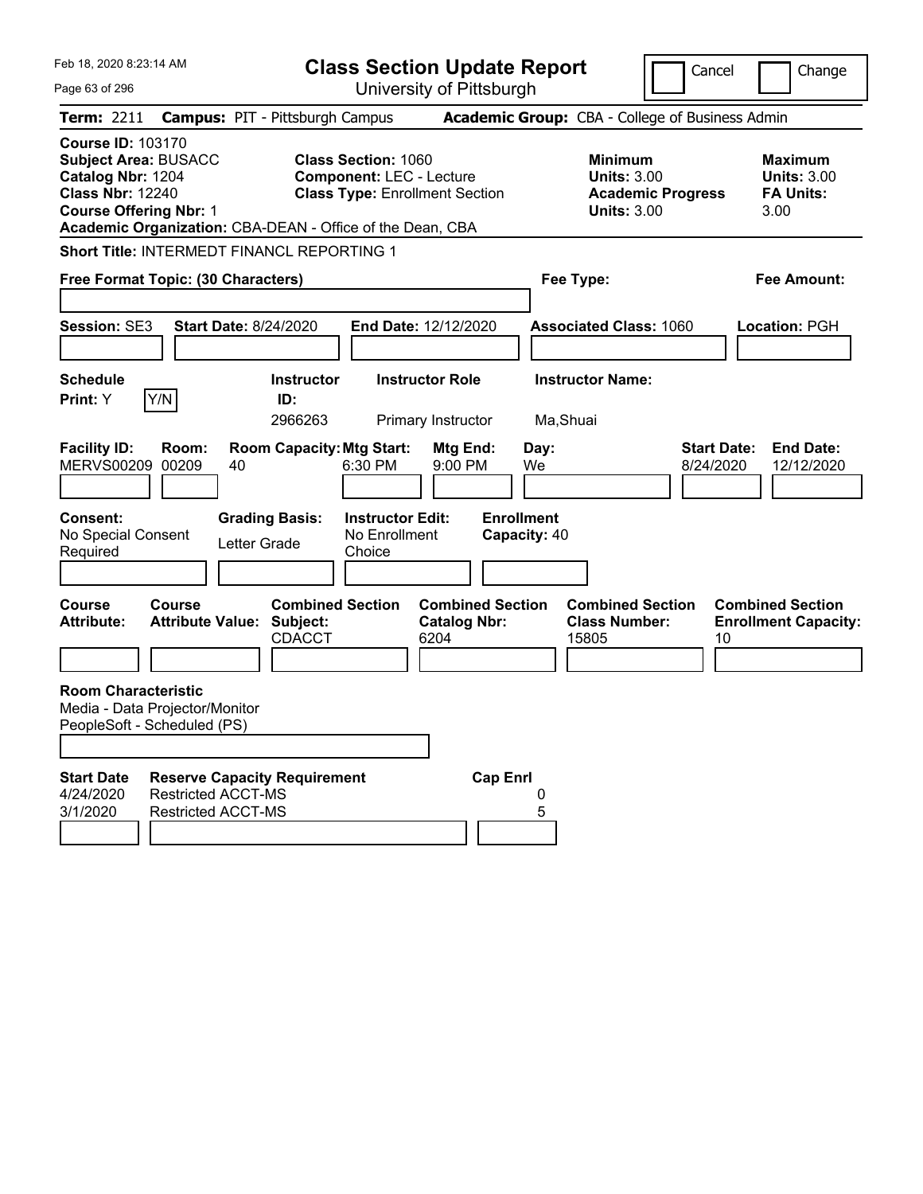Feb 18, 2020 8:23:14 AM

# Class Section Update Report

University of Pittsburgh

Cancel | Change

**Term:** 2211 **Campus:** PIT - Pittsburgh Campus **Academic Group:** CBA - College of Business Admin

**Course ID:** 103170
**Subject Area:** BUSACC
**Catalog Nbr:** 1204
**Class Nbr:** 12240
**Course Offering Nbr:** 1

**Class Section:** 1060
**Component:** LEC - Lecture
**Class Type:** Enrollment Section

**Minimum Units:** 3.00
**Academic Progress Units:** 3.00

**Maximum Units:** 3.00
**FA Units:** 3.00

**Academic Organization:** CBA-DEAN - Office of the Dean, CBA

**Short Title:** INTERMEDT FINANCL REPORTING 1

**Free Format Topic: (30 Characters)**

**Fee Type:**

**Fee Amount:**

**Session:** SE3 **Start Date:** 8/24/2020 **End Date:** 12/12/2020 **Associated Class:** 1060 **Location:** PGH

| Schedule Print | Instructor ID | Instructor Role | Instructor Name |
|---|---|---|---|
| Y (Y/N) | 2966263 | Primary Instructor | Ma,Shuai |

| Facility ID | Room | Room Capacity | Mtg Start | Mtg End | Day | Start Date | End Date |
|---|---|---|---|---|---|---|---|
| MERVS00209 | 00209 | 40 | 6:30 PM | 9:00 PM | We | 8/24/2020 | 12/12/2020 |

| Consent | Grading Basis | Instructor Edit | Enrollment Capacity |
|---|---|---|---|
| No Special Consent Required | Letter Grade | No Enrollment Choice | 40 |

| Course Attribute | Course Attribute Value | Combined Section Subject | Combined Section Catalog Nbr | Combined Section Class Number | Combined Section Enrollment Capacity |
|---|---|---|---|---|---|
| | | CDACCT | 6204 | 15805 | 10 |

**Room Characteristic**
Media - Data Projector/Monitor
PeopleSoft - Scheduled (PS)

| Start Date | Reserve Capacity Requirement | Cap Enrl |
|---|---|---|
| 4/24/2020 | Restricted ACCT-MS | 0 |
| 3/1/2020 | Restricted ACCT-MS | 5 |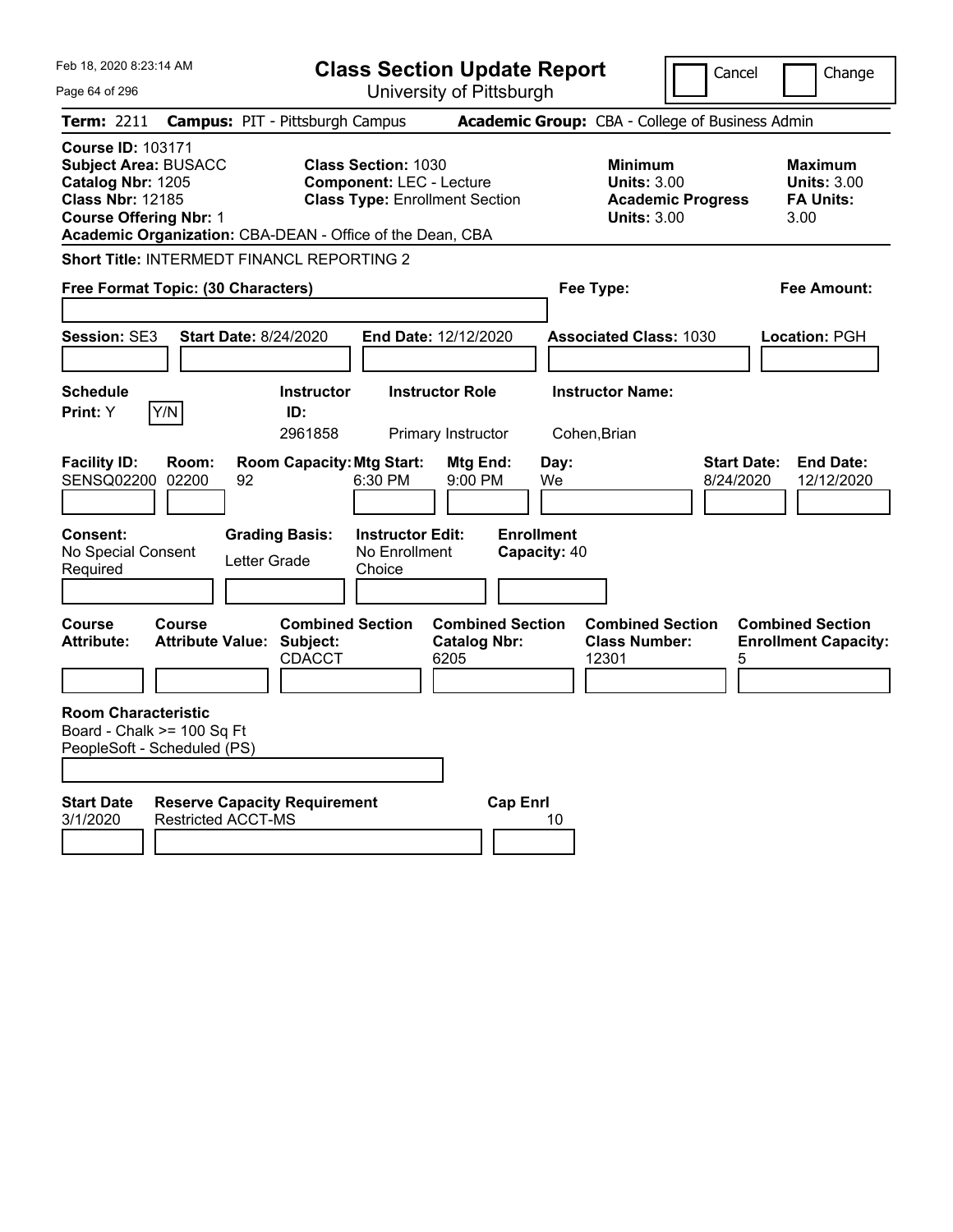Feb 18, 2020 8:23:14 AM

# Class Section Update Report

University of Pittsburgh

Cancel | Change

**Term:** 2211 **Campus:** PIT - Pittsburgh Campus **Academic Group:** CBA - College of Business Admin

**Course ID:** 103171
**Subject Area:** BUSACC
**Catalog Nbr:** 1205
**Class Nbr:** 12185
**Course Offering Nbr:** 1
**Academic Organization:** CBA-DEAN - Office of the Dean, CBA

**Class Section:** 1030
**Component:** LEC - Lecture
**Class Type:** Enrollment Section

**Minimum Units:** 3.00
**Academic Progress Units:** 3.00

**Maximum Units:** 3.00
**FA Units:** 3.00

**Short Title:** INTERMEDT FINANCL REPORTING 2

**Free Format Topic: (30 Characters)**

**Fee Type:**

**Fee Amount:**

**Session:** SE3 **Start Date:** 8/24/2020 **End Date:** 12/12/2020 **Associated Class:** 1030 **Location:** PGH

| Schedule Print | Instructor ID | Instructor Role | Instructor Name |
|---|---|---|---|
| Y (Y/N) | 2961858 | Primary Instructor | Cohen,Brian |

| Facility ID | Room | Room Capacity | Mtg Start | Mtg End | Day | Start Date | End Date |
|---|---|---|---|---|---|---|---|
| SENSQ02200 | 02200 | 92 | 6:30 PM | 9:00 PM | We | 8/24/2020 | 12/12/2020 |

| Consent | Grading Basis | Instructor Edit | Enrollment Capacity |
|---|---|---|---|
| No Special Consent Required | Letter Grade | No Enrollment Choice | 40 |

| Course Attribute | Course Attribute Value | Combined Section Subject | Combined Section Catalog Nbr | Combined Section Class Number | Combined Section Enrollment Capacity |
|---|---|---|---|---|---|
| | | CDACCT | 6205 | 12301 | 5 |

**Room Characteristic**
Board - Chalk >= 100 Sq Ft
PeopleSoft - Scheduled (PS)

| Start Date | Reserve Capacity Requirement | Cap Enrl |
|---|---|---|
| 3/1/2020 | Restricted ACCT-MS | 10 |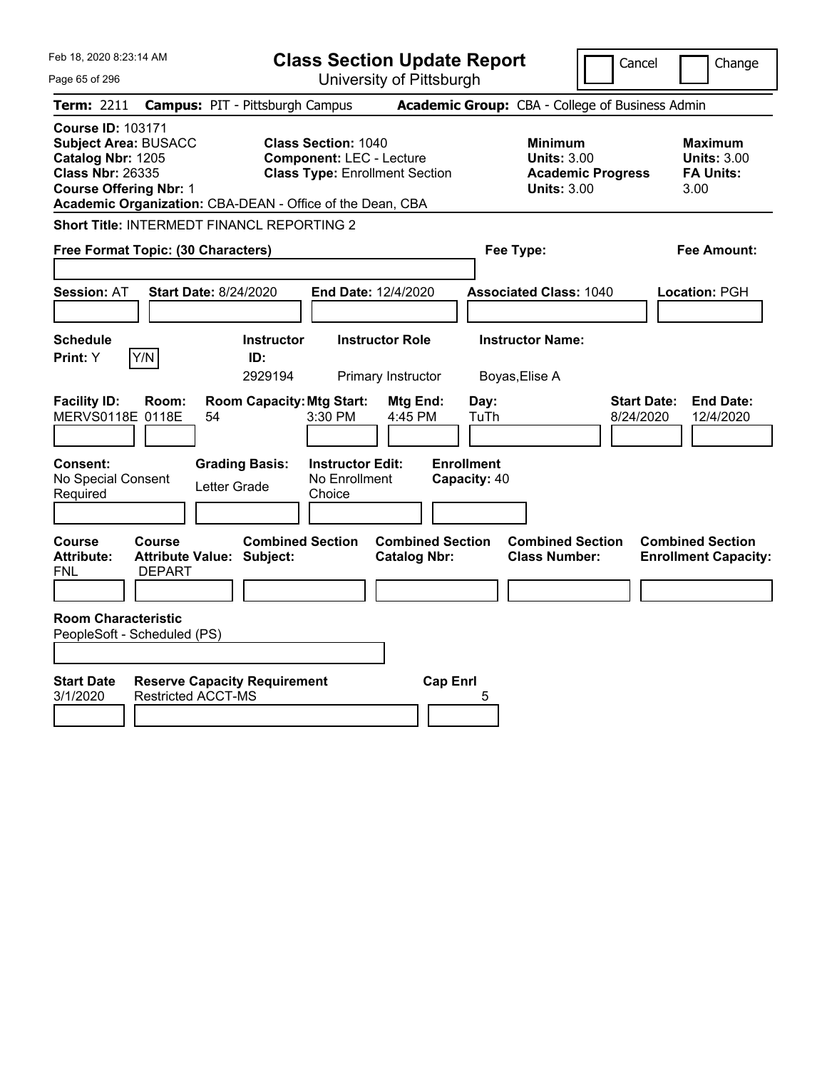# Class Section Update Report

University of Pittsburgh

Cancel | Change

**Term:** 2211 **Campus:** PIT - Pittsburgh Campus **Academic Group:** CBA - College of Business Admin

**Course ID:** 103171
**Subject Area:** BUSACC
**Catalog Nbr:** 1205
**Class Nbr:** 26335
**Course Offering Nbr:** 1
**Academic Organization:** CBA-DEAN - Office of the Dean, CBA

**Class Section:** 1040
**Component:** LEC - Lecture
**Class Type:** Enrollment Section

**Minimum Units:** 3.00
**Academic Progress Units:** 3.00

**Maximum Units:** 3.00
**FA Units:** 3.00

**Short Title:** INTERMEDT FINANCL REPORTING 2

**Free Format Topic: (30 Characters)**

**Fee Type:**

**Fee Amount:**

**Session:** AT **Start Date:** 8/24/2020 **End Date:** 12/4/2020 **Associated Class:** 1040 **Location:** PGH

| Schedule Print | Instructor ID | Instructor Role | Instructor Name |
|---|---|---|---|
| Y (Y/N) | 2929194 | Primary Instructor | Boyas,Elise A |

| Facility ID | Room | Room Capacity | Mtg Start | Mtg End | Day | Start Date | End Date |
|---|---|---|---|---|---|---|---|
| MERVS0118E | 0118E | 54 | 3:30 PM | 4:45 PM | TuTh | 8/24/2020 | 12/4/2020 |

| Consent | Grading Basis | Instructor Edit | Enrollment Capacity |
|---|---|---|---|
| No Special Consent Required | Letter Grade | No Enrollment Choice | 40 |

| Course Attribute | Course Attribute Value | Combined Section Subject | Combined Section Catalog Nbr | Combined Section Class Number | Combined Section Enrollment Capacity |
|---|---|---|---|---|---|
| FNL | DEPART | | | | |

**Room Characteristic**
PeopleSoft - Scheduled (PS)

| Start Date | Reserve Capacity Requirement | Cap Enrl |
|---|---|---|
| 3/1/2020 | Restricted ACCT-MS | 5 |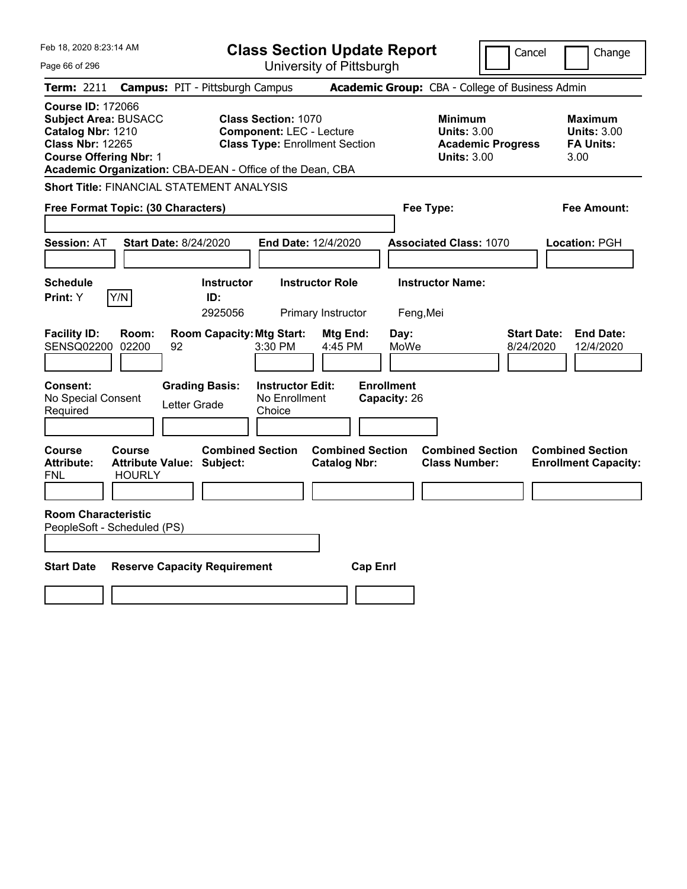# Class Section Update Report

University of Pittsburgh

Cancel | Change

**Term:** 2211 **Campus:** PIT - Pittsburgh Campus **Academic Group:** CBA - College of Business Admin

**Course ID:** 172066
**Subject Area:** BUSACC
**Catalog Nbr:** 1210
**Class Nbr:** 12265
**Course Offering Nbr:** 1
**Academic Organization:** CBA-DEAN - Office of the Dean, CBA

**Class Section:** 1070
**Component:** LEC - Lecture
**Class Type:** Enrollment Section

**Minimum Units:** 3.00
**Academic Progress Units:** 3.00

**Maximum Units:** 3.00
**FA Units:** 3.00

**Short Title:** FINANCIAL STATEMENT ANALYSIS

**Free Format Topic: (30 Characters)**

**Fee Type:**

**Fee Amount:**

**Session:** AT **Start Date:** 8/24/2020 **End Date:** 12/4/2020 **Associated Class:** 1070 **Location:** PGH

| Schedule Print | Instructor ID | Instructor Role | Instructor Name |
|---|---|---|---|
| Y (Y/N) | 2925056 | Primary Instructor | Feng,Mei |

| Facility ID | Room | Room Capacity | Mtg Start | Mtg End | Day | Start Date | End Date |
|---|---|---|---|---|---|---|---|
| SENSQ02200 | 02200 | 92 | 3:30 PM | 4:45 PM | MoWe | 8/24/2020 | 12/4/2020 |

| Consent | Grading Basis | Instructor Edit | Enrollment Capacity |
|---|---|---|---|
| No Special Consent Required | Letter Grade | No Enrollment Choice | 26 |

| Course Attribute | Course Attribute Value | Combined Section Subject | Combined Section Catalog Nbr | Combined Section Class Number | Combined Section Enrollment Capacity |
|---|---|---|---|---|---|
| FNL | HOURLY | | | | |

**Room Characteristic**
PeopleSoft - Scheduled (PS)

| Start Date | Reserve Capacity Requirement | Cap Enrl |
|---|---|---|
| | | |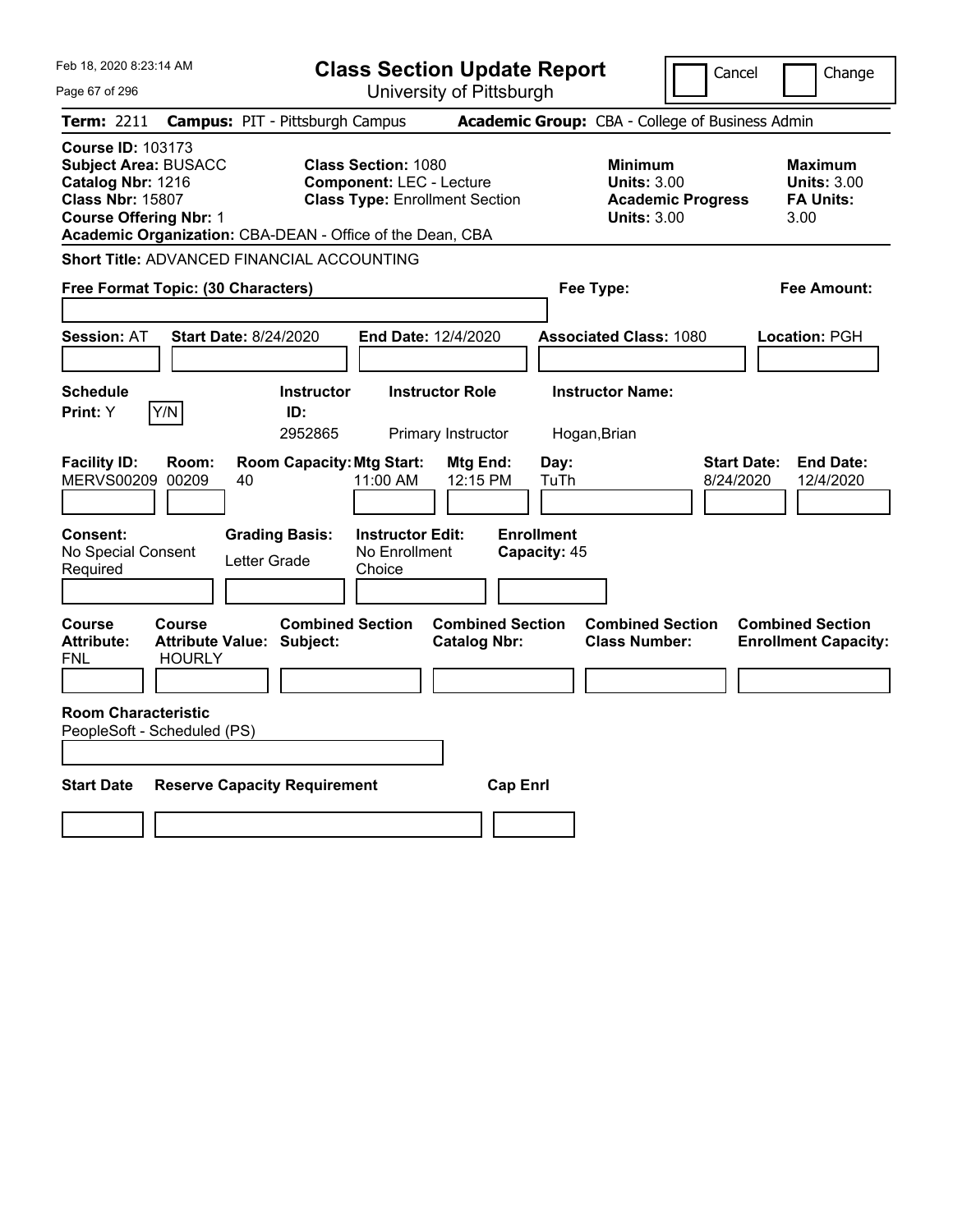Feb 18, 2020 8:23:14 AM

# Class Section Update Report

University of Pittsburgh

Cancel | Change

**Term:** 2211 **Campus:** PIT - Pittsburgh Campus **Academic Group:** CBA - College of Business Admin

**Course ID:** 103173
**Subject Area:** BUSACC
**Catalog Nbr:** 1216
**Class Nbr:** 15807
**Course Offering Nbr:** 1
**Academic Organization:** CBA-DEAN - Office of the Dean, CBA

**Class Section:** 1080
**Component:** LEC - Lecture
**Class Type:** Enrollment Section

**Minimum Units:** 3.00
**Academic Progress Units:** 3.00

**Maximum Units:** 3.00
**FA Units:** 3.00

**Short Title:** ADVANCED FINANCIAL ACCOUNTING

**Free Format Topic: (30 Characters)**

**Fee Type:**

**Fee Amount:**

**Session:** AT **Start Date:** 8/24/2020 **End Date:** 12/4/2020 **Associated Class:** 1080 **Location:** PGH

| Schedule Print | Instructor ID | Instructor Role | Instructor Name |
|---|---|---|---|
| Y (Y/N) | 2952865 | Primary Instructor | Hogan,Brian |

| Facility ID | Room | Room Capacity | Mtg Start | Mtg End | Day | Start Date | End Date |
|---|---|---|---|---|---|---|---|
| MERVS00209 | 00209 | 40 | 11:00 AM | 12:15 PM | TuTh | 8/24/2020 | 12/4/2020 |

| Consent | Grading Basis | Instructor Edit | Enrollment Capacity |
|---|---|---|---|
| No Special Consent Required | Letter Grade | No Enrollment Choice | 45 |

| Course Attribute | Course Attribute Value | Combined Section Subject | Combined Section Catalog Nbr | Combined Section Class Number | Combined Section Enrollment Capacity |
|---|---|---|---|---|---|
| FNL | HOURLY | | | | |

**Room Characteristic**
PeopleSoft - Scheduled (PS)

| Start Date | Reserve Capacity Requirement | Cap Enrl |
|---|---|---|
| | | |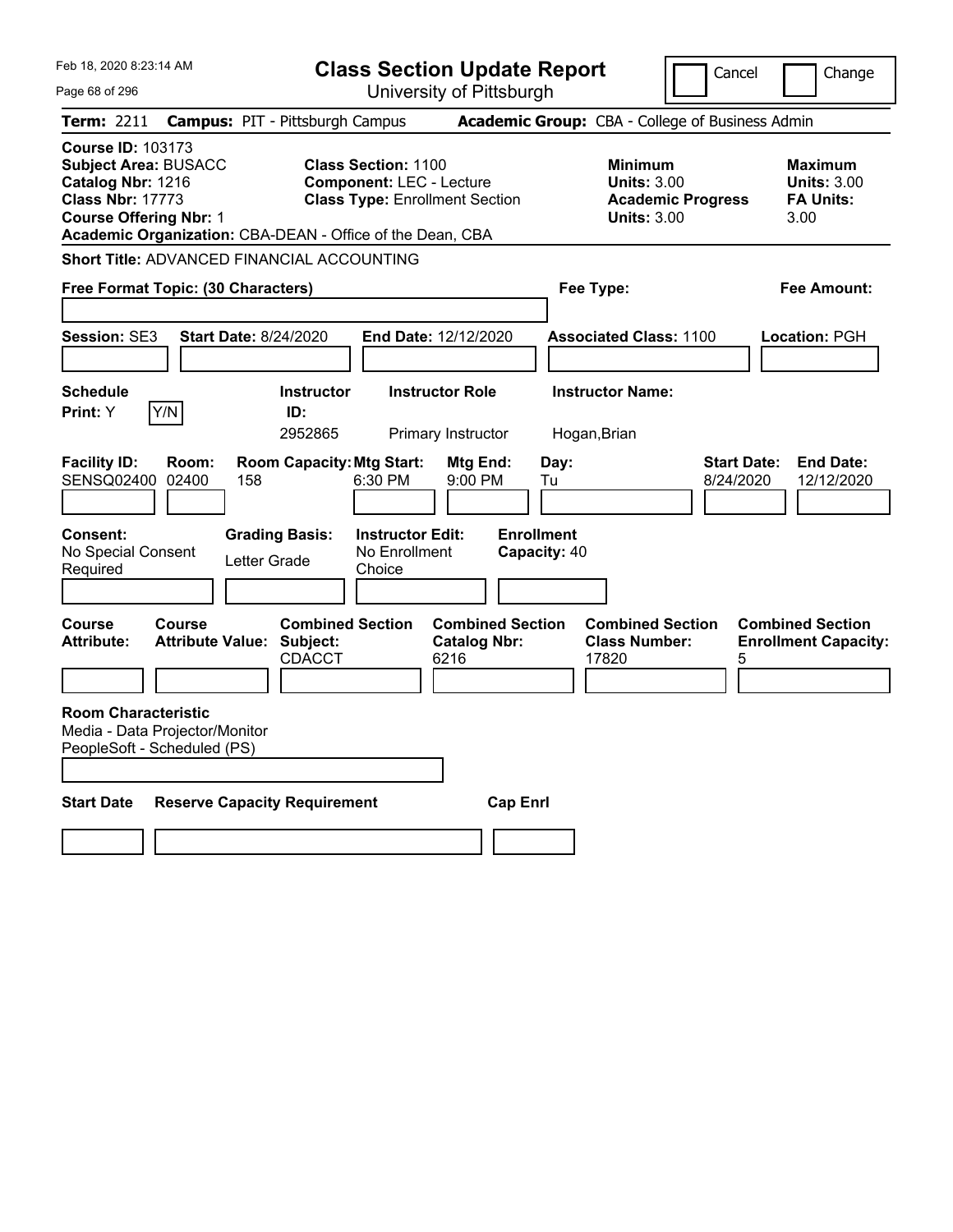# Class Section Update Report

University of Pittsburgh

Cancel | Change

**Term:** 2211 **Campus:** PIT - Pittsburgh Campus **Academic Group:** CBA - College of Business Admin

**Course ID:** 103173
**Subject Area:** BUSACC
**Catalog Nbr:** 1216
**Class Nbr:** 17773
**Course Offering Nbr:** 1
**Academic Organization:** CBA-DEAN - Office of the Dean, CBA

**Class Section:** 1100
**Component:** LEC - Lecture
**Class Type:** Enrollment Section

**Minimum Units:** 3.00
**Academic Progress Units:** 3.00

**Maximum Units:** 3.00
**FA Units:** 3.00

**Short Title:** ADVANCED FINANCIAL ACCOUNTING

**Free Format Topic: (30 Characters)**

**Fee Type:**

**Fee Amount:**

**Session:** SE3 **Start Date:** 8/24/2020 **End Date:** 12/12/2020 **Associated Class:** 1100 **Location:** PGH

| Schedule Print | Instructor ID | Instructor Role | Instructor Name |
|---|---|---|---|
| Y (Y/N) | 2952865 | Primary Instructor | Hogan,Brian |

| Facility ID | Room | Room Capacity | Mtg Start | Mtg End | Day | Start Date | End Date |
|---|---|---|---|---|---|---|---|
| SENSQ02400 | 02400 | 158 | 6:30 PM | 9:00 PM | Tu | 8/24/2020 | 12/12/2020 |

| Consent | Grading Basis | Instructor Edit | Enrollment Capacity |
|---|---|---|---|
| No Special Consent Required | Letter Grade | No Enrollment Choice | 40 |

| Course Attribute | Course Attribute Value | Combined Section Subject | Combined Section Catalog Nbr | Combined Section Class Number | Combined Section Enrollment Capacity |
|---|---|---|---|---|---|
| | | CDACCT | 6216 | 17820 | 5 |

**Room Characteristic**
Media - Data Projector/Monitor
PeopleSoft - Scheduled (PS)

| Start Date | Reserve Capacity Requirement | Cap Enrl |
|---|---|---|
| | | |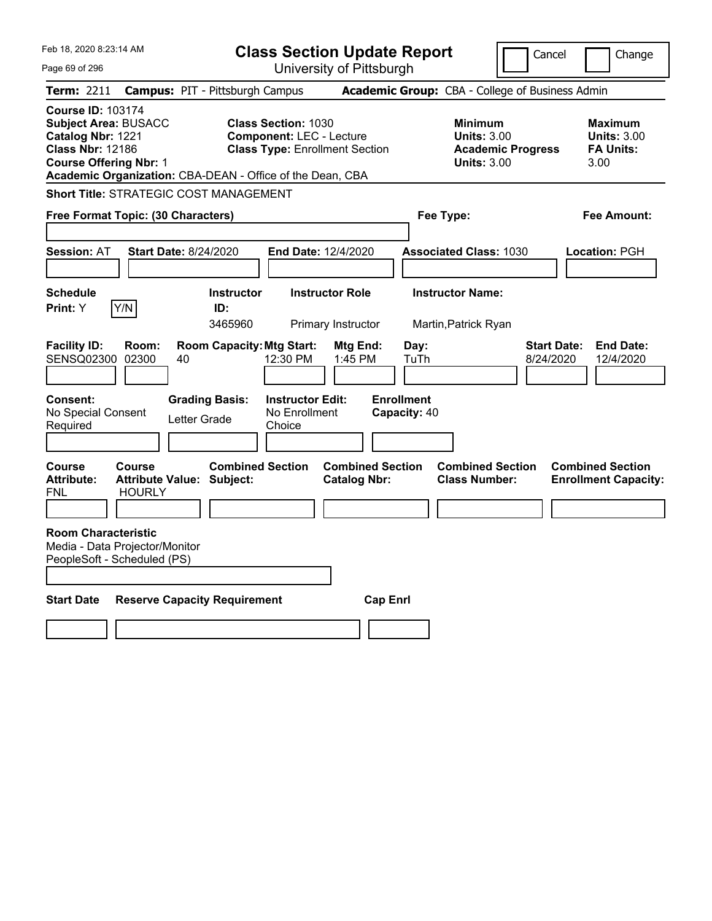# Class Section Update Report

University of Pittsburgh

Cancel | Change

**Term:** 2211 **Campus:** PIT - Pittsburgh Campus **Academic Group:** CBA - College of Business Admin

**Course ID:** 103174
**Subject Area:** BUSACC
**Catalog Nbr:** 1221
**Class Nbr:** 12186
**Course Offering Nbr:** 1
**Academic Organization:** CBA-DEAN - Office of the Dean, CBA

**Class Section:** 1030
**Component:** LEC - Lecture
**Class Type:** Enrollment Section

**Minimum**
**Units:** 3.00
**Academic Progress Units:** 3.00

**Maximum**
**Units:** 3.00
**FA Units:** 3.00

**Short Title:** STRATEGIC COST MANAGEMENT

**Free Format Topic: (30 Characters)**

**Fee Type:**

**Fee Amount:**

**Session:** AT **Start Date:** 8/24/2020 **End Date:** 12/4/2020 **Associated Class:** 1030 **Location:** PGH

| Schedule Print: | Instructor ID: | Instructor Role | Instructor Name: |
|---|---|---|---|
| Y Y/N | 3465960 | Primary Instructor | Martin,Patrick Ryan |

| Facility ID: | Room: | Room Capacity: | Mtg Start: | Mtg End: | Day: | Start Date: | End Date: |
|---|---|---|---|---|---|---|---|
| SENSQ02300 | 02300 | 40 | 12:30 PM | 1:45 PM | TuTh | 8/24/2020 | 12/4/2020 |

**Consent:** No Special Consent Required
**Grading Basis:** Letter Grade
**Instructor Edit:** No Enrollment Choice
**Enrollment Capacity:** 40

| Course Attribute: | Course Attribute Value: | Combined Section Subject: | Combined Section Catalog Nbr: | Combined Section Class Number: | Combined Section Enrollment Capacity: |
|---|---|---|---|---|---|
| FNL | HOURLY | | | | |

**Room Characteristic**
Media - Data Projector/Monitor
PeopleSoft - Scheduled (PS)

| Start Date | Reserve Capacity Requirement | Cap Enrl |
|---|---|---|
| | | |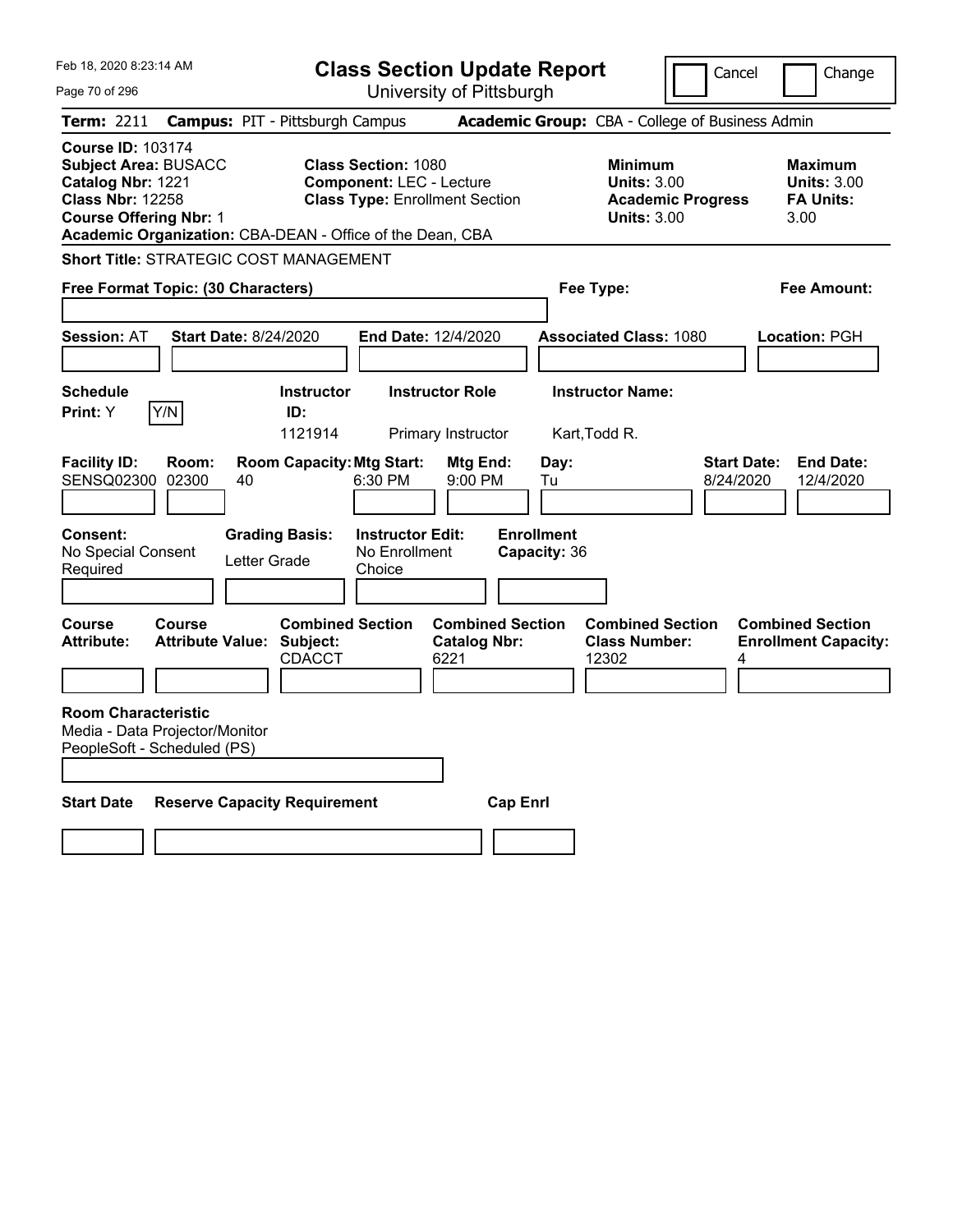Feb 18, 2020 8:23:14 AM

# Class Section Update Report

University of Pittsburgh

Cancel | Change

**Term:** 2211 **Campus:** PIT - Pittsburgh Campus **Academic Group:** CBA - College of Business Admin

**Course ID:** 103174
**Subject Area:** BUSACC
**Catalog Nbr:** 1221
**Class Nbr:** 12258
**Course Offering Nbr:** 1

**Class Section:** 1080
**Component:** LEC - Lecture
**Class Type:** Enrollment Section

**Minimum Units:** 3.00
**Academic Progress Units:** 3.00

**Maximum Units:** 3.00
**FA Units:** 3.00

**Academic Organization:** CBA-DEAN - Office of the Dean, CBA

**Short Title:** STRATEGIC COST MANAGEMENT

**Free Format Topic: (30 Characters)**

**Fee Type:**

**Fee Amount:**

**Session:** AT **Start Date:** 8/24/2020 **End Date:** 12/4/2020 **Associated Class:** 1080 **Location:** PGH

| Schedule Print | Instructor ID | Instructor Role | Instructor Name |
|---|---|---|---|
| Y (Y/N) | 1121914 | Primary Instructor | Kart,Todd R. |

| Facility ID | Room | Room Capacity | Mtg Start | Mtg End | Day | Start Date | End Date |
|---|---|---|---|---|---|---|---|
| SENSQ02300 | 02300 | 40 | 6:30 PM | 9:00 PM | Tu | 8/24/2020 | 12/4/2020 |

| Consent | Grading Basis | Instructor Edit | Enrollment Capacity |
|---|---|---|---|
| No Special Consent Required | Letter Grade | No Enrollment Choice | 36 |

| Course Attribute | Course Attribute Value | Combined Section Subject | Combined Section Catalog Nbr | Combined Section Class Number | Combined Section Enrollment Capacity |
|---|---|---|---|---|---|
| | | CDACCT | 6221 | 12302 | 4 |

**Room Characteristic**
Media - Data Projector/Monitor
PeopleSoft - Scheduled (PS)

| Start Date | Reserve Capacity Requirement | Cap Enrl |
|---|---|---|
| | | |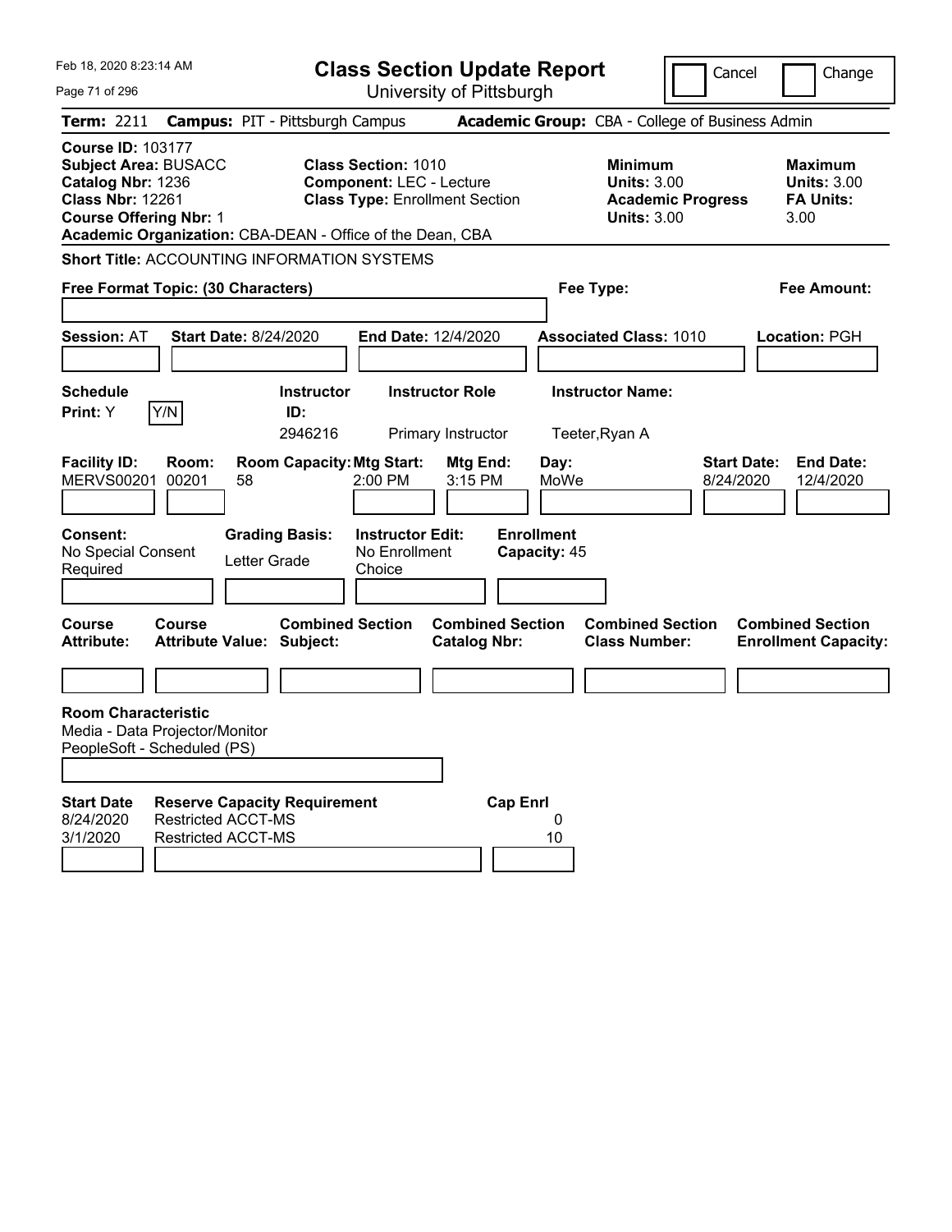# Class Section Update Report

University of Pittsburgh

Cancel | Change

**Term:** 2211 **Campus:** PIT - Pittsburgh Campus **Academic Group:** CBA - College of Business Admin

**Course ID:** 103177
**Subject Area:** BUSACC
**Catalog Nbr:** 1236
**Class Nbr:** 12261
**Course Offering Nbr:** 1
**Academic Organization:** CBA-DEAN - Office of the Dean, CBA

**Class Section:** 1010
**Component:** LEC - Lecture
**Class Type:** Enrollment Section

**Minimum Units:** 3.00
**Academic Progress Units:** 3.00

**Maximum Units:** 3.00
**FA Units:** 3.00

**Short Title:** ACCOUNTING INFORMATION SYSTEMS

**Free Format Topic: (30 Characters)**

**Fee Type:**

**Fee Amount:**

**Session:** AT **Start Date:** 8/24/2020 **End Date:** 12/4/2020 **Associated Class:** 1010 **Location:** PGH

| Schedule Print | Instructor ID | Instructor Role | Instructor Name |
|---|---|---|---|
| Y (Y/N) | 2946216 | Primary Instructor | Teeter,Ryan A |

| Facility ID | Room | Room Capacity | Mtg Start | Mtg End | Day | Start Date | End Date |
|---|---|---|---|---|---|---|---|
| MERVS00201 | 00201 | 58 | 2:00 PM | 3:15 PM | MoWe | 8/24/2020 | 12/4/2020 |

**Consent:** No Special Consent Required
**Grading Basis:** Letter Grade
**Instructor Edit:** No Enrollment Choice
**Enrollment Capacity:** 45

| Course Attribute | Course Attribute Value | Combined Section Subject | Combined Section Catalog Nbr | Combined Section Class Number | Combined Section Enrollment Capacity |
|---|---|---|---|---|---|
| | | | | | |

**Room Characteristic**
Media - Data Projector/Monitor
PeopleSoft - Scheduled (PS)

| Start Date | Reserve Capacity Requirement | Cap Enrl |
|---|---|---|
| 8/24/2020 | Restricted ACCT-MS | 0 |
| 3/1/2020 | Restricted ACCT-MS | 10 |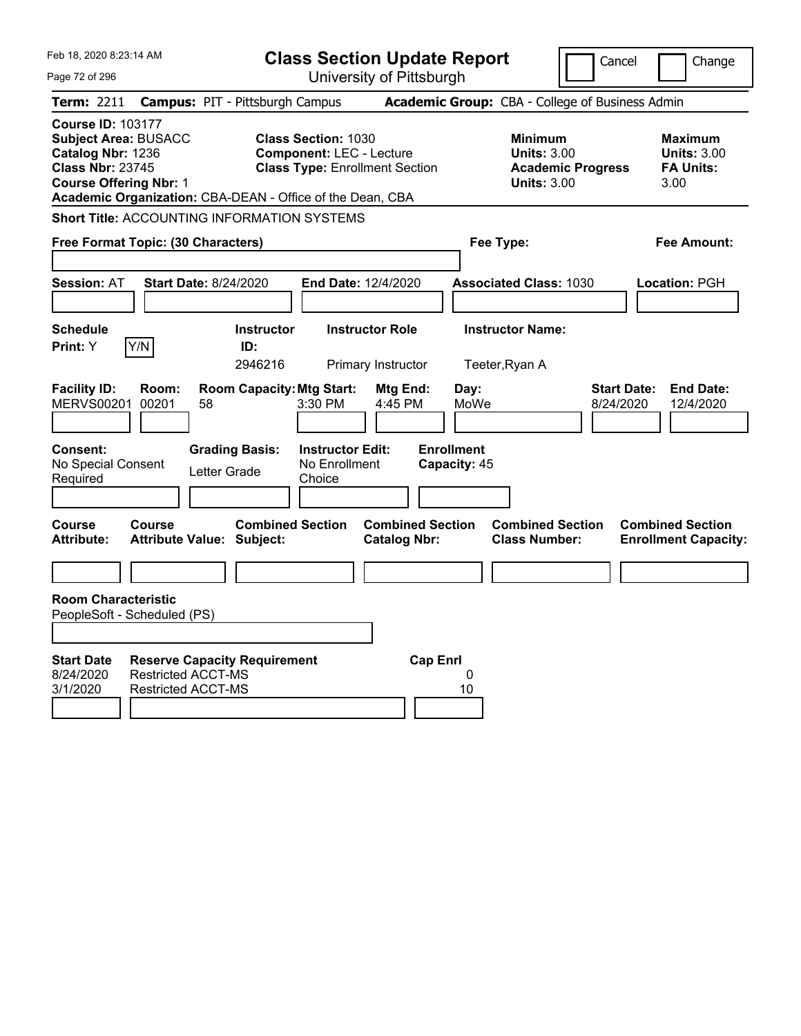# Class Section Update Report

University of Pittsburgh

Feb 18, 2020 8:23:14 AM

Cancel [ ] Change [ ]

**Term:** 2211 **Campus:** PIT - Pittsburgh Campus **Academic Group:** CBA - College of Business Admin

**Course ID:** 103177
**Subject Area:** BUSACC
**Catalog Nbr:** 1236
**Class Nbr:** 23745
**Course Offering Nbr:** 1
**Academic Organization:** CBA-DEAN - Office of the Dean, CBA

**Class Section:** 1030
**Component:** LEC - Lecture
**Class Type:** Enrollment Section

**Minimum Units:** 3.00
**Academic Progress Units:** 3.00

**Maximum Units:** 3.00
**FA Units:** 3.00

**Short Title:** ACCOUNTING INFORMATION SYSTEMS

**Free Format Topic: (30 Characters)**

**Fee Type:**

**Fee Amount:**

**Session:** AT **Start Date:** 8/24/2020 **End Date:** 12/4/2020 **Associated Class:** 1030 **Location:** PGH

| Schedule Print | | Instructor ID | Instructor Role | Instructor Name |
|---|---|---|---|---|
| Y | Y/N | 2946216 | Primary Instructor | Teeter,Ryan A |

| Facility ID | Room | Room Capacity | Mtg Start | Mtg End | Day | Start Date | End Date |
|---|---|---|---|---|---|---|---|
| MERVS00201 | 00201 | 58 | 3:30 PM | 4:45 PM | MoWe | 8/24/2020 | 12/4/2020 |

**Consent:** No Special Consent Required
**Grading Basis:** Letter Grade
**Instructor Edit:** No Enrollment Choice
**Enrollment Capacity:** 45

| Course Attribute | Course Attribute Value | Combined Section Subject | Combined Section Catalog Nbr | Combined Section Class Number | Combined Section Enrollment Capacity |
|---|---|---|---|---|---|
| | | | | | |

**Room Characteristic**
PeopleSoft - Scheduled (PS)

| Start Date | Reserve Capacity Requirement | Cap Enrl |
|---|---|---|
| 8/24/2020 | Restricted ACCT-MS | 0 |
| 3/1/2020 | Restricted ACCT-MS | 10 |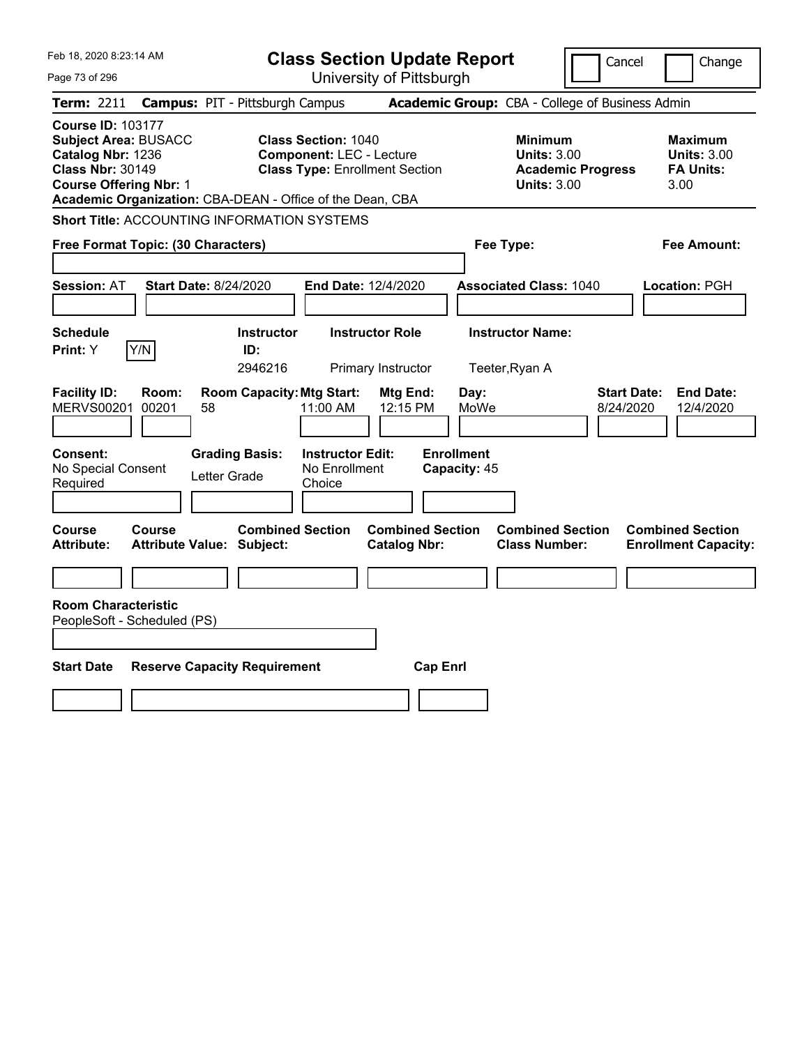# Class Section Update Report

University of Pittsburgh

Feb 18, 2020 8:23:14 AM

Cancel | Change

**Term:** 2211 **Campus:** PIT - Pittsburgh Campus **Academic Group:** CBA - College of Business Admin

**Course ID:** 103177
**Subject Area:** BUSACC
**Catalog Nbr:** 1236
**Class Nbr:** 30149
**Course Offering Nbr:** 1
**Academic Organization:** CBA-DEAN - Office of the Dean, CBA

**Class Section:** 1040
**Component:** LEC - Lecture
**Class Type:** Enrollment Section

**Minimum Units:** 3.00
**Academic Progress Units:** 3.00

**Maximum Units:** 3.00
**FA Units:** 3.00

**Short Title:** ACCOUNTING INFORMATION SYSTEMS

**Free Format Topic: (30 Characters)**

**Fee Type:**

**Fee Amount:**

**Session:** AT **Start Date:** 8/24/2020 **End Date:** 12/4/2020 **Associated Class:** 1040 **Location:** PGH

| Schedule Print | Instructor ID | Instructor Role | Instructor Name |
|---|---|---|---|
| Y | 2946216 | Primary Instructor | Teeter,Ryan A |

| Facility ID | Room | Room Capacity | Mtg Start | Mtg End | Day | Start Date | End Date |
|---|---|---|---|---|---|---|---|
| MERVS00201 | 00201 | 58 | 11:00 AM | 12:15 PM | MoWe | 8/24/2020 | 12/4/2020 |

**Consent:** No Special Consent Required
**Grading Basis:** Letter Grade
**Instructor Edit:** No Enrollment Choice
**Enrollment Capacity:** 45

| Course Attribute | Course Attribute Value | Combined Section Subject | Combined Section Catalog Nbr | Combined Section Class Number | Combined Section Enrollment Capacity |
|---|---|---|---|---|---|
| | | | | | |

**Room Characteristic**
PeopleSoft - Scheduled (PS)

| Start Date | Reserve Capacity Requirement | Cap Enrl |
|---|---|---|
| | | |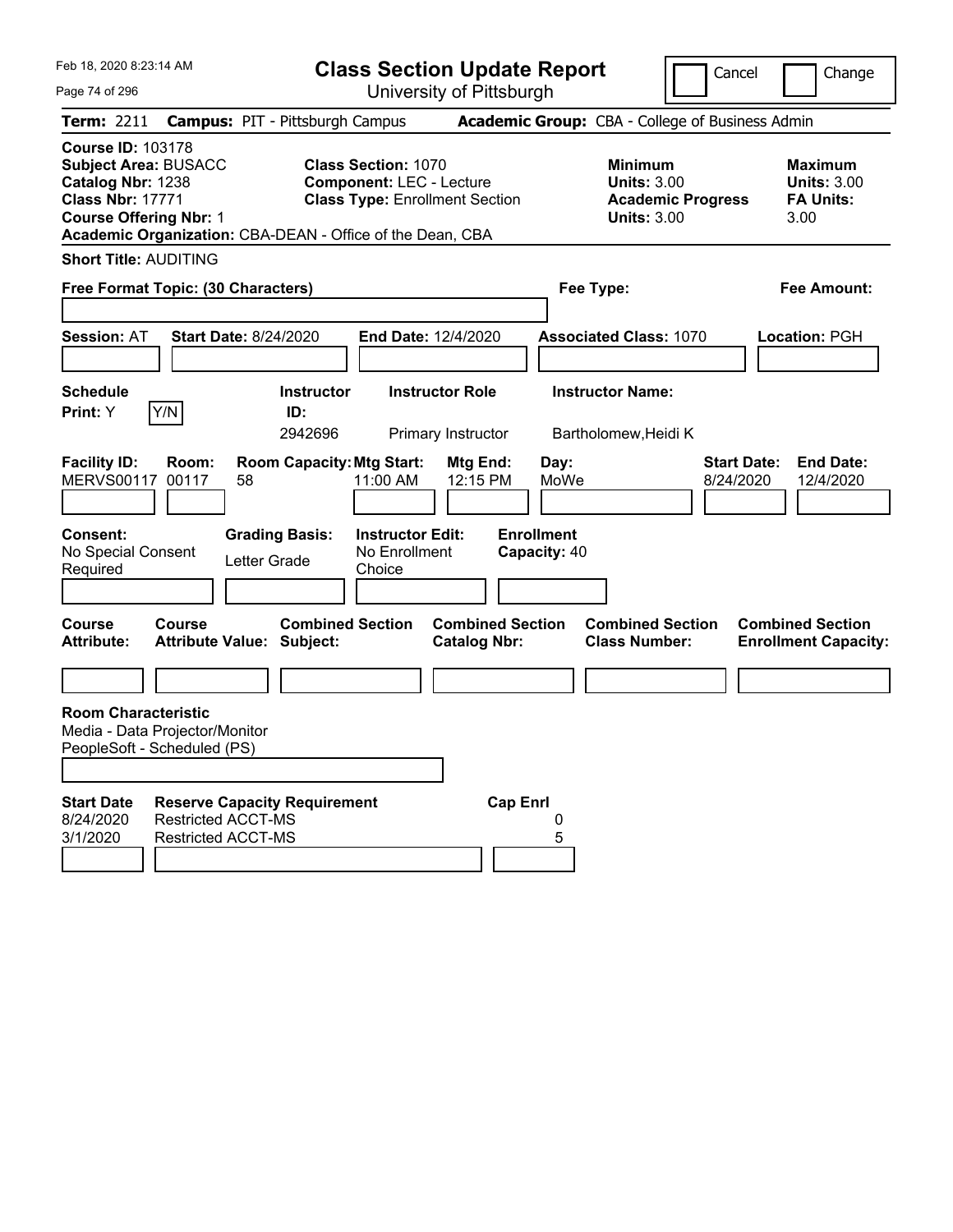# Class Section Update Report

University of Pittsburgh

Cancel | Change

**Term:** 2211 **Campus:** PIT - Pittsburgh Campus **Academic Group:** CBA - College of Business Admin

**Course ID:** 103178
**Subject Area:** BUSACC
**Catalog Nbr:** 1238
**Class Nbr:** 17771
**Course Offering Nbr:** 1
**Academic Organization:** CBA-DEAN - Office of the Dean, CBA

**Class Section:** 1070
**Component:** LEC - Lecture
**Class Type:** Enrollment Section

**Minimum Units:** 3.00
**Academic Progress Units:** 3.00

**Maximum Units:** 3.00
**FA Units:** 3.00

**Short Title:** AUDITING

**Free Format Topic: (30 Characters)**

**Fee Type:**

**Fee Amount:**

**Session:** AT **Start Date:** 8/24/2020 **End Date:** 12/4/2020 **Associated Class:** 1070 **Location:** PGH

| Schedule Print | Instructor ID | Instructor Role | Instructor Name |
|---|---|---|---|
| Y (Y/N) | 2942696 | Primary Instructor | Bartholomew,Heidi K |

| Facility ID | Room | Room Capacity | Mtg Start | Mtg End | Day | Start Date | End Date |
|---|---|---|---|---|---|---|---|
| MERVS00117 | 00117 | 58 | 11:00 AM | 12:15 PM | MoWe | 8/24/2020 | 12/4/2020 |

**Consent:** No Special Consent Required
**Grading Basis:** Letter Grade
**Instructor Edit:** No Enrollment Choice
**Enrollment Capacity:** 40

| Course Attribute | Course Attribute Value | Combined Section Subject | Combined Section Catalog Nbr | Combined Section Class Number | Combined Section Enrollment Capacity |
|---|---|---|---|---|---|
| | | | | | |

**Room Characteristic**
Media - Data Projector/Monitor
PeopleSoft - Scheduled (PS)

| Start Date | Reserve Capacity Requirement | Cap Enrl |
|---|---|---|
| 8/24/2020 | Restricted ACCT-MS | 0 |
| 3/1/2020 | Restricted ACCT-MS | 5 |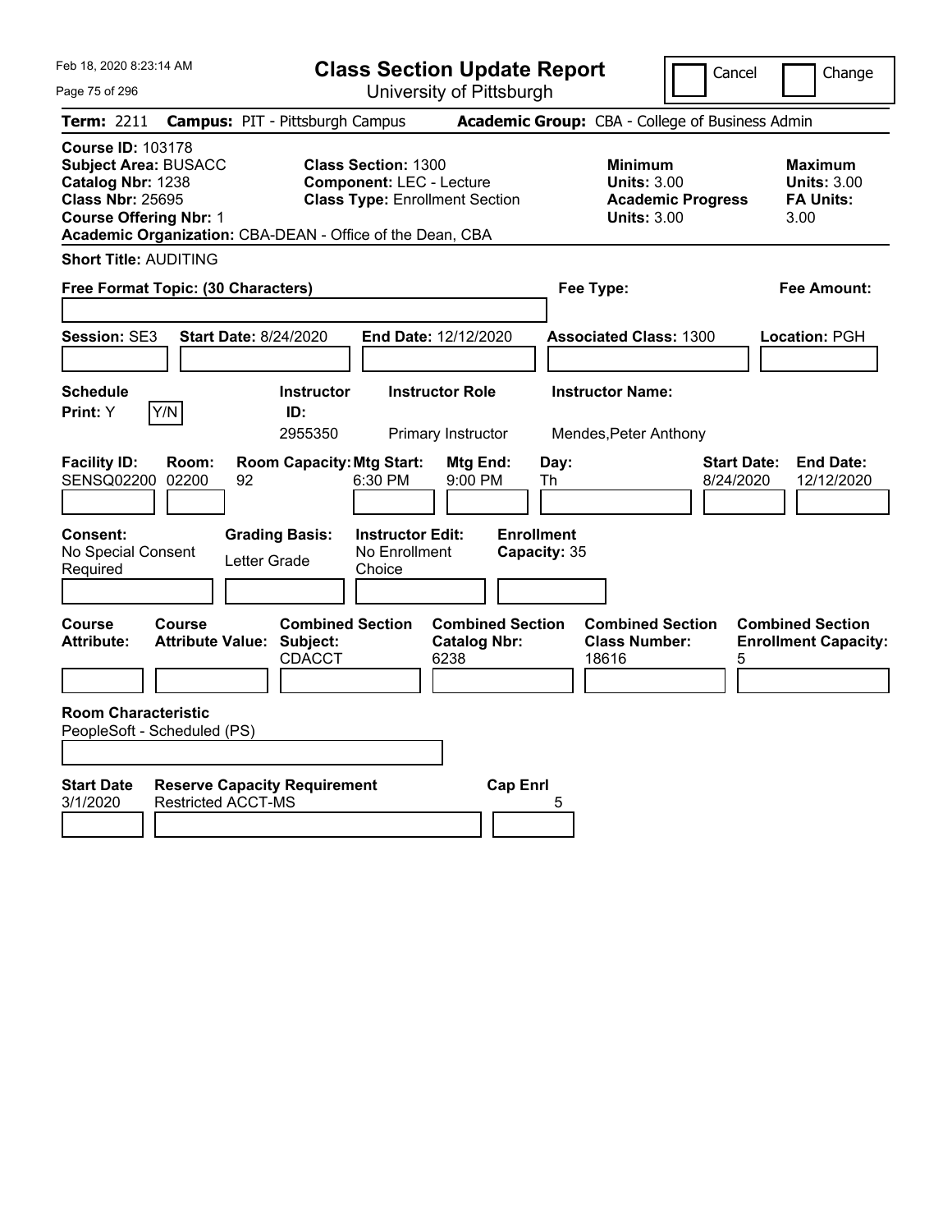Feb 18, 2020 8:23:14 AM

# Class Section Update Report

University of Pittsburgh

Cancel | Change

**Term:** 2211 **Campus:** PIT - Pittsburgh Campus **Academic Group:** CBA - College of Business Admin

**Course ID:** 103178
**Subject Area:** BUSACC
**Catalog Nbr:** 1238
**Class Nbr:** 25695
**Course Offering Nbr:** 1
**Academic Organization:** CBA-DEAN - Office of the Dean, CBA

**Class Section:** 1300
**Component:** LEC - Lecture
**Class Type:** Enrollment Section

**Minimum Units:** 3.00
**Academic Progress Units:** 3.00

**Maximum Units:** 3.00
**FA Units:** 3.00

**Short Title:** AUDITING

**Free Format Topic: (30 Characters)**

**Fee Type:**

**Fee Amount:**

**Session:** SE3 **Start Date:** 8/24/2020 **End Date:** 12/12/2020 **Associated Class:** 1300 **Location:** PGH

| Schedule Print | Instructor ID | Instructor Role | Instructor Name |
|---|---|---|---|
| Y | 2955350 | Primary Instructor | Mendes,Peter Anthony |

| Facility ID | Room | Room Capacity | Mtg Start | Mtg End | Day | Start Date | End Date |
|---|---|---|---|---|---|---|---|
| SENSQ02200 | 02200 | 92 | 6:30 PM | 9:00 PM | Th | 8/24/2020 | 12/12/2020 |

**Consent:** No Special Consent Required
**Grading Basis:** Letter Grade
**Instructor Edit:** No Enrollment Choice
**Enrollment Capacity:** 35

| Course Attribute | Course Attribute Value | Combined Section Subject | Combined Section Catalog Nbr | Combined Section Class Number | Combined Section Enrollment Capacity |
|---|---|---|---|---|---|
| | | CDACCT | 6238 | 18616 | 5 |

**Room Characteristic**
PeopleSoft - Scheduled (PS)

| Start Date | Reserve Capacity Requirement | Cap Enrl |
|---|---|---|
| 3/1/2020 | Restricted ACCT-MS | 5 |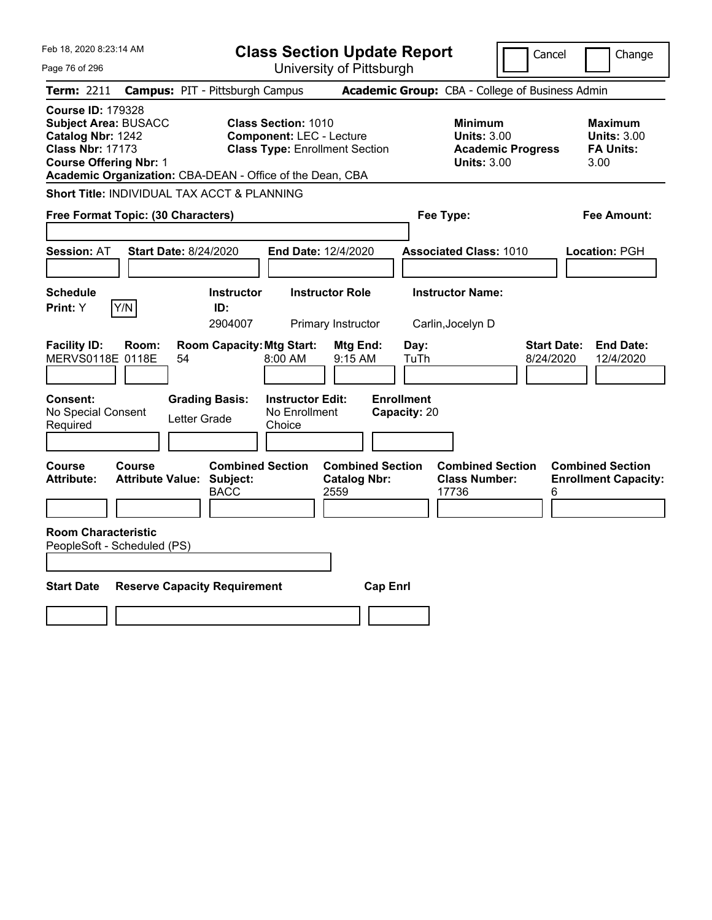# Class Section Update Report

University of Pittsburgh

Cancel | Change

**Term:** 2211 **Campus:** PIT - Pittsburgh Campus **Academic Group:** CBA - College of Business Admin

**Course ID:** 179328
**Subject Area:** BUSACC
**Catalog Nbr:** 1242
**Class Nbr:** 17173
**Course Offering Nbr:** 1

**Class Section:** 1010
**Component:** LEC - Lecture
**Class Type:** Enrollment Section

**Minimum Units:** 3.00
**Academic Progress Units:** 3.00

**Maximum Units:** 3.00
**FA Units:** 3.00

**Academic Organization:** CBA-DEAN - Office of the Dean, CBA

**Short Title:** INDIVIDUAL TAX ACCT & PLANNING

**Free Format Topic: (30 Characters)**

**Fee Type:**

**Fee Amount:**

**Session:** AT **Start Date:** 8/24/2020 **End Date:** 12/4/2020 **Associated Class:** 1010 **Location:** PGH

| Schedule Print | Instructor ID | Instructor Role | Instructor Name |
|---|---|---|---|
| Y (Y/N) | 2904007 | Primary Instructor | Carlin,Jocelyn D |

| Facility ID | Room | Room Capacity | Mtg Start | Mtg End | Day | Start Date | End Date |
|---|---|---|---|---|---|---|---|
| MERVS0118E | 0118E | 54 | 8:00 AM | 9:15 AM | TuTh | 8/24/2020 | 12/4/2020 |

| Consent | Grading Basis | Instructor Edit | Enrollment Capacity |
|---|---|---|---|
| No Special Consent Required | Letter Grade | No Enrollment Choice | 20 |

| Course Attribute | Course Attribute Value | Combined Section Subject | Combined Section Catalog Nbr | Combined Section Class Number | Combined Section Enrollment Capacity |
|---|---|---|---|---|---|
| | | BACC | 2559 | 17736 | 6 |

**Room Characteristic**
PeopleSoft - Scheduled (PS)

| Start Date | Reserve Capacity Requirement | Cap Enrl |
|---|---|---|
| | | |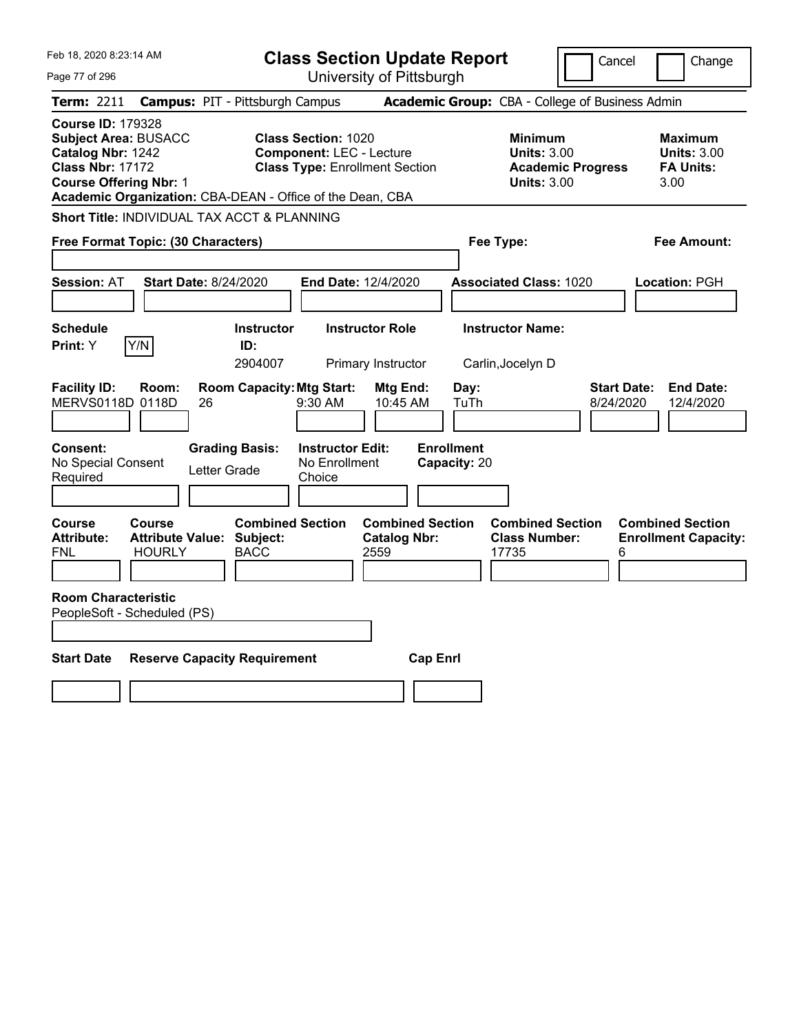Feb 18, 2020 8:23:14 AM

# Class Section Update Report

University of Pittsburgh

Cancel | Change

**Term:** 2211 **Campus:** PIT - Pittsburgh Campus **Academic Group:** CBA - College of Business Admin

**Course ID:** 179328
**Subject Area:** BUSACC
**Catalog Nbr:** 1242
**Class Nbr:** 17172
**Course Offering Nbr:** 1
**Academic Organization:** CBA-DEAN - Office of the Dean, CBA

**Class Section:** 1020
**Component:** LEC - Lecture
**Class Type:** Enrollment Section

**Minimum Units:** 3.00
**Academic Progress Units:** 3.00

**Maximum Units:** 3.00
**FA Units:** 3.00

**Short Title:** INDIVIDUAL TAX ACCT & PLANNING

**Free Format Topic: (30 Characters)**

**Fee Type:**

**Fee Amount:**

**Session:** AT **Start Date:** 8/24/2020 **End Date:** 12/4/2020 **Associated Class:** 1020 **Location:** PGH

| Schedule Print | Instructor ID | Instructor Role | Instructor Name |
|---|---|---|---|
| Y | 2904007 | Primary Instructor | Carlin,Jocelyn D |

| Facility ID | Room | Room Capacity | Mtg Start | Mtg End | Day | Start Date | End Date |
|---|---|---|---|---|---|---|---|
| MERVS0118D | 0118D | 26 | 9:30 AM | 10:45 AM | TuTh | 8/24/2020 | 12/4/2020 |

| Consent | Grading Basis | Instructor Edit | Enrollment Capacity |
|---|---|---|---|
| No Special Consent Required | Letter Grade | No Enrollment Choice | 20 |

| Course Attribute | Course Attribute Value | Combined Section Subject | Combined Section Catalog Nbr | Combined Section Class Number | Combined Section Enrollment Capacity |
|---|---|---|---|---|---|
| FNL | HOURLY | BACC | 2559 | 17735 | 6 |

**Room Characteristic**
PeopleSoft - Scheduled (PS)

| Start Date | Reserve Capacity Requirement | Cap Enrl |
|---|---|---|
| | | |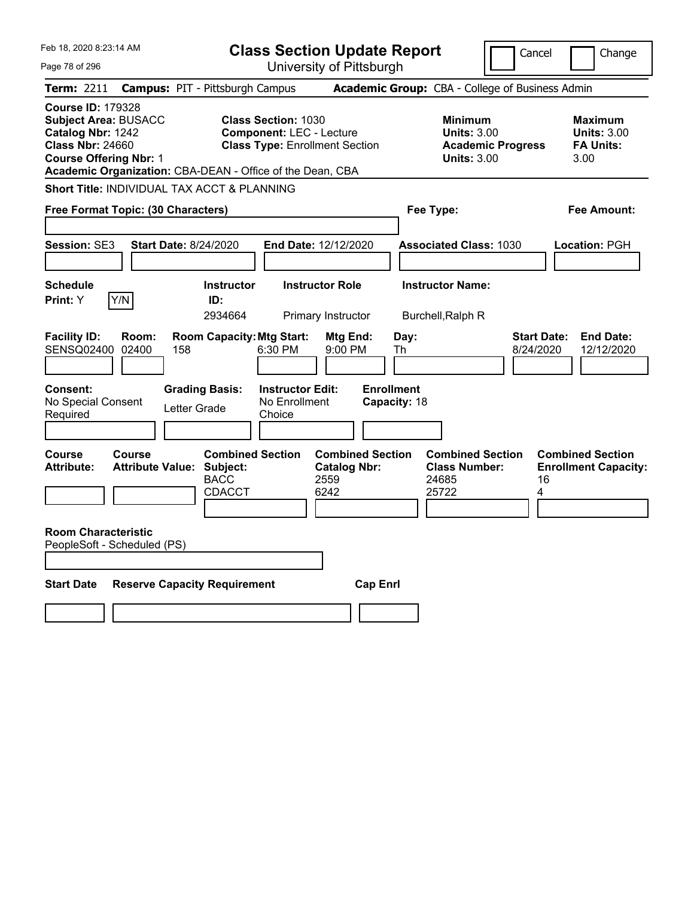Feb 18, 2020 8:23:14 AM

# Class Section Update Report

University of Pittsburgh

Cancel | Change

**Term:** 2211 **Campus:** PIT - Pittsburgh Campus **Academic Group:** CBA - College of Business Admin

**Course ID:** 179328
**Subject Area:** BUSACC
**Catalog Nbr:** 1242
**Class Nbr:** 24660
**Course Offering Nbr:** 1
**Academic Organization:** CBA-DEAN - Office of the Dean, CBA

**Class Section:** 1030
**Component:** LEC - Lecture
**Class Type:** Enrollment Section

**Minimum Units:** 3.00
**Academic Progress Units:** 3.00

**Maximum Units:** 3.00
**FA Units:** 3.00

**Short Title:** INDIVIDUAL TAX ACCT & PLANNING

**Free Format Topic: (30 Characters)**

**Fee Type:**

**Fee Amount:**

**Session:** SE3 **Start Date:** 8/24/2020 **End Date:** 12/12/2020 **Associated Class:** 1030 **Location:** PGH

| Schedule Print | Instructor ID | Instructor Role | Instructor Name |
|---|---|---|---|
| Y | 2934664 | Primary Instructor | Burchell,Ralph R |

| Facility ID | Room | Room Capacity | Mtg Start | Mtg End | Day | Start Date | End Date |
|---|---|---|---|---|---|---|---|
| SENSQ02400 | 02400 | 158 | 6:30 PM | 9:00 PM | Th | 8/24/2020 | 12/12/2020 |

**Consent:** No Special Consent Required
**Grading Basis:** Letter Grade
**Instructor Edit:** No Enrollment Choice
**Enrollment Capacity:** 18

| Course Attribute | Course Attribute Value | Combined Section Subject | Combined Section Catalog Nbr | Combined Section Class Number | Combined Section Enrollment Capacity |
|---|---|---|---|---|---|
| | | BACC | 2559 | 24685 | 16 |
| | | CDACCT | 6242 | 25722 | 4 |

**Room Characteristic**
PeopleSoft - Scheduled (PS)

**Start Date** **Reserve Capacity Requirement** **Cap Enrl**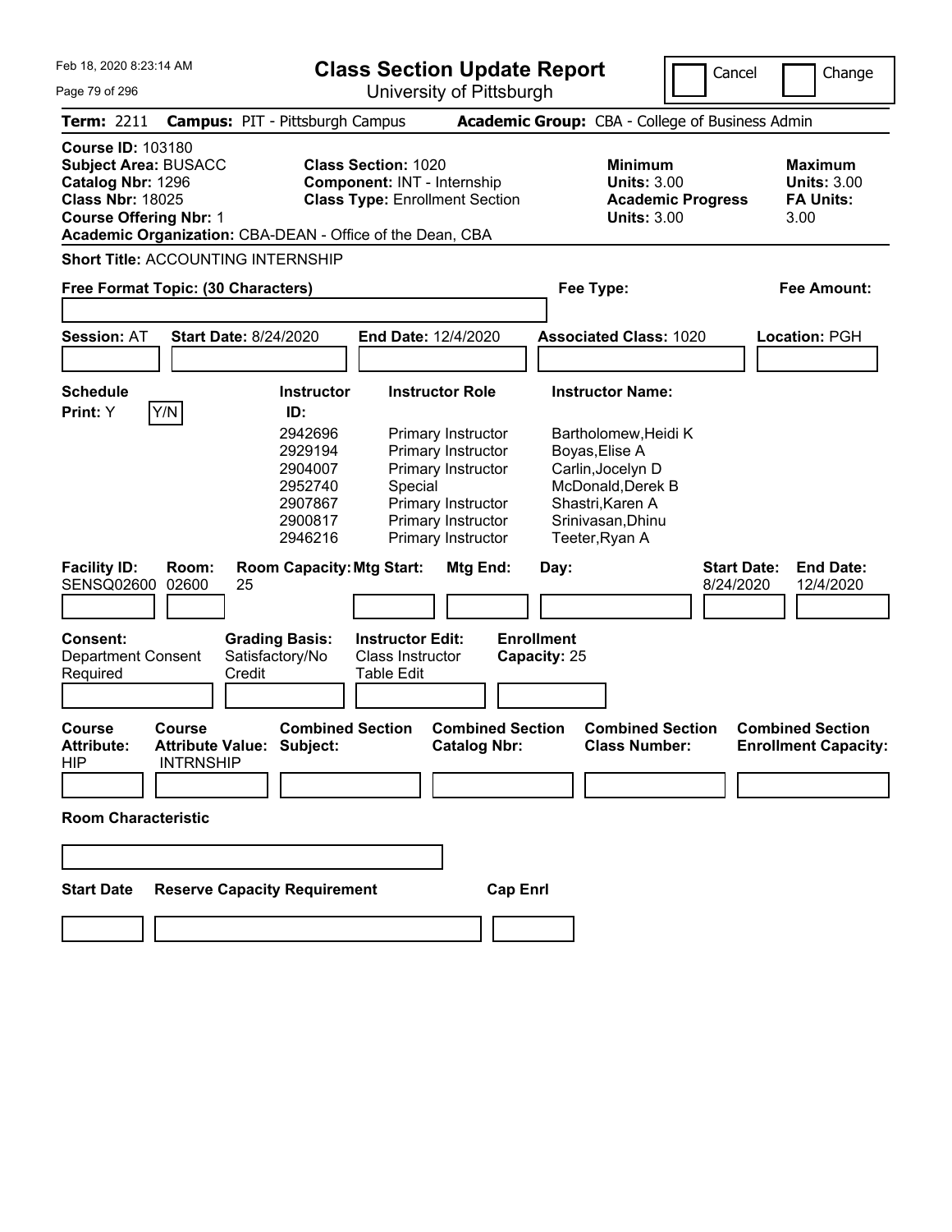# Class Section Update Report

University of Pittsburgh

Feb 18, 2020 8:23:14 AM

Cancel | Change

**Term:** 2211 **Campus:** PIT - Pittsburgh Campus **Academic Group:** CBA - College of Business Admin

**Course ID:** 103180
**Subject Area:** BUSACC
**Catalog Nbr:** 1296
**Class Nbr:** 18025
**Course Offering Nbr:** 1
**Academic Organization:** CBA-DEAN - Office of the Dean, CBA

**Class Section:** 1020
**Component:** INT - Internship
**Class Type:** Enrollment Section

**Minimum Units:** 3.00
**Academic Progress Units:** 3.00

**Maximum Units:** 3.00
**FA Units:** 3.00

**Short Title:** ACCOUNTING INTERNSHIP

**Free Format Topic: (30 Characters)**

**Fee Type:**

**Fee Amount:**

**Session:** AT **Start Date:** 8/24/2020 **End Date:** 12/4/2020 **Associated Class:** 1020 **Location:** PGH

**Schedule Print:** Y Y/N

| Instructor ID: | Instructor Role | Instructor Name: |
|---|---|---|
| 2942696 | Primary Instructor | Bartholomew,Heidi K |
| 2929194 | Primary Instructor | Boyas,Elise A |
| 2904007 | Primary Instructor | Carlin,Jocelyn D |
| 2952740 | Special | McDonald,Derek B |
| 2907867 | Primary Instructor | Shastri,Karen A |
| 2900817 | Primary Instructor | Srinivasan,Dhinu |
| 2946216 | Primary Instructor | Teeter,Ryan A |

| Facility ID: | Room: | Room Capacity: | Mtg Start: | Mtg End: | Day: | Start Date: | End Date: |
|---|---|---|---|---|---|---|---|
| SENSQ02600 | 02600 | 25 | | | | 8/24/2020 | 12/4/2020 |

**Consent:** Department Consent Required
**Grading Basis:** Satisfactory/No Credit
**Instructor Edit:** Class Instructor Table Edit
**Enrollment Capacity:** 25

| Course Attribute: | Course Attribute Value: | Combined Section Subject: | Combined Section Catalog Nbr: | Combined Section Class Number: | Combined Section Enrollment Capacity: |
|---|---|---|---|---|---|
| HIP | INTRNSHIP | | | | |

**Room Characteristic**

**Start Date** **Reserve Capacity Requirement** **Cap Enrl**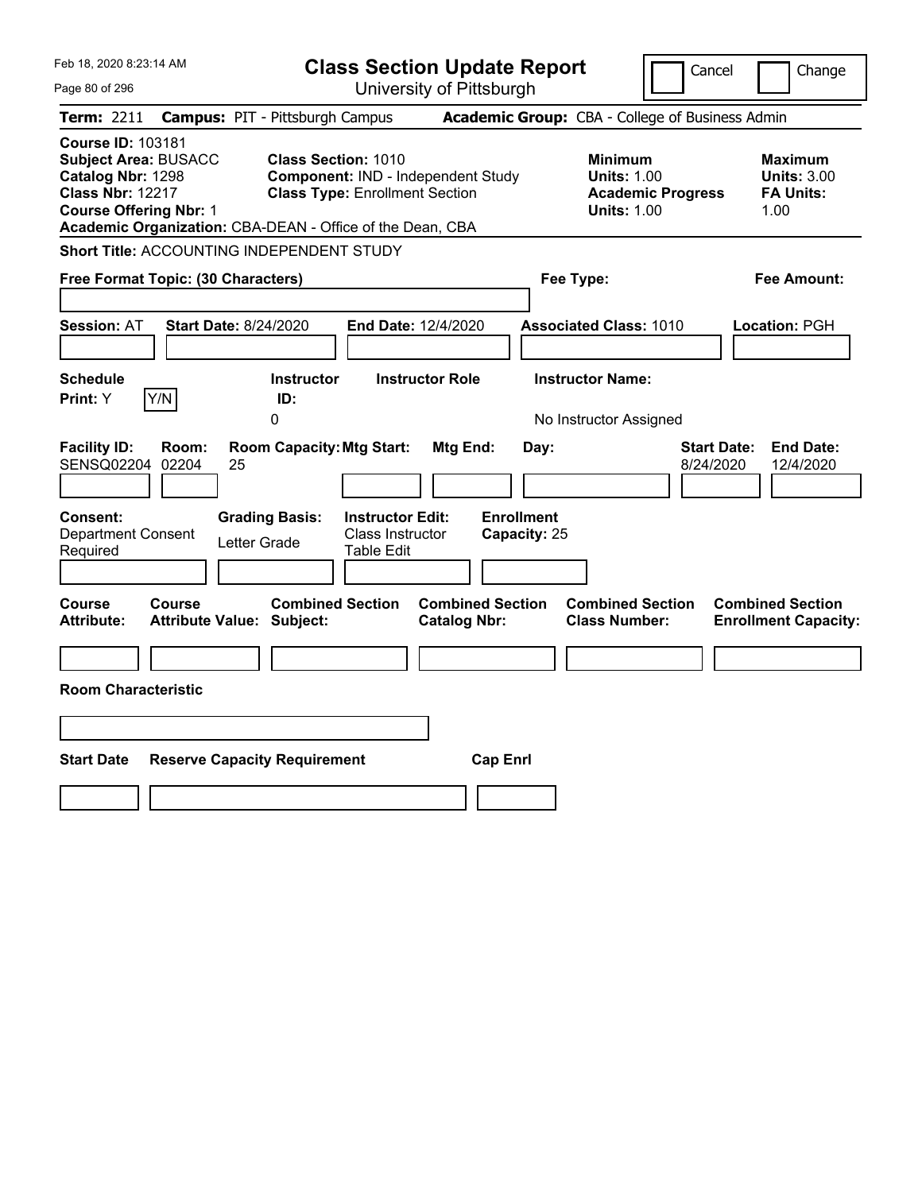# Class Section Update Report

University of Pittsburgh

Cancel | Change

**Term:** 2211 **Campus:** PIT - Pittsburgh Campus **Academic Group:** CBA - College of Business Admin

**Course ID:** 103181
**Subject Area:** BUSACC
**Catalog Nbr:** 1298
**Class Nbr:** 12217
**Course Offering Nbr:** 1
**Academic Organization:** CBA-DEAN - Office of the Dean, CBA

**Class Section:** 1010
**Component:** IND - Independent Study
**Class Type:** Enrollment Section

**Minimum**
**Units:** 1.00
**Academic Progress Units:** 1.00

**Maximum**
**Units:** 3.00
**FA Units:** 1.00

**Short Title:** ACCOUNTING INDEPENDENT STUDY

**Free Format Topic: (30 Characters)**

**Fee Type:**

**Fee Amount:**

**Session:** AT **Start Date:** 8/24/2020 **End Date:** 12/4/2020 **Associated Class:** 1010 **Location:** PGH

| Schedule Print: | Instructor ID: | Instructor Role | Instructor Name: |
|---|---|---|---|
| Y | 0 | | No Instructor Assigned |

| Facility ID: | Room: | Room Capacity: | Mtg Start: | Mtg End: | Day: | Start Date: | End Date: |
|---|---|---|---|---|---|---|---|
| SENSQ02204 | 02204 | 25 | | | | 8/24/2020 | 12/4/2020 |

**Consent:** Department Consent Required
**Grading Basis:** Letter Grade
**Instructor Edit:** Class Instructor Table Edit
**Enrollment Capacity:** 25

| Course Attribute: | Course Attribute Value: | Combined Section Subject: | Combined Section Catalog Nbr: | Combined Section Class Number: | Combined Section Enrollment Capacity: |
|---|---|---|---|---|---|
| | | | | | |

**Room Characteristic**

| Start Date | Reserve Capacity Requirement | Cap Enrl |
|---|---|---|
| | | |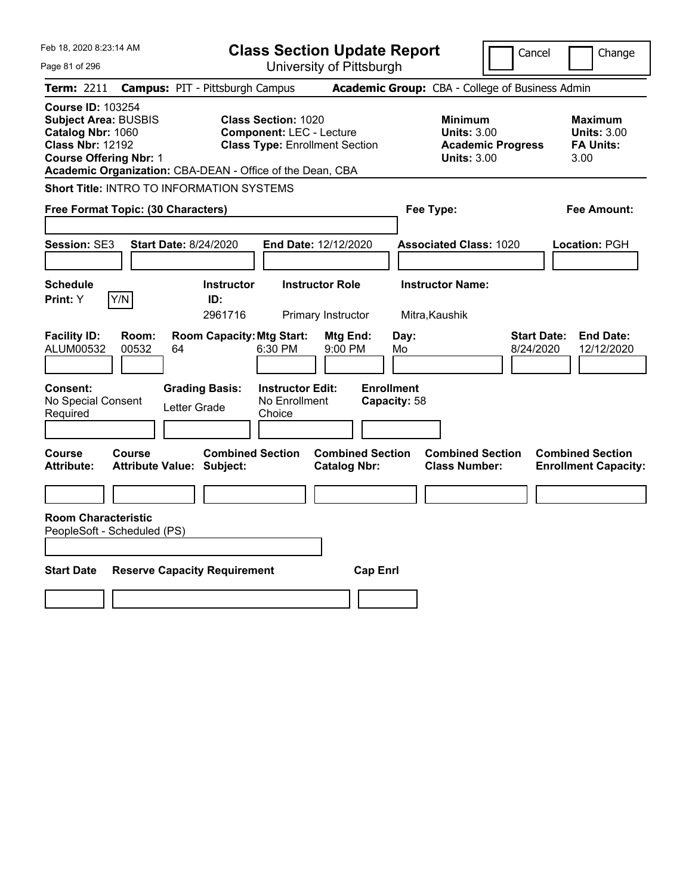# Class Section Update Report

University of Pittsburgh

Feb 18, 2020 8:23:14 AM

Cancel | Change

**Term:** 2211 **Campus:** PIT - Pittsburgh Campus **Academic Group:** CBA - College of Business Admin

**Course ID:** 103254
**Subject Area:** BUSBIS
**Catalog Nbr:** 1060
**Class Nbr:** 12192
**Course Offering Nbr:** 1
**Academic Organization:** CBA-DEAN - Office of the Dean, CBA

**Class Section:** 1020
**Component:** LEC - Lecture
**Class Type:** Enrollment Section

**Minimum Units:** 3.00
**Academic Progress Units:** 3.00

**Maximum Units:** 3.00
**FA Units:** 3.00

**Short Title:** INTRO TO INFORMATION SYSTEMS

**Free Format Topic: (30 Characters)**

**Fee Type:**

**Fee Amount:**

**Session:** SE3 **Start Date:** 8/24/2020 **End Date:** 12/12/2020 **Associated Class:** 1020 **Location:** PGH

| Schedule Print | Instructor ID | Instructor Role | Instructor Name |
|---|---|---|---|
| Y | 2961716 | Primary Instructor | Mitra,Kaushik |

| Facility ID | Room | Room Capacity | Mtg Start | Mtg End | Day | Start Date | End Date |
|---|---|---|---|---|---|---|---|
| ALUM00532 | 00532 | 64 | 6:30 PM | 9:00 PM | Mo | 8/24/2020 | 12/12/2020 |

| Consent | Grading Basis | Instructor Edit | Enrollment Capacity |
|---|---|---|---|
| No Special Consent Required | Letter Grade | No Enrollment Choice | 58 |

| Course Attribute | Course Attribute Value | Combined Section Subject | Combined Section Catalog Nbr | Combined Section Class Number | Combined Section Enrollment Capacity |
|---|---|---|---|---|---|
| | | | | | |

**Room Characteristic**
PeopleSoft - Scheduled (PS)

| Start Date | Reserve Capacity Requirement | Cap Enrl |
|---|---|---|
| | | |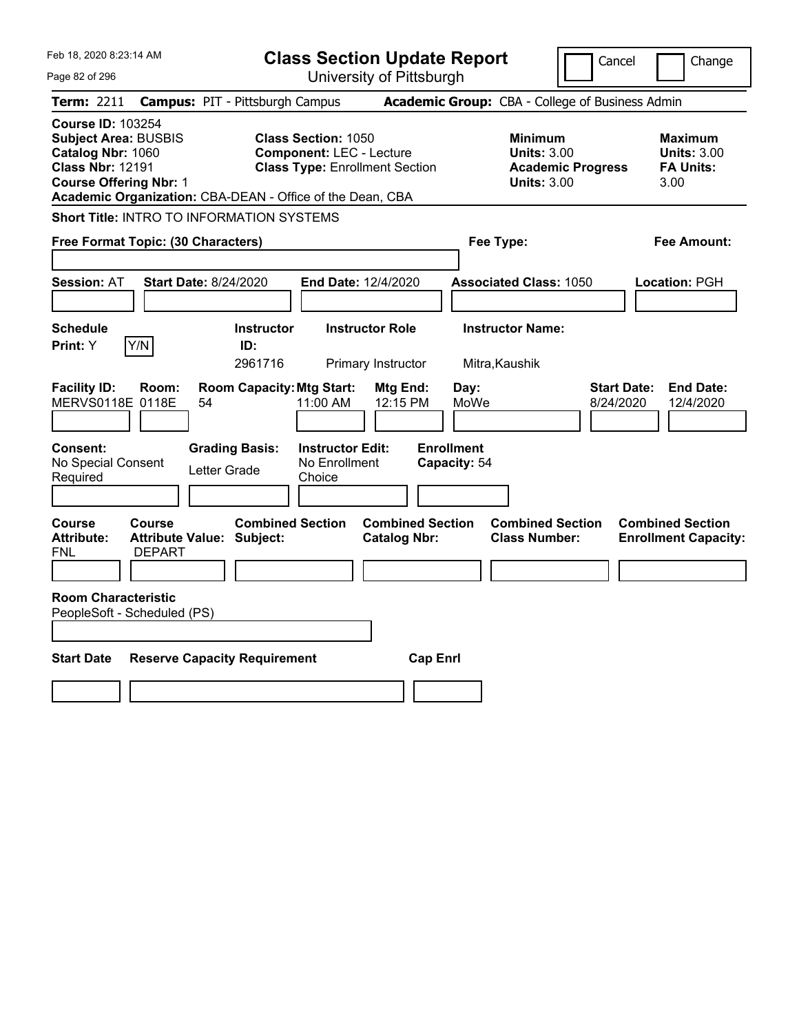# Class Section Update Report

University of Pittsburgh

Cancel | Change

**Term:** 2211 **Campus:** PIT - Pittsburgh Campus **Academic Group:** CBA - College of Business Admin

**Course ID:** 103254
**Subject Area:** BUSBIS
**Catalog Nbr:** 1060
**Class Nbr:** 12191
**Course Offering Nbr:** 1
**Academic Organization:** CBA-DEAN - Office of the Dean, CBA

**Class Section:** 1050
**Component:** LEC - Lecture
**Class Type:** Enrollment Section

**Minimum**
**Units:** 3.00
**Academic Progress Units:** 3.00

**Maximum**
**Units:** 3.00
**FA Units:** 3.00

**Short Title:** INTRO TO INFORMATION SYSTEMS

**Free Format Topic: (30 Characters)**

**Fee Type:**

**Fee Amount:**

**Session:** AT **Start Date:** 8/24/2020 **End Date:** 12/4/2020 **Associated Class:** 1050 **Location:** PGH

| Schedule Print | Instructor ID | Instructor Role | Instructor Name |
|---|---|---|---|
| Y (Y/N) | 2961716 | Primary Instructor | Mitra,Kaushik |

| Facility ID | Room | Room Capacity | Mtg Start | Mtg End | Day | Start Date | End Date |
|---|---|---|---|---|---|---|---|
| MERVS0118E | 0118E | 54 | 11:00 AM | 12:15 PM | MoWe | 8/24/2020 | 12/4/2020 |

| Consent | Grading Basis | Instructor Edit | Enrollment Capacity |
|---|---|---|---|
| No Special Consent Required | Letter Grade | No Enrollment Choice | 54 |

| Course Attribute | Course Attribute Value | Combined Section Subject | Combined Section Catalog Nbr | Combined Section Class Number | Combined Section Enrollment Capacity |
|---|---|---|---|---|---|
| FNL | DEPART | | | | |

**Room Characteristic**
PeopleSoft - Scheduled (PS)

| Start Date | Reserve Capacity Requirement | Cap Enrl |
|---|---|---|
| | | |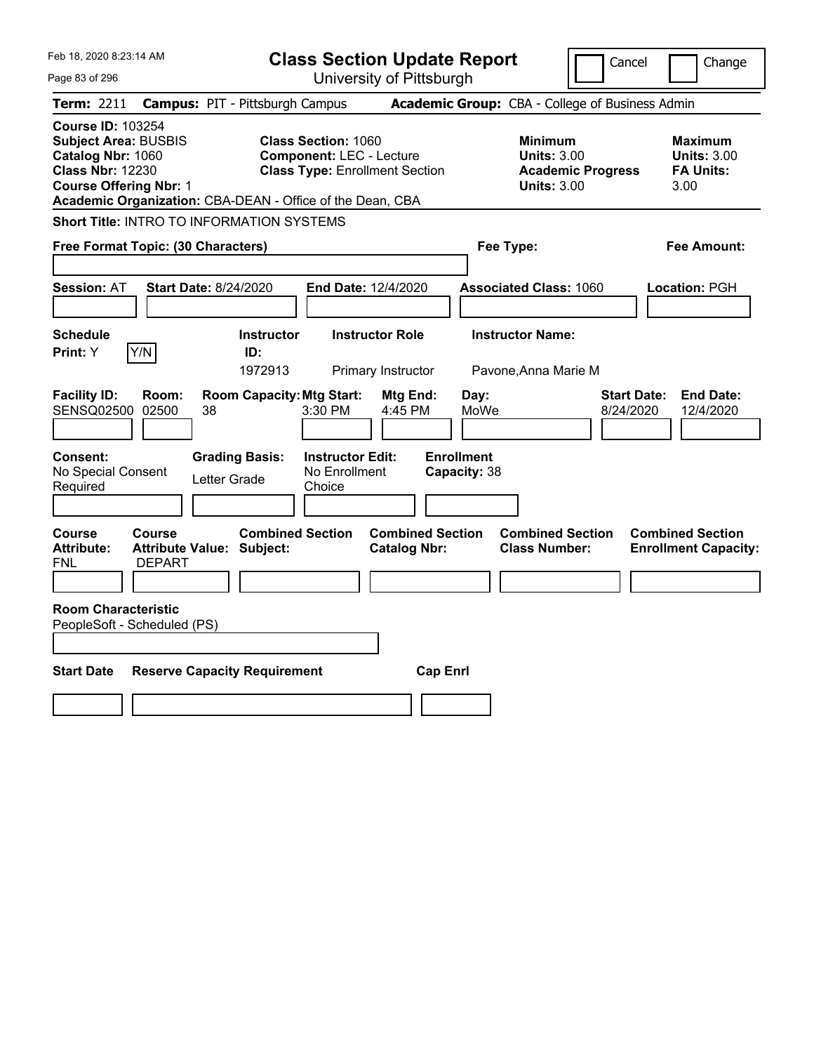# Class Section Update Report

University of Pittsburgh

Cancel | Change

**Term:** 2211 **Campus:** PIT - Pittsburgh Campus **Academic Group:** CBA - College of Business Admin

**Course ID:** 103254
**Subject Area:** BUSBIS
**Catalog Nbr:** 1060
**Class Nbr:** 12230
**Course Offering Nbr:** 1
**Academic Organization:** CBA-DEAN - Office of the Dean, CBA

**Class Section:** 1060
**Component:** LEC - Lecture
**Class Type:** Enrollment Section

**Minimum Units:** 3.00
**Academic Progress Units:** 3.00

**Maximum Units:** 3.00
**FA Units:** 3.00

**Short Title:** INTRO TO INFORMATION SYSTEMS

**Free Format Topic: (30 Characters)**

**Fee Type:**

**Fee Amount:**

**Session:** AT **Start Date:** 8/24/2020 **End Date:** 12/4/2020 **Associated Class:** 1060 **Location:** PGH

| Schedule Print | Instructor ID | Instructor Role | Instructor Name |
|---|---|---|---|
| Y (Y/N) | 1972913 | Primary Instructor | Pavone,Anna Marie M |

| Facility ID | Room | Room Capacity | Mtg Start | Mtg End | Day | Start Date | End Date |
|---|---|---|---|---|---|---|---|
| SENSQ02500 | 02500 | 38 | 3:30 PM | 4:45 PM | MoWe | 8/24/2020 | 12/4/2020 |

**Consent:** No Special Consent Required
**Grading Basis:** Letter Grade
**Instructor Edit:** No Enrollment Choice
**Enrollment Capacity:** 38

| Course Attribute | Course Attribute Value | Combined Section Subject | Combined Section Catalog Nbr | Combined Section Class Number | Combined Section Enrollment Capacity |
|---|---|---|---|---|---|
| FNL | DEPART | | | | |

**Room Characteristic**
PeopleSoft - Scheduled (PS)

| Start Date | Reserve Capacity Requirement | Cap Enrl |
|---|---|---|
| | | |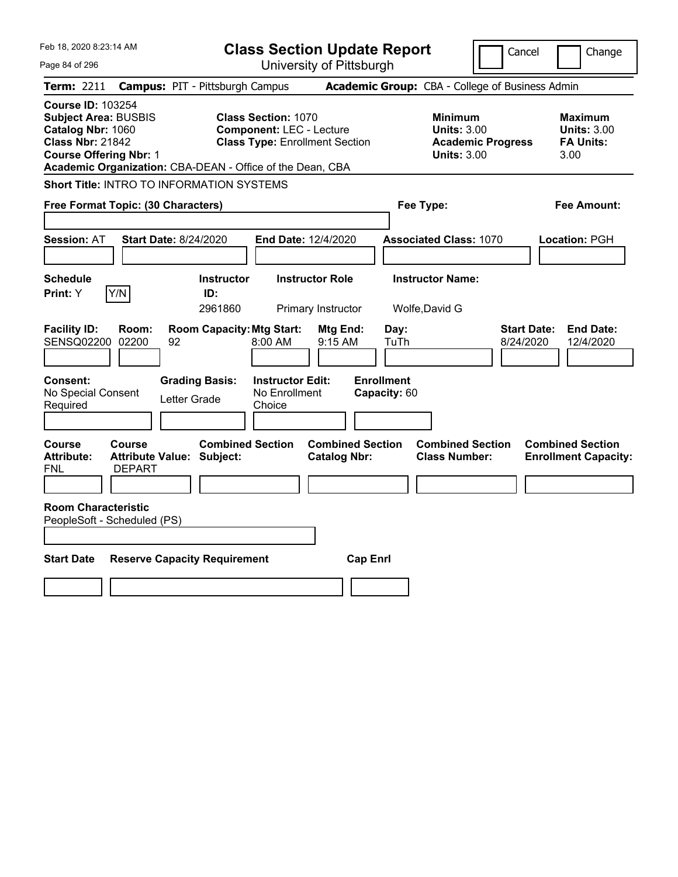Feb 18, 2020 8:23:14 AM

# Class Section Update Report

University of Pittsburgh

Cancel | Change

**Term:** 2211 **Campus:** PIT - Pittsburgh Campus **Academic Group:** CBA - College of Business Admin

**Course ID:** 103254
**Subject Area:** BUSBIS
**Catalog Nbr:** 1060
**Class Nbr:** 21842
**Course Offering Nbr:** 1
**Academic Organization:** CBA-DEAN - Office of the Dean, CBA

**Class Section:** 1070
**Component:** LEC - Lecture
**Class Type:** Enrollment Section

**Minimum Units:** 3.00
**Academic Progress Units:** 3.00

**Maximum Units:** 3.00
**FA Units:** 3.00

**Short Title:** INTRO TO INFORMATION SYSTEMS

**Free Format Topic: (30 Characters)**

**Fee Type:**

**Fee Amount:**

**Session:** AT **Start Date:** 8/24/2020 **End Date:** 12/4/2020 **Associated Class:** 1070 **Location:** PGH

| Schedule Print | Instructor ID | Instructor Role | Instructor Name |
|---|---|---|---|
| Y (Y/N) | 2961860 | Primary Instructor | Wolfe,David G |

| Facility ID | Room | Room Capacity | Mtg Start | Mtg End | Day | Start Date | End Date |
|---|---|---|---|---|---|---|---|
| SENSQ02200 | 02200 | 92 | 8:00 AM | 9:15 AM | TuTh | 8/24/2020 | 12/4/2020 |

| Consent | Grading Basis | Instructor Edit | Enrollment Capacity |
|---|---|---|---|
| No Special Consent Required | Letter Grade | No Enrollment Choice | 60 |

| Course Attribute | Course Attribute Value | Combined Section Subject | Combined Section Catalog Nbr | Combined Section Class Number | Combined Section Enrollment Capacity |
|---|---|---|---|---|---|
| FNL | DEPART | | | | |

**Room Characteristic**
PeopleSoft - Scheduled (PS)

| Start Date | Reserve Capacity Requirement | Cap Enrl |
|---|---|---|
| | | |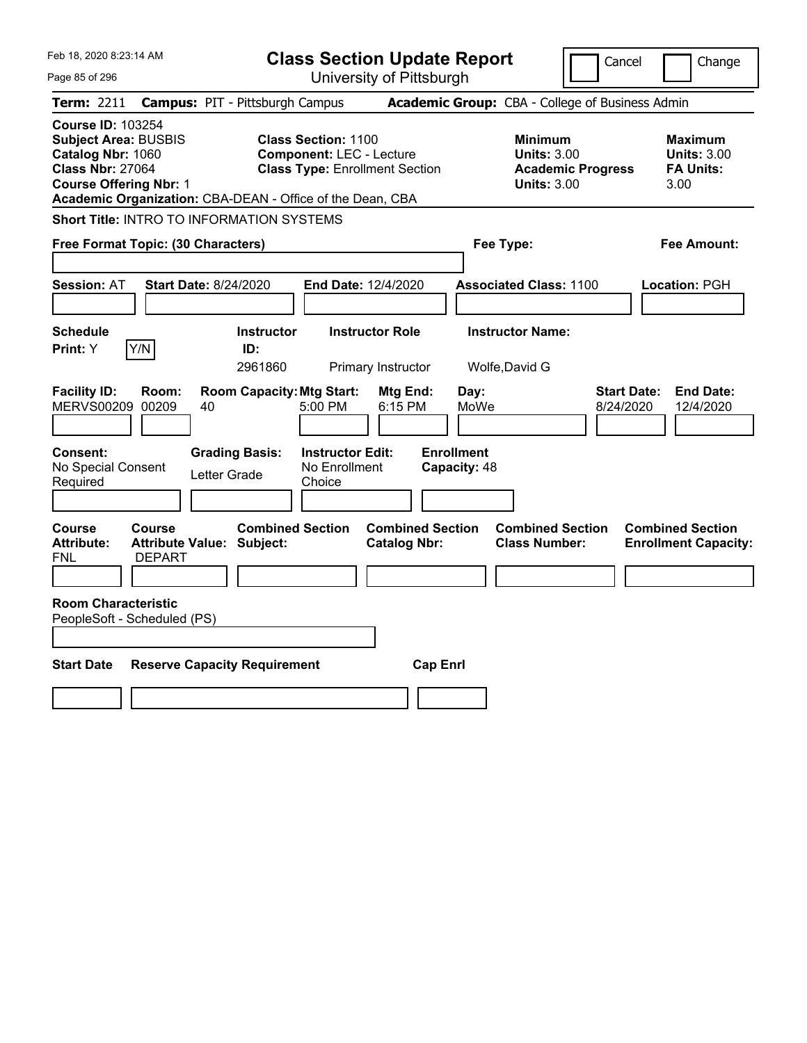# Class Section Update Report

University of Pittsburgh

Cancel | Change

**Term:** 2211 **Campus:** PIT - Pittsburgh Campus **Academic Group:** CBA - College of Business Admin

**Course ID:** 103254
**Subject Area:** BUSBIS
**Catalog Nbr:** 1060
**Class Nbr:** 27064
**Course Offering Nbr:** 1
**Academic Organization:** CBA-DEAN - Office of the Dean, CBA

**Class Section:** 1100
**Component:** LEC - Lecture
**Class Type:** Enrollment Section

**Minimum**
**Units:** 3.00
**Academic Progress Units:** 3.00

**Maximum**
**Units:** 3.00
**FA Units:** 3.00

**Short Title:** INTRO TO INFORMATION SYSTEMS

**Free Format Topic: (30 Characters)**

**Fee Type:**

**Fee Amount:**

**Session:** AT **Start Date:** 8/24/2020 **End Date:** 12/4/2020 **Associated Class:** 1100 **Location:** PGH

| Schedule Print | Instructor ID | Instructor Role | Instructor Name |
|---|---|---|---|
| Y | 2961860 | Primary Instructor | Wolfe,David G |

| Facility ID | Room | Room Capacity | Mtg Start | Mtg End | Day | Start Date | End Date |
|---|---|---|---|---|---|---|---|
| MERVS00209 | 00209 | 40 | 5:00 PM | 6:15 PM | MoWe | 8/24/2020 | 12/4/2020 |

| Consent | Grading Basis | Instructor Edit | Enrollment Capacity |
|---|---|---|---|
| No Special Consent Required | Letter Grade | No Enrollment Choice | 48 |

| Course Attribute | Course Attribute Value | Combined Section Subject | Combined Section Catalog Nbr | Combined Section Class Number | Combined Section Enrollment Capacity |
|---|---|---|---|---|---|
| FNL | DEPART | | | | |

**Room Characteristic**
PeopleSoft - Scheduled (PS)

| Start Date | Reserve Capacity Requirement | Cap Enrl |
|---|---|---|
| | | |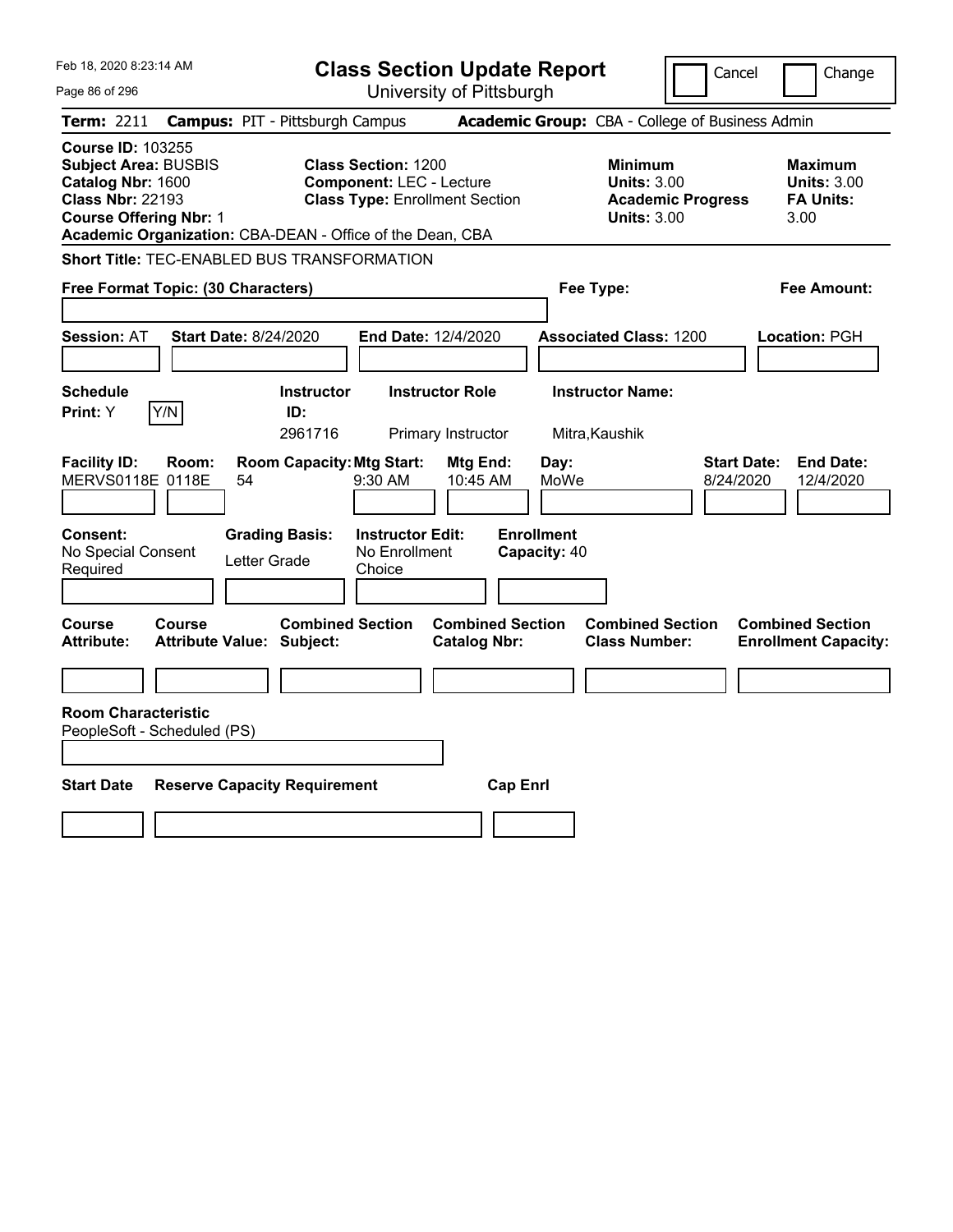# Class Section Update Report

University of Pittsburgh

Cancel | Change

**Term:** 2211 **Campus:** PIT - Pittsburgh Campus **Academic Group:** CBA - College of Business Admin

**Course ID:** 103255
**Subject Area:** BUSBIS
**Catalog Nbr:** 1600
**Class Nbr:** 22193
**Course Offering Nbr:** 1
**Academic Organization:** CBA-DEAN - Office of the Dean, CBA

**Class Section:** 1200
**Component:** LEC - Lecture
**Class Type:** Enrollment Section

**Minimum Units:** 3.00
**Academic Progress Units:** 3.00

**Maximum Units:** 3.00
**FA Units:** 3.00

**Short Title:** TEC-ENABLED BUS TRANSFORMATION

**Free Format Topic: (30 Characters)**

**Fee Type:**

**Fee Amount:**

**Session:** AT **Start Date:** 8/24/2020 **End Date:** 12/4/2020 **Associated Class:** 1200 **Location:** PGH

| Schedule Print | Instructor ID | Instructor Role | Instructor Name |
|---|---|---|---|
| Y (Y/N) | 2961716 | Primary Instructor | Mitra,Kaushik |

| Facility ID | Room | Room Capacity | Mtg Start | Mtg End | Day | Start Date | End Date |
|---|---|---|---|---|---|---|---|
| MERVS0118E | 0118E | 54 | 9:30 AM | 10:45 AM | MoWe | 8/24/2020 | 12/4/2020 |

**Consent:** No Special Consent Required
**Grading Basis:** Letter Grade
**Instructor Edit:** No Enrollment Choice
**Enrollment Capacity:** 40

| Course Attribute | Course Attribute Value | Combined Section Subject | Combined Section Catalog Nbr | Combined Section Class Number | Combined Section Enrollment Capacity |
|---|---|---|---|---|---|
| | | | | | |

**Room Characteristic**
PeopleSoft - Scheduled (PS)

| Start Date | Reserve Capacity Requirement | Cap Enrl |
|---|---|---|
| | | |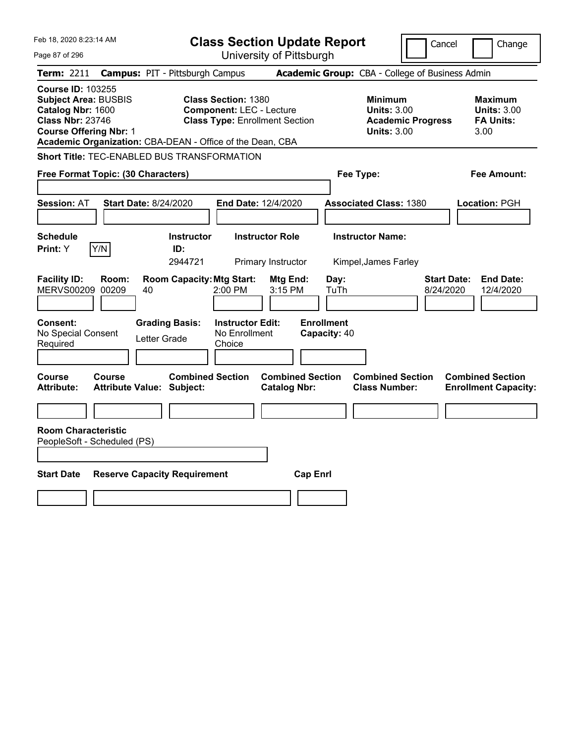Feb 18, 2020 8:23:14 AM

# Class Section Update Report

University of Pittsburgh

Cancel | Change

**Term:** 2211 **Campus:** PIT - Pittsburgh Campus **Academic Group:** CBA - College of Business Admin

**Course ID:** 103255
**Subject Area:** BUSBIS
**Catalog Nbr:** 1600
**Class Nbr:** 23746
**Course Offering Nbr:** 1
**Academic Organization:** CBA-DEAN - Office of the Dean, CBA

**Class Section:** 1380
**Component:** LEC - Lecture
**Class Type:** Enrollment Section

**Minimum Units:** 3.00
**Academic Progress Units:** 3.00

**Maximum Units:** 3.00
**FA Units:** 3.00

**Short Title:** TEC-ENABLED BUS TRANSFORMATION

**Free Format Topic: (30 Characters)**

**Fee Type:**

**Fee Amount:**

**Session:** AT **Start Date:** 8/24/2020 **End Date:** 12/4/2020 **Associated Class:** 1380 **Location:** PGH

| Schedule Print | Instructor ID | Instructor Role | Instructor Name |
|---|---|---|---|
| Y (Y/N) | 2944721 | Primary Instructor | Kimpel,James Farley |

| Facility ID | Room | Room Capacity | Mtg Start | Mtg End | Day | Start Date | End Date |
|---|---|---|---|---|---|---|---|
| MERVS00209 | 00209 | 40 | 2:00 PM | 3:15 PM | TuTh | 8/24/2020 | 12/4/2020 |

**Consent:** No Special Consent Required
**Grading Basis:** Letter Grade
**Instructor Edit:** No Enrollment Choice
**Enrollment Capacity:** 40

| Course Attribute | Course Attribute Value | Combined Section Subject | Combined Section Catalog Nbr | Combined Section Class Number | Combined Section Enrollment Capacity |
|---|---|---|---|---|---|
| | | | | | |

**Room Characteristic**
PeopleSoft - Scheduled (PS)

| Start Date | Reserve Capacity Requirement | Cap Enrl |
|---|---|---|
| | | |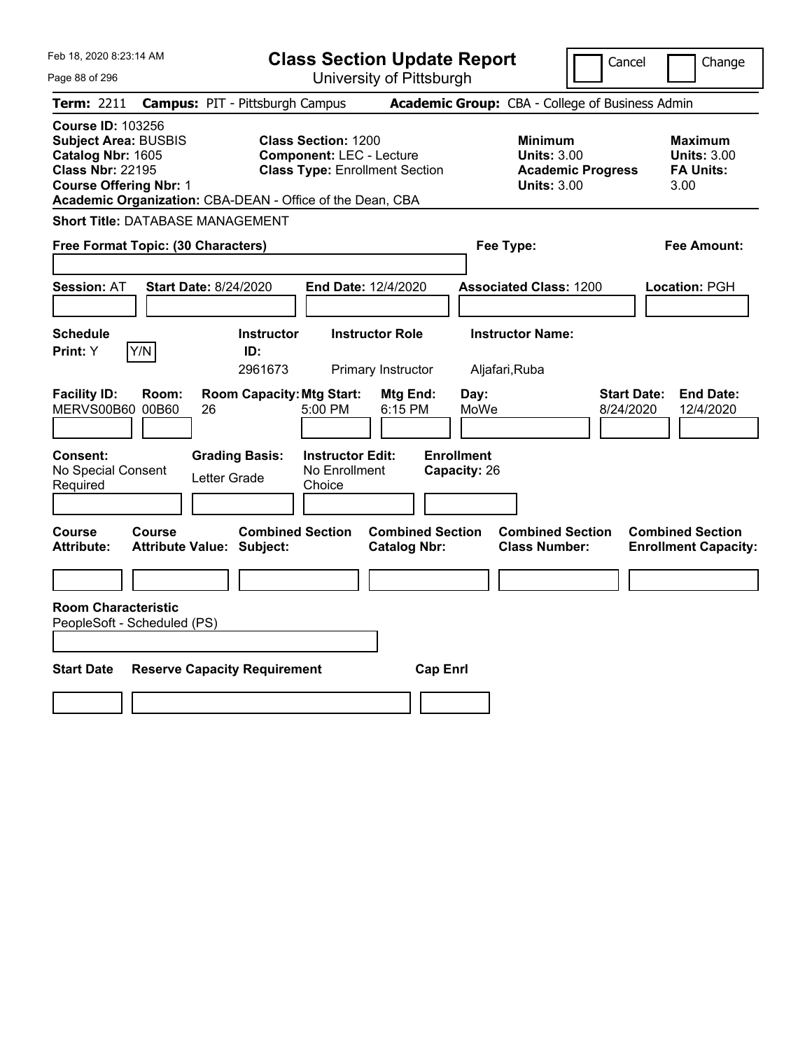Feb 18, 2020 8:23:14 AM

# Class Section Update Report

University of Pittsburgh

Cancel | Change

**Term:** 2211 **Campus:** PIT - Pittsburgh Campus **Academic Group:** CBA - College of Business Admin

**Course ID:** 103256
**Subject Area:** BUSBIS
**Catalog Nbr:** 1605
**Class Nbr:** 22195
**Course Offering Nbr:** 1
**Academic Organization:** CBA-DEAN - Office of the Dean, CBA

**Class Section:** 1200
**Component:** LEC - Lecture
**Class Type:** Enrollment Section

**Minimum Units:** 3.00
**Academic Progress Units:** 3.00

**Maximum Units:** 3.00
**FA Units:** 3.00

**Short Title:** DATABASE MANAGEMENT

**Free Format Topic: (30 Characters)**

**Fee Type:**

**Fee Amount:**

**Session:** AT **Start Date:** 8/24/2020 **End Date:** 12/4/2020 **Associated Class:** 1200 **Location:** PGH

| Schedule Print | | Instructor ID | Instructor Role | Instructor Name |
|---|---|---|---|---|
| Y | Y/N | 2961673 | Primary Instructor | Aljafari,Ruba |

| Facility ID | Room | Room Capacity | Mtg Start | Mtg End | Day | Start Date | End Date |
|---|---|---|---|---|---|---|---|
| MERVS00B60 | 00B60 | 26 | 5:00 PM | 6:15 PM | MoWe | 8/24/2020 | 12/4/2020 |

| Consent | Grading Basis | Instructor Edit | Enrollment Capacity |
|---|---|---|---|
| No Special Consent Required | Letter Grade | No Enrollment Choice | 26 |

| Course Attribute | Course Attribute Value | Combined Section Subject | Combined Section Catalog Nbr | Combined Section Class Number | Combined Section Enrollment Capacity |
|---|---|---|---|---|---|
| | | | | | |

**Room Characteristic**
PeopleSoft - Scheduled (PS)

| Start Date | Reserve Capacity Requirement | Cap Enrl |
|---|---|---|
| | | |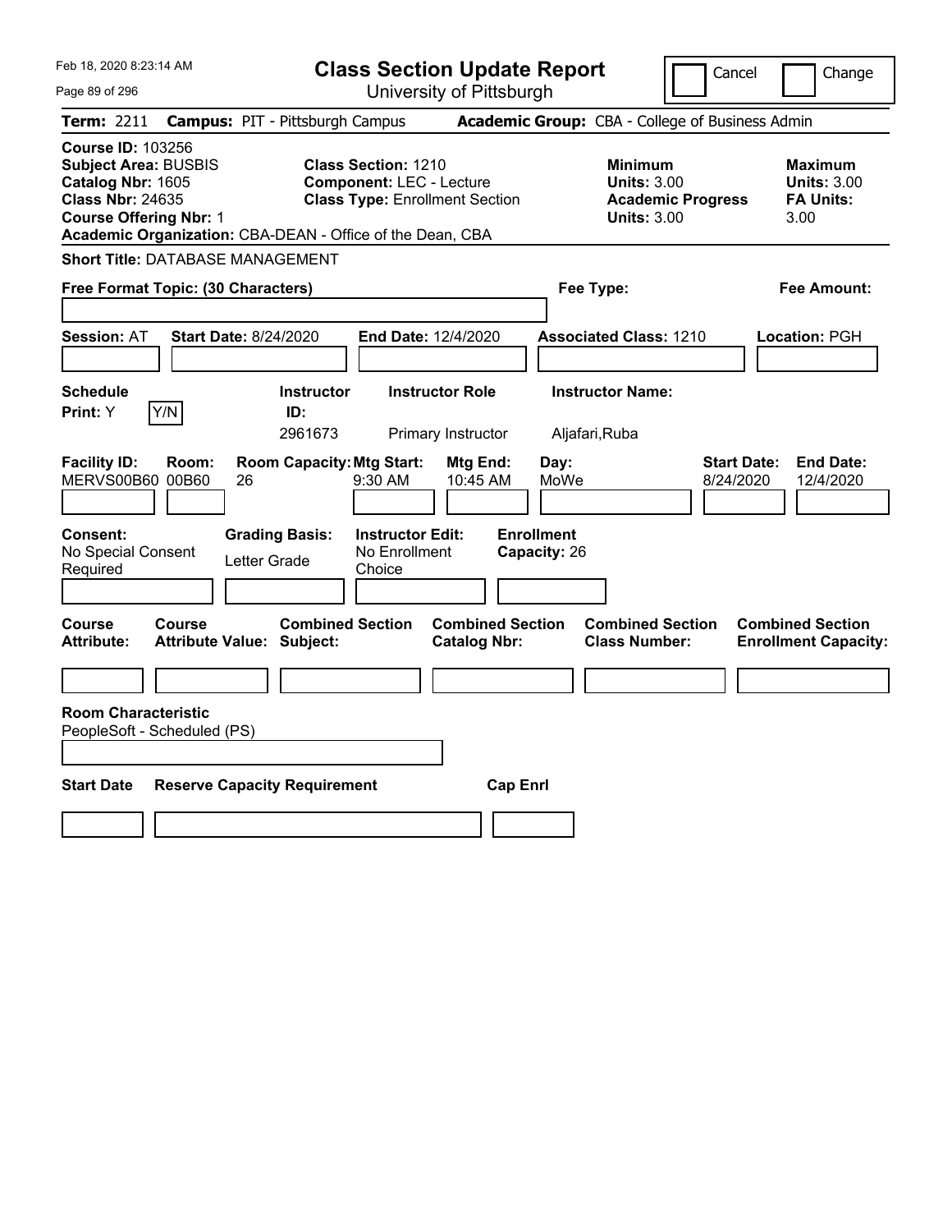Feb 18, 2020 8:23:14 AM

# Class Section Update Report

University of Pittsburgh

Cancel | Change

**Term:** 2211 **Campus:** PIT - Pittsburgh Campus **Academic Group:** CBA - College of Business Admin

**Course ID:** 103256
**Subject Area:** BUSBIS
**Catalog Nbr:** 1605
**Class Nbr:** 24635
**Course Offering Nbr:** 1
**Academic Organization:** CBA-DEAN - Office of the Dean, CBA

**Class Section:** 1210
**Component:** LEC - Lecture
**Class Type:** Enrollment Section

**Minimum Units:** 3.00
**Academic Progress Units:** 3.00

**Maximum Units:** 3.00
**FA Units:** 3.00

**Short Title:** DATABASE MANAGEMENT

**Free Format Topic: (30 Characters)**

**Fee Type:**

**Fee Amount:**

**Session:** AT **Start Date:** 8/24/2020 **End Date:** 12/4/2020 **Associated Class:** 1210 **Location:** PGH

| Schedule Print | Instructor ID | Instructor Role | Instructor Name |
|---|---|---|---|
| Y | 2961673 | Primary Instructor | Aljafari,Ruba |

| Facility ID | Room | Room Capacity | Mtg Start | Mtg End | Day | Start Date | End Date |
|---|---|---|---|---|---|---|---|
| MERVS00B60 | 00B60 | 26 | 9:30 AM | 10:45 AM | MoWe | 8/24/2020 | 12/4/2020 |

**Consent:** No Special Consent Required
**Grading Basis:** Letter Grade
**Instructor Edit:** No Enrollment Choice
**Enrollment Capacity:** 26

| Course Attribute | Course Attribute Value | Combined Section Subject | Combined Section Catalog Nbr | Combined Section Class Number | Combined Section Enrollment Capacity |
|---|---|---|---|---|---|
| | | | | | |

**Room Characteristic**
PeopleSoft - Scheduled (PS)

| Start Date | Reserve Capacity Requirement | Cap Enrl |
|---|---|---|
| | | |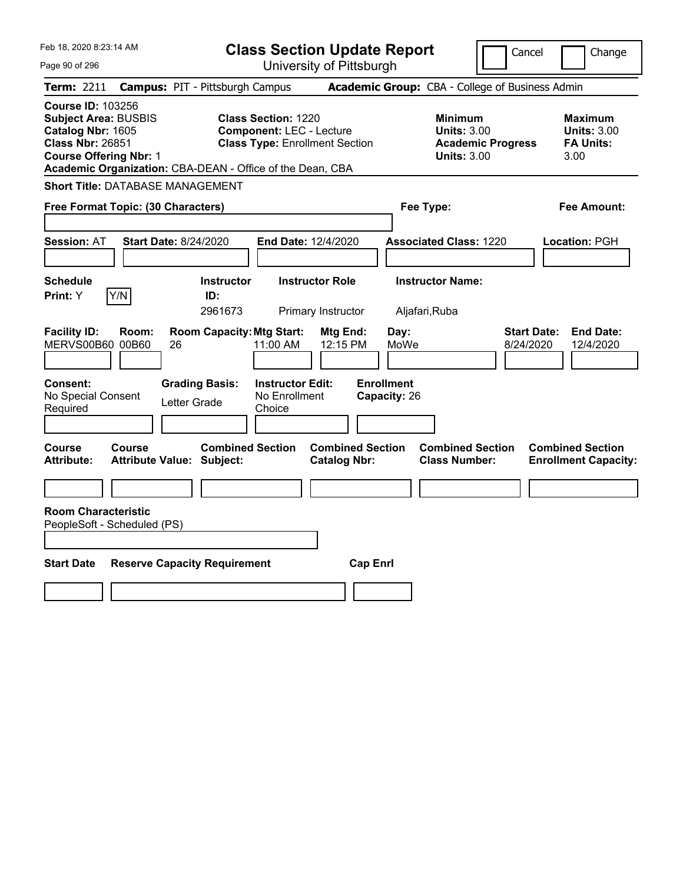# Class Section Update Report

University of Pittsburgh

Feb 18, 2020 8:23:14 AM

Cancel | Change

**Term:** 2211 **Campus:** PIT - Pittsburgh Campus **Academic Group:** CBA - College of Business Admin

**Course ID:** 103256
**Subject Area:** BUSBIS
**Catalog Nbr:** 1605
**Class Nbr:** 26851
**Course Offering Nbr:** 1
**Academic Organization:** CBA-DEAN - Office of the Dean, CBA

**Class Section:** 1220
**Component:** LEC - Lecture
**Class Type:** Enrollment Section

**Minimum Units:** 3.00
**Academic Progress Units:** 3.00

**Maximum Units:** 3.00
**FA Units:** 3.00

**Short Title:** DATABASE MANAGEMENT

**Free Format Topic: (30 Characters)**

**Fee Type:**

**Fee Amount:**

**Session:** AT **Start Date:** 8/24/2020 **End Date:** 12/4/2020 **Associated Class:** 1220 **Location:** PGH

| Schedule Print | Instructor ID | Instructor Role | Instructor Name |
|---|---|---|---|
| Y (Y/N) | 2961673 | Primary Instructor | Aljafari,Ruba |

| Facility ID | Room | Room Capacity | Mtg Start | Mtg End | Day | Start Date | End Date |
|---|---|---|---|---|---|---|---|
| MERVS00B60 | 00B60 | 26 | 11:00 AM | 12:15 PM | MoWe | 8/24/2020 | 12/4/2020 |

| Consent | Grading Basis | Instructor Edit | Enrollment Capacity |
|---|---|---|---|
| No Special Consent Required | Letter Grade | No Enrollment Choice | 26 |

| Course Attribute | Course Attribute Value | Combined Section Subject | Combined Section Catalog Nbr | Combined Section Class Number | Combined Section Enrollment Capacity |
|---|---|---|---|---|---|
| | | | | | |

**Room Characteristic**
PeopleSoft - Scheduled (PS)

| Start Date | Reserve Capacity Requirement | Cap Enrl |
|---|---|---|
| | | |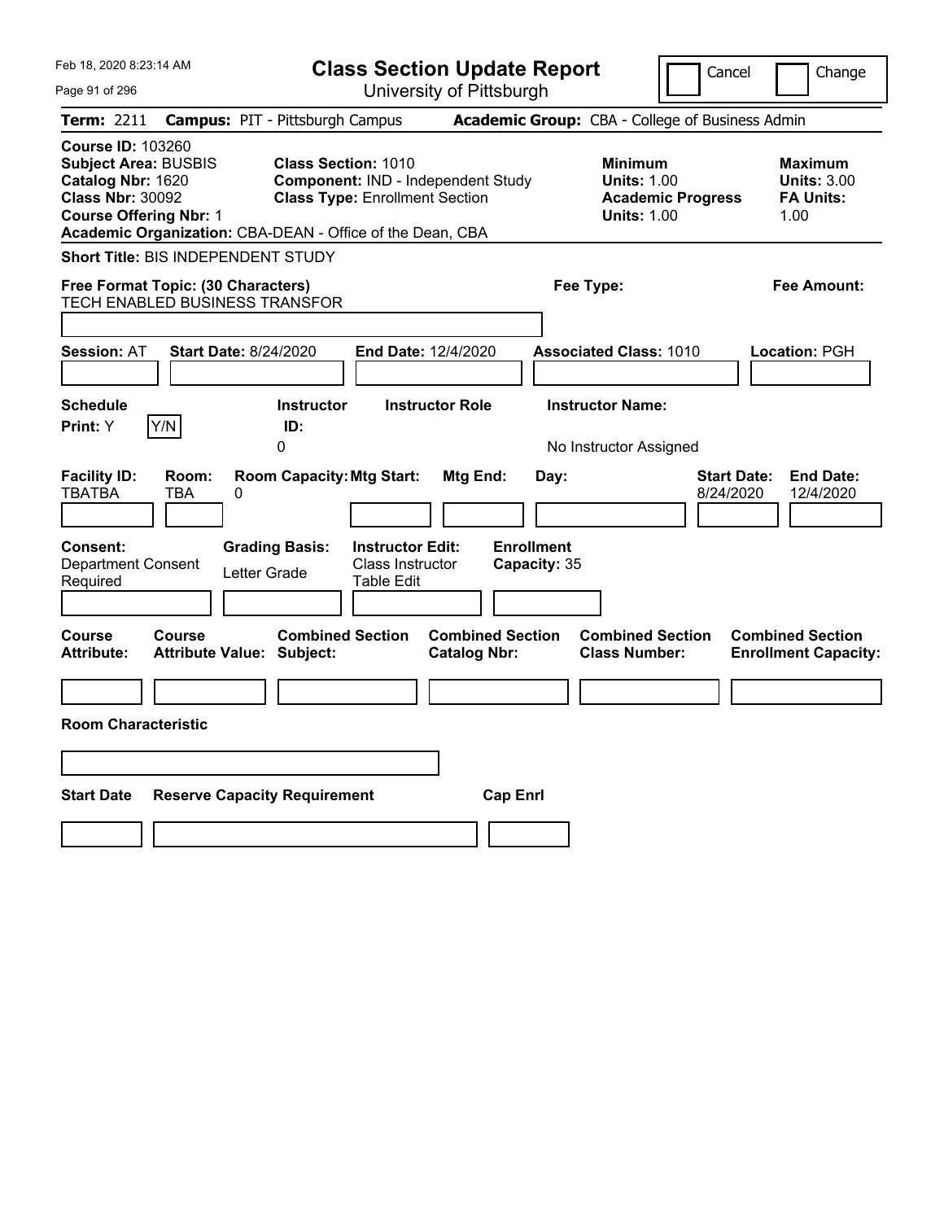Feb 18, 2020 8:23:14 AM

# Class Section Update Report

University of Pittsburgh

Cancel | Change

**Term:** 2211 **Campus:** PIT - Pittsburgh Campus **Academic Group:** CBA - College of Business Admin

**Course ID:** 103260
**Subject Area:** BUSBIS
**Catalog Nbr:** 1620
**Class Nbr:** 30092
**Course Offering Nbr:** 1
**Academic Organization:** CBA-DEAN - Office of the Dean, CBA

**Class Section:** 1010
**Component:** IND - Independent Study
**Class Type:** Enrollment Section

**Minimum Units:** 1.00
**Academic Progress Units:** 1.00

**Maximum Units:** 3.00
**FA Units:** 1.00

**Short Title:** BIS INDEPENDENT STUDY

**Free Format Topic: (30 Characters)**
TECH ENABLED BUSINESS TRANSFOR

**Fee Type:**

**Fee Amount:**

**Session:** AT **Start Date:** 8/24/2020 **End Date:** 12/4/2020 **Associated Class:** 1010 **Location:** PGH

**Schedule Print:** Y Y/N

**Instructor ID:** 0

**Instructor Role:**

**Instructor Name:** No Instructor Assigned

| Facility ID: | Room: | Room Capacity: | Mtg Start: | Mtg End: | Day: | Start Date: | End Date: |
|---|---|---|---|---|---|---|---|
| TBATBA | TBA | 0 | | | | 8/24/2020 | 12/4/2020 |

**Consent:** Department Consent Required

**Grading Basis:** Letter Grade

**Instructor Edit:** Class Instructor Table Edit

**Enrollment Capacity:** 35

| Course Attribute: | Course Attribute Value: | Combined Section Subject: | Combined Section Catalog Nbr: | Combined Section Class Number: | Combined Section Enrollment Capacity: |
|---|---|---|---|---|---|
| | | | | | |

**Room Characteristic**

| Start Date | Reserve Capacity Requirement | Cap Enrl |
|---|---|---|
| | | |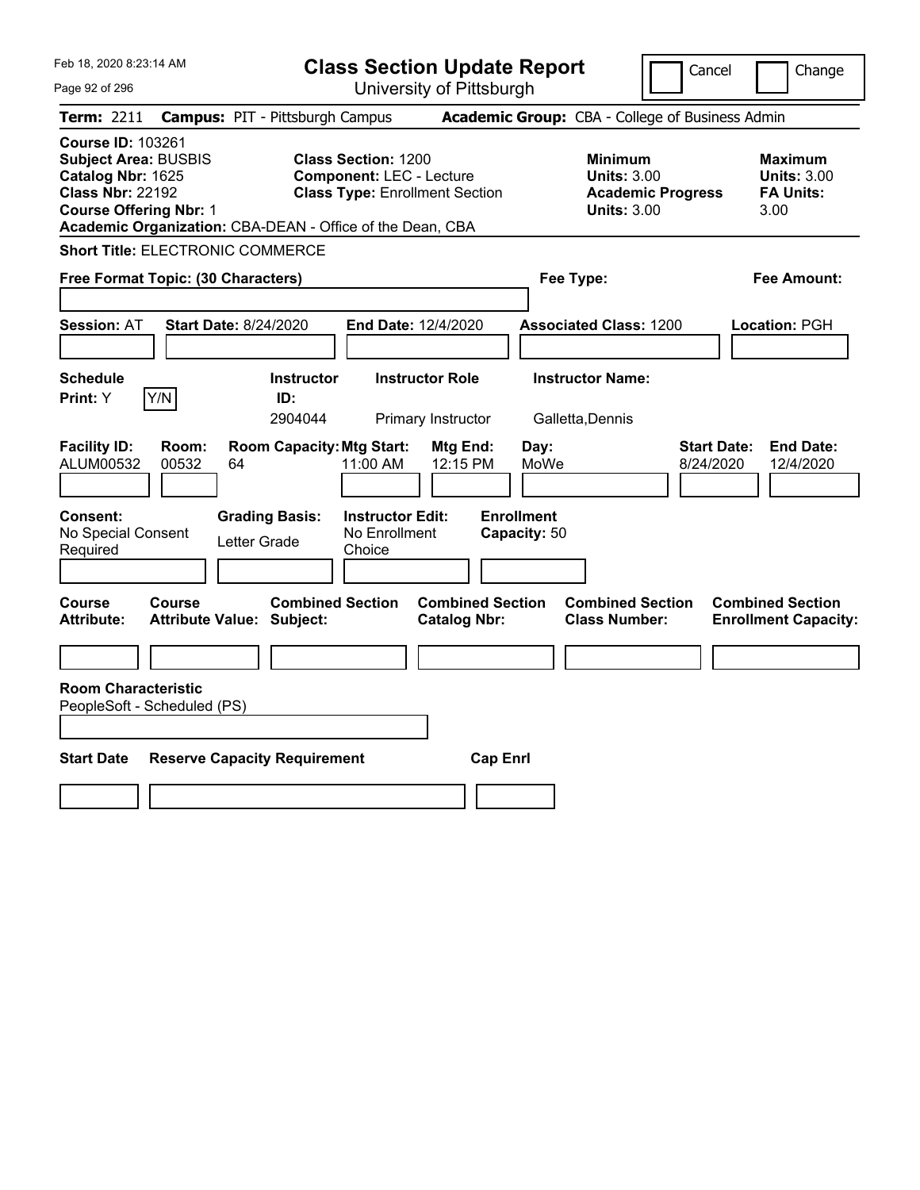# Class Section Update Report

University of Pittsburgh

Cancel | Change

**Term:** 2211 **Campus:** PIT - Pittsburgh Campus **Academic Group:** CBA - College of Business Admin

**Course ID:** 103261
**Subject Area:** BUSBIS
**Catalog Nbr:** 1625
**Class Nbr:** 22192
**Course Offering Nbr:** 1
**Academic Organization:** CBA-DEAN - Office of the Dean, CBA

**Class Section:** 1200
**Component:** LEC - Lecture
**Class Type:** Enrollment Section

**Minimum Units:** 3.00
**Academic Progress Units:** 3.00

**Maximum Units:** 3.00
**FA Units:** 3.00

**Short Title:** ELECTRONIC COMMERCE

**Free Format Topic: (30 Characters)**

**Fee Type:**

**Fee Amount:**

**Session:** AT **Start Date:** 8/24/2020 **End Date:** 12/4/2020 **Associated Class:** 1200 **Location:** PGH

| Schedule Print: | Instructor ID: | Instructor Role | Instructor Name: |
|---|---|---|---|
| Y (Y/N) | 2904044 | Primary Instructor | Galletta,Dennis |

| Facility ID: | Room: | Room Capacity: | Mtg Start: | Mtg End: | Day: | Start Date: | End Date: |
|---|---|---|---|---|---|---|---|
| ALUM00532 | 00532 | 64 | 11:00 AM | 12:15 PM | MoWe | 8/24/2020 | 12/4/2020 |

**Consent:** No Special Consent Required
**Grading Basis:** Letter Grade
**Instructor Edit:** No Enrollment Choice
**Enrollment Capacity:** 50

| Course Attribute: | Course Attribute Value: | Combined Section Subject: | Combined Section Catalog Nbr: | Combined Section Class Number: | Combined Section Enrollment Capacity: |
|---|---|---|---|---|---|
| | | | | | |

**Room Characteristic**
PeopleSoft - Scheduled (PS)

| Start Date | Reserve Capacity Requirement | Cap Enrl |
|---|---|---|
| | | |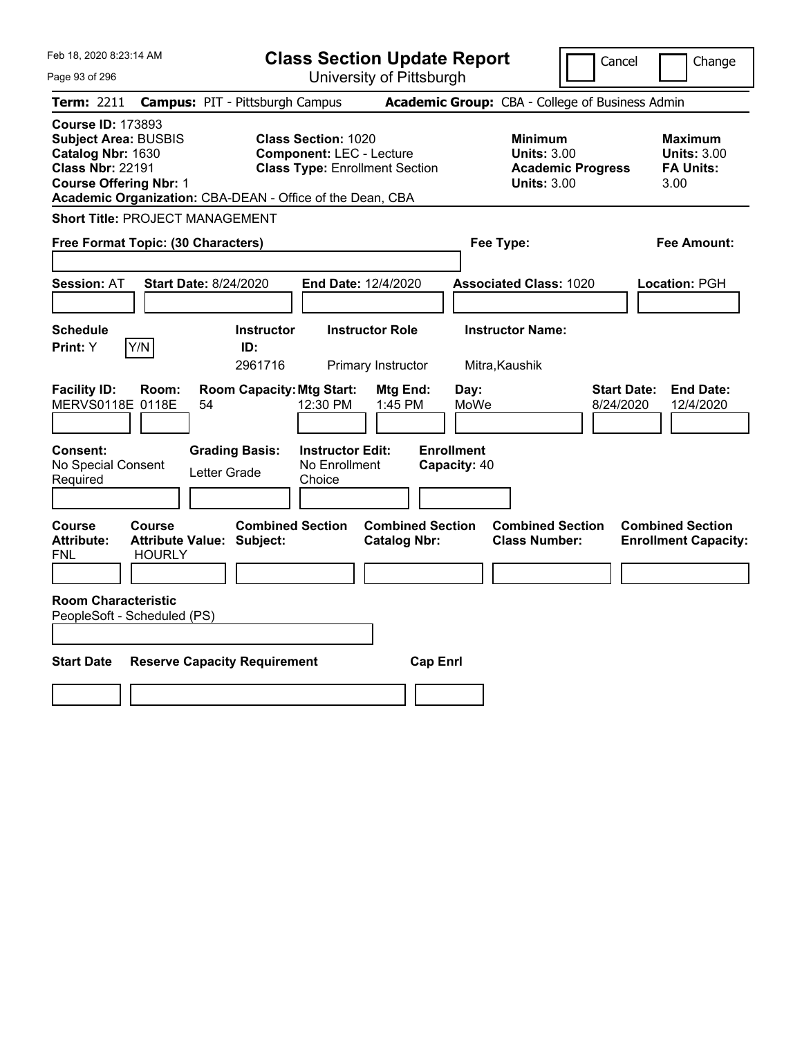# Class Section Update Report

University of Pittsburgh

Cancel | Change

**Term:** 2211 **Campus:** PIT - Pittsburgh Campus **Academic Group:** CBA - College of Business Admin

**Course ID:** 173893
**Subject Area:** BUSBIS
**Catalog Nbr:** 1630
**Class Nbr:** 22191
**Course Offering Nbr:** 1
**Academic Organization:** CBA-DEAN - Office of the Dean, CBA

**Class Section:** 1020
**Component:** LEC - Lecture
**Class Type:** Enrollment Section

**Minimum**
**Units:** 3.00
**Academic Progress Units:** 3.00

**Maximum**
**Units:** 3.00
**FA Units:** 3.00

**Short Title:** PROJECT MANAGEMENT

**Free Format Topic: (30 Characters)**

**Fee Type:**

**Fee Amount:**

**Session:** AT **Start Date:** 8/24/2020 **End Date:** 12/4/2020 **Associated Class:** 1020 **Location:** PGH

| Schedule Print | Instructor ID | Instructor Role | Instructor Name |
|---|---|---|---|
| Y (Y/N) | 2961716 | Primary Instructor | Mitra,Kaushik |

| Facility ID | Room | Room Capacity | Mtg Start | Mtg End | Day | Start Date | End Date |
|---|---|---|---|---|---|---|---|
| MERVS0118E | 0118E | 54 | 12:30 PM | 1:45 PM | MoWe | 8/24/2020 | 12/4/2020 |

| Consent | Grading Basis | Instructor Edit | Enrollment Capacity |
|---|---|---|---|
| No Special Consent Required | Letter Grade | No Enrollment Choice | 40 |

| Course Attribute | Course Attribute Value | Combined Section Subject | Combined Section Catalog Nbr | Combined Section Class Number | Combined Section Enrollment Capacity |
|---|---|---|---|---|---|
| FNL | HOURLY | | | | |

**Room Characteristic**
PeopleSoft - Scheduled (PS)

| Start Date | Reserve Capacity Requirement | Cap Enrl |
|---|---|---|
| | | |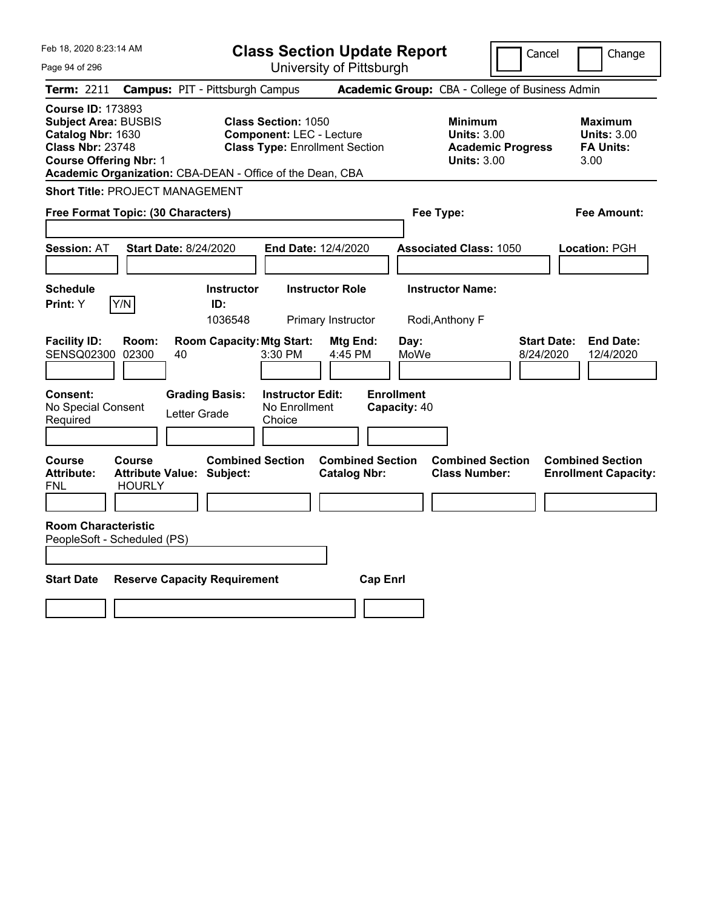# Class Section Update Report

University of Pittsburgh

Cancel | Change

**Term:** 2211 **Campus:** PIT - Pittsburgh Campus **Academic Group:** CBA - College of Business Admin

**Course ID:** 173893
**Subject Area:** BUSBIS
**Catalog Nbr:** 1630
**Class Nbr:** 23748
**Course Offering Nbr:** 1
**Academic Organization:** CBA-DEAN - Office of the Dean, CBA

**Class Section:** 1050
**Component:** LEC - Lecture
**Class Type:** Enrollment Section

**Minimum Units:** 3.00
**Academic Progress Units:** 3.00

**Maximum Units:** 3.00
**FA Units:** 3.00

**Short Title:** PROJECT MANAGEMENT

**Free Format Topic: (30 Characters)**

**Fee Type:**

**Fee Amount:**

**Session:** AT **Start Date:** 8/24/2020 **End Date:** 12/4/2020 **Associated Class:** 1050 **Location:** PGH

| Schedule Print | Y/N | Instructor ID | Instructor Role | Instructor Name |
|---|---|---|---|---|
| Y | | 1036548 | Primary Instructor | Rodi,Anthony F |

| Facility ID | Room | Room Capacity | Mtg Start | Mtg End | Day | Start Date | End Date |
|---|---|---|---|---|---|---|---|
| SENSQ02300 | 02300 | 40 | 3:30 PM | 4:45 PM | MoWe | 8/24/2020 | 12/4/2020 |

| Consent | Grading Basis | Instructor Edit | Enrollment Capacity |
|---|---|---|---|
| No Special Consent Required | Letter Grade | No Enrollment Choice | 40 |

| Course Attribute | Course Attribute Value | Combined Section Subject | Combined Section Catalog Nbr | Combined Section Class Number | Combined Section Enrollment Capacity |
|---|---|---|---|---|---|
| FNL | HOURLY | | | | |

**Room Characteristic**
PeopleSoft - Scheduled (PS)

| Start Date | Reserve Capacity Requirement | Cap Enrl |
|---|---|---|
| | | |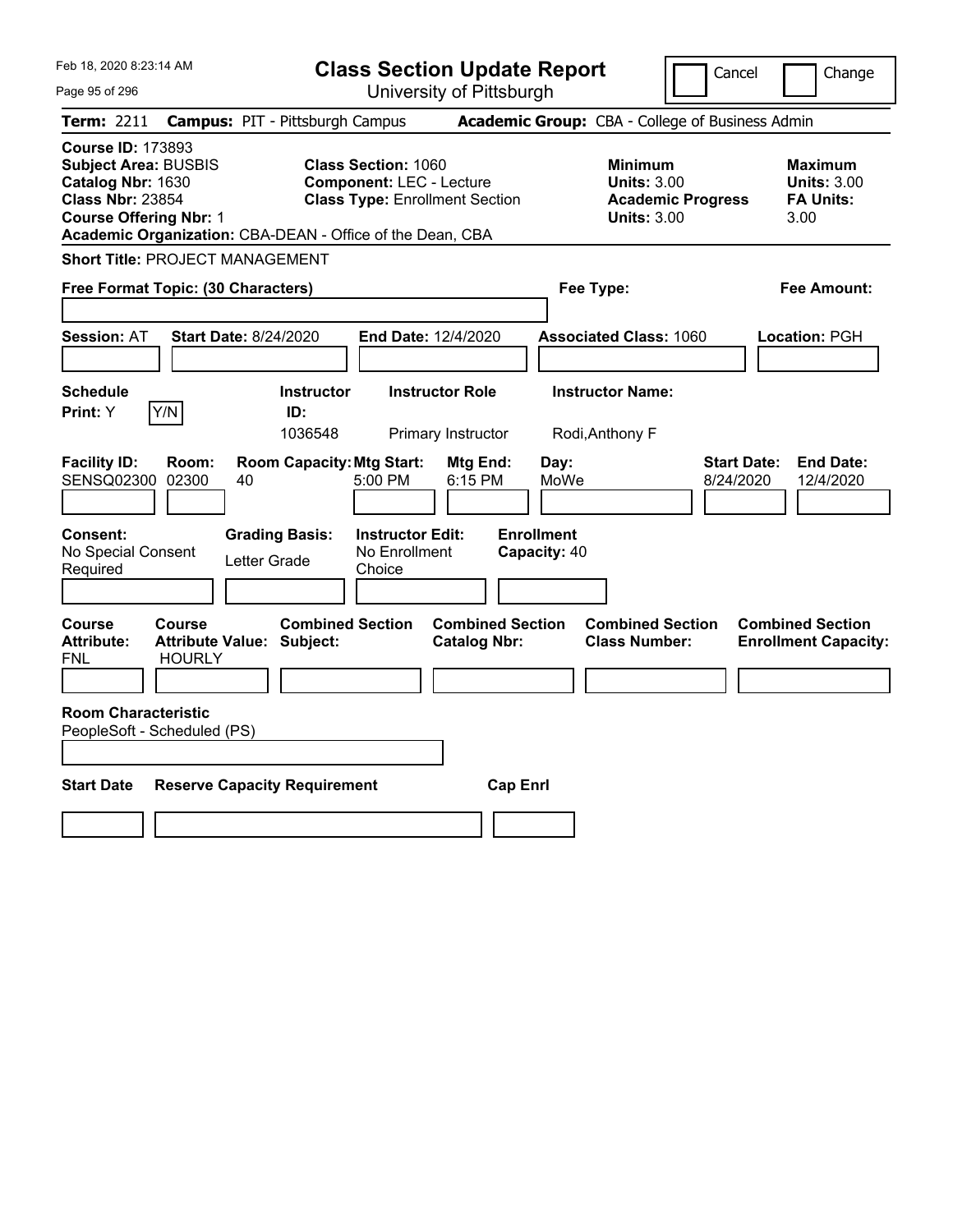# Class Section Update Report

University of Pittsburgh

Cancel | Change

**Term:** 2211 **Campus:** PIT - Pittsburgh Campus **Academic Group:** CBA - College of Business Admin

**Course ID:** 173893
**Subject Area:** BUSBIS
**Catalog Nbr:** 1630
**Class Nbr:** 23854
**Course Offering Nbr:** 1
**Academic Organization:** CBA-DEAN - Office of the Dean, CBA

**Class Section:** 1060
**Component:** LEC - Lecture
**Class Type:** Enrollment Section

**Minimum**
**Units:** 3.00
**Academic Progress Units:** 3.00

**Maximum**
**Units:** 3.00
**FA Units:** 3.00

**Short Title:** PROJECT MANAGEMENT

**Free Format Topic: (30 Characters)**

**Fee Type:**

**Fee Amount:**

**Session:** AT **Start Date:** 8/24/2020 **End Date:** 12/4/2020 **Associated Class:** 1060 **Location:** PGH

| Schedule Print | Instructor ID | Instructor Role | Instructor Name |
|---|---|---|---|
| Y (Y/N) | 1036548 | Primary Instructor | Rodi,Anthony F |

| Facility ID | Room | Room Capacity | Mtg Start | Mtg End | Day | Start Date | End Date |
|---|---|---|---|---|---|---|---|
| SENSQ02300 | 02300 | 40 | 5:00 PM | 6:15 PM | MoWe | 8/24/2020 | 12/4/2020 |

| Consent | Grading Basis | Instructor Edit | Enrollment Capacity |
|---|---|---|---|
| No Special Consent Required | Letter Grade | No Enrollment Choice | 40 |

| Course Attribute | Course Attribute Value | Combined Section Subject | Combined Section Catalog Nbr | Combined Section Class Number | Combined Section Enrollment Capacity |
|---|---|---|---|---|---|
| FNL | HOURLY | | | | |

**Room Characteristic**
PeopleSoft - Scheduled (PS)

| Start Date | Reserve Capacity Requirement | Cap Enrl |
|---|---|---|
| | | |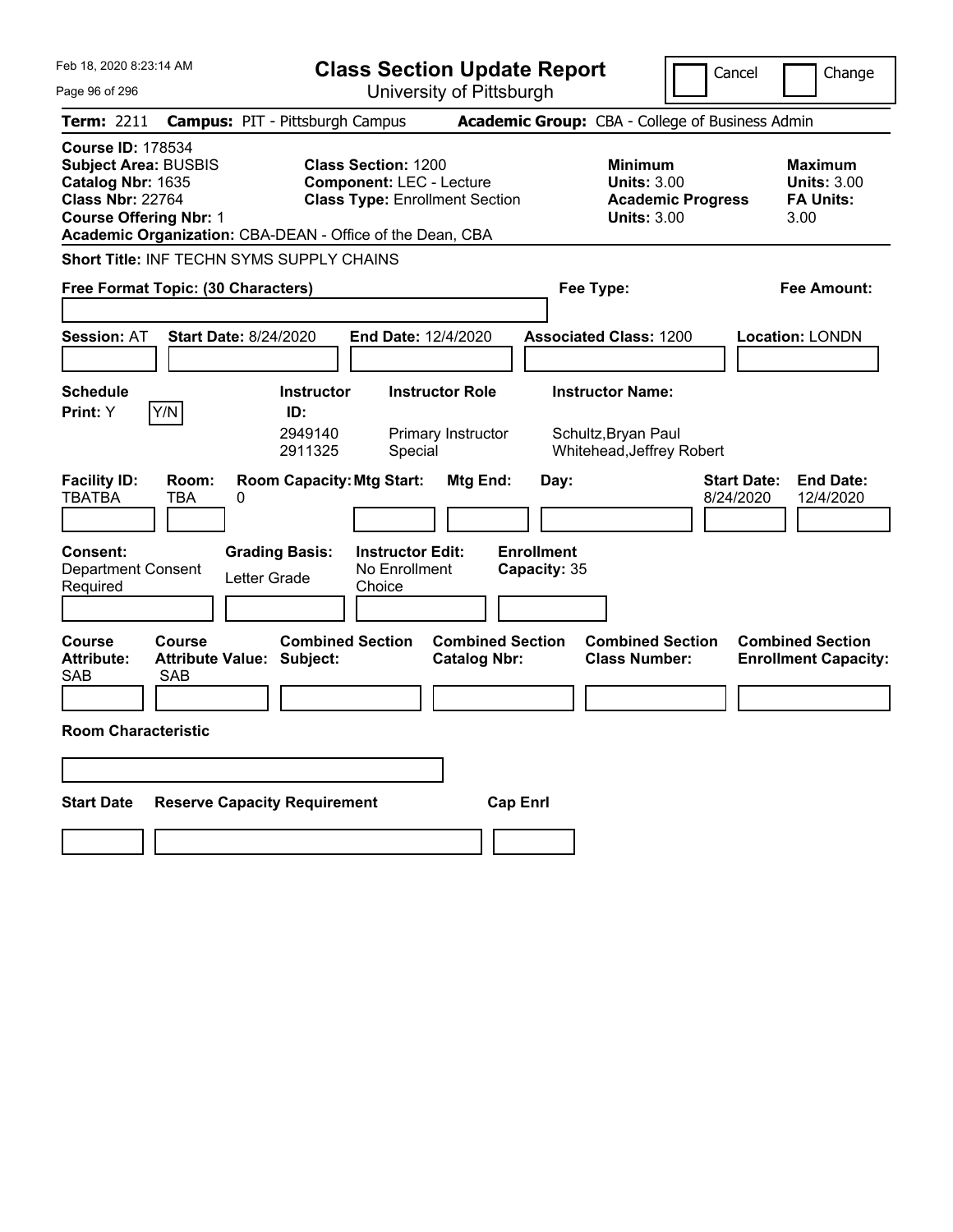# Class Section Update Report

University of Pittsburgh

Cancel | Change

**Term:** 2211 **Campus:** PIT - Pittsburgh Campus **Academic Group:** CBA - College of Business Admin

**Course ID:** 178534
**Subject Area:** BUSBIS
**Catalog Nbr:** 1635
**Class Nbr:** 22764
**Course Offering Nbr:** 1
**Academic Organization:** CBA-DEAN - Office of the Dean, CBA

**Class Section:** 1200
**Component:** LEC - Lecture
**Class Type:** Enrollment Section

**Minimum Units:** 3.00
**Academic Progress Units:** 3.00

**Maximum Units:** 3.00
**FA Units:** 3.00

**Short Title:** INF TECHN SYMS SUPPLY CHAINS

**Free Format Topic: (30 Characters)**

**Fee Type:**

**Fee Amount:**

**Session:** AT **Start Date:** 8/24/2020 **End Date:** 12/4/2020 **Associated Class:** 1200 **Location:** LONDN

**Schedule Print:** Y [Y/N]

| Instructor ID | Instructor Role | Instructor Name |
|---|---|---|
| 2949140 | Primary Instructor | Schultz,Bryan Paul |
| 2911325 | Special | Whitehead,Jeffrey Robert |

| Facility ID | Room | Room Capacity | Mtg Start | Mtg End | Day | Start Date | End Date |
|---|---|---|---|---|---|---|---|
| TBATBA | TBA | 0 | | | | 8/24/2020 | 12/4/2020 |

**Consent:** Department Consent Required
**Grading Basis:** Letter Grade
**Instructor Edit:** No Enrollment Choice
**Enrollment Capacity:** 35

| Course Attribute | Course Attribute Value | Combined Section Subject | Combined Section Catalog Nbr | Combined Section Class Number | Combined Section Enrollment Capacity |
|---|---|---|---|---|---|
| SAB | SAB | | | | |

**Room Characteristic**

| Start Date | Reserve Capacity Requirement | Cap Enrl |
|---|---|---|
| | | |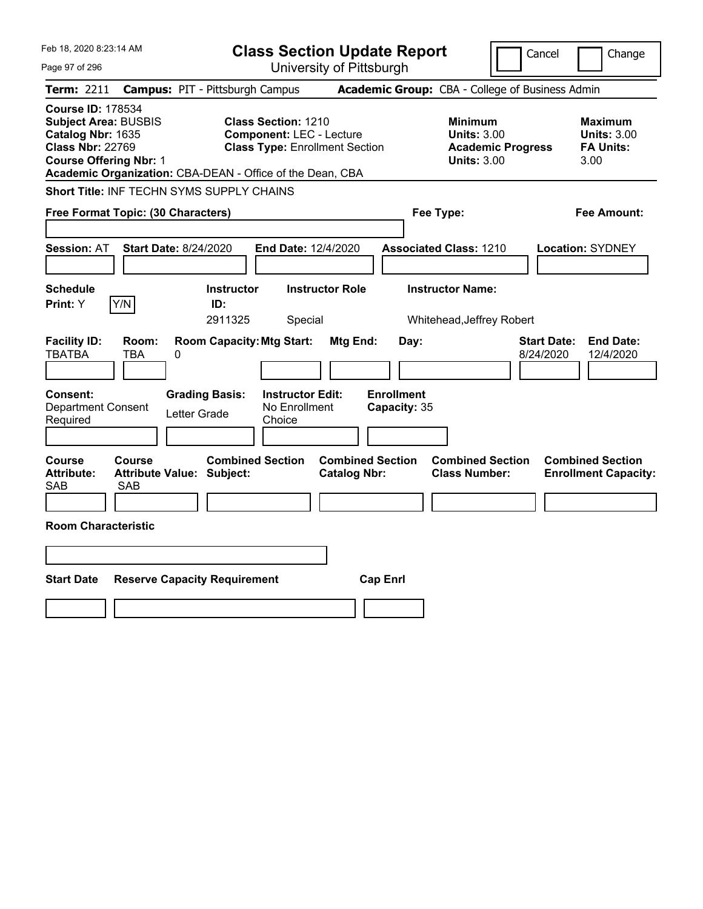# Class Section Update Report

University of Pittsburgh

Cancel | Change

**Term:** 2211 **Campus:** PIT - Pittsburgh Campus **Academic Group:** CBA - College of Business Admin

**Course ID:** 178534
**Subject Area:** BUSBIS
**Catalog Nbr:** 1635
**Class Nbr:** 22769
**Course Offering Nbr:** 1
**Academic Organization:** CBA-DEAN - Office of the Dean, CBA

**Class Section:** 1210
**Component:** LEC - Lecture
**Class Type:** Enrollment Section

**Minimum Units:** 3.00
**Academic Progress Units:** 3.00

**Maximum Units:** 3.00
**FA Units:** 3.00

**Short Title:** INF TECHN SYMS SUPPLY CHAINS

**Free Format Topic: (30 Characters)**

**Fee Type:**

**Fee Amount:**

**Session:** AT **Start Date:** 8/24/2020 **End Date:** 12/4/2020 **Associated Class:** 1210 **Location:** SYDNEY

| Schedule Print | Instructor ID | Instructor Role | Instructor Name |
|---|---|---|---|
| Y (Y/N) | 2911325 | Special | Whitehead,Jeffrey Robert |

| Facility ID | Room | Room Capacity | Mtg Start | Mtg End | Day | Start Date | End Date |
|---|---|---|---|---|---|---|---|
| TBATBA | TBA | 0 | | | | 8/24/2020 | 12/4/2020 |

**Consent:** Department Consent Required
**Grading Basis:** Letter Grade
**Instructor Edit:** No Enrollment Choice
**Enrollment Capacity:** 35

| Course Attribute | Course Attribute Value | Combined Section Subject | Combined Section Catalog Nbr | Combined Section Class Number | Combined Section Enrollment Capacity |
|---|---|---|---|---|---|
| SAB | SAB | | | | |

**Room Characteristic**

| Start Date | Reserve Capacity Requirement | Cap Enrl |
|---|---|---|
| | | |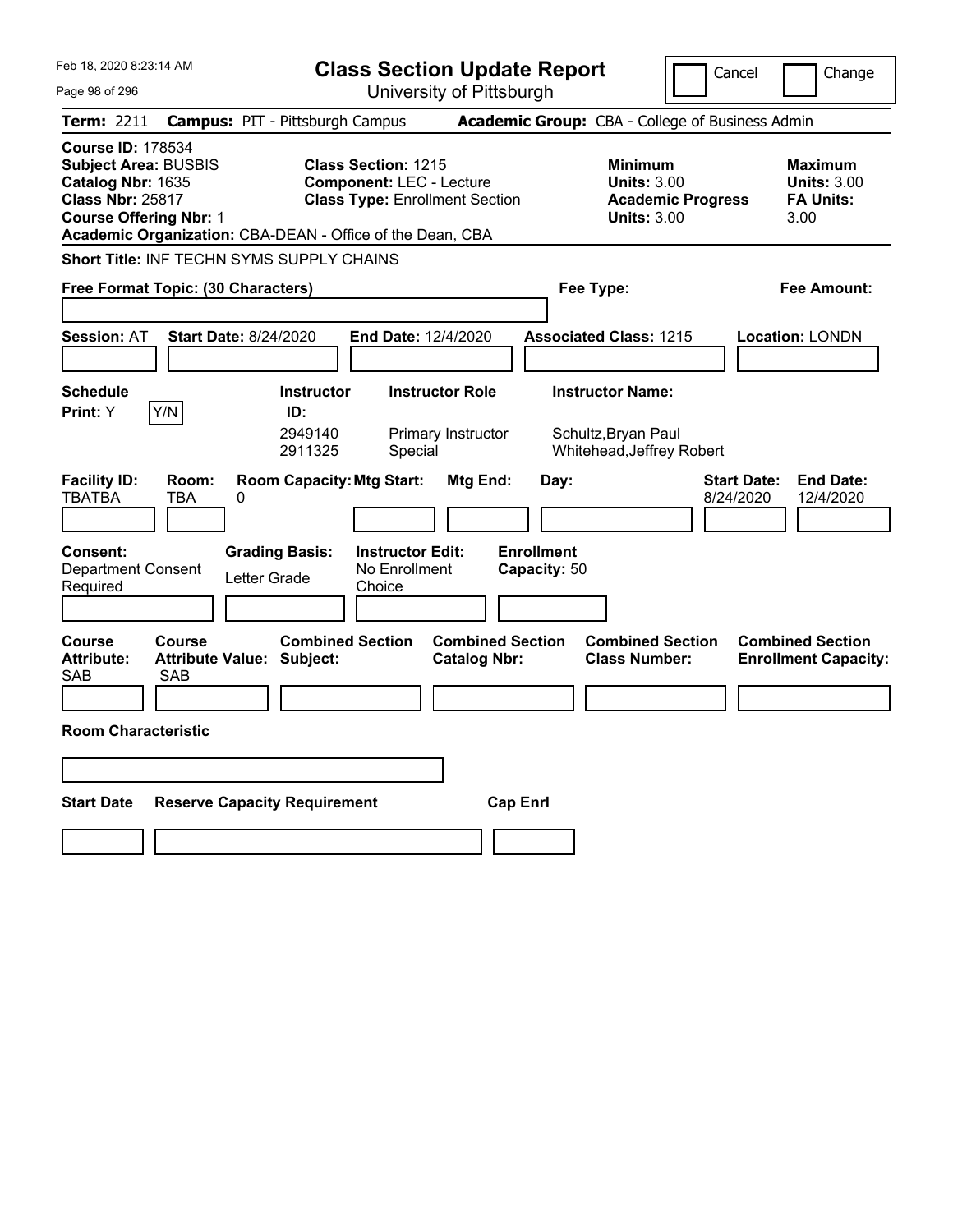# Class Section Update Report

University of Pittsburgh

Cancel / Change

**Term:** 2211 **Campus:** PIT - Pittsburgh Campus **Academic Group:** CBA - College of Business Admin

**Course ID:** 178534
**Subject Area:** BUSBIS
**Catalog Nbr:** 1635
**Class Nbr:** 25817
**Course Offering Nbr:** 1
**Academic Organization:** CBA-DEAN - Office of the Dean, CBA

**Class Section:** 1215
**Component:** LEC - Lecture
**Class Type:** Enrollment Section

**Minimum Units:** 3.00
**Academic Progress Units:** 3.00

**Maximum Units:** 3.00
**FA Units:** 3.00

**Short Title:** INF TECHN SYMS SUPPLY CHAINS

**Free Format Topic: (30 Characters)**

**Fee Type:**

**Fee Amount:**

**Session:** AT **Start Date:** 8/24/2020 **End Date:** 12/4/2020 **Associated Class:** 1215 **Location:** LONDN

**Schedule Print:** Y Y/N

| Instructor ID: | Instructor Role | Instructor Name: |
|---|---|---|
| 2949140 | Primary Instructor | Schultz,Bryan Paul |
| 2911325 | Special | Whitehead,Jeffrey Robert |

| Facility ID: | Room: | Room Capacity: | Mtg Start: | Mtg End: | Day: | Start Date: | End Date: |
|---|---|---|---|---|---|---|---|
| TBATBA | TBA | 0 | | | | 8/24/2020 | 12/4/2020 |

**Consent:** Department Consent Required
**Grading Basis:** Letter Grade
**Instructor Edit:** No Enrollment Choice
**Enrollment Capacity:** 50

| Course Attribute: | Course Attribute Value: | Combined Section Subject: | Combined Section Catalog Nbr: | Combined Section Class Number: | Combined Section Enrollment Capacity: |
|---|---|---|---|---|---|
| SAB | SAB | | | | |

**Room Characteristic**

**Start Date** **Reserve Capacity Requirement** **Cap Enrl**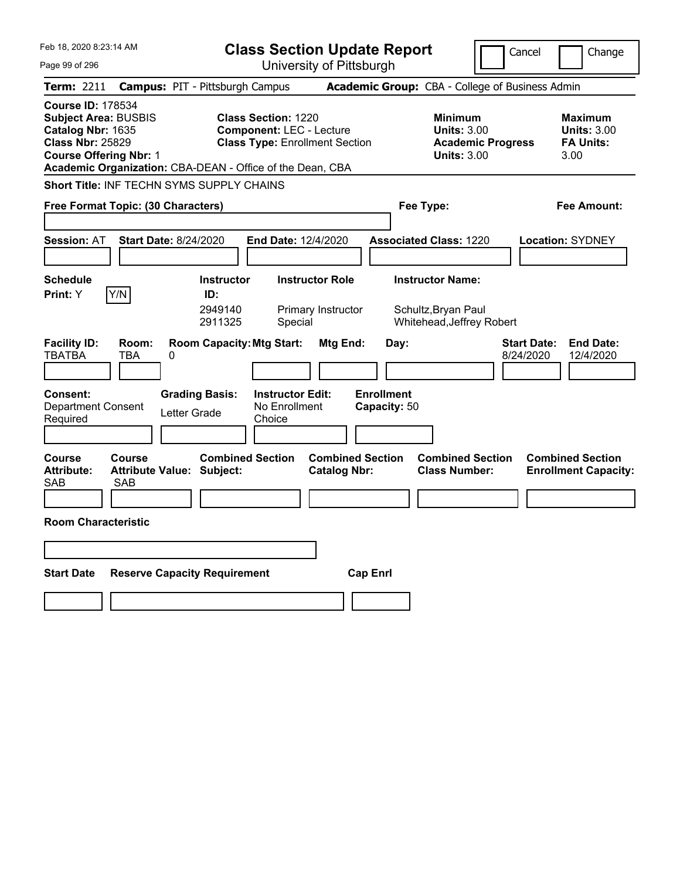Feb 18, 2020 8:23:14 AM

# Class Section Update Report

University of Pittsburgh

Cancel | Change

**Term:** 2211 **Campus:** PIT - Pittsburgh Campus **Academic Group:** CBA - College of Business Admin

**Course ID:** 178534
**Subject Area:** BUSBIS
**Catalog Nbr:** 1635
**Class Nbr:** 25829
**Course Offering Nbr:** 1

**Class Section:** 1220
**Component:** LEC - Lecture
**Class Type:** Enrollment Section

**Minimum Units:** 3.00
**Academic Progress Units:** 3.00

**Maximum Units:** 3.00
**FA Units:** 3.00

**Academic Organization:** CBA-DEAN - Office of the Dean, CBA

**Short Title:** INF TECHN SYMS SUPPLY CHAINS

**Free Format Topic: (30 Characters)**

**Fee Type:**

**Fee Amount:**

**Session:** AT **Start Date:** 8/24/2020 **End Date:** 12/4/2020 **Associated Class:** 1220 **Location:** SYDNEY

**Schedule Print:** Y Y/N

| Instructor ID | Instructor Role | Instructor Name |
|---|---|---|
| 2949140 | Primary Instructor | Schultz,Bryan Paul |
| 2911325 | Special | Whitehead,Jeffrey Robert |

| Facility ID | Room | Room Capacity | Mtg Start | Mtg End | Day | Start Date | End Date |
|---|---|---|---|---|---|---|---|
| TBATBA | TBA | 0 | | | | 8/24/2020 | 12/4/2020 |

**Consent:** Department Consent Required
**Grading Basis:** Letter Grade
**Instructor Edit:** No Enrollment Choice
**Enrollment Capacity:** 50

| Course Attribute | Course Attribute Value | Combined Section Subject | Combined Section Catalog Nbr | Combined Section Class Number | Combined Section Enrollment Capacity |
|---|---|---|---|---|---|
| SAB | SAB | | | | |

**Room Characteristic**

| Start Date | Reserve Capacity Requirement | Cap Enrl |
|---|---|---|
| | | |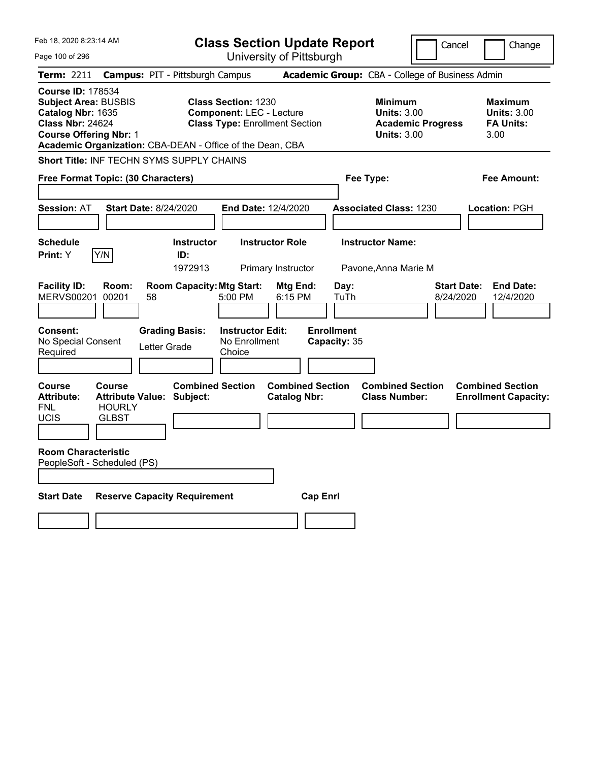# Class Section Update Report

University of Pittsburgh

Feb 18, 2020 8:23:14 AM

Cancel | Change

**Term:** 2211 **Campus:** PIT - Pittsburgh Campus **Academic Group:** CBA - College of Business Admin

**Course ID:** 178534
**Subject Area:** BUSBIS
**Catalog Nbr:** 1635
**Class Nbr:** 24624
**Course Offering Nbr:** 1
**Academic Organization:** CBA-DEAN - Office of the Dean, CBA

**Class Section:** 1230
**Component:** LEC - Lecture
**Class Type:** Enrollment Section

**Minimum Units:** 3.00
**Academic Progress Units:** 3.00

**Maximum Units:** 3.00
**FA Units:** 3.00

**Short Title:** INF TECHN SYMS SUPPLY CHAINS

**Free Format Topic: (30 Characters)**

**Fee Type:**

**Fee Amount:**

**Session:** AT **Start Date:** 8/24/2020 **End Date:** 12/4/2020 **Associated Class:** 1230 **Location:** PGH

| Schedule Print | Instructor ID | Instructor Role | Instructor Name |
|---|---|---|---|
| Y (Y/N) | 1972913 | Primary Instructor | Pavone,Anna Marie M |

| Facility ID | Room | Room Capacity | Mtg Start | Mtg End | Day | Start Date | End Date |
|---|---|---|---|---|---|---|---|
| MERVS00201 | 00201 | 58 | 5:00 PM | 6:15 PM | TuTh | 8/24/2020 | 12/4/2020 |

**Consent:** No Special Consent Required
**Grading Basis:** Letter Grade
**Instructor Edit:** No Enrollment Choice
**Enrollment Capacity:** 35

| Course Attribute | Course Attribute Value | Combined Section Subject | Combined Section Catalog Nbr | Combined Section Class Number | Combined Section Enrollment Capacity |
|---|---|---|---|---|---|
| FNL | HOURLY | | | | |
| UCIS | GLBST | | | | |

**Room Characteristic**
PeopleSoft - Scheduled (PS)

| Start Date | Reserve Capacity Requirement | Cap Enrl |
|---|---|---|
| | | |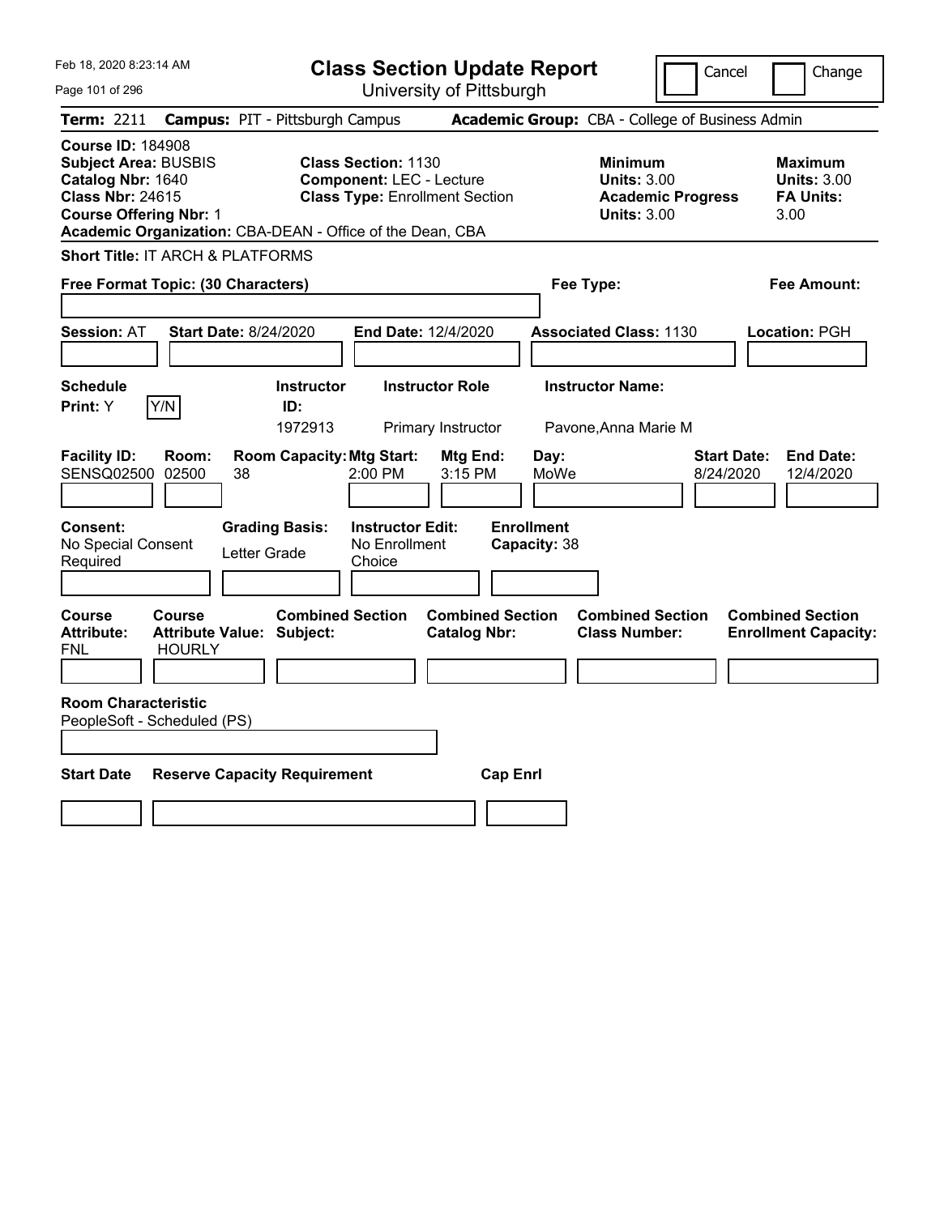# Class Section Update Report

University of Pittsburgh

Cancel | Change

**Term:** 2211 **Campus:** PIT - Pittsburgh Campus **Academic Group:** CBA - College of Business Admin

**Course ID:** 184908
**Subject Area:** BUSBIS
**Catalog Nbr:** 1640
**Class Nbr:** 24615
**Course Offering Nbr:** 1
**Academic Organization:** CBA-DEAN - Office of the Dean, CBA

**Class Section:** 1130
**Component:** LEC - Lecture
**Class Type:** Enrollment Section

**Minimum Units:** 3.00
**Academic Progress Units:** 3.00

**Maximum Units:** 3.00
**FA Units:** 3.00

**Short Title:** IT ARCH & PLATFORMS

**Free Format Topic: (30 Characters)**

**Fee Type:**

**Fee Amount:**

**Session:** AT **Start Date:** 8/24/2020 **End Date:** 12/4/2020 **Associated Class:** 1130 **Location:** PGH

| Schedule Print | | Instructor ID | Instructor Role | Instructor Name |
|---|---|---|---|---|
| Y | Y/N | 1972913 | Primary Instructor | Pavone,Anna Marie M |

| Facility ID | Room | Room Capacity | Mtg Start | Mtg End | Day | Start Date | End Date |
|---|---|---|---|---|---|---|---|
| SENSQ02500 | 02500 | 38 | 2:00 PM | 3:15 PM | MoWe | 8/24/2020 | 12/4/2020 |

**Consent:** No Special Consent Required
**Grading Basis:** Letter Grade
**Instructor Edit:** No Enrollment Choice
**Enrollment Capacity:** 38

| Course Attribute | Course Attribute Value | Combined Section Subject | Combined Section Catalog Nbr | Combined Section Class Number | Combined Section Enrollment Capacity |
|---|---|---|---|---|---|
| FNL | HOURLY | | | | |

**Room Characteristic**
PeopleSoft - Scheduled (PS)

| Start Date | Reserve Capacity Requirement | Cap Enrl |
|---|---|---|
| | | |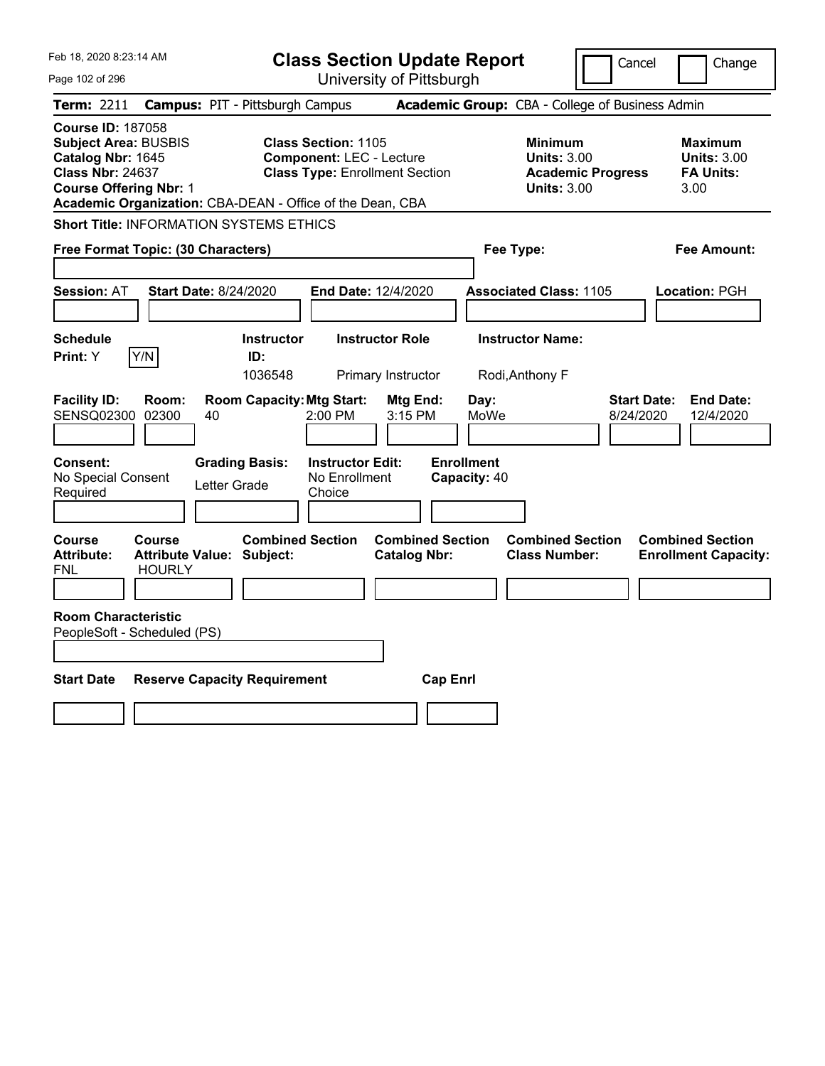# Class Section Update Report

University of Pittsburgh

Feb 18, 2020 8:23:14 AM

Cancel | Change

**Term:** 2211 **Campus:** PIT - Pittsburgh Campus **Academic Group:** CBA - College of Business Admin

**Course ID:** 187058
**Subject Area:** BUSBIS
**Catalog Nbr:** 1645
**Class Nbr:** 24637
**Course Offering Nbr:** 1
**Academic Organization:** CBA-DEAN - Office of the Dean, CBA

**Class Section:** 1105
**Component:** LEC - Lecture
**Class Type:** Enrollment Section

**Minimum Units:** 3.00
**Academic Progress Units:** 3.00

**Maximum Units:** 3.00
**FA Units:** 3.00

**Short Title:** INFORMATION SYSTEMS ETHICS

**Free Format Topic: (30 Characters)**

**Fee Type:**

**Fee Amount:**

**Session:** AT **Start Date:** 8/24/2020 **End Date:** 12/4/2020 **Associated Class:** 1105 **Location:** PGH

**Schedule Print:** Y Y/N

| Instructor ID | Instructor Role | Instructor Name |
|---|---|---|
| 1036548 | Primary Instructor | Rodi,Anthony F |

| Facility ID | Room | Room Capacity | Mtg Start | Mtg End | Day | Start Date | End Date |
|---|---|---|---|---|---|---|---|
| SENSQ02300 | 02300 | 40 | 2:00 PM | 3:15 PM | MoWe | 8/24/2020 | 12/4/2020 |

**Consent:** No Special Consent Required
**Grading Basis:** Letter Grade
**Instructor Edit:** No Enrollment Choice
**Enrollment Capacity:** 40

| Course Attribute | Course Attribute Value | Combined Section Subject | Combined Section Catalog Nbr | Combined Section Class Number | Combined Section Enrollment Capacity |
|---|---|---|---|---|---|
| FNL | HOURLY | | | | |

**Room Characteristic**
PeopleSoft - Scheduled (PS)

| Start Date | Reserve Capacity Requirement | Cap Enrl |
|---|---|---|
| | | |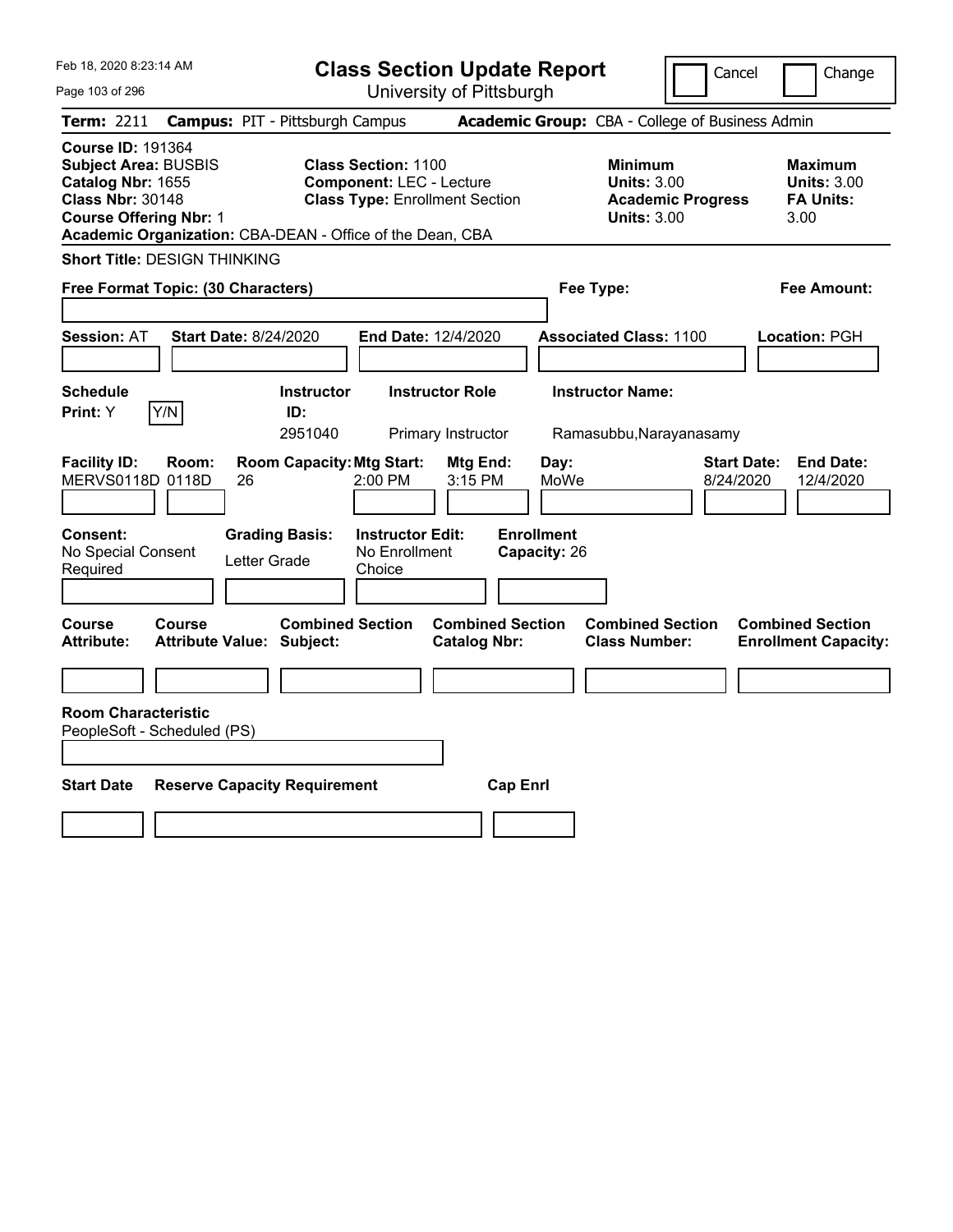# Class Section Update Report

University of Pittsburgh

Feb 18, 2020 8:23:14 AM

Cancel | Change

**Term:** 2211 **Campus:** PIT - Pittsburgh Campus **Academic Group:** CBA - College of Business Admin

**Course ID:** 191364
**Subject Area:** BUSBIS
**Catalog Nbr:** 1655
**Class Nbr:** 30148
**Course Offering Nbr:** 1
**Academic Organization:** CBA-DEAN - Office of the Dean, CBA

**Class Section:** 1100
**Component:** LEC - Lecture
**Class Type:** Enrollment Section

| | Minimum | Maximum |
|---|---|---|
| Units | 3.00 | 3.00 |
| Academic Progress Units / FA Units | 3.00 | 3.00 |

**Short Title:** DESIGN THINKING

**Free Format Topic: (30 Characters)**

**Fee Type:**

**Fee Amount:**

**Session:** AT **Start Date:** 8/24/2020 **End Date:** 12/4/2020 **Associated Class:** 1100 **Location:** PGH

| Schedule Print | Instructor ID | Instructor Role | Instructor Name |
|---|---|---|---|
| Y | 2951040 | Primary Instructor | Ramasubbu,Narayanasamy |

| Facility ID | Room | Room Capacity | Mtg Start | Mtg End | Day | Start Date | End Date |
|---|---|---|---|---|---|---|---|
| MERVS0118D | 0118D | 26 | 2:00 PM | 3:15 PM | MoWe | 8/24/2020 | 12/4/2020 |

| Consent | Grading Basis | Instructor Edit | Enrollment Capacity |
|---|---|---|---|
| No Special Consent Required | Letter Grade | No Enrollment Choice | 26 |

| Course Attribute | Course Attribute Value | Combined Section Subject | Combined Section Catalog Nbr | Combined Section Class Number | Combined Section Enrollment Capacity |
|---|---|---|---|---|---|
| | | | | | |

**Room Characteristic**
PeopleSoft - Scheduled (PS)

| Start Date | Reserve Capacity Requirement | Cap Enrl |
|---|---|---|
| | | |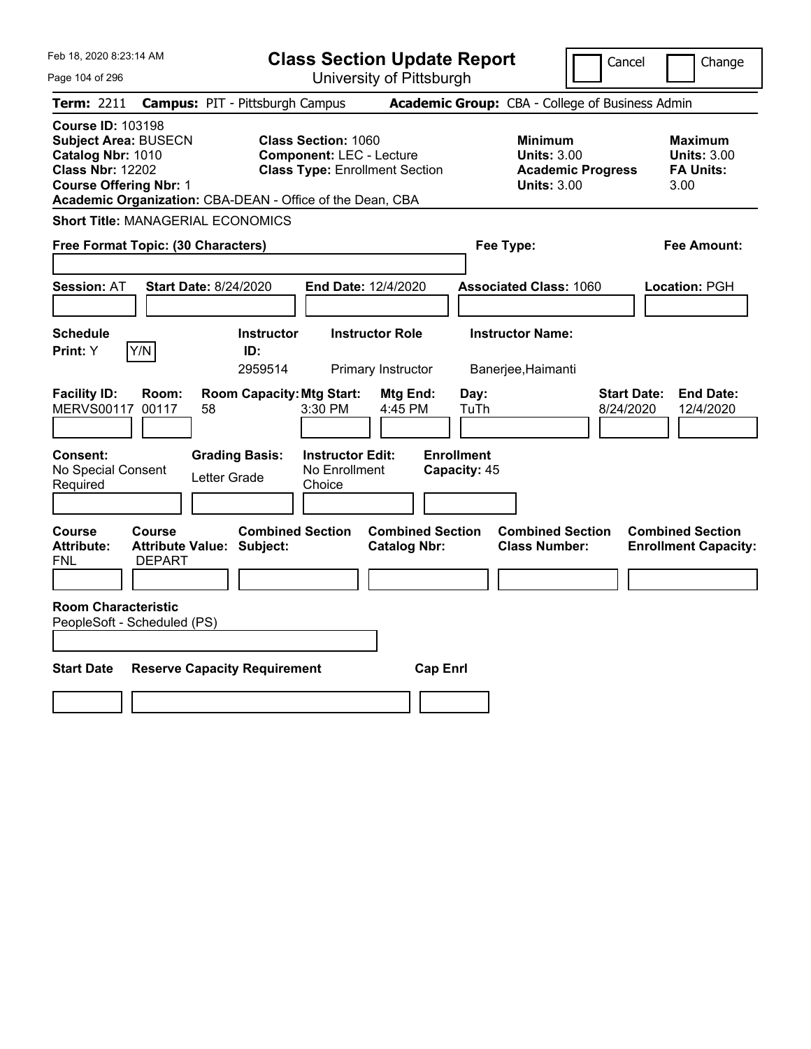# Class Section Update Report

University of Pittsburgh

Feb 18, 2020 8:23:14 AM

Cancel | Change

**Term:** 2211 **Campus:** PIT - Pittsburgh Campus **Academic Group:** CBA - College of Business Admin

**Course ID:** 103198
**Subject Area:** BUSECN
**Catalog Nbr:** 1010
**Class Nbr:** 12202
**Course Offering Nbr:** 1
**Academic Organization:** CBA-DEAN - Office of the Dean, CBA

**Class Section:** 1060
**Component:** LEC - Lecture
**Class Type:** Enrollment Section

**Minimum**
**Units:** 3.00
**Academic Progress Units:** 3.00

**Maximum**
**Units:** 3.00
**FA Units:** 3.00

**Short Title:** MANAGERIAL ECONOMICS

**Free Format Topic: (30 Characters)**

**Fee Type:**

**Fee Amount:**

**Session:** AT **Start Date:** 8/24/2020 **End Date:** 12/4/2020 **Associated Class:** 1060 **Location:** PGH

| Schedule Print | | Instructor ID | Instructor Role | Instructor Name |
|---|---|---|---|---|
| Y | Y/N | 2959514 | Primary Instructor | Banerjee,Haimanti |

| Facility ID | Room | Room Capacity | Mtg Start | Mtg End | Day | Start Date | End Date |
|---|---|---|---|---|---|---|---|
| MERVS00117 | 00117 | 58 | 3:30 PM | 4:45 PM | TuTh | 8/24/2020 | 12/4/2020 |

| Consent | Grading Basis | Instructor Edit | Enrollment Capacity |
|---|---|---|---|
| No Special Consent Required | Letter Grade | No Enrollment Choice | 45 |

| Course Attribute | Course Attribute Value | Combined Section Subject | Combined Section Catalog Nbr | Combined Section Class Number | Combined Section Enrollment Capacity |
|---|---|---|---|---|---|
| FNL | DEPART | | | | |

**Room Characteristic**
PeopleSoft - Scheduled (PS)

| Start Date | Reserve Capacity Requirement | Cap Enrl |
|---|---|---|
| | | |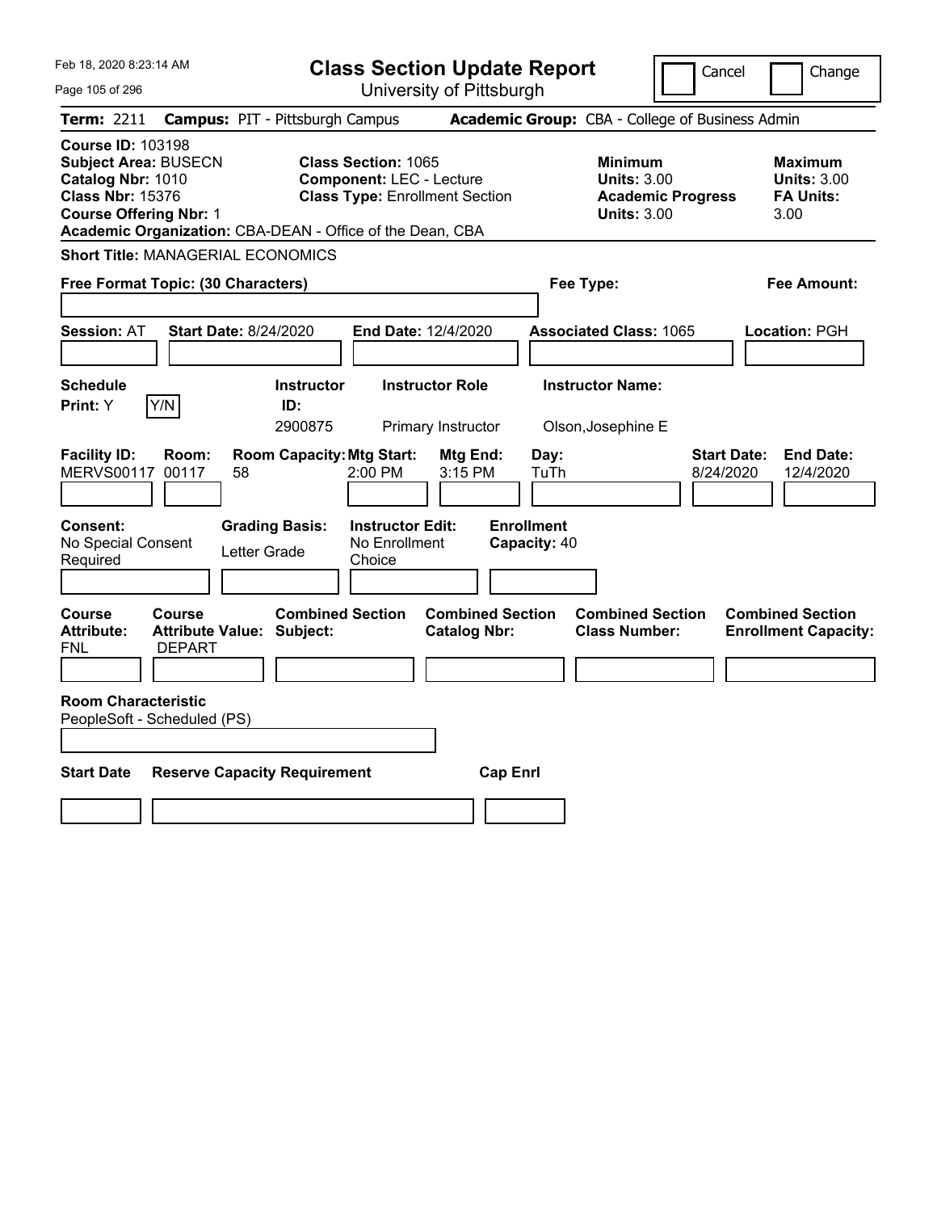# Class Section Update Report

University of Pittsburgh

Cancel | Change

**Term:** 2211 **Campus:** PIT - Pittsburgh Campus **Academic Group:** CBA - College of Business Admin

**Course ID:** 103198
**Subject Area:** BUSECN
**Catalog Nbr:** 1010
**Class Nbr:** 15376
**Course Offering Nbr:** 1
**Academic Organization:** CBA-DEAN - Office of the Dean, CBA

**Class Section:** 1065
**Component:** LEC - Lecture
**Class Type:** Enrollment Section

**Minimum**
**Units:** 3.00
**Academic Progress Units:** 3.00

**Maximum**
**Units:** 3.00
**FA Units:** 3.00

**Short Title:** MANAGERIAL ECONOMICS

**Free Format Topic: (30 Characters)**

**Fee Type:**

**Fee Amount:**

**Session:** AT **Start Date:** 8/24/2020 **End Date:** 12/4/2020 **Associated Class:** 1065 **Location:** PGH

| Schedule Print | Instructor ID | Instructor Role | Instructor Name |
|---|---|---|---|
| Y (Y/N) | 2900875 | Primary Instructor | Olson,Josephine E |

| Facility ID | Room | Room Capacity | Mtg Start | Mtg End | Day | Start Date | End Date |
|---|---|---|---|---|---|---|---|
| MERVS00117 | 00117 | 58 | 2:00 PM | 3:15 PM | TuTh | 8/24/2020 | 12/4/2020 |

| Consent | Grading Basis | Instructor Edit | Enrollment Capacity |
|---|---|---|---|
| No Special Consent Required | Letter Grade | No Enrollment Choice | 40 |

| Course Attribute | Course Attribute Value | Combined Section Subject | Combined Section Catalog Nbr | Combined Section Class Number | Combined Section Enrollment Capacity |
|---|---|---|---|---|---|
| FNL | DEPART | | | | |

**Room Characteristic**
PeopleSoft - Scheduled (PS)

| Start Date | Reserve Capacity Requirement | Cap Enrl |
|---|---|---|
| | | |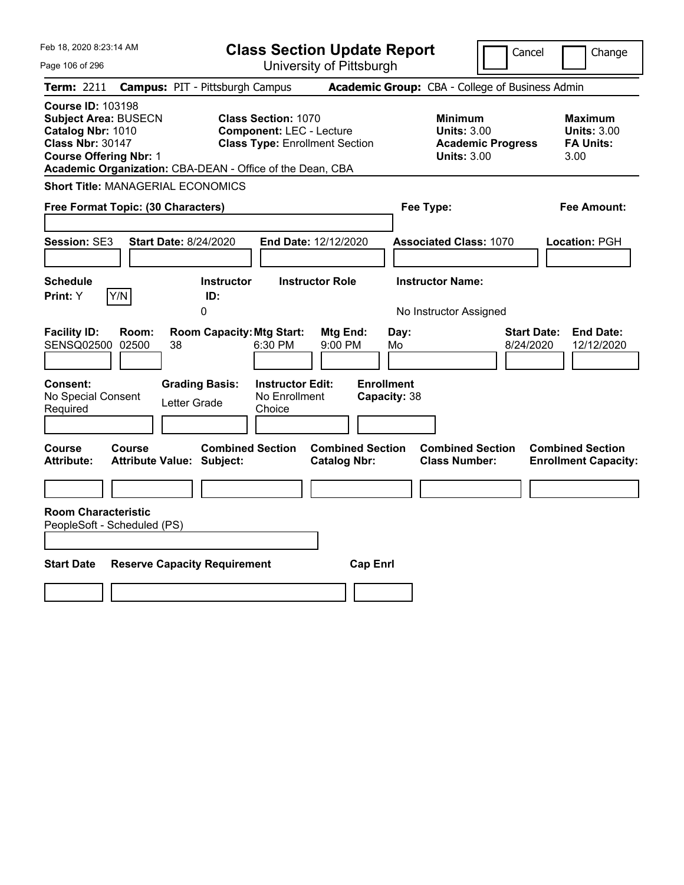# Class Section Update Report

University of Pittsburgh

Cancel / Change

**Term:** 2211 **Campus:** PIT - Pittsburgh Campus **Academic Group:** CBA - College of Business Admin

**Course ID:** 103198
**Subject Area:** BUSECN
**Catalog Nbr:** 1010
**Class Nbr:** 30147
**Course Offering Nbr:** 1
**Academic Organization:** CBA-DEAN - Office of the Dean, CBA

**Class Section:** 1070
**Component:** LEC - Lecture
**Class Type:** Enrollment Section

| | Minimum | Maximum |
|---|---|---|
| Units | 3.00 | 3.00 |
| Academic Progress Units / FA Units | 3.00 | 3.00 |

**Short Title:** MANAGERIAL ECONOMICS

**Free Format Topic: (30 Characters)**

**Fee Type:**

**Fee Amount:**

**Session:** SE3 **Start Date:** 8/24/2020 **End Date:** 12/12/2020 **Associated Class:** 1070 **Location:** PGH

| Schedule Print | Instructor ID | Instructor Role | Instructor Name |
|---|---|---|---|
| Y | 0 | | No Instructor Assigned |

| Facility ID | Room | Room Capacity | Mtg Start | Mtg End | Day | Start Date | End Date |
|---|---|---|---|---|---|---|---|
| SENSQ02500 | 02500 | 38 | 6:30 PM | 9:00 PM | Mo | 8/24/2020 | 12/12/2020 |

**Consent:** No Special Consent Required
**Grading Basis:** Letter Grade
**Instructor Edit:** No Enrollment Choice
**Enrollment Capacity:** 38

| Course Attribute | Course Attribute Value | Combined Section Subject | Combined Section Catalog Nbr | Combined Section Class Number | Combined Section Enrollment Capacity |
|---|---|---|---|---|---|
| | | | | | |

**Room Characteristic**
PeopleSoft - Scheduled (PS)

| Start Date | Reserve Capacity Requirement | Cap Enrl |
|---|---|---|
| | | |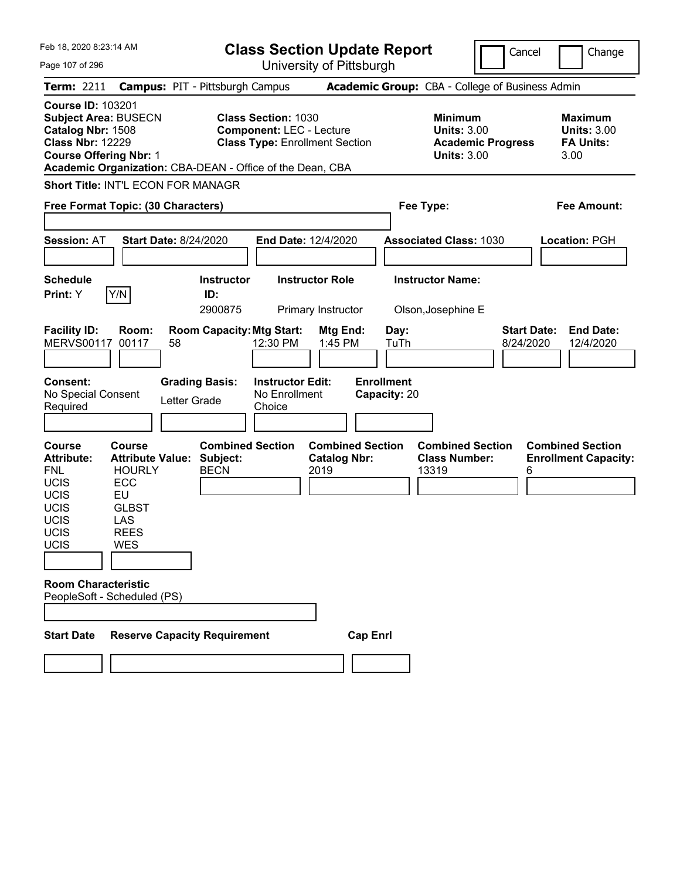Feb 18, 2020 8:23:14 AM

# Class Section Update Report

University of Pittsburgh

Cancel | Change

**Term:** 2211 **Campus:** PIT - Pittsburgh Campus **Academic Group:** CBA - College of Business Admin

**Course ID:** 103201
**Subject Area:** BUSECN
**Catalog Nbr:** 1508
**Class Nbr:** 12229
**Course Offering Nbr:** 1
**Academic Organization:** CBA-DEAN - Office of the Dean, CBA

**Class Section:** 1030
**Component:** LEC - Lecture
**Class Type:** Enrollment Section

**Minimum Units:** 3.00
**Academic Progress Units:** 3.00

**Maximum Units:** 3.00
**FA Units:** 3.00

**Short Title:** INT'L ECON FOR MANAGR

**Free Format Topic: (30 Characters)**

**Fee Type:**

**Fee Amount:**

**Session:** AT **Start Date:** 8/24/2020 **End Date:** 12/4/2020 **Associated Class:** 1030 **Location:** PGH

| Schedule Print | Instructor ID | Instructor Role | Instructor Name |
|---|---|---|---|
| Y (Y/N) | 2900875 | Primary Instructor | Olson,Josephine E |

| Facility ID | Room | Room Capacity | Mtg Start | Mtg End | Day | Start Date | End Date |
|---|---|---|---|---|---|---|---|
| MERVS00117 | 00117 | 58 | 12:30 PM | 1:45 PM | TuTh | 8/24/2020 | 12/4/2020 |

| Consent | Grading Basis | Instructor Edit | Enrollment Capacity |
|---|---|---|---|
| No Special Consent Required | Letter Grade | No Enrollment Choice | 20 |

| Course Attribute | Course Attribute Value | Combined Section Subject | Combined Section Catalog Nbr | Combined Section Class Number | Combined Section Enrollment Capacity |
|---|---|---|---|---|---|
| FNL | HOURLY | BECN | 2019 | 13319 | 6 |
| UCIS | ECC | | | | |
| UCIS | EU | | | | |
| UCIS | GLBST | | | | |
| UCIS | LAS | | | | |
| UCIS | REES | | | | |
| UCIS | WES | | | | |

**Room Characteristic**
PeopleSoft - Scheduled (PS)

| Start Date | Reserve Capacity Requirement | Cap Enrl |
|---|---|---|
| | | |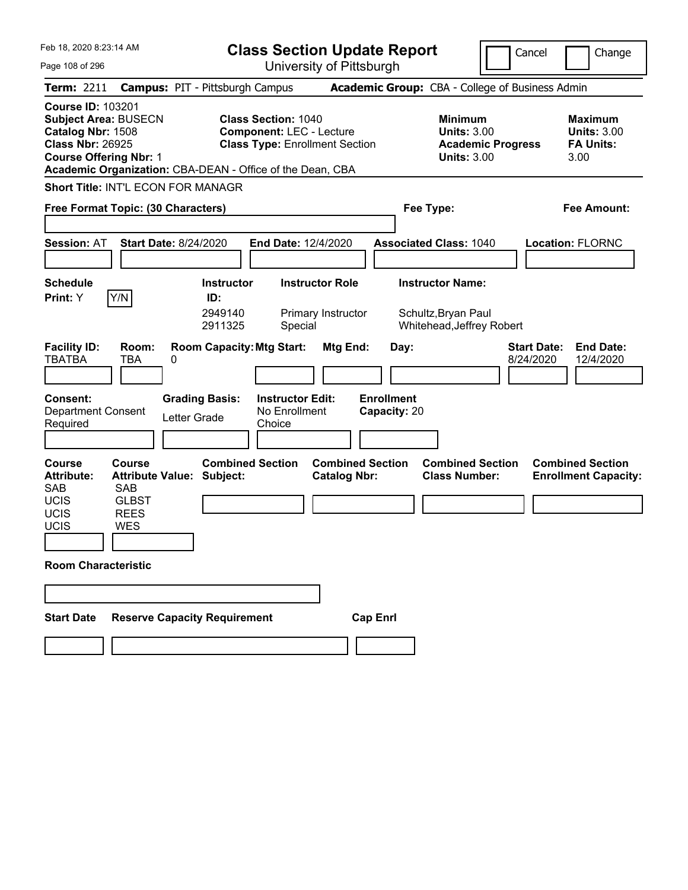# Class Section Update Report

University of Pittsburgh

Cancel | Change

**Term:** 2211 **Campus:** PIT - Pittsburgh Campus **Academic Group:** CBA - College of Business Admin

**Course ID:** 103201
**Subject Area:** BUSECN
**Catalog Nbr:** 1508
**Class Nbr:** 26925
**Course Offering Nbr:** 1
**Academic Organization:** CBA-DEAN - Office of the Dean, CBA

**Class Section:** 1040
**Component:** LEC - Lecture
**Class Type:** Enrollment Section

**Minimum Units:** 3.00
**Academic Progress Units:** 3.00

**Maximum Units:** 3.00
**FA Units:** 3.00

**Short Title:** INT'L ECON FOR MANAGR

**Free Format Topic: (30 Characters)**

**Fee Type:**

**Fee Amount:**

**Session:** AT **Start Date:** 8/24/2020 **End Date:** 12/4/2020 **Associated Class:** 1040 **Location:** FLORNC

| Schedule Print | Instructor ID | Instructor Role | Instructor Name |
|---|---|---|---|
| Y (Y/N) | 2949140 | Primary Instructor | Schultz,Bryan Paul |
| | 2911325 | Special | Whitehead,Jeffrey Robert |

| Facility ID | Room | Room Capacity | Mtg Start | Mtg End | Day | Start Date | End Date |
|---|---|---|---|---|---|---|---|
| TBATBA | TBA | 0 | | | | 8/24/2020 | 12/4/2020 |

**Consent:** Department Consent Required
**Grading Basis:** Letter Grade
**Instructor Edit:** No Enrollment Choice
**Enrollment Capacity:** 20

| Course Attribute | Course Attribute Value |
|---|---|
| SAB | SAB |
| UCIS | GLBST |
| UCIS | REES |
| UCIS | WES |

**Combined Section Subject:**
**Combined Section Catalog Nbr:**
**Combined Section Class Number:**
**Combined Section Enrollment Capacity:**

**Room Characteristic**

**Start Date** **Reserve Capacity Requirement** **Cap Enrl**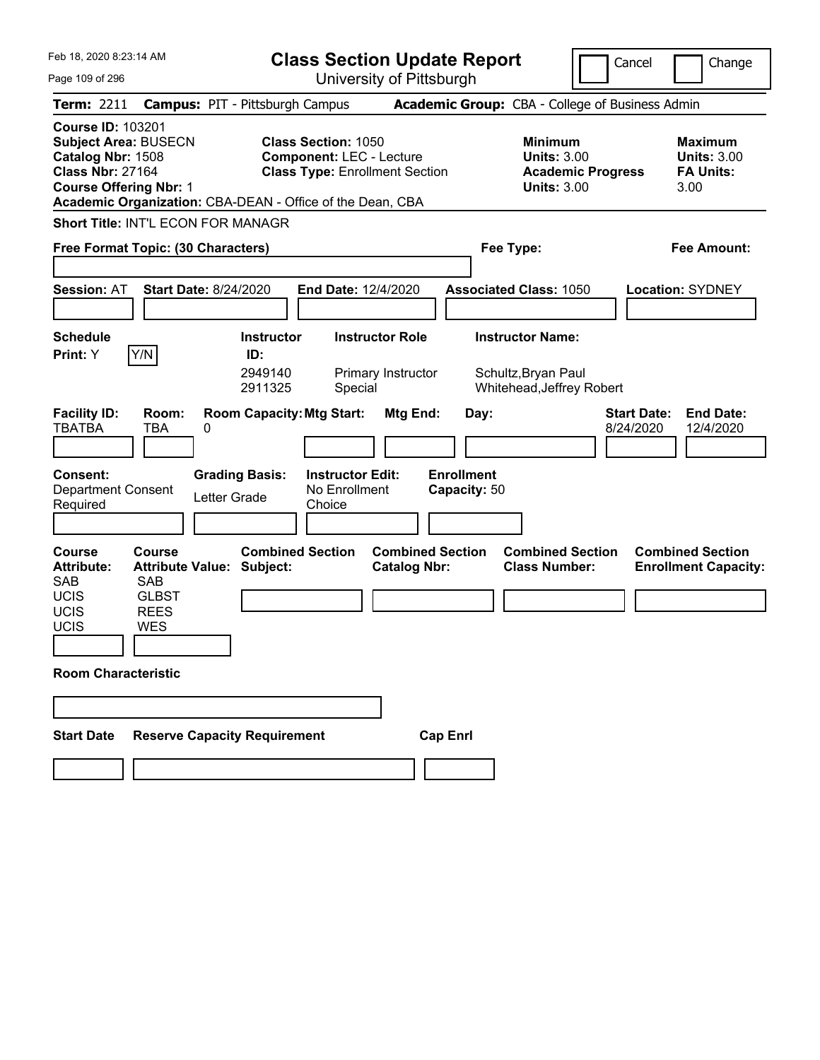Feb 18, 2020 8:23:14 AM

# Class Section Update Report

University of Pittsburgh

Cancel | Change

**Term:** 2211 **Campus:** PIT - Pittsburgh Campus **Academic Group:** CBA - College of Business Admin

**Course ID:** 103201
**Subject Area:** BUSECN
**Catalog Nbr:** 1508
**Class Nbr:** 27164
**Course Offering Nbr:** 1
**Academic Organization:** CBA-DEAN - Office of the Dean, CBA

**Class Section:** 1050
**Component:** LEC - Lecture
**Class Type:** Enrollment Section

**Minimum Units:** 3.00
**Academic Progress Units:** 3.00

**Maximum Units:** 3.00
**FA Units:** 3.00

**Short Title:** INT'L ECON FOR MANAGR

**Free Format Topic: (30 Characters)**

**Fee Type:**

**Fee Amount:**

**Session:** AT **Start Date:** 8/24/2020 **End Date:** 12/4/2020 **Associated Class:** 1050 **Location:** SYDNEY

**Schedule Print:** Y Y/N

| Instructor ID: | Instructor Role | Instructor Name: |
|---|---|---|
| 2949140 | Primary Instructor | Schultz,Bryan Paul |
| 2911325 | Special | Whitehead,Jeffrey Robert |

| Facility ID: | Room: | Room Capacity: | Mtg Start: | Mtg End: | Day: | Start Date: | End Date: |
|---|---|---|---|---|---|---|---|
| TBATBA | TBA | 0 | | | | 8/24/2020 | 12/4/2020 |

**Consent:** Department Consent Required
**Grading Basis:** Letter Grade
**Instructor Edit:** No Enrollment Choice
**Enrollment Capacity:** 50

| Course Attribute: | Course Attribute Value: |
|---|---|
| SAB | SAB |
| UCIS | GLBST |
| UCIS | REES |
| UCIS | WES |

**Combined Section Subject:**
**Combined Section Catalog Nbr:**
**Combined Section Class Number:**
**Combined Section Enrollment Capacity:**

**Room Characteristic**

**Start Date** **Reserve Capacity Requirement** **Cap Enrl**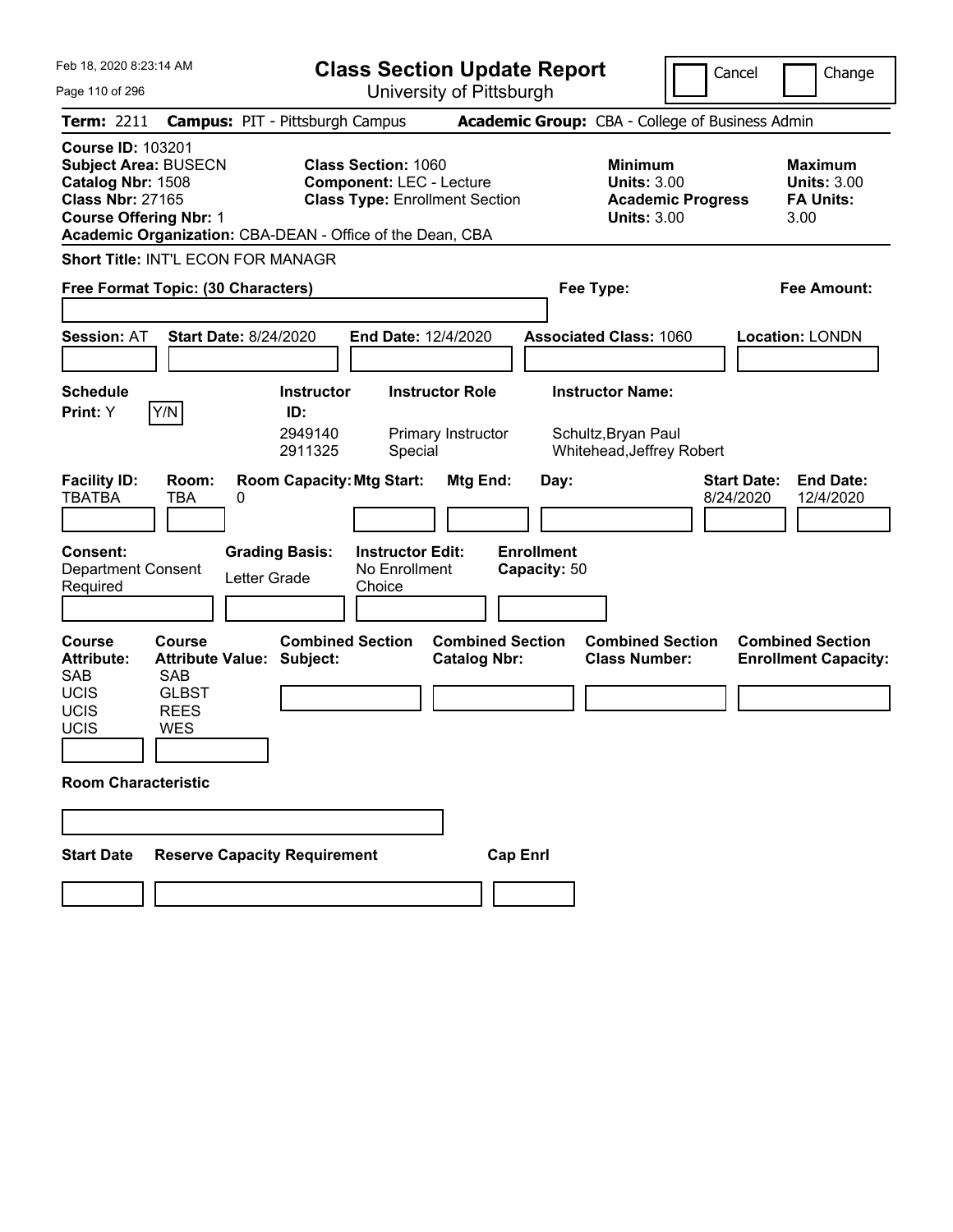Feb 18, 2020 8:23:14 AM

# Class Section Update Report

University of Pittsburgh

Cancel | Change

**Term:** 2211 **Campus:** PIT - Pittsburgh Campus **Academic Group:** CBA - College of Business Admin

**Course ID:** 103201
**Subject Area:** BUSECN
**Catalog Nbr:** 1508
**Class Nbr:** 27165
**Course Offering Nbr:** 1
**Academic Organization:** CBA-DEAN - Office of the Dean, CBA

**Class Section:** 1060
**Component:** LEC - Lecture
**Class Type:** Enrollment Section

**Minimum Units:** 3.00
**Academic Progress Units:** 3.00

**Maximum Units:** 3.00
**FA Units:** 3.00

**Short Title:** INT'L ECON FOR MANAGR

**Free Format Topic: (30 Characters)**

**Fee Type:**

**Fee Amount:**

**Session:** AT **Start Date:** 8/24/2020 **End Date:** 12/4/2020 **Associated Class:** 1060 **Location:** LONDN

| Schedule Print | Instructor ID | Instructor Role | Instructor Name |
|---|---|---|---|
| Y (Y/N) | 2949140 | Primary Instructor | Schultz,Bryan Paul |
| | 2911325 | Special | Whitehead,Jeffrey Robert |

| Facility ID | Room | Room Capacity | Mtg Start | Mtg End | Day | Start Date | End Date |
|---|---|---|---|---|---|---|---|
| TBATBA | TBA | 0 | | | | 8/24/2020 | 12/4/2020 |

**Consent:** Department Consent Required
**Grading Basis:** Letter Grade
**Instructor Edit:** No Enrollment Choice
**Enrollment Capacity:** 50

| Course Attribute | Course Attribute Value |
|---|---|
| SAB | SAB |
| UCIS | GLBST |
| UCIS | REES |
| UCIS | WES |

**Combined Section Subject:**
**Combined Section Catalog Nbr:**
**Combined Section Class Number:**
**Combined Section Enrollment Capacity:**

**Room Characteristic**

| Start Date | Reserve Capacity Requirement | Cap Enrl |
|---|---|---|
| | | |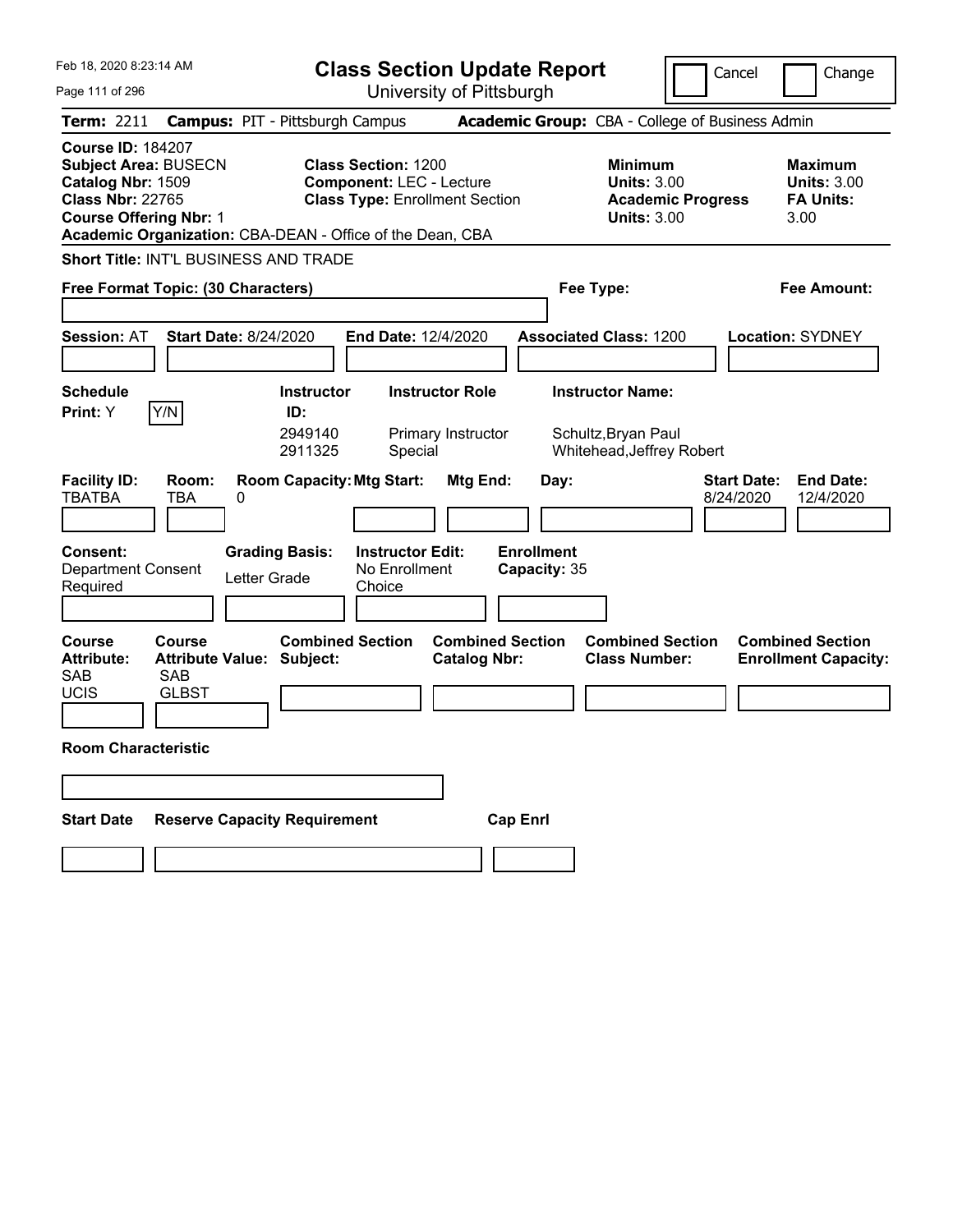# Class Section Update Report

University of Pittsburgh

Cancel | Change

**Term:** 2211 **Campus:** PIT - Pittsburgh Campus **Academic Group:** CBA - College of Business Admin

**Course ID:** 184207
**Subject Area:** BUSECN
**Catalog Nbr:** 1509
**Class Nbr:** 22765
**Course Offering Nbr:** 1
**Academic Organization:** CBA-DEAN - Office of the Dean, CBA

**Class Section:** 1200
**Component:** LEC - Lecture
**Class Type:** Enrollment Section

**Minimum Units:** 3.00
**Academic Progress Units:** 3.00

**Maximum Units:** 3.00
**FA Units:** 3.00

**Short Title:** INT'L BUSINESS AND TRADE

**Free Format Topic: (30 Characters)**

**Fee Type:**

**Fee Amount:**

**Session:** AT **Start Date:** 8/24/2020 **End Date:** 12/4/2020 **Associated Class:** 1200 **Location:** SYDNEY

**Schedule Print:** Y [Y/N]

| Instructor ID | Instructor Role | Instructor Name |
|---|---|---|
| 2949140 | Primary Instructor | Schultz,Bryan Paul |
| 2911325 | Special | Whitehead,Jeffrey Robert |

| Facility ID | Room | Room Capacity | Mtg Start | Mtg End | Day | Start Date | End Date |
|---|---|---|---|---|---|---|---|
| TBATBA | TBA | 0 | | | | 8/24/2020 | 12/4/2020 |

**Consent:** Department Consent Required
**Grading Basis:** Letter Grade
**Instructor Edit:** No Enrollment Choice
**Enrollment Capacity:** 35

| Course Attribute | Course Attribute Value | Combined Section Subject | Combined Section Catalog Nbr | Combined Section Class Number | Combined Section Enrollment Capacity |
|---|---|---|---|---|---|
| SAB | SAB | | | | |
| UCIS | GLBST | | | | |

**Room Characteristic**

**Start Date** | **Reserve Capacity Requirement** | **Cap Enrl**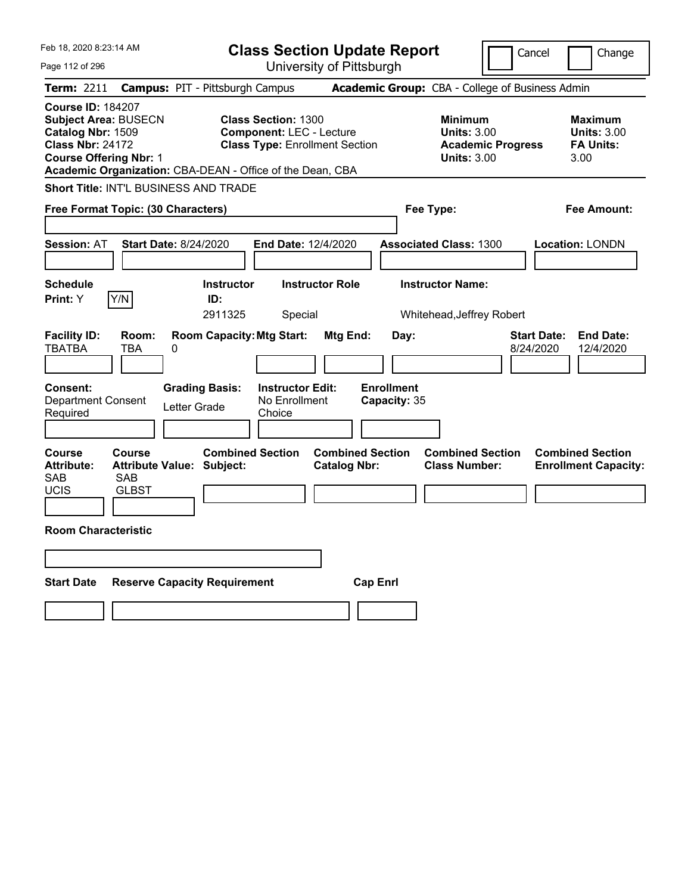Feb 18, 2020 8:23:14 AM

# Class Section Update Report

University of Pittsburgh

Cancel | Change

**Term:** 2211 **Campus:** PIT - Pittsburgh Campus **Academic Group:** CBA - College of Business Admin

**Course ID:** 184207
**Subject Area:** BUSECN
**Catalog Nbr:** 1509
**Class Nbr:** 24172
**Course Offering Nbr:** 1
**Academic Organization:** CBA-DEAN - Office of the Dean, CBA

**Class Section:** 1300
**Component:** LEC - Lecture
**Class Type:** Enrollment Section

**Minimum Units:** 3.00
**Academic Progress Units:** 3.00

**Maximum Units:** 3.00
**FA Units:** 3.00

**Short Title:** INT'L BUSINESS AND TRADE

**Free Format Topic: (30 Characters)**

**Fee Type:**

**Fee Amount:**

**Session:** AT **Start Date:** 8/24/2020 **End Date:** 12/4/2020 **Associated Class:** 1300 **Location:** LONDN

| Schedule Print | Instructor ID | Instructor Role | Instructor Name |
|---|---|---|---|
| Y | 2911325 | Special | Whitehead,Jeffrey Robert |

| Facility ID | Room | Room Capacity | Mtg Start | Mtg End | Day | Start Date | End Date |
|---|---|---|---|---|---|---|---|
| TBATBA | TBA | 0 | | | | 8/24/2020 | 12/4/2020 |

**Consent:** Department Consent Required
**Grading Basis:** Letter Grade
**Instructor Edit:** No Enrollment Choice
**Enrollment Capacity:** 35

| Course Attribute | Course Attribute Value | Combined Section Subject | Combined Section Catalog Nbr | Combined Section Class Number | Combined Section Enrollment Capacity |
|---|---|---|---|---|---|
| SAB | SAB | | | | |
| UCIS | GLBST | | | | |

**Room Characteristic**

| Start Date | Reserve Capacity Requirement | Cap Enrl |
|---|---|---|
| | | |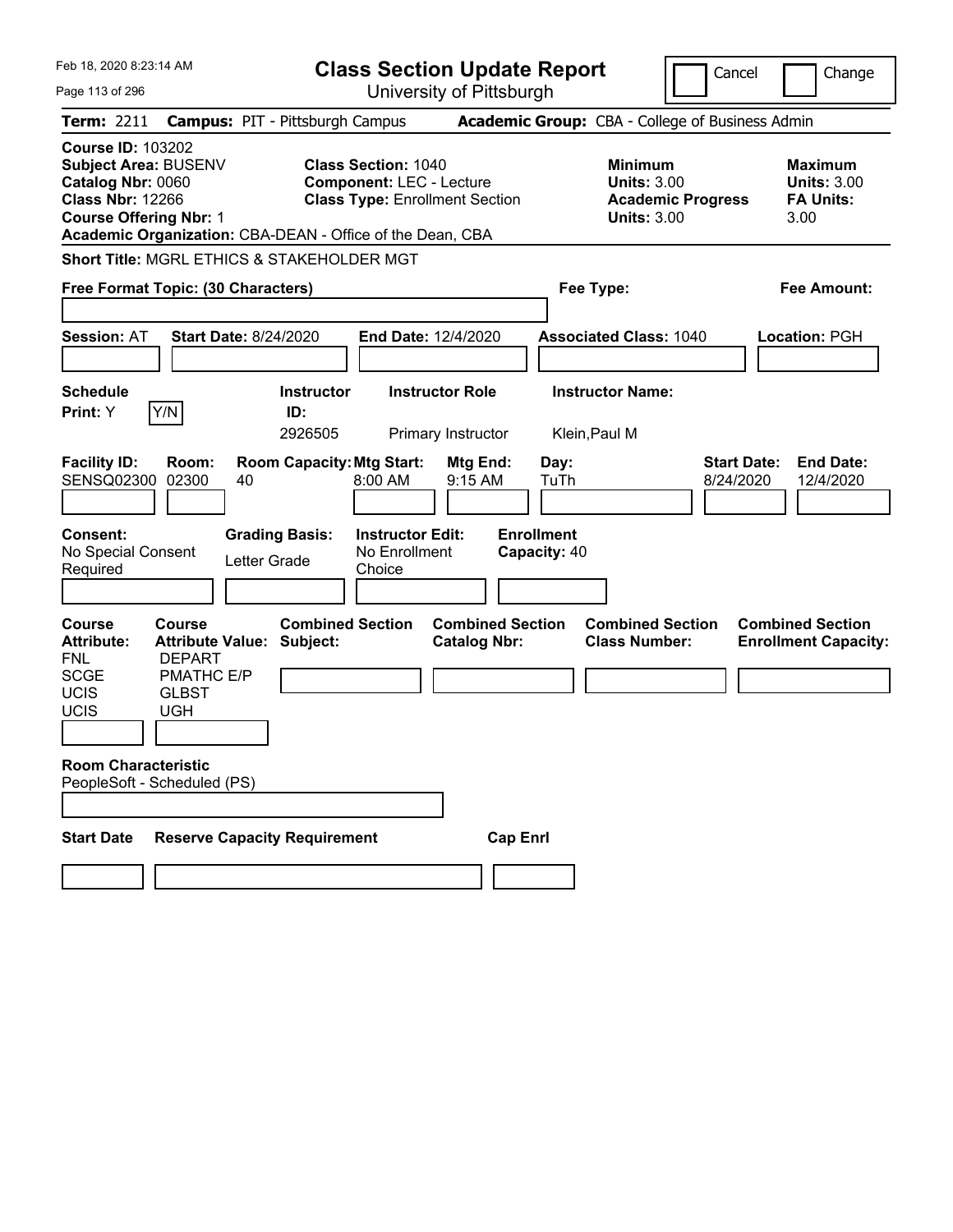# Class Section Update Report

University of Pittsburgh

Cancel | Change

**Term:** 2211 **Campus:** PIT - Pittsburgh Campus **Academic Group:** CBA - College of Business Admin

**Course ID:** 103202
**Subject Area:** BUSENV
**Catalog Nbr:** 0060
**Class Nbr:** 12266
**Course Offering Nbr:** 1
**Academic Organization:** CBA-DEAN - Office of the Dean, CBA

**Class Section:** 1040
**Component:** LEC - Lecture
**Class Type:** Enrollment Section

**Minimum Units:** 3.00
**Academic Progress Units:** 3.00

**Maximum Units:** 3.00
**FA Units:** 3.00

**Short Title:** MGRL ETHICS & STAKEHOLDER MGT

**Free Format Topic: (30 Characters)**

**Fee Type:**

**Fee Amount:**

**Session:** AT **Start Date:** 8/24/2020 **End Date:** 12/4/2020 **Associated Class:** 1040 **Location:** PGH

| Schedule Print | Y/N | Instructor ID | Instructor Role | Instructor Name |
|---|---|---|---|---|
| Y | | 2926505 | Primary Instructor | Klein,Paul M |

| Facility ID | Room | Room Capacity | Mtg Start | Mtg End | Day | Start Date | End Date |
|---|---|---|---|---|---|---|---|
| SENSQ02300 | 02300 | 40 | 8:00 AM | 9:15 AM | TuTh | 8/24/2020 | 12/4/2020 |

| Consent | Grading Basis | Instructor Edit | Enrollment Capacity |
|---|---|---|---|
| No Special Consent Required | Letter Grade | No Enrollment Choice | 40 |

| Course Attribute | Course Attribute Value | Combined Section Subject | Combined Section Catalog Nbr | Combined Section Class Number | Combined Section Enrollment Capacity |
|---|---|---|---|---|---|
| FNL | DEPART | | | | |
| SCGE | PMATHC E/P | | | | |
| UCIS | GLBST | | | | |
| UCIS | UGH | | | | |

**Room Characteristic**
PeopleSoft - Scheduled (PS)

| Start Date | Reserve Capacity Requirement | Cap Enrl |
|---|---|---|
| | | |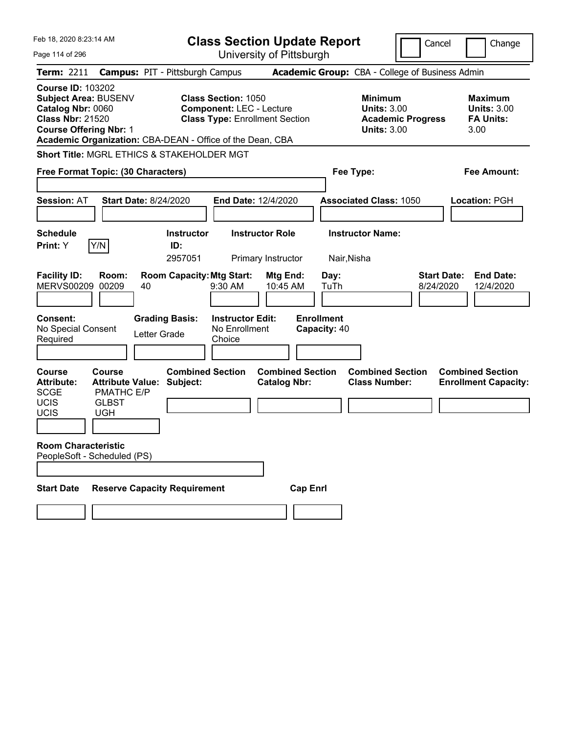# Class Section Update Report

University of Pittsburgh

Cancel | Change

**Term:** 2211 **Campus:** PIT - Pittsburgh Campus **Academic Group:** CBA - College of Business Admin

**Course ID:** 103202
**Subject Area:** BUSENV
**Catalog Nbr:** 0060
**Class Nbr:** 21520
**Course Offering Nbr:** 1
**Academic Organization:** CBA-DEAN - Office of the Dean, CBA

**Class Section:** 1050
**Component:** LEC - Lecture
**Class Type:** Enrollment Section

**Minimum**
**Units:** 3.00
**Academic Progress Units:** 3.00

**Maximum**
**Units:** 3.00
**FA Units:** 3.00

**Short Title:** MGRL ETHICS & STAKEHOLDER MGT

**Free Format Topic: (30 Characters)**

**Fee Type:**

**Fee Amount:**

**Session:** AT **Start Date:** 8/24/2020 **End Date:** 12/4/2020 **Associated Class:** 1050 **Location:** PGH

| Schedule Print | Instructor ID | Instructor Role | Instructor Name |
|---|---|---|---|
| Y (Y/N) | 2957051 | Primary Instructor | Nair,Nisha |

| Facility ID | Room | Room Capacity | Mtg Start | Mtg End | Day | Start Date | End Date |
|---|---|---|---|---|---|---|---|
| MERVS00209 | 00209 | 40 | 9:30 AM | 10:45 AM | TuTh | 8/24/2020 | 12/4/2020 |

**Consent:** No Special Consent Required
**Grading Basis:** Letter Grade
**Instructor Edit:** No Enrollment Choice
**Enrollment Capacity:** 40

| Course Attribute | Course Attribute Value | Combined Section Subject | Combined Section Catalog Nbr | Combined Section Class Number | Combined Section Enrollment Capacity |
|---|---|---|---|---|---|
| SCGE | PMATHC E/P | | | | |
| UCIS | GLBST | | | | |
| UCIS | UGH | | | | |

**Room Characteristic**
PeopleSoft - Scheduled (PS)

| Start Date | Reserve Capacity Requirement | Cap Enrl |
|---|---|---|
| | | |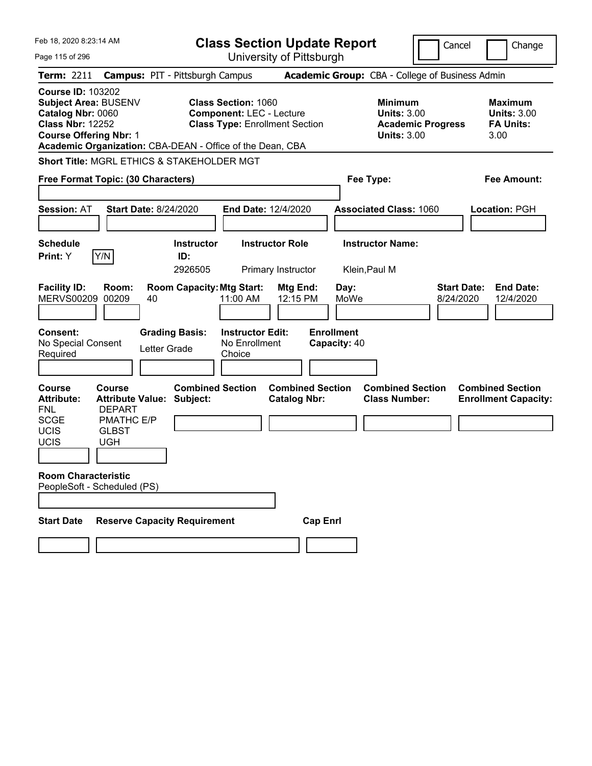# Class Section Update Report

University of Pittsburgh

Feb 18, 2020 8:23:14 AM

Cancel ☐ Change ☐

**Term:** 2211 **Campus:** PIT - Pittsburgh Campus **Academic Group:** CBA - College of Business Admin

**Course ID:** 103202
**Subject Area:** BUSENV
**Catalog Nbr:** 0060
**Class Nbr:** 12252
**Course Offering Nbr:** 1
**Academic Organization:** CBA-DEAN - Office of the Dean, CBA

**Class Section:** 1060
**Component:** LEC - Lecture
**Class Type:** Enrollment Section

**Minimum Units:** 3.00
**Academic Progress Units:** 3.00

**Maximum Units:** 3.00
**FA Units:** 3.00

**Short Title:** MGRL ETHICS & STAKEHOLDER MGT

**Free Format Topic: (30 Characters)**

**Fee Type:**

**Fee Amount:**

**Session:** AT **Start Date:** 8/24/2020 **End Date:** 12/4/2020 **Associated Class:** 1060 **Location:** PGH

| Schedule Print | Instructor ID | Instructor Role | Instructor Name |
|---|---|---|---|
| Y (Y/N) | 2926505 | Primary Instructor | Klein,Paul M |

| Facility ID | Room | Room Capacity | Mtg Start | Mtg End | Day | Start Date | End Date |
|---|---|---|---|---|---|---|---|
| MERVS00209 | 00209 | 40 | 11:00 AM | 12:15 PM | MoWe | 8/24/2020 | 12/4/2020 |

| Consent | Grading Basis | Instructor Edit | Enrollment Capacity |
|---|---|---|---|
| No Special Consent Required | Letter Grade | No Enrollment Choice | 40 |

| Course Attribute | Course Attribute Value |
|---|---|
| FNL | DEPART |
| SCGE | PMATHC E/P |
| UCIS | GLBST |
| UCIS | UGH |

**Combined Section Subject:**
**Combined Section Catalog Nbr:**
**Combined Section Class Number:**
**Combined Section Enrollment Capacity:**

**Room Characteristic**
PeopleSoft - Scheduled (PS)

**Start Date** **Reserve Capacity Requirement** **Cap Enrl**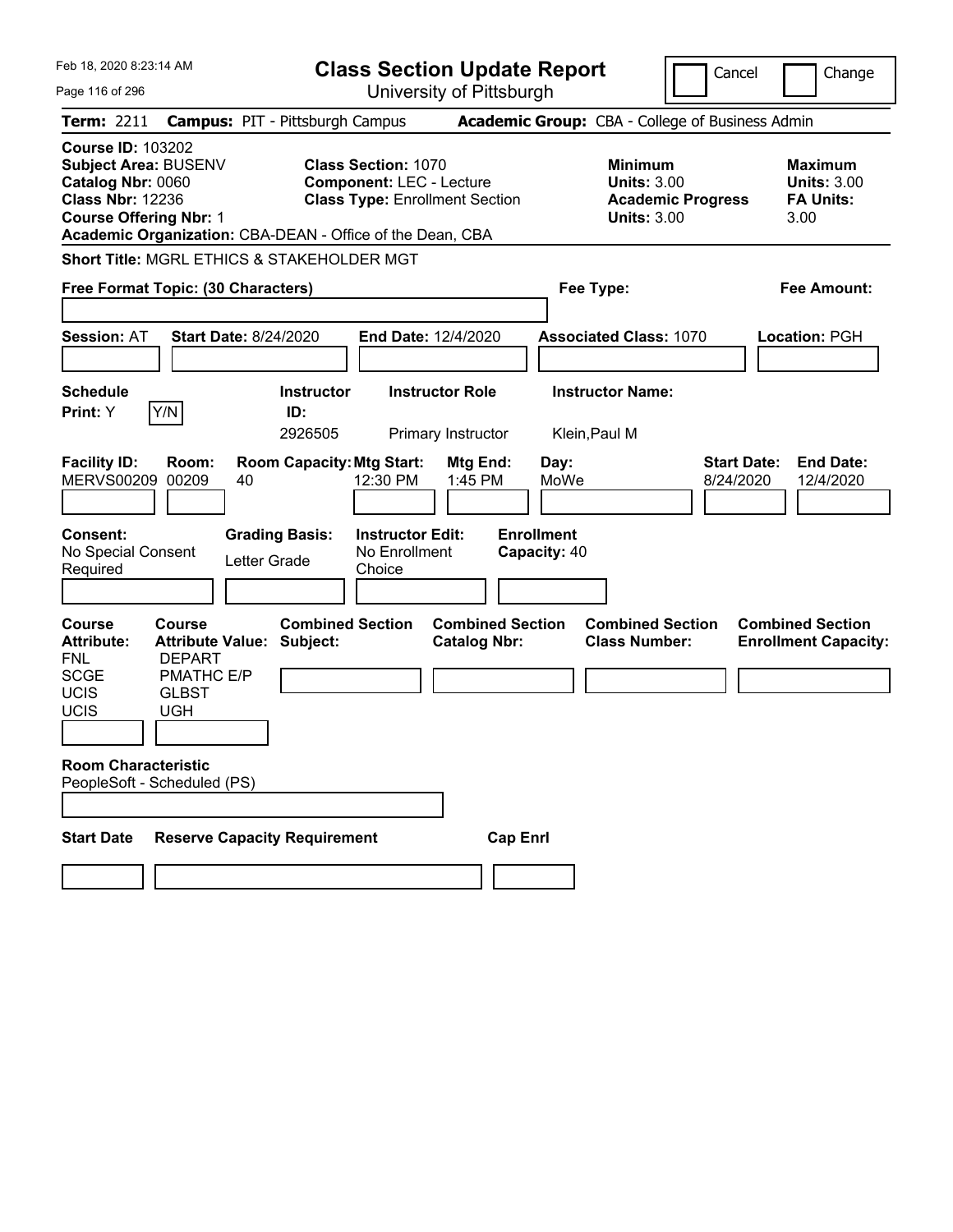Feb 18, 2020 8:23:14 AM

# Class Section Update Report

University of Pittsburgh

Cancel | Change

**Term:** 2211 **Campus:** PIT - Pittsburgh Campus **Academic Group:** CBA - College of Business Admin

**Course ID:** 103202
**Subject Area:** BUSENV
**Catalog Nbr:** 0060
**Class Nbr:** 12236
**Course Offering Nbr:** 1
**Academic Organization:** CBA-DEAN - Office of the Dean, CBA

**Class Section:** 1070
**Component:** LEC - Lecture
**Class Type:** Enrollment Section

**Minimum Units:** 3.00
**Academic Progress Units:** 3.00

**Maximum Units:** 3.00
**FA Units:** 3.00

**Short Title:** MGRL ETHICS & STAKEHOLDER MGT

**Free Format Topic: (30 Characters)**

**Fee Type:**

**Fee Amount:**

**Session:** AT **Start Date:** 8/24/2020 **End Date:** 12/4/2020 **Associated Class:** 1070 **Location:** PGH

| Schedule Print | Instructor ID | Instructor Role | Instructor Name |
|---|---|---|---|
| Y (Y/N) | 2926505 | Primary Instructor | Klein,Paul M |

| Facility ID | Room | Room Capacity | Mtg Start | Mtg End | Day | Start Date | End Date |
|---|---|---|---|---|---|---|---|
| MERVS00209 | 00209 | 40 | 12:30 PM | 1:45 PM | MoWe | 8/24/2020 | 12/4/2020 |

| Consent | Grading Basis | Instructor Edit | Enrollment Capacity |
|---|---|---|---|
| No Special Consent Required | Letter Grade | No Enrollment Choice | 40 |

| Course Attribute | Course Attribute Value |
|---|---|
| FNL | DEPART |
| SCGE | PMATHC E/P |
| UCIS | GLBST |
| UCIS | UGH |

**Combined Section Subject:**
**Combined Section Catalog Nbr:**
**Combined Section Class Number:**
**Combined Section Enrollment Capacity:**

**Room Characteristic**
PeopleSoft - Scheduled (PS)

**Start Date** **Reserve Capacity Requirement** **Cap Enrl**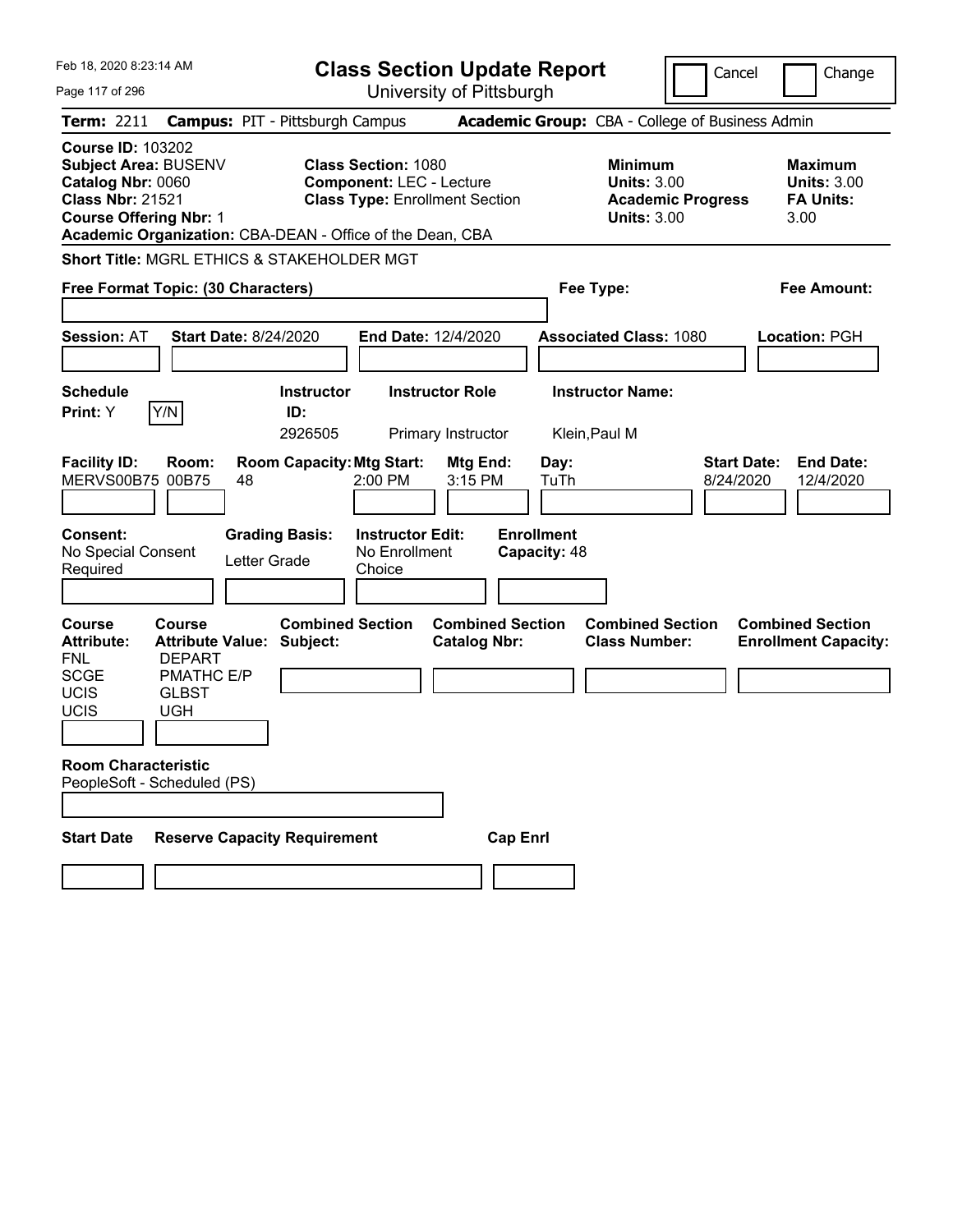Feb 18, 2020 8:23:14 AM

# Class Section Update Report

University of Pittsburgh

Cancel | Change

**Term:** 2211 **Campus:** PIT - Pittsburgh Campus **Academic Group:** CBA - College of Business Admin

**Course ID:** 103202
**Subject Area:** BUSENV
**Catalog Nbr:** 0060
**Class Nbr:** 21521
**Course Offering Nbr:** 1
**Academic Organization:** CBA-DEAN - Office of the Dean, CBA

**Class Section:** 1080
**Component:** LEC - Lecture
**Class Type:** Enrollment Section

**Minimum Units:** 3.00
**Academic Progress Units:** 3.00

**Maximum Units:** 3.00
**FA Units:** 3.00

**Short Title:** MGRL ETHICS & STAKEHOLDER MGT

**Free Format Topic: (30 Characters)**

**Fee Type:**

**Fee Amount:**

**Session:** AT **Start Date:** 8/24/2020 **End Date:** 12/4/2020 **Associated Class:** 1080 **Location:** PGH

| Schedule Print | Instructor ID | Instructor Role | Instructor Name |
|---|---|---|---|
| Y (Y/N) | 2926505 | Primary Instructor | Klein,Paul M |

| Facility ID | Room | Room Capacity | Mtg Start | Mtg End | Day | Start Date | End Date |
|---|---|---|---|---|---|---|---|
| MERVS00B75 | 00B75 | 48 | 2:00 PM | 3:15 PM | TuTh | 8/24/2020 | 12/4/2020 |

| Consent | Grading Basis | Instructor Edit | Enrollment Capacity |
|---|---|---|---|
| No Special Consent Required | Letter Grade | No Enrollment Choice | 48 |

| Course Attribute | Course Attribute Value | Combined Section Subject | Combined Section Catalog Nbr | Combined Section Class Number | Combined Section Enrollment Capacity |
|---|---|---|---|---|---|
| FNL | DEPART | | | | |
| SCGE | PMATHC E/P | | | | |
| UCIS | GLBST | | | | |
| UCIS | UGH | | | | |

**Room Characteristic**
PeopleSoft - Scheduled (PS)

| Start Date | Reserve Capacity Requirement | Cap Enrl |
|---|---|---|
| | | |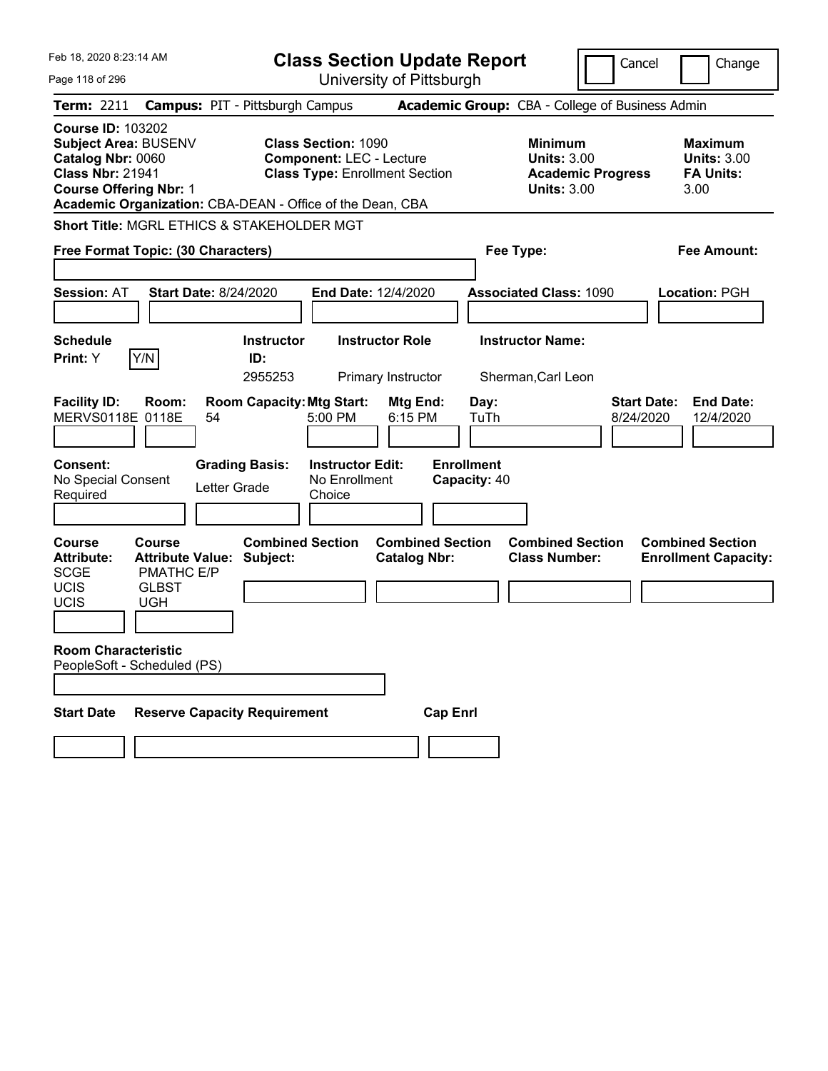# Class Section Update Report

University of Pittsburgh

Cancel | Change

**Term:** 2211 **Campus:** PIT - Pittsburgh Campus **Academic Group:** CBA - College of Business Admin

**Course ID:** 103202
**Subject Area:** BUSENV
**Catalog Nbr:** 0060
**Class Nbr:** 21941
**Course Offering Nbr:** 1
**Academic Organization:** CBA-DEAN - Office of the Dean, CBA

**Class Section:** 1090
**Component:** LEC - Lecture
**Class Type:** Enrollment Section

**Minimum**
**Units:** 3.00
**Academic Progress Units:** 3.00

**Maximum**
**Units:** 3.00
**FA Units:** 3.00

**Short Title:** MGRL ETHICS & STAKEHOLDER MGT

**Free Format Topic: (30 Characters)**

**Fee Type:**

**Fee Amount:**

**Session:** AT **Start Date:** 8/24/2020 **End Date:** 12/4/2020 **Associated Class:** 1090 **Location:** PGH

| Schedule Print | Instructor ID | Instructor Role | Instructor Name |
|---|---|---|---|
| Y | 2955253 | Primary Instructor | Sherman,Carl Leon |

| Facility ID | Room | Room Capacity | Mtg Start | Mtg End | Day | Start Date | End Date |
|---|---|---|---|---|---|---|---|
| MERVS0118E | 0118E | 54 | 5:00 PM | 6:15 PM | TuTh | 8/24/2020 | 12/4/2020 |

**Consent:** No Special Consent Required
**Grading Basis:** Letter Grade
**Instructor Edit:** No Enrollment Choice
**Enrollment Capacity:** 40

| Course Attribute | Course Attribute Value |
|---|---|
| SCGE | PMATHC E/P |
| UCIS | GLBST |
| UCIS | UGH |

**Combined Section Subject:**
**Combined Section Catalog Nbr:**
**Combined Section Class Number:**
**Combined Section Enrollment Capacity:**

**Room Characteristic**
PeopleSoft - Scheduled (PS)

**Start Date** **Reserve Capacity Requirement** **Cap Enrl**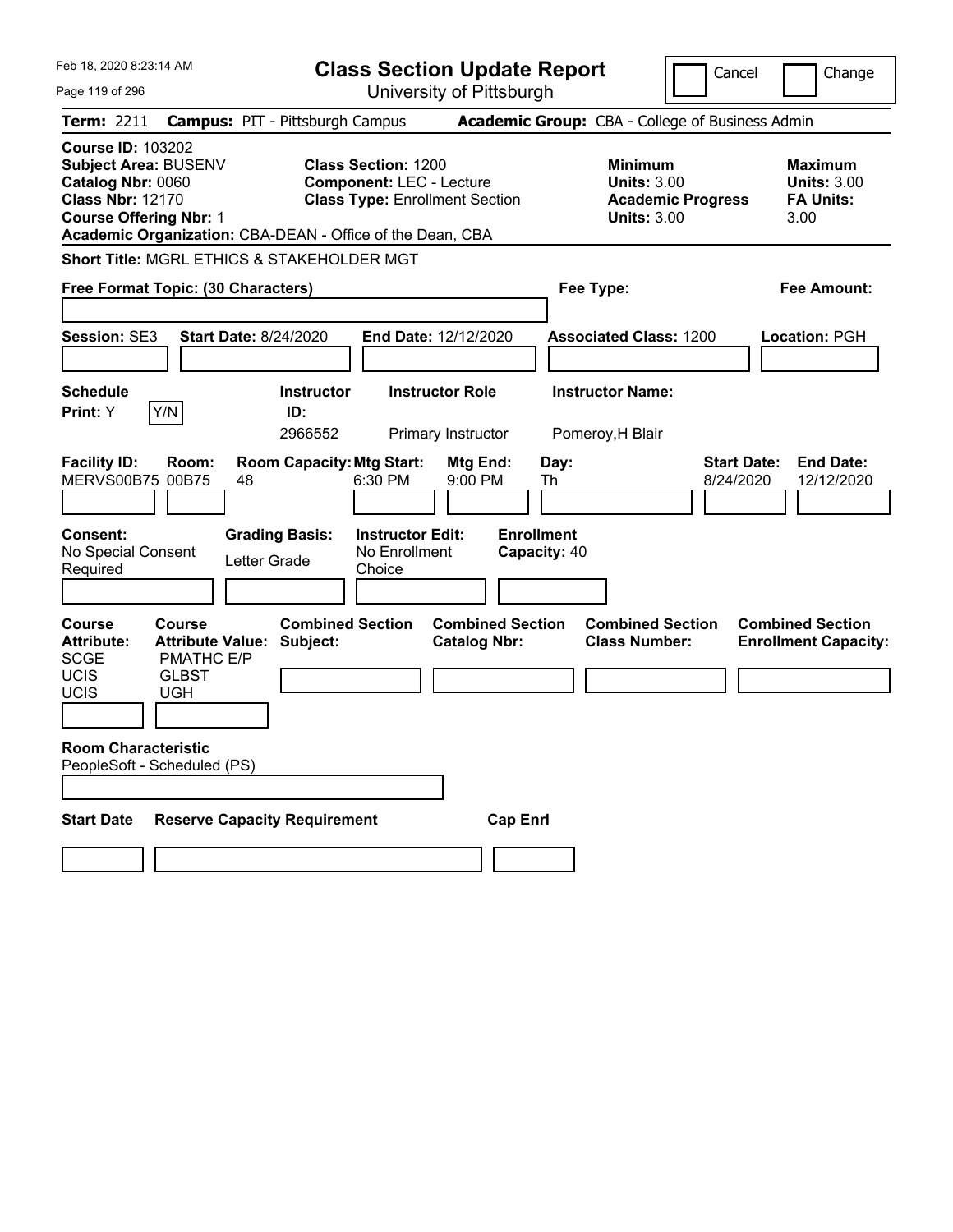# Class Section Update Report

University of Pittsburgh

Cancel | Change

**Term:** 2211 **Campus:** PIT - Pittsburgh Campus **Academic Group:** CBA - College of Business Admin

**Course ID:** 103202
**Subject Area:** BUSENV
**Catalog Nbr:** 0060
**Class Nbr:** 12170
**Course Offering Nbr:** 1
**Academic Organization:** CBA-DEAN - Office of the Dean, CBA

**Class Section:** 1200
**Component:** LEC - Lecture
**Class Type:** Enrollment Section

| | Minimum | Maximum |
|---|---|---|
| Units | 3.00 | 3.00 |
| Academic Progress Units | 3.00 | |
| FA Units | | 3.00 |

**Short Title:** MGRL ETHICS & STAKEHOLDER MGT

**Free Format Topic: (30 Characters)** | **Fee Type:** | **Fee Amount:**

**Session:** SE3 **Start Date:** 8/24/2020 **End Date:** 12/12/2020 **Associated Class:** 1200 **Location:** PGH

| Schedule Print | Instructor ID | Instructor Role | Instructor Name |
|---|---|---|---|
| Y (Y/N) | 2966552 | Primary Instructor | Pomeroy,H Blair |

| Facility ID | Room | Room Capacity | Mtg Start | Mtg End | Day | Start Date | End Date |
|---|---|---|---|---|---|---|---|
| MERVS00B75 | 00B75 | 48 | 6:30 PM | 9:00 PM | Th | 8/24/2020 | 12/12/2020 |

| Consent | Grading Basis | Instructor Edit | Enrollment Capacity |
|---|---|---|---|
| No Special Consent Required | Letter Grade | No Enrollment Choice | 40 |

| Course Attribute | Course Attribute Value |
|---|---|
| SCGE | PMATHC E/P |
| UCIS | GLBST |
| UCIS | UGH |

**Combined Section Subject:** | **Combined Section Catalog Nbr:** | **Combined Section Class Number:** | **Combined Section Enrollment Capacity:**

**Room Characteristic**
PeopleSoft - Scheduled (PS)

**Start Date** | **Reserve Capacity Requirement** | **Cap Enrl**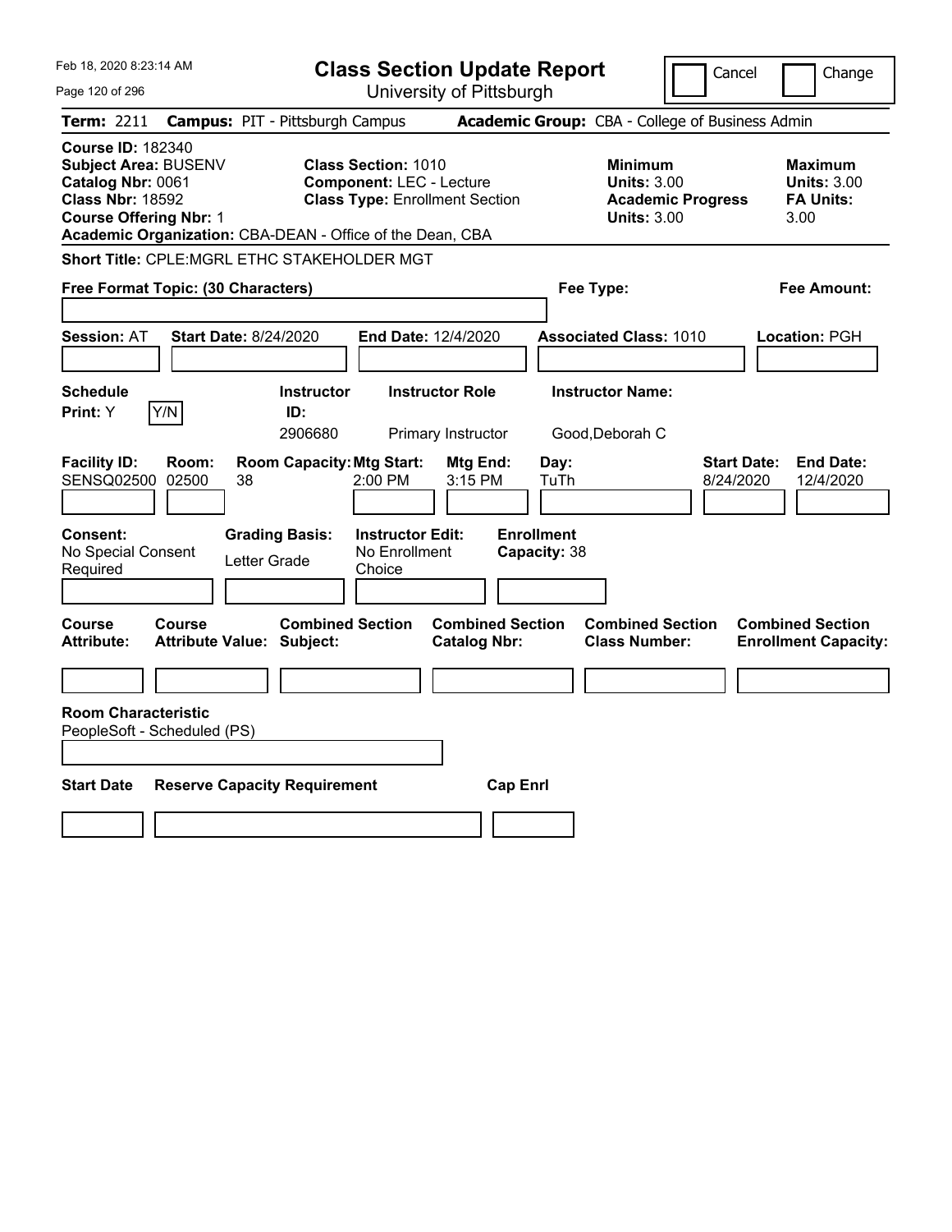# Class Section Update Report

University of Pittsburgh

Cancel | Change

**Term:** 2211 **Campus:** PIT - Pittsburgh Campus **Academic Group:** CBA - College of Business Admin

**Course ID:** 182340
**Subject Area:** BUSENV
**Catalog Nbr:** 0061
**Class Nbr:** 18592
**Course Offering Nbr:** 1

**Class Section:** 1010
**Component:** LEC - Lecture
**Class Type:** Enrollment Section

**Minimum**
**Units:** 3.00
**Academic Progress Units:** 3.00

**Maximum**
**Units:** 3.00
**FA Units:** 3.00

**Academic Organization:** CBA-DEAN - Office of the Dean, CBA

**Short Title:** CPLE:MGRL ETHC STAKEHOLDER MGT

**Free Format Topic: (30 Characters)**

**Fee Type:**

**Fee Amount:**

**Session:** AT **Start Date:** 8/24/2020 **End Date:** 12/4/2020 **Associated Class:** 1010 **Location:** PGH

| Schedule Print | | Instructor ID | Instructor Role | Instructor Name |
|---|---|---|---|---|
| Y | Y/N | 2906680 | Primary Instructor | Good,Deborah C |

| Facility ID | Room | Room Capacity | Mtg Start | Mtg End | Day | Start Date | End Date |
|---|---|---|---|---|---|---|---|
| SENSQ02500 | 02500 | 38 | 2:00 PM | 3:15 PM | TuTh | 8/24/2020 | 12/4/2020 |

| Consent | Grading Basis | Instructor Edit | Enrollment Capacity |
|---|---|---|---|
| No Special Consent Required | Letter Grade | No Enrollment Choice | 38 |

| Course Attribute | Course Attribute Value | Combined Section Subject | Combined Section Catalog Nbr | Combined Section Class Number | Combined Section Enrollment Capacity |
|---|---|---|---|---|---|
| | | | | | |

**Room Characteristic**
PeopleSoft - Scheduled (PS)

| Start Date | Reserve Capacity Requirement | Cap Enrl |
|---|---|---|
| | | |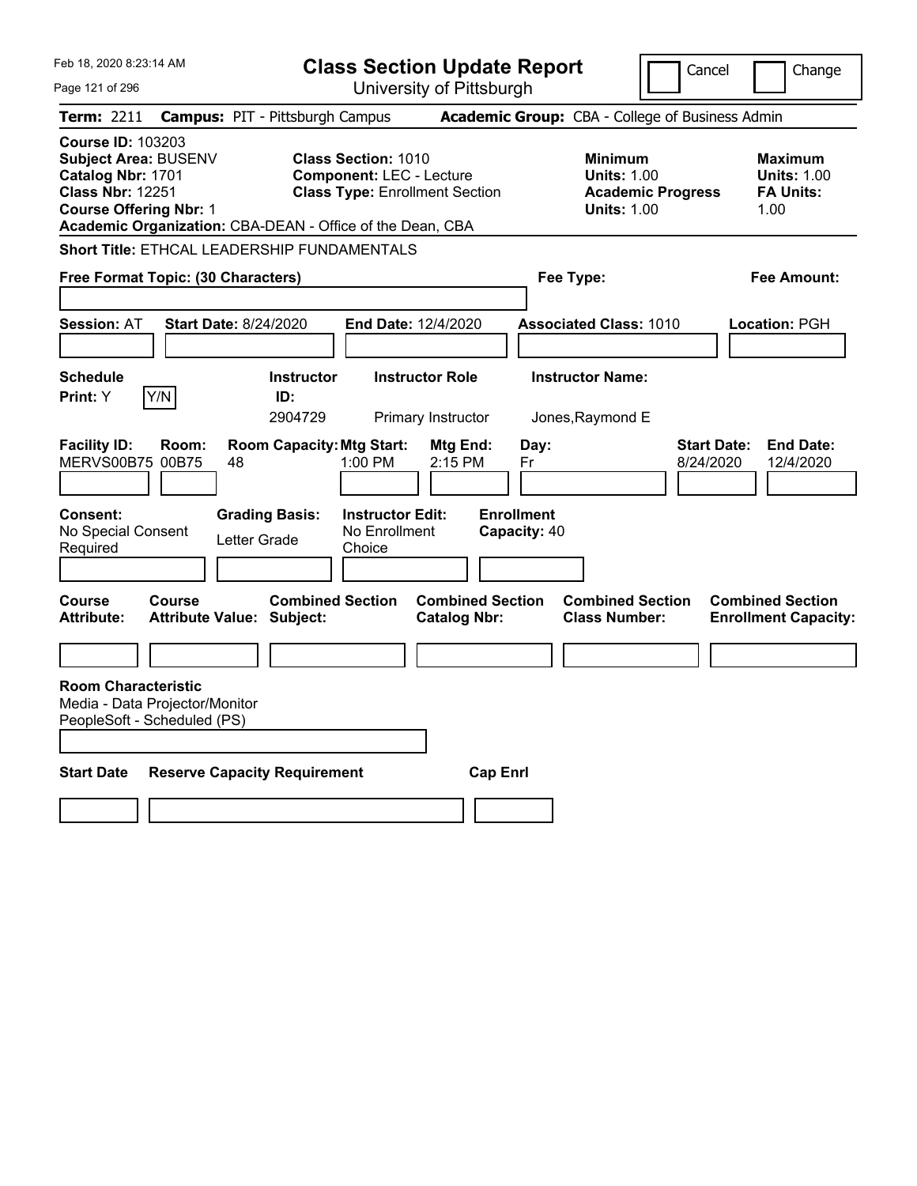Feb 18, 2020 8:23:14 AM

# Class Section Update Report

University of Pittsburgh

Cancel | Change

**Term:** 2211 **Campus:** PIT - Pittsburgh Campus **Academic Group:** CBA - College of Business Admin

**Course ID:** 103203
**Subject Area:** BUSENV
**Catalog Nbr:** 1701
**Class Nbr:** 12251
**Course Offering Nbr:** 1
**Academic Organization:** CBA-DEAN - Office of the Dean, CBA

**Class Section:** 1010
**Component:** LEC - Lecture
**Class Type:** Enrollment Section

**Minimum Units:** 1.00
**Academic Progress Units:** 1.00

**Maximum Units:** 1.00
**FA Units:** 1.00

**Short Title:** ETHCAL LEADERSHIP FUNDAMENTALS

**Free Format Topic: (30 Characters)**

**Fee Type:**

**Fee Amount:**

**Session:** AT **Start Date:** 8/24/2020 **End Date:** 12/4/2020 **Associated Class:** 1010 **Location:** PGH

| Schedule Print | Instructor ID | Instructor Role | Instructor Name |
|---|---|---|---|
| Y  Y/N | 2904729 | Primary Instructor | Jones,Raymond E |

| Facility ID | Room | Room Capacity | Mtg Start | Mtg End | Day | Start Date | End Date |
|---|---|---|---|---|---|---|---|
| MERVS00B75 | 00B75 | 48 | 1:00 PM | 2:15 PM | Fr | 8/24/2020 | 12/4/2020 |

| Consent | Grading Basis | Instructor Edit | Enrollment Capacity |
|---|---|---|---|
| No Special Consent Required | Letter Grade | No Enrollment Choice | 40 |

| Course Attribute | Course Attribute Value | Combined Section Subject | Combined Section Catalog Nbr | Combined Section Class Number | Combined Section Enrollment Capacity |
|---|---|---|---|---|---|
| | | | | | |

**Room Characteristic**
Media - Data Projector/Monitor
PeopleSoft - Scheduled (PS)

| Start Date | Reserve Capacity Requirement | Cap Enrl |
|---|---|---|
| | | |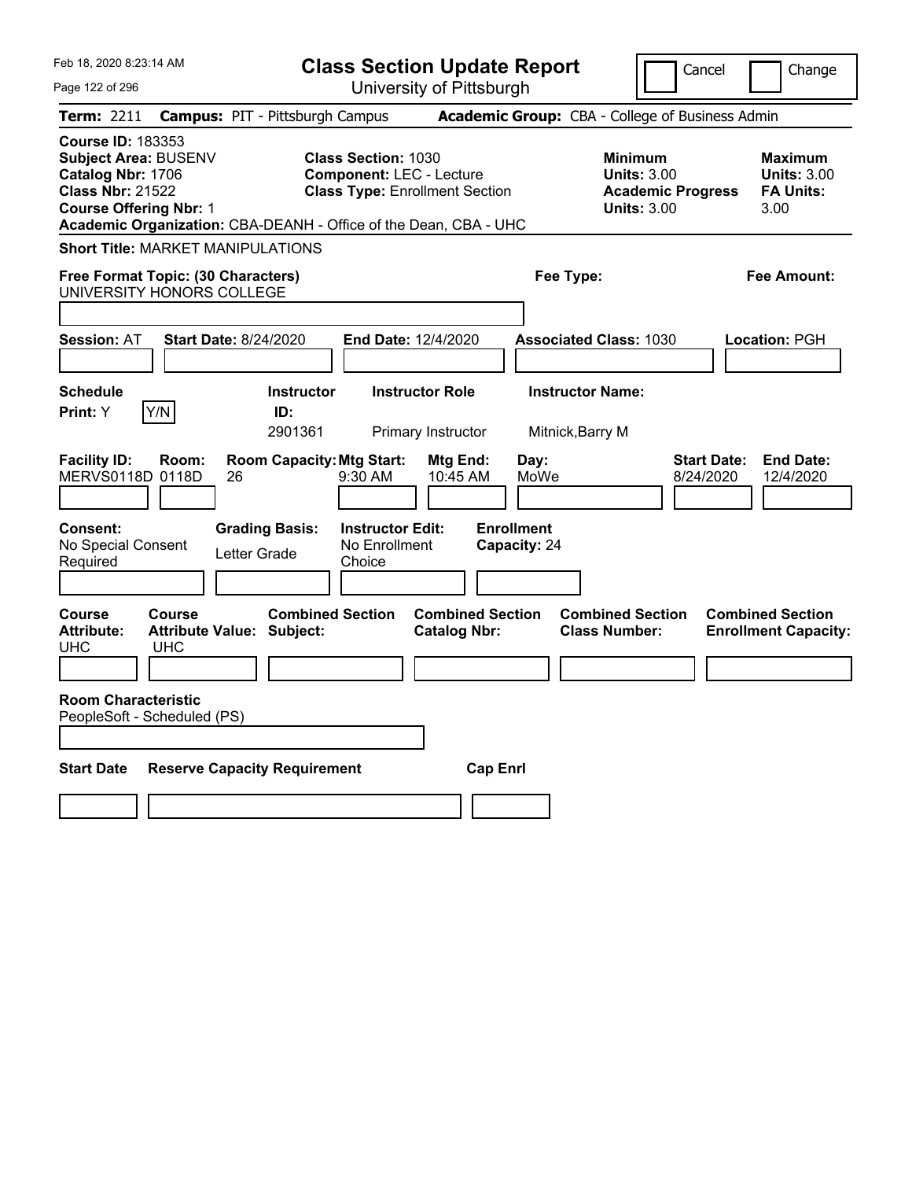# Class Section Update Report

University of Pittsburgh

Cancel Change

**Term:** 2211 **Campus:** PIT - Pittsburgh Campus **Academic Group:** CBA - College of Business Admin

**Course ID:** 183353
**Subject Area:** BUSENV
**Catalog Nbr:** 1706
**Class Nbr:** 21522
**Course Offering Nbr:** 1

**Class Section:** 1030
**Component:** LEC - Lecture
**Class Type:** Enrollment Section

**Minimum Units:** 3.00
**Academic Progress Units:** 3.00

**Maximum Units:** 3.00
**FA Units:** 3.00

**Academic Organization:** CBA-DEANH - Office of the Dean, CBA - UHC

**Short Title:** MARKET MANIPULATIONS

**Free Format Topic: (30 Characters)** UNIVERSITY HONORS COLLEGE

**Fee Type:**

**Fee Amount:**

**Session:** AT **Start Date:** 8/24/2020 **End Date:** 12/4/2020 **Associated Class:** 1030 **Location:** PGH

**Schedule Print:** Y Y/N

| Instructor ID | Instructor Role | Instructor Name |
|---|---|---|
| 2901361 | Primary Instructor | Mitnick,Barry M |

| Facility ID | Room | Room Capacity | Mtg Start | Mtg End | Day | Start Date | End Date |
|---|---|---|---|---|---|---|---|
| MERVS0118D | 0118D | 26 | 9:30 AM | 10:45 AM | MoWe | 8/24/2020 | 12/4/2020 |

**Consent:** No Special Consent Required
**Grading Basis:** Letter Grade
**Instructor Edit:** No Enrollment Choice
**Enrollment Capacity:** 24

| Course Attribute | Course Attribute Value | Combined Section Subject | Combined Section Catalog Nbr | Combined Section Class Number | Combined Section Enrollment Capacity |
|---|---|---|---|---|---|
| UHC | UHC | | | | |

**Room Characteristic**
PeopleSoft - Scheduled (PS)

| Start Date | Reserve Capacity Requirement | Cap Enrl |
|---|---|---|
| | | |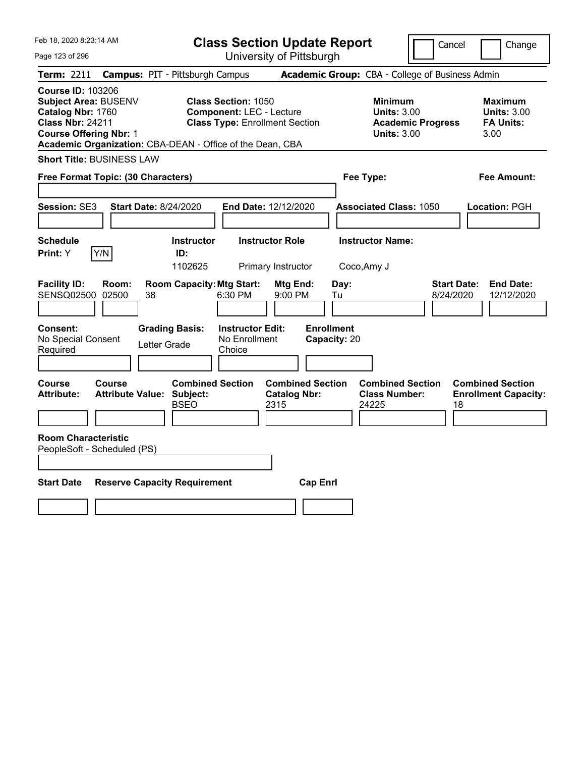# Class Section Update Report

University of Pittsburgh

Cancel | Change

**Term:** 2211 **Campus:** PIT - Pittsburgh Campus **Academic Group:** CBA - College of Business Admin

**Course ID:** 103206
**Subject Area:** BUSENV
**Catalog Nbr:** 1760
**Class Nbr:** 24211
**Course Offering Nbr:** 1
**Academic Organization:** CBA-DEAN - Office of the Dean, CBA

**Class Section:** 1050
**Component:** LEC - Lecture
**Class Type:** Enrollment Section

**Minimum Units:** 3.00
**Academic Progress Units:** 3.00

**Maximum Units:** 3.00
**FA Units:** 3.00

**Short Title:** BUSINESS LAW

**Free Format Topic: (30 Characters)**

**Fee Type:**

**Fee Amount:**

**Session:** SE3 **Start Date:** 8/24/2020 **End Date:** 12/12/2020 **Associated Class:** 1050 **Location:** PGH

| Schedule Print | Instructor ID | Instructor Role | Instructor Name |
|---|---|---|---|
| Y (Y/N) | 1102625 | Primary Instructor | Coco,Amy J |

| Facility ID | Room | Room Capacity | Mtg Start | Mtg End | Day | Start Date | End Date |
|---|---|---|---|---|---|---|---|
| SENSQ02500 | 02500 | 38 | 6:30 PM | 9:00 PM | Tu | 8/24/2020 | 12/12/2020 |

**Consent:** No Special Consent Required
**Grading Basis:** Letter Grade
**Instructor Edit:** No Enrollment Choice
**Enrollment Capacity:** 20

| Course Attribute | Course Attribute Value | Combined Section Subject | Combined Section Catalog Nbr | Combined Section Class Number | Combined Section Enrollment Capacity |
|---|---|---|---|---|---|
| | | BSEO | 2315 | 24225 | 18 |

**Room Characteristic**
PeopleSoft - Scheduled (PS)

| Start Date | Reserve Capacity Requirement | Cap Enrl |
|---|---|---|
| | | |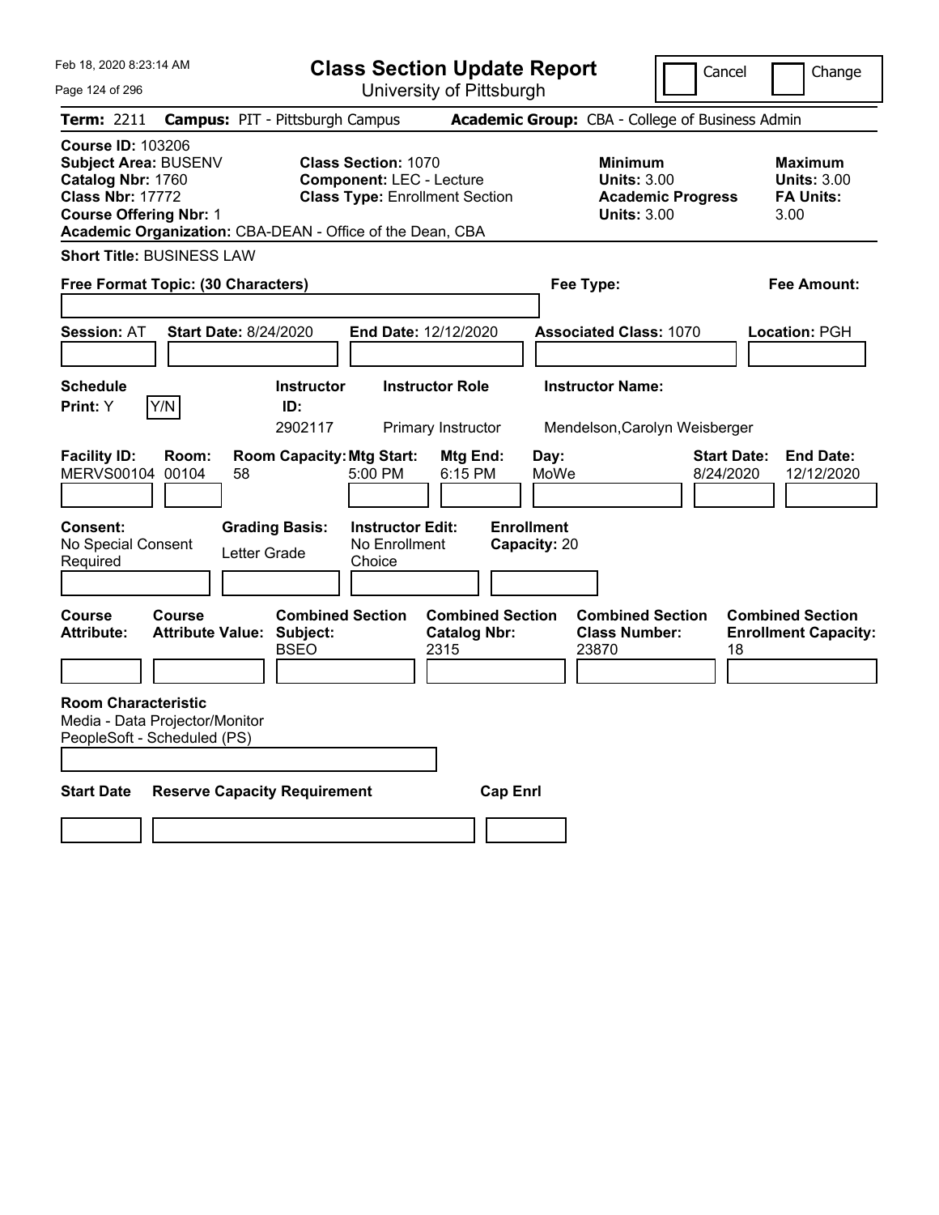# Class Section Update Report

University of Pittsburgh

Feb 18, 2020 8:23:14 AM

Cancel Change

**Term:** 2211 **Campus:** PIT - Pittsburgh Campus **Academic Group:** CBA - College of Business Admin

**Course ID:** 103206
**Subject Area:** BUSENV
**Catalog Nbr:** 1760
**Class Nbr:** 17772
**Course Offering Nbr:** 1
**Academic Organization:** CBA-DEAN - Office of the Dean, CBA

**Class Section:** 1070
**Component:** LEC - Lecture
**Class Type:** Enrollment Section

**Minimum Units:** 3.00
**Academic Progress Units:** 3.00

**Maximum Units:** 3.00
**FA Units:** 3.00

**Short Title:** BUSINESS LAW

**Free Format Topic: (30 Characters)**

**Fee Type:**

**Fee Amount:**

**Session:** AT **Start Date:** 8/24/2020 **End Date:** 12/12/2020 **Associated Class:** 1070 **Location:** PGH

| Schedule Print | | Instructor ID | Instructor Role | Instructor Name |
|---|---|---|---|---|
| Y | Y/N | 2902117 | Primary Instructor | Mendelson,Carolyn Weisberger |

| Facility ID | Room | Room Capacity | Mtg Start | Mtg End | Day | Start Date | End Date |
|---|---|---|---|---|---|---|---|
| MERVS00104 | 00104 | 58 | 5:00 PM | 6:15 PM | MoWe | 8/24/2020 | 12/12/2020 |

| Consent | Grading Basis | Instructor Edit | Enrollment Capacity |
|---|---|---|---|
| No Special Consent Required | Letter Grade | No Enrollment Choice | 20 |

| Course Attribute | Course Attribute Value | Combined Section Subject | Combined Section Catalog Nbr | Combined Section Class Number | Combined Section Enrollment Capacity |
|---|---|---|---|---|---|
| | | BSEO | 2315 | 23870 | 18 |

**Room Characteristic**
Media - Data Projector/Monitor
PeopleSoft - Scheduled (PS)

| Start Date | Reserve Capacity Requirement | Cap Enrl |
|---|---|---|
| | | |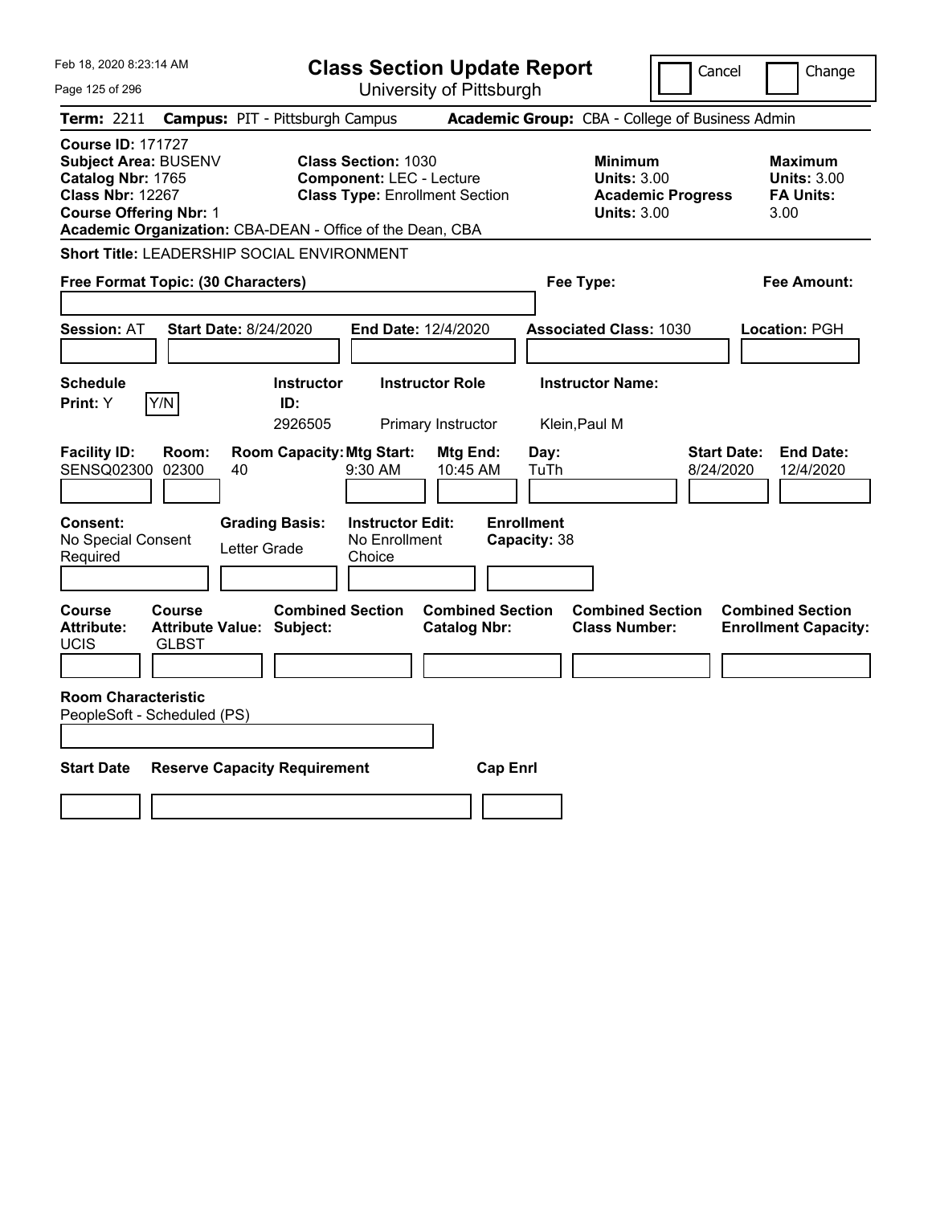# Class Section Update Report

University of Pittsburgh

Cancel | Change

**Term:** 2211 **Campus:** PIT - Pittsburgh Campus **Academic Group:** CBA - College of Business Admin

**Course ID:** 171727
**Subject Area:** BUSENV
**Catalog Nbr:** 1765
**Class Nbr:** 12267
**Course Offering Nbr:** 1

**Class Section:** 1030
**Component:** LEC - Lecture
**Class Type:** Enrollment Section

**Minimum Units:** 3.00
**Academic Progress Units:** 3.00

**Maximum Units:** 3.00
**FA Units:** 3.00

**Academic Organization:** CBA-DEAN - Office of the Dean, CBA

**Short Title:** LEADERSHIP SOCIAL ENVIRONMENT

**Free Format Topic: (30 Characters)**

**Fee Type:**

**Fee Amount:**

**Session:** AT **Start Date:** 8/24/2020 **End Date:** 12/4/2020 **Associated Class:** 1030 **Location:** PGH

| Schedule Print | | Instructor ID | Instructor Role | Instructor Name |
|---|---|---|---|---|
| Y | Y/N | 2926505 | Primary Instructor | Klein,Paul M |

| Facility ID | Room | Room Capacity | Mtg Start | Mtg End | Day | Start Date | End Date |
|---|---|---|---|---|---|---|---|
| SENSQ02300 | 02300 | 40 | 9:30 AM | 10:45 AM | TuTh | 8/24/2020 | 12/4/2020 |

| Consent | Grading Basis | Instructor Edit | Enrollment Capacity |
|---|---|---|---|
| No Special Consent Required | Letter Grade | No Enrollment Choice | 38 |

| Course Attribute | Course Attribute Value | Combined Section Subject | Combined Section Catalog Nbr | Combined Section Class Number | Combined Section Enrollment Capacity |
|---|---|---|---|---|---|
| UCIS | GLBST | | | | |

**Room Characteristic**
PeopleSoft - Scheduled (PS)

| Start Date | Reserve Capacity Requirement | Cap Enrl |
|---|---|---|
| | | |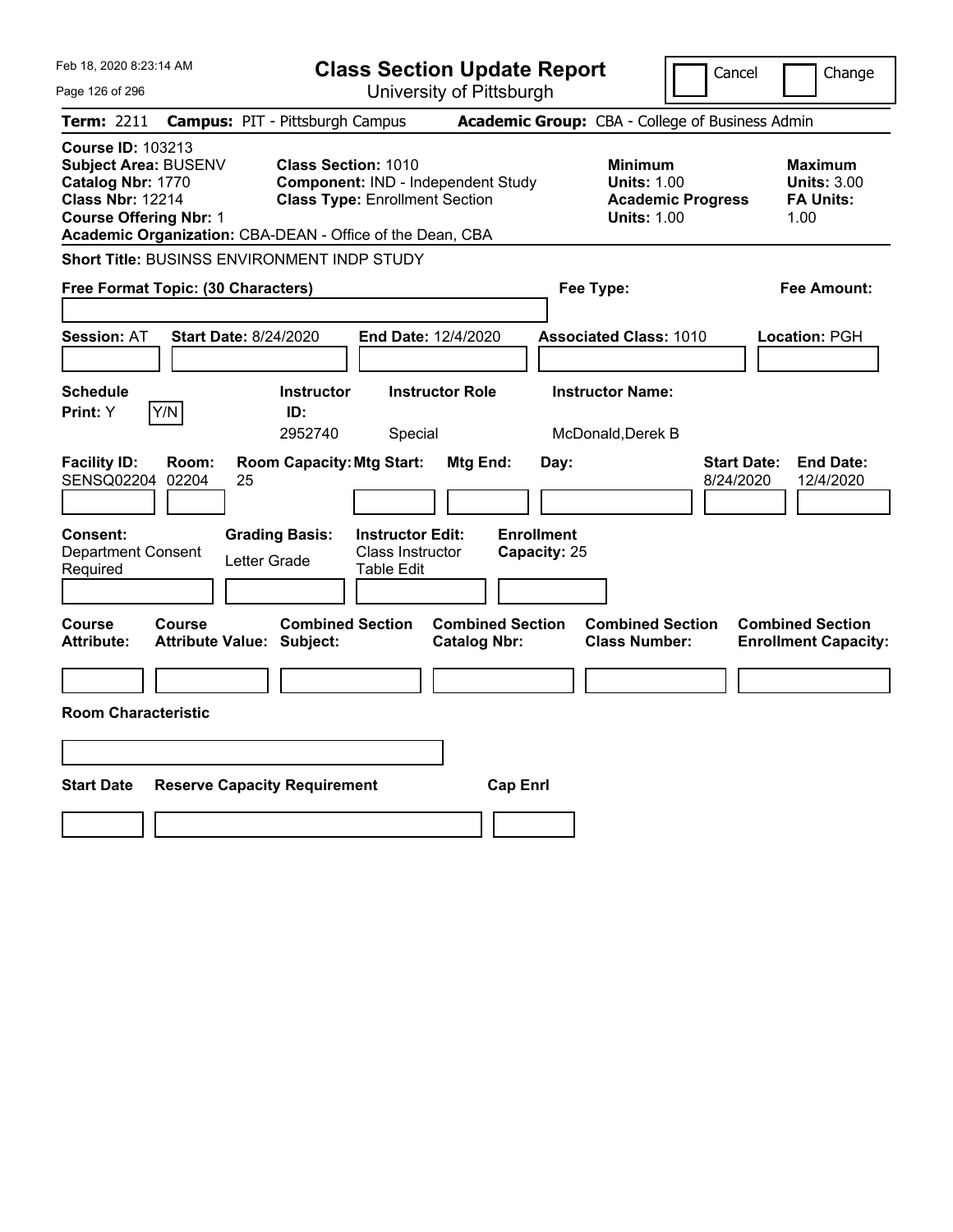# Class Section Update Report

University of Pittsburgh

Cancel | Change

**Term:** 2211 **Campus:** PIT - Pittsburgh Campus **Academic Group:** CBA - College of Business Admin

**Course ID:** 103213
**Subject Area:** BUSENV
**Catalog Nbr:** 1770
**Class Nbr:** 12214
**Course Offering Nbr:** 1
**Academic Organization:** CBA-DEAN - Office of the Dean, CBA

**Class Section:** 1010
**Component:** IND - Independent Study
**Class Type:** Enrollment Section

**Minimum**
**Units:** 1.00
**Academic Progress Units:** 1.00

**Maximum**
**Units:** 3.00
**FA Units:** 1.00

**Short Title:** BUSINSS ENVIRONMENT INDP STUDY

**Free Format Topic: (30 Characters)**

**Fee Type:**

**Fee Amount:**

**Session:** AT **Start Date:** 8/24/2020 **End Date:** 12/4/2020 **Associated Class:** 1010 **Location:** PGH

| Schedule Print: | Instructor ID: | Instructor Role | Instructor Name: |
|---|---|---|---|
| Y (Y/N) | 2952740 | Special | McDonald,Derek B |

| Facility ID: | Room: | Room Capacity: | Mtg Start: | Mtg End: | Day: | Start Date: | End Date: |
|---|---|---|---|---|---|---|---|
| SENSQ02204 | 02204 | 25 | | | | 8/24/2020 | 12/4/2020 |

| Consent: | Grading Basis: | Instructor Edit: | Enrollment Capacity: |
|---|---|---|---|
| Department Consent Required | Letter Grade | Class Instructor Table Edit | 25 |

| Course Attribute: | Course Attribute Value: | Combined Section Subject: | Combined Section Catalog Nbr: | Combined Section Class Number: | Combined Section Enrollment Capacity: |
|---|---|---|---|---|---|
| | | | | | |

**Room Characteristic**

| Start Date | Reserve Capacity Requirement | Cap Enrl |
|---|---|---|
| | | |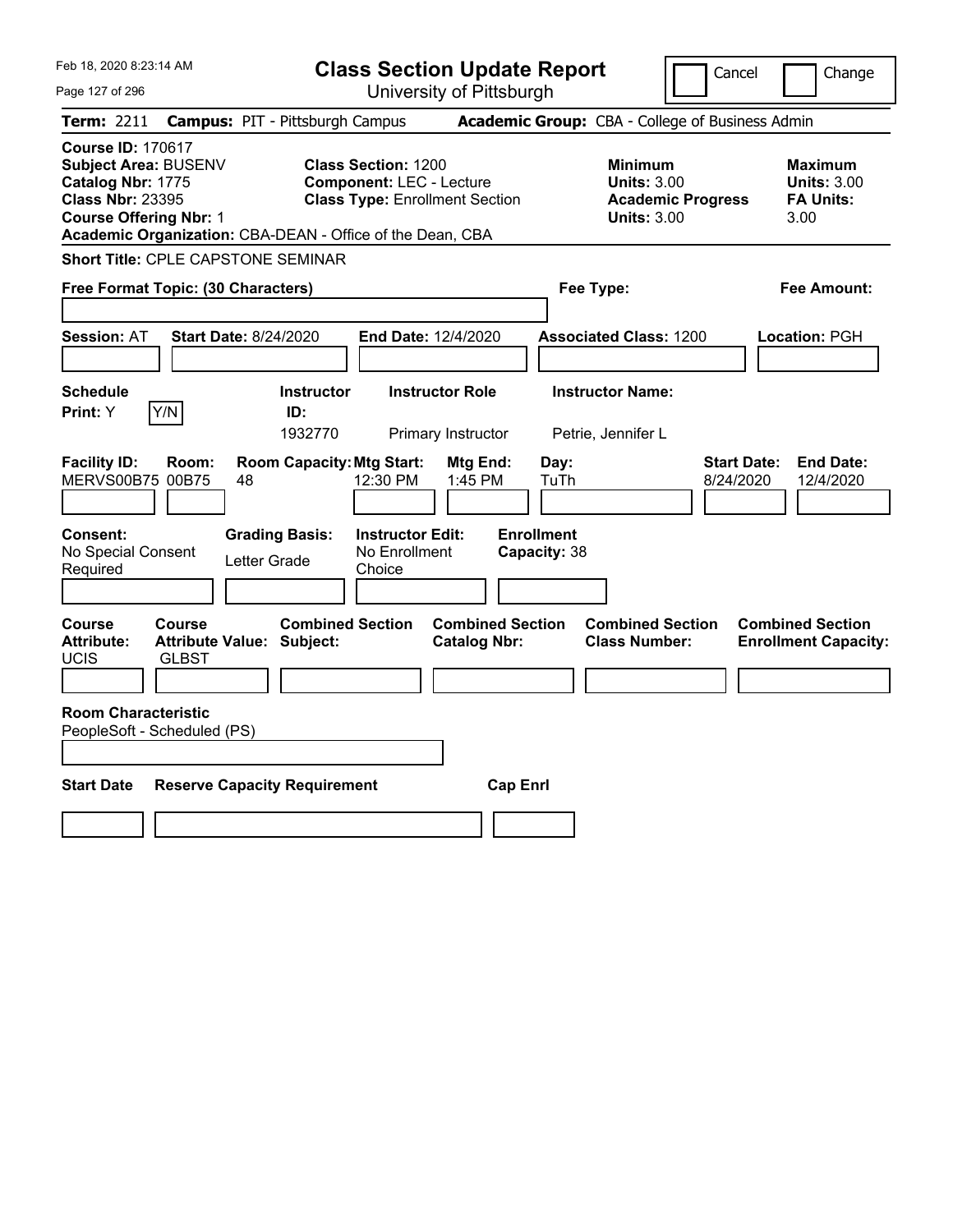# Class Section Update Report

University of Pittsburgh

Cancel | Change

**Term:** 2211 **Campus:** PIT - Pittsburgh Campus **Academic Group:** CBA - College of Business Admin

**Course ID:** 170617
**Subject Area:** BUSENV
**Catalog Nbr:** 1775
**Class Nbr:** 23395
**Course Offering Nbr:** 1
**Academic Organization:** CBA-DEAN - Office of the Dean, CBA

**Class Section:** 1200
**Component:** LEC - Lecture
**Class Type:** Enrollment Section

**Minimum Units:** 3.00
**Academic Progress Units:** 3.00

**Maximum Units:** 3.00
**FA Units:** 3.00

**Short Title:** CPLE CAPSTONE SEMINAR

**Free Format Topic: (30 Characters)**

**Fee Type:**

**Fee Amount:**

**Session:** AT **Start Date:** 8/24/2020 **End Date:** 12/4/2020 **Associated Class:** 1200 **Location:** PGH

| Schedule Print | Y/N | Instructor ID | Instructor Role | Instructor Name |
|---|---|---|---|---|
| Y | | 1932770 | Primary Instructor | Petrie, Jennifer L |

| Facility ID | Room | Room Capacity | Mtg Start | Mtg End | Day | Start Date | End Date |
|---|---|---|---|---|---|---|---|
| MERVS00B75 | 00B75 | 48 | 12:30 PM | 1:45 PM | TuTh | 8/24/2020 | 12/4/2020 |

| Consent | Grading Basis | Instructor Edit | Enrollment Capacity |
|---|---|---|---|
| No Special Consent Required | Letter Grade | No Enrollment Choice | 38 |

| Course Attribute | Course Attribute Value | Combined Section Subject | Combined Section Catalog Nbr | Combined Section Class Number | Combined Section Enrollment Capacity |
|---|---|---|---|---|---|
| UCIS | GLBST | | | | |

**Room Characteristic**
PeopleSoft - Scheduled (PS)

| Start Date | Reserve Capacity Requirement | Cap Enrl |
|---|---|---|
| | | |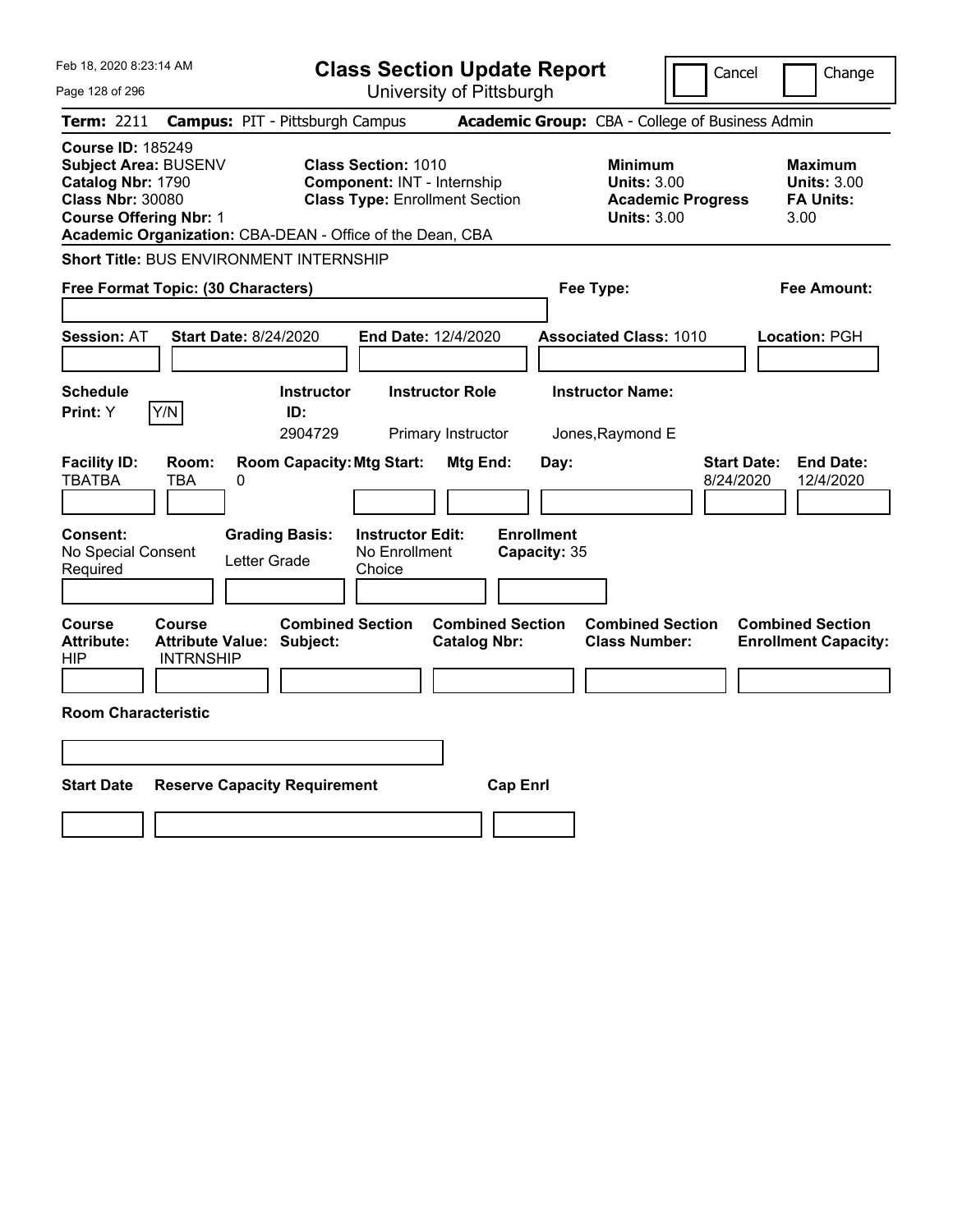# Class Section Update Report

University of Pittsburgh

Cancel ☐ Change ☐

**Term:** 2211 **Campus:** PIT - Pittsburgh Campus **Academic Group:** CBA - College of Business Admin

**Course ID:** 185249
**Subject Area:** BUSENV
**Catalog Nbr:** 1790
**Class Nbr:** 30080
**Course Offering Nbr:** 1
**Academic Organization:** CBA-DEAN - Office of the Dean, CBA

**Class Section:** 1010
**Component:** INT - Internship
**Class Type:** Enrollment Section

**Minimum Units:** 3.00
**Academic Progress Units:** 3.00

**Maximum Units:** 3.00
**FA Units:** 3.00

**Short Title:** BUS ENVIRONMENT INTERNSHIP

**Free Format Topic: (30 Characters)**

**Fee Type:**

**Fee Amount:**

**Session:** AT **Start Date:** 8/24/2020 **End Date:** 12/4/2020 **Associated Class:** 1010 **Location:** PGH

| Schedule Print | | Instructor ID | Instructor Role | Instructor Name |
|---|---|---|---|---|
| Y | Y/N | 2904729 | Primary Instructor | Jones,Raymond E |

| Facility ID | Room | Room Capacity | Mtg Start | Mtg End | Day | Start Date | End Date |
|---|---|---|---|---|---|---|---|
| TBATBA | TBA | 0 | | | | 8/24/2020 | 12/4/2020 |

| Consent | Grading Basis | Instructor Edit | Enrollment Capacity |
|---|---|---|---|
| No Special Consent Required | Letter Grade | No Enrollment Choice | 35 |

| Course Attribute | Course Attribute Value | Combined Section Subject | Combined Section Catalog Nbr | Combined Section Class Number | Combined Section Enrollment Capacity |
|---|---|---|---|---|---|
| HIP | INTRNSHIP | | | | |

**Room Characteristic**

| Start Date | Reserve Capacity Requirement | Cap Enrl |
|---|---|---|
| | | |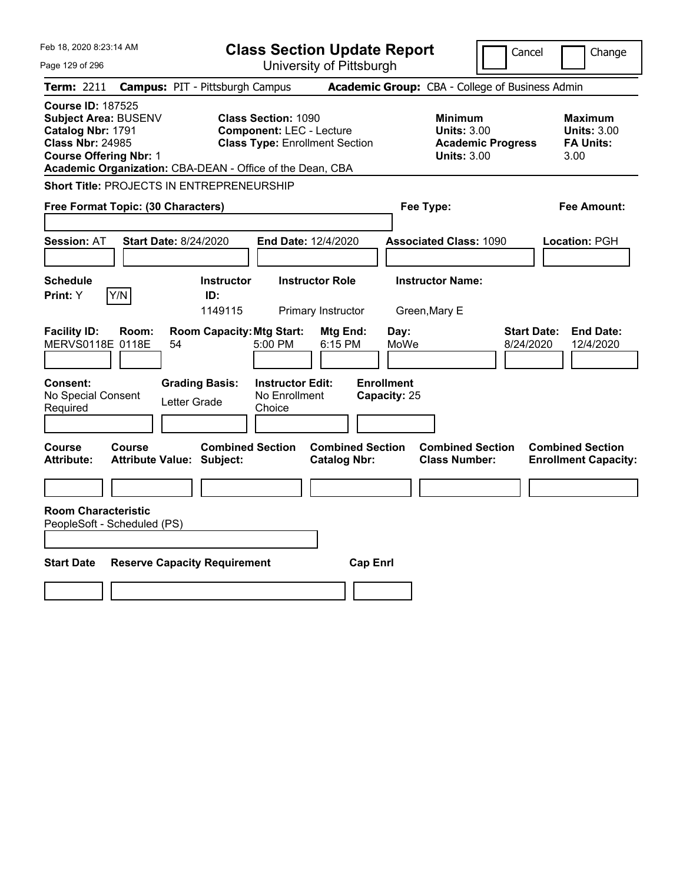Feb 18, 2020 8:23:14 AM

# Class Section Update Report

University of Pittsburgh

Cancel | Change

**Term:** 2211 **Campus:** PIT - Pittsburgh Campus **Academic Group:** CBA - College of Business Admin

**Course ID:** 187525
**Subject Area:** BUSENV
**Catalog Nbr:** 1791
**Class Nbr:** 24985
**Course Offering Nbr:** 1
**Academic Organization:** CBA-DEAN - Office of the Dean, CBA

**Class Section:** 1090
**Component:** LEC - Lecture
**Class Type:** Enrollment Section

**Minimum Units:** 3.00
**Academic Progress Units:** 3.00

**Maximum Units:** 3.00
**FA Units:** 3.00

**Short Title:** PROJECTS IN ENTREPRENEURSHIP

**Free Format Topic: (30 Characters)**

**Fee Type:**

**Fee Amount:**

**Session:** AT **Start Date:** 8/24/2020 **End Date:** 12/4/2020 **Associated Class:** 1090 **Location:** PGH

| Schedule Print | Instructor ID | Instructor Role | Instructor Name |
|---|---|---|---|
| Y (Y/N) | 1149115 | Primary Instructor | Green,Mary E |

| Facility ID | Room | Room Capacity | Mtg Start | Mtg End | Day | Start Date | End Date |
|---|---|---|---|---|---|---|---|
| MERVS0118E | 0118E | 54 | 5:00 PM | 6:15 PM | MoWe | 8/24/2020 | 12/4/2020 |

| Consent | Grading Basis | Instructor Edit | Enrollment Capacity |
|---|---|---|---|
| No Special Consent Required | Letter Grade | No Enrollment Choice | 25 |

| Course Attribute | Course Attribute Value | Combined Section Subject | Combined Section Catalog Nbr | Combined Section Class Number | Combined Section Enrollment Capacity |
|---|---|---|---|---|---|
| | | | | | |

**Room Characteristic**
PeopleSoft - Scheduled (PS)

| Start Date | Reserve Capacity Requirement | Cap Enrl |
|---|---|---|
| | | |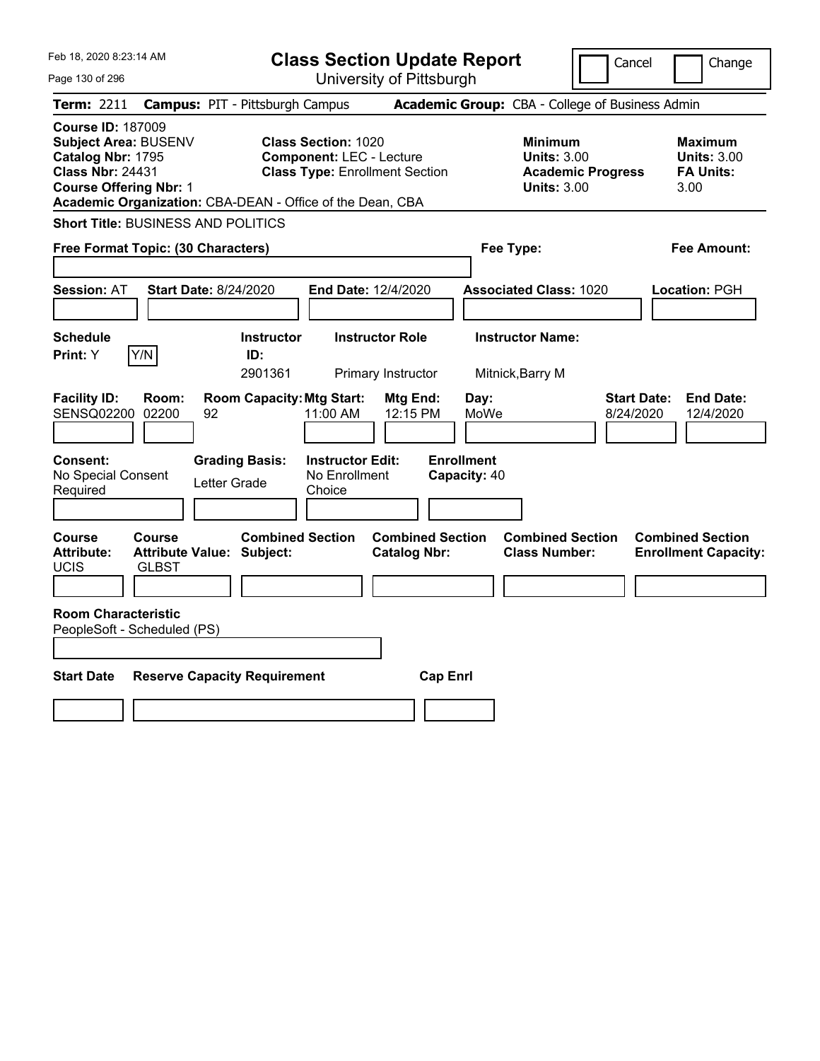# Class Section Update Report

University of Pittsburgh

Feb 18, 2020 8:23:14 AM

Cancel | Change

**Term:** 2211 **Campus:** PIT - Pittsburgh Campus **Academic Group:** CBA - College of Business Admin

**Course ID:** 187009
**Subject Area:** BUSENV
**Catalog Nbr:** 1795
**Class Nbr:** 24431
**Course Offering Nbr:** 1
**Academic Organization:** CBA-DEAN - Office of the Dean, CBA

**Class Section:** 1020
**Component:** LEC - Lecture
**Class Type:** Enrollment Section

**Minimum Units:** 3.00
**Academic Progress Units:** 3.00

**Maximum Units:** 3.00
**FA Units:** 3.00

**Short Title:** BUSINESS AND POLITICS

**Free Format Topic: (30 Characters)**

**Fee Type:**

**Fee Amount:**

**Session:** AT **Start Date:** 8/24/2020 **End Date:** 12/4/2020 **Associated Class:** 1020 **Location:** PGH

| Schedule Print | Y/N | Instructor ID | Instructor Role | Instructor Name |
|---|---|---|---|---|
| Y | | 2901361 | Primary Instructor | Mitnick,Barry M |

| Facility ID | Room | Room Capacity | Mtg Start | Mtg End | Day | Start Date | End Date |
|---|---|---|---|---|---|---|---|
| SENSQ02200 | 02200 | 92 | 11:00 AM | 12:15 PM | MoWe | 8/24/2020 | 12/4/2020 |

| Consent | Grading Basis | Instructor Edit | Enrollment Capacity |
|---|---|---|---|
| No Special Consent Required | Letter Grade | No Enrollment Choice | 40 |

| Course Attribute | Course Attribute Value | Combined Section Subject | Combined Section Catalog Nbr | Combined Section Class Number | Combined Section Enrollment Capacity |
|---|---|---|---|---|---|
| UCIS | GLBST | | | | |

**Room Characteristic**
PeopleSoft - Scheduled (PS)

| Start Date | Reserve Capacity Requirement | Cap Enrl |
|---|---|---|
| | | |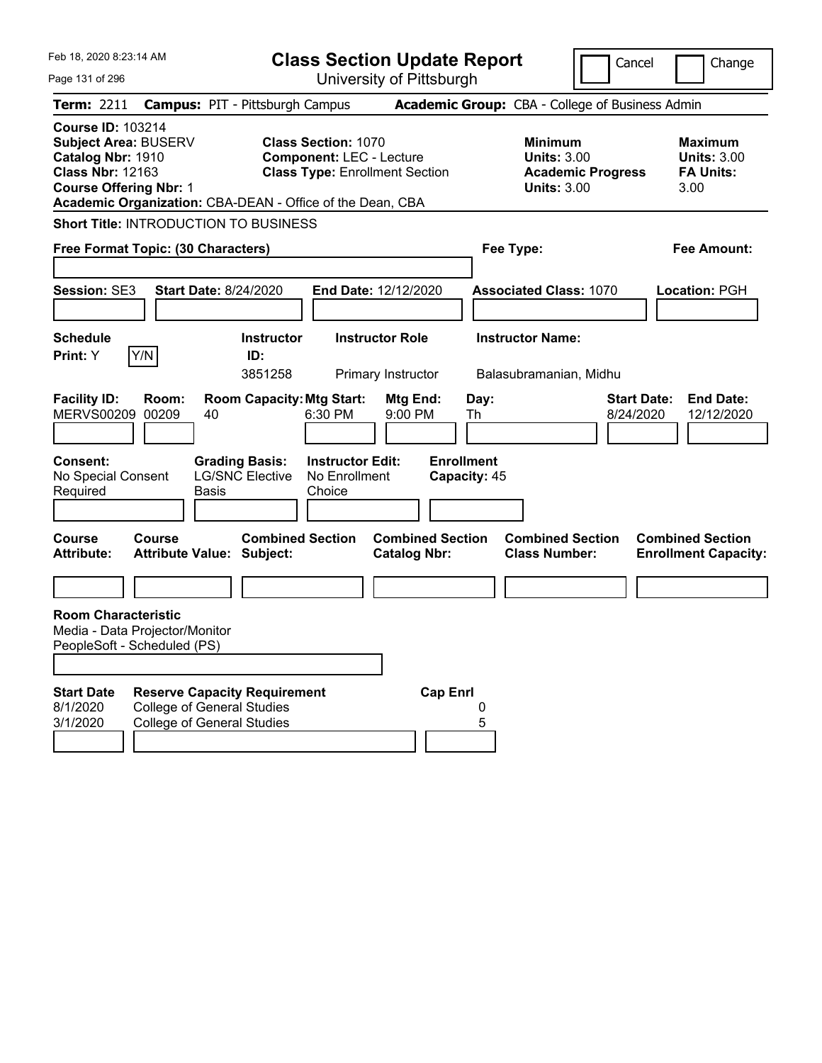Feb 18, 2020 8:23:14 AM

# Class Section Update Report

University of Pittsburgh

Cancel | Change

**Term:** 2211 **Campus:** PIT - Pittsburgh Campus **Academic Group:** CBA - College of Business Admin

**Course ID:** 103214
**Subject Area:** BUSERV
**Catalog Nbr:** 1910
**Class Nbr:** 12163
**Course Offering Nbr:** 1
**Academic Organization:** CBA-DEAN - Office of the Dean, CBA

**Class Section:** 1070
**Component:** LEC - Lecture
**Class Type:** Enrollment Section

**Minimum Units:** 3.00
**Academic Progress Units:** 3.00

**Maximum Units:** 3.00
**FA Units:** 3.00

**Short Title:** INTRODUCTION TO BUSINESS

**Free Format Topic: (30 Characters)**

**Fee Type:**

**Fee Amount:**

**Session:** SE3 **Start Date:** 8/24/2020 **End Date:** 12/12/2020 **Associated Class:** 1070 **Location:** PGH

| Schedule Print | Instructor ID | Instructor Role | Instructor Name |
|---|---|---|---|
| Y | 3851258 | Primary Instructor | Balasubramanian, Midhu |

| Facility ID | Room | Room Capacity | Mtg Start | Mtg End | Day | Start Date | End Date |
|---|---|---|---|---|---|---|---|
| MERVS00209 | 00209 | 40 | 6:30 PM | 9:00 PM | Th | 8/24/2020 | 12/12/2020 |

| Consent | Grading Basis | Instructor Edit | Enrollment Capacity |
|---|---|---|---|
| No Special Consent Required | LG/SNC Elective Basis | No Enrollment Choice | 45 |

| Course Attribute | Course Attribute Value | Combined Section Subject | Combined Section Catalog Nbr | Combined Section Class Number | Combined Section Enrollment Capacity |
|---|---|---|---|---|---|
| | | | | | |

**Room Characteristic**
Media - Data Projector/Monitor
PeopleSoft - Scheduled (PS)

| Start Date | Reserve Capacity Requirement | Cap Enrl |
|---|---|---|
| 8/1/2020 | College of General Studies | 0 |
| 3/1/2020 | College of General Studies | 5 |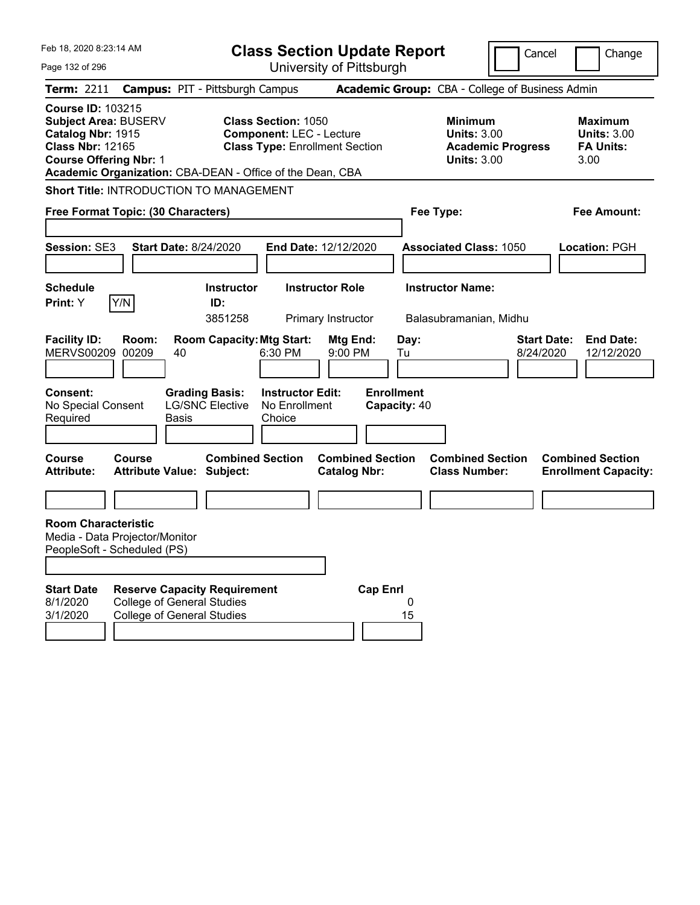# Class Section Update Report

University of Pittsburgh

Cancel | Change

**Term:** 2211 **Campus:** PIT - Pittsburgh Campus **Academic Group:** CBA - College of Business Admin

**Course ID:** 103215
**Subject Area:** BUSERV
**Catalog Nbr:** 1915
**Class Nbr:** 12165
**Course Offering Nbr:** 1
**Academic Organization:** CBA-DEAN - Office of the Dean, CBA

**Class Section:** 1050
**Component:** LEC - Lecture
**Class Type:** Enrollment Section

**Minimum**
**Units:** 3.00
**Academic Progress Units:** 3.00

**Maximum**
**Units:** 3.00
**FA Units:** 3.00

**Short Title:** INTRODUCTION TO MANAGEMENT

**Free Format Topic: (30 Characters)**

**Fee Type:**

**Fee Amount:**

**Session:** SE3 **Start Date:** 8/24/2020 **End Date:** 12/12/2020 **Associated Class:** 1050 **Location:** PGH

| Schedule Print: | Instructor ID: | Instructor Role | Instructor Name: |
|---|---|---|---|
| Y (Y/N) | 3851258 | Primary Instructor | Balasubramanian, Midhu |

| Facility ID: | Room: | Room Capacity: | Mtg Start: | Mtg End: | Day: | Start Date: | End Date: |
|---|---|---|---|---|---|---|---|
| MERVS00209 | 00209 | 40 | 6:30 PM | 9:00 PM | Tu | 8/24/2020 | 12/12/2020 |

**Consent:** No Special Consent Required
**Grading Basis:** LG/SNC Elective Basis
**Instructor Edit:** No Enrollment Choice
**Enrollment Capacity:** 40

| Course Attribute: | Course Attribute Value: | Combined Section Subject: | Combined Section Catalog Nbr: | Combined Section Class Number: | Combined Section Enrollment Capacity: |
|---|---|---|---|---|---|
| | | | | | |

**Room Characteristic**
Media - Data Projector/Monitor
PeopleSoft - Scheduled (PS)

| Start Date | Reserve Capacity Requirement | Cap Enrl |
|---|---|---|
| 8/1/2020 | College of General Studies | 0 |
| 3/1/2020 | College of General Studies | 15 |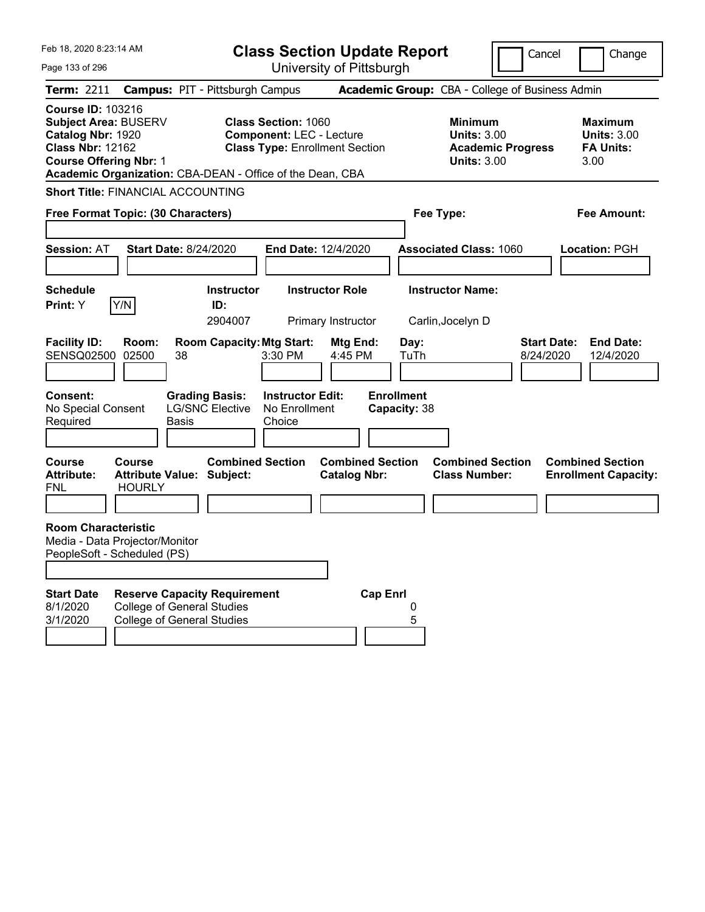Feb 18, 2020 8:23:14 AM

# Class Section Update Report

University of Pittsburgh

Cancel | Change

**Term:** 2211 **Campus:** PIT - Pittsburgh Campus **Academic Group:** CBA - College of Business Admin

**Course ID:** 103216
**Subject Area:** BUSERV
**Catalog Nbr:** 1920
**Class Nbr:** 12162
**Course Offering Nbr:** 1
**Academic Organization:** CBA-DEAN - Office of the Dean, CBA

**Class Section:** 1060
**Component:** LEC - Lecture
**Class Type:** Enrollment Section

**Minimum Units:** 3.00
**Academic Progress Units:** 3.00

**Maximum Units:** 3.00
**FA Units:** 3.00

**Short Title:** FINANCIAL ACCOUNTING

**Free Format Topic: (30 Characters)**

**Fee Type:**

**Fee Amount:**

**Session:** AT **Start Date:** 8/24/2020 **End Date:** 12/4/2020 **Associated Class:** 1060 **Location:** PGH

| Schedule Print | | Instructor ID | Instructor Role | Instructor Name |
|---|---|---|---|---|
| Y | Y/N | 2904007 | Primary Instructor | Carlin,Jocelyn D |

| Facility ID | Room | Room Capacity | Mtg Start | Mtg End | Day | Start Date | End Date |
|---|---|---|---|---|---|---|---|
| SENSQ02500 | 02500 | 38 | 3:30 PM | 4:45 PM | TuTh | 8/24/2020 | 12/4/2020 |

| Consent | Grading Basis | Instructor Edit | Enrollment Capacity |
|---|---|---|---|
| No Special Consent Required | LG/SNC Elective Basis | No Enrollment Choice | 38 |

| Course Attribute | Course Attribute Value | Combined Section Subject | Combined Section Catalog Nbr | Combined Section Class Number | Combined Section Enrollment Capacity |
|---|---|---|---|---|---|
| FNL | HOURLY | | | | |

**Room Characteristic**
Media - Data Projector/Monitor
PeopleSoft - Scheduled (PS)

| Start Date | Reserve Capacity Requirement | Cap Enrl |
|---|---|---|
| 8/1/2020 | College of General Studies | 0 |
| 3/1/2020 | College of General Studies | 5 |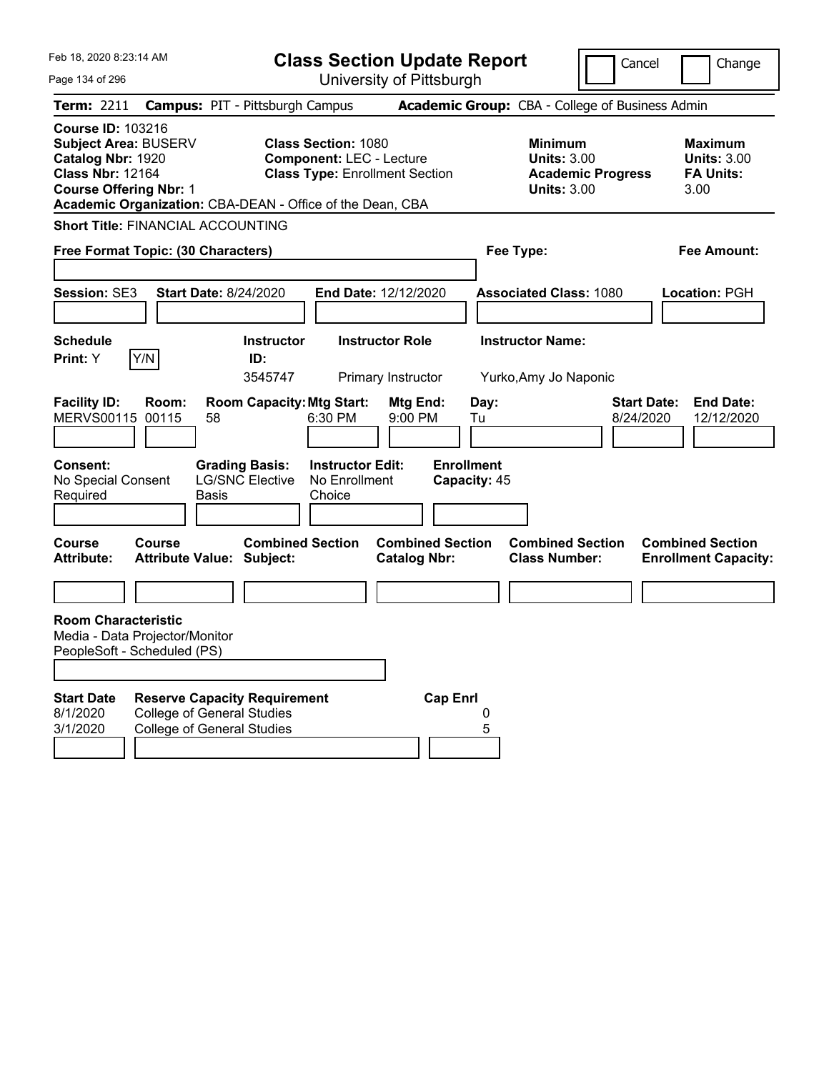# Class Section Update Report

University of Pittsburgh

Cancel | Change

**Term:** 2211 **Campus:** PIT - Pittsburgh Campus **Academic Group:** CBA - College of Business Admin

**Course ID:** 103216
**Subject Area:** BUSERV
**Catalog Nbr:** 1920
**Class Nbr:** 12164
**Course Offering Nbr:** 1
**Academic Organization:** CBA-DEAN - Office of the Dean, CBA

**Class Section:** 1080
**Component:** LEC - Lecture
**Class Type:** Enrollment Section

**Minimum**
**Units:** 3.00
**Academic Progress Units:** 3.00

**Maximum**
**Units:** 3.00
**FA Units:** 3.00

**Short Title:** FINANCIAL ACCOUNTING

**Free Format Topic: (30 Characters)**

**Fee Type:**

**Fee Amount:**

**Session:** SE3 **Start Date:** 8/24/2020 **End Date:** 12/12/2020 **Associated Class:** 1080 **Location:** PGH

| Schedule Print | Instructor ID | Instructor Role | Instructor Name |
|---|---|---|---|
| Y (Y/N) | 3545747 | Primary Instructor | Yurko,Amy Jo Naponic |

| Facility ID | Room | Room Capacity | Mtg Start | Mtg End | Day | Start Date | End Date |
|---|---|---|---|---|---|---|---|
| MERVS00115 | 00115 | 58 | 6:30 PM | 9:00 PM | Tu | 8/24/2020 | 12/12/2020 |

**Consent:** No Special Consent Required
**Grading Basis:** LG/SNC Elective Basis
**Instructor Edit:** No Enrollment Choice
**Enrollment Capacity:** 45

| Course Attribute | Course Attribute Value | Combined Section Subject | Combined Section Catalog Nbr | Combined Section Class Number | Combined Section Enrollment Capacity |
|---|---|---|---|---|---|
| | | | | | |

**Room Characteristic**
Media - Data Projector/Monitor
PeopleSoft - Scheduled (PS)

| Start Date | Reserve Capacity Requirement | Cap Enrl |
|---|---|---|
| 8/1/2020 | College of General Studies | 0 |
| 3/1/2020 | College of General Studies | 5 |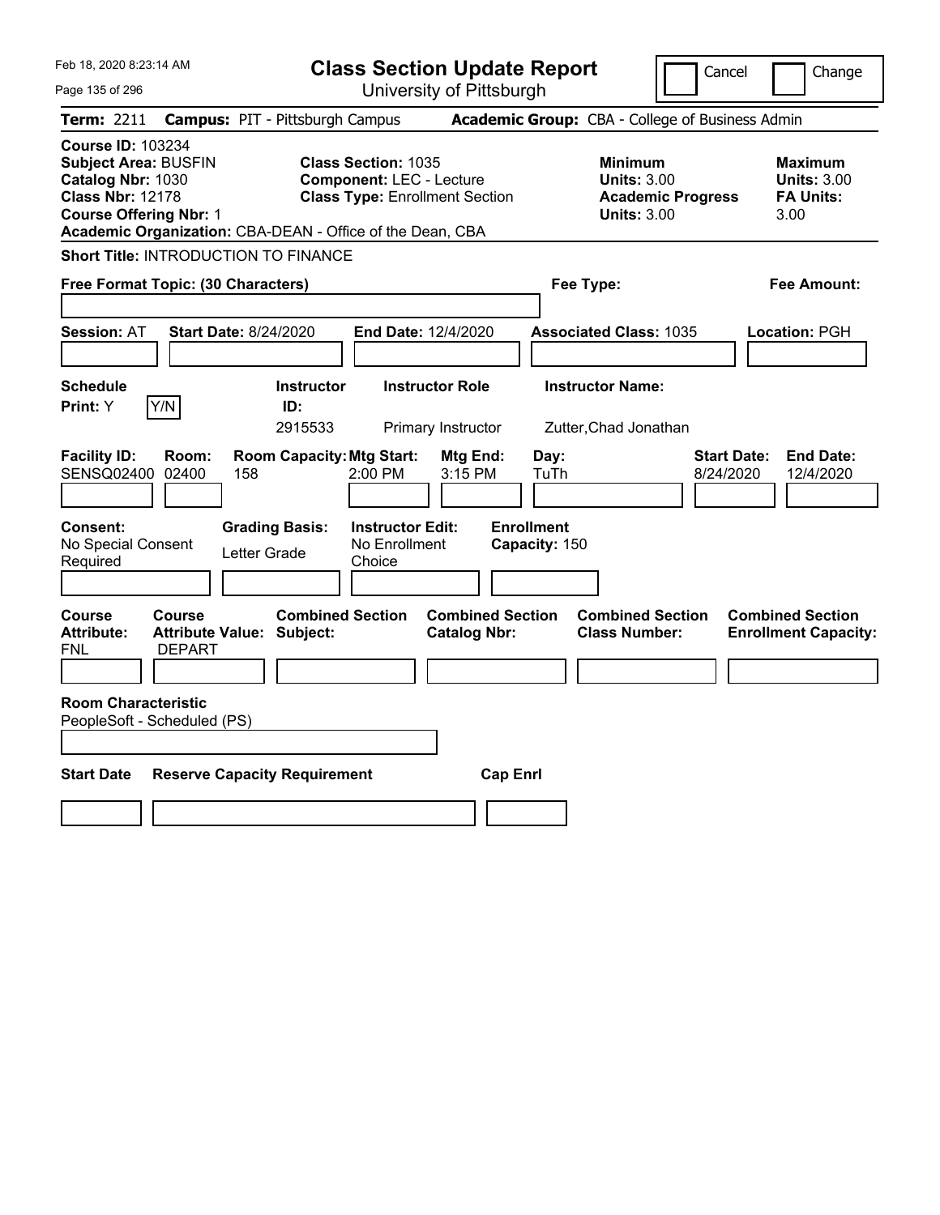Feb 18, 2020 8:23:14 AM

# Class Section Update Report

University of Pittsburgh

Cancel | Change

**Term:** 2211 **Campus:** PIT - Pittsburgh Campus **Academic Group:** CBA - College of Business Admin

**Course ID:** 103234
**Subject Area:** BUSFIN
**Catalog Nbr:** 1030
**Class Nbr:** 12178
**Course Offering Nbr:** 1
**Academic Organization:** CBA-DEAN - Office of the Dean, CBA

**Class Section:** 1035
**Component:** LEC - Lecture
**Class Type:** Enrollment Section

**Minimum Units:** 3.00
**Academic Progress Units:** 3.00

**Maximum Units:** 3.00
**FA Units:** 3.00

**Short Title:** INTRODUCTION TO FINANCE

**Free Format Topic: (30 Characters)**

**Fee Type:**

**Fee Amount:**

**Session:** AT **Start Date:** 8/24/2020 **End Date:** 12/4/2020 **Associated Class:** 1035 **Location:** PGH

| Schedule Print | Instructor ID | Instructor Role | Instructor Name |
|---|---|---|---|
| Y | 2915533 | Primary Instructor | Zutter,Chad Jonathan |

| Facility ID | Room | Room Capacity | Mtg Start | Mtg End | Day | Start Date | End Date |
|---|---|---|---|---|---|---|---|
| SENSQ02400 | 02400 | 158 | 2:00 PM | 3:15 PM | TuTh | 8/24/2020 | 12/4/2020 |

**Consent:** No Special Consent Required
**Grading Basis:** Letter Grade
**Instructor Edit:** No Enrollment Choice
**Enrollment Capacity:** 150

| Course Attribute | Course Attribute Value | Combined Section Subject | Combined Section Catalog Nbr | Combined Section Class Number | Combined Section Enrollment Capacity |
|---|---|---|---|---|---|
| FNL | DEPART | | | | |

**Room Characteristic**
PeopleSoft - Scheduled (PS)

| Start Date | Reserve Capacity Requirement | Cap Enrl |
|---|---|---|
| | | |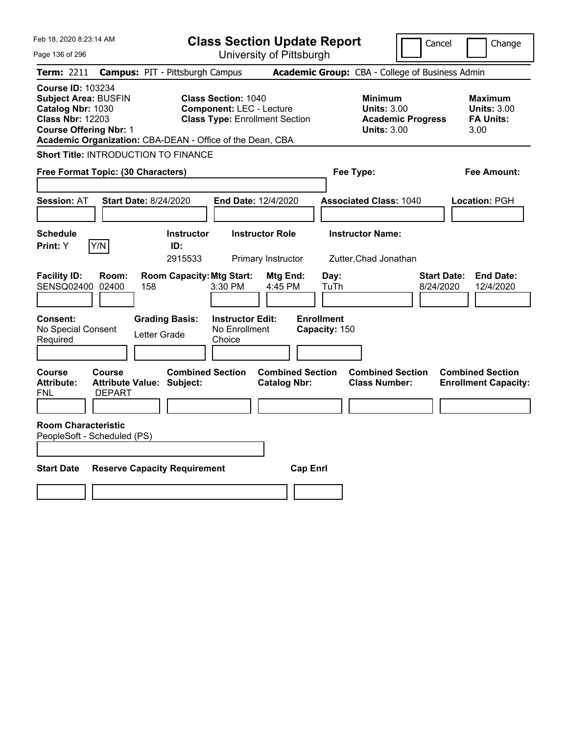Feb 18, 2020 8:23:14 AM

# Class Section Update Report

University of Pittsburgh

Cancel | Change

**Term:** 2211 **Campus:** PIT - Pittsburgh Campus **Academic Group:** CBA - College of Business Admin

**Course ID:** 103234
**Subject Area:** BUSFIN
**Catalog Nbr:** 1030
**Class Nbr:** 12203
**Course Offering Nbr:** 1
**Academic Organization:** CBA-DEAN - Office of the Dean, CBA

**Class Section:** 1040
**Component:** LEC - Lecture
**Class Type:** Enrollment Section

**Minimum Units:** 3.00
**Academic Progress Units:** 3.00

**Maximum Units:** 3.00
**FA Units:** 3.00

**Short Title:** INTRODUCTION TO FINANCE

**Free Format Topic: (30 Characters)**

**Fee Type:**

**Fee Amount:**

**Session:** AT **Start Date:** 8/24/2020 **End Date:** 12/4/2020 **Associated Class:** 1040 **Location:** PGH

| Schedule Print: | Instructor ID: | Instructor Role | Instructor Name: |
|---|---|---|---|
| Y | 2915533 | Primary Instructor | Zutter,Chad Jonathan |

| Facility ID: | Room: | Room Capacity: | Mtg Start: | Mtg End: | Day: | Start Date: | End Date: |
|---|---|---|---|---|---|---|---|
| SENSQ02400 | 02400 | 158 | 3:30 PM | 4:45 PM | TuTh | 8/24/2020 | 12/4/2020 |

| Consent: | Grading Basis: | Instructor Edit: | Enrollment Capacity: |
|---|---|---|---|
| No Special Consent Required | Letter Grade | No Enrollment Choice | 150 |

| Course Attribute: | Course Attribute Value: | Combined Section Subject: | Combined Section Catalog Nbr: | Combined Section Class Number: | Combined Section Enrollment Capacity: |
|---|---|---|---|---|---|
| FNL | DEPART | | | | |

**Room Characteristic**
PeopleSoft - Scheduled (PS)

| Start Date | Reserve Capacity Requirement | Cap Enrl |
|---|---|---|
| | | |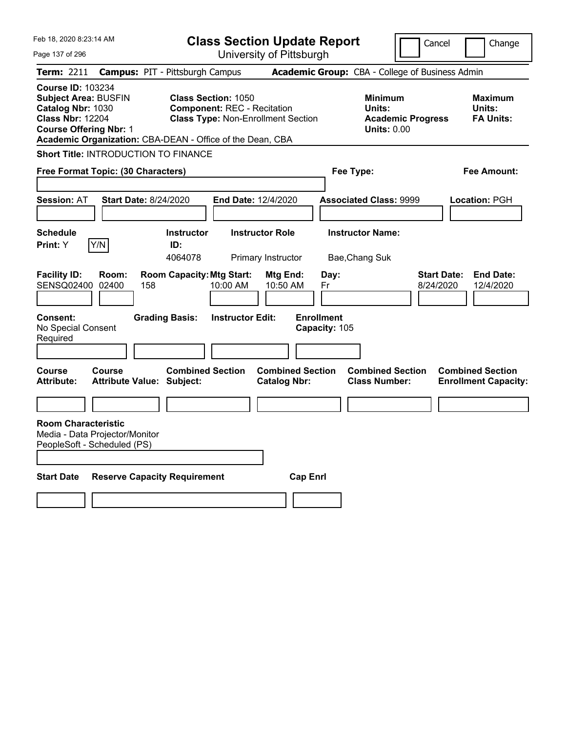# Class Section Update Report

University of Pittsburgh

Cancel | Change

**Term:** 2211 **Campus:** PIT - Pittsburgh Campus **Academic Group:** CBA - College of Business Admin

**Course ID:** 103234
**Subject Area:** BUSFIN
**Catalog Nbr:** 1030
**Class Nbr:** 12204
**Course Offering Nbr:** 1
**Academic Organization:** CBA-DEAN - Office of the Dean, CBA

**Class Section:** 1050
**Component:** REC - Recitation
**Class Type:** Non-Enrollment Section

**Minimum Units:**
**Academic Progress Units:** 0.00

**Maximum Units:**
**FA Units:**

**Short Title:** INTRODUCTION TO FINANCE

**Free Format Topic: (30 Characters)**

**Fee Type:**

**Fee Amount:**

**Session:** AT **Start Date:** 8/24/2020 **End Date:** 12/4/2020 **Associated Class:** 9999 **Location:** PGH

| Schedule Print: | Y/N | Instructor ID: | Instructor Role | Instructor Name: |
|---|---|---|---|---|
| Y | | 4064078 | Primary Instructor | Bae,Chang Suk |

| Facility ID: | Room: | Room Capacity: | Mtg Start: | Mtg End: | Day: | Start Date: | End Date: |
|---|---|---|---|---|---|---|---|
| SENSQ02400 | 02400 | 158 | 10:00 AM | 10:50 AM | Fr | 8/24/2020 | 12/4/2020 |

**Consent:** No Special Consent Required
**Grading Basis:**
**Instructor Edit:**
**Enrollment Capacity:** 105

| Course Attribute: | Course Attribute Value: | Combined Section Subject: | Combined Section Catalog Nbr: | Combined Section Class Number: | Combined Section Enrollment Capacity: |
|---|---|---|---|---|---|
| | | | | | |

**Room Characteristic**
Media - Data Projector/Monitor
PeopleSoft - Scheduled (PS)

| Start Date | Reserve Capacity Requirement | Cap Enrl |
|---|---|---|
| | | |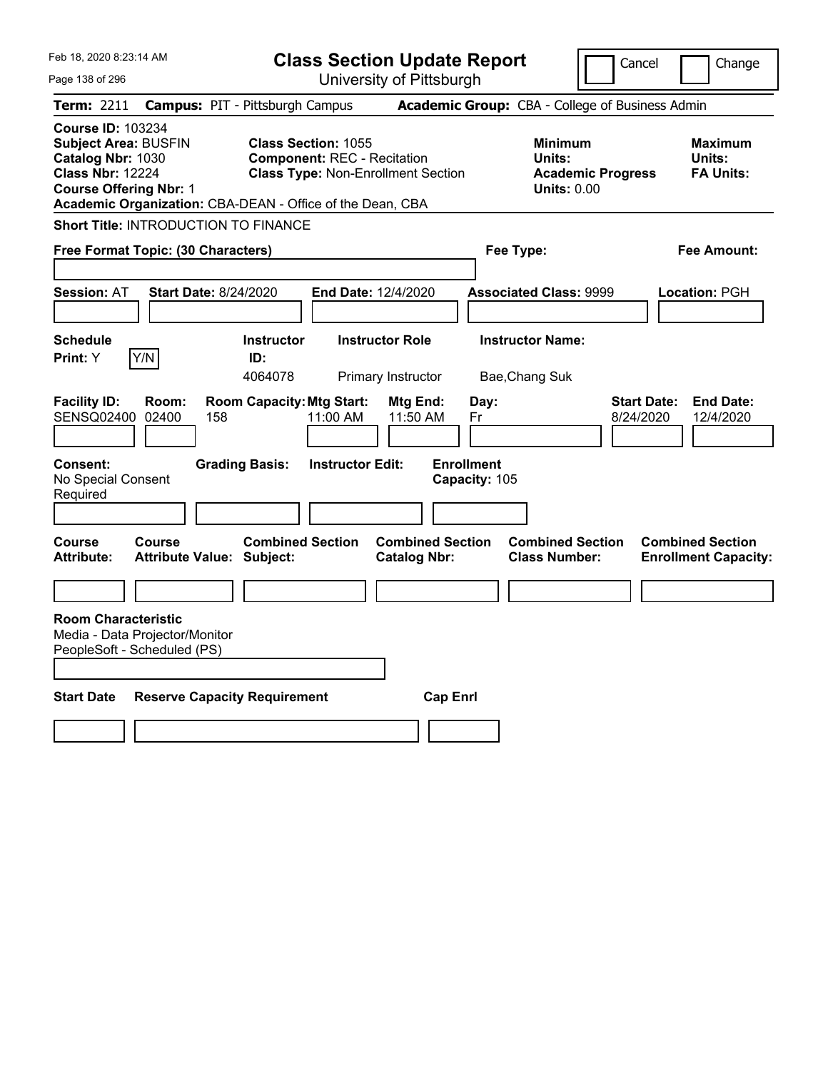# Class Section Update Report

University of Pittsburgh

Cancel | Change

**Term:** 2211 **Campus:** PIT - Pittsburgh Campus **Academic Group:** CBA - College of Business Admin

**Course ID:** 103234
**Subject Area:** BUSFIN
**Catalog Nbr:** 1030
**Class Nbr:** 12224
**Course Offering Nbr:** 1
**Academic Organization:** CBA-DEAN - Office of the Dean, CBA

**Class Section:** 1055
**Component:** REC - Recitation
**Class Type:** Non-Enrollment Section

**Minimum Units:**
**Academic Progress Units:** 0.00

**Maximum Units:**
**FA Units:**

**Short Title:** INTRODUCTION TO FINANCE

**Free Format Topic: (30 Characters)**

**Fee Type:**

**Fee Amount:**

**Session:** AT **Start Date:** 8/24/2020 **End Date:** 12/4/2020 **Associated Class:** 9999 **Location:** PGH

| Schedule Print | | Instructor ID | Instructor Role | Instructor Name |
|---|---|---|---|---|
| Y | Y/N | 4064078 | Primary Instructor | Bae,Chang Suk |

| Facility ID | Room | Room Capacity | Mtg Start | Mtg End | Day | Start Date | End Date |
|---|---|---|---|---|---|---|---|
| SENSQ02400 | 02400 | 158 | 11:00 AM | 11:50 AM | Fr | 8/24/2020 | 12/4/2020 |

**Consent:** No Special Consent Required
**Grading Basis:**
**Instructor Edit:**
**Enrollment Capacity:** 105

| Course Attribute | Course Attribute Value | Combined Section Subject | Combined Section Catalog Nbr | Combined Section Class Number | Combined Section Enrollment Capacity |
|---|---|---|---|---|---|
| | | | | | |

**Room Characteristic**
Media - Data Projector/Monitor
PeopleSoft - Scheduled (PS)

| Start Date | Reserve Capacity Requirement | Cap Enrl |
|---|---|---|
| | | |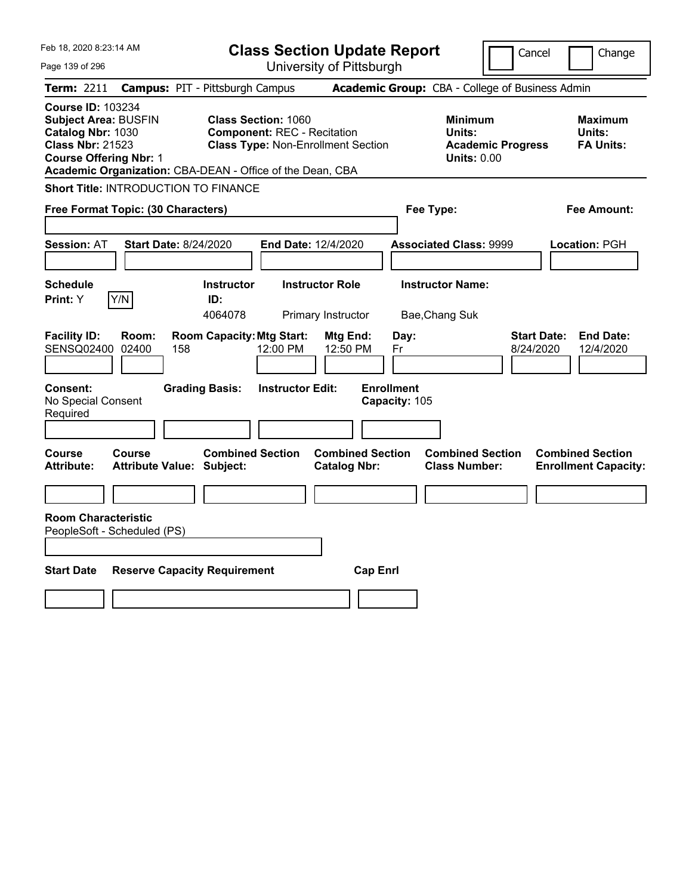Feb 18, 2020 8:23:14 AM

# Class Section Update Report

University of Pittsburgh

Cancel | Change

**Term:** 2211 **Campus:** PIT - Pittsburgh Campus **Academic Group:** CBA - College of Business Admin

**Course ID:** 103234
**Subject Area:** BUSFIN
**Catalog Nbr:** 1030
**Class Nbr:** 21523
**Course Offering Nbr:** 1
**Academic Organization:** CBA-DEAN - Office of the Dean, CBA

**Class Section:** 1060
**Component:** REC - Recitation
**Class Type:** Non-Enrollment Section

**Minimum Units:**
**Academic Progress Units:** 0.00

**Maximum Units:**
**FA Units:**

**Short Title:** INTRODUCTION TO FINANCE

**Free Format Topic: (30 Characters)**

**Fee Type:**

**Fee Amount:**

**Session:** AT **Start Date:** 8/24/2020 **End Date:** 12/4/2020 **Associated Class:** 9999 **Location:** PGH

| Schedule Print | Instructor ID | Instructor Role | Instructor Name |
|---|---|---|---|
| Y (Y/N) | 4064078 | Primary Instructor | Bae,Chang Suk |

| Facility ID | Room | Room Capacity | Mtg Start | Mtg End | Day | Start Date | End Date |
|---|---|---|---|---|---|---|---|
| SENSQ02400 | 02400 | 158 | 12:00 PM | 12:50 PM | Fr | 8/24/2020 | 12/4/2020 |

**Consent:** No Special Consent Required
**Grading Basis:**
**Instructor Edit:**
**Enrollment Capacity:** 105

| Course Attribute | Course Attribute Value | Combined Section Subject | Combined Section Catalog Nbr | Combined Section Class Number | Combined Section Enrollment Capacity |
|---|---|---|---|---|---|
| | | | | | |

**Room Characteristic**
PeopleSoft - Scheduled (PS)

| Start Date | Reserve Capacity Requirement | Cap Enrl |
|---|---|---|
| | | |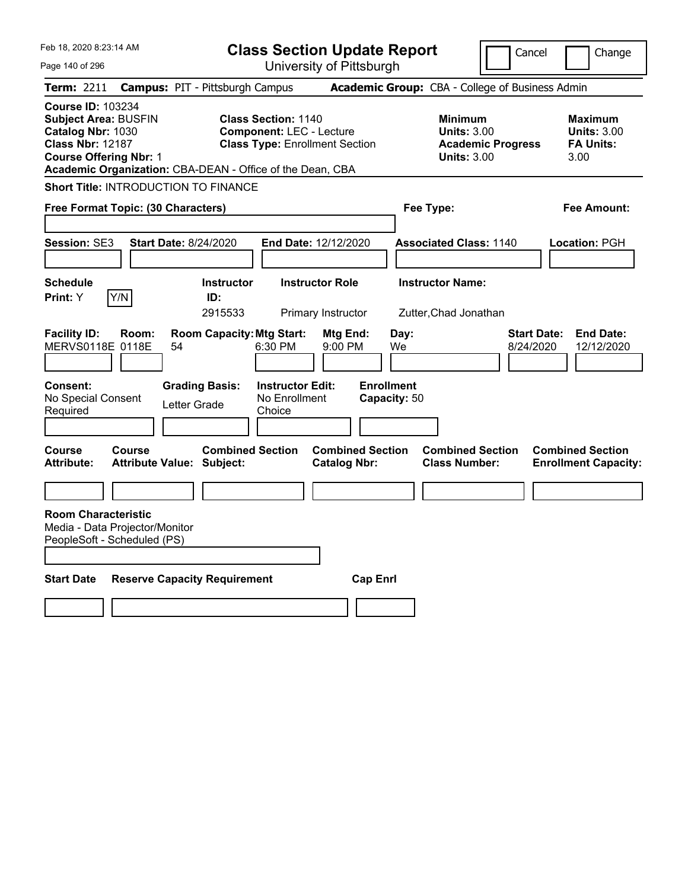# Class Section Update Report

University of Pittsburgh

Cancel | Change

**Term:** 2211 **Campus:** PIT - Pittsburgh Campus **Academic Group:** CBA - College of Business Admin

**Course ID:** 103234
**Subject Area:** BUSFIN
**Catalog Nbr:** 1030
**Class Nbr:** 12187
**Course Offering Nbr:** 1
**Academic Organization:** CBA-DEAN - Office of the Dean, CBA

**Class Section:** 1140
**Component:** LEC - Lecture
**Class Type:** Enrollment Section

**Minimum**
**Units:** 3.00
**Academic Progress Units:** 3.00

**Maximum**
**Units:** 3.00
**FA Units:** 3.00

**Short Title:** INTRODUCTION TO FINANCE

**Free Format Topic: (30 Characters)**

**Fee Type:**

**Fee Amount:**

**Session:** SE3 **Start Date:** 8/24/2020 **End Date:** 12/12/2020 **Associated Class:** 1140 **Location:** PGH

| Schedule Print | Instructor ID | Instructor Role | Instructor Name |
|---|---|---|---|
| Y (Y/N) | 2915533 | Primary Instructor | Zutter,Chad Jonathan |

| Facility ID | Room | Room Capacity | Mtg Start | Mtg End | Day | Start Date | End Date |
|---|---|---|---|---|---|---|---|
| MERVS0118E | 0118E | 54 | 6:30 PM | 9:00 PM | We | 8/24/2020 | 12/12/2020 |

**Consent:** No Special Consent Required
**Grading Basis:** Letter Grade
**Instructor Edit:** No Enrollment Choice
**Enrollment Capacity:** 50

| Course Attribute | Course Attribute Value | Combined Section Subject | Combined Section Catalog Nbr | Combined Section Class Number | Combined Section Enrollment Capacity |
|---|---|---|---|---|---|
| | | | | | |

**Room Characteristic**
Media - Data Projector/Monitor
PeopleSoft - Scheduled (PS)

| Start Date | Reserve Capacity Requirement | Cap Enrl |
|---|---|---|
| | | |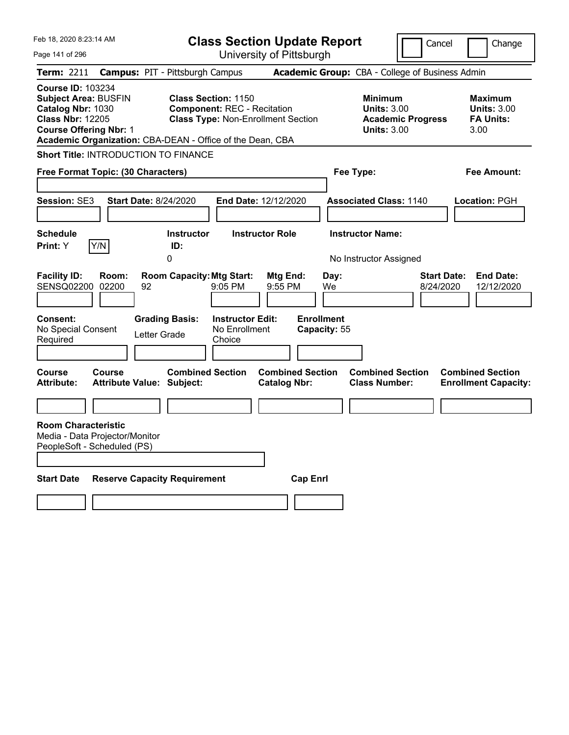# Class Section Update Report

University of Pittsburgh

Feb 18, 2020 8:23:14 AM

Cancel | Change

**Term:** 2211 **Campus:** PIT - Pittsburgh Campus **Academic Group:** CBA - College of Business Admin

**Course ID:** 103234
**Subject Area:** BUSFIN
**Catalog Nbr:** 1030
**Class Nbr:** 12205
**Course Offering Nbr:** 1
**Academic Organization:** CBA-DEAN - Office of the Dean, CBA

**Class Section:** 1150
**Component:** REC - Recitation
**Class Type:** Non-Enrollment Section

**Minimum Units:** 3.00
**Academic Progress Units:** 3.00

**Maximum Units:** 3.00
**FA Units:** 3.00

**Short Title:** INTRODUCTION TO FINANCE

**Free Format Topic: (30 Characters)**

**Fee Type:**

**Fee Amount:**

**Session:** SE3 **Start Date:** 8/24/2020 **End Date:** 12/12/2020 **Associated Class:** 1140 **Location:** PGH

| Schedule Print | Instructor ID | Instructor Role | Instructor Name |
|---|---|---|---|
| Y | 0 | | No Instructor Assigned |

| Facility ID | Room | Room Capacity | Mtg Start | Mtg End | Day | Start Date | End Date |
|---|---|---|---|---|---|---|---|
| SENSQ02200 | 02200 | 92 | 9:05 PM | 9:55 PM | We | 8/24/2020 | 12/12/2020 |

**Consent:** No Special Consent Required
**Grading Basis:** Letter Grade
**Instructor Edit:** No Enrollment Choice
**Enrollment Capacity:** 55

| Course Attribute | Course Attribute Value | Combined Section Subject | Combined Section Catalog Nbr | Combined Section Class Number | Combined Section Enrollment Capacity |
|---|---|---|---|---|---|
| | | | | | |

**Room Characteristic**
Media - Data Projector/Monitor
PeopleSoft - Scheduled (PS)

| Start Date | Reserve Capacity Requirement | Cap Enrl |
|---|---|---|
| | | |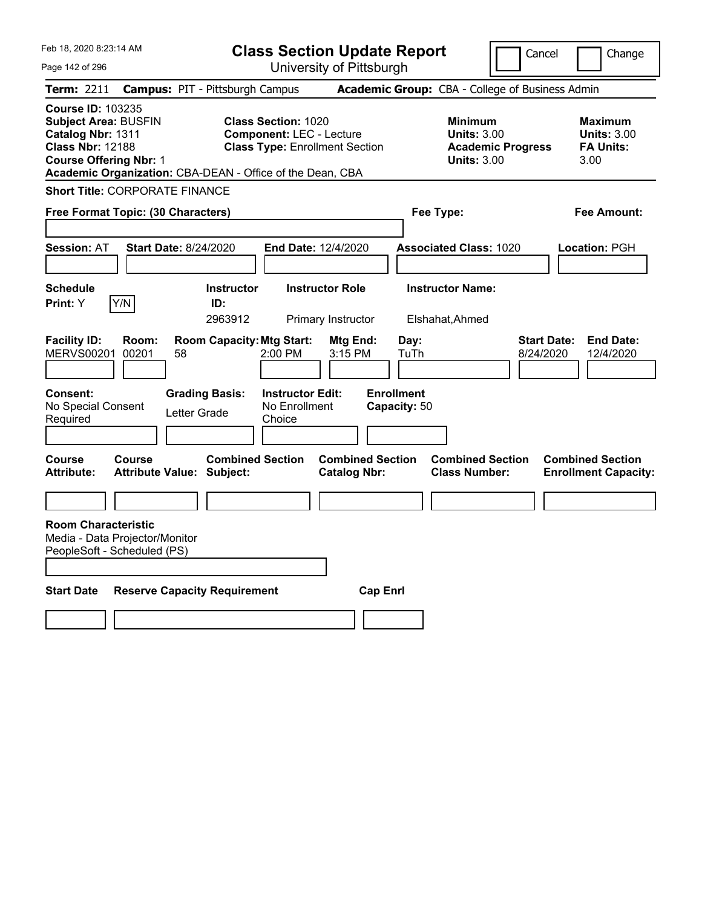# Class Section Update Report

University of Pittsburgh

Cancel | Change

**Term:** 2211 **Campus:** PIT - Pittsburgh Campus **Academic Group:** CBA - College of Business Admin

**Course ID:** 103235
**Subject Area:** BUSFIN
**Catalog Nbr:** 1311
**Class Nbr:** 12188
**Course Offering Nbr:** 1
**Academic Organization:** CBA-DEAN - Office of the Dean, CBA

**Class Section:** 1020
**Component:** LEC - Lecture
**Class Type:** Enrollment Section

**Minimum**
**Units:** 3.00
**Academic Progress Units:** 3.00

**Maximum**
**Units:** 3.00
**FA Units:** 3.00

**Short Title:** CORPORATE FINANCE

**Free Format Topic: (30 Characters)**

**Fee Type:**

**Fee Amount:**

**Session:** AT **Start Date:** 8/24/2020 **End Date:** 12/4/2020 **Associated Class:** 1020 **Location:** PGH

| Schedule Print: | Instructor ID: | Instructor Role | Instructor Name: |
|---|---|---|---|
| Y (Y/N) | 2963912 | Primary Instructor | Elshahat,Ahmed |

| Facility ID: | Room: | Room Capacity: | Mtg Start: | Mtg End: | Day: | Start Date: | End Date: |
|---|---|---|---|---|---|---|---|
| MERVS00201 | 00201 | 58 | 2:00 PM | 3:15 PM | TuTh | 8/24/2020 | 12/4/2020 |

| Consent: | Grading Basis: | Instructor Edit: | Enrollment Capacity: |
|---|---|---|---|
| No Special Consent Required | Letter Grade | No Enrollment Choice | 50 |

| Course Attribute: | Course Attribute Value: | Combined Section Subject: | Combined Section Catalog Nbr: | Combined Section Class Number: | Combined Section Enrollment Capacity: |
|---|---|---|---|---|---|
| | | | | | |

**Room Characteristic**
Media - Data Projector/Monitor
PeopleSoft - Scheduled (PS)

| Start Date | Reserve Capacity Requirement | Cap Enrl |
|---|---|---|
| | | |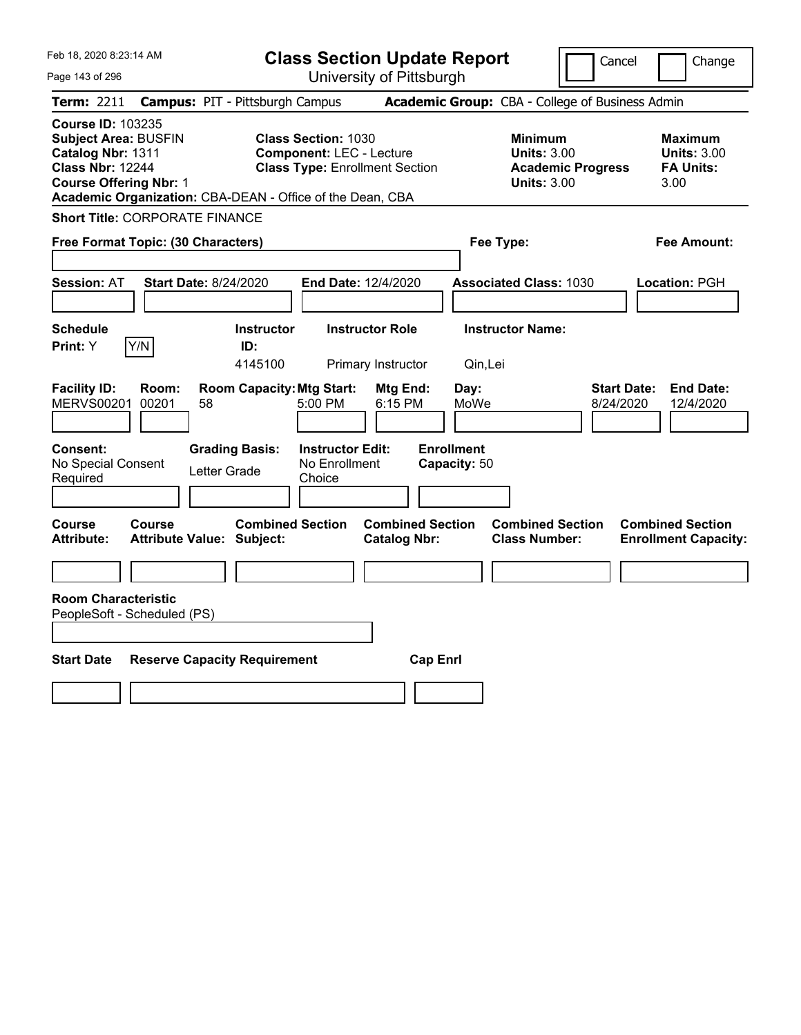# Class Section Update Report

University of Pittsburgh

Feb 18, 2020 8:23:14 AM

Cancel | Change

**Term:** 2211 **Campus:** PIT - Pittsburgh Campus **Academic Group:** CBA - College of Business Admin

**Course ID:** 103235
**Subject Area:** BUSFIN
**Catalog Nbr:** 1311
**Class Nbr:** 12244
**Course Offering Nbr:** 1
**Academic Organization:** CBA-DEAN - Office of the Dean, CBA

**Class Section:** 1030
**Component:** LEC - Lecture
**Class Type:** Enrollment Section

**Minimum Units:** 3.00
**Academic Progress Units:** 3.00

**Maximum Units:** 3.00
**FA Units:** 3.00

**Short Title:** CORPORATE FINANCE

**Free Format Topic: (30 Characters)**

**Fee Type:**

**Fee Amount:**

**Session:** AT **Start Date:** 8/24/2020 **End Date:** 12/4/2020 **Associated Class:** 1030 **Location:** PGH

| Schedule Print | Instructor ID | Instructor Role | Instructor Name |
|---|---|---|---|
| Y (Y/N) | 4145100 | Primary Instructor | Qin,Lei |

| Facility ID | Room | Room Capacity | Mtg Start | Mtg End | Day | Start Date | End Date |
|---|---|---|---|---|---|---|---|
| MERVS00201 | 00201 | 58 | 5:00 PM | 6:15 PM | MoWe | 8/24/2020 | 12/4/2020 |

**Consent:** No Special Consent Required
**Grading Basis:** Letter Grade
**Instructor Edit:** No Enrollment Choice
**Enrollment Capacity:** 50

| Course Attribute | Course Attribute Value | Combined Section Subject | Combined Section Catalog Nbr | Combined Section Class Number | Combined Section Enrollment Capacity |
|---|---|---|---|---|---|
| | | | | | |

**Room Characteristic**
PeopleSoft - Scheduled (PS)

| Start Date | Reserve Capacity Requirement | Cap Enrl |
|---|---|---|
| | | |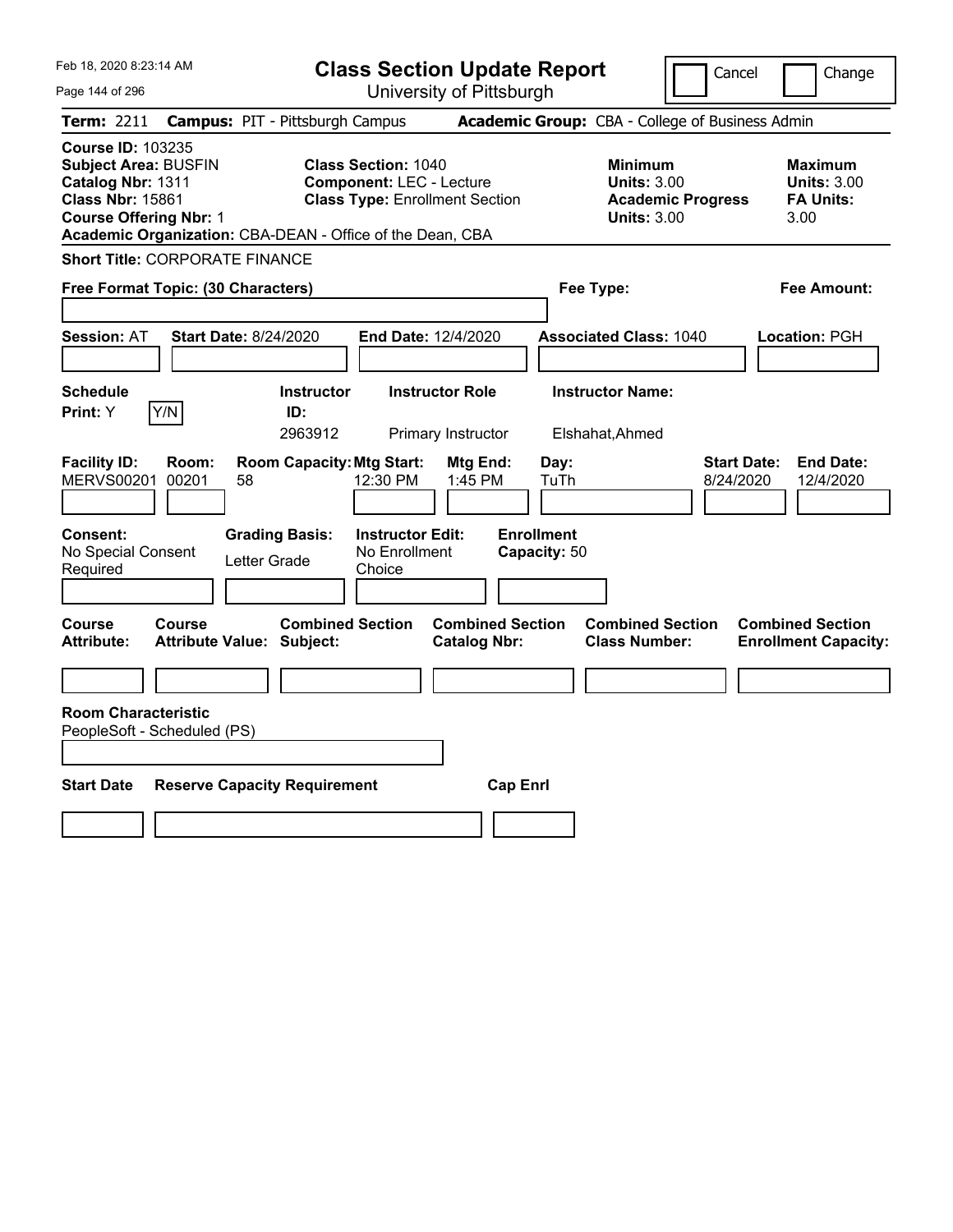# Class Section Update Report

University of Pittsburgh

Cancel | Change

**Term:** 2211 **Campus:** PIT - Pittsburgh Campus **Academic Group:** CBA - College of Business Admin

**Course ID:** 103235
**Subject Area:** BUSFIN
**Catalog Nbr:** 1311
**Class Nbr:** 15861
**Course Offering Nbr:** 1
**Academic Organization:** CBA-DEAN - Office of the Dean, CBA

**Class Section:** 1040
**Component:** LEC - Lecture
**Class Type:** Enrollment Section

**Minimum**
**Units:** 3.00
**Academic Progress Units:** 3.00

**Maximum**
**Units:** 3.00
**FA Units:** 3.00

**Short Title:** CORPORATE FINANCE

**Free Format Topic: (30 Characters)**

**Fee Type:**

**Fee Amount:**

**Session:** AT **Start Date:** 8/24/2020 **End Date:** 12/4/2020 **Associated Class:** 1040 **Location:** PGH

| Schedule Print | | Instructor ID | Instructor Role | Instructor Name |
|---|---|---|---|---|
| Y | Y/N | 2963912 | Primary Instructor | Elshahat,Ahmed |

| Facility ID | Room | Room Capacity | Mtg Start | Mtg End | Day | Start Date | End Date |
|---|---|---|---|---|---|---|---|
| MERVS00201 | 00201 | 58 | 12:30 PM | 1:45 PM | TuTh | 8/24/2020 | 12/4/2020 |

| Consent | Grading Basis | Instructor Edit | Enrollment Capacity |
|---|---|---|---|
| No Special Consent Required | Letter Grade | No Enrollment Choice | 50 |

| Course Attribute | Course Attribute Value | Combined Section Subject | Combined Section Catalog Nbr | Combined Section Class Number | Combined Section Enrollment Capacity |
|---|---|---|---|---|---|
| | | | | | |

**Room Characteristic**
PeopleSoft - Scheduled (PS)

| Start Date | Reserve Capacity Requirement | Cap Enrl |
|---|---|---|
| | | |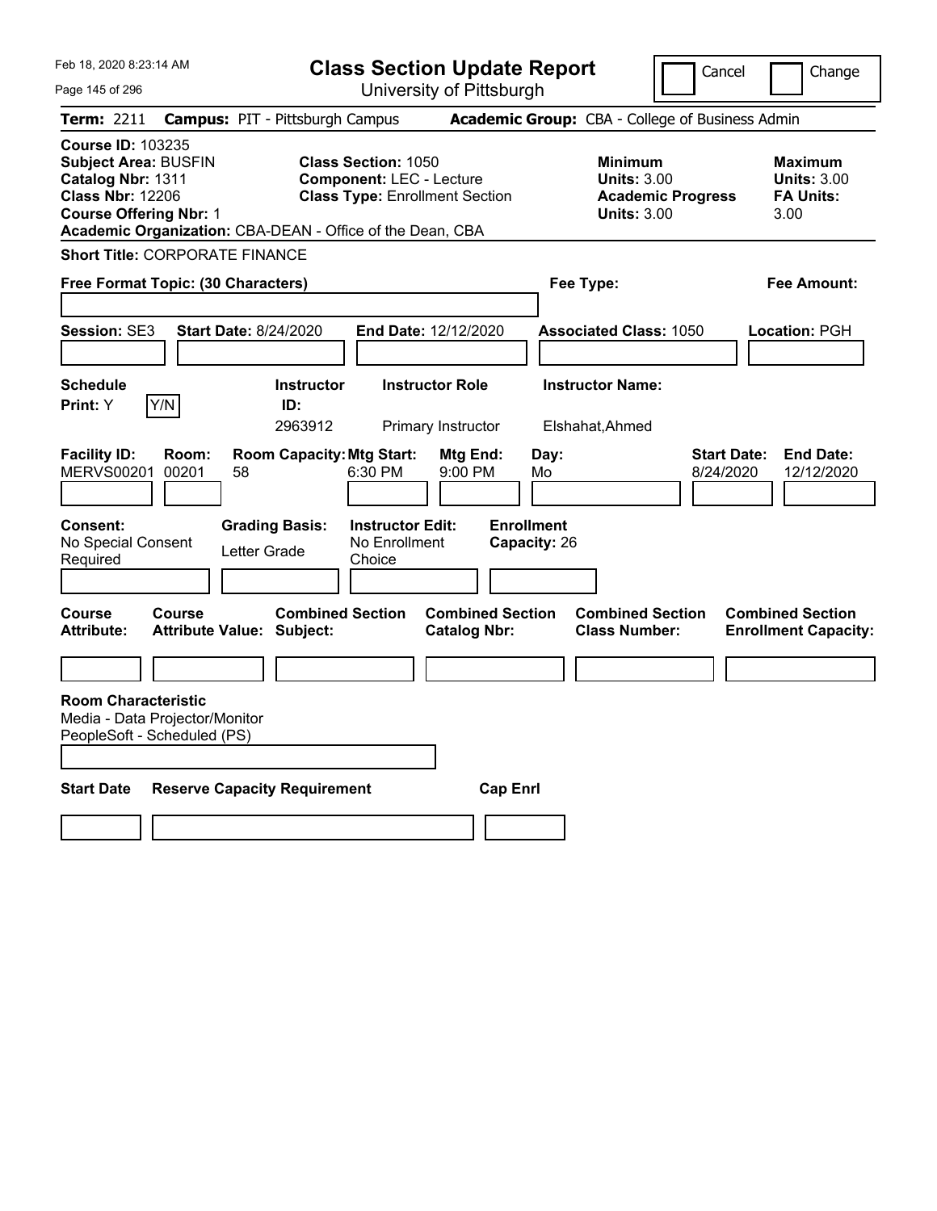# Class Section Update Report

University of Pittsburgh

Cancel | Change

**Term:** 2211 **Campus:** PIT - Pittsburgh Campus **Academic Group:** CBA - College of Business Admin

**Course ID:** 103235
**Subject Area:** BUSFIN
**Catalog Nbr:** 1311
**Class Nbr:** 12206
**Course Offering Nbr:** 1
**Academic Organization:** CBA-DEAN - Office of the Dean, CBA

**Class Section:** 1050
**Component:** LEC - Lecture
**Class Type:** Enrollment Section

**Minimum**
**Units:** 3.00
**Academic Progress Units:** 3.00

**Maximum**
**Units:** 3.00
**FA Units:** 3.00

**Short Title:** CORPORATE FINANCE

**Free Format Topic: (30 Characters)**

**Fee Type:**

**Fee Amount:**

**Session:** SE3 **Start Date:** 8/24/2020 **End Date:** 12/12/2020 **Associated Class:** 1050 **Location:** PGH

| Schedule Print | Instructor ID | Instructor Role | Instructor Name |
|---|---|---|---|
| Y (Y/N) | 2963912 | Primary Instructor | Elshahat,Ahmed |

| Facility ID | Room | Room Capacity | Mtg Start | Mtg End | Day | Start Date | End Date |
|---|---|---|---|---|---|---|---|
| MERVS00201 | 00201 | 58 | 6:30 PM | 9:00 PM | Mo | 8/24/2020 | 12/12/2020 |

**Consent:** No Special Consent Required
**Grading Basis:** Letter Grade
**Instructor Edit:** No Enrollment Choice
**Enrollment Capacity:** 26

| Course Attribute | Course Attribute Value | Combined Section Subject | Combined Section Catalog Nbr | Combined Section Class Number | Combined Section Enrollment Capacity |
|---|---|---|---|---|---|
| | | | | | |

**Room Characteristic**
Media - Data Projector/Monitor
PeopleSoft - Scheduled (PS)

| Start Date | Reserve Capacity Requirement | Cap Enrl |
|---|---|---|
| | | |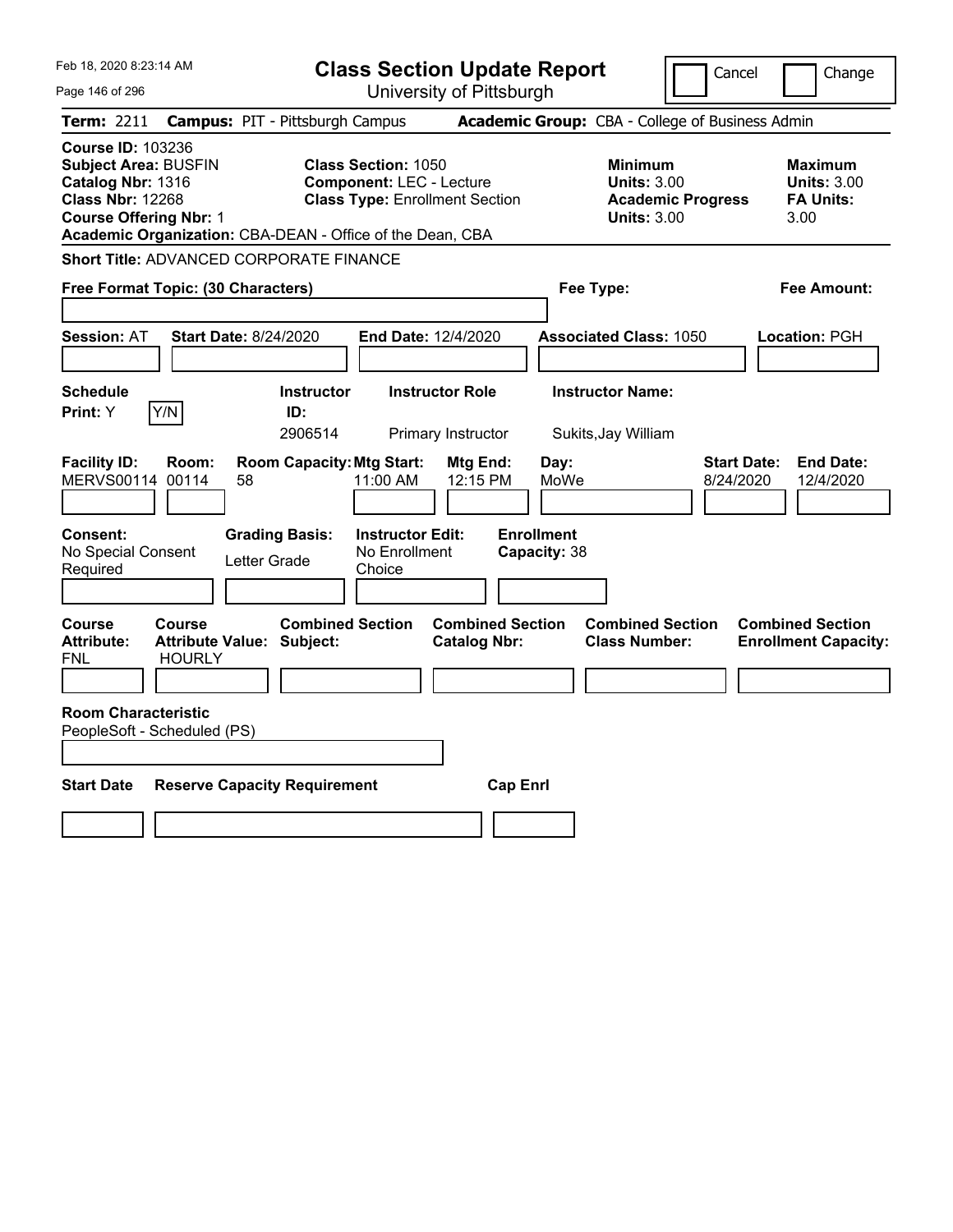# Class Section Update Report

University of Pittsburgh

Feb 18, 2020 8:23:14 AM

Cancel | Change

**Term:** 2211 **Campus:** PIT - Pittsburgh Campus **Academic Group:** CBA - College of Business Admin

**Course ID:** 103236
**Subject Area:** BUSFIN
**Catalog Nbr:** 1316
**Class Nbr:** 12268
**Course Offering Nbr:** 1
**Academic Organization:** CBA-DEAN - Office of the Dean, CBA

**Class Section:** 1050
**Component:** LEC - Lecture
**Class Type:** Enrollment Section

**Minimum**
**Units:** 3.00
**Academic Progress Units:** 3.00

**Maximum**
**Units:** 3.00
**FA Units:** 3.00

**Short Title:** ADVANCED CORPORATE FINANCE

**Free Format Topic: (30 Characters)**

**Fee Type:**

**Fee Amount:**

**Session:** AT **Start Date:** 8/24/2020 **End Date:** 12/4/2020 **Associated Class:** 1050 **Location:** PGH

| Schedule Print | Instructor ID | Instructor Role | Instructor Name |
|---|---|---|---|
| Y (Y/N) | 2906514 | Primary Instructor | Sukits,Jay William |

| Facility ID | Room | Room Capacity | Mtg Start | Mtg End | Day | Start Date | End Date |
|---|---|---|---|---|---|---|---|
| MERVS00114 | 00114 | 58 | 11:00 AM | 12:15 PM | MoWe | 8/24/2020 | 12/4/2020 |

| Consent | Grading Basis | Instructor Edit | Enrollment Capacity |
|---|---|---|---|
| No Special Consent Required | Letter Grade | No Enrollment Choice | 38 |

| Course Attribute | Course Attribute Value | Combined Section Subject | Combined Section Catalog Nbr | Combined Section Class Number | Combined Section Enrollment Capacity |
|---|---|---|---|---|---|
| FNL | HOURLY | | | | |

**Room Characteristic**
PeopleSoft - Scheduled (PS)

| Start Date | Reserve Capacity Requirement | Cap Enrl |
|---|---|---|
| | | |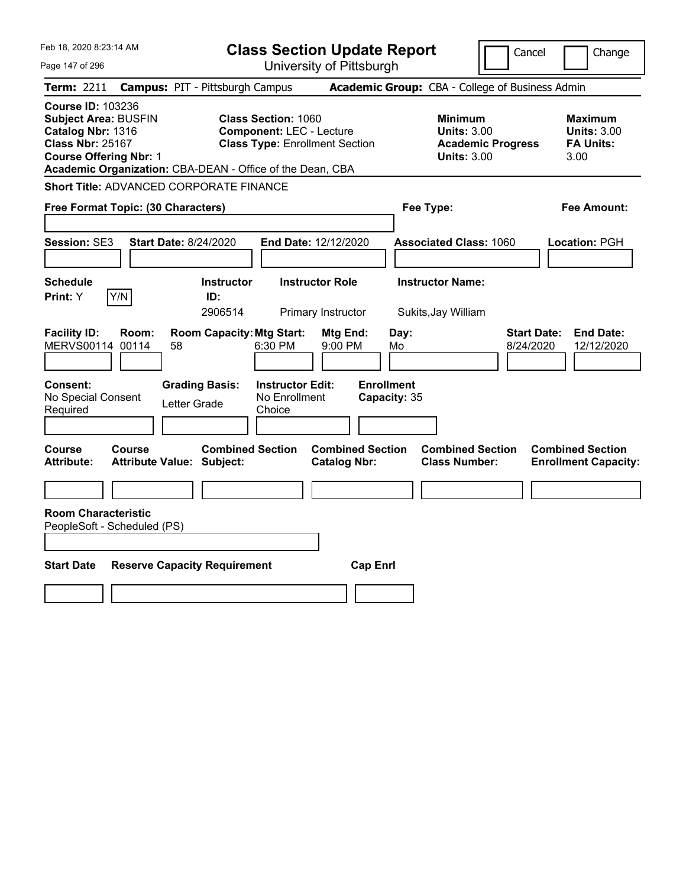Feb 18, 2020 8:23:14 AM

# Class Section Update Report

University of Pittsburgh

Cancel | Change

**Term:** 2211 **Campus:** PIT - Pittsburgh Campus **Academic Group:** CBA - College of Business Admin

**Course ID:** 103236
**Subject Area:** BUSFIN
**Catalog Nbr:** 1316
**Class Nbr:** 25167
**Course Offering Nbr:** 1
**Academic Organization:** CBA-DEAN - Office of the Dean, CBA

**Class Section:** 1060
**Component:** LEC - Lecture
**Class Type:** Enrollment Section

**Minimum Units:** 3.00
**Academic Progress Units:** 3.00

**Maximum Units:** 3.00
**FA Units:** 3.00

**Short Title:** ADVANCED CORPORATE FINANCE

**Free Format Topic: (30 Characters)**

**Fee Type:**

**Fee Amount:**

**Session:** SE3 **Start Date:** 8/24/2020 **End Date:** 12/12/2020 **Associated Class:** 1060 **Location:** PGH

| Schedule Print | Instructor ID | Instructor Role | Instructor Name |
|---|---|---|---|
| Y (Y/N) | 2906514 | Primary Instructor | Sukits,Jay William |

| Facility ID | Room | Room Capacity | Mtg Start | Mtg End | Day | Start Date | End Date |
|---|---|---|---|---|---|---|---|
| MERVS00114 | 00114 | 58 | 6:30 PM | 9:00 PM | Mo | 8/24/2020 | 12/12/2020 |

| Consent | Grading Basis | Instructor Edit | Enrollment Capacity |
|---|---|---|---|
| No Special Consent Required | Letter Grade | No Enrollment Choice | 35 |

| Course Attribute | Course Attribute Value | Combined Section Subject | Combined Section Catalog Nbr | Combined Section Class Number | Combined Section Enrollment Capacity |
|---|---|---|---|---|---|
| | | | | | |

**Room Characteristic**
PeopleSoft - Scheduled (PS)

| Start Date | Reserve Capacity Requirement | Cap Enrl |
|---|---|---|
| | | |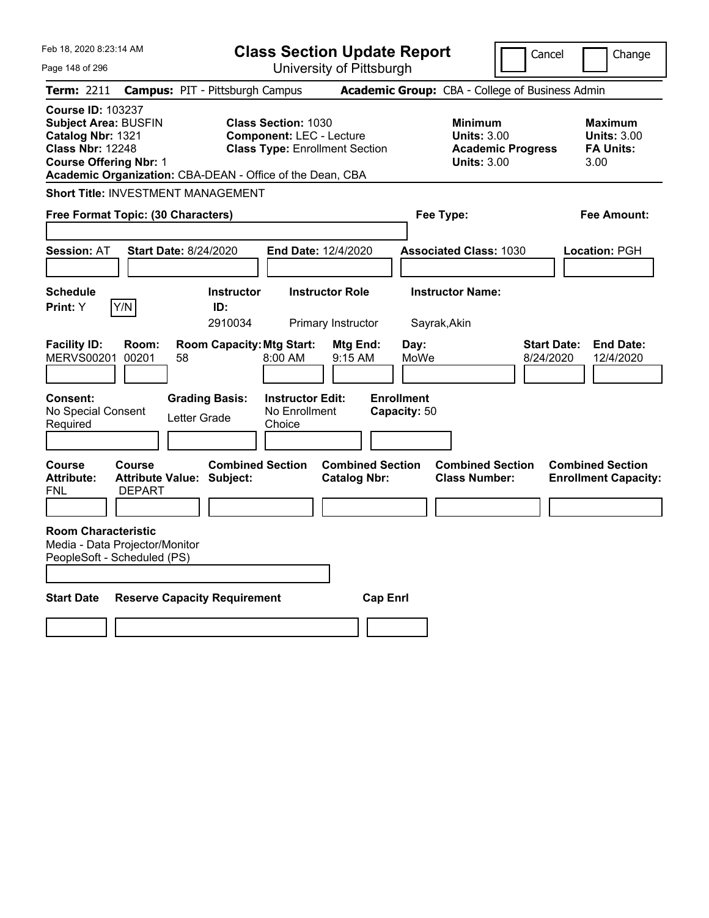# Class Section Update Report

University of Pittsburgh

Cancel | Change

Feb 18, 2020 8:23:14 AM

**Term:** 2211 **Campus:** PIT - Pittsburgh Campus **Academic Group:** CBA - College of Business Admin

**Course ID:** 103237
**Subject Area:** BUSFIN
**Catalog Nbr:** 1321
**Class Nbr:** 12248
**Course Offering Nbr:** 1
**Academic Organization:** CBA-DEAN - Office of the Dean, CBA

**Class Section:** 1030
**Component:** LEC - Lecture
**Class Type:** Enrollment Section

**Minimum Units:** 3.00
**Academic Progress Units:** 3.00

**Maximum Units:** 3.00
**FA Units:** 3.00

**Short Title:** INVESTMENT MANAGEMENT

**Free Format Topic: (30 Characters)**

**Fee Type:**

**Fee Amount:**

**Session:** AT **Start Date:** 8/24/2020 **End Date:** 12/4/2020 **Associated Class:** 1030 **Location:** PGH

| Schedule Print | Instructor ID | Instructor Role | Instructor Name |
|---|---|---|---|
| Y (Y/N) | 2910034 | Primary Instructor | Sayrak,Akin |

| Facility ID | Room | Room Capacity | Mtg Start | Mtg End | Day | Start Date | End Date |
|---|---|---|---|---|---|---|---|
| MERVS00201 | 00201 | 58 | 8:00 AM | 9:15 AM | MoWe | 8/24/2020 | 12/4/2020 |

| Consent | Grading Basis | Instructor Edit | Enrollment Capacity |
|---|---|---|---|
| No Special Consent Required | Letter Grade | No Enrollment Choice | 50 |

| Course Attribute | Course Attribute Value | Combined Section Subject | Combined Section Catalog Nbr | Combined Section Class Number | Combined Section Enrollment Capacity |
|---|---|---|---|---|---|
| FNL | DEPART | | | | |

**Room Characteristic**
Media - Data Projector/Monitor
PeopleSoft - Scheduled (PS)

| Start Date | Reserve Capacity Requirement | Cap Enrl |
|---|---|---|
| | | |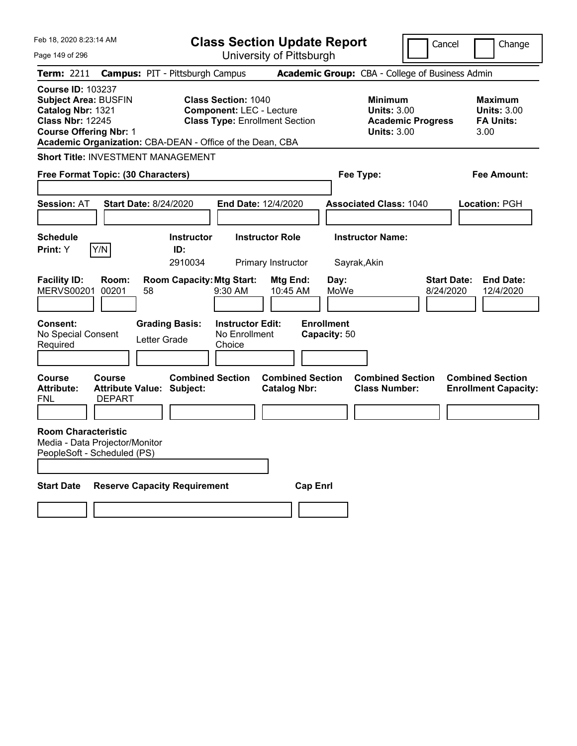# Class Section Update Report

University of Pittsburgh

Cancel | Change

**Term:** 2211 **Campus:** PIT - Pittsburgh Campus **Academic Group:** CBA - College of Business Admin

**Course ID:** 103237
**Subject Area:** BUSFIN
**Catalog Nbr:** 1321
**Class Nbr:** 12245
**Course Offering Nbr:** 1
**Academic Organization:** CBA-DEAN - Office of the Dean, CBA

**Class Section:** 1040
**Component:** LEC - Lecture
**Class Type:** Enrollment Section

**Minimum Units:** 3.00
**Academic Progress Units:** 3.00

**Maximum Units:** 3.00
**FA Units:** 3.00

**Short Title:** INVESTMENT MANAGEMENT

**Free Format Topic: (30 Characters)**

**Fee Type:**

**Fee Amount:**

**Session:** AT **Start Date:** 8/24/2020 **End Date:** 12/4/2020 **Associated Class:** 1040 **Location:** PGH

| Schedule Print | Instructor ID | Instructor Role | Instructor Name |
|---|---|---|---|
| Y (Y/N) | 2910034 | Primary Instructor | Sayrak,Akin |

| Facility ID | Room | Room Capacity | Mtg Start | Mtg End | Day | Start Date | End Date |
|---|---|---|---|---|---|---|---|
| MERVS00201 | 00201 | 58 | 9:30 AM | 10:45 AM | MoWe | 8/24/2020 | 12/4/2020 |

**Consent:** No Special Consent Required
**Grading Basis:** Letter Grade
**Instructor Edit:** No Enrollment Choice
**Enrollment Capacity:** 50

| Course Attribute | Course Attribute Value | Combined Section Subject | Combined Section Catalog Nbr | Combined Section Class Number | Combined Section Enrollment Capacity |
|---|---|---|---|---|---|
| FNL | DEPART | | | | |

**Room Characteristic**
Media - Data Projector/Monitor
PeopleSoft - Scheduled (PS)

| Start Date | Reserve Capacity Requirement | Cap Enrl |
|---|---|---|
| | | |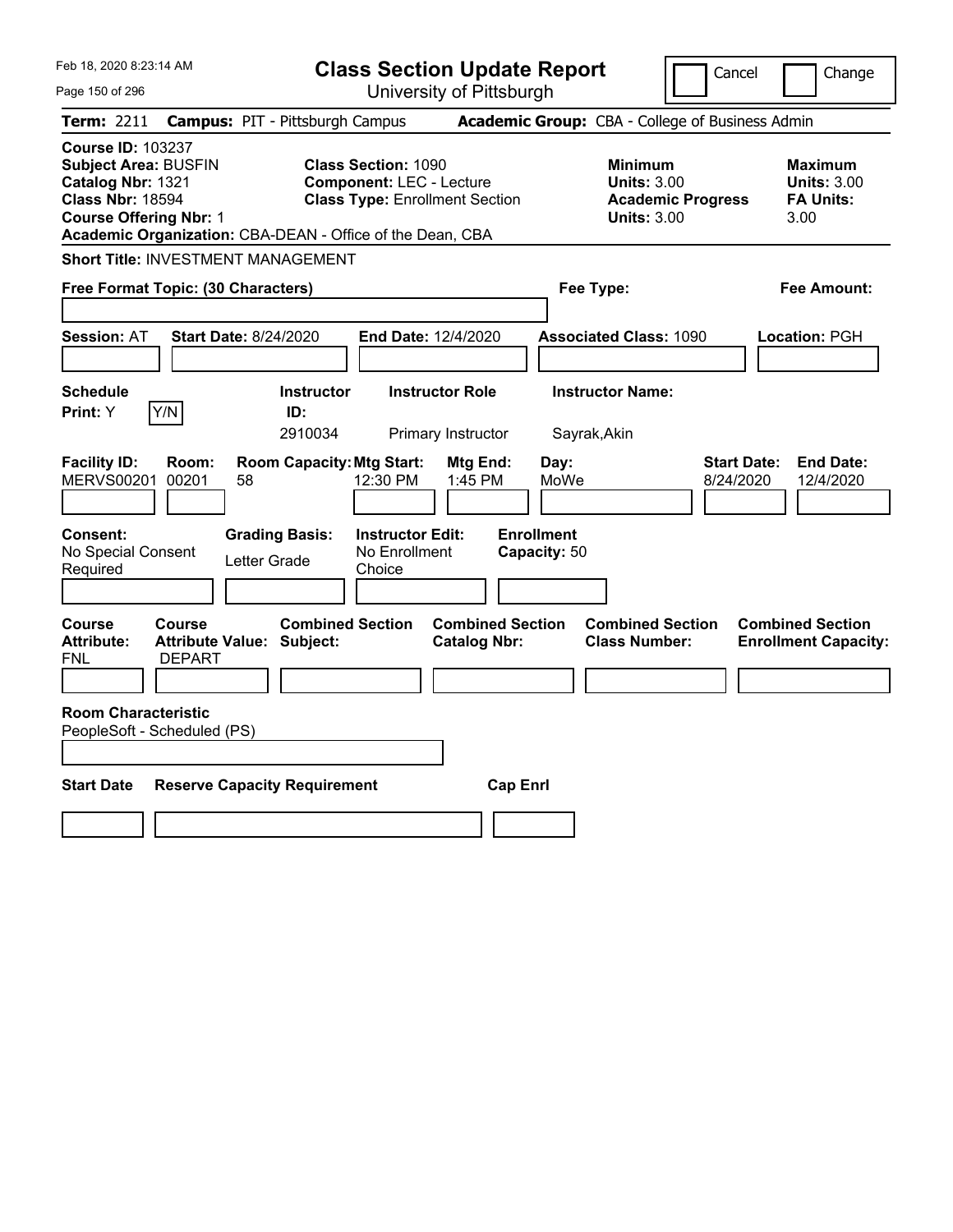# Class Section Update Report

University of Pittsburgh

Feb 18, 2020 8:23:14 AM

Cancel | Change

**Term:** 2211 **Campus:** PIT - Pittsburgh Campus **Academic Group:** CBA - College of Business Admin

**Course ID:** 103237
**Subject Area:** BUSFIN
**Catalog Nbr:** 1321
**Class Nbr:** 18594
**Course Offering Nbr:** 1
**Academic Organization:** CBA-DEAN - Office of the Dean, CBA

**Class Section:** 1090
**Component:** LEC - Lecture
**Class Type:** Enrollment Section

**Minimum Units:** 3.00
**Academic Progress Units:** 3.00

**Maximum Units:** 3.00
**FA Units:** 3.00

**Short Title:** INVESTMENT MANAGEMENT

**Free Format Topic: (30 Characters)**

**Fee Type:**

**Fee Amount:**

**Session:** AT **Start Date:** 8/24/2020 **End Date:** 12/4/2020 **Associated Class:** 1090 **Location:** PGH

| Schedule Print | Instructor ID | Instructor Role | Instructor Name |
|---|---|---|---|
| Y (Y/N) | 2910034 | Primary Instructor | Sayrak,Akin |

| Facility ID | Room | Room Capacity | Mtg Start | Mtg End | Day | Start Date | End Date |
|---|---|---|---|---|---|---|---|
| MERVS00201 | 00201 | 58 | 12:30 PM | 1:45 PM | MoWe | 8/24/2020 | 12/4/2020 |

| Consent | Grading Basis | Instructor Edit | Enrollment Capacity |
|---|---|---|---|
| No Special Consent Required | Letter Grade | No Enrollment Choice | 50 |

| Course Attribute | Course Attribute Value | Combined Section Subject | Combined Section Catalog Nbr | Combined Section Class Number | Combined Section Enrollment Capacity |
|---|---|---|---|---|---|
| FNL | DEPART | | | | |

**Room Characteristic**
PeopleSoft - Scheduled (PS)

| Start Date | Reserve Capacity Requirement | Cap Enrl |
|---|---|---|
| | | |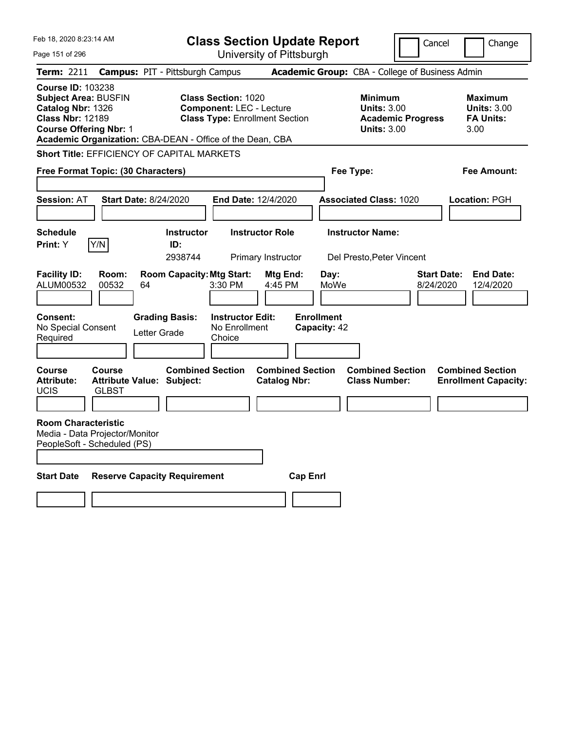Feb 18, 2020 8:23:14 AM

# Class Section Update Report

University of Pittsburgh

Cancel | Change

**Term:** 2211 **Campus:** PIT - Pittsburgh Campus **Academic Group:** CBA - College of Business Admin

**Course ID:** 103238
**Subject Area:** BUSFIN
**Catalog Nbr:** 1326
**Class Nbr:** 12189
**Course Offering Nbr:** 1
**Academic Organization:** CBA-DEAN - Office of the Dean, CBA

**Class Section:** 1020
**Component:** LEC - Lecture
**Class Type:** Enrollment Section

**Minimum Units:** 3.00
**Academic Progress Units:** 3.00

**Maximum Units:** 3.00
**FA Units:** 3.00

**Short Title:** EFFICIENCY OF CAPITAL MARKETS

**Free Format Topic: (30 Characters)**

**Fee Type:**

**Fee Amount:**

**Session:** AT **Start Date:** 8/24/2020 **End Date:** 12/4/2020 **Associated Class:** 1020 **Location:** PGH

| Schedule Print | Instructor ID | Instructor Role | Instructor Name |
|---|---|---|---|
| Y (Y/N) | 2938744 | Primary Instructor | Del Presto,Peter Vincent |

| Facility ID | Room | Room Capacity | Mtg Start | Mtg End | Day | Start Date | End Date |
|---|---|---|---|---|---|---|---|
| ALUM00532 | 00532 | 64 | 3:30 PM | 4:45 PM | MoWe | 8/24/2020 | 12/4/2020 |

**Consent:** No Special Consent Required
**Grading Basis:** Letter Grade
**Instructor Edit:** No Enrollment Choice
**Enrollment Capacity:** 42

| Course Attribute | Course Attribute Value | Combined Section Subject | Combined Section Catalog Nbr | Combined Section Class Number | Combined Section Enrollment Capacity |
|---|---|---|---|---|---|
| UCIS | GLBST | | | | |

**Room Characteristic**
Media - Data Projector/Monitor
PeopleSoft - Scheduled (PS)

| Start Date | Reserve Capacity Requirement | Cap Enrl |
|---|---|---|
| | | |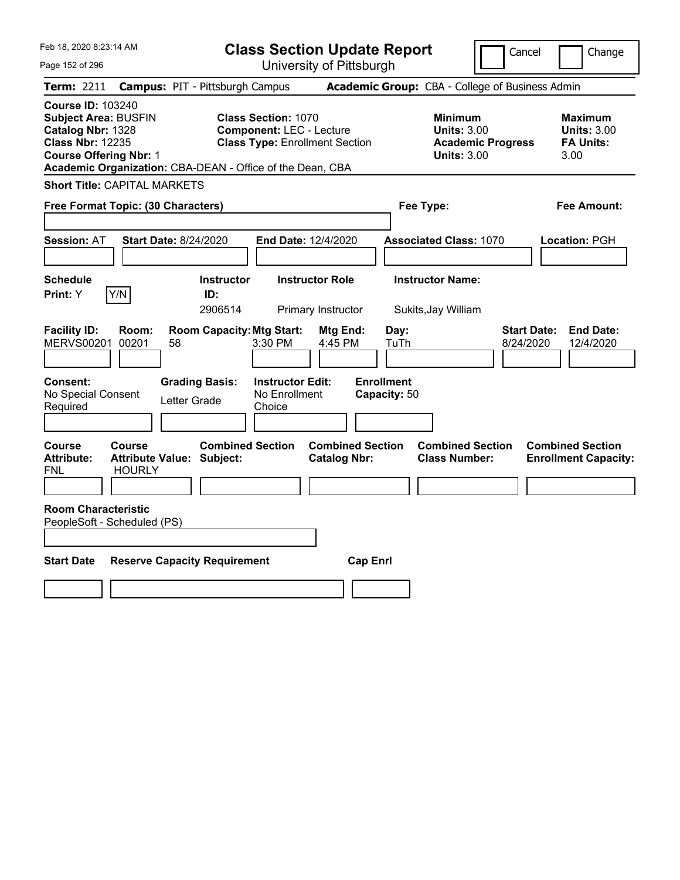# Class Section Update Report

University of Pittsburgh

Cancel / Change

**Term:** 2211 **Campus:** PIT - Pittsburgh Campus **Academic Group:** CBA - College of Business Admin

**Course ID:** 103240
**Subject Area:** BUSFIN
**Catalog Nbr:** 1328
**Class Nbr:** 12235
**Course Offering Nbr:** 1
**Academic Organization:** CBA-DEAN - Office of the Dean, CBA

**Class Section:** 1070
**Component:** LEC - Lecture
**Class Type:** Enrollment Section

**Minimum Units:** 3.00
**Academic Progress Units:** 3.00

**Maximum Units:** 3.00
**FA Units:** 3.00

**Short Title:** CAPITAL MARKETS

**Free Format Topic: (30 Characters)**

**Fee Type:**

**Fee Amount:**

**Session:** AT **Start Date:** 8/24/2020 **End Date:** 12/4/2020 **Associated Class:** 1070 **Location:** PGH

| Schedule Print | | Instructor ID | Instructor Role | Instructor Name |
|---|---|---|---|---|
| Y | Y/N | 2906514 | Primary Instructor | Sukits,Jay William |

| Facility ID | Room | Room Capacity | Mtg Start | Mtg End | Day | Start Date | End Date |
|---|---|---|---|---|---|---|---|
| MERVS00201 | 00201 | 58 | 3:30 PM | 4:45 PM | TuTh | 8/24/2020 | 12/4/2020 |

| Consent | Grading Basis | Instructor Edit | Enrollment Capacity |
|---|---|---|---|
| No Special Consent Required | Letter Grade | No Enrollment Choice | 50 |

| Course Attribute | Course Attribute Value | Combined Section Subject | Combined Section Catalog Nbr | Combined Section Class Number | Combined Section Enrollment Capacity |
|---|---|---|---|---|---|
| FNL | HOURLY | | | | |

**Room Characteristic**
PeopleSoft - Scheduled (PS)

| Start Date | Reserve Capacity Requirement | Cap Enrl |
|---|---|---|
| | | |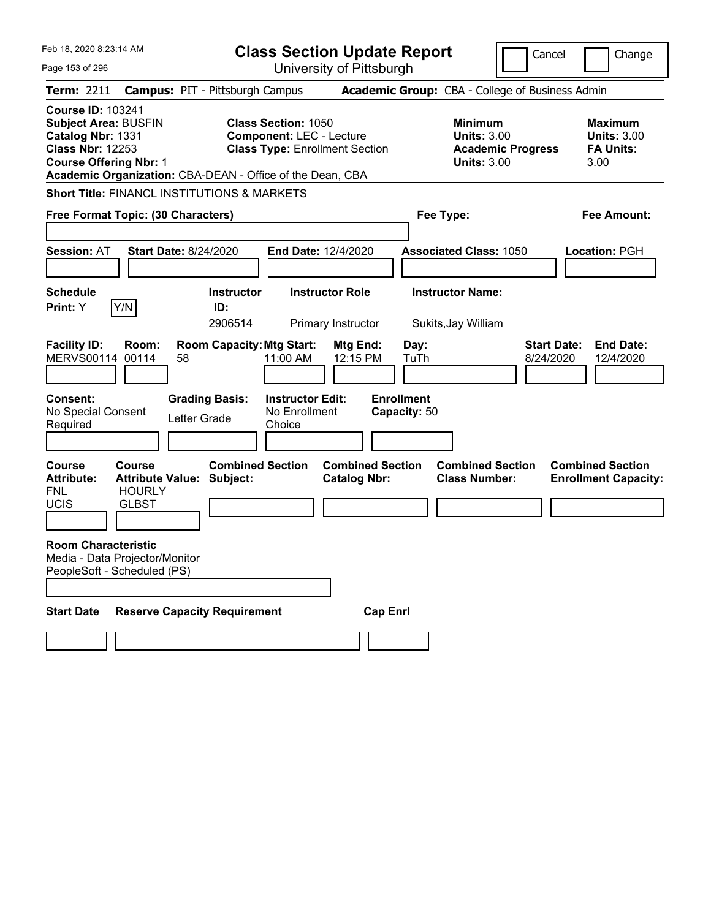# Class Section Update Report

University of Pittsburgh

Cancel | Change

**Term:** 2211 **Campus:** PIT - Pittsburgh Campus **Academic Group:** CBA - College of Business Admin

**Course ID:** 103241
**Subject Area:** BUSFIN
**Catalog Nbr:** 1331
**Class Nbr:** 12253
**Course Offering Nbr:** 1
**Academic Organization:** CBA-DEAN - Office of the Dean, CBA

**Class Section:** 1050
**Component:** LEC - Lecture
**Class Type:** Enrollment Section

**Minimum Units:** 3.00
**Academic Progress Units:** 3.00

**Maximum Units:** 3.00
**FA Units:** 3.00

**Short Title:** FINANCL INSTITUTIONS & MARKETS

**Free Format Topic: (30 Characters)**

**Fee Type:**

**Fee Amount:**

**Session:** AT **Start Date:** 8/24/2020 **End Date:** 12/4/2020 **Associated Class:** 1050 **Location:** PGH

| Schedule Print | Instructor ID | Instructor Role | Instructor Name |
|---|---|---|---|
| Y (Y/N) | 2906514 | Primary Instructor | Sukits,Jay William |

| Facility ID | Room | Room Capacity | Mtg Start | Mtg End | Day | Start Date | End Date |
|---|---|---|---|---|---|---|---|
| MERVS00114 | 00114 | 58 | 11:00 AM | 12:15 PM | TuTh | 8/24/2020 | 12/4/2020 |

**Consent:** No Special Consent Required
**Grading Basis:** Letter Grade
**Instructor Edit:** No Enrollment Choice
**Enrollment Capacity:** 50

| Course Attribute | Course Attribute Value | Combined Section Subject | Combined Section Catalog Nbr | Combined Section Class Number | Combined Section Enrollment Capacity |
|---|---|---|---|---|---|
| FNL | HOURLY | | | | |
| UCIS | GLBST | | | | |

**Room Characteristic**
Media - Data Projector/Monitor
PeopleSoft - Scheduled (PS)

| Start Date | Reserve Capacity Requirement | Cap Enrl |
|---|---|---|
| | | |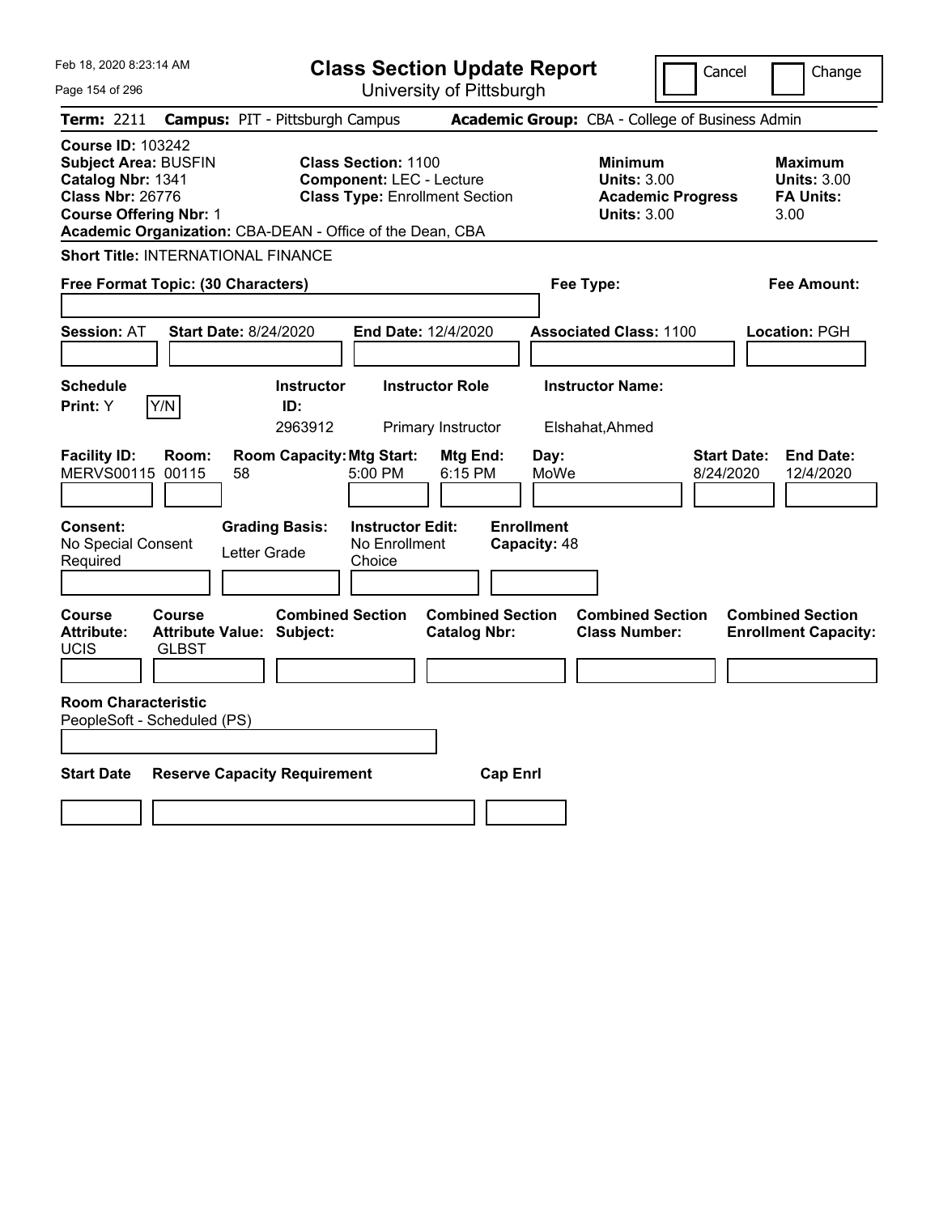Feb 18, 2020 8:23:14 AM

# Class Section Update Report

University of Pittsburgh

Cancel | Change

**Term:** 2211 **Campus:** PIT - Pittsburgh Campus **Academic Group:** CBA - College of Business Admin

**Course ID:** 103242
**Subject Area:** BUSFIN
**Catalog Nbr:** 1341
**Class Nbr:** 26776
**Course Offering Nbr:** 1
**Academic Organization:** CBA-DEAN - Office of the Dean, CBA

**Class Section:** 1100
**Component:** LEC - Lecture
**Class Type:** Enrollment Section

**Minimum Units:** 3.00
**Academic Progress Units:** 3.00

**Maximum Units:** 3.00
**FA Units:** 3.00

**Short Title:** INTERNATIONAL FINANCE

**Free Format Topic: (30 Characters)**

**Fee Type:**

**Fee Amount:**

**Session:** AT **Start Date:** 8/24/2020 **End Date:** 12/4/2020 **Associated Class:** 1100 **Location:** PGH

| Schedule Print | | Instructor ID | Instructor Role | Instructor Name |
|---|---|---|---|---|
| Y | Y/N | 2963912 | Primary Instructor | Elshahat,Ahmed |

| Facility ID | Room | Room Capacity | Mtg Start | Mtg End | Day | Start Date | End Date |
|---|---|---|---|---|---|---|---|
| MERVS00115 | 00115 | 58 | 5:00 PM | 6:15 PM | MoWe | 8/24/2020 | 12/4/2020 |

| Consent | Grading Basis | Instructor Edit | Enrollment Capacity |
|---|---|---|---|
| No Special Consent Required | Letter Grade | No Enrollment Choice | 48 |

| Course Attribute | Course Attribute Value | Combined Section Subject | Combined Section Catalog Nbr | Combined Section Class Number | Combined Section Enrollment Capacity |
|---|---|---|---|---|---|
| UCIS | GLBST | | | | |

**Room Characteristic**
PeopleSoft - Scheduled (PS)

| Start Date | Reserve Capacity Requirement | Cap Enrl |
|---|---|---|
| | | |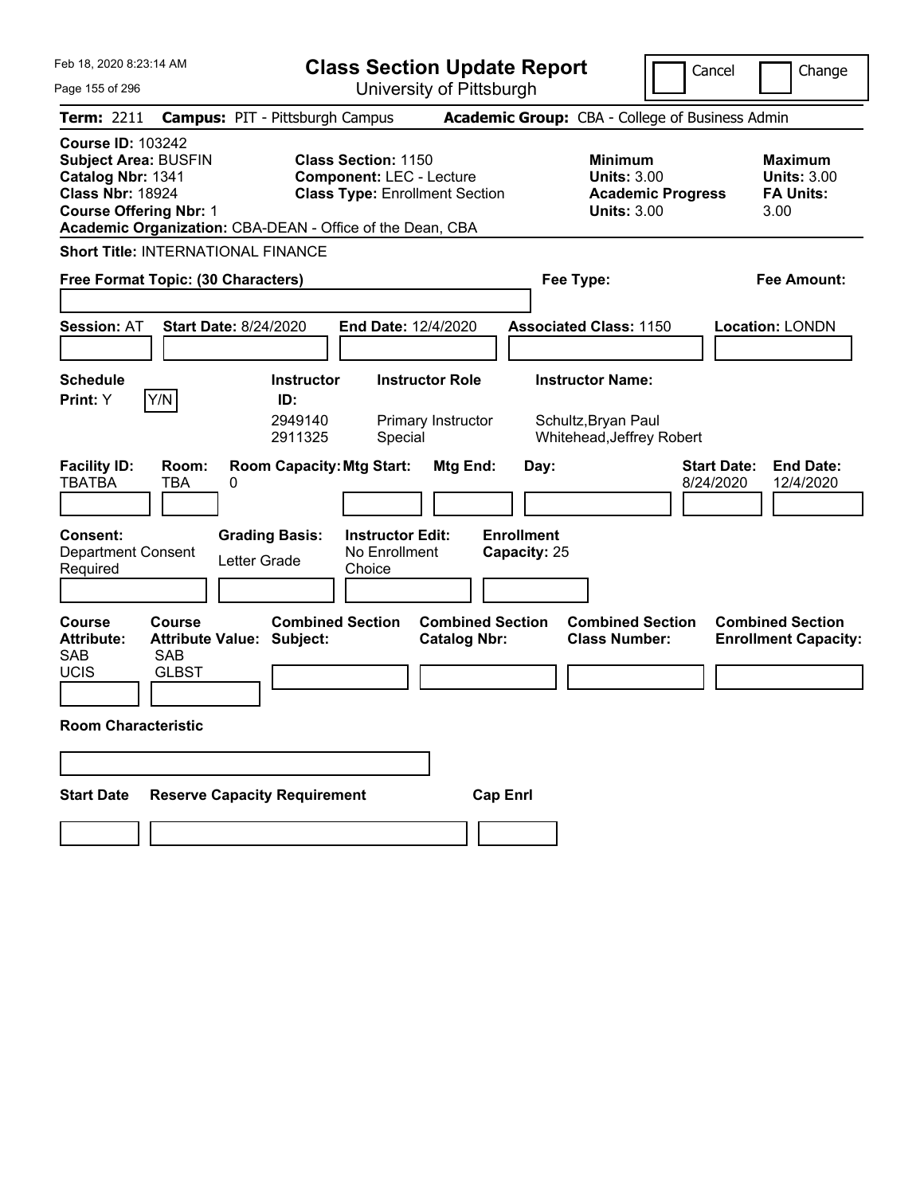# Class Section Update Report

University of Pittsburgh

Feb 18, 2020 8:23:14 AM

Cancel | Change

**Term:** 2211 **Campus:** PIT - Pittsburgh Campus **Academic Group:** CBA - College of Business Admin

**Course ID:** 103242
**Subject Area:** BUSFIN
**Catalog Nbr:** 1341
**Class Nbr:** 18924
**Course Offering Nbr:** 1
**Academic Organization:** CBA-DEAN - Office of the Dean, CBA

**Class Section:** 1150
**Component:** LEC - Lecture
**Class Type:** Enrollment Section

**Minimum Units:** 3.00
**Academic Progress Units:** 3.00

**Maximum Units:** 3.00
**FA Units:** 3.00

**Short Title:** INTERNATIONAL FINANCE

**Free Format Topic: (30 Characters)**

**Fee Type:**

**Fee Amount:**

**Session:** AT **Start Date:** 8/24/2020 **End Date:** 12/4/2020 **Associated Class:** 1150 **Location:** LONDN

**Schedule Print:** Y [Y/N]

| Instructor ID | Instructor Role | Instructor Name |
|---|---|---|
| 2949140 | Primary Instructor | Schultz,Bryan Paul |
| 2911325 | Special | Whitehead,Jeffrey Robert |

| Facility ID | Room | Room Capacity | Mtg Start | Mtg End | Day | Start Date | End Date |
|---|---|---|---|---|---|---|---|
| TBATBA | TBA | 0 | | | | 8/24/2020 | 12/4/2020 |

**Consent:** Department Consent Required
**Grading Basis:** Letter Grade
**Instructor Edit:** No Enrollment Choice
**Enrollment Capacity:** 25

| Course Attribute | Course Attribute Value | Combined Section Subject | Combined Section Catalog Nbr | Combined Section Class Number | Combined Section Enrollment Capacity |
|---|---|---|---|---|---|
| SAB | SAB | | | | |
| UCIS | GLBST | | | | |

**Room Characteristic**

**Start Date** | **Reserve Capacity Requirement** | **Cap Enrl**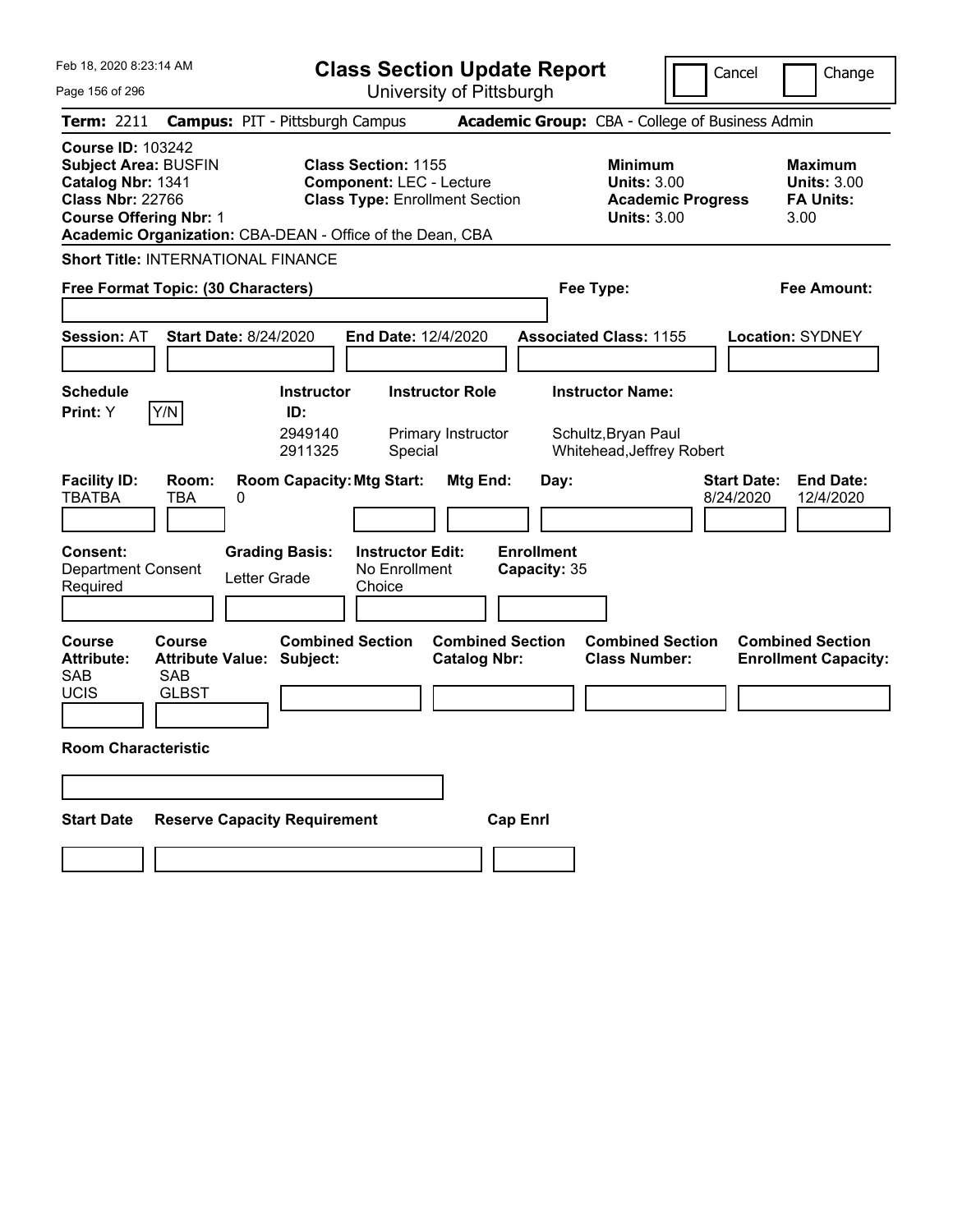# Class Section Update Report

University of Pittsburgh

Cancel | Change

**Term:** 2211 **Campus:** PIT - Pittsburgh Campus **Academic Group:** CBA - College of Business Admin

**Course ID:** 103242
**Subject Area:** BUSFIN
**Catalog Nbr:** 1341
**Class Nbr:** 22766
**Course Offering Nbr:** 1
**Academic Organization:** CBA-DEAN - Office of the Dean, CBA

**Class Section:** 1155
**Component:** LEC - Lecture
**Class Type:** Enrollment Section

**Minimum Units:** 3.00
**Academic Progress Units:** 3.00

**Maximum Units:** 3.00
**FA Units:** 3.00

**Short Title:** INTERNATIONAL FINANCE

**Free Format Topic: (30 Characters)**

**Fee Type:**

**Fee Amount:**

**Session:** AT **Start Date:** 8/24/2020 **End Date:** 12/4/2020 **Associated Class:** 1155 **Location:** SYDNEY

**Schedule Print:** Y Y/N

| Instructor ID | Instructor Role | Instructor Name |
|---|---|---|
| 2949140 | Primary Instructor | Schultz,Bryan Paul |
| 2911325 | Special | Whitehead,Jeffrey Robert |

| Facility ID | Room | Room Capacity | Mtg Start | Mtg End | Day | Start Date | End Date |
|---|---|---|---|---|---|---|---|
| TBATBA | TBA | 0 | | | | 8/24/2020 | 12/4/2020 |

**Consent:** Department Consent Required

**Grading Basis:** Letter Grade

**Instructor Edit:** No Enrollment Choice

**Enrollment Capacity:** 35

| Course Attribute | Course Attribute Value | Combined Section Subject | Combined Section Catalog Nbr | Combined Section Class Number | Combined Section Enrollment Capacity |
|---|---|---|---|---|---|
| SAB | SAB | | | | |
| UCIS | GLBST | | | | |

**Room Characteristic**

**Start Date** **Reserve Capacity Requirement** **Cap Enrl**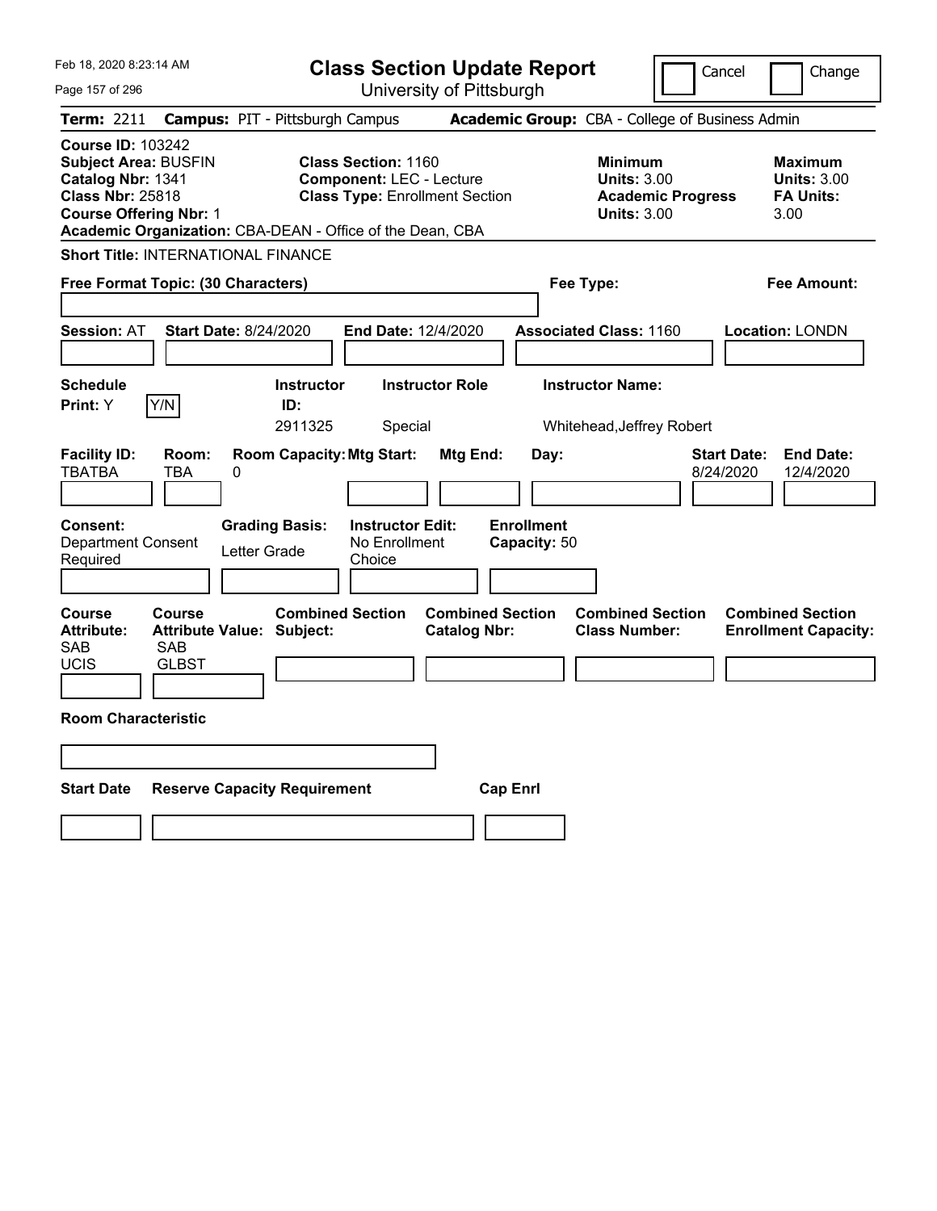Feb 18, 2020 8:23:14 AM

# Class Section Update Report

University of Pittsburgh

Cancel | Change

**Term:** 2211 **Campus:** PIT - Pittsburgh Campus **Academic Group:** CBA - College of Business Admin

**Course ID:** 103242
**Subject Area:** BUSFIN
**Catalog Nbr:** 1341
**Class Nbr:** 25818
**Course Offering Nbr:** 1
**Academic Organization:** CBA-DEAN - Office of the Dean, CBA

**Class Section:** 1160
**Component:** LEC - Lecture
**Class Type:** Enrollment Section

**Minimum**
**Units:** 3.00
**Academic Progress Units:** 3.00

**Maximum**
**Units:** 3.00
**FA Units:** 3.00

**Short Title:** INTERNATIONAL FINANCE

**Free Format Topic: (30 Characters)**

**Fee Type:**

**Fee Amount:**

**Session:** AT **Start Date:** 8/24/2020 **End Date:** 12/4/2020 **Associated Class:** 1160 **Location:** LONDN

| Schedule Print | | Instructor ID | Instructor Role | Instructor Name |
|---|---|---|---|---|
| Y | Y/N | 2911325 | Special | Whitehead,Jeffrey Robert |

| Facility ID | Room | Room Capacity | Mtg Start | Mtg End | Day | Start Date | End Date |
|---|---|---|---|---|---|---|---|
| TBATBA | TBA | 0 | | | | 8/24/2020 | 12/4/2020 |

| Consent | Grading Basis | Instructor Edit | Enrollment Capacity |
|---|---|---|---|
| Department Consent Required | Letter Grade | No Enrollment Choice | 50 |

| Course Attribute | Course Attribute Value | Combined Section Subject | Combined Section Catalog Nbr | Combined Section Class Number | Combined Section Enrollment Capacity |
|---|---|---|---|---|---|
| SAB | SAB | | | | |
| UCIS | GLBST | | | | |

**Room Characteristic**

| Start Date | Reserve Capacity Requirement | Cap Enrl |
|---|---|---|
| | | |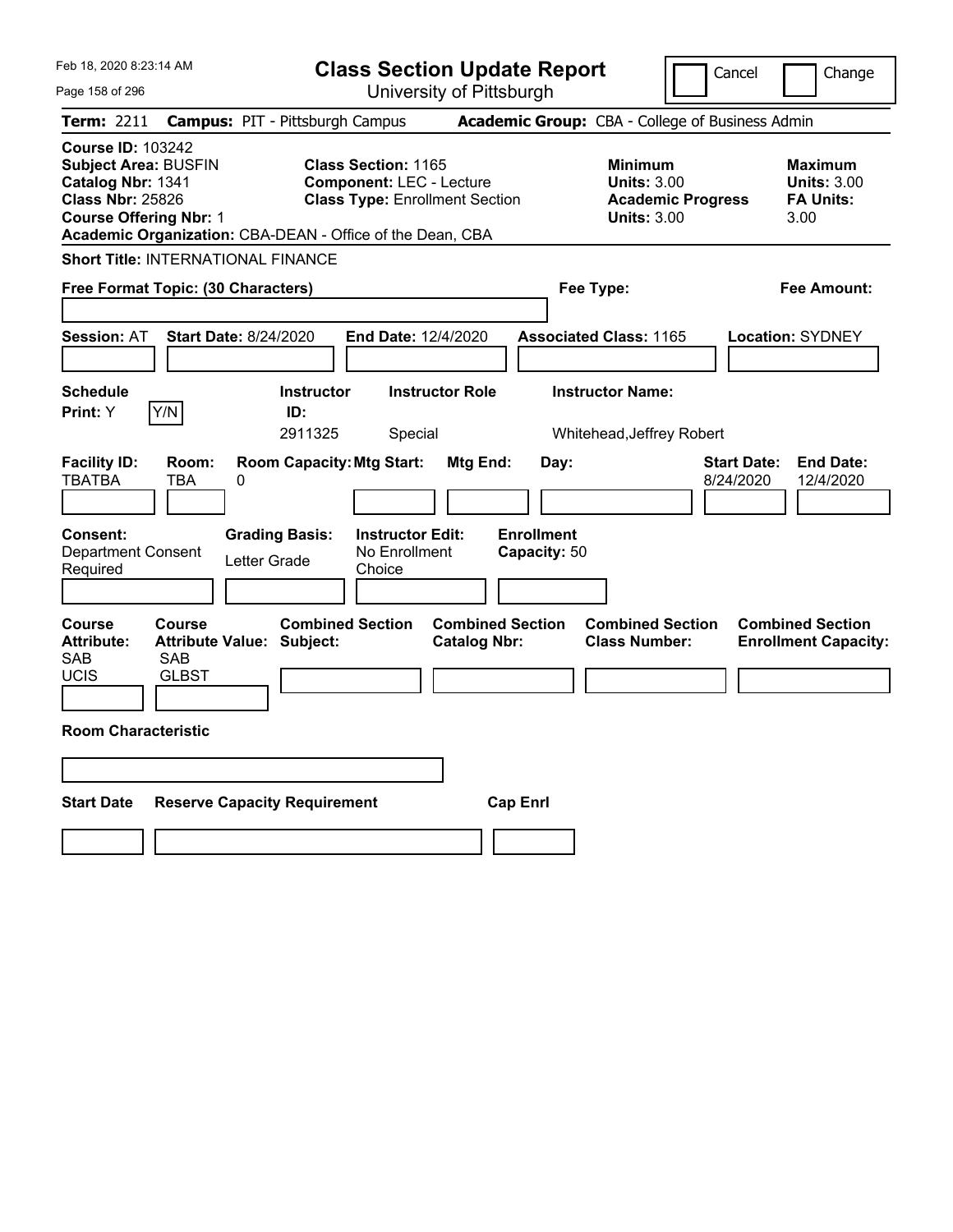# Class Section Update Report

University of Pittsburgh

Cancel | Change

**Term:** 2211 **Campus:** PIT - Pittsburgh Campus **Academic Group:** CBA - College of Business Admin

**Course ID:** 103242
**Subject Area:** BUSFIN
**Catalog Nbr:** 1341
**Class Nbr:** 25826
**Course Offering Nbr:** 1
**Academic Organization:** CBA-DEAN - Office of the Dean, CBA

**Class Section:** 1165
**Component:** LEC - Lecture
**Class Type:** Enrollment Section

**Minimum**
**Units:** 3.00
**Academic Progress Units:** 3.00

**Maximum**
**Units:** 3.00
**FA Units:** 3.00

**Short Title:** INTERNATIONAL FINANCE

**Free Format Topic: (30 Characters)**

**Fee Type:**

**Fee Amount:**

**Session:** AT **Start Date:** 8/24/2020 **End Date:** 12/4/2020 **Associated Class:** 1165 **Location:** SYDNEY

| Schedule Print | Instructor ID | Instructor Role | Instructor Name |
|---|---|---|---|
| Y / Y/N | 2911325 | Special | Whitehead,Jeffrey Robert |

| Facility ID | Room | Room Capacity | Mtg Start | Mtg End | Day | Start Date | End Date |
|---|---|---|---|---|---|---|---|
| TBATBA | TBA | 0 | | | | 8/24/2020 | 12/4/2020 |

**Consent:** Department Consent Required
**Grading Basis:** Letter Grade
**Instructor Edit:** No Enrollment Choice
**Enrollment Capacity:** 50

| Course Attribute | Course Attribute Value | Combined Section Subject | Combined Section Catalog Nbr | Combined Section Class Number | Combined Section Enrollment Capacity |
|---|---|---|---|---|---|
| SAB | SAB | | | | |
| UCIS | GLBST | | | | |

**Room Characteristic**

| Start Date | Reserve Capacity Requirement | Cap Enrl |
|---|---|---|
| | | |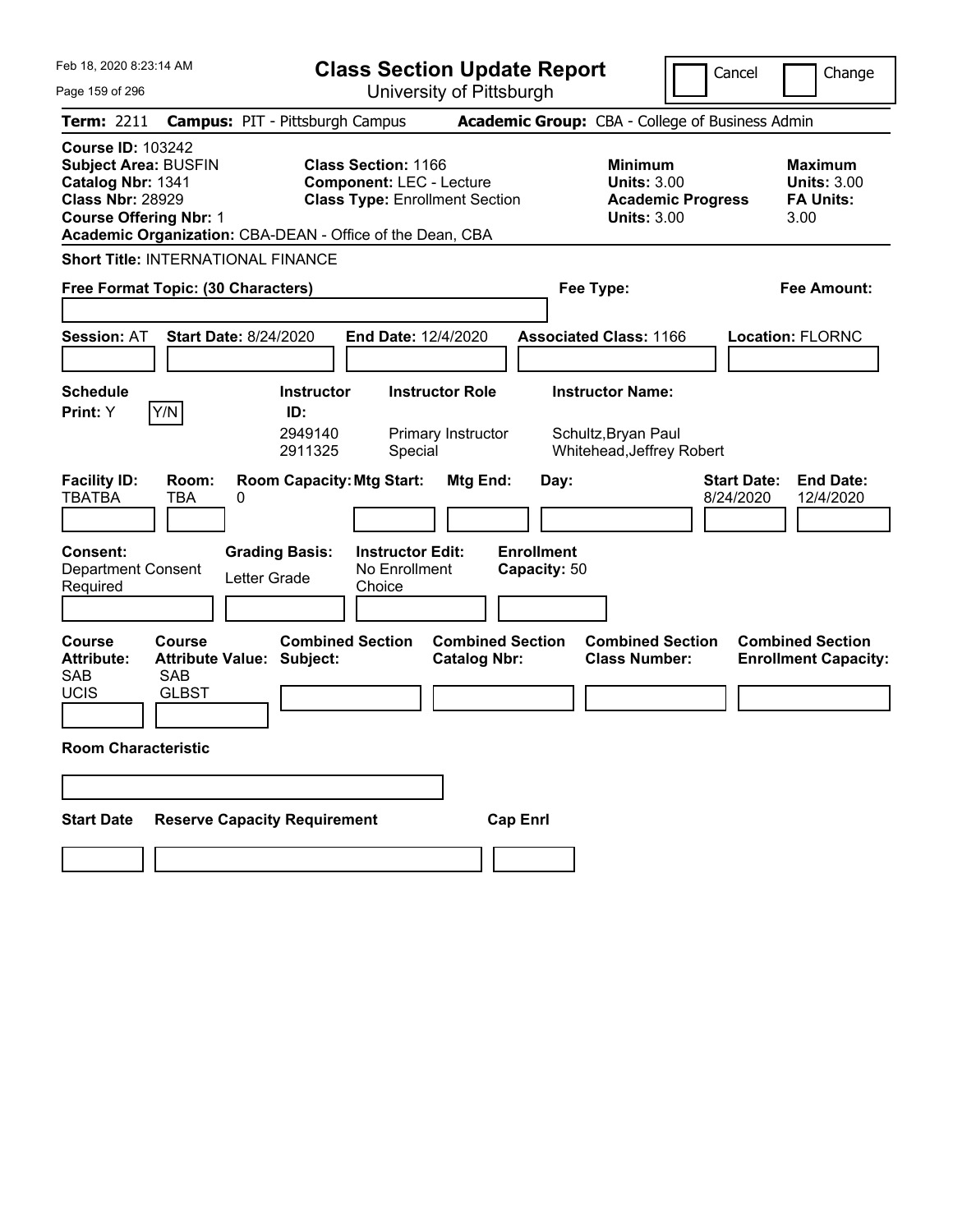# Class Section Update Report

University of Pittsburgh

Cancel | Change

**Term:** 2211 **Campus:** PIT - Pittsburgh Campus **Academic Group:** CBA - College of Business Admin

**Course ID:** 103242
**Subject Area:** BUSFIN
**Catalog Nbr:** 1341
**Class Nbr:** 28929
**Course Offering Nbr:** 1

**Class Section:** 1166
**Component:** LEC - Lecture
**Class Type:** Enrollment Section

**Minimum Units:** 3.00
**Academic Progress Units:** 3.00

**Maximum Units:** 3.00
**FA Units:** 3.00

**Academic Organization:** CBA-DEAN - Office of the Dean, CBA

**Short Title:** INTERNATIONAL FINANCE

**Free Format Topic: (30 Characters)**

**Fee Type:**

**Fee Amount:**

**Session:** AT **Start Date:** 8/24/2020 **End Date:** 12/4/2020 **Associated Class:** 1166 **Location:** FLORNC

**Schedule Print:** Y Y/N

| Instructor ID | Instructor Role | Instructor Name |
|---|---|---|
| 2949140 | Primary Instructor | Schultz,Bryan Paul |
| 2911325 | Special | Whitehead,Jeffrey Robert |

| Facility ID | Room | Room Capacity | Mtg Start | Mtg End | Day | Start Date | End Date |
|---|---|---|---|---|---|---|---|
| TBATBA | TBA | 0 | | | | 8/24/2020 | 12/4/2020 |

**Consent:** Department Consent Required
**Grading Basis:** Letter Grade
**Instructor Edit:** No Enrollment Choice
**Enrollment Capacity:** 50

| Course Attribute | Course Attribute Value | Combined Section Subject | Combined Section Catalog Nbr | Combined Section Class Number | Combined Section Enrollment Capacity |
|---|---|---|---|---|---|
| SAB | SAB | | | | |
| UCIS | GLBST | | | | |

**Room Characteristic**

**Start Date** **Reserve Capacity Requirement** **Cap Enrl**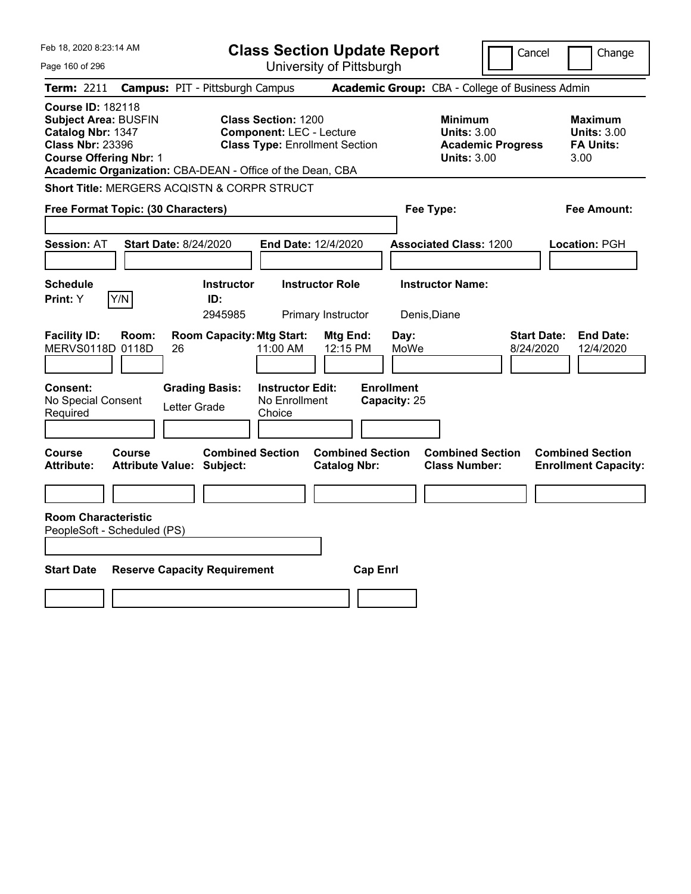# Class Section Update Report

University of Pittsburgh

Feb 18, 2020 8:23:14 AM

Cancel | Change

**Term:** 2211 **Campus:** PIT - Pittsburgh Campus **Academic Group:** CBA - College of Business Admin

**Course ID:** 182118
**Subject Area:** BUSFIN
**Catalog Nbr:** 1347
**Class Nbr:** 23396
**Course Offering Nbr:** 1
**Academic Organization:** CBA-DEAN - Office of the Dean, CBA

**Class Section:** 1200
**Component:** LEC - Lecture
**Class Type:** Enrollment Section

**Minimum**
**Units:** 3.00
**Academic Progress Units:** 3.00

**Maximum**
**Units:** 3.00
**FA Units:** 3.00

**Short Title:** MERGERS ACQISTN & CORPR STRUCT

**Free Format Topic: (30 Characters)**

**Fee Type:**

**Fee Amount:**

**Session:** AT **Start Date:** 8/24/2020 **End Date:** 12/4/2020 **Associated Class:** 1200 **Location:** PGH

| Schedule Print | Instructor ID | Instructor Role | Instructor Name |
|---|---|---|---|
| Y (Y/N) | 2945985 | Primary Instructor | Denis,Diane |

| Facility ID | Room | Room Capacity | Mtg Start | Mtg End | Day | Start Date | End Date |
|---|---|---|---|---|---|---|---|
| MERVS0118D | 0118D | 26 | 11:00 AM | 12:15 PM | MoWe | 8/24/2020 | 12/4/2020 |

| Consent | Grading Basis | Instructor Edit | Enrollment Capacity |
|---|---|---|---|
| No Special Consent Required | Letter Grade | No Enrollment Choice | 25 |

| Course Attribute | Course Attribute Value | Combined Section Subject | Combined Section Catalog Nbr | Combined Section Class Number | Combined Section Enrollment Capacity |
|---|---|---|---|---|---|
| | | | | | |

**Room Characteristic**
PeopleSoft - Scheduled (PS)

| Start Date | Reserve Capacity Requirement | Cap Enrl |
|---|---|---|
| | | |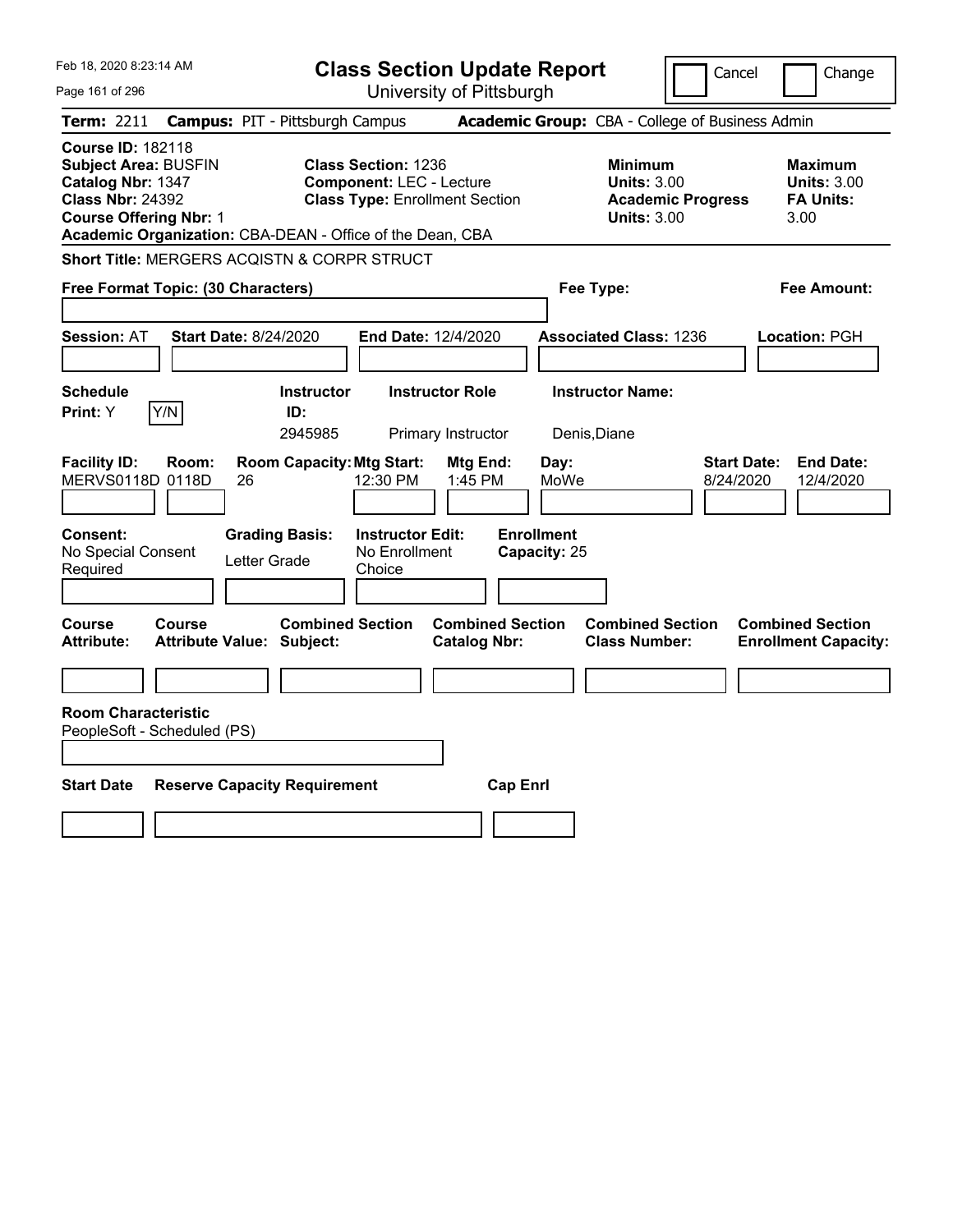Feb 18, 2020 8:23:14 AM

# Class Section Update Report

University of Pittsburgh

Cancel | Change

**Term:** 2211 **Campus:** PIT - Pittsburgh Campus **Academic Group:** CBA - College of Business Admin

**Course ID:** 182118
**Subject Area:** BUSFIN
**Catalog Nbr:** 1347
**Class Nbr:** 24392
**Course Offering Nbr:** 1
**Academic Organization:** CBA-DEAN - Office of the Dean, CBA

**Class Section:** 1236
**Component:** LEC - Lecture
**Class Type:** Enrollment Section

**Minimum**
**Units:** 3.00
**Academic Progress Units:** 3.00

**Maximum**
**Units:** 3.00
**FA Units:** 3.00

**Short Title:** MERGERS ACQISTN & CORPR STRUCT

**Free Format Topic: (30 Characters)**

**Fee Type:**

**Fee Amount:**

**Session:** AT **Start Date:** 8/24/2020 **End Date:** 12/4/2020 **Associated Class:** 1236 **Location:** PGH

| Schedule Print: | Y/N | Instructor ID: | Instructor Role | Instructor Name: |
|---|---|---|---|---|
| Y | | 2945985 | Primary Instructor | Denis,Diane |

| Facility ID: | Room: | Room Capacity: | Mtg Start: | Mtg End: | Day: | Start Date: | End Date: |
|---|---|---|---|---|---|---|---|
| MERVS0118D | 0118D | 26 | 12:30 PM | 1:45 PM | MoWe | 8/24/2020 | 12/4/2020 |

| Consent: | Grading Basis: | Instructor Edit: | Enrollment Capacity: |
|---|---|---|---|
| No Special Consent Required | Letter Grade | No Enrollment Choice | 25 |

| Course Attribute: | Course Attribute Value: | Combined Section Subject: | Combined Section Catalog Nbr: | Combined Section Class Number: | Combined Section Enrollment Capacity: |
|---|---|---|---|---|---|
| | | | | | |

**Room Characteristic**
PeopleSoft - Scheduled (PS)

| Start Date | Reserve Capacity Requirement | Cap Enrl |
|---|---|---|
| | | |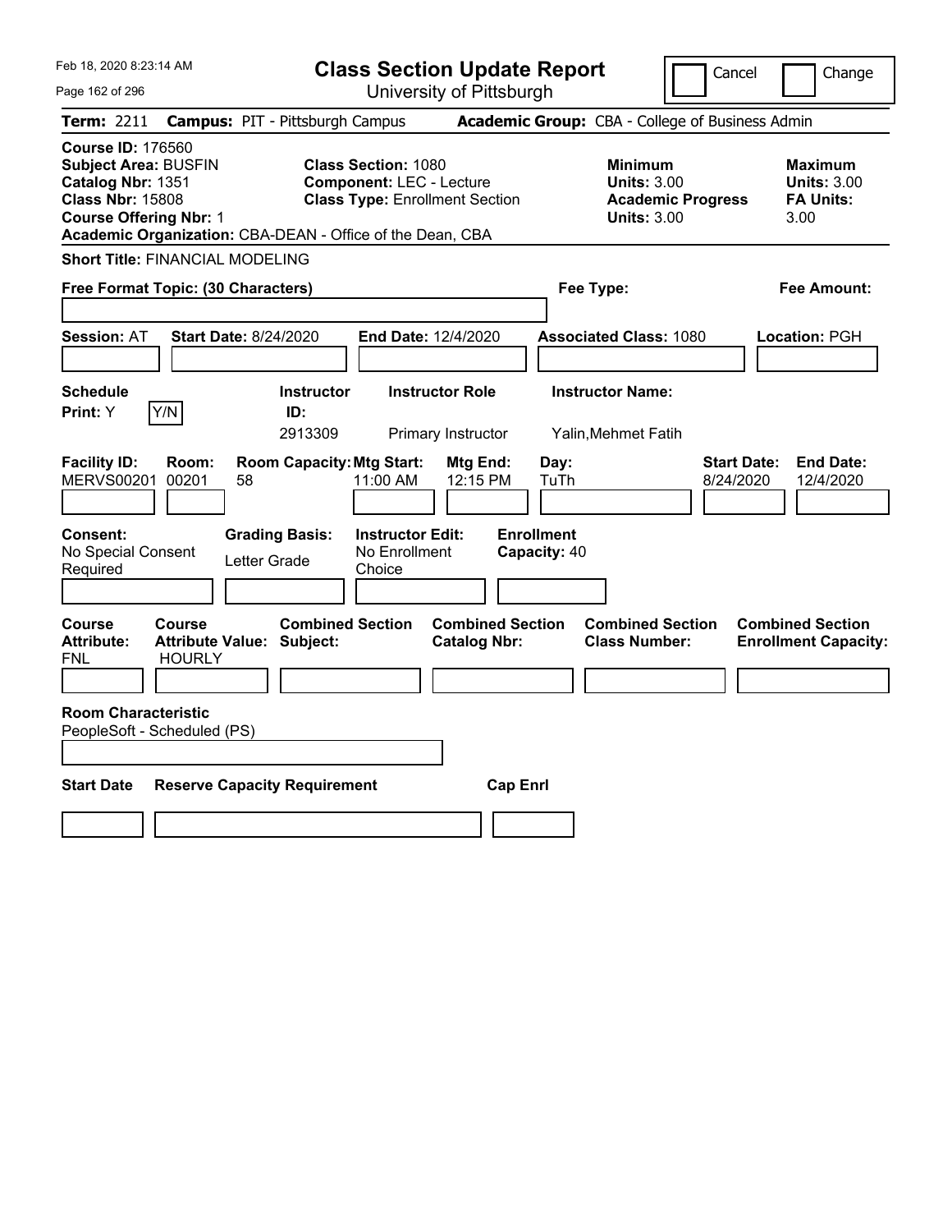# Class Section Update Report

University of Pittsburgh

Feb 18, 2020 8:23:14 AM

Cancel | Change

**Term:** 2211 **Campus:** PIT - Pittsburgh Campus **Academic Group:** CBA - College of Business Admin

**Course ID:** 176560
**Subject Area:** BUSFIN
**Catalog Nbr:** 1351
**Class Nbr:** 15808
**Course Offering Nbr:** 1
**Academic Organization:** CBA-DEAN - Office of the Dean, CBA

**Class Section:** 1080
**Component:** LEC - Lecture
**Class Type:** Enrollment Section

**Minimum Units:** 3.00
**Academic Progress Units:** 3.00

**Maximum Units:** 3.00
**FA Units:** 3.00

**Short Title:** FINANCIAL MODELING

**Free Format Topic: (30 Characters)**

**Fee Type:**

**Fee Amount:**

**Session:** AT **Start Date:** 8/24/2020 **End Date:** 12/4/2020 **Associated Class:** 1080 **Location:** PGH

| Schedule Print | Instructor ID | Instructor Role | Instructor Name |
|---|---|---|---|
| Y (Y/N) | 2913309 | Primary Instructor | Yalin,Mehmet Fatih |

| Facility ID | Room | Room Capacity | Mtg Start | Mtg End | Day | Start Date | End Date |
|---|---|---|---|---|---|---|---|
| MERVS00201 | 00201 | 58 | 11:00 AM | 12:15 PM | TuTh | 8/24/2020 | 12/4/2020 |

| Consent | Grading Basis | Instructor Edit | Enrollment Capacity |
|---|---|---|---|
| No Special Consent Required | Letter Grade | No Enrollment Choice | 40 |

| Course Attribute | Course Attribute Value | Combined Section Subject | Combined Section Catalog Nbr | Combined Section Class Number | Combined Section Enrollment Capacity |
|---|---|---|---|---|---|
| FNL | HOURLY | | | | |

**Room Characteristic**
PeopleSoft - Scheduled (PS)

| Start Date | Reserve Capacity Requirement | Cap Enrl |
|---|---|---|
| | | |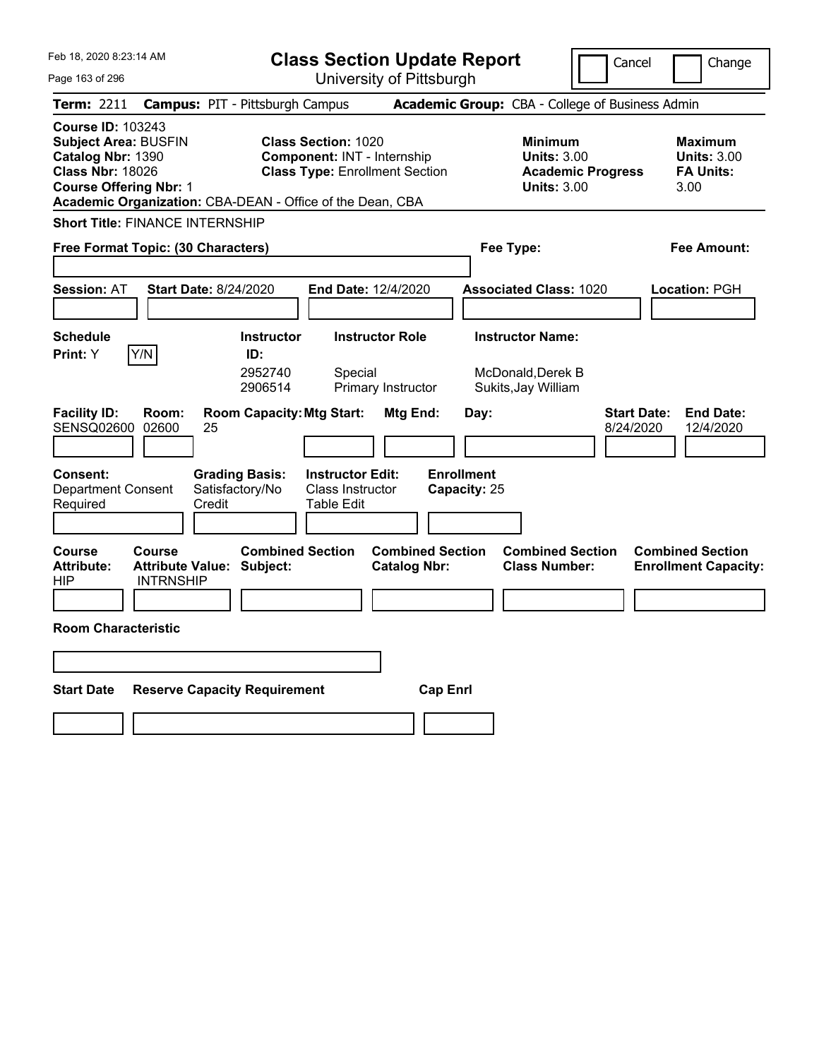Feb 18, 2020 8:23:14 AM

# Class Section Update Report

University of Pittsburgh

Cancel / Change

**Term:** 2211 **Campus:** PIT - Pittsburgh Campus **Academic Group:** CBA - College of Business Admin

**Course ID:** 103243
**Subject Area:** BUSFIN
**Catalog Nbr:** 1390
**Class Nbr:** 18026
**Course Offering Nbr:** 1
**Academic Organization:** CBA-DEAN - Office of the Dean, CBA

**Class Section:** 1020
**Component:** INT - Internship
**Class Type:** Enrollment Section

**Minimum Units:** 3.00
**Academic Progress Units:** 3.00

**Maximum Units:** 3.00
**FA Units:** 3.00

**Short Title:** FINANCE INTERNSHIP

**Free Format Topic: (30 Characters)**

**Fee Type:**

**Fee Amount:**

**Session:** AT **Start Date:** 8/24/2020 **End Date:** 12/4/2020 **Associated Class:** 1020 **Location:** PGH

**Schedule Print:** Y Y/N

| Instructor ID: | Instructor Role | Instructor Name: |
|---|---|---|
| 2952740 | Special | McDonald,Derek B |
| 2906514 | Primary Instructor | Sukits,Jay William |

| Facility ID: | Room: | Room Capacity: | Mtg Start: | Mtg End: | Day: | Start Date: | End Date: |
|---|---|---|---|---|---|---|---|
| SENSQ02600 | 02600 | 25 | | | | 8/24/2020 | 12/4/2020 |

**Consent:** Department Consent Required
**Grading Basis:** Satisfactory/No Credit
**Instructor Edit:** Class Instructor Table Edit
**Enrollment Capacity:** 25

| Course Attribute: | Course Attribute Value: | Combined Section Subject: | Combined Section Catalog Nbr: | Combined Section Class Number: | Combined Section Enrollment Capacity: |
|---|---|---|---|---|---|
| HIP | INTRNSHIP | | | | |

**Room Characteristic**

**Start Date** **Reserve Capacity Requirement** **Cap Enrl**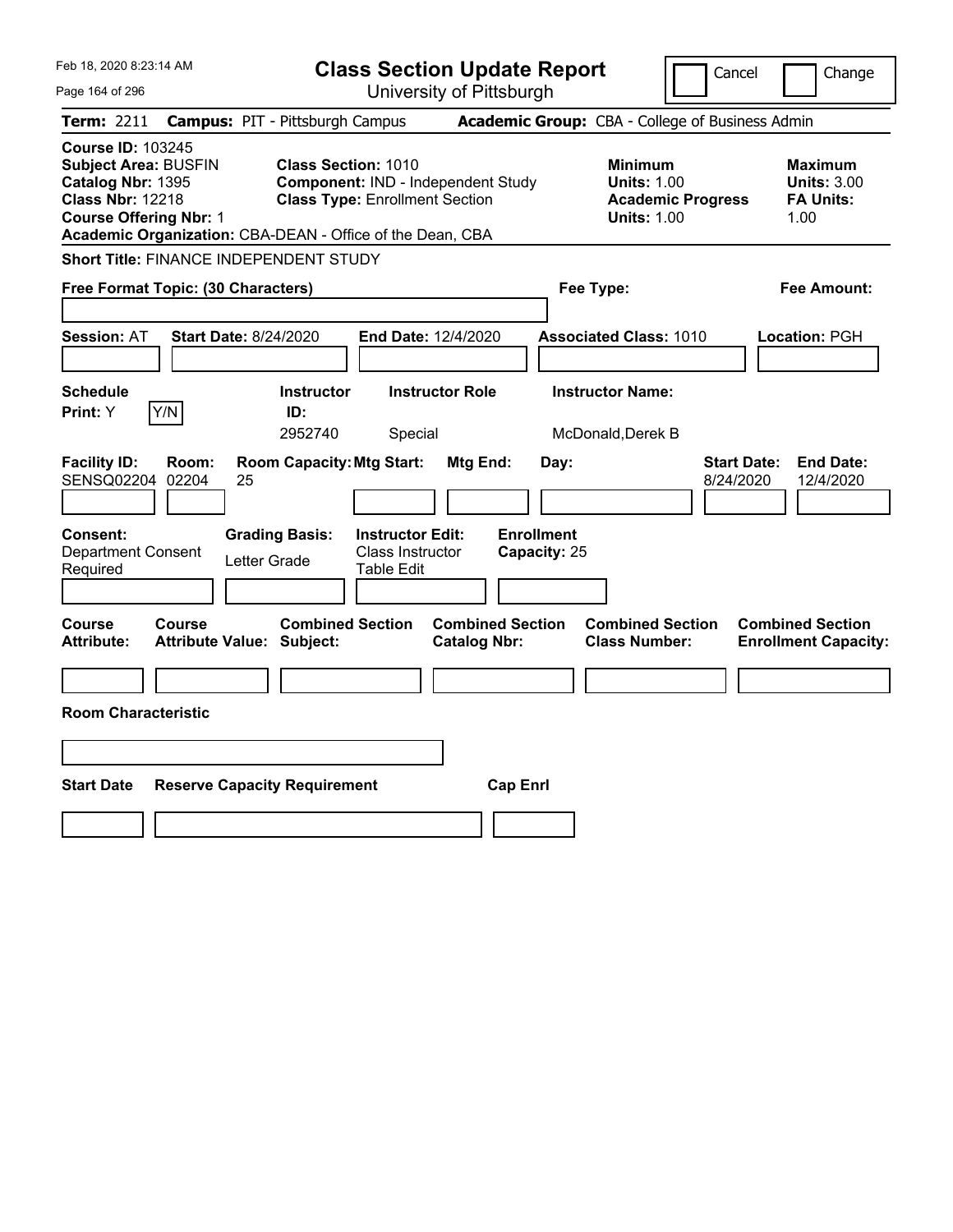Feb 18, 2020 8:23:14 AM

# Class Section Update Report

University of Pittsburgh

Cancel | Change

**Term:** 2211 **Campus:** PIT - Pittsburgh Campus **Academic Group:** CBA - College of Business Admin

**Course ID:** 103245
**Subject Area:** BUSFIN
**Catalog Nbr:** 1395
**Class Nbr:** 12218
**Course Offering Nbr:** 1
**Academic Organization:** CBA-DEAN - Office of the Dean, CBA

**Class Section:** 1010
**Component:** IND - Independent Study
**Class Type:** Enrollment Section

**Minimum**
**Units:** 1.00
**Academic Progress Units:** 1.00

**Maximum**
**Units:** 3.00
**FA Units:** 1.00

**Short Title:** FINANCE INDEPENDENT STUDY

**Free Format Topic: (30 Characters)**

**Fee Type:**

**Fee Amount:**

**Session:** AT **Start Date:** 8/24/2020 **End Date:** 12/4/2020 **Associated Class:** 1010 **Location:** PGH

| Schedule Print: | Instructor ID: | Instructor Role | Instructor Name: |
|---|---|---|---|
| Y (Y/N) | 2952740 | Special | McDonald,Derek B |

| Facility ID: | Room: | Room Capacity: | Mtg Start: | Mtg End: | Day: | Start Date: | End Date: |
|---|---|---|---|---|---|---|---|
| SENSQ02204 | 02204 | 25 | | | | 8/24/2020 | 12/4/2020 |

| Consent: | Grading Basis: | Instructor Edit: | Enrollment Capacity: |
|---|---|---|---|
| Department Consent Required | Letter Grade | Class Instructor Table Edit | 25 |

| Course Attribute: | Course Attribute Value: | Combined Section Subject: | Combined Section Catalog Nbr: | Combined Section Class Number: | Combined Section Enrollment Capacity: |
|---|---|---|---|---|---|
| | | | | | |

**Room Characteristic**

| Start Date | Reserve Capacity Requirement | Cap Enrl |
|---|---|---|
| | | |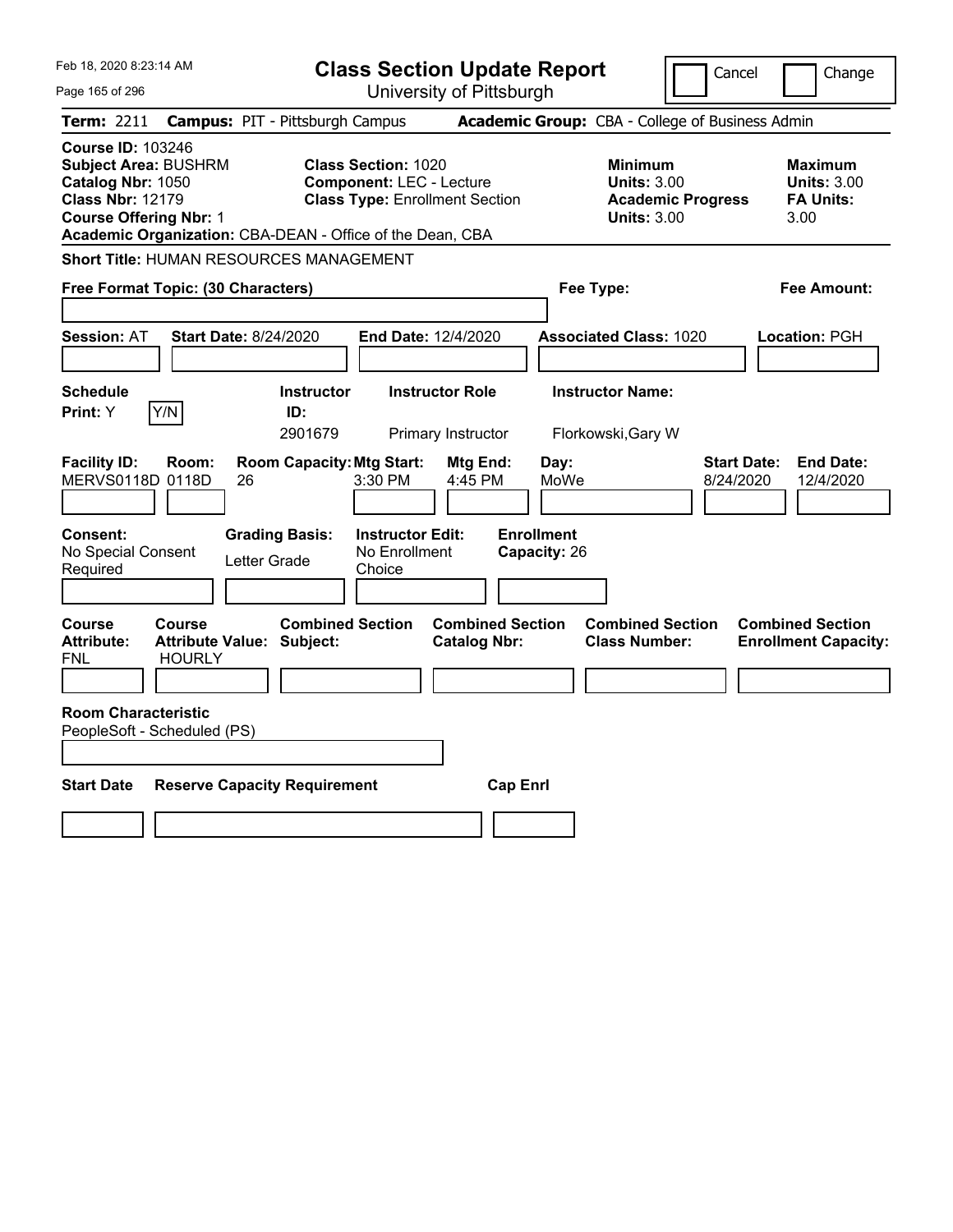# Class Section Update Report

University of Pittsburgh

Cancel | Change

**Term:** 2211 **Campus:** PIT - Pittsburgh Campus **Academic Group:** CBA - College of Business Admin

**Course ID:** 103246
**Subject Area:** BUSHRM
**Catalog Nbr:** 1050
**Class Nbr:** 12179
**Course Offering Nbr:** 1
**Academic Organization:** CBA-DEAN - Office of the Dean, CBA

**Class Section:** 1020
**Component:** LEC - Lecture
**Class Type:** Enrollment Section

**Minimum Units:** 3.00
**Academic Progress Units:** 3.00

**Maximum Units:** 3.00
**FA Units:** 3.00

**Short Title:** HUMAN RESOURCES MANAGEMENT

**Free Format Topic: (30 Characters)**

**Fee Type:**

**Fee Amount:**

**Session:** AT **Start Date:** 8/24/2020 **End Date:** 12/4/2020 **Associated Class:** 1020 **Location:** PGH

| Schedule Print | Instructor ID | Instructor Role | Instructor Name |
|---|---|---|---|
| Y (Y/N) | 2901679 | Primary Instructor | Florkowski,Gary W |

| Facility ID | Room | Room Capacity | Mtg Start | Mtg End | Day | Start Date | End Date |
|---|---|---|---|---|---|---|---|
| MERVS0118D | 0118D | 26 | 3:30 PM | 4:45 PM | MoWe | 8/24/2020 | 12/4/2020 |

**Consent:** No Special Consent Required
**Grading Basis:** Letter Grade
**Instructor Edit:** No Enrollment Choice
**Enrollment Capacity:** 26

| Course Attribute | Course Attribute Value | Combined Section Subject | Combined Section Catalog Nbr | Combined Section Class Number | Combined Section Enrollment Capacity |
|---|---|---|---|---|---|
| FNL | HOURLY | | | | |

**Room Characteristic**
PeopleSoft - Scheduled (PS)

| Start Date | Reserve Capacity Requirement | Cap Enrl |
|---|---|---|
| | | |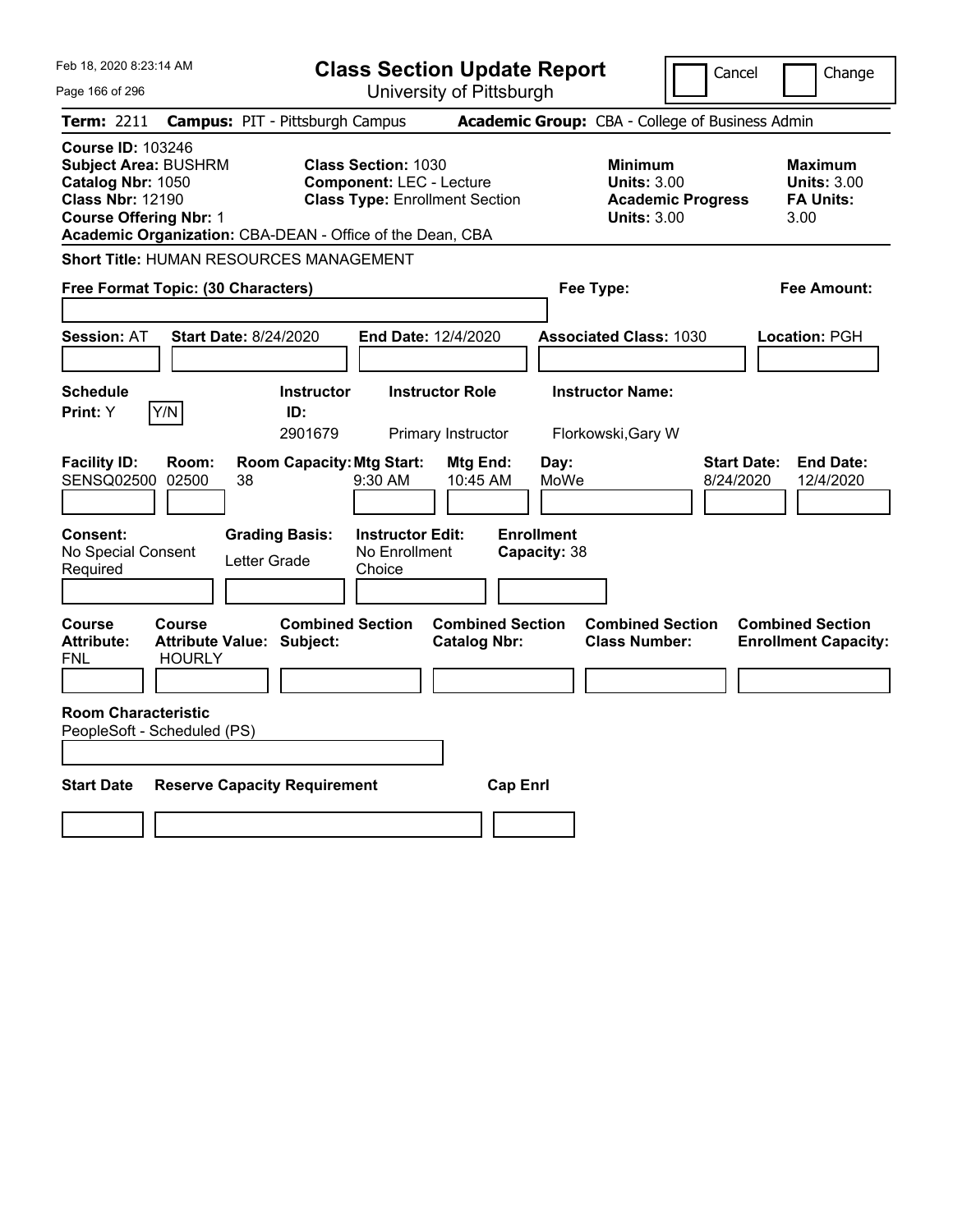# Class Section Update Report

University of Pittsburgh

Cancel | Change

**Term:** 2211 **Campus:** PIT - Pittsburgh Campus **Academic Group:** CBA - College of Business Admin

**Course ID:** 103246
**Subject Area:** BUSHRM
**Catalog Nbr:** 1050
**Class Nbr:** 12190
**Course Offering Nbr:** 1
**Academic Organization:** CBA-DEAN - Office of the Dean, CBA

**Class Section:** 1030
**Component:** LEC - Lecture
**Class Type:** Enrollment Section

**Minimum Units:** 3.00
**Academic Progress Units:** 3.00

**Maximum Units:** 3.00
**FA Units:** 3.00

**Short Title:** HUMAN RESOURCES MANAGEMENT

**Free Format Topic: (30 Characters)**

**Fee Type:**

**Fee Amount:**

**Session:** AT **Start Date:** 8/24/2020 **End Date:** 12/4/2020 **Associated Class:** 1030 **Location:** PGH

| Schedule Print | Instructor ID | Instructor Role | Instructor Name |
|---|---|---|---|
| Y (Y/N) | 2901679 | Primary Instructor | Florkowski,Gary W |

| Facility ID | Room | Room Capacity | Mtg Start | Mtg End | Day | Start Date | End Date |
|---|---|---|---|---|---|---|---|
| SENSQ02500 | 02500 | 38 | 9:30 AM | 10:45 AM | MoWe | 8/24/2020 | 12/4/2020 |

**Consent:** No Special Consent Required
**Grading Basis:** Letter Grade
**Instructor Edit:** No Enrollment Choice
**Enrollment Capacity:** 38

| Course Attribute | Course Attribute Value | Combined Section Subject | Combined Section Catalog Nbr | Combined Section Class Number | Combined Section Enrollment Capacity |
|---|---|---|---|---|---|
| FNL | HOURLY | | | | |

**Room Characteristic**
PeopleSoft - Scheduled (PS)

| Start Date | Reserve Capacity Requirement | Cap Enrl |
|---|---|---|
| | | |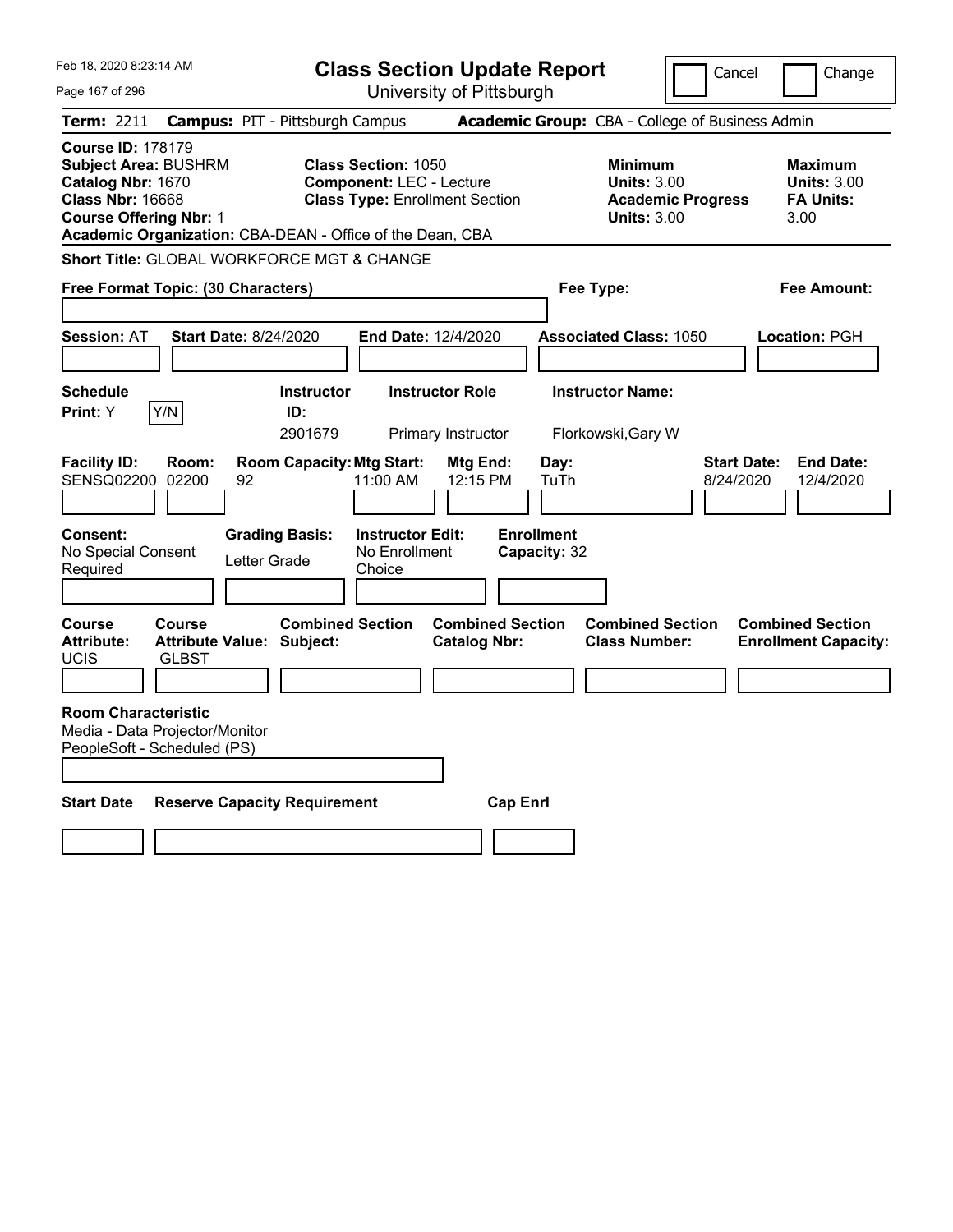# Class Section Update Report

University of Pittsburgh

Feb 18, 2020 8:23:14 AM

Cancel | Change

**Term:** 2211 **Campus:** PIT - Pittsburgh Campus **Academic Group:** CBA - College of Business Admin

**Course ID:** 178179
**Subject Area:** BUSHRM
**Catalog Nbr:** 1670
**Class Nbr:** 16668
**Course Offering Nbr:** 1
**Academic Organization:** CBA-DEAN - Office of the Dean, CBA

**Class Section:** 1050
**Component:** LEC - Lecture
**Class Type:** Enrollment Section

**Minimum**
**Units:** 3.00
**Academic Progress Units:** 3.00

**Maximum**
**Units:** 3.00
**FA Units:** 3.00

**Short Title:** GLOBAL WORKFORCE MGT & CHANGE

**Free Format Topic: (30 Characters)**

**Fee Type:**

**Fee Amount:**

**Session:** AT **Start Date:** 8/24/2020 **End Date:** 12/4/2020 **Associated Class:** 1050 **Location:** PGH

| Schedule Print: | Instructor ID: | Instructor Role | Instructor Name: |
|---|---|---|---|
| Y (Y/N) | 2901679 | Primary Instructor | Florkowski,Gary W |

| Facility ID: | Room: | Room Capacity: | Mtg Start: | Mtg End: | Day: | Start Date: | End Date: |
|---|---|---|---|---|---|---|---|
| SENSQ02200 | 02200 | 92 | 11:00 AM | 12:15 PM | TuTh | 8/24/2020 | 12/4/2020 |

| Consent: | Grading Basis: | Instructor Edit: | Enrollment Capacity: |
|---|---|---|---|
| No Special Consent Required | Letter Grade | No Enrollment Choice | 32 |

| Course Attribute: | Course Attribute Value: | Combined Section Subject: | Combined Section Catalog Nbr: | Combined Section Class Number: | Combined Section Enrollment Capacity: |
|---|---|---|---|---|---|
| UCIS | GLBST | | | | |

**Room Characteristic**
Media - Data Projector/Monitor
PeopleSoft - Scheduled (PS)

| Start Date | Reserve Capacity Requirement | Cap Enrl |
|---|---|---|
| | | |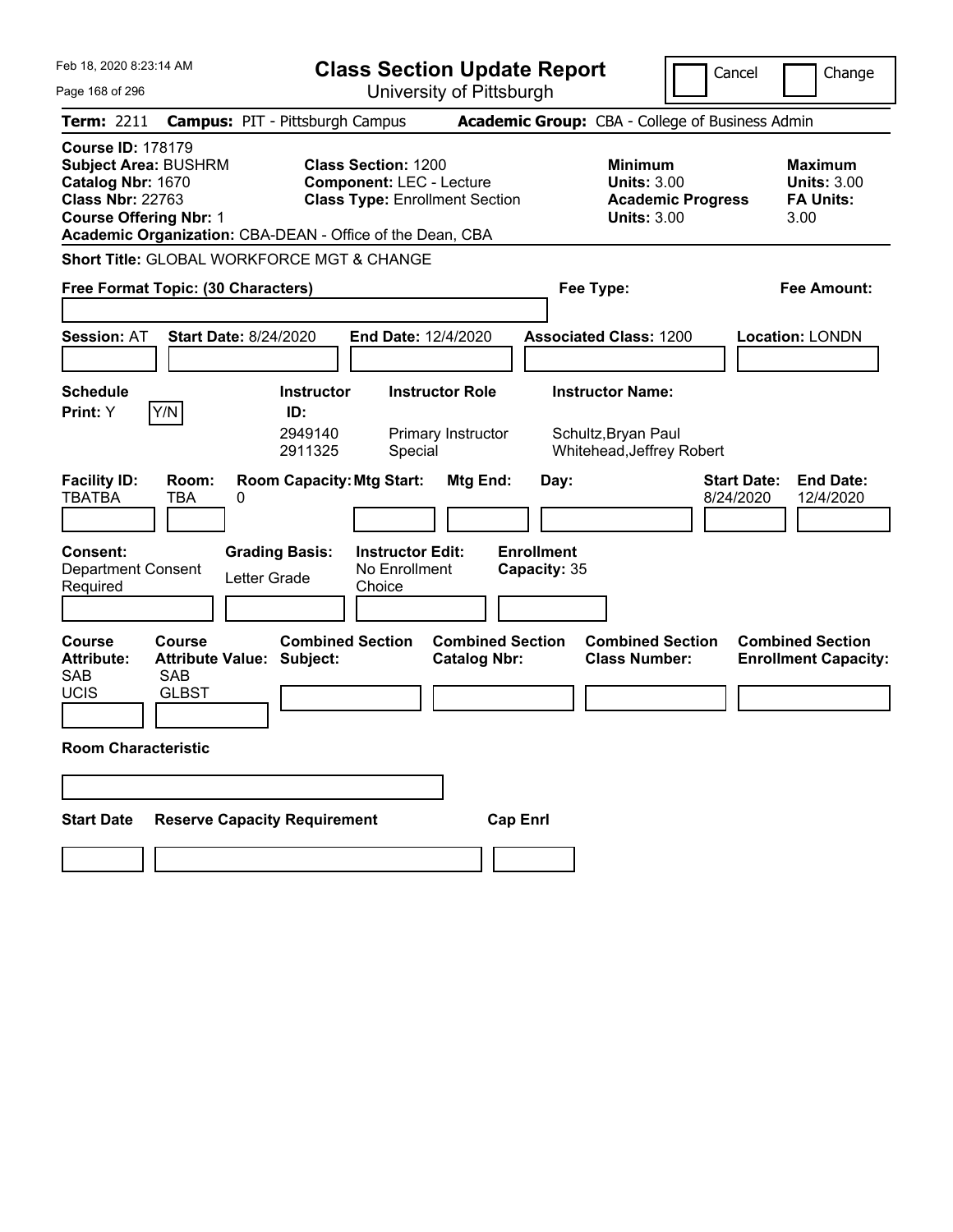# Class Section Update Report

University of Pittsburgh

Cancel Change

**Term:** 2211 **Campus:** PIT - Pittsburgh Campus **Academic Group:** CBA - College of Business Admin

**Course ID:** 178179
**Subject Area:** BUSHRM
**Catalog Nbr:** 1670
**Class Nbr:** 22763
**Course Offering Nbr:** 1
**Academic Organization:** CBA-DEAN - Office of the Dean, CBA

**Class Section:** 1200
**Component:** LEC - Lecture
**Class Type:** Enrollment Section

**Minimum Units:** 3.00
**Academic Progress Units:** 3.00

**Maximum Units:** 3.00
**FA Units:** 3.00

**Short Title:** GLOBAL WORKFORCE MGT & CHANGE

**Free Format Topic: (30 Characters)**

**Fee Type:**

**Fee Amount:**

**Session:** AT **Start Date:** 8/24/2020 **End Date:** 12/4/2020 **Associated Class:** 1200 **Location:** LONDN

**Schedule Print:** Y Y/N

| Instructor ID: | Instructor Role | Instructor Name: |
|---|---|---|
| 2949140 | Primary Instructor | Schultz,Bryan Paul |
| 2911325 | Special | Whitehead,Jeffrey Robert |

| Facility ID: | Room: | Room Capacity: | Mtg Start: | Mtg End: | Day: | Start Date: | End Date: |
|---|---|---|---|---|---|---|---|
| TBATBA | TBA | 0 | | | | 8/24/2020 | 12/4/2020 |

**Consent:** Department Consent Required

**Grading Basis:** Letter Grade

**Instructor Edit:** No Enrollment Choice

**Enrollment Capacity:** 35

| Course Attribute: | Course Attribute Value: | Combined Section Subject: | Combined Section Catalog Nbr: | Combined Section Class Number: | Combined Section Enrollment Capacity: |
|---|---|---|---|---|---|
| SAB | SAB | | | | |
| UCIS | GLBST | | | | |

**Room Characteristic**

**Start Date** **Reserve Capacity Requirement** **Cap Enrl**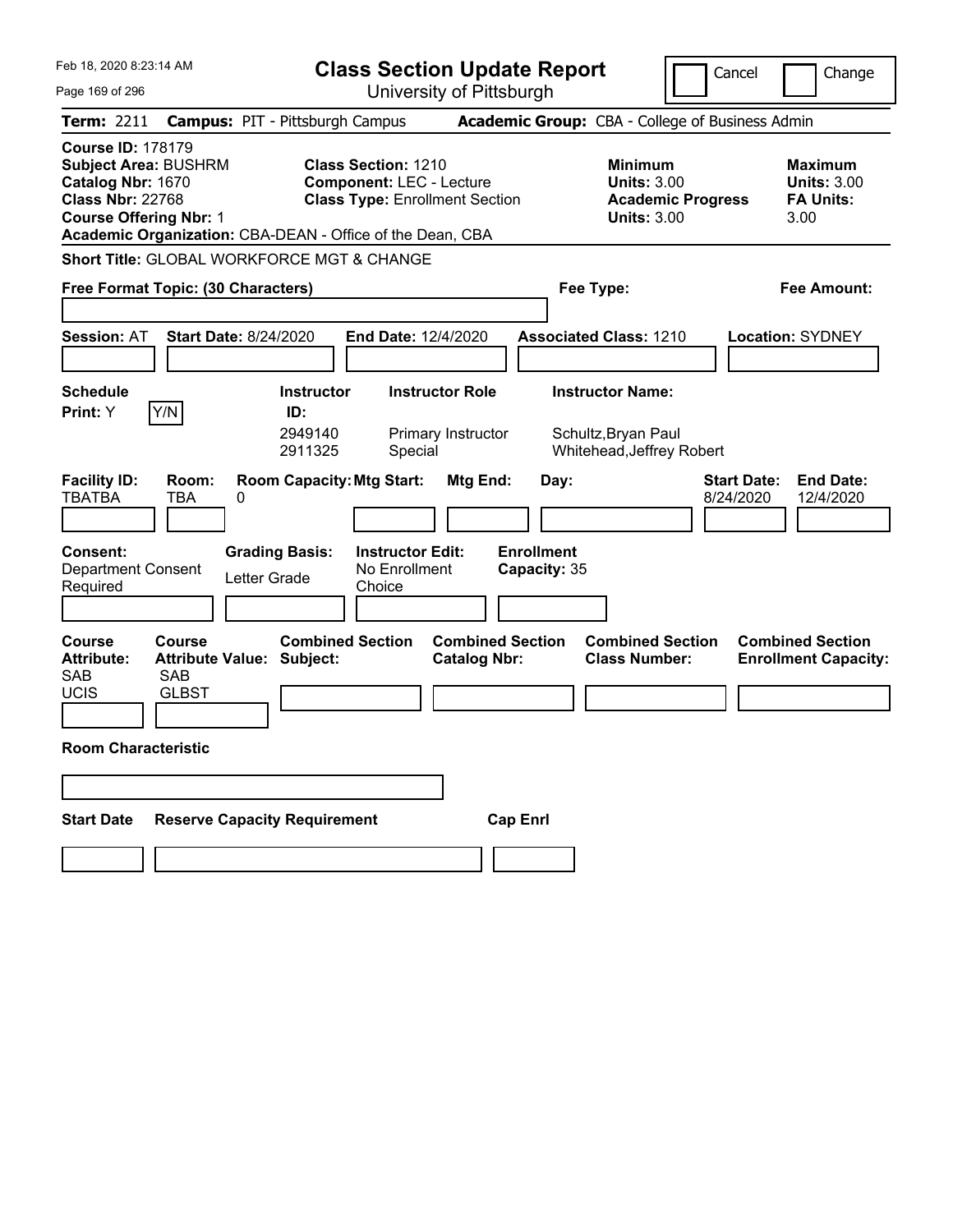Feb 18, 2020 8:23:14 AM

# Class Section Update Report

University of Pittsburgh

Cancel | Change

**Term:** 2211 **Campus:** PIT - Pittsburgh Campus **Academic Group:** CBA - College of Business Admin

**Course ID:** 178179
**Subject Area:** BUSHRM
**Catalog Nbr:** 1670
**Class Nbr:** 22768
**Course Offering Nbr:** 1
**Academic Organization:** CBA-DEAN - Office of the Dean, CBA

**Class Section:** 1210
**Component:** LEC - Lecture
**Class Type:** Enrollment Section

**Minimum**
**Units:** 3.00
**Academic Progress Units:** 3.00

**Maximum**
**Units:** 3.00
**FA Units:** 3.00

**Short Title:** GLOBAL WORKFORCE MGT & CHANGE

**Free Format Topic: (30 Characters)**

**Fee Type:**

**Fee Amount:**

**Session:** AT **Start Date:** 8/24/2020 **End Date:** 12/4/2020 **Associated Class:** 1210 **Location:** SYDNEY

**Schedule Print:** Y Y/N

| Instructor ID: | Instructor Role | Instructor Name: |
|---|---|---|
| 2949140 | Primary Instructor | Schultz,Bryan Paul |
| 2911325 | Special | Whitehead,Jeffrey Robert |

| Facility ID: | Room: | Room Capacity: | Mtg Start: | Mtg End: | Day: | Start Date: | End Date: |
|---|---|---|---|---|---|---|---|
| TBATBA | TBA | 0 | | | | 8/24/2020 | 12/4/2020 |

**Consent:** Department Consent Required
**Grading Basis:** Letter Grade
**Instructor Edit:** No Enrollment Choice
**Enrollment Capacity:** 35

| Course Attribute: | Course Attribute Value: | Combined Section Subject: | Combined Section Catalog Nbr: | Combined Section Class Number: | Combined Section Enrollment Capacity: |
|---|---|---|---|---|---|
| SAB | SAB | | | | |
| UCIS | GLBST | | | | |

**Room Characteristic**

**Start Date** **Reserve Capacity Requirement** **Cap Enrl**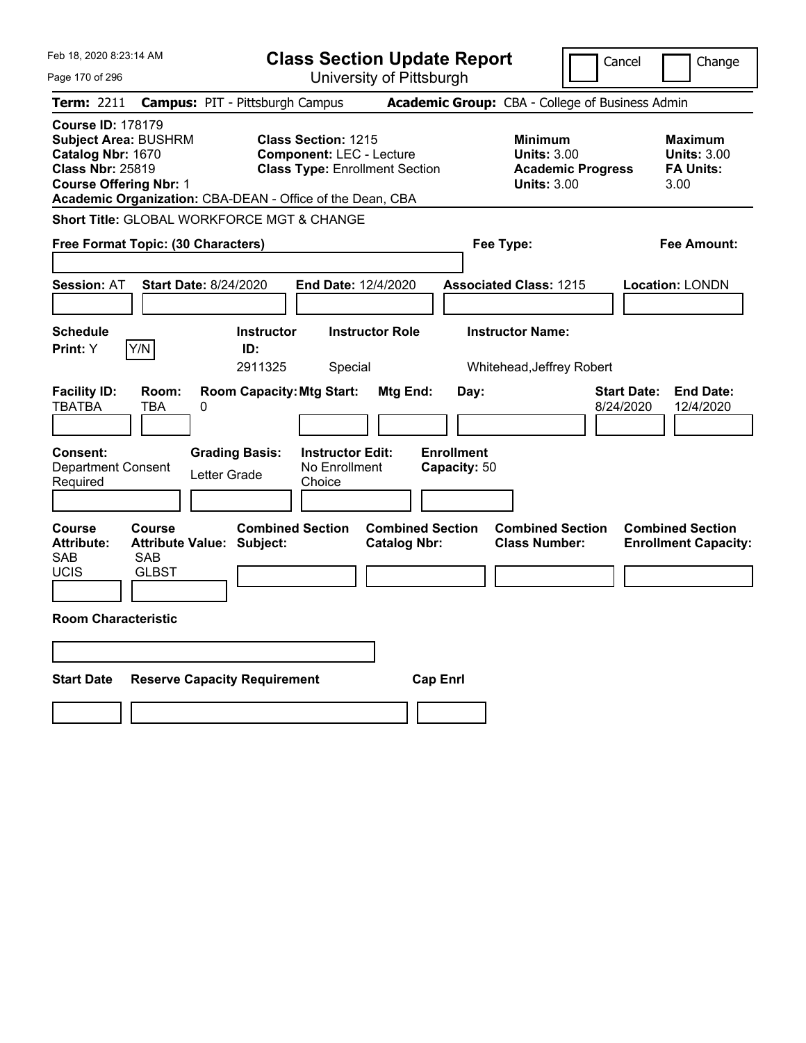Feb 18, 2020 8:23:14 AM

# Class Section Update Report

University of Pittsburgh

Cancel  Change

**Term:** 2211 **Campus:** PIT - Pittsburgh Campus **Academic Group:** CBA - College of Business Admin

**Course ID:** 178179
**Subject Area:** BUSHRM
**Catalog Nbr:** 1670
**Class Nbr:** 25819
**Course Offering Nbr:** 1
**Academic Organization:** CBA-DEAN - Office of the Dean, CBA

**Class Section:** 1215
**Component:** LEC - Lecture
**Class Type:** Enrollment Section

**Minimum Units:** 3.00
**Academic Progress Units:** 3.00

**Maximum Units:** 3.00
**FA Units:** 3.00

**Short Title:** GLOBAL WORKFORCE MGT & CHANGE

**Free Format Topic: (30 Characters)**

**Fee Type:**

**Fee Amount:**

**Session:** AT **Start Date:** 8/24/2020 **End Date:** 12/4/2020 **Associated Class:** 1215 **Location:** LONDN

| Schedule Print | Instructor ID | Instructor Role | Instructor Name |
|---|---|---|---|
| Y (Y/N) | 2911325 | Special | Whitehead,Jeffrey Robert |

| Facility ID | Room | Room Capacity | Mtg Start | Mtg End | Day | Start Date | End Date |
|---|---|---|---|---|---|---|---|
| TBATBA | TBA | 0 | | | | 8/24/2020 | 12/4/2020 |

| Consent | Grading Basis | Instructor Edit | Enrollment Capacity |
|---|---|---|---|
| Department Consent Required | Letter Grade | No Enrollment Choice | 50 |

| Course Attribute | Course Attribute Value | Combined Section Subject | Combined Section Catalog Nbr | Combined Section Class Number | Combined Section Enrollment Capacity |
|---|---|---|---|---|---|
| SAB | SAB | | | | |
| UCIS | GLBST | | | | |

**Room Characteristic**

| Start Date | Reserve Capacity Requirement | Cap Enrl |
|---|---|---|
| | | |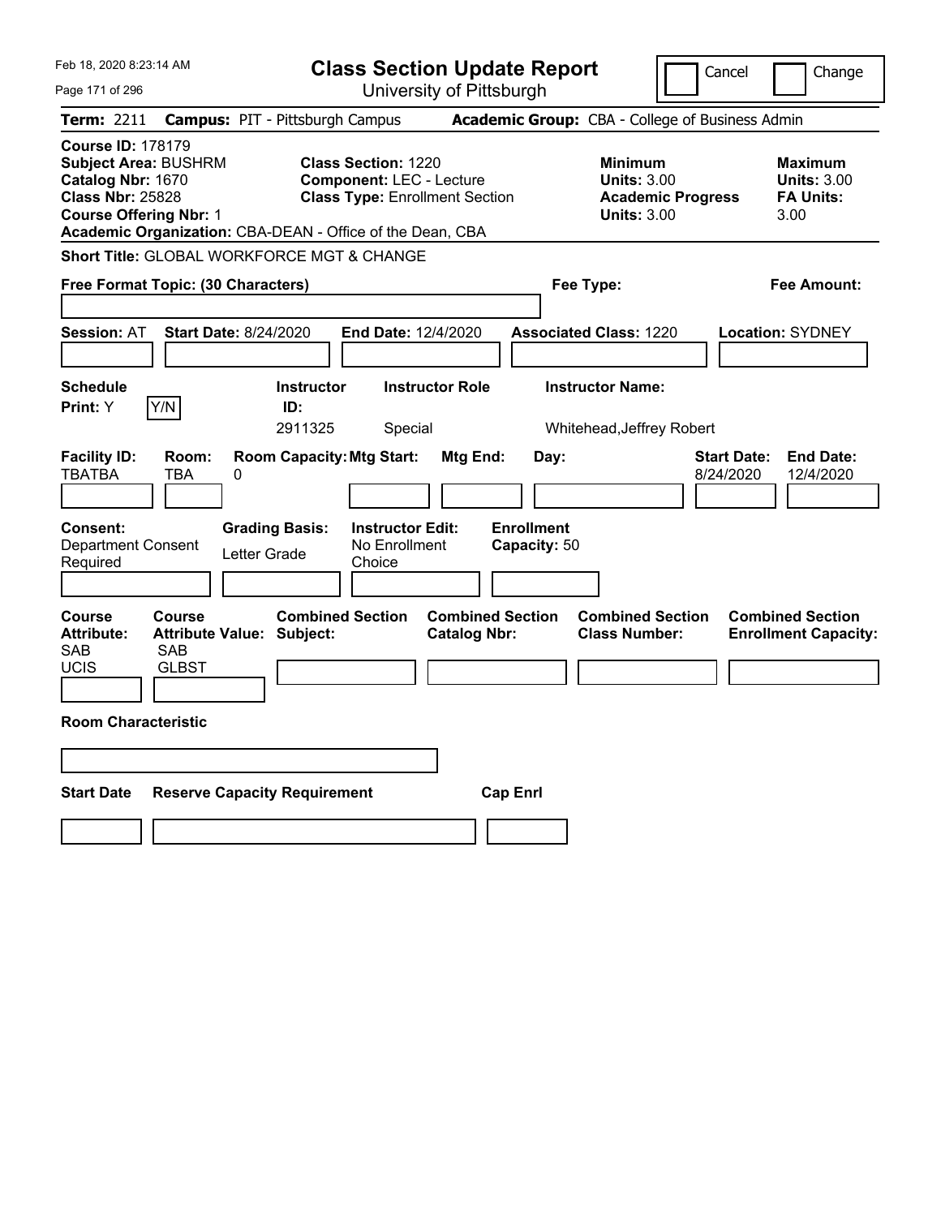Feb 18, 2020 8:23:14 AM

# Class Section Update Report

University of Pittsburgh

Cancel | Change

**Term:** 2211 **Campus:** PIT - Pittsburgh Campus **Academic Group:** CBA - College of Business Admin

**Course ID:** 178179
**Subject Area:** BUSHRM
**Catalog Nbr:** 1670
**Class Nbr:** 25828
**Course Offering Nbr:** 1

**Class Section:** 1220
**Component:** LEC - Lecture
**Class Type:** Enrollment Section

**Minimum Units:** 3.00
**Academic Progress Units:** 3.00

**Maximum Units:** 3.00
**FA Units:** 3.00

**Academic Organization:** CBA-DEAN - Office of the Dean, CBA

**Short Title:** GLOBAL WORKFORCE MGT & CHANGE

**Free Format Topic: (30 Characters)**

**Fee Type:**

**Fee Amount:**

**Session:** AT **Start Date:** 8/24/2020 **End Date:** 12/4/2020 **Associated Class:** 1220 **Location:** SYDNEY

| Schedule Print | Instructor ID | Instructor Role | Instructor Name |
|---|---|---|---|
| Y | 2911325 | Special | Whitehead,Jeffrey Robert |

| Facility ID | Room | Room Capacity | Mtg Start | Mtg End | Day | Start Date | End Date |
|---|---|---|---|---|---|---|---|
| TBATBA | TBA | 0 | | | | 8/24/2020 | 12/4/2020 |

**Consent:** Department Consent Required
**Grading Basis:** Letter Grade
**Instructor Edit:** No Enrollment Choice
**Enrollment Capacity:** 50

| Course Attribute | Course Attribute Value | Combined Section Subject | Combined Section Catalog Nbr | Combined Section Class Number | Combined Section Enrollment Capacity |
|---|---|---|---|---|---|
| SAB | SAB | | | | |
| UCIS | GLBST | | | | |

**Room Characteristic**

| Start Date | Reserve Capacity Requirement | Cap Enrl |
|---|---|---|
| | | |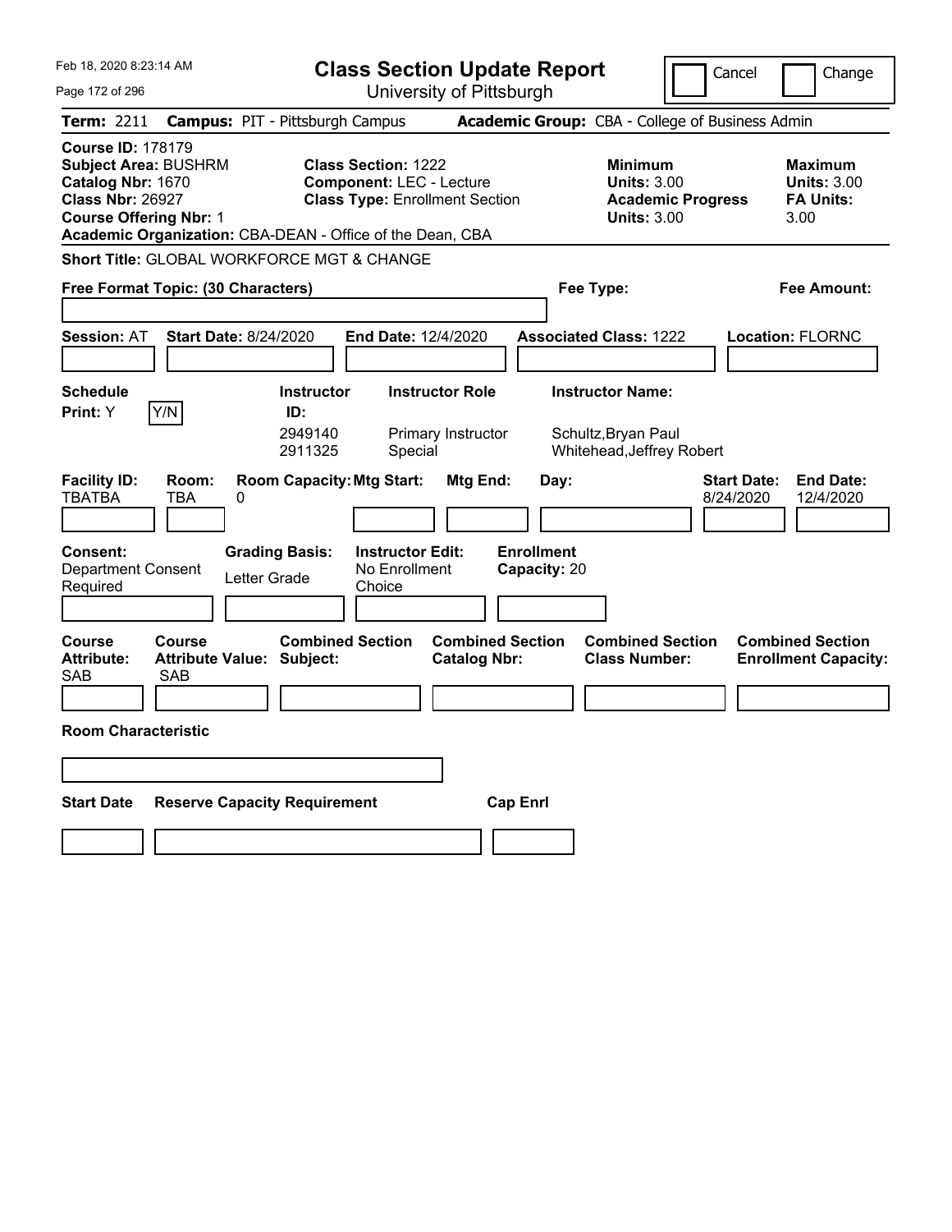# Class Section Update Report

University of Pittsburgh

Cancel | Change

**Term:** 2211 **Campus:** PIT - Pittsburgh Campus **Academic Group:** CBA - College of Business Admin

**Course ID:** 178179
**Subject Area:** BUSHRM
**Catalog Nbr:** 1670
**Class Nbr:** 26927
**Course Offering Nbr:** 1
**Academic Organization:** CBA-DEAN - Office of the Dean, CBA

**Class Section:** 1222
**Component:** LEC - Lecture
**Class Type:** Enrollment Section

**Minimum Units:** 3.00
**Academic Progress Units:** 3.00

**Maximum Units:** 3.00
**FA Units:** 3.00

**Short Title:** GLOBAL WORKFORCE MGT & CHANGE

**Free Format Topic: (30 Characters)**

**Fee Type:**

**Fee Amount:**

**Session:** AT **Start Date:** 8/24/2020 **End Date:** 12/4/2020 **Associated Class:** 1222 **Location:** FLORNC

**Schedule Print:** Y [Y/N]

| Instructor ID: | Instructor Role | Instructor Name: |
|---|---|---|
| 2949140 | Primary Instructor | Schultz,Bryan Paul |
| 2911325 | Special | Whitehead,Jeffrey Robert |

| Facility ID: | Room: | Room Capacity: | Mtg Start: | Mtg End: | Day: | Start Date: | End Date: |
|---|---|---|---|---|---|---|---|
| TBATBA | TBA | 0 | | | | 8/24/2020 | 12/4/2020 |

**Consent:** Department Consent Required
**Grading Basis:** Letter Grade
**Instructor Edit:** No Enrollment Choice
**Enrollment Capacity:** 20

| Course Attribute: | Course Attribute Value: | Combined Section Subject: | Combined Section Catalog Nbr: | Combined Section Class Number: | Combined Section Enrollment Capacity: |
|---|---|---|---|---|---|
| SAB | SAB | | | | |

**Room Characteristic**

| Start Date | Reserve Capacity Requirement | Cap Enrl |
|---|---|---|
| | | |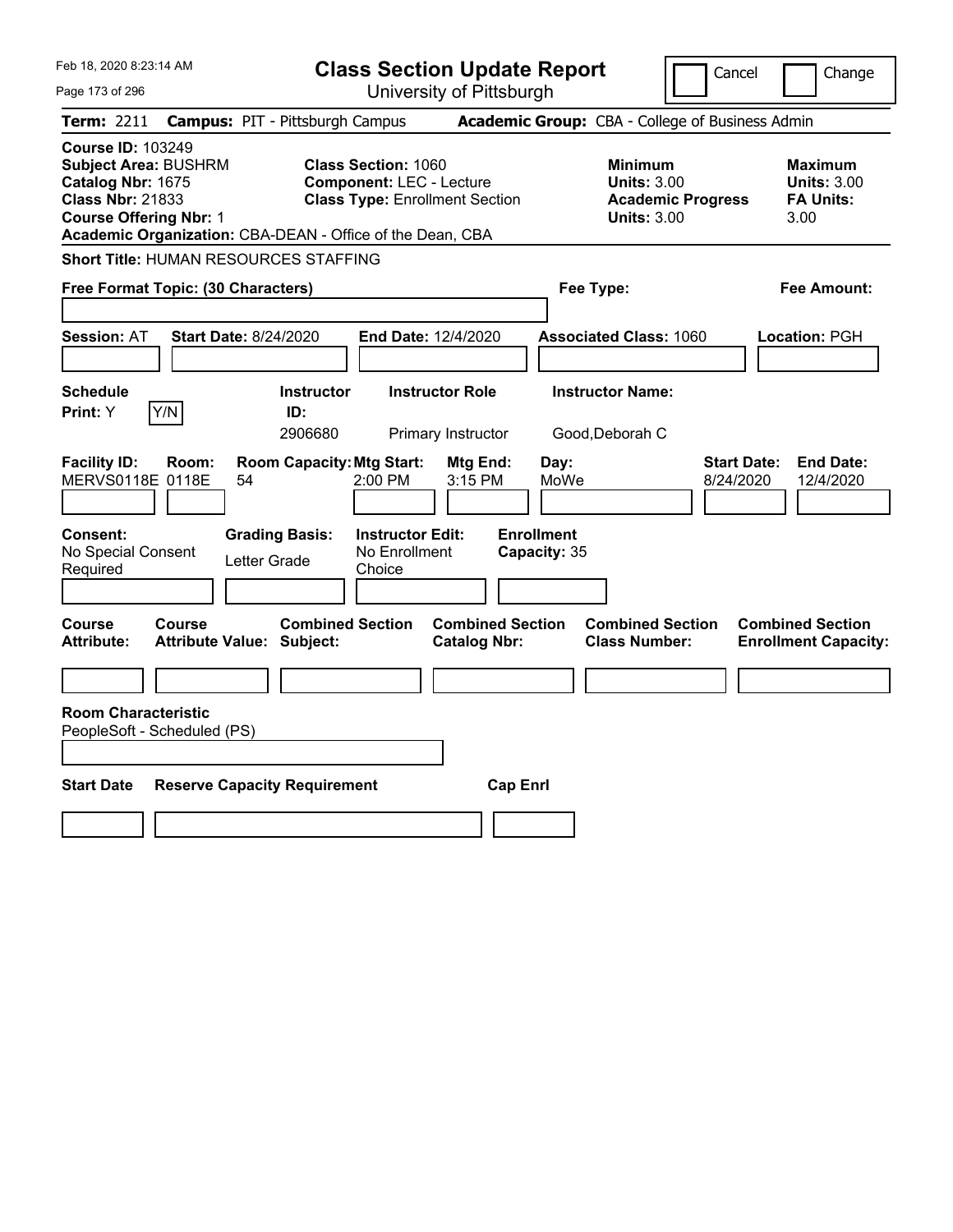Feb 18, 2020 8:23:14 AM

# Class Section Update Report

University of Pittsburgh

Cancel | Change

**Term:** 2211 **Campus:** PIT - Pittsburgh Campus **Academic Group:** CBA - College of Business Admin

**Course ID:** 103249
**Subject Area:** BUSHRM
**Catalog Nbr:** 1675
**Class Nbr:** 21833
**Course Offering Nbr:** 1
**Academic Organization:** CBA-DEAN - Office of the Dean, CBA

**Class Section:** 1060
**Component:** LEC - Lecture
**Class Type:** Enrollment Section

**Minimum Units:** 3.00
**Academic Progress Units:** 3.00

**Maximum Units:** 3.00
**FA Units:** 3.00

**Short Title:** HUMAN RESOURCES STAFFING

**Free Format Topic: (30 Characters)**

**Fee Type:**

**Fee Amount:**

**Session:** AT **Start Date:** 8/24/2020 **End Date:** 12/4/2020 **Associated Class:** 1060 **Location:** PGH

| Schedule Print: | Y/N | Instructor ID: | Instructor Role | Instructor Name: |
|---|---|---|---|---|
| Y | | 2906680 | Primary Instructor | Good,Deborah C |

| Facility ID: | Room: | Room Capacity: | Mtg Start: | Mtg End: | Day: | Start Date: | End Date: |
|---|---|---|---|---|---|---|---|
| MERVS0118E | 0118E | 54 | 2:00 PM | 3:15 PM | MoWe | 8/24/2020 | 12/4/2020 |

| Consent: | Grading Basis: | Instructor Edit: | Enrollment Capacity: |
|---|---|---|---|
| No Special Consent Required | Letter Grade | No Enrollment Choice | 35 |

| Course Attribute: | Course Attribute Value: | Combined Section Subject: | Combined Section Catalog Nbr: | Combined Section Class Number: | Combined Section Enrollment Capacity: |
|---|---|---|---|---|---|
| | | | | | |

**Room Characteristic**
PeopleSoft - Scheduled (PS)

| Start Date | Reserve Capacity Requirement | Cap Enrl |
|---|---|---|
| | | |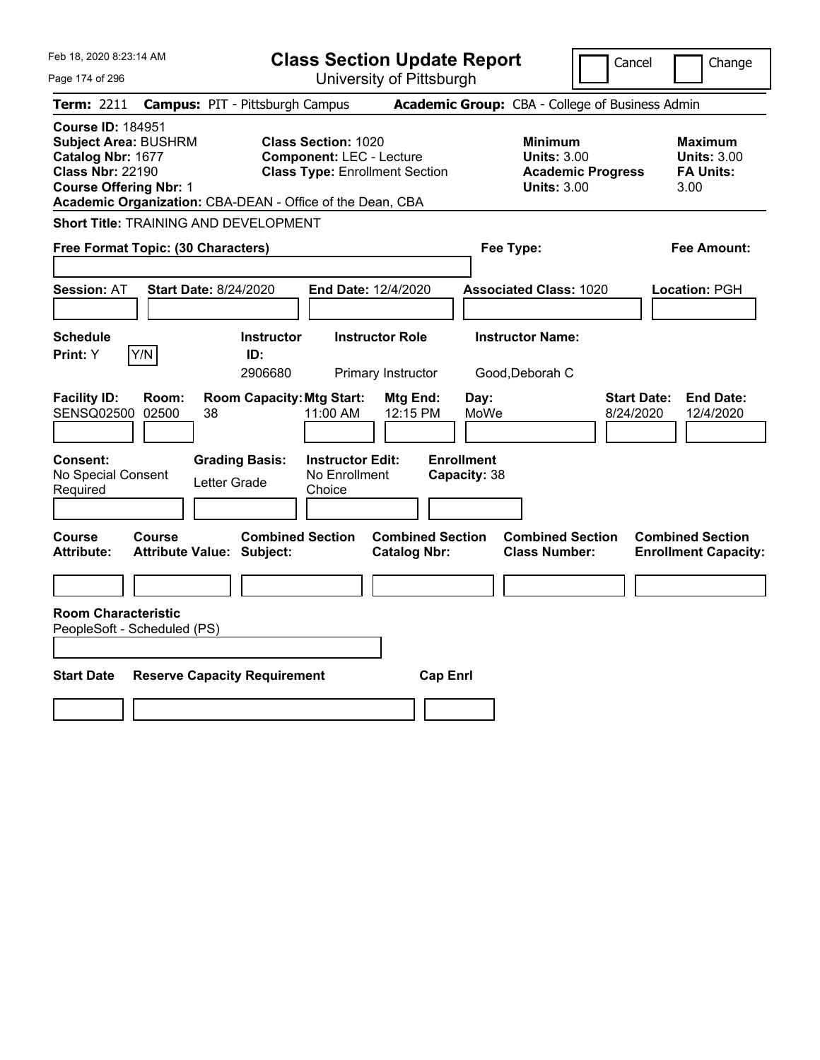# Class Section Update Report

University of Pittsburgh

Cancel | Change

**Term:** 2211 **Campus:** PIT - Pittsburgh Campus **Academic Group:** CBA - College of Business Admin

**Course ID:** 184951
**Subject Area:** BUSHRM
**Catalog Nbr:** 1677
**Class Nbr:** 22190
**Course Offering Nbr:** 1

**Class Section:** 1020
**Component:** LEC - Lecture
**Class Type:** Enrollment Section

**Minimum Units:** 3.00
**Academic Progress Units:** 3.00

**Maximum Units:** 3.00
**FA Units:** 3.00

**Academic Organization:** CBA-DEAN - Office of the Dean, CBA

**Short Title:** TRAINING AND DEVELOPMENT

**Free Format Topic: (30 Characters)**

**Fee Type:**

**Fee Amount:**

**Session:** AT **Start Date:** 8/24/2020 **End Date:** 12/4/2020 **Associated Class:** 1020 **Location:** PGH

| Schedule Print | Instructor ID | Instructor Role | Instructor Name |
|---|---|---|---|
| Y | 2906680 | Primary Instructor | Good,Deborah C |

| Facility ID | Room | Room Capacity | Mtg Start | Mtg End | Day | Start Date | End Date |
|---|---|---|---|---|---|---|---|
| SENSQ02500 | 02500 | 38 | 11:00 AM | 12:15 PM | MoWe | 8/24/2020 | 12/4/2020 |

**Consent:** No Special Consent Required
**Grading Basis:** Letter Grade
**Instructor Edit:** No Enrollment Choice
**Enrollment Capacity:** 38

| Course Attribute | Course Attribute Value | Combined Section Subject | Combined Section Catalog Nbr | Combined Section Class Number | Combined Section Enrollment Capacity |
|---|---|---|---|---|---|
| | | | | | |

**Room Characteristic**
PeopleSoft - Scheduled (PS)

| Start Date | Reserve Capacity Requirement | Cap Enrl |
|---|---|---|
| | | |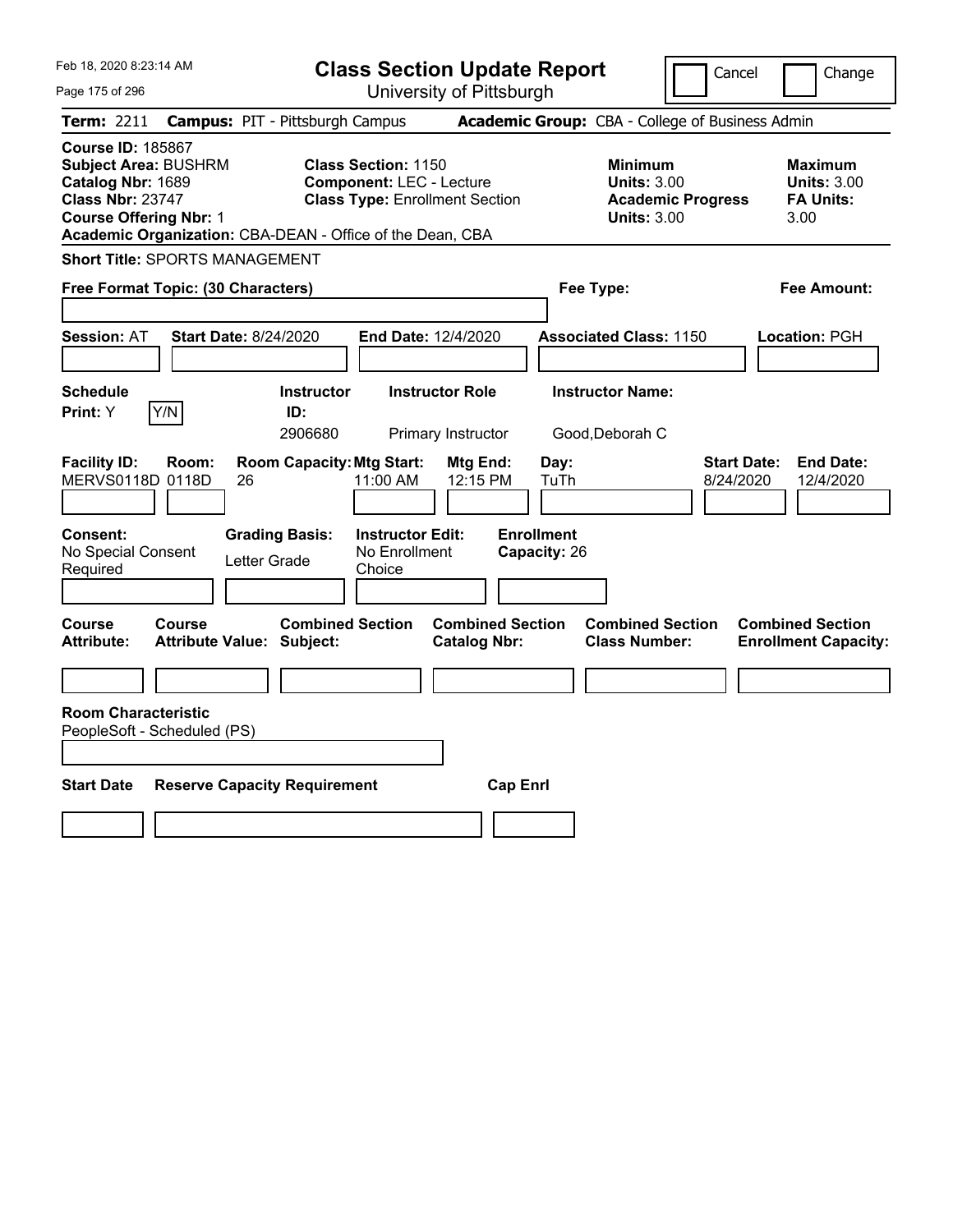# Class Section Update Report

University of Pittsburgh

Cancel | Change

**Term:** 2211 **Campus:** PIT - Pittsburgh Campus **Academic Group:** CBA - College of Business Admin

**Course ID:** 185867
**Subject Area:** BUSHRM
**Catalog Nbr:** 1689
**Class Nbr:** 23747
**Course Offering Nbr:** 1
**Academic Organization:** CBA-DEAN - Office of the Dean, CBA

**Class Section:** 1150
**Component:** LEC - Lecture
**Class Type:** Enrollment Section

**Minimum Units:** 3.00
**Academic Progress Units:** 3.00

**Maximum Units:** 3.00
**FA Units:** 3.00

**Short Title:** SPORTS MANAGEMENT

**Free Format Topic: (30 Characters)**

**Fee Type:**

**Fee Amount:**

**Session:** AT **Start Date:** 8/24/2020 **End Date:** 12/4/2020 **Associated Class:** 1150 **Location:** PGH

| Schedule Print | Instructor ID | Instructor Role | Instructor Name |
|---|---|---|---|
| Y (Y/N) | 2906680 | Primary Instructor | Good,Deborah C |

| Facility ID | Room | Room Capacity | Mtg Start | Mtg End | Day | Start Date | End Date |
|---|---|---|---|---|---|---|---|
| MERVS0118D | 0118D | 26 | 11:00 AM | 12:15 PM | TuTh | 8/24/2020 | 12/4/2020 |

**Consent:** No Special Consent Required
**Grading Basis:** Letter Grade
**Instructor Edit:** No Enrollment Choice
**Enrollment Capacity:** 26

| Course Attribute | Course Attribute Value | Combined Section Subject | Combined Section Catalog Nbr | Combined Section Class Number | Combined Section Enrollment Capacity |
|---|---|---|---|---|---|
| | | | | | |

**Room Characteristic**
PeopleSoft - Scheduled (PS)

| Start Date | Reserve Capacity Requirement | Cap Enrl |
|---|---|---|
| | | |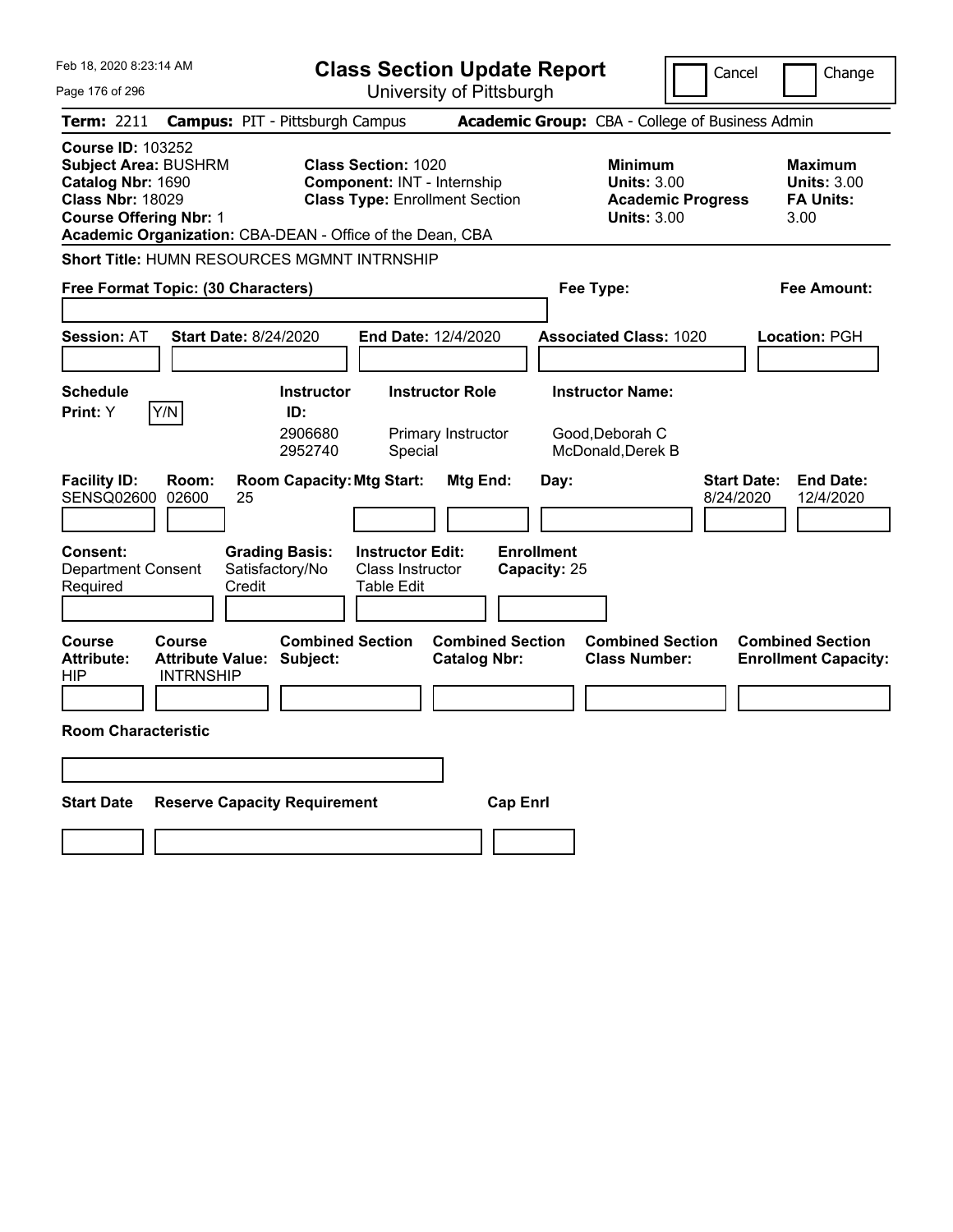# Class Section Update Report

University of Pittsburgh

Feb 18, 2020 8:23:14 AM

Cancel | Change

**Term:** 2211 **Campus:** PIT - Pittsburgh Campus **Academic Group:** CBA - College of Business Admin

**Course ID:** 103252
**Subject Area:** BUSHRM
**Catalog Nbr:** 1690
**Class Nbr:** 18029
**Course Offering Nbr:** 1
**Academic Organization:** CBA-DEAN - Office of the Dean, CBA

**Class Section:** 1020
**Component:** INT - Internship
**Class Type:** Enrollment Section

**Minimum Units:** 3.00
**Academic Progress Units:** 3.00

**Maximum Units:** 3.00
**FA Units:** 3.00

**Short Title:** HUMN RESOURCES MGMNT INTRNSHIP

**Free Format Topic: (30 Characters)**

**Fee Type:**

**Fee Amount:**

**Session:** AT **Start Date:** 8/24/2020 **End Date:** 12/4/2020 **Associated Class:** 1020 **Location:** PGH

**Schedule Print:** Y [Y/N]

| Instructor ID: | Instructor Role | Instructor Name: |
|---|---|---|
| 2906680 | Primary Instructor | Good,Deborah C |
| 2952740 | Special | McDonald,Derek B |

| Facility ID: | Room: | Room Capacity: | Mtg Start: | Mtg End: | Day: | Start Date: | End Date: |
|---|---|---|---|---|---|---|---|
| SENSQ02600 | 02600 | 25 | | | | 8/24/2020 | 12/4/2020 |

**Consent:** Department Consent Required
**Grading Basis:** Satisfactory/No Credit
**Instructor Edit:** Class Instructor Table Edit
**Enrollment Capacity:** 25

| Course Attribute: | Course Attribute Value: | Combined Section Subject: | Combined Section Catalog Nbr: | Combined Section Class Number: | Combined Section Enrollment Capacity: |
|---|---|---|---|---|---|
| HIP | INTRNSHIP | | | | |

**Room Characteristic**

| Start Date | Reserve Capacity Requirement | Cap Enrl |
|---|---|---|
| | | |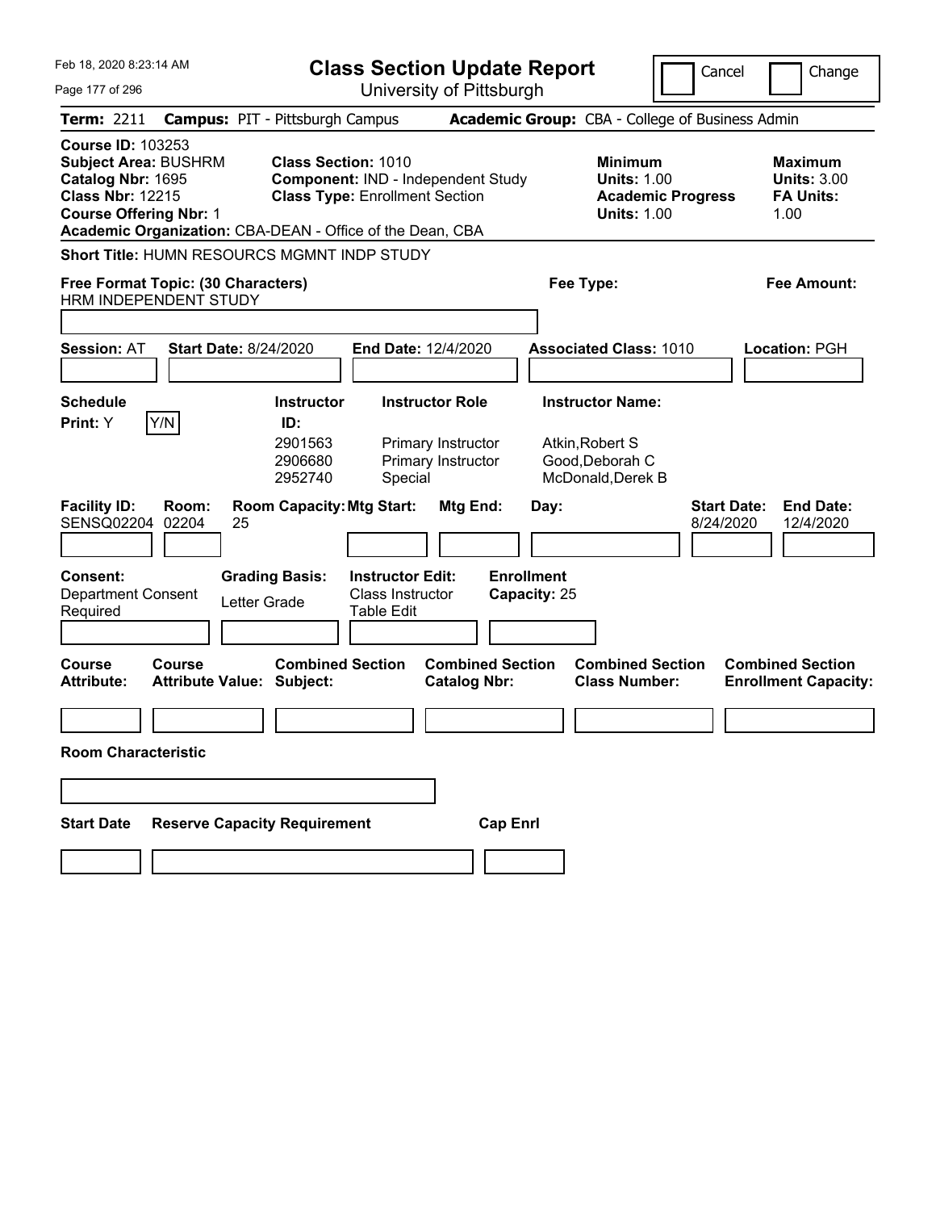# Class Section Update Report

University of Pittsburgh

Cancel | Change

**Term:** 2211 **Campus:** PIT - Pittsburgh Campus **Academic Group:** CBA - College of Business Admin

**Course ID:** 103253
**Subject Area:** BUSHRM
**Catalog Nbr:** 1695
**Class Nbr:** 12215
**Course Offering Nbr:** 1
**Academic Organization:** CBA-DEAN - Office of the Dean, CBA

**Class Section:** 1010
**Component:** IND - Independent Study
**Class Type:** Enrollment Section

**Minimum Units:** 1.00
**Academic Progress Units:** 1.00

**Maximum Units:** 3.00
**FA Units:** 1.00

**Short Title:** HUMN RESOURCS MGMNT INDP STUDY

**Free Format Topic: (30 Characters)** HRM INDEPENDENT STUDY

**Fee Type:**

**Fee Amount:**

**Session:** AT **Start Date:** 8/24/2020 **End Date:** 12/4/2020 **Associated Class:** 1010 **Location:** PGH

**Schedule Print:** Y

| Instructor ID | Instructor Role | Instructor Name |
|---|---|---|
| 2901563 | Primary Instructor | Atkin,Robert S |
| 2906680 | Primary Instructor | Good,Deborah C |
| 2952740 | Special | McDonald,Derek B |

| Facility ID | Room | Room Capacity | Mtg Start | Mtg End | Day | Start Date | End Date |
|---|---|---|---|---|---|---|---|
| SENSQ02204 | 02204 | 25 | | | | 8/24/2020 | 12/4/2020 |

**Consent:** Department Consent Required

**Grading Basis:** Letter Grade

**Instructor Edit:** Class Instructor Table Edit

**Enrollment Capacity:** 25

| Course Attribute | Course Attribute Value | Combined Section Subject | Combined Section Catalog Nbr | Combined Section Class Number | Combined Section Enrollment Capacity |
|---|---|---|---|---|---|
| | | | | | |

**Room Characteristic**

| Start Date | Reserve Capacity Requirement | Cap Enrl |
|---|---|---|
| | | |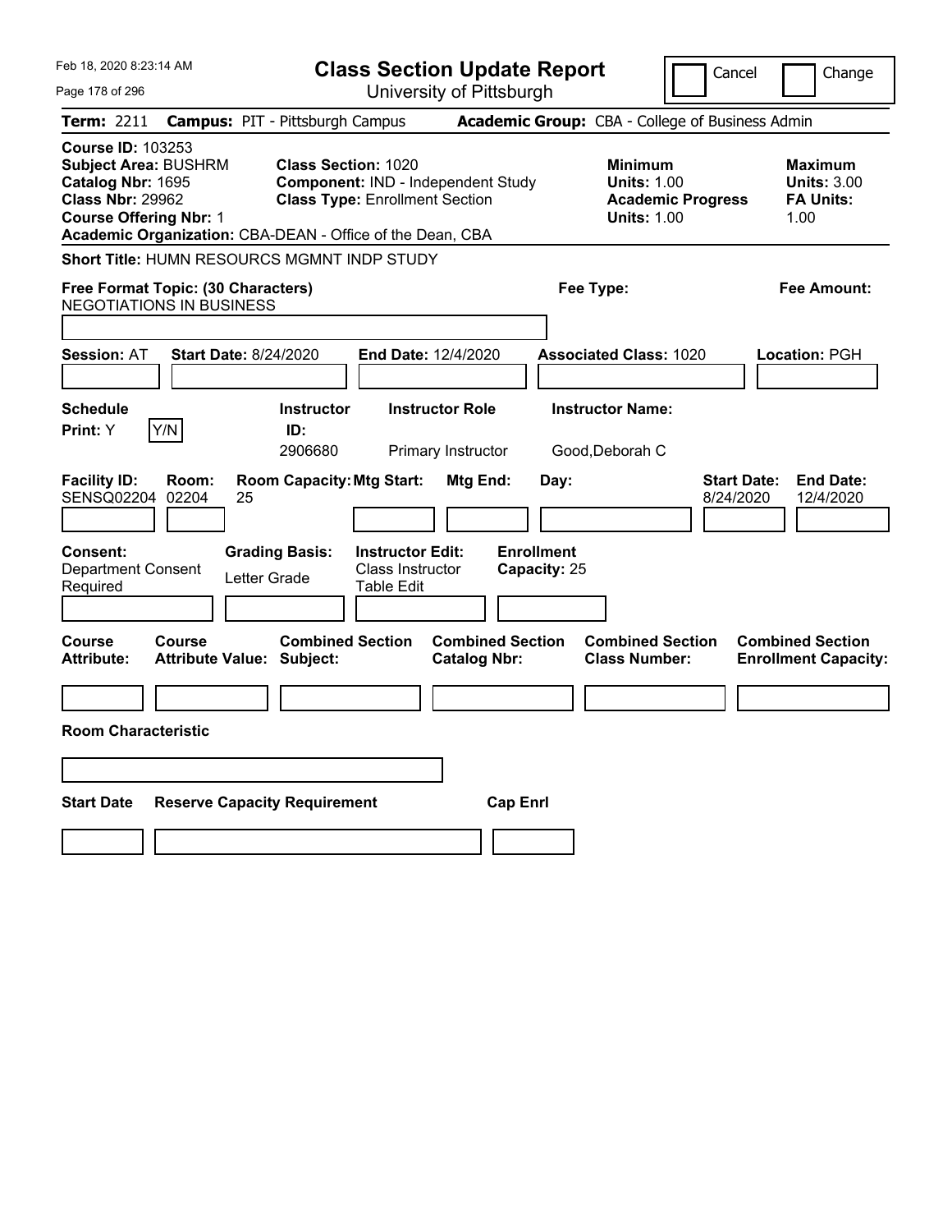# Class Section Update Report

University of Pittsburgh

Cancel ☐ Change ☐

Feb 18, 2020 8:23:14 AM

**Term:** 2211 **Campus:** PIT - Pittsburgh Campus **Academic Group:** CBA - College of Business Admin

**Course ID:** 103253
**Subject Area:** BUSHRM
**Catalog Nbr:** 1695
**Class Nbr:** 29962
**Course Offering Nbr:** 1
**Academic Organization:** CBA-DEAN - Office of the Dean, CBA

**Class Section:** 1020
**Component:** IND - Independent Study
**Class Type:** Enrollment Section

**Minimum Units:** 1.00
**Academic Progress Units:** 1.00

**Maximum Units:** 3.00
**FA Units:** 1.00

**Short Title:** HUMN RESOURCS MGMNT INDP STUDY

**Free Format Topic: (30 Characters)**
NEGOTIATIONS IN BUSINESS

**Fee Type:**

**Fee Amount:**

**Session:** AT **Start Date:** 8/24/2020 **End Date:** 12/4/2020 **Associated Class:** 1020 **Location:** PGH

**Schedule Print:** Y Y/N

| Instructor ID: | Instructor Role | Instructor Name: |
|---|---|---|
| 2906680 | Primary Instructor | Good,Deborah C |

| Facility ID: | Room: | Room Capacity: | Mtg Start: | Mtg End: | Day: | Start Date: | End Date: |
|---|---|---|---|---|---|---|---|
| SENSQ02204 | 02204 | 25 | | | | 8/24/2020 | 12/4/2020 |

**Consent:** Department Consent Required
**Grading Basis:** Letter Grade
**Instructor Edit:** Class Instructor Table Edit
**Enrollment Capacity:** 25

| Course Attribute: | Course Attribute Value: | Combined Section Subject: | Combined Section Catalog Nbr: | Combined Section Class Number: | Combined Section Enrollment Capacity: |
|---|---|---|---|---|---|
| | | | | | |

**Room Characteristic**

| Start Date | Reserve Capacity Requirement | Cap Enrl |
|---|---|---|
| | | |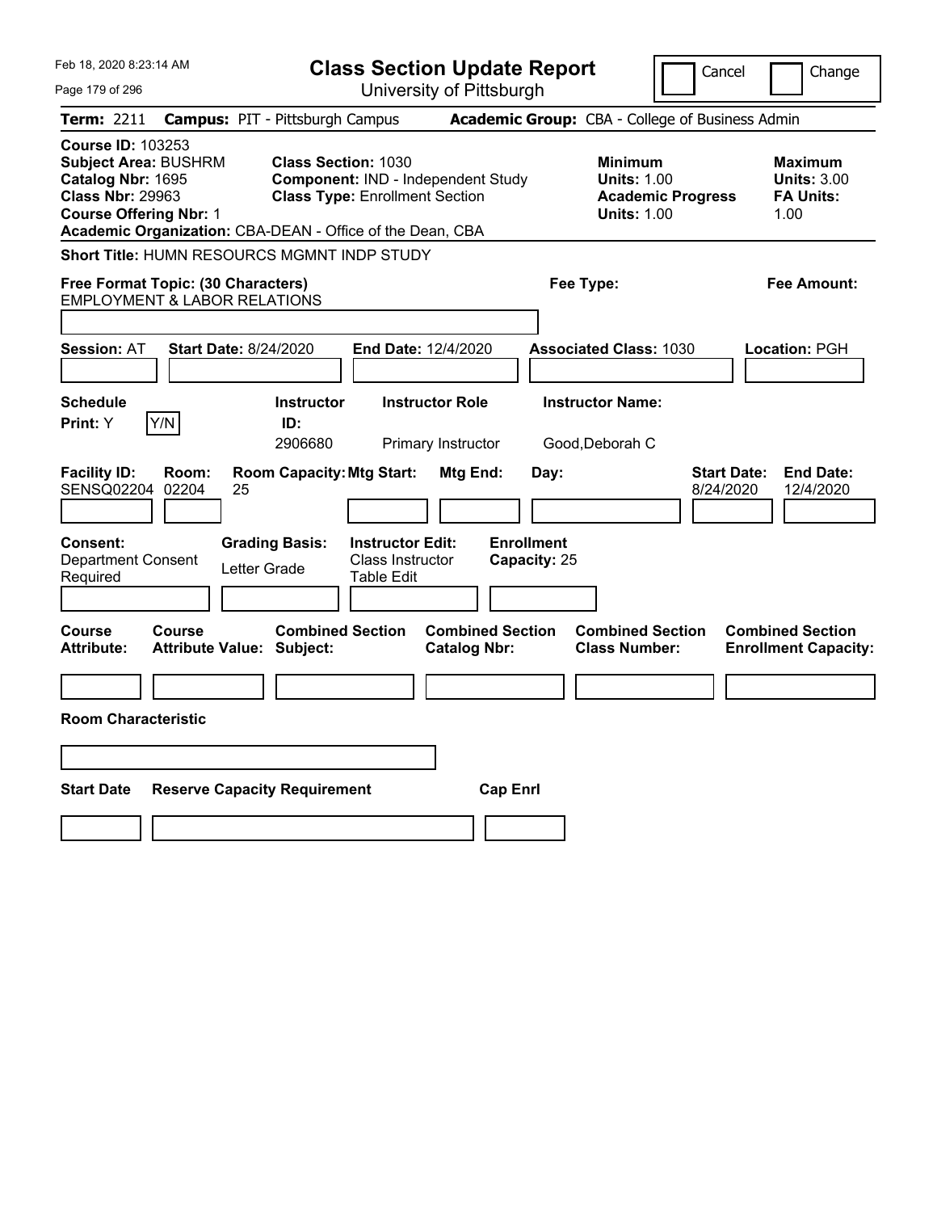# Class Section Update Report

University of Pittsburgh

Cancel | Change

**Term:** 2211 **Campus:** PIT - Pittsburgh Campus **Academic Group:** CBA - College of Business Admin

**Course ID:** 103253
**Subject Area:** BUSHRM
**Catalog Nbr:** 1695
**Class Nbr:** 29963
**Course Offering Nbr:** 1
**Academic Organization:** CBA-DEAN - Office of the Dean, CBA

**Class Section:** 1030
**Component:** IND - Independent Study
**Class Type:** Enrollment Section

**Minimum Units:** 1.00
**Academic Progress Units:** 1.00

**Maximum Units:** 3.00
**FA Units:** 1.00

**Short Title:** HUMN RESOURCS MGMNT INDP STUDY

**Free Format Topic: (30 Characters)** EMPLOYMENT & LABOR RELATIONS

**Fee Type:**

**Fee Amount:**

**Session:** AT **Start Date:** 8/24/2020 **End Date:** 12/4/2020 **Associated Class:** 1030 **Location:** PGH

**Schedule Print:** Y Y/N

| Instructor ID | Instructor Role | Instructor Name |
|---|---|---|
| 2906680 | Primary Instructor | Good,Deborah C |

| Facility ID | Room | Room Capacity | Mtg Start | Mtg End | Day | Start Date | End Date |
|---|---|---|---|---|---|---|---|
| SENSQ02204 | 02204 | 25 | | | | 8/24/2020 | 12/4/2020 |

**Consent:** Department Consent Required
**Grading Basis:** Letter Grade
**Instructor Edit:** Class Instructor Table Edit
**Enrollment Capacity:** 25

| Course Attribute | Course Attribute Value | Combined Section Subject | Combined Section Catalog Nbr | Combined Section Class Number | Combined Section Enrollment Capacity |
|---|---|---|---|---|---|
| | | | | | |

**Room Characteristic**

| Start Date | Reserve Capacity Requirement | Cap Enrl |
|---|---|---|
| | | |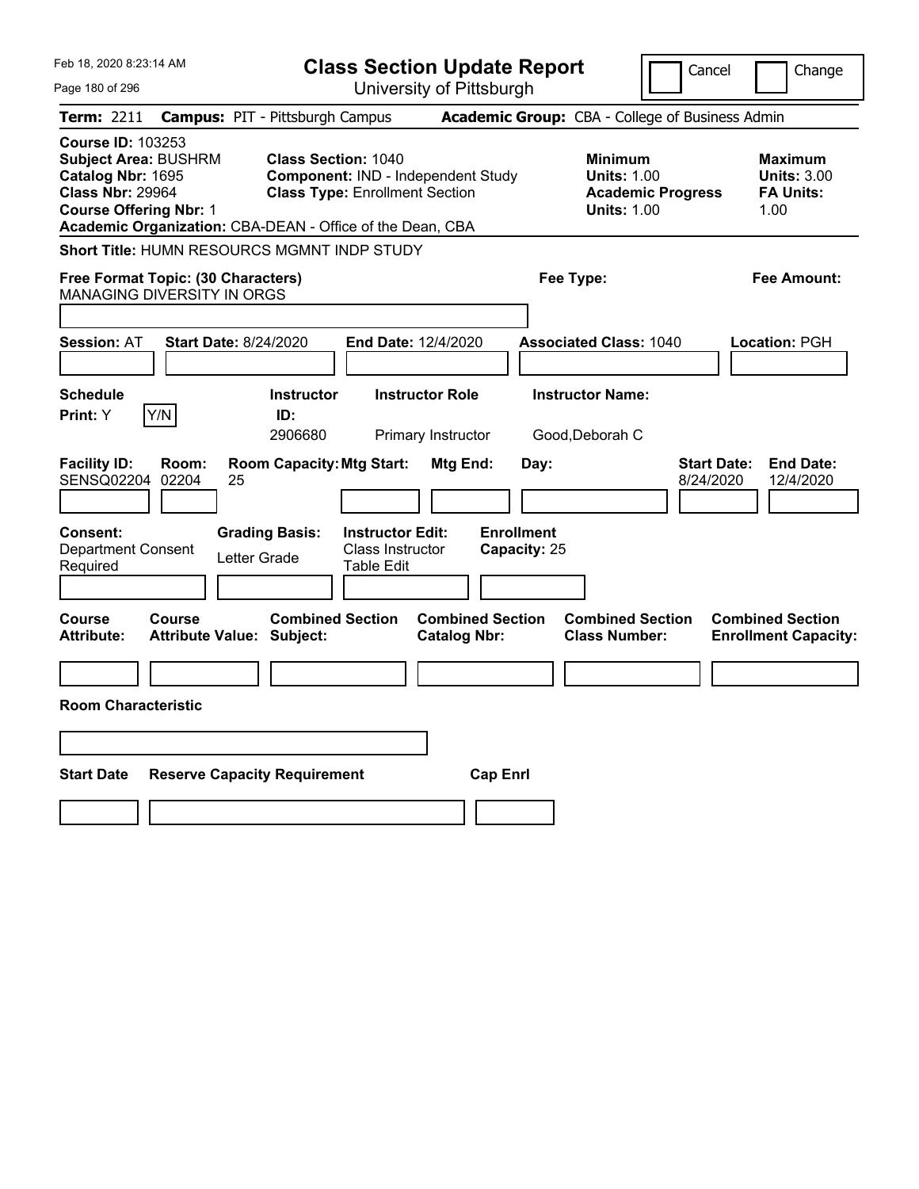# Class Section Update Report

University of Pittsburgh

Cancel | Change

Feb 18, 2020 8:23:14 AM

**Term:** 2211 **Campus:** PIT - Pittsburgh Campus **Academic Group:** CBA - College of Business Admin

**Course ID:** 103253
**Subject Area:** BUSHRM
**Catalog Nbr:** 1695
**Class Nbr:** 29964
**Course Offering Nbr:** 1
**Academic Organization:** CBA-DEAN - Office of the Dean, CBA

**Class Section:** 1040
**Component:** IND - Independent Study
**Class Type:** Enrollment Section

**Minimum Units:** 1.00
**Academic Progress Units:** 1.00

**Maximum Units:** 3.00
**FA Units:** 1.00

**Short Title:** HUMN RESOURCS MGMNT INDP STUDY

**Free Format Topic: (30 Characters)**
MANAGING DIVERSITY IN ORGS

**Fee Type:**

**Fee Amount:**

**Session:** AT **Start Date:** 8/24/2020 **End Date:** 12/4/2020 **Associated Class:** 1040 **Location:** PGH

| Schedule Print | Instructor ID | Instructor Role | Instructor Name |
|---|---|---|---|
| Y (Y/N) | 2906680 | Primary Instructor | Good,Deborah C |

| Facility ID | Room | Room Capacity | Mtg Start | Mtg End | Day | Start Date | End Date |
|---|---|---|---|---|---|---|---|
| SENSQ02204 | 02204 | 25 | | | | 8/24/2020 | 12/4/2020 |

**Consent:** Department Consent Required
**Grading Basis:** Letter Grade
**Instructor Edit:** Class Instructor Table Edit
**Enrollment Capacity:** 25

| Course Attribute | Course Attribute Value | Combined Section Subject | Combined Section Catalog Nbr | Combined Section Class Number | Combined Section Enrollment Capacity |
|---|---|---|---|---|---|
| | | | | | |

**Room Characteristic**

| Start Date | Reserve Capacity Requirement | Cap Enrl |
|---|---|---|
| | | |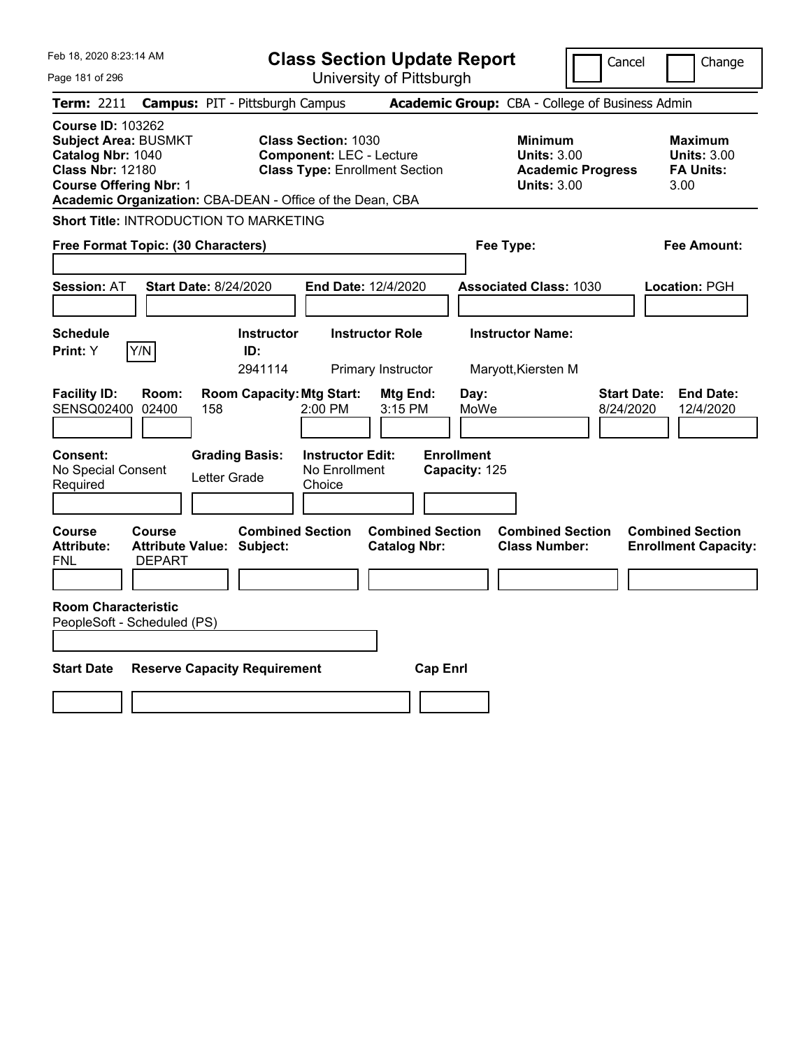# Class Section Update Report

University of Pittsburgh

Cancel | Change

**Term:** 2211 **Campus:** PIT - Pittsburgh Campus **Academic Group:** CBA - College of Business Admin

**Course ID:** 103262
**Subject Area:** BUSMKT
**Catalog Nbr:** 1040
**Class Nbr:** 12180
**Course Offering Nbr:** 1
**Academic Organization:** CBA-DEAN - Office of the Dean, CBA

**Class Section:** 1030
**Component:** LEC - Lecture
**Class Type:** Enrollment Section

**Minimum Units:** 3.00
**Academic Progress Units:** 3.00

**Maximum Units:** 3.00
**FA Units:** 3.00

**Short Title:** INTRODUCTION TO MARKETING

**Free Format Topic: (30 Characters)**

**Fee Type:**

**Fee Amount:**

**Session:** AT **Start Date:** 8/24/2020 **End Date:** 12/4/2020 **Associated Class:** 1030 **Location:** PGH

| Schedule Print | Instructor ID | Instructor Role | Instructor Name |
|---|---|---|---|
| Y (Y/N) | 2941114 | Primary Instructor | Maryott,Kiersten M |

| Facility ID | Room | Room Capacity | Mtg Start | Mtg End | Day | Start Date | End Date |
|---|---|---|---|---|---|---|---|
| SENSQ02400 | 02400 | 158 | 2:00 PM | 3:15 PM | MoWe | 8/24/2020 | 12/4/2020 |

**Consent:** No Special Consent Required
**Grading Basis:** Letter Grade
**Instructor Edit:** No Enrollment Choice
**Enrollment Capacity:** 125

| Course Attribute | Course Attribute Value | Combined Section Subject | Combined Section Catalog Nbr | Combined Section Class Number | Combined Section Enrollment Capacity |
|---|---|---|---|---|---|
| FNL | DEPART | | | | |

**Room Characteristic**
PeopleSoft - Scheduled (PS)

| Start Date | Reserve Capacity Requirement | Cap Enrl |
|---|---|---|
| | | |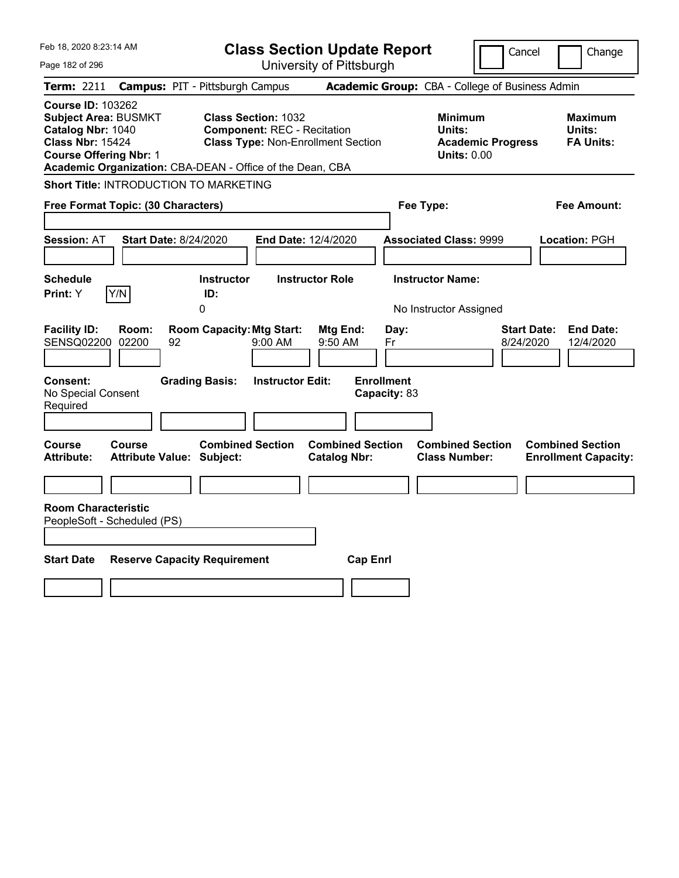# Class Section Update Report

University of Pittsburgh

Cancel | Change

**Term:** 2211 **Campus:** PIT - Pittsburgh Campus **Academic Group:** CBA - College of Business Admin

**Course ID:** 103262
**Subject Area:** BUSMKT
**Catalog Nbr:** 1040
**Class Nbr:** 15424
**Course Offering Nbr:** 1
**Academic Organization:** CBA-DEAN - Office of the Dean, CBA

**Class Section:** 1032
**Component:** REC - Recitation
**Class Type:** Non-Enrollment Section

**Minimum Units:**
**Academic Progress Units:** 0.00

**Maximum Units:**
**FA Units:**

**Short Title:** INTRODUCTION TO MARKETING

**Free Format Topic: (30 Characters)**

**Fee Type:**

**Fee Amount:**

**Session:** AT **Start Date:** 8/24/2020 **End Date:** 12/4/2020 **Associated Class:** 9999 **Location:** PGH

**Schedule Print:** Y [Y/N]

**Instructor ID:** 0
**Instructor Role:**
**Instructor Name:** No Instructor Assigned

| Facility ID: | Room: | Room Capacity: | Mtg Start: | Mtg End: | Day: | Start Date: | End Date: |
|---|---|---|---|---|---|---|---|
| SENSQ02200 | 02200 | 92 | 9:00 AM | 9:50 AM | Fr | 8/24/2020 | 12/4/2020 |

**Consent:** No Special Consent Required
**Grading Basis:**
**Instructor Edit:**
**Enrollment Capacity:** 83

| Course Attribute: | Course Attribute Value: | Combined Section Subject: | Combined Section Catalog Nbr: | Combined Section Class Number: | Combined Section Enrollment Capacity: |
|---|---|---|---|---|---|
| | | | | | |

**Room Characteristic**
PeopleSoft - Scheduled (PS)

| Start Date | Reserve Capacity Requirement | Cap Enrl |
|---|---|---|
| | | |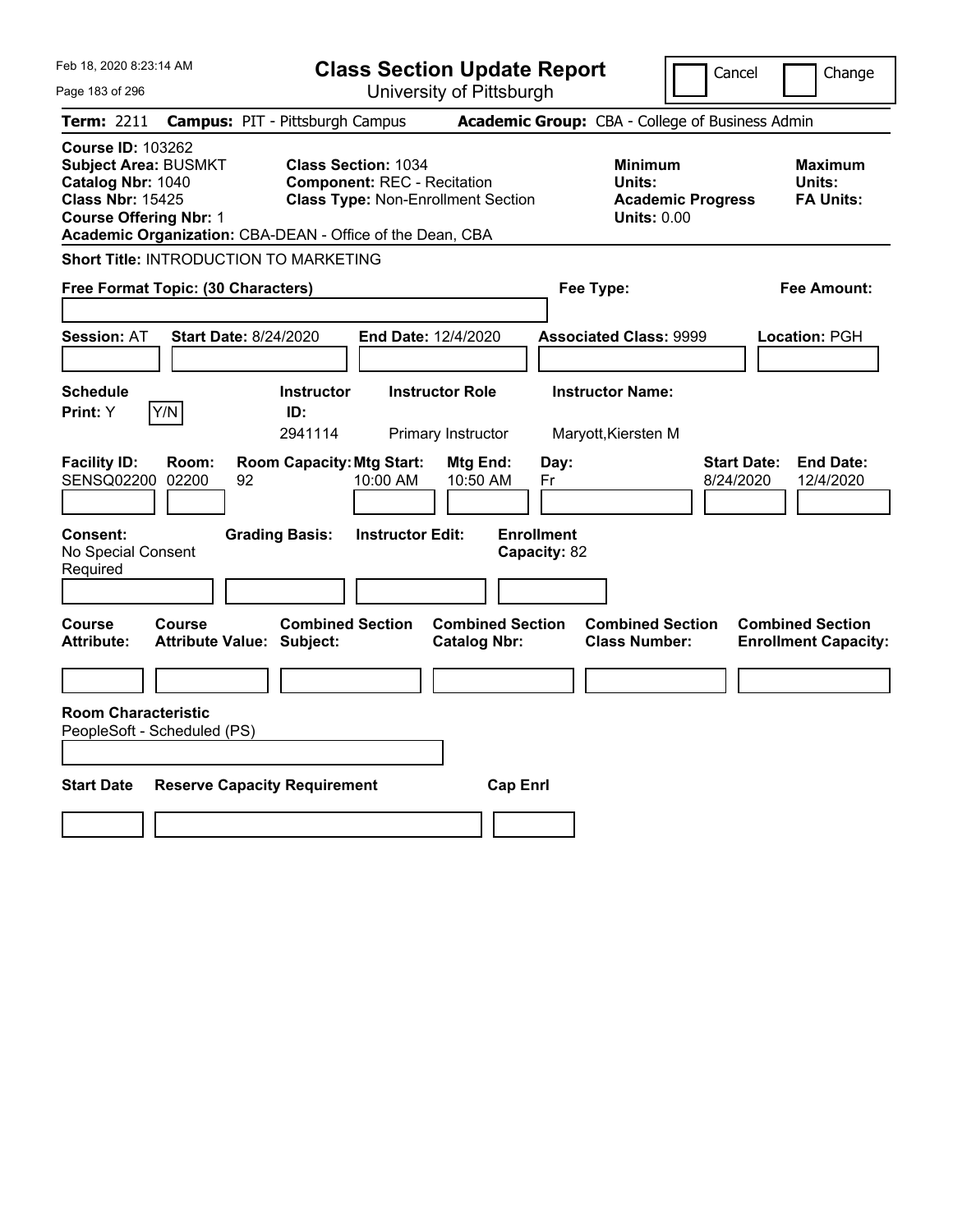# Class Section Update Report

University of Pittsburgh

Feb 18, 2020 8:23:14 AM

Cancel | Change

**Term:** 2211 **Campus:** PIT - Pittsburgh Campus **Academic Group:** CBA - College of Business Admin

**Course ID:** 103262
**Subject Area:** BUSMKT
**Catalog Nbr:** 1040
**Class Nbr:** 15425
**Course Offering Nbr:** 1
**Academic Organization:** CBA-DEAN - Office of the Dean, CBA

**Class Section:** 1034
**Component:** REC - Recitation
**Class Type:** Non-Enrollment Section

**Minimum Units:**
**Academic Progress Units:** 0.00

**Maximum Units:**
**FA Units:**

**Short Title:** INTRODUCTION TO MARKETING

**Free Format Topic: (30 Characters)**

**Fee Type:**

**Fee Amount:**

**Session:** AT **Start Date:** 8/24/2020 **End Date:** 12/4/2020 **Associated Class:** 9999 **Location:** PGH

| Schedule Print: | Instructor ID: | Instructor Role | Instructor Name: |
|---|---|---|---|
| Y | 2941114 | Primary Instructor | Maryott,Kiersten M |

| Facility ID: | Room: | Room Capacity: | Mtg Start: | Mtg End: | Day: | Start Date: | End Date: |
|---|---|---|---|---|---|---|---|
| SENSQ02200 | 02200 | 92 | 10:00 AM | 10:50 AM | Fr | 8/24/2020 | 12/4/2020 |

**Consent:** No Special Consent Required

**Grading Basis:**

**Instructor Edit:**

**Enrollment Capacity:** 82

| Course Attribute: | Course Attribute Value: | Combined Section Subject: | Combined Section Catalog Nbr: | Combined Section Class Number: | Combined Section Enrollment Capacity: |
|---|---|---|---|---|---|
| | | | | | |

**Room Characteristic**
PeopleSoft - Scheduled (PS)

| Start Date | Reserve Capacity Requirement | Cap Enrl |
|---|---|---|
| | | |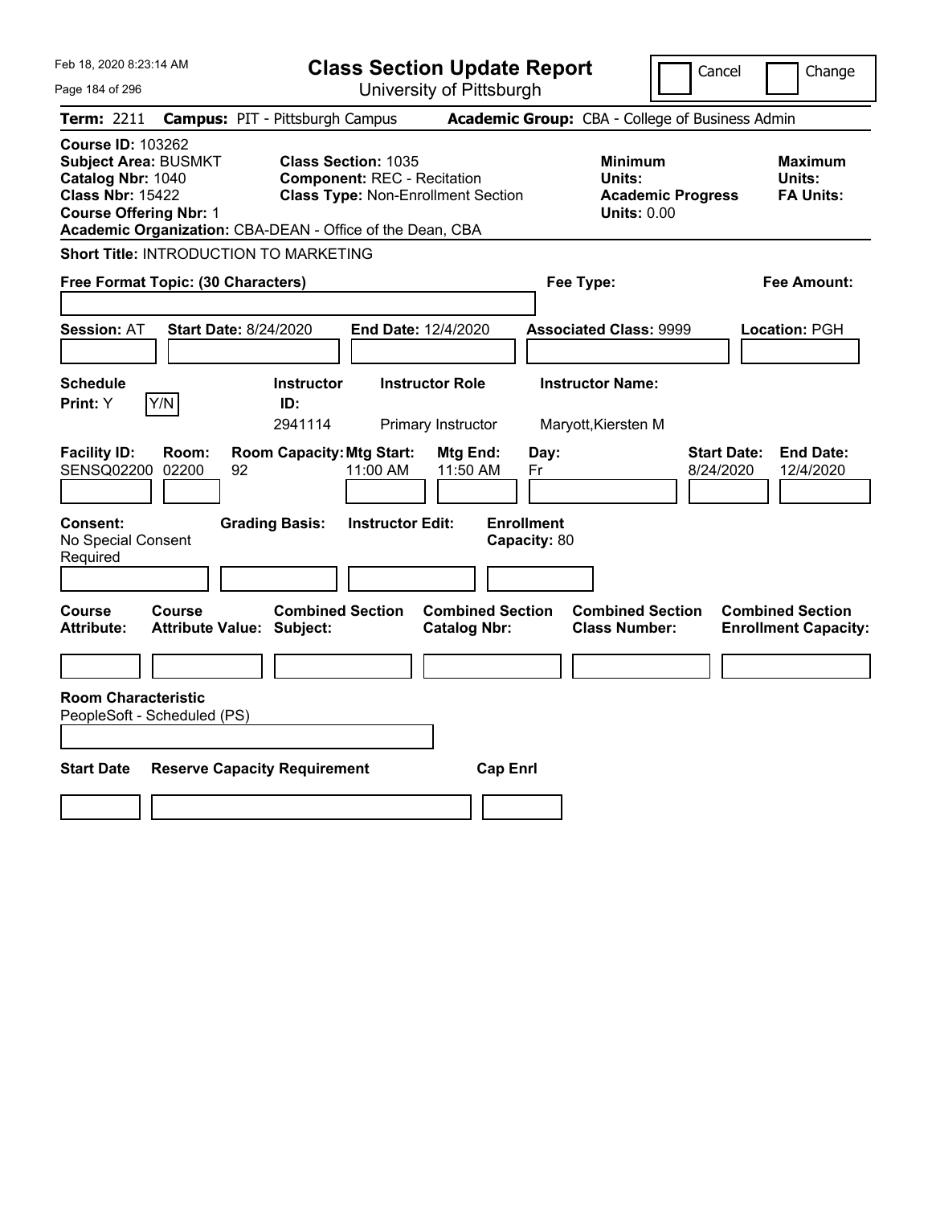# Class Section Update Report

University of Pittsburgh

Cancel | Change

**Term:** 2211 **Campus:** PIT - Pittsburgh Campus **Academic Group:** CBA - College of Business Admin

**Course ID:** 103262
**Subject Area:** BUSMKT
**Catalog Nbr:** 1040
**Class Nbr:** 15422
**Course Offering Nbr:** 1
**Academic Organization:** CBA-DEAN - Office of the Dean, CBA

**Class Section:** 1035
**Component:** REC - Recitation
**Class Type:** Non-Enrollment Section

**Minimum Units:**
**Academic Progress Units:** 0.00

**Maximum Units:**
**FA Units:**

**Short Title:** INTRODUCTION TO MARKETING

**Free Format Topic: (30 Characters)**

**Fee Type:**

**Fee Amount:**

**Session:** AT **Start Date:** 8/24/2020 **End Date:** 12/4/2020 **Associated Class:** 9999 **Location:** PGH

**Schedule Print:** Y [Y/N]

| Instructor ID | Instructor Role | Instructor Name |
|---|---|---|
| 2941114 | Primary Instructor | Maryott,Kiersten M |

| Facility ID: | Room: | Room Capacity: | Mtg Start: | Mtg End: | Day: | Start Date: | End Date: |
|---|---|---|---|---|---|---|---|
| SENSQ02200 | 02200 | 92 | 11:00 AM | 11:50 AM | Fr | 8/24/2020 | 12/4/2020 |

**Consent:** No Special Consent Required

**Grading Basis:**

**Instructor Edit:**

**Enrollment Capacity:** 80

| Course Attribute: | Course Attribute Value: | Combined Section Subject: | Combined Section Catalog Nbr: | Combined Section Class Number: | Combined Section Enrollment Capacity: |
|---|---|---|---|---|---|
| | | | | | |

**Room Characteristic**
PeopleSoft - Scheduled (PS)

| Start Date | Reserve Capacity Requirement | Cap Enrl |
|---|---|---|
| | | |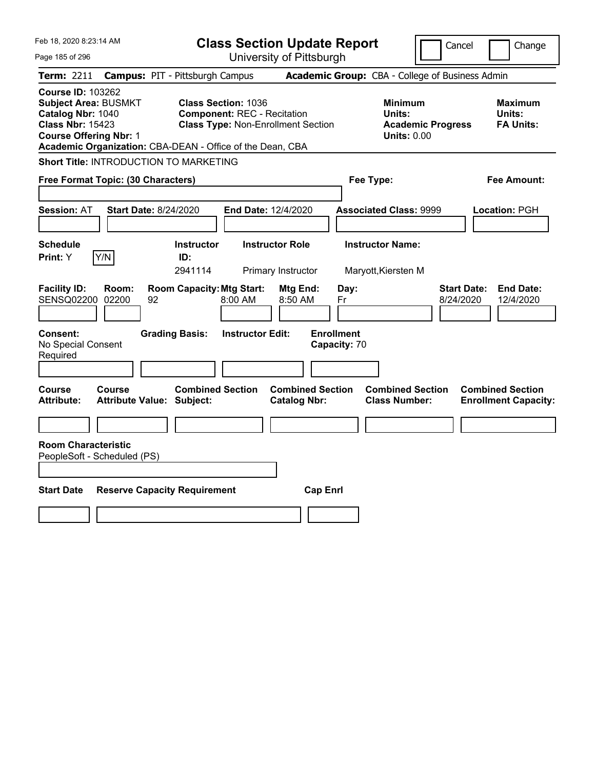# Class Section Update Report

University of Pittsburgh

Feb 18, 2020 8:23:14 AM

Cancel | Change

**Term:** 2211 **Campus:** PIT - Pittsburgh Campus **Academic Group:** CBA - College of Business Admin

**Course ID:** 103262
**Subject Area:** BUSMKT
**Catalog Nbr:** 1040
**Class Nbr:** 15423
**Course Offering Nbr:** 1
**Academic Organization:** CBA-DEAN - Office of the Dean, CBA

**Class Section:** 1036
**Component:** REC - Recitation
**Class Type:** Non-Enrollment Section

**Minimum Units:**
**Academic Progress Units:** 0.00

**Maximum Units:**
**FA Units:**

**Short Title:** INTRODUCTION TO MARKETING

**Free Format Topic: (30 Characters)**

**Fee Type:**

**Fee Amount:**

**Session:** AT **Start Date:** 8/24/2020 **End Date:** 12/4/2020 **Associated Class:** 9999 **Location:** PGH

| Schedule Print | Instructor ID | Instructor Role | Instructor Name |
|---|---|---|---|
| Y | 2941114 | Primary Instructor | Maryott,Kiersten M |

| Facility ID | Room | Room Capacity | Mtg Start | Mtg End | Day | Start Date | End Date |
|---|---|---|---|---|---|---|---|
| SENSQ02200 | 02200 | 92 | 8:00 AM | 8:50 AM | Fr | 8/24/2020 | 12/4/2020 |

**Consent:** No Special Consent Required
**Grading Basis:**
**Instructor Edit:**
**Enrollment Capacity:** 70

| Course Attribute | Course Attribute Value | Combined Section Subject | Combined Section Catalog Nbr | Combined Section Class Number | Combined Section Enrollment Capacity |
|---|---|---|---|---|---|
| | | | | | |

**Room Characteristic**
PeopleSoft - Scheduled (PS)

| Start Date | Reserve Capacity Requirement | Cap Enrl |
|---|---|---|
| | | |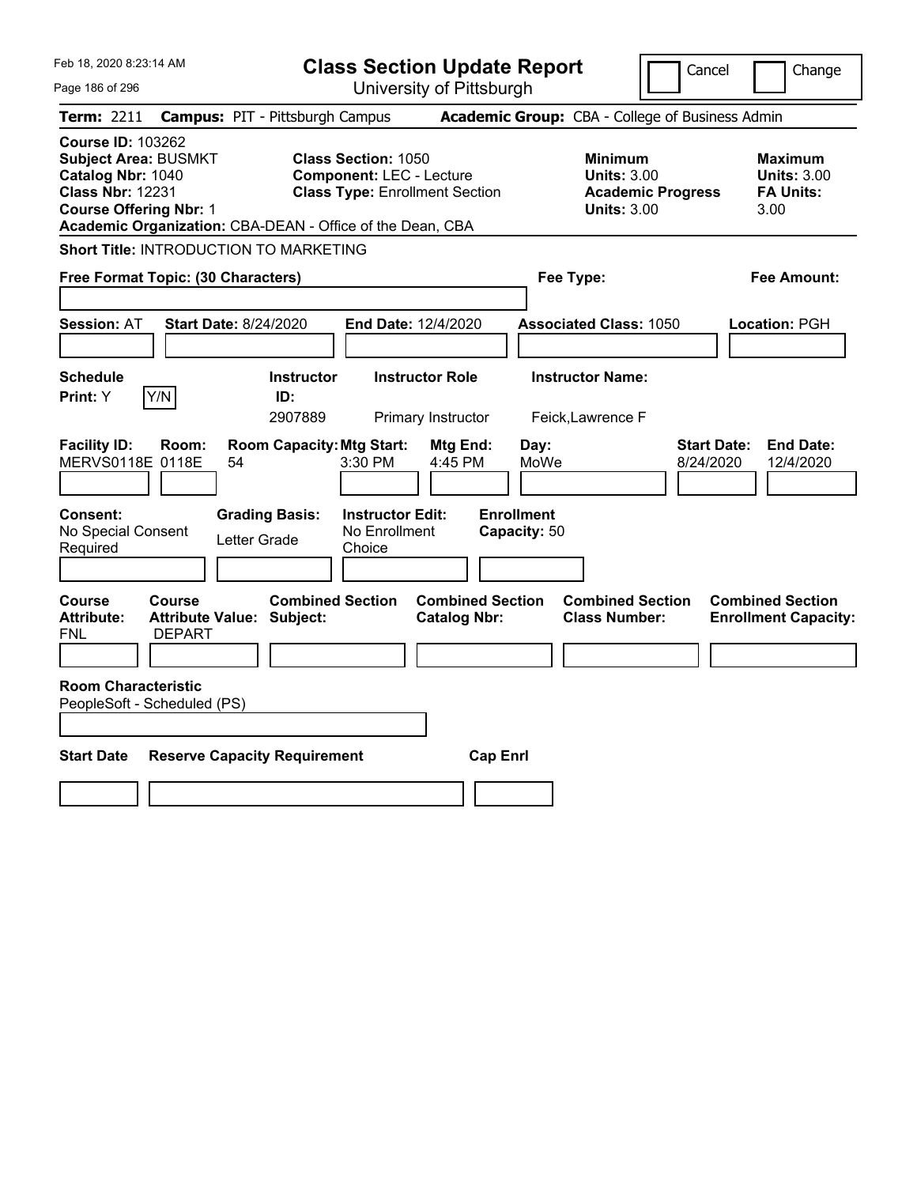# Class Section Update Report

University of Pittsburgh

Feb 18, 2020 8:23:14 AM

Cancel | Change

**Term:** 2211 **Campus:** PIT - Pittsburgh Campus **Academic Group:** CBA - College of Business Admin

**Course ID:** 103262
**Subject Area:** BUSMKT
**Catalog Nbr:** 1040
**Class Nbr:** 12231
**Course Offering Nbr:** 1
**Academic Organization:** CBA-DEAN - Office of the Dean, CBA

**Class Section:** 1050
**Component:** LEC - Lecture
**Class Type:** Enrollment Section

**Minimum Units:** 3.00
**Academic Progress Units:** 3.00

**Maximum Units:** 3.00
**FA Units:** 3.00

**Short Title:** INTRODUCTION TO MARKETING

**Free Format Topic: (30 Characters)**

**Fee Type:**

**Fee Amount:**

**Session:** AT **Start Date:** 8/24/2020 **End Date:** 12/4/2020 **Associated Class:** 1050 **Location:** PGH

| Schedule Print | Y/N | Instructor ID | Instructor Role | Instructor Name |
|---|---|---|---|---|
| Y | | 2907889 | Primary Instructor | Feick,Lawrence F |

| Facility ID | Room | Room Capacity | Mtg Start | Mtg End | Day | Start Date | End Date |
|---|---|---|---|---|---|---|---|
| MERVS0118E | 0118E | 54 | 3:30 PM | 4:45 PM | MoWe | 8/24/2020 | 12/4/2020 |

| Consent | Grading Basis | Instructor Edit | Enrollment Capacity |
|---|---|---|---|
| No Special Consent Required | Letter Grade | No Enrollment Choice | 50 |

| Course Attribute | Course Attribute Value | Combined Section Subject | Combined Section Catalog Nbr | Combined Section Class Number | Combined Section Enrollment Capacity |
|---|---|---|---|---|---|
| FNL | DEPART | | | | |

**Room Characteristic**
PeopleSoft - Scheduled (PS)

| Start Date | Reserve Capacity Requirement | Cap Enrl |
|---|---|---|
| | | |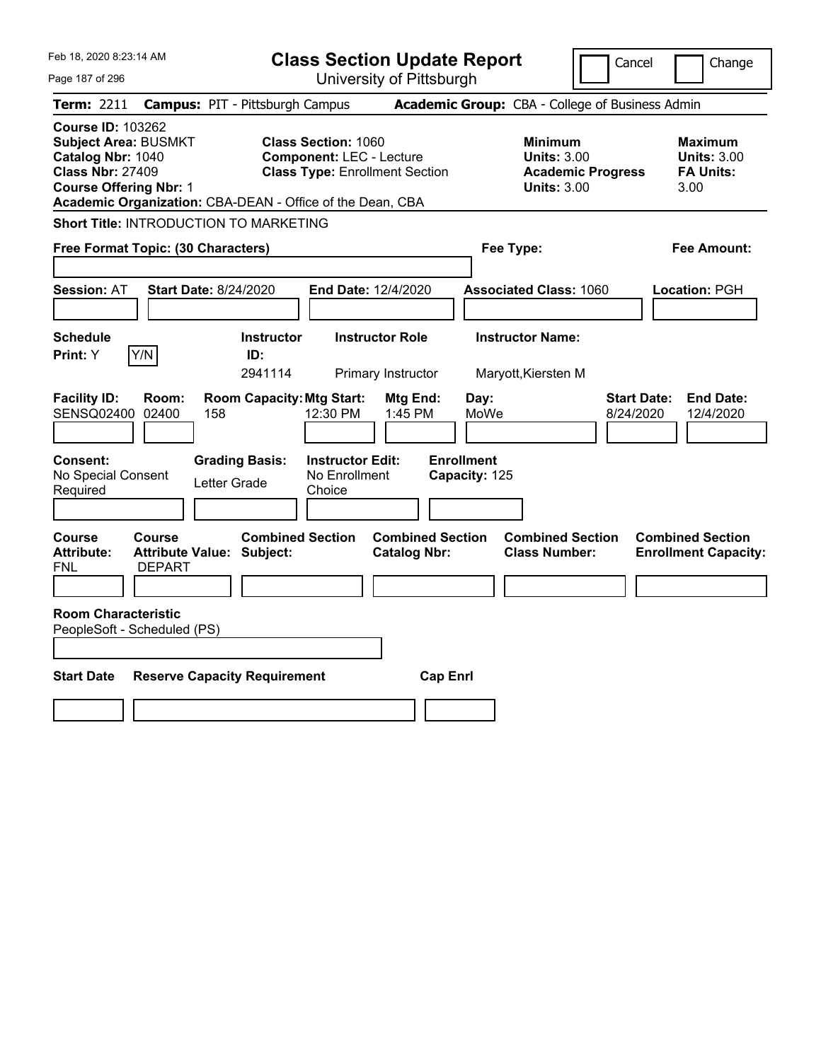# Class Section Update Report

University of Pittsburgh

Feb 18, 2020 8:23:14 AM

Cancel | Change

**Term:** 2211 **Campus:** PIT - Pittsburgh Campus **Academic Group:** CBA - College of Business Admin

**Course ID:** 103262
**Subject Area:** BUSMKT
**Catalog Nbr:** 1040
**Class Nbr:** 27409
**Course Offering Nbr:** 1
**Academic Organization:** CBA-DEAN - Office of the Dean, CBA

**Class Section:** 1060
**Component:** LEC - Lecture
**Class Type:** Enrollment Section

**Minimum**
**Units:** 3.00
**Academic Progress Units:** 3.00

**Maximum**
**Units:** 3.00
**FA Units:** 3.00

**Short Title:** INTRODUCTION TO MARKETING

**Free Format Topic: (30 Characters)**

**Fee Type:**

**Fee Amount:**

**Session:** AT **Start Date:** 8/24/2020 **End Date:** 12/4/2020 **Associated Class:** 1060 **Location:** PGH

| Schedule Print: | Instructor ID: | Instructor Role | Instructor Name: |
| --- | --- | --- | --- |
| Y Y/N | 2941114 | Primary Instructor | Maryott,Kiersten M |

| Facility ID: | Room: | Room Capacity: | Mtg Start: | Mtg End: | Day: | Start Date: | End Date: |
| --- | --- | --- | --- | --- | --- | --- | --- |
| SENSQ02400 | 02400 | 158 | 12:30 PM | 1:45 PM | MoWe | 8/24/2020 | 12/4/2020 |

| Consent: | Grading Basis: | Instructor Edit: | Enrollment Capacity: |
| --- | --- | --- | --- |
| No Special Consent Required | Letter Grade | No Enrollment Choice | 125 |

| Course Attribute: | Course Attribute Value: | Combined Section Subject: | Combined Section Catalog Nbr: | Combined Section Class Number: | Combined Section Enrollment Capacity: |
| --- | --- | --- | --- | --- | --- |
| FNL | DEPART | | | | |

**Room Characteristic**
PeopleSoft - Scheduled (PS)

| Start Date | Reserve Capacity Requirement | Cap Enrl |
| --- | --- | --- |
| | | |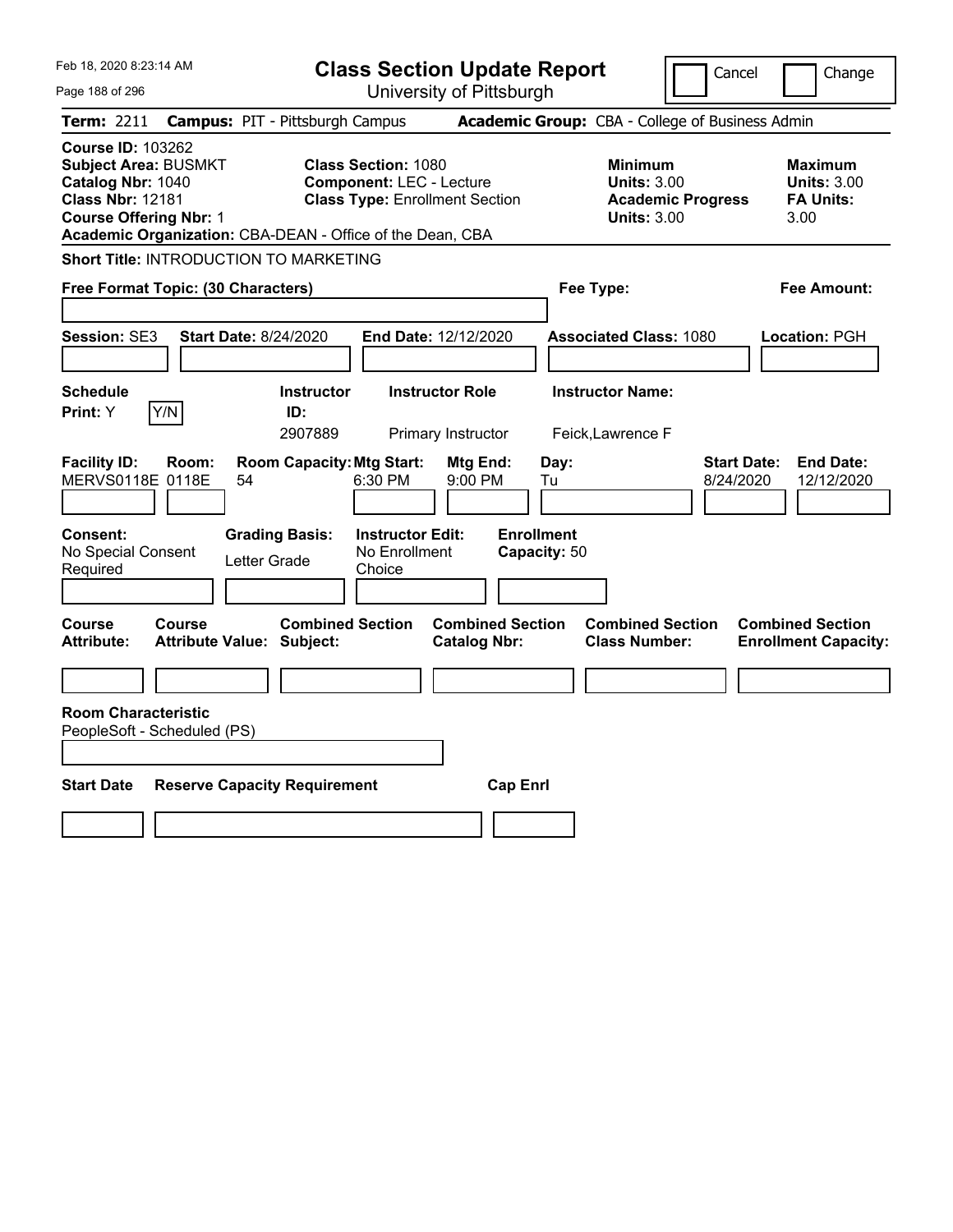# Class Section Update Report

University of Pittsburgh

Feb 18, 2020 8:23:14 AM

Cancel | Change

**Term:** 2211 **Campus:** PIT - Pittsburgh Campus **Academic Group:** CBA - College of Business Admin

**Course ID:** 103262
**Subject Area:** BUSMKT
**Catalog Nbr:** 1040
**Class Nbr:** 12181
**Course Offering Nbr:** 1
**Academic Organization:** CBA-DEAN - Office of the Dean, CBA

**Class Section:** 1080
**Component:** LEC - Lecture
**Class Type:** Enrollment Section

**Minimum Units:** 3.00
**Academic Progress Units:** 3.00

**Maximum Units:** 3.00
**FA Units:** 3.00

**Short Title:** INTRODUCTION TO MARKETING

**Free Format Topic: (30 Characters)**

**Fee Type:**

**Fee Amount:**

**Session:** SE3 **Start Date:** 8/24/2020 **End Date:** 12/12/2020 **Associated Class:** 1080 **Location:** PGH

| Schedule Print | Instructor ID | Instructor Role | Instructor Name |
|---|---|---|---|
| Y | 2907889 | Primary Instructor | Feick,Lawrence F |

| Facility ID | Room | Room Capacity | Mtg Start | Mtg End | Day | Start Date | End Date |
|---|---|---|---|---|---|---|---|
| MERVS0118E | 0118E | 54 | 6:30 PM | 9:00 PM | Tu | 8/24/2020 | 12/12/2020 |

**Consent:** No Special Consent Required
**Grading Basis:** Letter Grade
**Instructor Edit:** No Enrollment Choice
**Enrollment Capacity:** 50

| Course Attribute | Course Attribute Value | Combined Section Subject | Combined Section Catalog Nbr | Combined Section Class Number | Combined Section Enrollment Capacity |
|---|---|---|---|---|---|
| | | | | | |

**Room Characteristic**
PeopleSoft - Scheduled (PS)

| Start Date | Reserve Capacity Requirement | Cap Enrl |
|---|---|---|
| | | |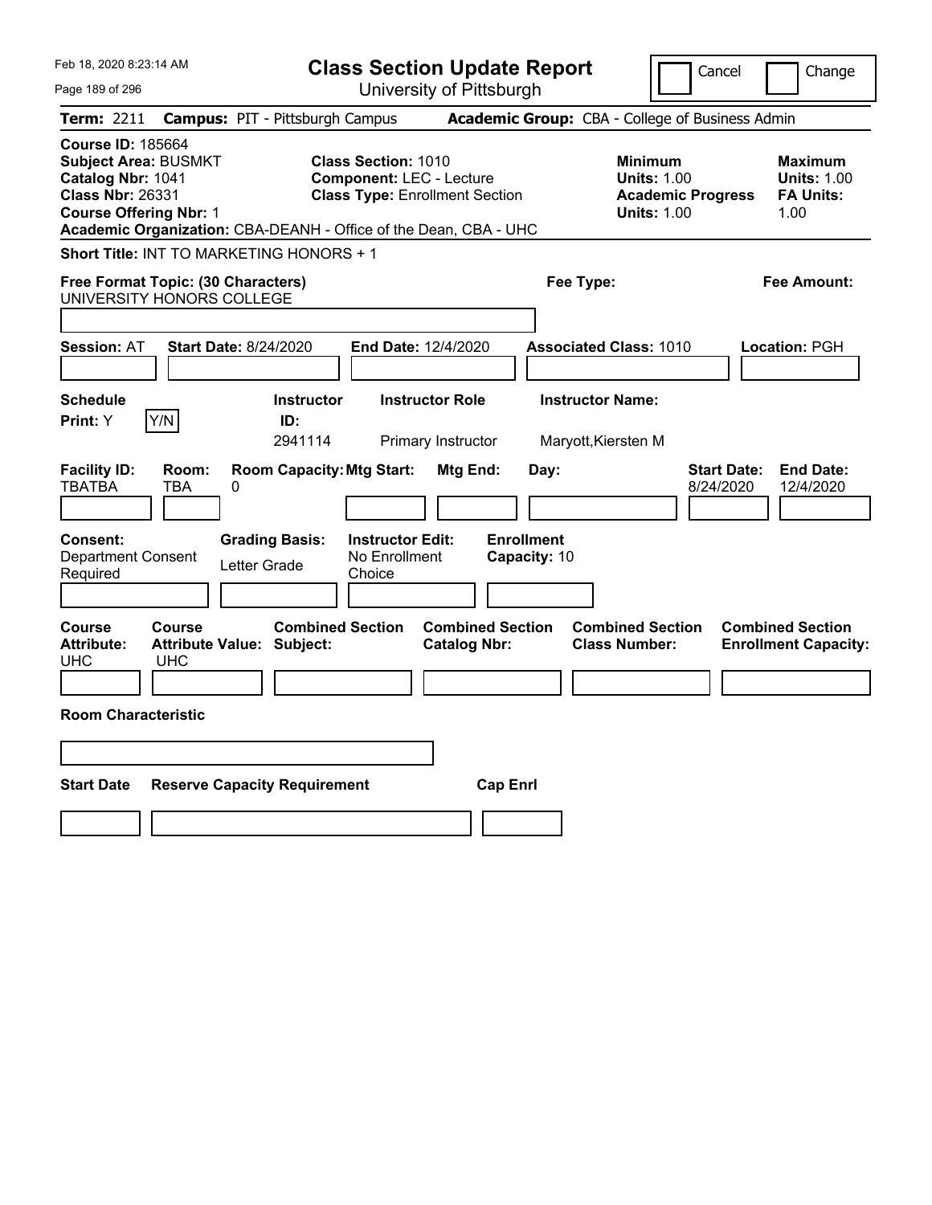Feb 18, 2020 8:23:14 AM

# Class Section Update Report

University of Pittsburgh

Cancel | Change

**Term:** 2211 **Campus:** PIT - Pittsburgh Campus **Academic Group:** CBA - College of Business Admin

**Course ID:** 185664
**Subject Area:** BUSMKT
**Catalog Nbr:** 1041
**Class Nbr:** 26331
**Course Offering Nbr:** 1

**Class Section:** 1010
**Component:** LEC - Lecture
**Class Type:** Enrollment Section

**Minimum Units:** 1.00
**Academic Progress Units:** 1.00

**Maximum Units:** 1.00
**FA Units:** 1.00

**Academic Organization:** CBA-DEANH - Office of the Dean, CBA - UHC

**Short Title:** INT TO MARKETING HONORS + 1

**Free Format Topic: (30 Characters)**
UNIVERSITY HONORS COLLEGE

**Fee Type:**

**Fee Amount:**

**Session:** AT **Start Date:** 8/24/2020 **End Date:** 12/4/2020 **Associated Class:** 1010 **Location:** PGH

| Schedule Print | Instructor ID | Instructor Role | Instructor Name |
|---|---|---|---|
| Y (Y/N) | 2941114 | Primary Instructor | Maryott,Kiersten M |

| Facility ID | Room | Room Capacity | Mtg Start | Mtg End | Day | Start Date | End Date |
|---|---|---|---|---|---|---|---|
| TBATBA | TBA | 0 | | | | 8/24/2020 | 12/4/2020 |

| Consent | Grading Basis | Instructor Edit | Enrollment Capacity |
|---|---|---|---|
| Department Consent Required | Letter Grade | No Enrollment Choice | 10 |

| Course Attribute | Course Attribute Value | Combined Section Subject | Combined Section Catalog Nbr | Combined Section Class Number | Combined Section Enrollment Capacity |
|---|---|---|---|---|---|
| UHC | UHC | | | | |

**Room Characteristic**

| Start Date | Reserve Capacity Requirement | Cap Enrl |
|---|---|---|
| | | |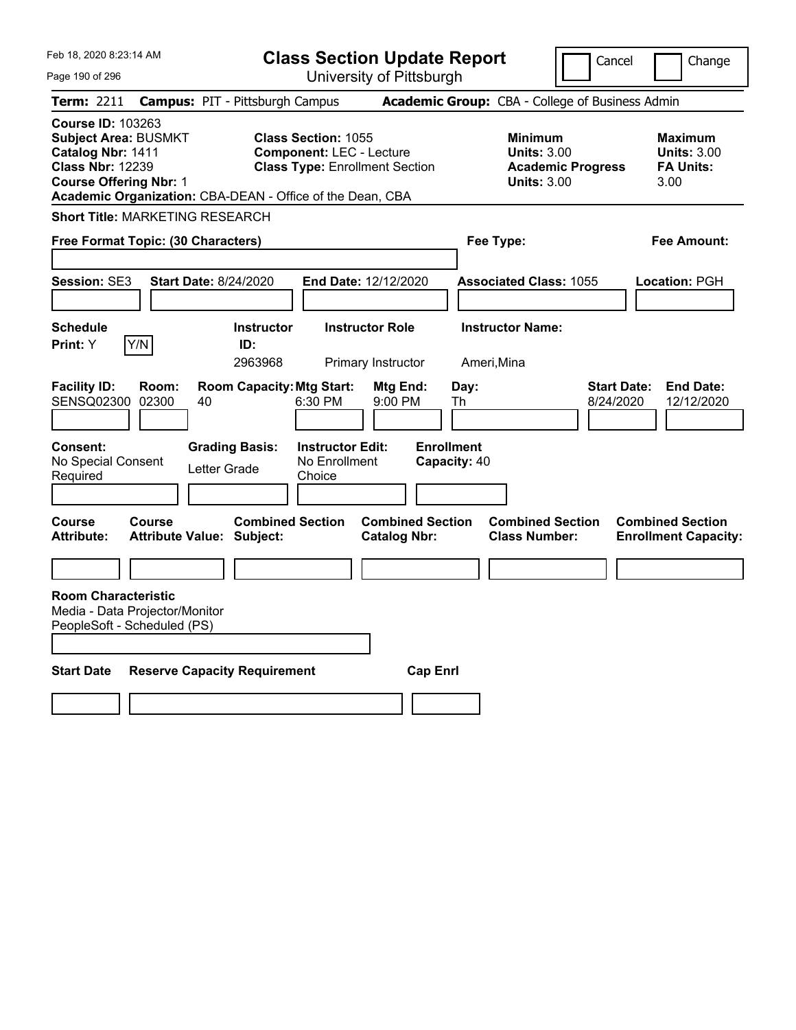Feb 18, 2020 8:23:14 AM

# Class Section Update Report

University of Pittsburgh

Cancel | Change

**Term:** 2211 **Campus:** PIT - Pittsburgh Campus **Academic Group:** CBA - College of Business Admin

**Course ID:** 103263
**Subject Area:** BUSMKT
**Catalog Nbr:** 1411
**Class Nbr:** 12239
**Course Offering Nbr:** 1
**Academic Organization:** CBA-DEAN - Office of the Dean, CBA

**Class Section:** 1055
**Component:** LEC - Lecture
**Class Type:** Enrollment Section

**Minimum**
**Units:** 3.00
**Academic Progress Units:** 3.00

**Maximum**
**Units:** 3.00
**FA Units:** 3.00

**Short Title:** MARKETING RESEARCH

**Free Format Topic: (30 Characters)**

**Fee Type:**

**Fee Amount:**

**Session:** SE3 **Start Date:** 8/24/2020 **End Date:** 12/12/2020 **Associated Class:** 1055 **Location:** PGH

| Schedule Print | Instructor ID | Instructor Role | Instructor Name |
|---|---|---|---|
| Y (Y/N) | 2963968 | Primary Instructor | Ameri,Mina |

| Facility ID | Room | Room Capacity | Mtg Start | Mtg End | Day | Start Date | End Date |
|---|---|---|---|---|---|---|---|
| SENSQ02300 | 02300 | 40 | 6:30 PM | 9:00 PM | Th | 8/24/2020 | 12/12/2020 |

**Consent:** No Special Consent Required
**Grading Basis:** Letter Grade
**Instructor Edit:** No Enrollment Choice
**Enrollment Capacity:** 40

| Course Attribute | Course Attribute Value | Combined Section Subject | Combined Section Catalog Nbr | Combined Section Class Number | Combined Section Enrollment Capacity |
|---|---|---|---|---|---|
| | | | | | |

**Room Characteristic**
Media - Data Projector/Monitor
PeopleSoft - Scheduled (PS)

| Start Date | Reserve Capacity Requirement | Cap Enrl |
|---|---|---|
| | | |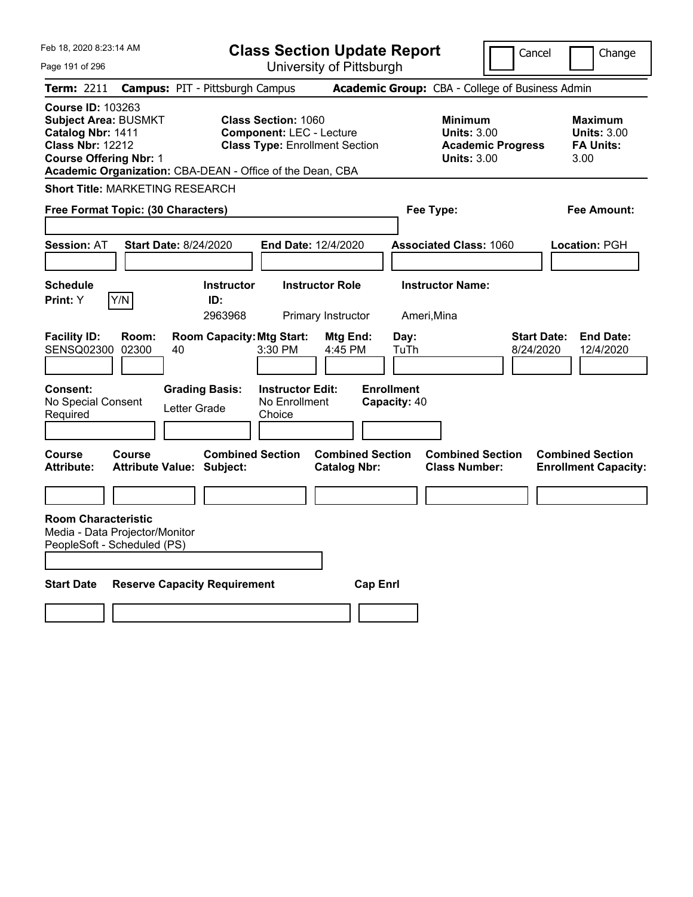# Class Section Update Report

University of Pittsburgh

Feb 18, 2020 8:23:14 AM

Cancel Change

**Term:** 2211 **Campus:** PIT - Pittsburgh Campus **Academic Group:** CBA - College of Business Admin

**Course ID:** 103263
**Subject Area:** BUSMKT
**Catalog Nbr:** 1411
**Class Nbr:** 12212
**Course Offering Nbr:** 1
**Academic Organization:** CBA-DEAN - Office of the Dean, CBA

**Class Section:** 1060
**Component:** LEC - Lecture
**Class Type:** Enrollment Section

**Minimum Units:** 3.00
**Academic Progress Units:** 3.00

**Maximum Units:** 3.00
**FA Units:** 3.00

**Short Title:** MARKETING RESEARCH

**Free Format Topic: (30 Characters)**

**Fee Type:**

**Fee Amount:**

**Session:** AT **Start Date:** 8/24/2020 **End Date:** 12/4/2020 **Associated Class:** 1060 **Location:** PGH

| Schedule Print | Instructor ID | Instructor Role | Instructor Name |
|---|---|---|---|
| Y [Y/N] | 2963968 | Primary Instructor | Ameri,Mina |

| Facility ID | Room | Room Capacity | Mtg Start | Mtg End | Day | Start Date | End Date |
|---|---|---|---|---|---|---|---|
| SENSQ02300 | 02300 | 40 | 3:30 PM | 4:45 PM | TuTh | 8/24/2020 | 12/4/2020 |

**Consent:** No Special Consent Required
**Grading Basis:** Letter Grade
**Instructor Edit:** No Enrollment Choice
**Enrollment Capacity:** 40

| Course Attribute | Course Attribute Value | Combined Section Subject | Combined Section Catalog Nbr | Combined Section Class Number | Combined Section Enrollment Capacity |
|---|---|---|---|---|---|
| | | | | | |

**Room Characteristic**
Media - Data Projector/Monitor
PeopleSoft - Scheduled (PS)

| Start Date | Reserve Capacity Requirement | Cap Enrl |
|---|---|---|
| | | |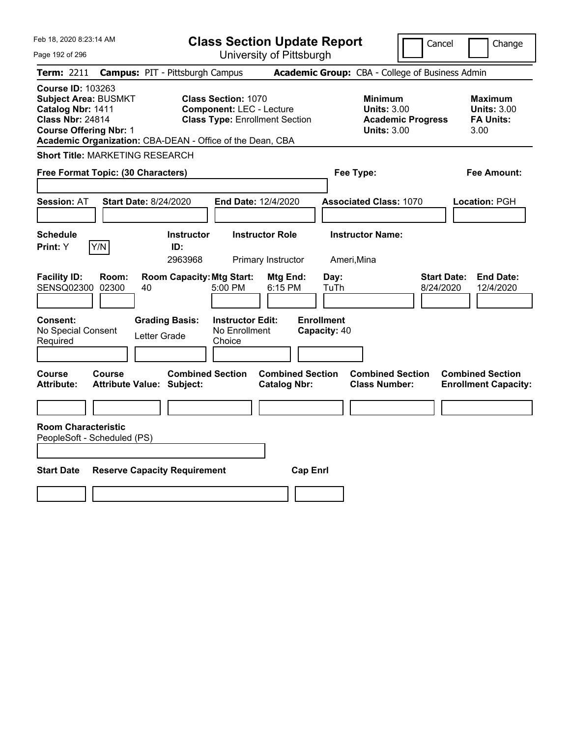# Class Section Update Report

University of Pittsburgh

Cancel | Change

**Term:** 2211 **Campus:** PIT - Pittsburgh Campus **Academic Group:** CBA - College of Business Admin

**Course ID:** 103263
**Subject Area:** BUSMKT
**Catalog Nbr:** 1411
**Class Nbr:** 24814
**Course Offering Nbr:** 1
**Academic Organization:** CBA-DEAN - Office of the Dean, CBA

**Class Section:** 1070
**Component:** LEC - Lecture
**Class Type:** Enrollment Section

**Minimum Units:** 3.00
**Academic Progress Units:** 3.00

**Maximum Units:** 3.00
**FA Units:** 3.00

**Short Title:** MARKETING RESEARCH

**Free Format Topic: (30 Characters)**

**Fee Type:**

**Fee Amount:**

**Session:** AT **Start Date:** 8/24/2020 **End Date:** 12/4/2020 **Associated Class:** 1070 **Location:** PGH

| Schedule Print | Y/N | Instructor ID | Instructor Role | Instructor Name |
|---|---|---|---|---|
| Y | | 2963968 | Primary Instructor | Ameri,Mina |

| Facility ID | Room | Room Capacity | Mtg Start | Mtg End | Day | Start Date | End Date |
|---|---|---|---|---|---|---|---|
| SENSQ02300 | 02300 | 40 | 5:00 PM | 6:15 PM | TuTh | 8/24/2020 | 12/4/2020 |

| Consent | Grading Basis | Instructor Edit | Enrollment Capacity |
|---|---|---|---|
| No Special Consent Required | Letter Grade | No Enrollment Choice | 40 |

| Course Attribute | Course Attribute Value | Combined Section Subject | Combined Section Catalog Nbr | Combined Section Class Number | Combined Section Enrollment Capacity |
|---|---|---|---|---|---|
| | | | | | |

**Room Characteristic**
PeopleSoft - Scheduled (PS)

| Start Date | Reserve Capacity Requirement | Cap Enrl |
|---|---|---|
| | | |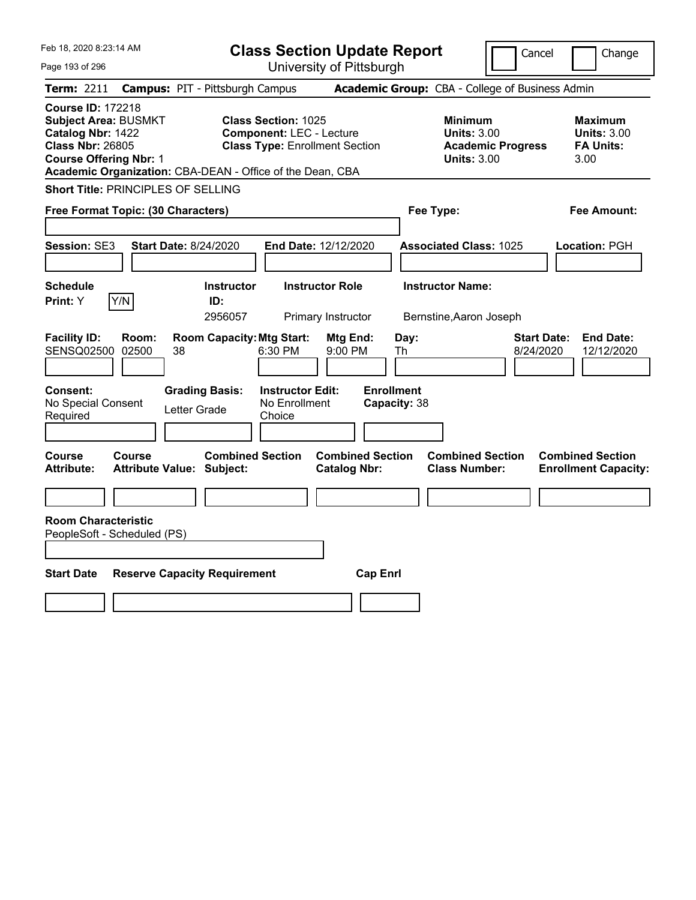# Class Section Update Report

University of Pittsburgh

Feb 18, 2020 8:23:14 AM

Cancel | Change

**Term:** 2211 **Campus:** PIT - Pittsburgh Campus **Academic Group:** CBA - College of Business Admin

**Course ID:** 172218
**Subject Area:** BUSMKT
**Catalog Nbr:** 1422
**Class Nbr:** 26805
**Course Offering Nbr:** 1
**Academic Organization:** CBA-DEAN - Office of the Dean, CBA

**Class Section:** 1025
**Component:** LEC - Lecture
**Class Type:** Enrollment Section

| | Minimum | Maximum |
|---|---|---|
| Units | 3.00 | 3.00 |
| Academic Progress Units / FA Units | 3.00 | 3.00 |

**Short Title:** PRINCIPLES OF SELLING

**Free Format Topic: (30 Characters)**

**Fee Type:**

**Fee Amount:**

**Session:** SE3 **Start Date:** 8/24/2020 **End Date:** 12/12/2020 **Associated Class:** 1025 **Location:** PGH

**Schedule Print:** Y

| Instructor ID | Instructor Role | Instructor Name |
|---|---|---|
| 2956057 | Primary Instructor | Bernstine,Aaron Joseph |

| Facility ID | Room | Room Capacity | Mtg Start | Mtg End | Day | Start Date | End Date |
|---|---|---|---|---|---|---|---|
| SENSQ02500 | 02500 | 38 | 6:30 PM | 9:00 PM | Th | 8/24/2020 | 12/12/2020 |

**Consent:** No Special Consent Required
**Grading Basis:** Letter Grade
**Instructor Edit:** No Enrollment Choice
**Enrollment Capacity:** 38

| Course Attribute | Course Attribute Value | Combined Section Subject | Combined Section Catalog Nbr | Combined Section Class Number | Combined Section Enrollment Capacity |
|---|---|---|---|---|---|
| | | | | | |

**Room Characteristic**
PeopleSoft - Scheduled (PS)

| Start Date | Reserve Capacity Requirement | Cap Enrl |
|---|---|---|
| | | |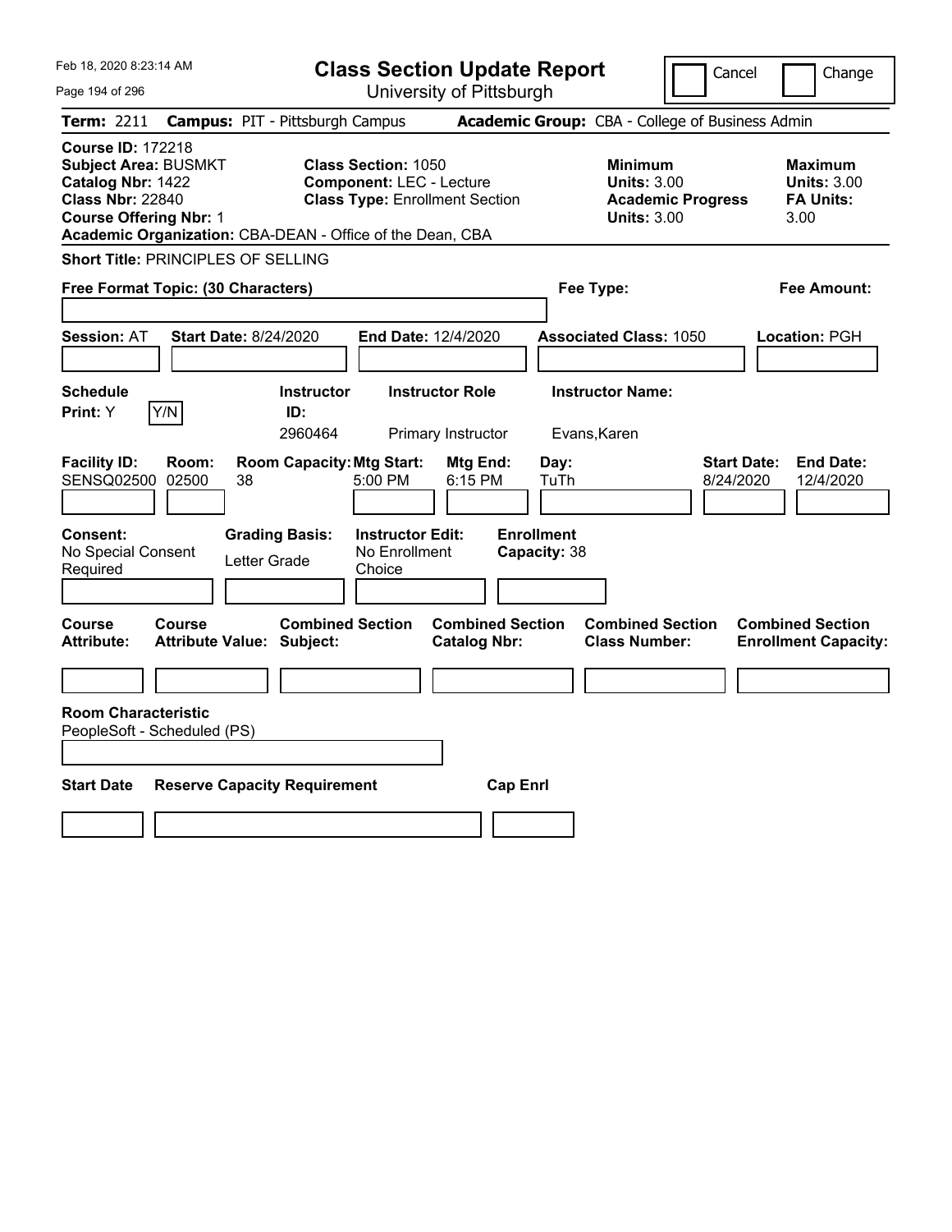# Class Section Update Report

University of Pittsburgh

Cancel | Change

**Term:** 2211 **Campus:** PIT - Pittsburgh Campus **Academic Group:** CBA - College of Business Admin

**Course ID:** 172218
**Subject Area:** BUSMKT
**Catalog Nbr:** 1422
**Class Nbr:** 22840
**Course Offering Nbr:** 1
**Academic Organization:** CBA-DEAN - Office of the Dean, CBA

**Class Section:** 1050
**Component:** LEC - Lecture
**Class Type:** Enrollment Section

**Minimum**
**Units:** 3.00
**Academic Progress Units:** 3.00

**Maximum**
**Units:** 3.00
**FA Units:** 3.00

**Short Title:** PRINCIPLES OF SELLING

**Free Format Topic: (30 Characters)**

**Fee Type:**

**Fee Amount:**

**Session:** AT **Start Date:** 8/24/2020 **End Date:** 12/4/2020 **Associated Class:** 1050 **Location:** PGH

| Schedule Print | Instructor ID | Instructor Role | Instructor Name |
|---|---|---|---|
| Y | 2960464 | Primary Instructor | Evans,Karen |

| Facility ID | Room | Room Capacity | Mtg Start | Mtg End | Day | Start Date | End Date |
|---|---|---|---|---|---|---|---|
| SENSQ02500 | 02500 | 38 | 5:00 PM | 6:15 PM | TuTh | 8/24/2020 | 12/4/2020 |

**Consent:** No Special Consent Required
**Grading Basis:** Letter Grade
**Instructor Edit:** No Enrollment Choice
**Enrollment Capacity:** 38

| Course Attribute | Course Attribute Value | Combined Section Subject | Combined Section Catalog Nbr | Combined Section Class Number | Combined Section Enrollment Capacity |
|---|---|---|---|---|---|
| | | | | | |

**Room Characteristic**
PeopleSoft - Scheduled (PS)

| Start Date | Reserve Capacity Requirement | Cap Enrl |
|---|---|---|
| | | |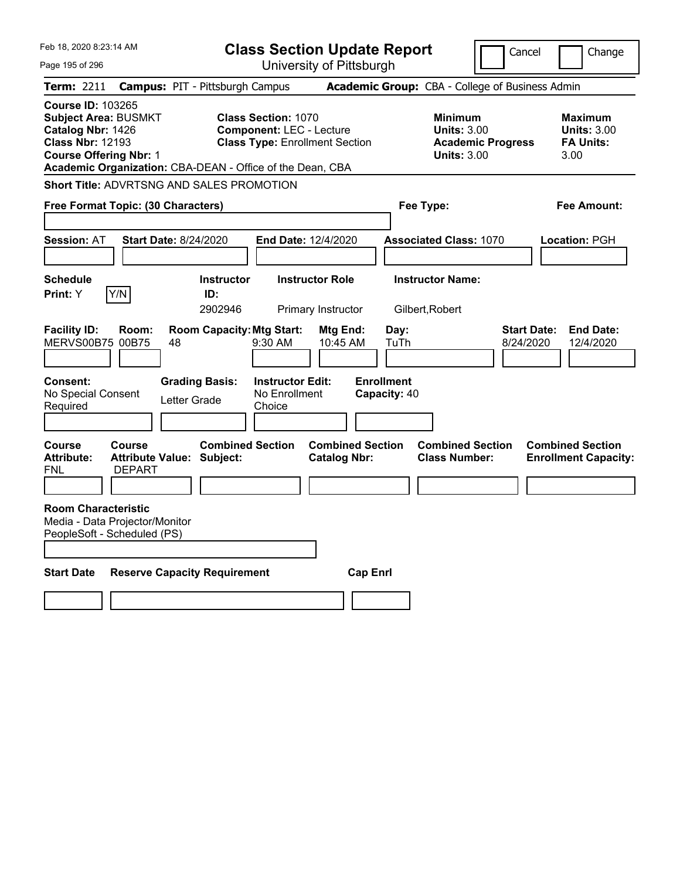Feb 18, 2020 8:23:14 AM

# Class Section Update Report

University of Pittsburgh

Cancel | Change

**Term:** 2211 **Campus:** PIT - Pittsburgh Campus **Academic Group:** CBA - College of Business Admin

**Course ID:** 103265
**Subject Area:** BUSMKT
**Catalog Nbr:** 1426
**Class Nbr:** 12193
**Course Offering Nbr:** 1
**Academic Organization:** CBA-DEAN - Office of the Dean, CBA

**Class Section:** 1070
**Component:** LEC - Lecture
**Class Type:** Enrollment Section

**Minimum Units:** 3.00
**Academic Progress Units:** 3.00

**Maximum Units:** 3.00
**FA Units:** 3.00

**Short Title:** ADVRTSNG AND SALES PROMOTION

**Free Format Topic: (30 Characters)**

**Fee Type:**

**Fee Amount:**

**Session:** AT **Start Date:** 8/24/2020 **End Date:** 12/4/2020 **Associated Class:** 1070 **Location:** PGH

| Schedule Print | Instructor ID | Instructor Role | Instructor Name |
|---|---|---|---|
| Y (Y/N) | 2902946 | Primary Instructor | Gilbert,Robert |

| Facility ID | Room | Room Capacity | Mtg Start | Mtg End | Day | Start Date | End Date |
|---|---|---|---|---|---|---|---|
| MERVS00B75 | 00B75 | 48 | 9:30 AM | 10:45 AM | TuTh | 8/24/2020 | 12/4/2020 |

| Consent | Grading Basis | Instructor Edit | Enrollment Capacity |
|---|---|---|---|
| No Special Consent Required | Letter Grade | No Enrollment Choice | 40 |

| Course Attribute | Course Attribute Value | Combined Section Subject | Combined Section Catalog Nbr | Combined Section Class Number | Combined Section Enrollment Capacity |
|---|---|---|---|---|---|
| FNL | DEPART | | | | |

**Room Characteristic**
Media - Data Projector/Monitor
PeopleSoft - Scheduled (PS)

| Start Date | Reserve Capacity Requirement | Cap Enrl |
|---|---|---|
| | | |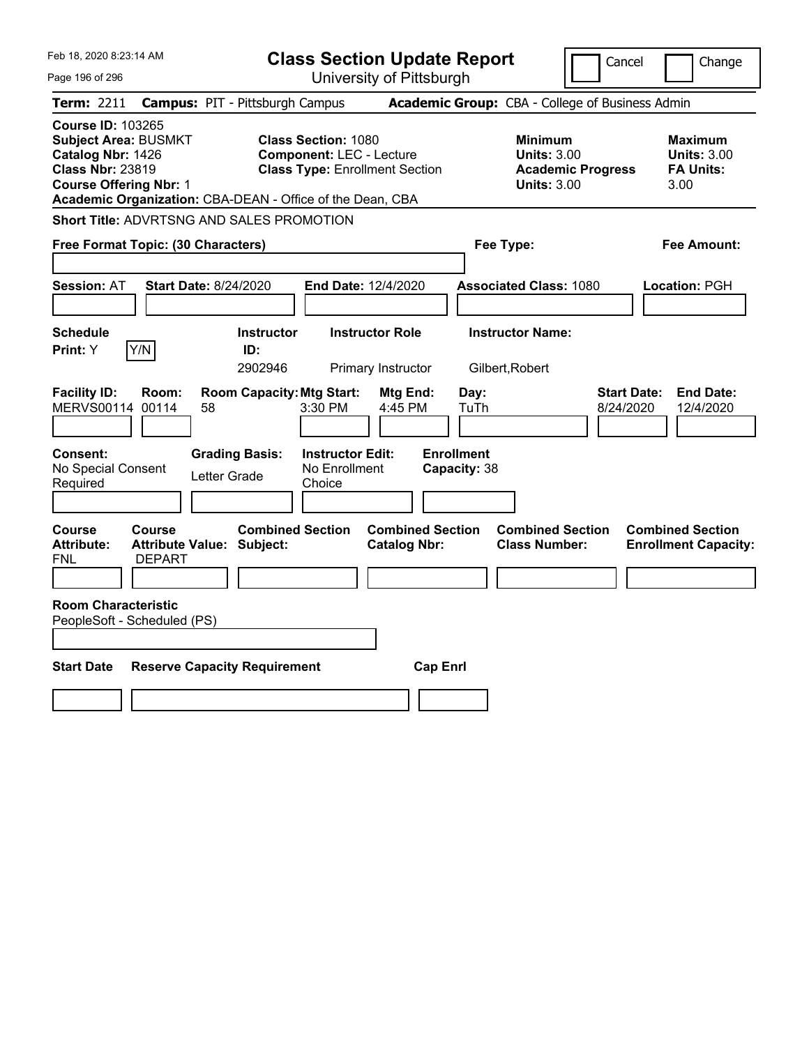Feb 18, 2020 8:23:14 AM

# Class Section Update Report

University of Pittsburgh

Cancel | Change

**Term:** 2211 **Campus:** PIT - Pittsburgh Campus **Academic Group:** CBA - College of Business Admin

**Course ID:** 103265
**Subject Area:** BUSMKT
**Catalog Nbr:** 1426
**Class Nbr:** 23819
**Course Offering Nbr:** 1
**Academic Organization:** CBA-DEAN - Office of the Dean, CBA

**Class Section:** 1080
**Component:** LEC - Lecture
**Class Type:** Enrollment Section

**Minimum Units:** 3.00
**Academic Progress Units:** 3.00

**Maximum Units:** 3.00
**FA Units:** 3.00

**Short Title:** ADVRTSNG AND SALES PROMOTION

**Free Format Topic: (30 Characters)**

**Fee Type:**

**Fee Amount:**

**Session:** AT **Start Date:** 8/24/2020 **End Date:** 12/4/2020 **Associated Class:** 1080 **Location:** PGH

| Schedule Print | Instructor ID | Instructor Role | Instructor Name |
|---|---|---|---|
| Y (Y/N) | 2902946 | Primary Instructor | Gilbert,Robert |

| Facility ID | Room | Room Capacity | Mtg Start | Mtg End | Day | Start Date | End Date |
|---|---|---|---|---|---|---|---|
| MERVS00114 | 00114 | 58 | 3:30 PM | 4:45 PM | TuTh | 8/24/2020 | 12/4/2020 |

| Consent | Grading Basis | Instructor Edit | Enrollment Capacity |
|---|---|---|---|
| No Special Consent Required | Letter Grade | No Enrollment Choice | 38 |

| Course Attribute | Course Attribute Value | Combined Section Subject | Combined Section Catalog Nbr | Combined Section Class Number | Combined Section Enrollment Capacity |
|---|---|---|---|---|---|
| FNL | DEPART | | | | |

**Room Characteristic**
PeopleSoft - Scheduled (PS)

| Start Date | Reserve Capacity Requirement | Cap Enrl |
|---|---|---|
| | | |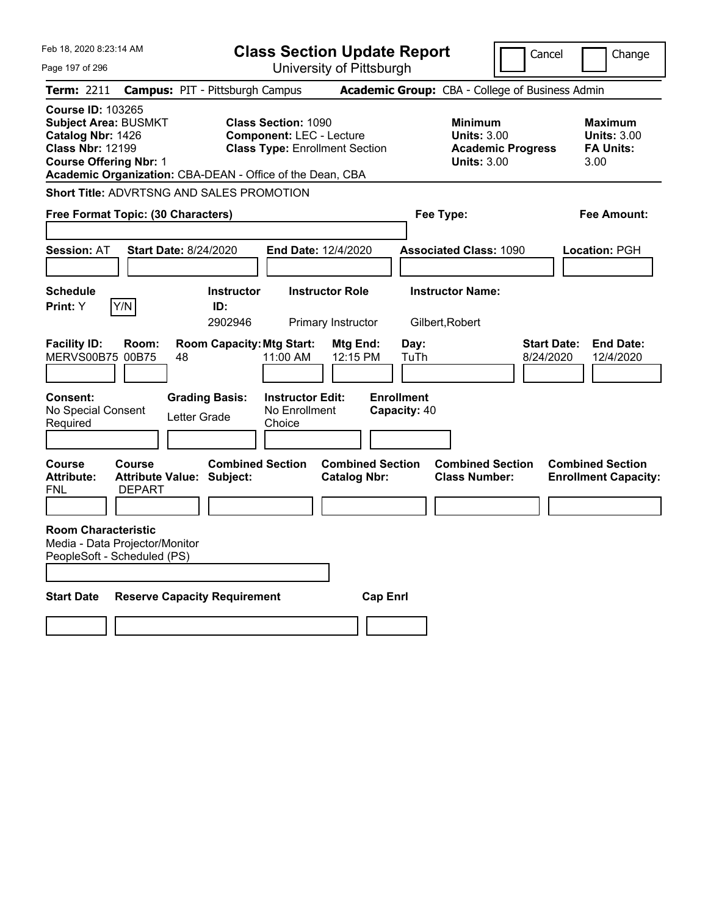# Class Section Update Report

University of Pittsburgh

Cancel | Change

**Term:** 2211 **Campus:** PIT - Pittsburgh Campus **Academic Group:** CBA - College of Business Admin

**Course ID:** 103265
**Subject Area:** BUSMKT
**Catalog Nbr:** 1426
**Class Nbr:** 12199
**Course Offering Nbr:** 1
**Academic Organization:** CBA-DEAN - Office of the Dean, CBA

**Class Section:** 1090
**Component:** LEC - Lecture
**Class Type:** Enrollment Section

**Minimum**
**Units:** 3.00
**Academic Progress Units:** 3.00

**Maximum**
**Units:** 3.00
**FA Units:** 3.00

**Short Title:** ADVRTSNG AND SALES PROMOTION

**Free Format Topic: (30 Characters)**

**Fee Type:**

**Fee Amount:**

**Session:** AT **Start Date:** 8/24/2020 **End Date:** 12/4/2020 **Associated Class:** 1090 **Location:** PGH

| Schedule Print | Instructor ID | Instructor Role | Instructor Name |
|---|---|---|---|
| Y | 2902946 | Primary Instructor | Gilbert,Robert |

| Facility ID | Room | Room Capacity | Mtg Start | Mtg End | Day | Start Date | End Date |
|---|---|---|---|---|---|---|---|
| MERVS00B75 | 00B75 | 48 | 11:00 AM | 12:15 PM | TuTh | 8/24/2020 | 12/4/2020 |

**Consent:** No Special Consent Required
**Grading Basis:** Letter Grade
**Instructor Edit:** No Enrollment Choice
**Enrollment Capacity:** 40

| Course Attribute | Course Attribute Value | Combined Section Subject | Combined Section Catalog Nbr | Combined Section Class Number | Combined Section Enrollment Capacity |
|---|---|---|---|---|---|
| FNL | DEPART | | | | |

**Room Characteristic**
Media - Data Projector/Monitor
PeopleSoft - Scheduled (PS)

| Start Date | Reserve Capacity Requirement | Cap Enrl |
|---|---|---|
| | | |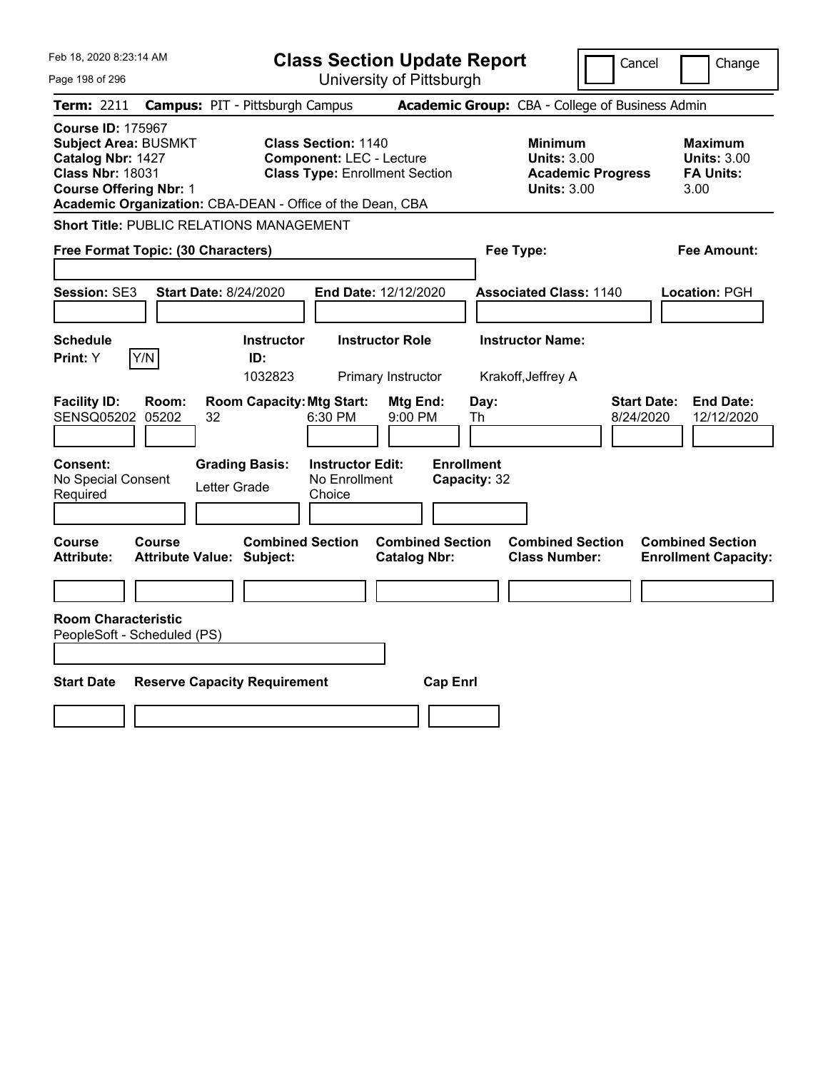# Class Section Update Report

University of Pittsburgh

Cancel | Change

**Term:** 2211 **Campus:** PIT - Pittsburgh Campus **Academic Group:** CBA - College of Business Admin

**Course ID:** 175967
**Subject Area:** BUSMKT
**Catalog Nbr:** 1427
**Class Nbr:** 18031
**Course Offering Nbr:** 1
**Academic Organization:** CBA-DEAN - Office of the Dean, CBA

**Class Section:** 1140
**Component:** LEC - Lecture
**Class Type:** Enrollment Section

**Minimum Units:** 3.00
**Academic Progress Units:** 3.00

**Maximum Units:** 3.00
**FA Units:** 3.00

**Short Title:** PUBLIC RELATIONS MANAGEMENT

**Free Format Topic: (30 Characters)**

**Fee Type:**

**Fee Amount:**

**Session:** SE3 **Start Date:** 8/24/2020 **End Date:** 12/12/2020 **Associated Class:** 1140 **Location:** PGH

| Schedule Print | Instructor ID | Instructor Role | Instructor Name |
|---|---|---|---|
| Y (Y/N) | 1032823 | Primary Instructor | Krakoff,Jeffrey A |

| Facility ID | Room | Room Capacity | Mtg Start | Mtg End | Day | Start Date | End Date |
|---|---|---|---|---|---|---|---|
| SENSQ05202 | 05202 | 32 | 6:30 PM | 9:00 PM | Th | 8/24/2020 | 12/12/2020 |

**Consent:** No Special Consent Required
**Grading Basis:** Letter Grade
**Instructor Edit:** No Enrollment Choice
**Enrollment Capacity:** 32

| Course Attribute | Course Attribute Value | Combined Section Subject | Combined Section Catalog Nbr | Combined Section Class Number | Combined Section Enrollment Capacity |
|---|---|---|---|---|---|
| | | | | | |

**Room Characteristic**
PeopleSoft - Scheduled (PS)

| Start Date | Reserve Capacity Requirement | Cap Enrl |
|---|---|---|
| | | |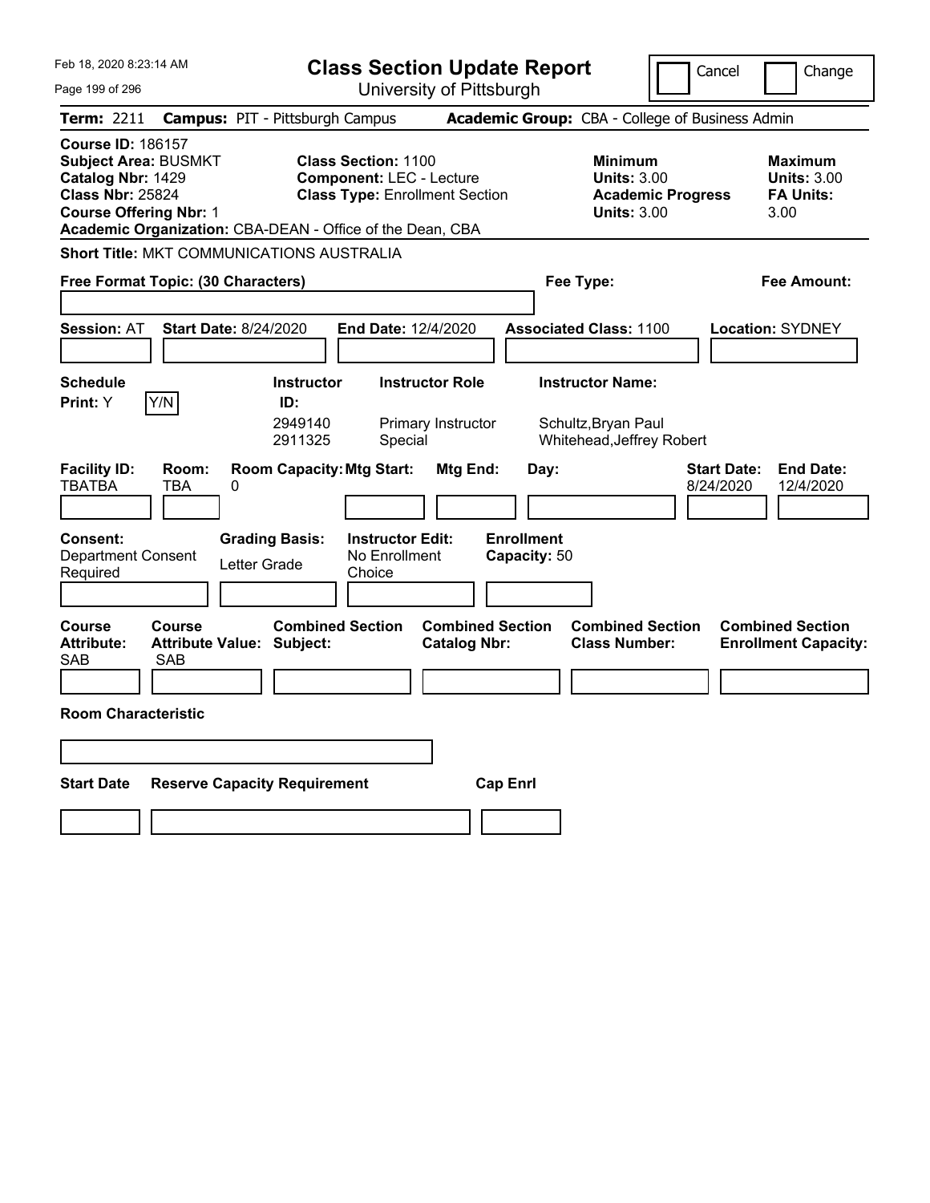Feb 18, 2020 8:23:14 AM

# Class Section Update Report

University of Pittsburgh

Cancel | Change

**Term:** 2211 **Campus:** PIT - Pittsburgh Campus **Academic Group:** CBA - College of Business Admin

**Course ID:** 186157
**Subject Area:** BUSMKT
**Catalog Nbr:** 1429
**Class Nbr:** 25824
**Course Offering Nbr:** 1
**Academic Organization:** CBA-DEAN - Office of the Dean, CBA

**Class Section:** 1100
**Component:** LEC - Lecture
**Class Type:** Enrollment Section

**Minimum Units:** 3.00
**Academic Progress Units:** 3.00

**Maximum Units:** 3.00
**FA Units:** 3.00

**Short Title:** MKT COMMUNICATIONS AUSTRALIA

**Free Format Topic: (30 Characters)**

**Fee Type:**

**Fee Amount:**

**Session:** AT **Start Date:** 8/24/2020 **End Date:** 12/4/2020 **Associated Class:** 1100 **Location:** SYDNEY

| Schedule Print | Instructor ID | Instructor Role | Instructor Name |
|---|---|---|---|
| Y (Y/N) | 2949140 | Primary Instructor | Schultz,Bryan Paul |
| | 2911325 | Special | Whitehead,Jeffrey Robert |

| Facility ID | Room | Room Capacity | Mtg Start | Mtg End | Day | Start Date | End Date |
|---|---|---|---|---|---|---|---|
| TBATBA | TBA | 0 | | | | 8/24/2020 | 12/4/2020 |

**Consent:** Department Consent Required
**Grading Basis:** Letter Grade
**Instructor Edit:** No Enrollment Choice
**Enrollment Capacity:** 50

| Course Attribute | Course Attribute Value | Combined Section Subject | Combined Section Catalog Nbr | Combined Section Class Number | Combined Section Enrollment Capacity |
|---|---|---|---|---|---|
| SAB | SAB | | | | |

**Room Characteristic**

| Start Date | Reserve Capacity Requirement | Cap Enrl |
|---|---|---|
| | | |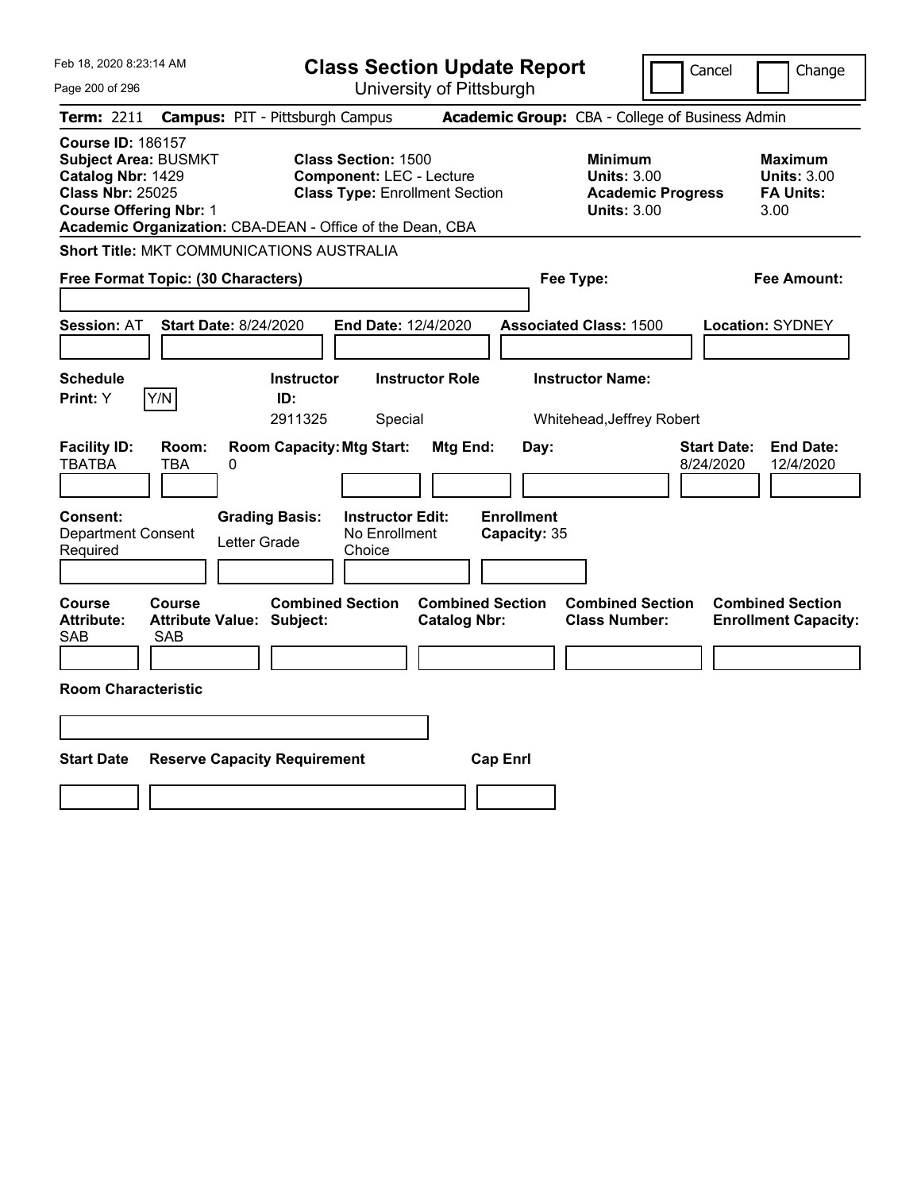Feb 18, 2020 8:23:14 AM

# Class Section Update Report

University of Pittsburgh

Cancel | Change

**Term:** 2211 **Campus:** PIT - Pittsburgh Campus **Academic Group:** CBA - College of Business Admin

**Course ID:** 186157
**Subject Area:** BUSMKT
**Catalog Nbr:** 1429
**Class Nbr:** 25025
**Course Offering Nbr:** 1
**Academic Organization:** CBA-DEAN - Office of the Dean, CBA

**Class Section:** 1500
**Component:** LEC - Lecture
**Class Type:** Enrollment Section

**Minimum**
**Units:** 3.00
**Academic Progress Units:** 3.00

**Maximum**
**Units:** 3.00
**FA Units:** 3.00

**Short Title:** MKT COMMUNICATIONS AUSTRALIA

**Free Format Topic: (30 Characters)**

**Fee Type:**

**Fee Amount:**

**Session:** AT **Start Date:** 8/24/2020 **End Date:** 12/4/2020 **Associated Class:** 1500 **Location:** SYDNEY

| Schedule Print | | Instructor ID | Instructor Role | Instructor Name |
|---|---|---|---|---|
| Y | Y/N | 2911325 | Special | Whitehead,Jeffrey Robert |

| Facility ID | Room | Room Capacity | Mtg Start | Mtg End | Day | Start Date | End Date |
|---|---|---|---|---|---|---|---|
| TBATBA | TBA | 0 | | | | 8/24/2020 | 12/4/2020 |

| Consent | Grading Basis | Instructor Edit | Enrollment Capacity |
|---|---|---|---|
| Department Consent Required | Letter Grade | No Enrollment Choice | 35 |

| Course Attribute | Course Attribute Value | Combined Section Subject | Combined Section Catalog Nbr | Combined Section Class Number | Combined Section Enrollment Capacity |
|---|---|---|---|---|---|
| SAB | SAB | | | | |

**Room Characteristic**

| Start Date | Reserve Capacity Requirement | Cap Enrl |
|---|---|---|
| | | |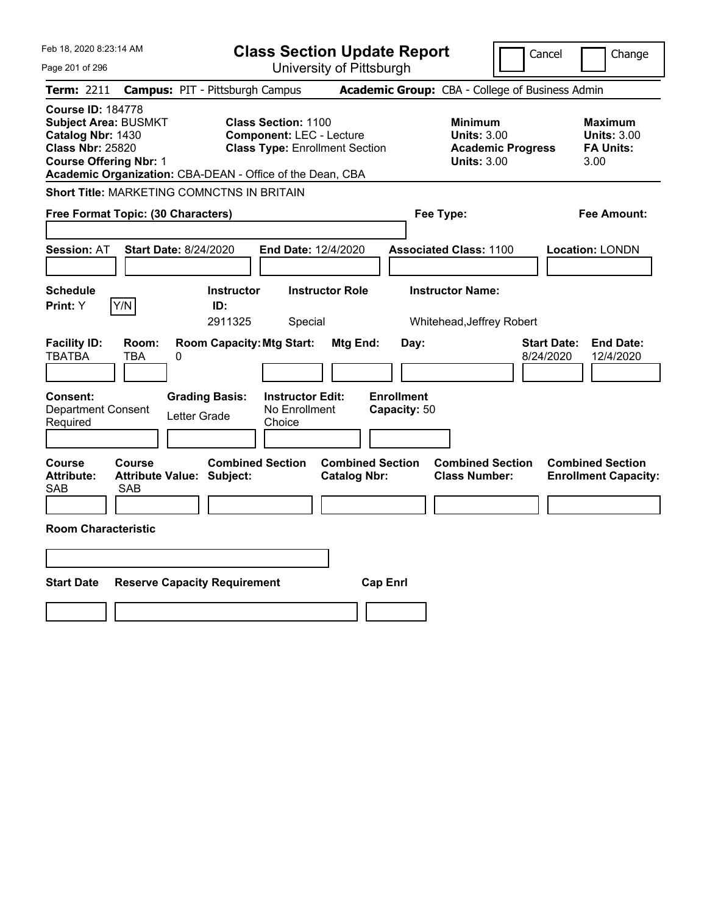Feb 18, 2020 8:23:14 AM

# Class Section Update Report

University of Pittsburgh

Cancel | Change

**Term:** 2211 **Campus:** PIT - Pittsburgh Campus **Academic Group:** CBA - College of Business Admin

**Course ID:** 184778
**Subject Area:** BUSMKT
**Catalog Nbr:** 1430
**Class Nbr:** 25820
**Course Offering Nbr:** 1
**Academic Organization:** CBA-DEAN - Office of the Dean, CBA

**Class Section:** 1100
**Component:** LEC - Lecture
**Class Type:** Enrollment Section

**Minimum Units:** 3.00
**Academic Progress Units:** 3.00

**Maximum Units:** 3.00
**FA Units:** 3.00

**Short Title:** MARKETING COMNCTNS IN BRITAIN

**Free Format Topic: (30 Characters)**

**Fee Type:**

**Fee Amount:**

**Session:** AT **Start Date:** 8/24/2020 **End Date:** 12/4/2020 **Associated Class:** 1100 **Location:** LONDN

| Schedule Print | | Instructor ID | Instructor Role | Instructor Name |
|---|---|---|---|---|
| Y | Y/N | 2911325 | Special | Whitehead,Jeffrey Robert |

| Facility ID | Room | Room Capacity | Mtg Start | Mtg End | Day | Start Date | End Date |
|---|---|---|---|---|---|---|---|
| TBATBA | TBA | 0 | | | | 8/24/2020 | 12/4/2020 |

| Consent | Grading Basis | Instructor Edit | Enrollment Capacity |
|---|---|---|---|
| Department Consent Required | Letter Grade | No Enrollment Choice | 50 |

| Course Attribute | Course Attribute Value | Combined Section Subject | Combined Section Catalog Nbr | Combined Section Class Number | Combined Section Enrollment Capacity |
|---|---|---|---|---|---|
| SAB | SAB | | | | |

**Room Characteristic**

| Start Date | Reserve Capacity Requirement | Cap Enrl |
|---|---|---|
| | | |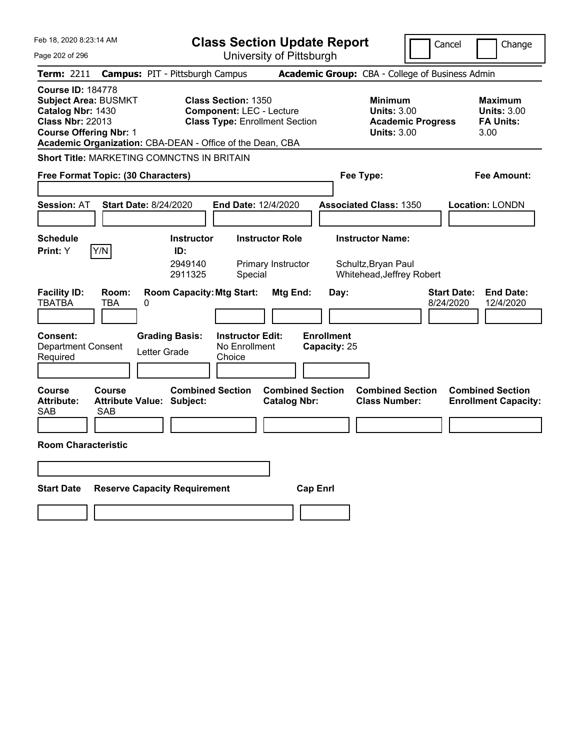# Class Section Update Report

University of Pittsburgh

Cancel | Change

**Term:** 2211 **Campus:** PIT - Pittsburgh Campus **Academic Group:** CBA - College of Business Admin

**Course ID:** 184778
**Subject Area:** BUSMKT
**Catalog Nbr:** 1430
**Class Nbr:** 22013
**Course Offering Nbr:** 1
**Academic Organization:** CBA-DEAN - Office of the Dean, CBA

**Class Section:** 1350
**Component:** LEC - Lecture
**Class Type:** Enrollment Section

**Minimum Units:** 3.00
**Academic Progress Units:** 3.00

**Maximum Units:** 3.00
**FA Units:** 3.00

**Short Title:** MARKETING COMNCTNS IN BRITAIN

**Free Format Topic: (30 Characters)**

**Fee Type:**

**Fee Amount:**

**Session:** AT **Start Date:** 8/24/2020 **End Date:** 12/4/2020 **Associated Class:** 1350 **Location:** LONDN

**Schedule Print:** Y Y/N

| Instructor ID: | Instructor Role | Instructor Name: |
|---|---|---|
| 2949140 | Primary Instructor | Schultz,Bryan Paul |
| 2911325 | Special | Whitehead,Jeffrey Robert |

| Facility ID: | Room: | Room Capacity: | Mtg Start: | Mtg End: | Day: | Start Date: | End Date: |
|---|---|---|---|---|---|---|---|
| TBATBA | TBA | 0 | | | | 8/24/2020 | 12/4/2020 |

**Consent:** Department Consent Required
**Grading Basis:** Letter Grade
**Instructor Edit:** No Enrollment Choice
**Enrollment Capacity:** 25

| Course Attribute: | Course Attribute Value: | Combined Section Subject: | Combined Section Catalog Nbr: | Combined Section Class Number: | Combined Section Enrollment Capacity: |
|---|---|---|---|---|---|
| SAB | SAB | | | | |

**Room Characteristic**

| Start Date | Reserve Capacity Requirement | Cap Enrl |
|---|---|---|
| | | |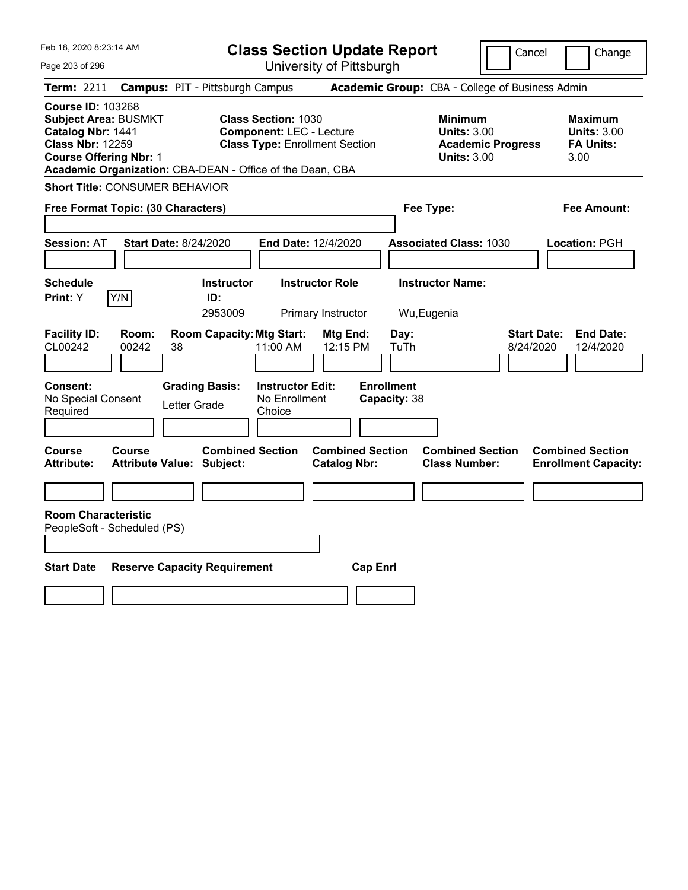Feb 18, 2020 8:23:14 AM

# Class Section Update Report

University of Pittsburgh

Cancel | Change

**Term:** 2211 **Campus:** PIT - Pittsburgh Campus **Academic Group:** CBA - College of Business Admin

**Course ID:** 103268
**Subject Area:** BUSMKT
**Catalog Nbr:** 1441
**Class Nbr:** 12259
**Course Offering Nbr:** 1
**Academic Organization:** CBA-DEAN - Office of the Dean, CBA

**Class Section:** 1030
**Component:** LEC - Lecture
**Class Type:** Enrollment Section

**Minimum Units:** 3.00
**Academic Progress Units:** 3.00

**Maximum Units:** 3.00
**FA Units:** 3.00

**Short Title:** CONSUMER BEHAVIOR

**Free Format Topic: (30 Characters)**

**Fee Type:**

**Fee Amount:**

**Session:** AT **Start Date:** 8/24/2020 **End Date:** 12/4/2020 **Associated Class:** 1030 **Location:** PGH

| Schedule Print | Instructor ID | Instructor Role | Instructor Name |
|---|---|---|---|
| Y (Y/N) | 2953009 | Primary Instructor | Wu,Eugenia |

| Facility ID | Room | Room Capacity | Mtg Start | Mtg End | Day | Start Date | End Date |
|---|---|---|---|---|---|---|---|
| CL00242 | 00242 | 38 | 11:00 AM | 12:15 PM | TuTh | 8/24/2020 | 12/4/2020 |

**Consent:** No Special Consent Required
**Grading Basis:** Letter Grade
**Instructor Edit:** No Enrollment Choice
**Enrollment Capacity:** 38

| Course Attribute | Course Attribute Value | Combined Section Subject | Combined Section Catalog Nbr | Combined Section Class Number | Combined Section Enrollment Capacity |
|---|---|---|---|---|---|
| | | | | | |

**Room Characteristic**
PeopleSoft - Scheduled (PS)

| Start Date | Reserve Capacity Requirement | Cap Enrl |
|---|---|---|
| | | |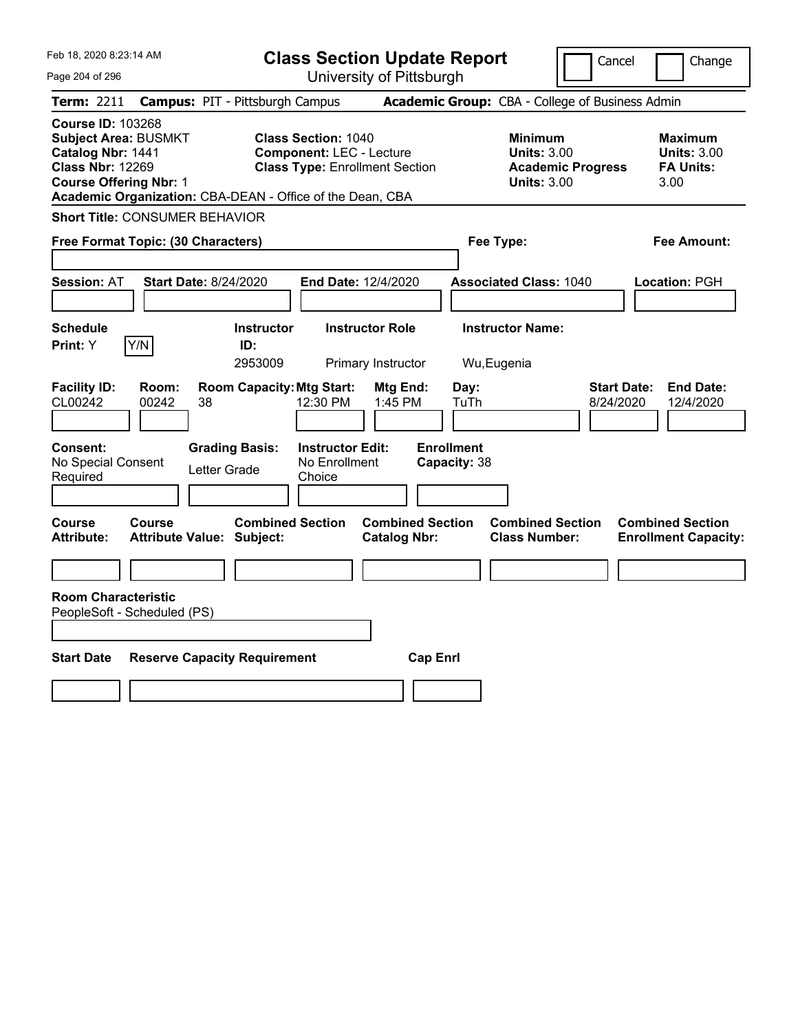# Class Section Update Report

University of Pittsburgh

Cancel | Change

**Term:** 2211 **Campus:** PIT - Pittsburgh Campus **Academic Group:** CBA - College of Business Admin

**Course ID:** 103268
**Subject Area:** BUSMKT
**Catalog Nbr:** 1441
**Class Nbr:** 12269
**Course Offering Nbr:** 1
**Academic Organization:** CBA-DEAN - Office of the Dean, CBA

**Class Section:** 1040
**Component:** LEC - Lecture
**Class Type:** Enrollment Section

**Minimum**
**Units:** 3.00
**Academic Progress Units:** 3.00

**Maximum**
**Units:** 3.00
**FA Units:** 3.00

**Short Title:** CONSUMER BEHAVIOR

**Free Format Topic: (30 Characters)**

**Fee Type:**

**Fee Amount:**

**Session:** AT **Start Date:** 8/24/2020 **End Date:** 12/4/2020 **Associated Class:** 1040 **Location:** PGH

| Schedule Print | Instructor ID | Instructor Role | Instructor Name |
|---|---|---|---|
| Y (Y/N) | 2953009 | Primary Instructor | Wu,Eugenia |

| Facility ID | Room | Room Capacity | Mtg Start | Mtg End | Day | Start Date | End Date |
|---|---|---|---|---|---|---|---|
| CL00242 | 00242 | 38 | 12:30 PM | 1:45 PM | TuTh | 8/24/2020 | 12/4/2020 |

**Consent:** No Special Consent Required
**Grading Basis:** Letter Grade
**Instructor Edit:** No Enrollment Choice
**Enrollment Capacity:** 38

| Course Attribute | Course Attribute Value | Combined Section Subject | Combined Section Catalog Nbr | Combined Section Class Number | Combined Section Enrollment Capacity |
|---|---|---|---|---|---|
| | | | | | |

**Room Characteristic**
PeopleSoft - Scheduled (PS)

| Start Date | Reserve Capacity Requirement | Cap Enrl |
|---|---|---|
| | | |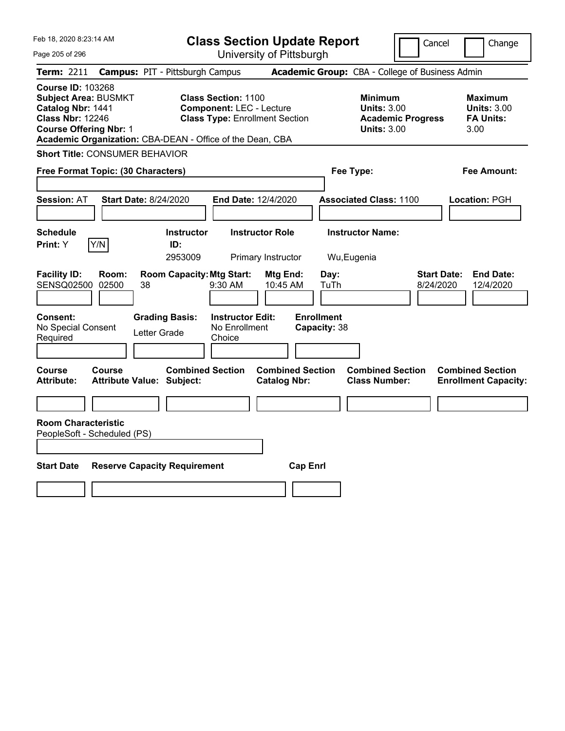Feb 18, 2020 8:23:14 AM

# Class Section Update Report

University of Pittsburgh

Cancel | Change

**Term:** 2211 **Campus:** PIT - Pittsburgh Campus **Academic Group:** CBA - College of Business Admin

**Course ID:** 103268
**Subject Area:** BUSMKT
**Catalog Nbr:** 1441
**Class Nbr:** 12246
**Course Offering Nbr:** 1
**Academic Organization:** CBA-DEAN - Office of the Dean, CBA

**Class Section:** 1100
**Component:** LEC - Lecture
**Class Type:** Enrollment Section

**Minimum Units:** 3.00
**Academic Progress Units:** 3.00

**Maximum Units:** 3.00
**FA Units:** 3.00

**Short Title:** CONSUMER BEHAVIOR

**Free Format Topic: (30 Characters)**

**Fee Type:**

**Fee Amount:**

**Session:** AT **Start Date:** 8/24/2020 **End Date:** 12/4/2020 **Associated Class:** 1100 **Location:** PGH

| Schedule Print | Instructor ID | Instructor Role | Instructor Name |
|---|---|---|---|
| Y | 2953009 | Primary Instructor | Wu,Eugenia |

| Facility ID | Room | Room Capacity | Mtg Start | Mtg End | Day | Start Date | End Date |
|---|---|---|---|---|---|---|---|
| SENSQ02500 | 02500 | 38 | 9:30 AM | 10:45 AM | TuTh | 8/24/2020 | 12/4/2020 |

**Consent:** No Special Consent Required
**Grading Basis:** Letter Grade
**Instructor Edit:** No Enrollment Choice
**Enrollment Capacity:** 38

| Course Attribute | Course Attribute Value | Combined Section Subject | Combined Section Catalog Nbr | Combined Section Class Number | Combined Section Enrollment Capacity |
|---|---|---|---|---|---|
| | | | | | |

**Room Characteristic**
PeopleSoft - Scheduled (PS)

| Start Date | Reserve Capacity Requirement | Cap Enrl |
|---|---|---|
| | | |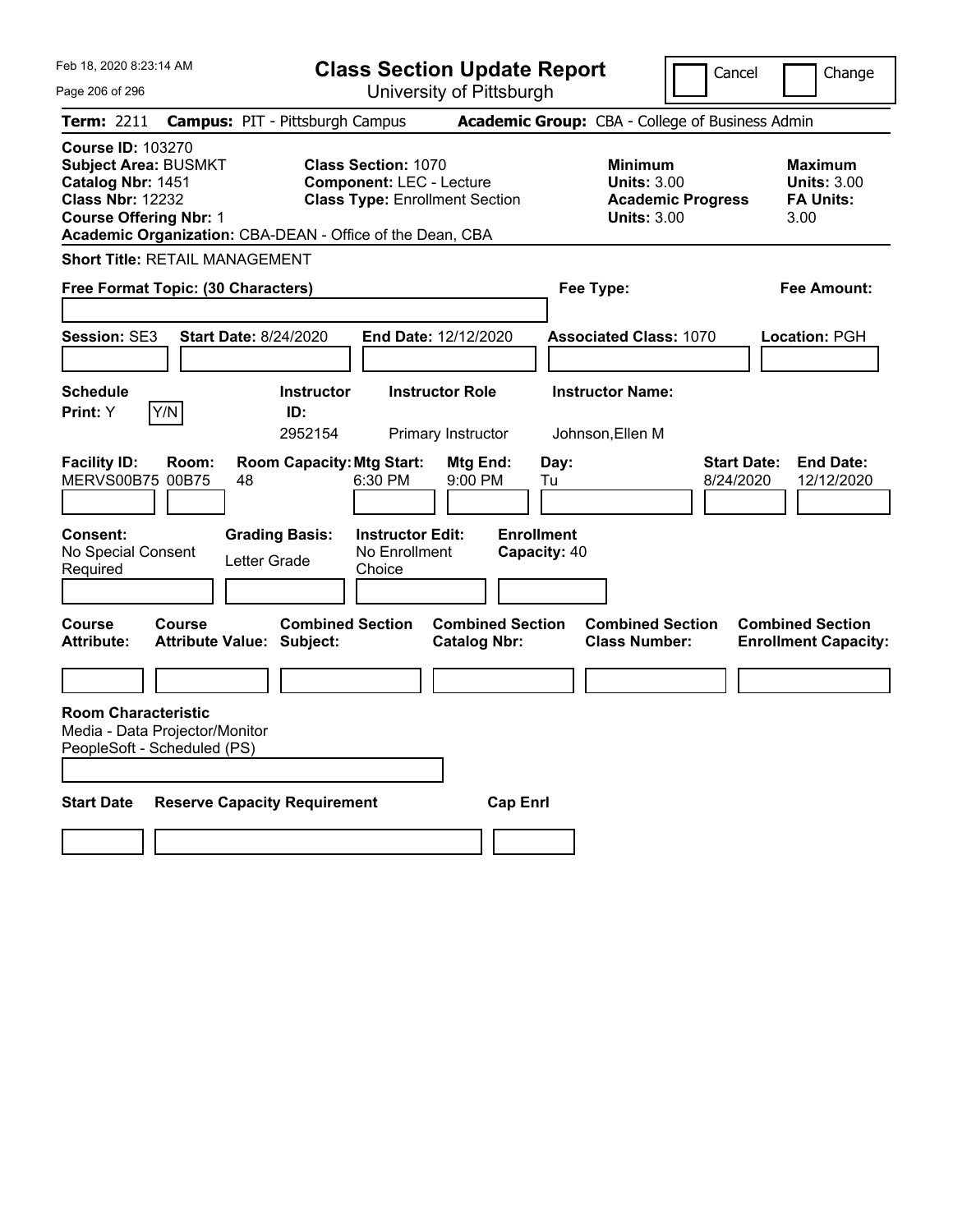# Class Section Update Report

University of Pittsburgh

Feb 18, 2020 8:23:14 AM

Cancel | Change

**Term:** 2211 **Campus:** PIT - Pittsburgh Campus **Academic Group:** CBA - College of Business Admin

**Course ID:** 103270
**Subject Area:** BUSMKT
**Catalog Nbr:** 1451
**Class Nbr:** 12232
**Course Offering Nbr:** 1
**Academic Organization:** CBA-DEAN - Office of the Dean, CBA

**Class Section:** 1070
**Component:** LEC - Lecture
**Class Type:** Enrollment Section

**Minimum**
**Units:** 3.00
**Academic Progress Units:** 3.00

**Maximum**
**Units:** 3.00
**FA Units:** 3.00

**Short Title:** RETAIL MANAGEMENT

**Free Format Topic: (30 Characters)**

**Fee Type:**

**Fee Amount:**

**Session:** SE3 **Start Date:** 8/24/2020 **End Date:** 12/12/2020 **Associated Class:** 1070 **Location:** PGH

| Schedule Print: | Instructor ID: | Instructor Role | Instructor Name: |
|---|---|---|---|
| Y Y/N | 2952154 | Primary Instructor | Johnson,Ellen M |

| Facility ID: | Room: | Room Capacity: | Mtg Start: | Mtg End: | Day: | Start Date: | End Date: |
|---|---|---|---|---|---|---|---|
| MERVS00B75 | 00B75 | 48 | 6:30 PM | 9:00 PM | Tu | 8/24/2020 | 12/12/2020 |

| Consent: | Grading Basis: | Instructor Edit: | Enrollment Capacity: |
|---|---|---|---|
| No Special Consent Required | Letter Grade | No Enrollment Choice | 40 |

| Course Attribute: | Course Attribute Value: | Combined Section Subject: | Combined Section Catalog Nbr: | Combined Section Class Number: | Combined Section Enrollment Capacity: |
|---|---|---|---|---|---|
| | | | | | |

**Room Characteristic**
Media - Data Projector/Monitor
PeopleSoft - Scheduled (PS)

| Start Date | Reserve Capacity Requirement | Cap Enrl |
|---|---|---|
| | | |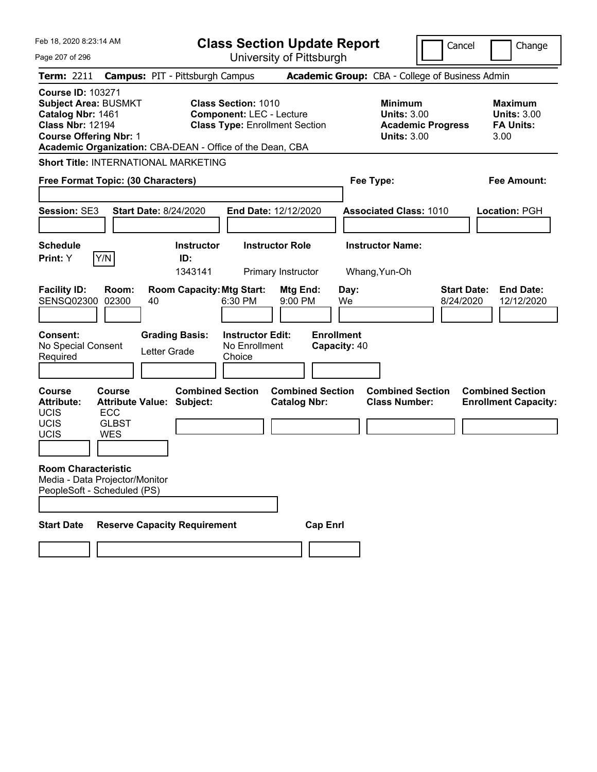# Class Section Update Report

University of Pittsburgh

Cancel | Change

**Term:** 2211 **Campus:** PIT - Pittsburgh Campus **Academic Group:** CBA - College of Business Admin

**Course ID:** 103271
**Subject Area:** BUSMKT
**Catalog Nbr:** 1461
**Class Nbr:** 12194
**Course Offering Nbr:** 1
**Academic Organization:** CBA-DEAN - Office of the Dean, CBA

**Class Section:** 1010
**Component:** LEC - Lecture
**Class Type:** Enrollment Section

**Minimum Units:** 3.00
**Academic Progress Units:** 3.00

**Maximum Units:** 3.00
**FA Units:** 3.00

**Short Title:** INTERNATIONAL MARKETING

**Free Format Topic: (30 Characters)**

**Fee Type:**

**Fee Amount:**

**Session:** SE3 **Start Date:** 8/24/2020 **End Date:** 12/12/2020 **Associated Class:** 1010 **Location:** PGH

| Schedule Print | Instructor ID | Instructor Role | Instructor Name |
|---|---|---|---|
| Y (Y/N) | 1343141 | Primary Instructor | Whang,Yun-Oh |

| Facility ID | Room | Room Capacity | Mtg Start | Mtg End | Day | Start Date | End Date |
|---|---|---|---|---|---|---|---|
| SENSQ02300 | 02300 | 40 | 6:30 PM | 9:00 PM | We | 8/24/2020 | 12/12/2020 |

**Consent:** No Special Consent Required
**Grading Basis:** Letter Grade
**Instructor Edit:** No Enrollment Choice
**Enrollment Capacity:** 40

| Course Attribute | Course Attribute Value |
|---|---|
| UCIS | ECC |
| UCIS | GLBST |
| UCIS | WES |

**Combined Section Subject:**
**Combined Section Catalog Nbr:**
**Combined Section Class Number:**
**Combined Section Enrollment Capacity:**

**Room Characteristic**
Media - Data Projector/Monitor
PeopleSoft - Scheduled (PS)

**Start Date** **Reserve Capacity Requirement** **Cap Enrl**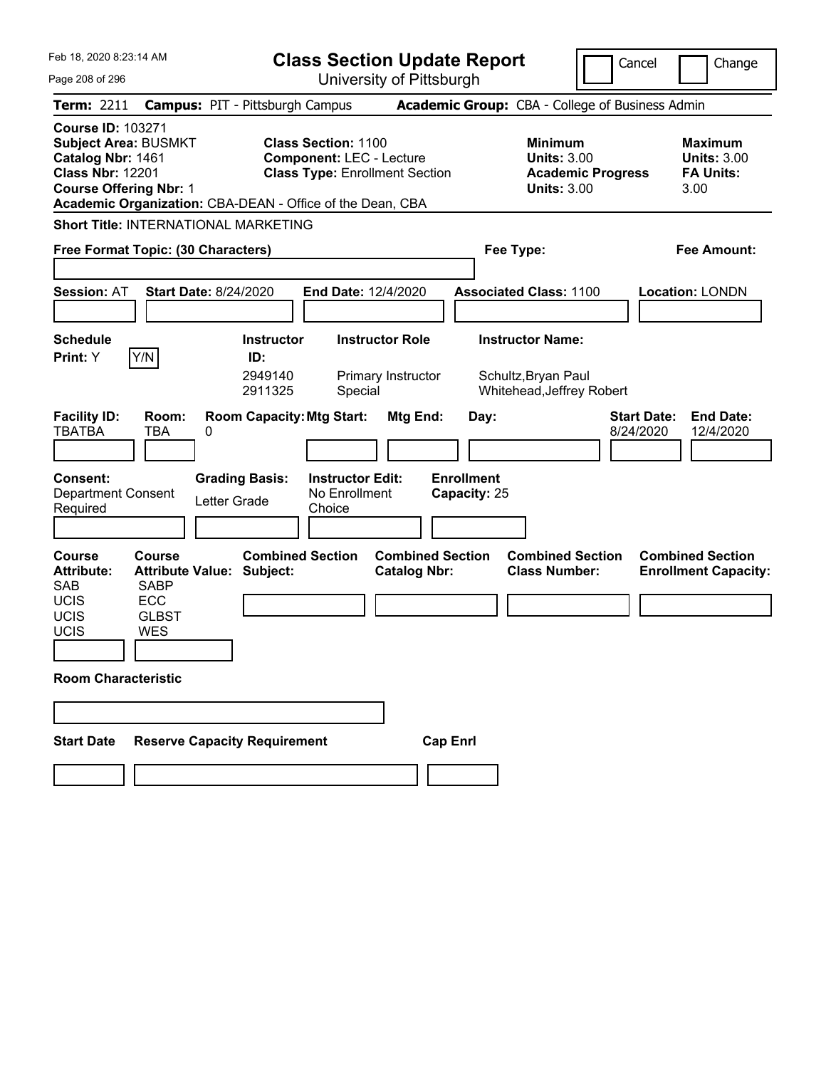Feb 18, 2020 8:23:14 AM

# Class Section Update Report

University of Pittsburgh

Cancel | Change

**Term:** 2211 **Campus:** PIT - Pittsburgh Campus **Academic Group:** CBA - College of Business Admin

**Course ID:** 103271
**Subject Area:** BUSMKT
**Catalog Nbr:** 1461
**Class Nbr:** 12201
**Course Offering Nbr:** 1
**Academic Organization:** CBA-DEAN - Office of the Dean, CBA

**Class Section:** 1100
**Component:** LEC - Lecture
**Class Type:** Enrollment Section

**Minimum Units:** 3.00
**Academic Progress Units:** 3.00

**Maximum Units:** 3.00
**FA Units:** 3.00

**Short Title:** INTERNATIONAL MARKETING

**Free Format Topic: (30 Characters)**

**Fee Type:**

**Fee Amount:**

**Session:** AT **Start Date:** 8/24/2020 **End Date:** 12/4/2020 **Associated Class:** 1100 **Location:** LONDN

| Schedule Print | Instructor ID | Instructor Role | Instructor Name |
|---|---|---|---|
| Y (Y/N) | 2949140 | Primary Instructor | Schultz,Bryan Paul |
| | 2911325 | Special | Whitehead,Jeffrey Robert |

| Facility ID | Room | Room Capacity | Mtg Start | Mtg End | Day | Start Date | End Date |
|---|---|---|---|---|---|---|---|
| TBATBA | TBA | 0 | | | | 8/24/2020 | 12/4/2020 |

**Consent:** Department Consent Required
**Grading Basis:** Letter Grade
**Instructor Edit:** No Enrollment Choice
**Enrollment Capacity:** 25

| Course Attribute | Course Attribute Value | Combined Section Subject | Combined Section Catalog Nbr | Combined Section Class Number | Combined Section Enrollment Capacity |
|---|---|---|---|---|---|
| SAB | SABP | | | | |
| UCIS | ECC | | | | |
| UCIS | GLBST | | | | |
| UCIS | WES | | | | |

**Room Characteristic**

| Start Date | Reserve Capacity Requirement | Cap Enrl |
|---|---|---|
| | | |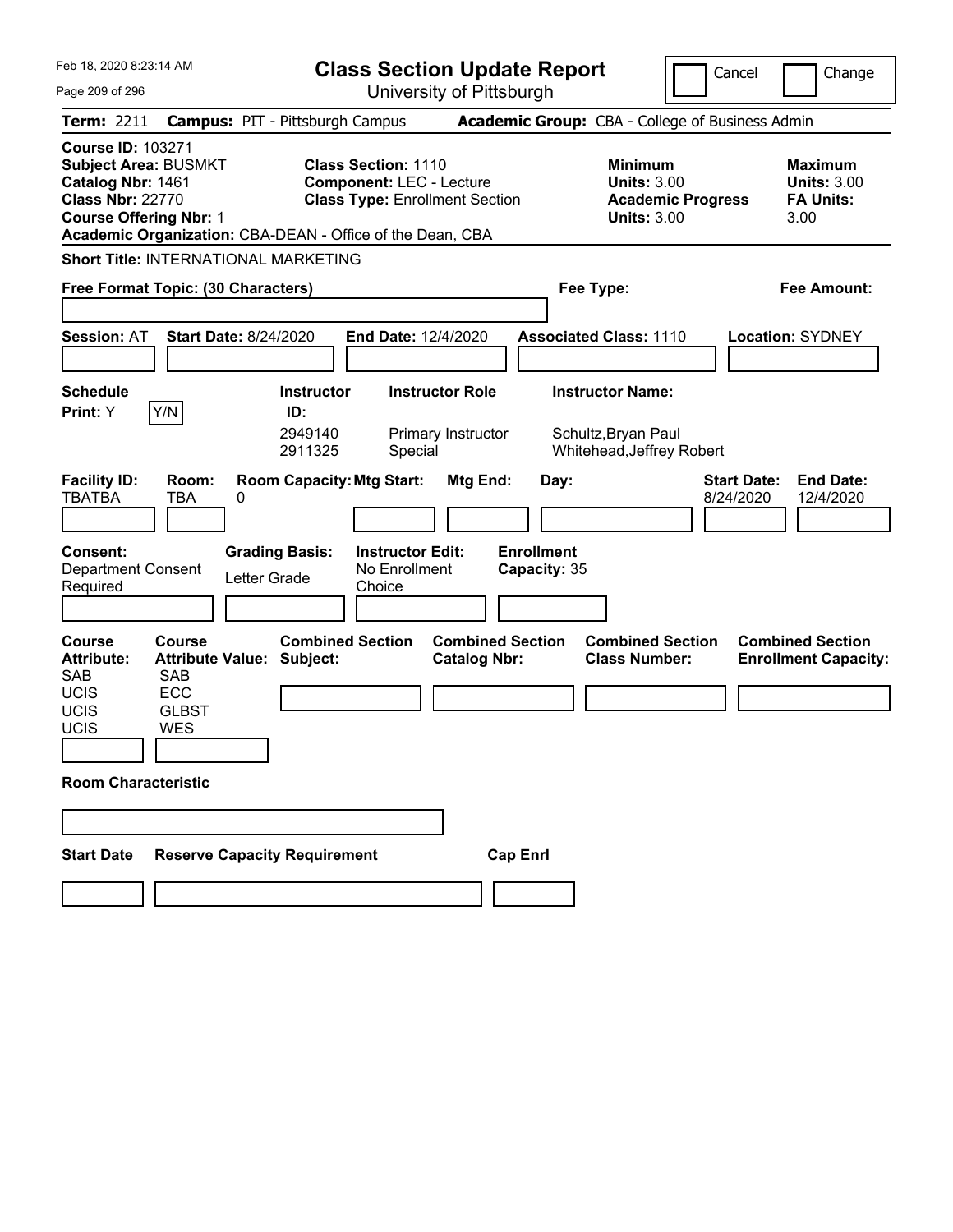# Class Section Update Report

University of Pittsburgh

Cancel | Change

**Term:** 2211 **Campus:** PIT - Pittsburgh Campus **Academic Group:** CBA - College of Business Admin

**Course ID:** 103271
**Subject Area:** BUSMKT
**Catalog Nbr:** 1461
**Class Nbr:** 22770
**Course Offering Nbr:** 1
**Academic Organization:** CBA-DEAN - Office of the Dean, CBA

**Class Section:** 1110
**Component:** LEC - Lecture
**Class Type:** Enrollment Section

**Minimum Units:** 3.00
**Academic Progress Units:** 3.00

**Maximum Units:** 3.00
**FA Units:** 3.00

**Short Title:** INTERNATIONAL MARKETING

**Free Format Topic: (30 Characters)**

**Fee Type:**

**Fee Amount:**

**Session:** AT **Start Date:** 8/24/2020 **End Date:** 12/4/2020 **Associated Class:** 1110 **Location:** SYDNEY

**Schedule Print:** Y [Y/N]

| Instructor ID | Instructor Role | Instructor Name |
|---|---|---|
| 2949140 | Primary Instructor | Schultz,Bryan Paul |
| 2911325 | Special | Whitehead,Jeffrey Robert |

| Facility ID | Room | Room Capacity | Mtg Start | Mtg End | Day | Start Date | End Date |
|---|---|---|---|---|---|---|---|
| TBATBA | TBA | 0 | | | | 8/24/2020 | 12/4/2020 |

**Consent:** Department Consent Required
**Grading Basis:** Letter Grade
**Instructor Edit:** No Enrollment Choice
**Enrollment Capacity:** 35

| Course Attribute | Course Attribute Value |
|---|---|
| SAB | SAB |
| UCIS | ECC |
| UCIS | GLBST |
| UCIS | WES |

**Combined Section Subject:**
**Combined Section Catalog Nbr:**
**Combined Section Class Number:**
**Combined Section Enrollment Capacity:**

**Room Characteristic**

**Start Date** **Reserve Capacity Requirement** **Cap Enrl**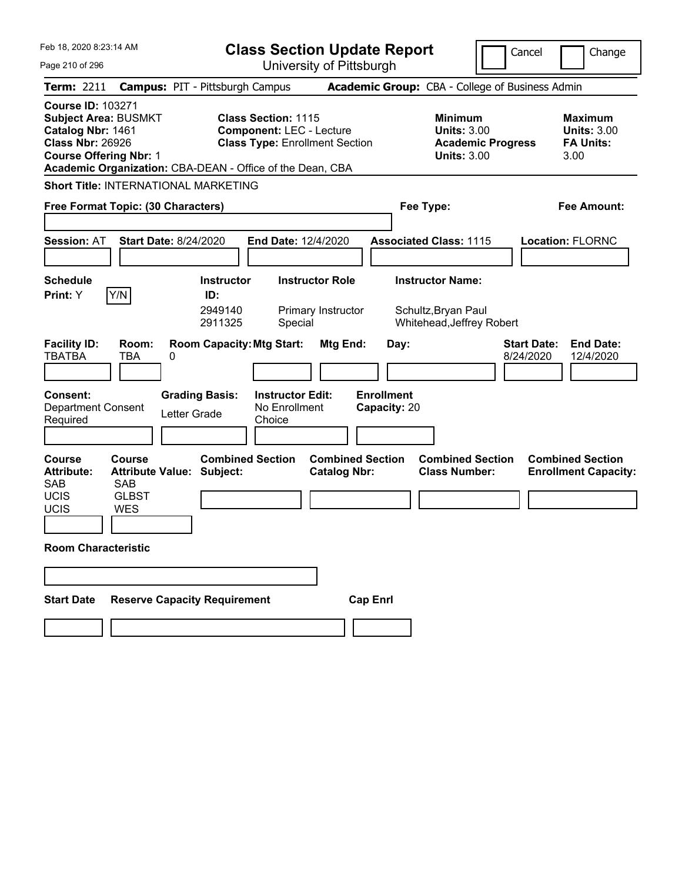Feb 18, 2020 8:23:14 AM

# Class Section Update Report

University of Pittsburgh

Cancel | Change

**Term:** 2211 **Campus:** PIT - Pittsburgh Campus **Academic Group:** CBA - College of Business Admin

**Course ID:** 103271
**Subject Area:** BUSMKT
**Catalog Nbr:** 1461
**Class Nbr:** 26926
**Course Offering Nbr:** 1
**Academic Organization:** CBA-DEAN - Office of the Dean, CBA

**Class Section:** 1115
**Component:** LEC - Lecture
**Class Type:** Enrollment Section

**Minimum Units:** 3.00
**Academic Progress Units:** 3.00

**Maximum Units:** 3.00
**FA Units:** 3.00

**Short Title:** INTERNATIONAL MARKETING

**Free Format Topic: (30 Characters)**

**Fee Type:**

**Fee Amount:**

**Session:** AT **Start Date:** 8/24/2020 **End Date:** 12/4/2020 **Associated Class:** 1115 **Location:** FLORNC

**Schedule Print:** Y Y/N

| Instructor ID | Instructor Role | Instructor Name |
|---|---|---|
| 2949140 | Primary Instructor | Schultz,Bryan Paul |
| 2911325 | Special | Whitehead,Jeffrey Robert |

| Facility ID | Room | Room Capacity | Mtg Start | Mtg End | Day | Start Date | End Date |
|---|---|---|---|---|---|---|---|
| TBATBA | TBA | 0 | | | | 8/24/2020 | 12/4/2020 |

**Consent:** Department Consent Required

**Grading Basis:** Letter Grade

**Instructor Edit:** No Enrollment Choice

**Enrollment Capacity:** 20

| Course Attribute | Course Attribute Value |
|---|---|
| SAB | SAB |
| UCIS | GLBST |
| UCIS | WES |

**Combined Section Subject:**

**Combined Section Catalog Nbr:**

**Combined Section Class Number:**

**Combined Section Enrollment Capacity:**

**Room Characteristic**

**Start Date** **Reserve Capacity Requirement** **Cap Enrl**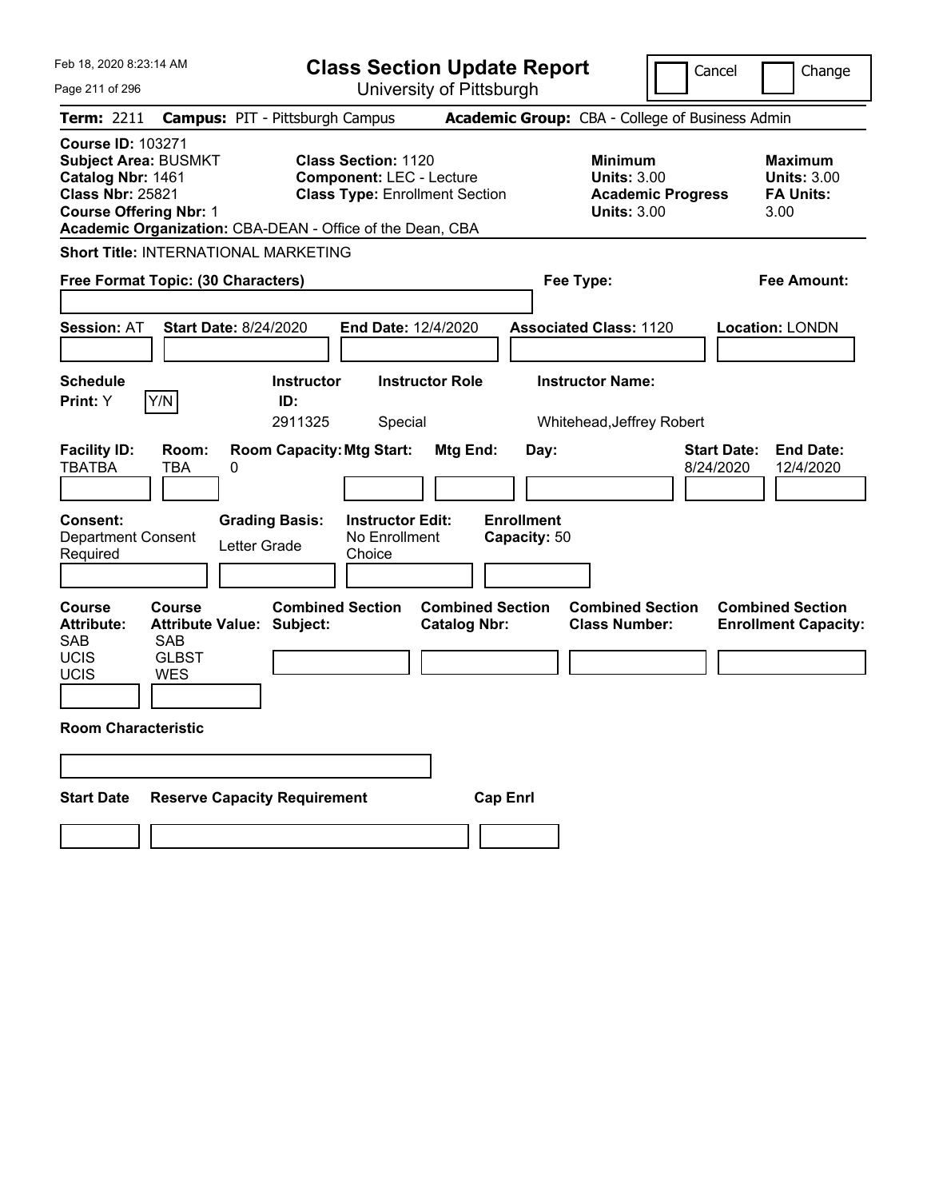# Class Section Update Report

University of Pittsburgh

Cancel | Change

Feb 18, 2020 8:23:14 AM

**Term:** 2211 **Campus:** PIT - Pittsburgh Campus **Academic Group:** CBA - College of Business Admin

**Course ID:** 103271
**Subject Area:** BUSMKT
**Catalog Nbr:** 1461
**Class Nbr:** 25821
**Course Offering Nbr:** 1
**Academic Organization:** CBA-DEAN - Office of the Dean, CBA

**Class Section:** 1120
**Component:** LEC - Lecture
**Class Type:** Enrollment Section

**Minimum Units:** 3.00
**Academic Progress Units:** 3.00

**Maximum Units:** 3.00
**FA Units:** 3.00

**Short Title:** INTERNATIONAL MARKETING

**Free Format Topic: (30 Characters)**

**Fee Type:**

**Fee Amount:**

**Session:** AT **Start Date:** 8/24/2020 **End Date:** 12/4/2020 **Associated Class:** 1120 **Location:** LONDN

**Schedule Print:** Y Y/N

| Instructor ID | Instructor Role | Instructor Name |
|---|---|---|
| 2911325 | Special | Whitehead,Jeffrey Robert |

| Facility ID | Room | Room Capacity | Mtg Start | Mtg End | Day | Start Date | End Date |
|---|---|---|---|---|---|---|---|
| TBATBA | TBA | 0 | | | | 8/24/2020 | 12/4/2020 |

**Consent:** Department Consent Required
**Grading Basis:** Letter Grade
**Instructor Edit:** No Enrollment Choice
**Enrollment Capacity:** 50

| Course Attribute | Course Attribute Value |
|---|---|
| SAB | SAB |
| UCIS | GLBST |
| UCIS | WES |

**Combined Section Subject:**
**Combined Section Catalog Nbr:**
**Combined Section Class Number:**
**Combined Section Enrollment Capacity:**

**Room Characteristic**

**Start Date** **Reserve Capacity Requirement** **Cap Enrl**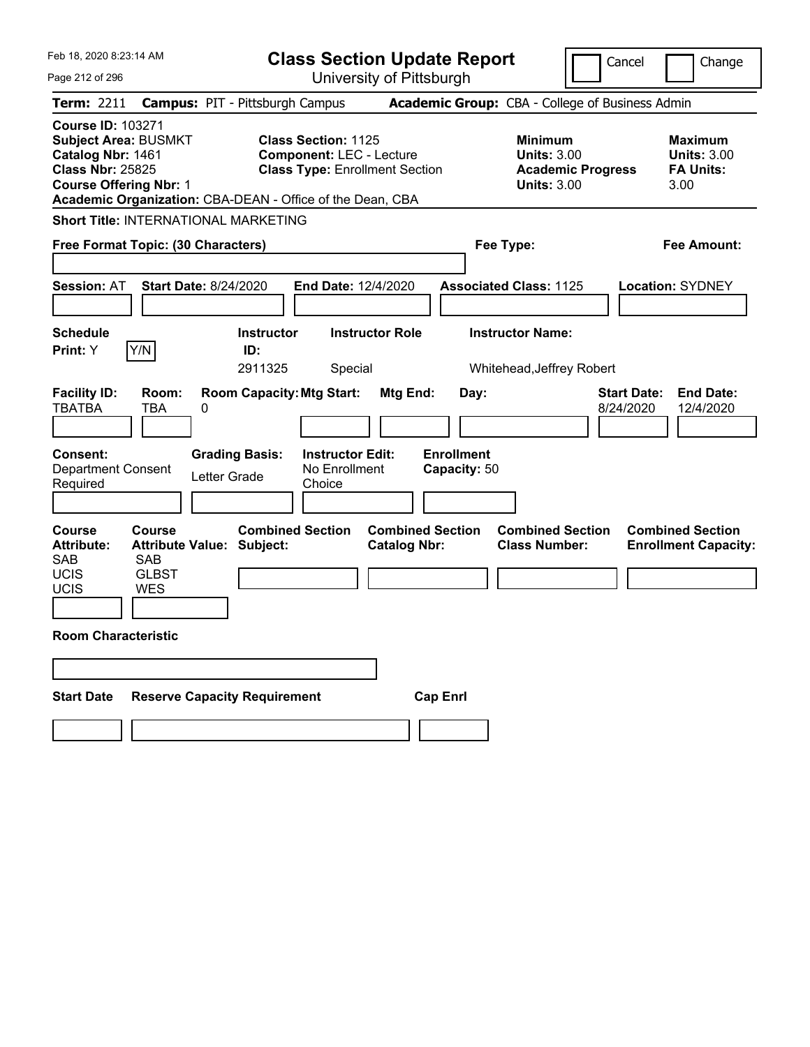# Class Section Update Report

University of Pittsburgh

Feb 18, 2020 8:23:14 AM

Cancel | Change

**Term:** 2211 **Campus:** PIT - Pittsburgh Campus **Academic Group:** CBA - College of Business Admin

**Course ID:** 103271
**Subject Area:** BUSMKT
**Catalog Nbr:** 1461
**Class Nbr:** 25825
**Course Offering Nbr:** 1
**Academic Organization:** CBA-DEAN - Office of the Dean, CBA

**Class Section:** 1125
**Component:** LEC - Lecture
**Class Type:** Enrollment Section

**Minimum**
**Units:** 3.00
**Academic Progress Units:** 3.00

**Maximum**
**Units:** 3.00
**FA Units:** 3.00

**Short Title:** INTERNATIONAL MARKETING

**Free Format Topic: (30 Characters)**

**Fee Type:**

**Fee Amount:**

**Session:** AT **Start Date:** 8/24/2020 **End Date:** 12/4/2020 **Associated Class:** 1125 **Location:** SYDNEY

| Schedule Print | Instructor ID | Instructor Role | Instructor Name |
|---|---|---|---|
| Y | 2911325 | Special | Whitehead,Jeffrey Robert |

| Facility ID | Room | Room Capacity | Mtg Start | Mtg End | Day | Start Date | End Date |
|---|---|---|---|---|---|---|---|
| TBATBA | TBA | 0 | | | | 8/24/2020 | 12/4/2020 |

**Consent:** Department Consent Required
**Grading Basis:** Letter Grade
**Instructor Edit:** No Enrollment Choice
**Enrollment Capacity:** 50

| Course Attribute | Course Attribute Value | Combined Section Subject | Combined Section Catalog Nbr | Combined Section Class Number | Combined Section Enrollment Capacity |
|---|---|---|---|---|---|
| SAB | SAB | | | | |
| UCIS | GLBST | | | | |
| UCIS | WES | | | | |

**Room Characteristic**

| Start Date | Reserve Capacity Requirement | Cap Enrl |
|---|---|---|
| | | |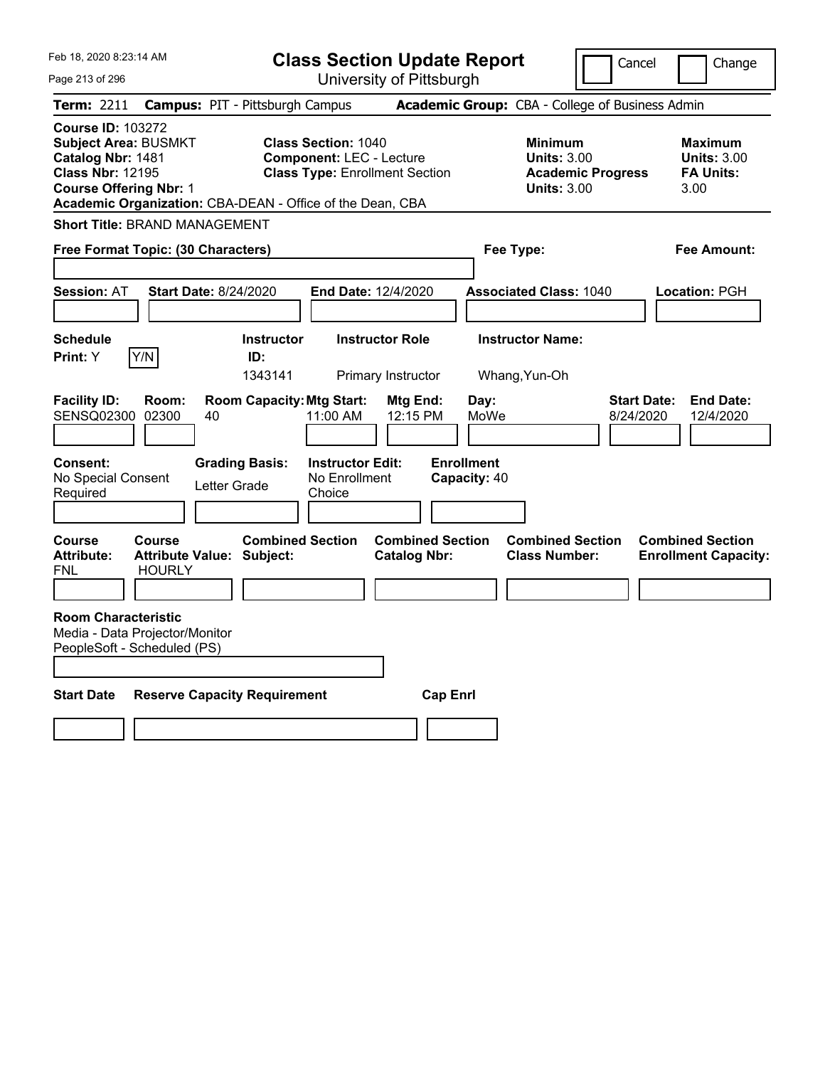Feb 18, 2020 8:23:14 AM

# Class Section Update Report

University of Pittsburgh

Cancel | Change

**Term:** 2211 **Campus:** PIT - Pittsburgh Campus **Academic Group:** CBA - College of Business Admin

**Course ID:** 103272
**Subject Area:** BUSMKT
**Catalog Nbr:** 1481
**Class Nbr:** 12195
**Course Offering Nbr:** 1

**Class Section:** 1040
**Component:** LEC - Lecture
**Class Type:** Enrollment Section

| | Minimum | Maximum |
|---|---|---|
| Units | 3.00 | 3.00 |
| Academic Progress / FA Units | 3.00 | 3.00 |

**Academic Organization:** CBA-DEAN - Office of the Dean, CBA

**Short Title:** BRAND MANAGEMENT

**Free Format Topic: (30 Characters)** **Fee Type:** **Fee Amount:**

**Session:** AT **Start Date:** 8/24/2020 **End Date:** 12/4/2020 **Associated Class:** 1040 **Location:** PGH

| Schedule Print | Instructor ID | Instructor Role | Instructor Name |
|---|---|---|---|
| Y | 1343141 | Primary Instructor | Whang,Yun-Oh |

| Facility ID | Room | Room Capacity | Mtg Start | Mtg End | Day | Start Date | End Date |
|---|---|---|---|---|---|---|---|
| SENSQ02300 | 02300 | 40 | 11:00 AM | 12:15 PM | MoWe | 8/24/2020 | 12/4/2020 |

| Consent | Grading Basis | Instructor Edit | Enrollment Capacity |
|---|---|---|---|
| No Special Consent Required | Letter Grade | No Enrollment Choice | 40 |

| Course Attribute | Course Attribute Value | Combined Section Subject | Combined Section Catalog Nbr | Combined Section Class Number | Combined Section Enrollment Capacity |
|---|---|---|---|---|---|
| FNL | HOURLY | | | | |

**Room Characteristic**
Media - Data Projector/Monitor
PeopleSoft - Scheduled (PS)

| Start Date | Reserve Capacity Requirement | Cap Enrl |
|---|---|---|
| | | |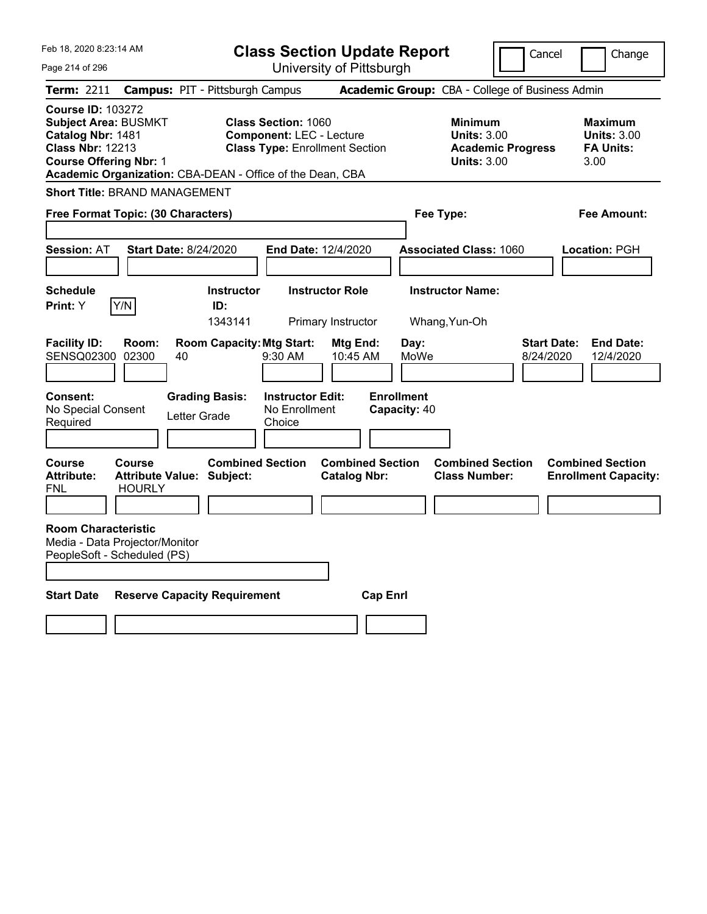Feb 18, 2020 8:23:14 AM

# Class Section Update Report

University of Pittsburgh

Cancel | Change

**Term:** 2211 **Campus:** PIT - Pittsburgh Campus **Academic Group:** CBA - College of Business Admin

**Course ID:** 103272
**Subject Area:** BUSMKT
**Catalog Nbr:** 1481
**Class Nbr:** 12213
**Course Offering Nbr:** 1
**Academic Organization:** CBA-DEAN - Office of the Dean, CBA

**Class Section:** 1060
**Component:** LEC - Lecture
**Class Type:** Enrollment Section

| | Minimum | Maximum |
|---|---|---|
| Units | 3.00 | 3.00 |
| Academic Progress Units / FA Units | 3.00 | 3.00 |

**Short Title:** BRAND MANAGEMENT

**Free Format Topic: (30 Characters)** **Fee Type:** **Fee Amount:**

**Session:** AT **Start Date:** 8/24/2020 **End Date:** 12/4/2020 **Associated Class:** 1060 **Location:** PGH

**Schedule Print:** Y [Y/N]

| Instructor ID | Instructor Role | Instructor Name |
|---|---|---|
| 1343141 | Primary Instructor | Whang,Yun-Oh |

| Facility ID | Room | Room Capacity | Mtg Start | Mtg End | Day | Start Date | End Date |
|---|---|---|---|---|---|---|---|
| SENSQ02300 | 02300 | 40 | 9:30 AM | 10:45 AM | MoWe | 8/24/2020 | 12/4/2020 |

**Consent:** No Special Consent Required
**Grading Basis:** Letter Grade
**Instructor Edit:** No Enrollment Choice
**Enrollment Capacity:** 40

| Course Attribute | Course Attribute Value | Combined Section Subject | Combined Section Catalog Nbr | Combined Section Class Number | Combined Section Enrollment Capacity |
|---|---|---|---|---|---|
| FNL | HOURLY | | | | |

**Room Characteristic**
Media - Data Projector/Monitor
PeopleSoft - Scheduled (PS)

| Start Date | Reserve Capacity Requirement | Cap Enrl |
|---|---|---|
| | | |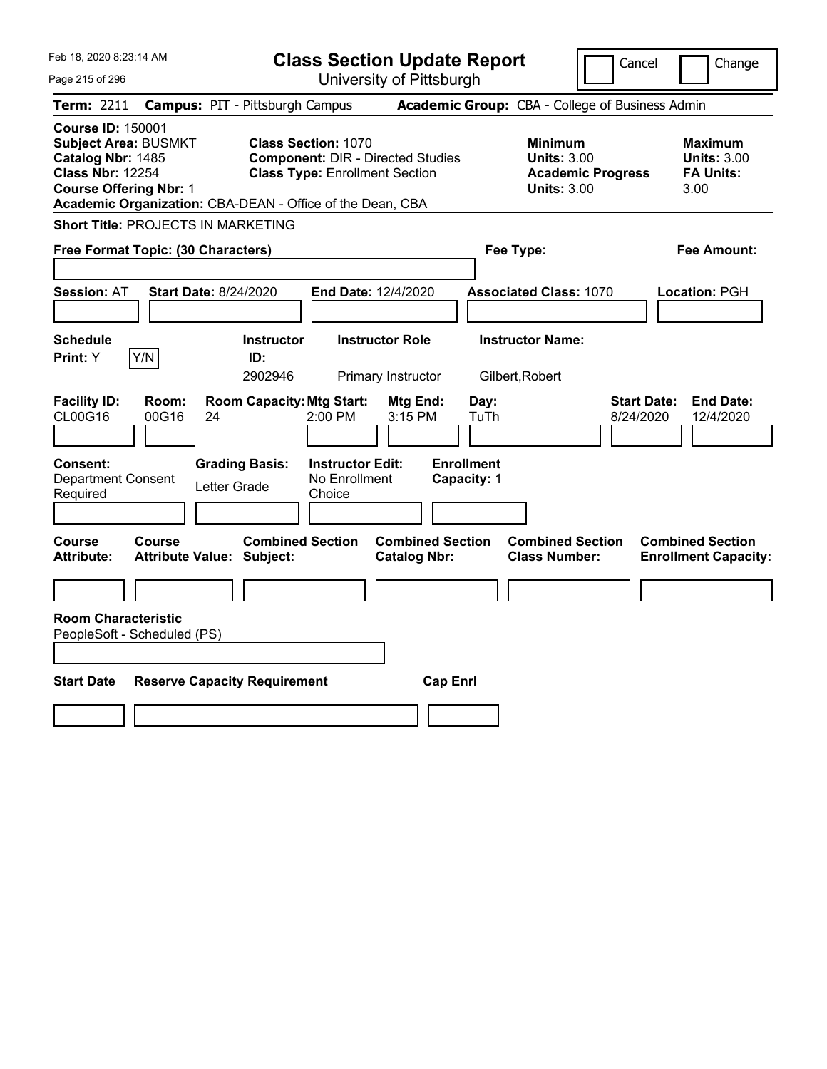Feb 18, 2020 8:23:14 AM

# Class Section Update Report

University of Pittsburgh

Cancel | Change

**Term:** 2211 **Campus:** PIT - Pittsburgh Campus **Academic Group:** CBA - College of Business Admin

**Course ID:** 150001
**Subject Area:** BUSMKT
**Catalog Nbr:** 1485
**Class Nbr:** 12254
**Course Offering Nbr:** 1
**Academic Organization:** CBA-DEAN - Office of the Dean, CBA

**Class Section:** 1070
**Component:** DIR - Directed Studies
**Class Type:** Enrollment Section

**Minimum Units:** 3.00
**Academic Progress Units:** 3.00

**Maximum Units:** 3.00
**FA Units:** 3.00

**Short Title:** PROJECTS IN MARKETING

**Free Format Topic: (30 Characters)**

**Fee Type:**

**Fee Amount:**

**Session:** AT **Start Date:** 8/24/2020 **End Date:** 12/4/2020 **Associated Class:** 1070 **Location:** PGH

| Schedule Print | Instructor ID | Instructor Role | Instructor Name |
|---|---|---|---|
| Y (Y/N) | 2902946 | Primary Instructor | Gilbert,Robert |

| Facility ID | Room | Room Capacity | Mtg Start | Mtg End | Day | Start Date | End Date |
|---|---|---|---|---|---|---|---|
| CL00G16 | 00G16 | 24 | 2:00 PM | 3:15 PM | TuTh | 8/24/2020 | 12/4/2020 |

| Consent | Grading Basis | Instructor Edit | Enrollment Capacity |
|---|---|---|---|
| Department Consent Required | Letter Grade | No Enrollment Choice | 1 |

| Course Attribute | Course Attribute Value | Combined Section Subject | Combined Section Catalog Nbr | Combined Section Class Number | Combined Section Enrollment Capacity |
|---|---|---|---|---|---|
| | | | | | |

**Room Characteristic**
PeopleSoft - Scheduled (PS)

| Start Date | Reserve Capacity Requirement | Cap Enrl |
|---|---|---|
| | | |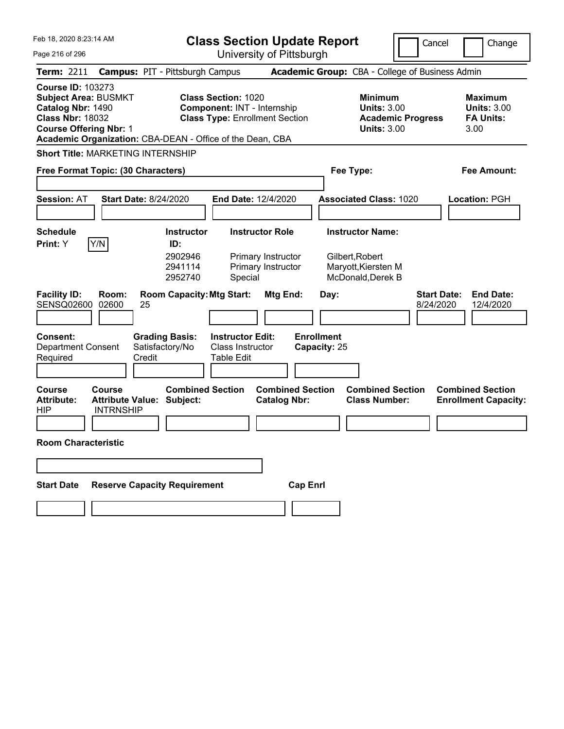# Class Section Update Report

University of Pittsburgh

Feb 18, 2020 8:23:14 AM

Cancel | Change

**Term:** 2211 **Campus:** PIT - Pittsburgh Campus **Academic Group:** CBA - College of Business Admin

**Course ID:** 103273
**Subject Area:** BUSMKT
**Catalog Nbr:** 1490
**Class Nbr:** 18032
**Course Offering Nbr:** 1
**Academic Organization:** CBA-DEAN - Office of the Dean, CBA

**Class Section:** 1020
**Component:** INT - Internship
**Class Type:** Enrollment Section

**Minimum Units:** 3.00
**Academic Progress Units:** 3.00

**Maximum Units:** 3.00
**FA Units:** 3.00

**Short Title:** MARKETING INTERNSHIP

**Free Format Topic: (30 Characters)**

**Fee Type:**

**Fee Amount:**

**Session:** AT **Start Date:** 8/24/2020 **End Date:** 12/4/2020 **Associated Class:** 1020 **Location:** PGH

**Schedule Print:** Y Y/N

| Instructor ID: | Instructor Role | Instructor Name: |
|---|---|---|
| 2902946 | Primary Instructor | Gilbert,Robert |
| 2941114 | Primary Instructor | Maryott,Kiersten M |
| 2952740 | Special | McDonald,Derek B |

| Facility ID: | Room: | Room Capacity: | Mtg Start: | Mtg End: | Day: | Start Date: | End Date: |
|---|---|---|---|---|---|---|---|
| SENSQ02600 | 02600 | 25 | | | | 8/24/2020 | 12/4/2020 |

**Consent:** Department Consent Required
**Grading Basis:** Satisfactory/No Credit
**Instructor Edit:** Class Instructor Table Edit
**Enrollment Capacity:** 25

| Course Attribute: | Course Attribute Value: | Combined Section Subject: | Combined Section Catalog Nbr: | Combined Section Class Number: | Combined Section Enrollment Capacity: |
|---|---|---|---|---|---|
| HIP | INTRNSHIP | | | | |

**Room Characteristic**

**Start Date** **Reserve Capacity Requirement** **Cap Enrl**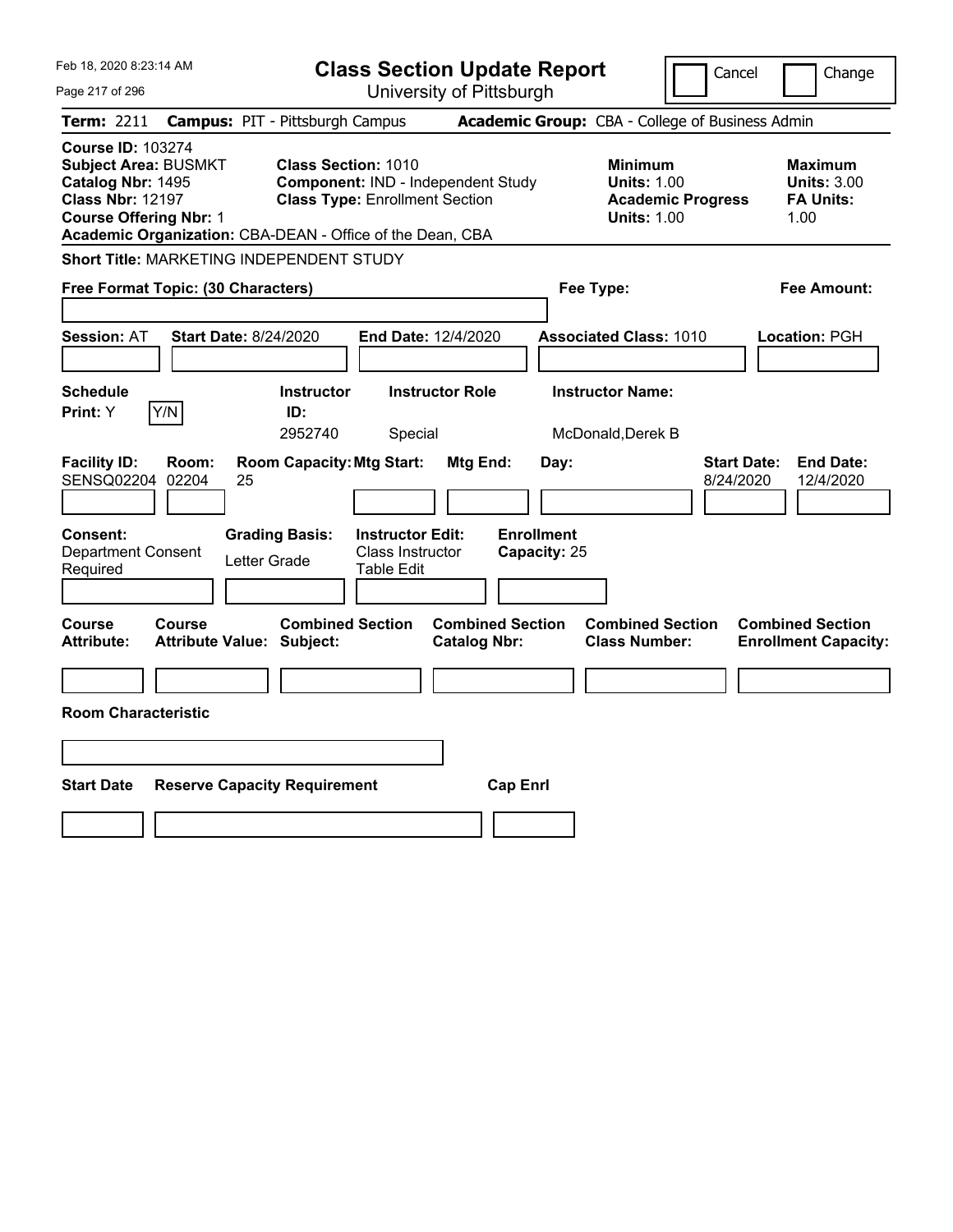Feb 18, 2020 8:23:14 AM

# Class Section Update Report

University of Pittsburgh

Cancel | Change

**Term:** 2211 **Campus:** PIT - Pittsburgh Campus **Academic Group:** CBA - College of Business Admin

**Course ID:** 103274
**Subject Area:** BUSMKT
**Catalog Nbr:** 1495
**Class Nbr:** 12197
**Course Offering Nbr:** 1
**Academic Organization:** CBA-DEAN - Office of the Dean, CBA

**Class Section:** 1010
**Component:** IND - Independent Study
**Class Type:** Enrollment Section

**Minimum Units:** 1.00
**Academic Progress Units:** 1.00

**Maximum Units:** 3.00
**FA Units:** 1.00

**Short Title:** MARKETING INDEPENDENT STUDY

**Free Format Topic: (30 Characters)**

**Fee Type:**

**Fee Amount:**

**Session:** AT **Start Date:** 8/24/2020 **End Date:** 12/4/2020 **Associated Class:** 1010 **Location:** PGH

**Schedule Print:** Y Y/N

| Instructor ID: | Instructor Role | Instructor Name: |
|---|---|---|
| 2952740 | Special | McDonald,Derek B |

| Facility ID: | Room: | Room Capacity: | Mtg Start: | Mtg End: | Day: | Start Date: | End Date: |
|---|---|---|---|---|---|---|---|
| SENSQ02204 | 02204 | 25 | | | | 8/24/2020 | 12/4/2020 |

**Consent:** Department Consent Required

**Grading Basis:** Letter Grade

**Instructor Edit:** Class Instructor Table Edit

**Enrollment Capacity:** 25

| Course Attribute: | Course Attribute Value: | Combined Section Subject: | Combined Section Catalog Nbr: | Combined Section Class Number: | Combined Section Enrollment Capacity: |
|---|---|---|---|---|---|
| | | | | | |

**Room Characteristic**

| Start Date | Reserve Capacity Requirement | Cap Enrl |
|---|---|---|
| | | |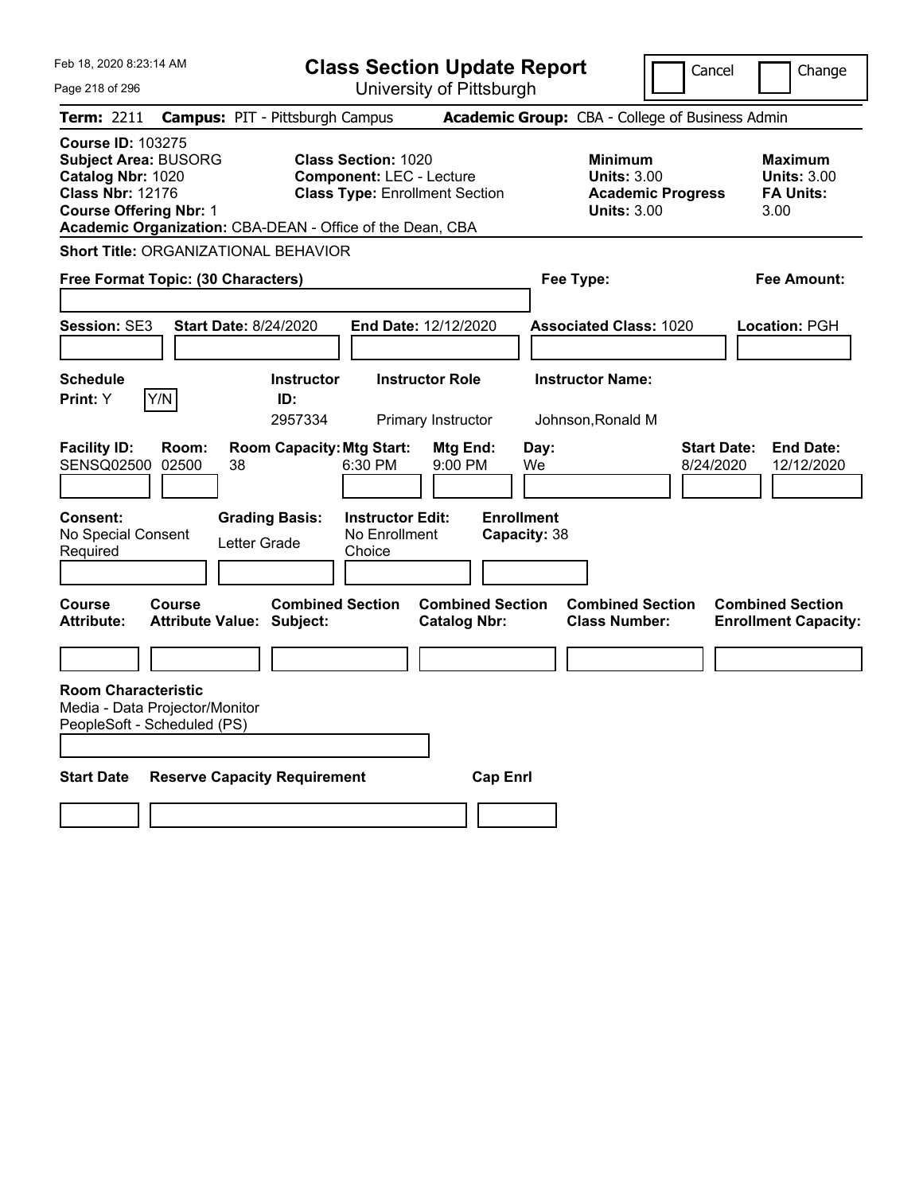# Class Section Update Report

University of Pittsburgh

Cancel | Change

**Term:** 2211 **Campus:** PIT - Pittsburgh Campus **Academic Group:** CBA - College of Business Admin

**Course ID:** 103275
**Subject Area:** BUSORG
**Catalog Nbr:** 1020
**Class Nbr:** 12176
**Course Offering Nbr:** 1
**Academic Organization:** CBA-DEAN - Office of the Dean, CBA

**Class Section:** 1020
**Component:** LEC - Lecture
**Class Type:** Enrollment Section

**Minimum Units:** 3.00
**Academic Progress Units:** 3.00

**Maximum Units:** 3.00
**FA Units:** 3.00

**Short Title:** ORGANIZATIONAL BEHAVIOR

**Free Format Topic: (30 Characters)**

**Fee Type:**

**Fee Amount:**

**Session:** SE3 **Start Date:** 8/24/2020 **End Date:** 12/12/2020 **Associated Class:** 1020 **Location:** PGH

| Schedule Print | Instructor ID | Instructor Role | Instructor Name |
|---|---|---|---|
| Y (Y/N) | 2957334 | Primary Instructor | Johnson,Ronald M |

| Facility ID | Room | Room Capacity | Mtg Start | Mtg End | Day | Start Date | End Date |
|---|---|---|---|---|---|---|---|
| SENSQ02500 | 02500 | 38 | 6:30 PM | 9:00 PM | We | 8/24/2020 | 12/12/2020 |

| Consent | Grading Basis | Instructor Edit | Enrollment Capacity |
|---|---|---|---|
| No Special Consent Required | Letter Grade | No Enrollment Choice | 38 |

| Course Attribute | Course Attribute Value | Combined Section Subject | Combined Section Catalog Nbr | Combined Section Class Number | Combined Section Enrollment Capacity |
|---|---|---|---|---|---|
| | | | | | |

**Room Characteristic**
Media - Data Projector/Monitor
PeopleSoft - Scheduled (PS)

| Start Date | Reserve Capacity Requirement | Cap Enrl |
|---|---|---|
| | | |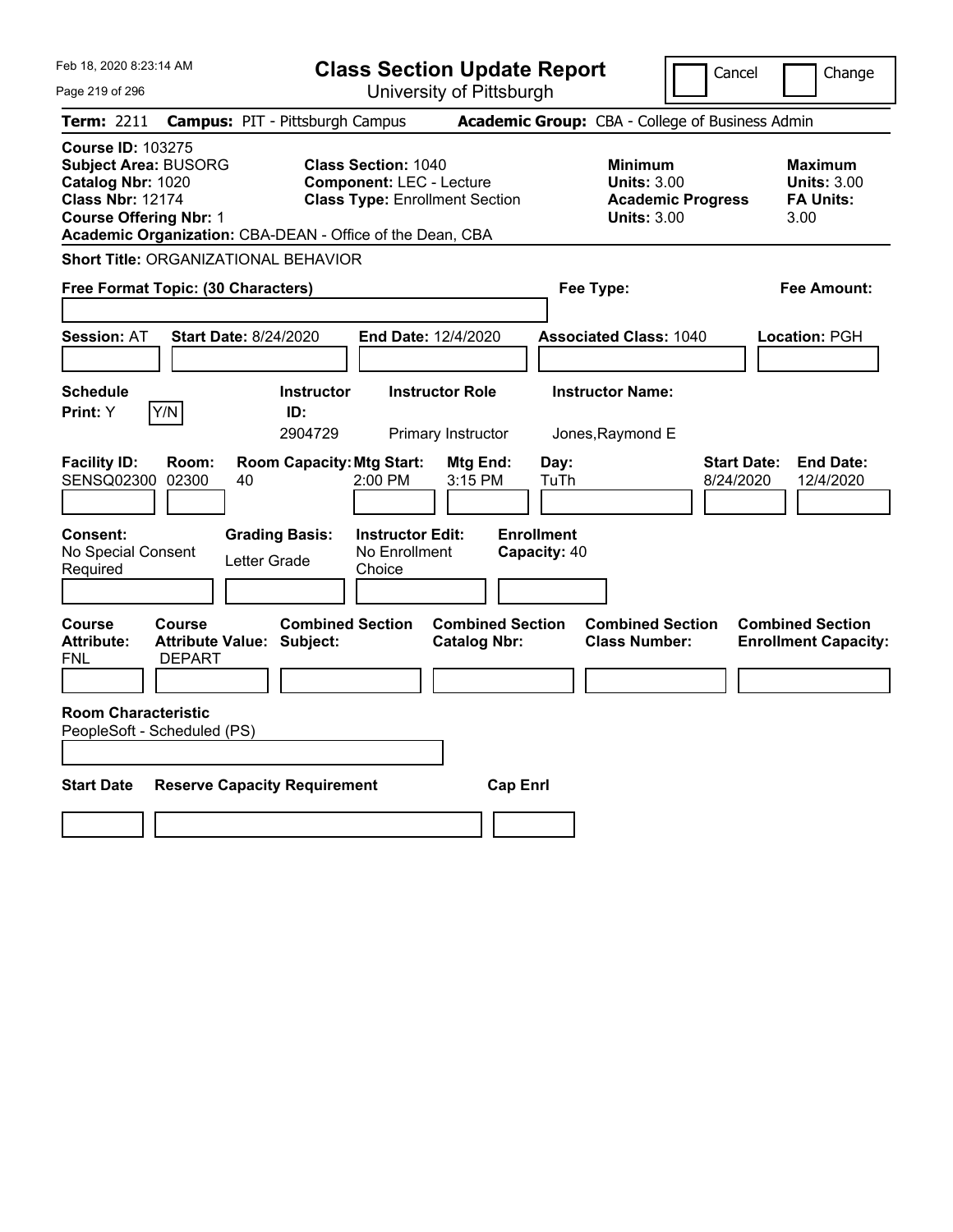# Class Section Update Report

University of Pittsburgh

Cancel | Change

**Term:** 2211 **Campus:** PIT - Pittsburgh Campus **Academic Group:** CBA - College of Business Admin

**Course ID:** 103275
**Subject Area:** BUSORG
**Catalog Nbr:** 1020
**Class Nbr:** 12174
**Course Offering Nbr:** 1
**Academic Organization:** CBA-DEAN - Office of the Dean, CBA

**Class Section:** 1040
**Component:** LEC - Lecture
**Class Type:** Enrollment Section

**Minimum Units:** 3.00
**Academic Progress Units:** 3.00

**Maximum Units:** 3.00
**FA Units:** 3.00

**Short Title:** ORGANIZATIONAL BEHAVIOR

**Free Format Topic: (30 Characters)**

**Fee Type:**

**Fee Amount:**

**Session:** AT **Start Date:** 8/24/2020 **End Date:** 12/4/2020 **Associated Class:** 1040 **Location:** PGH

| Schedule Print | Instructor ID | Instructor Role | Instructor Name |
|---|---|---|---|
| Y (Y/N) | 2904729 | Primary Instructor | Jones,Raymond E |

| Facility ID | Room | Room Capacity | Mtg Start | Mtg End | Day | Start Date | End Date |
|---|---|---|---|---|---|---|---|
| SENSQ02300 | 02300 | 40 | 2:00 PM | 3:15 PM | TuTh | 8/24/2020 | 12/4/2020 |

| Consent | Grading Basis | Instructor Edit | Enrollment Capacity |
|---|---|---|---|
| No Special Consent Required | Letter Grade | No Enrollment Choice | 40 |

| Course Attribute | Course Attribute Value | Combined Section Subject | Combined Section Catalog Nbr | Combined Section Class Number | Combined Section Enrollment Capacity |
|---|---|---|---|---|---|
| FNL | DEPART | | | | |

**Room Characteristic**
PeopleSoft - Scheduled (PS)

| Start Date | Reserve Capacity Requirement | Cap Enrl |
|---|---|---|
| | | |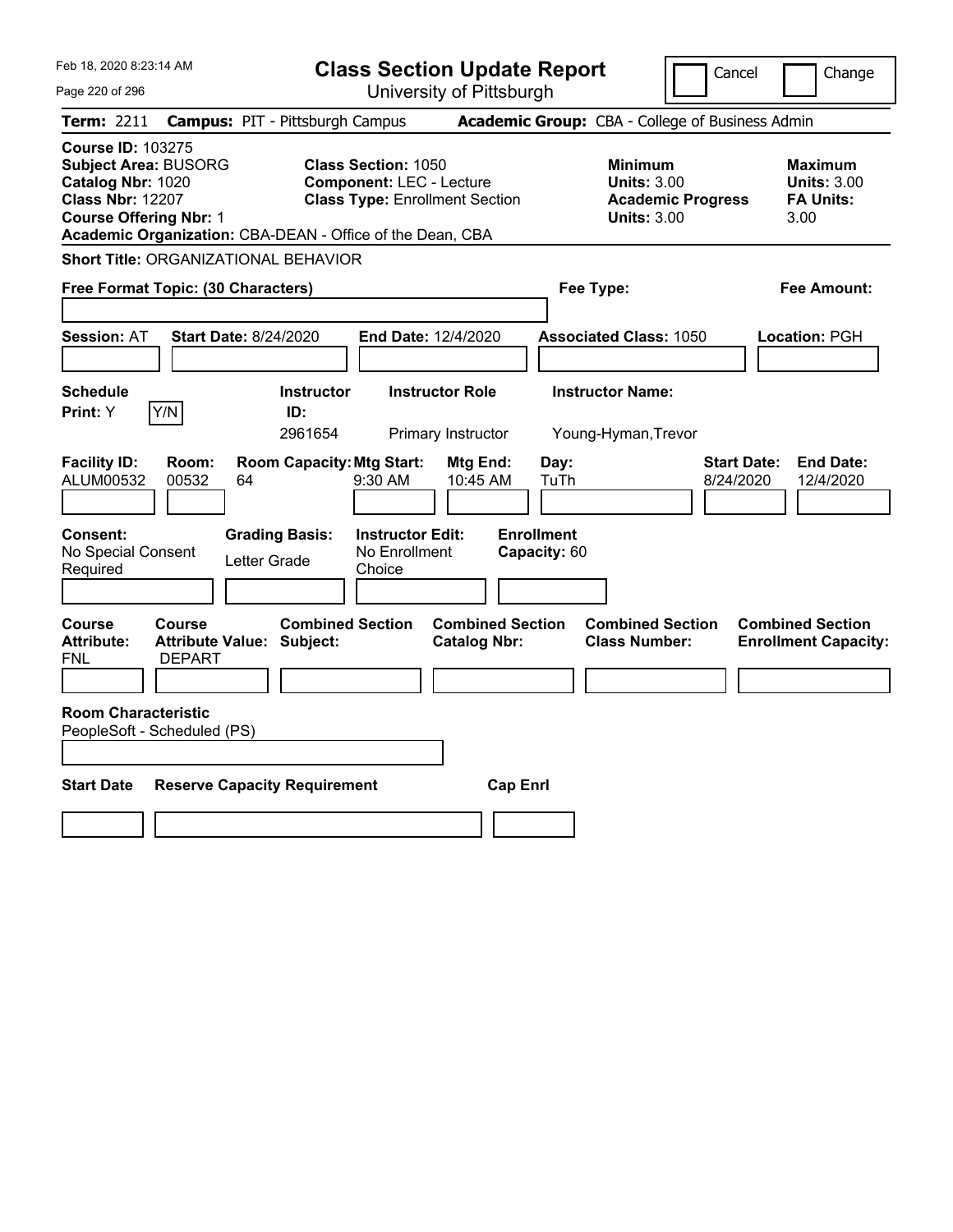# Class Section Update Report

University of Pittsburgh

Feb 18, 2020 8:23:14 AM

Cancel | Change

**Term:** 2211 **Campus:** PIT - Pittsburgh Campus **Academic Group:** CBA - College of Business Admin

**Course ID:** 103275
**Subject Area:** BUSORG
**Catalog Nbr:** 1020
**Class Nbr:** 12207
**Course Offering Nbr:** 1
**Academic Organization:** CBA-DEAN - Office of the Dean, CBA

**Class Section:** 1050
**Component:** LEC - Lecture
**Class Type:** Enrollment Section

**Minimum Units:** 3.00
**Academic Progress Units:** 3.00

**Maximum Units:** 3.00
**FA Units:** 3.00

**Short Title:** ORGANIZATIONAL BEHAVIOR

**Free Format Topic: (30 Characters)**

**Fee Type:**

**Fee Amount:**

**Session:** AT **Start Date:** 8/24/2020 **End Date:** 12/4/2020 **Associated Class:** 1050 **Location:** PGH

| Schedule Print | Instructor ID | Instructor Role | Instructor Name |
|---|---|---|---|
| Y | 2961654 | Primary Instructor | Young-Hyman,Trevor |

| Facility ID | Room | Room Capacity | Mtg Start | Mtg End | Day | Start Date | End Date |
|---|---|---|---|---|---|---|---|
| ALUM00532 | 00532 | 64 | 9:30 AM | 10:45 AM | TuTh | 8/24/2020 | 12/4/2020 |

**Consent:** No Special Consent Required
**Grading Basis:** Letter Grade
**Instructor Edit:** No Enrollment Choice
**Enrollment Capacity:** 60

| Course Attribute | Course Attribute Value | Combined Section Subject | Combined Section Catalog Nbr | Combined Section Class Number | Combined Section Enrollment Capacity |
|---|---|---|---|---|---|
| FNL | DEPART | | | | |

**Room Characteristic**
PeopleSoft - Scheduled (PS)

| Start Date | Reserve Capacity Requirement | Cap Enrl |
|---|---|---|
| | | |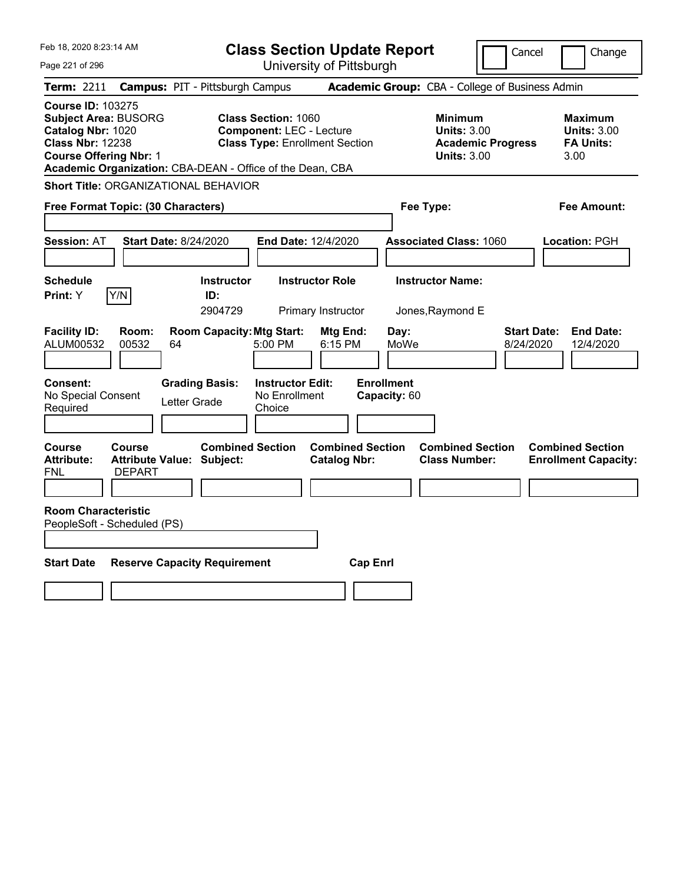Feb 18, 2020 8:23:14 AM

# Class Section Update Report

University of Pittsburgh

Cancel | Change

**Term:** 2211 **Campus:** PIT - Pittsburgh Campus **Academic Group:** CBA - College of Business Admin

**Course ID:** 103275
**Subject Area:** BUSORG
**Catalog Nbr:** 1020
**Class Nbr:** 12238
**Course Offering Nbr:** 1
**Academic Organization:** CBA-DEAN - Office of the Dean, CBA

**Class Section:** 1060
**Component:** LEC - Lecture
**Class Type:** Enrollment Section

**Minimum Units:** 3.00
**Academic Progress Units:** 3.00

**Maximum Units:** 3.00
**FA Units:** 3.00

**Short Title:** ORGANIZATIONAL BEHAVIOR

**Free Format Topic: (30 Characters)**

**Fee Type:**

**Fee Amount:**

**Session:** AT **Start Date:** 8/24/2020 **End Date:** 12/4/2020 **Associated Class:** 1060 **Location:** PGH

| Schedule Print | Instructor ID | Instructor Role | Instructor Name |
|---|---|---|---|
| Y (Y/N) | 2904729 | Primary Instructor | Jones,Raymond E |

| Facility ID | Room | Room Capacity | Mtg Start | Mtg End | Day | Start Date | End Date |
|---|---|---|---|---|---|---|---|
| ALUM00532 | 00532 | 64 | 5:00 PM | 6:15 PM | MoWe | 8/24/2020 | 12/4/2020 |

| Consent | Grading Basis | Instructor Edit | Enrollment Capacity |
|---|---|---|---|
| No Special Consent Required | Letter Grade | No Enrollment Choice | 60 |

| Course Attribute | Course Attribute Value | Combined Section Subject | Combined Section Catalog Nbr | Combined Section Class Number | Combined Section Enrollment Capacity |
|---|---|---|---|---|---|
| FNL | DEPART | | | | |

**Room Characteristic**
PeopleSoft - Scheduled (PS)

| Start Date | Reserve Capacity Requirement | Cap Enrl |
|---|---|---|
| | | |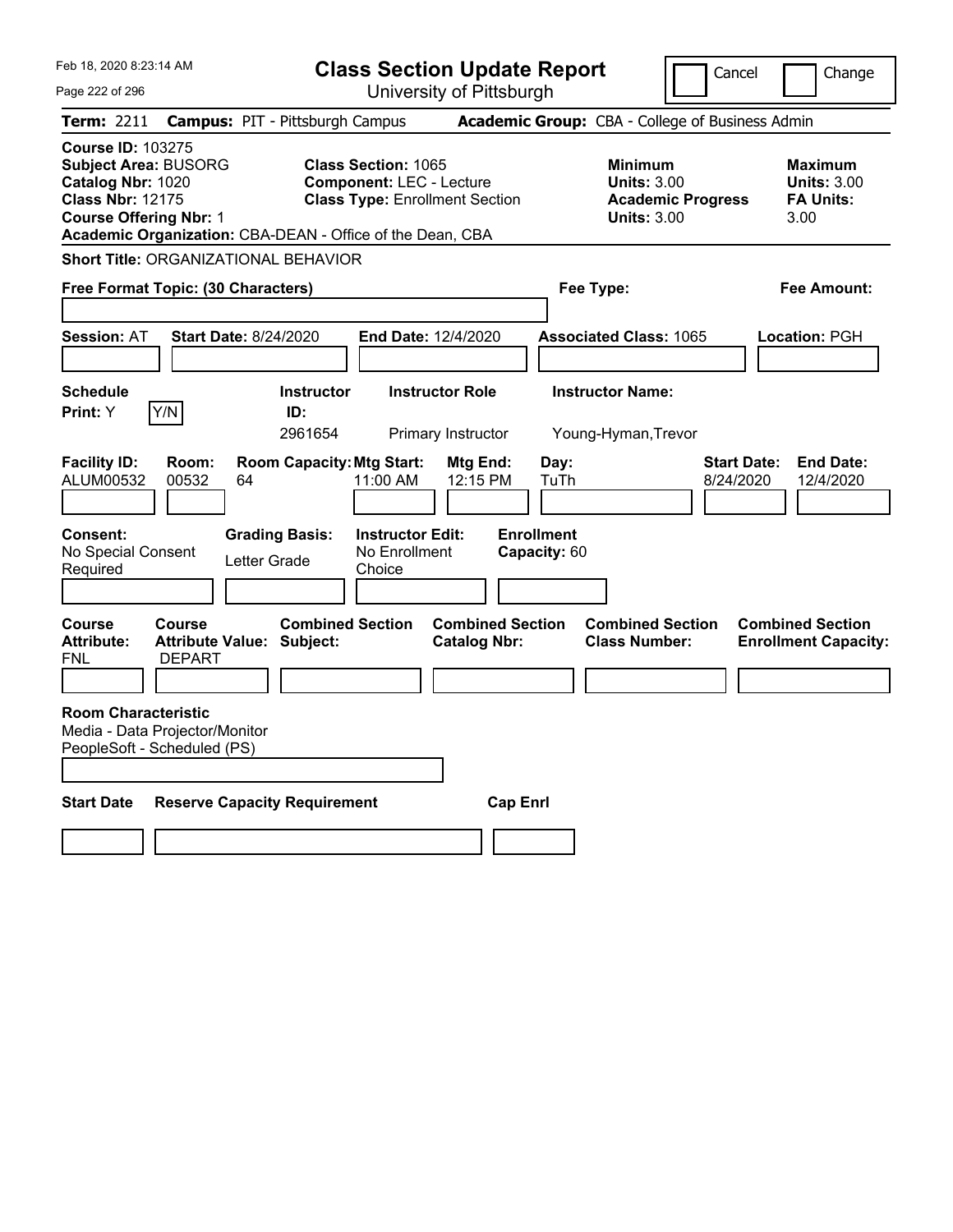Feb 18, 2020 8:23:14 AM

# Class Section Update Report

University of Pittsburgh

Cancel | Change

**Term:** 2211 **Campus:** PIT - Pittsburgh Campus **Academic Group:** CBA - College of Business Admin

**Course ID:** 103275
**Subject Area:** BUSORG
**Catalog Nbr:** 1020
**Class Nbr:** 12175
**Course Offering Nbr:** 1
**Academic Organization:** CBA-DEAN - Office of the Dean, CBA

**Class Section:** 1065
**Component:** LEC - Lecture
**Class Type:** Enrollment Section

**Minimum Units:** 3.00
**Academic Progress Units:** 3.00

**Maximum Units:** 3.00
**FA Units:** 3.00

**Short Title:** ORGANIZATIONAL BEHAVIOR

**Free Format Topic: (30 Characters)** | **Fee Type:** | **Fee Amount:**

**Session:** AT **Start Date:** 8/24/2020 **End Date:** 12/4/2020 **Associated Class:** 1065 **Location:** PGH

| Schedule Print | Instructor ID | Instructor Role | Instructor Name |
|---|---|---|---|
| Y (Y/N) | 2961654 | Primary Instructor | Young-Hyman,Trevor |

| Facility ID | Room | Room Capacity | Mtg Start | Mtg End | Day | Start Date | End Date |
|---|---|---|---|---|---|---|---|
| ALUM00532 | 00532 | 64 | 11:00 AM | 12:15 PM | TuTh | 8/24/2020 | 12/4/2020 |

| Consent | Grading Basis | Instructor Edit | Enrollment Capacity |
|---|---|---|---|
| No Special Consent Required | Letter Grade | No Enrollment Choice | 60 |

| Course Attribute | Course Attribute Value | Combined Section Subject | Combined Section Catalog Nbr | Combined Section Class Number | Combined Section Enrollment Capacity |
|---|---|---|---|---|---|
| FNL | DEPART | | | | |

**Room Characteristic**
Media - Data Projector/Monitor
PeopleSoft - Scheduled (PS)

| Start Date | Reserve Capacity Requirement | Cap Enrl |
|---|---|---|
| | | |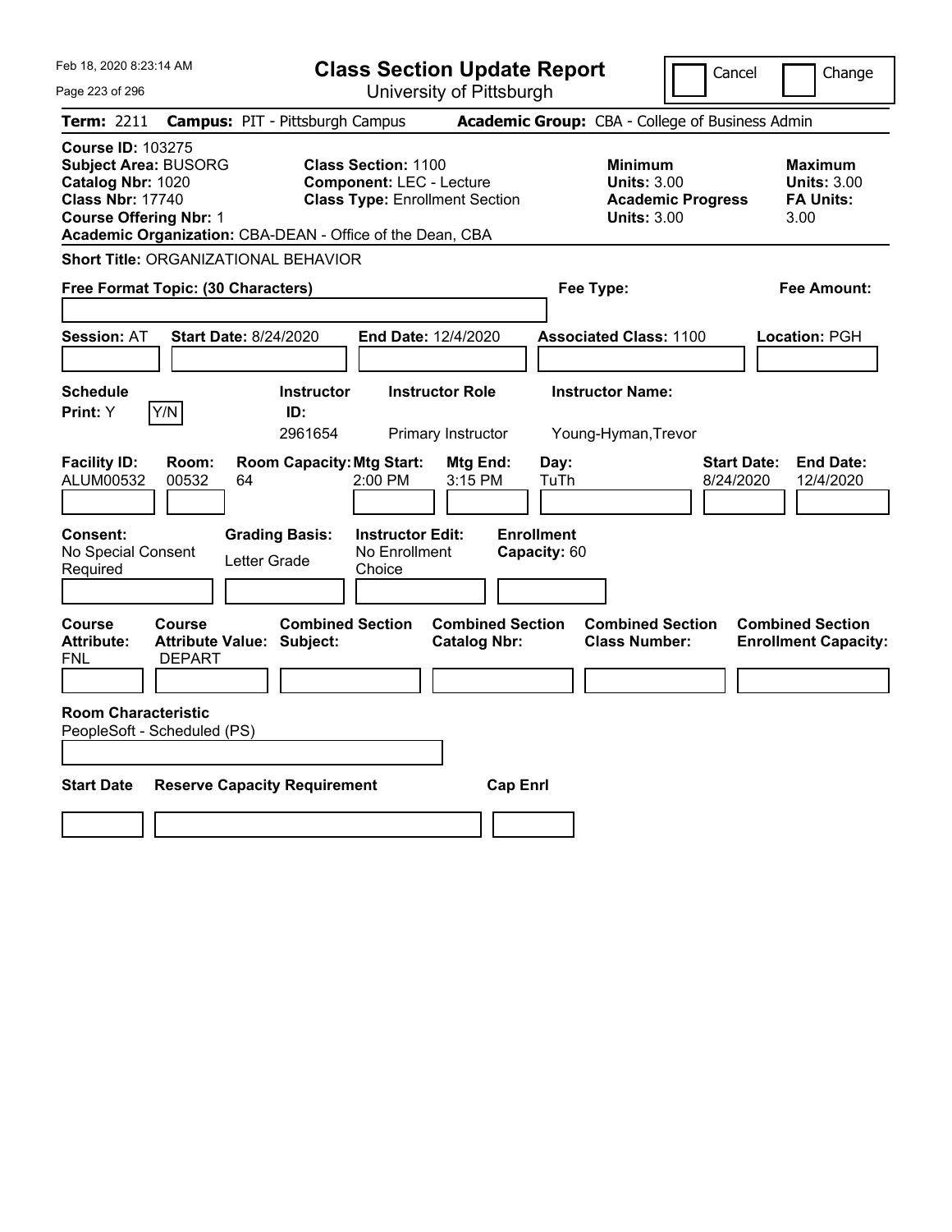Feb 18, 2020 8:23:14 AM

# Class Section Update Report

University of Pittsburgh

Cancel | Change

**Term:** 2211 **Campus:** PIT - Pittsburgh Campus **Academic Group:** CBA - College of Business Admin

**Course ID:** 103275
**Subject Area:** BUSORG
**Catalog Nbr:** 1020
**Class Nbr:** 17740
**Course Offering Nbr:** 1
**Academic Organization:** CBA-DEAN - Office of the Dean, CBA

**Class Section:** 1100
**Component:** LEC - Lecture
**Class Type:** Enrollment Section

**Minimum Units:** 3.00
**Academic Progress Units:** 3.00

**Maximum Units:** 3.00
**FA Units:** 3.00

**Short Title:** ORGANIZATIONAL BEHAVIOR

**Free Format Topic: (30 Characters)**

**Fee Type:**

**Fee Amount:**

**Session:** AT **Start Date:** 8/24/2020 **End Date:** 12/4/2020 **Associated Class:** 1100 **Location:** PGH

| Schedule Print: | Instructor ID: | Instructor Role | Instructor Name: |
|---|---|---|---|
| Y Y/N | 2961654 | Primary Instructor | Young-Hyman,Trevor |

| Facility ID: | Room: | Room Capacity: | Mtg Start: | Mtg End: | Day: | Start Date: | End Date: |
|---|---|---|---|---|---|---|---|
| ALUM00532 | 00532 | 64 | 2:00 PM | 3:15 PM | TuTh | 8/24/2020 | 12/4/2020 |

**Consent:** No Special Consent Required
**Grading Basis:** Letter Grade
**Instructor Edit:** No Enrollment Choice
**Enrollment Capacity:** 60

| Course Attribute: | Course Attribute Value: | Combined Section Subject: | Combined Section Catalog Nbr: | Combined Section Class Number: | Combined Section Enrollment Capacity: |
|---|---|---|---|---|---|
| FNL | DEPART | | | | |

**Room Characteristic**
PeopleSoft - Scheduled (PS)

| Start Date | Reserve Capacity Requirement | Cap Enrl |
|---|---|---|
| | | |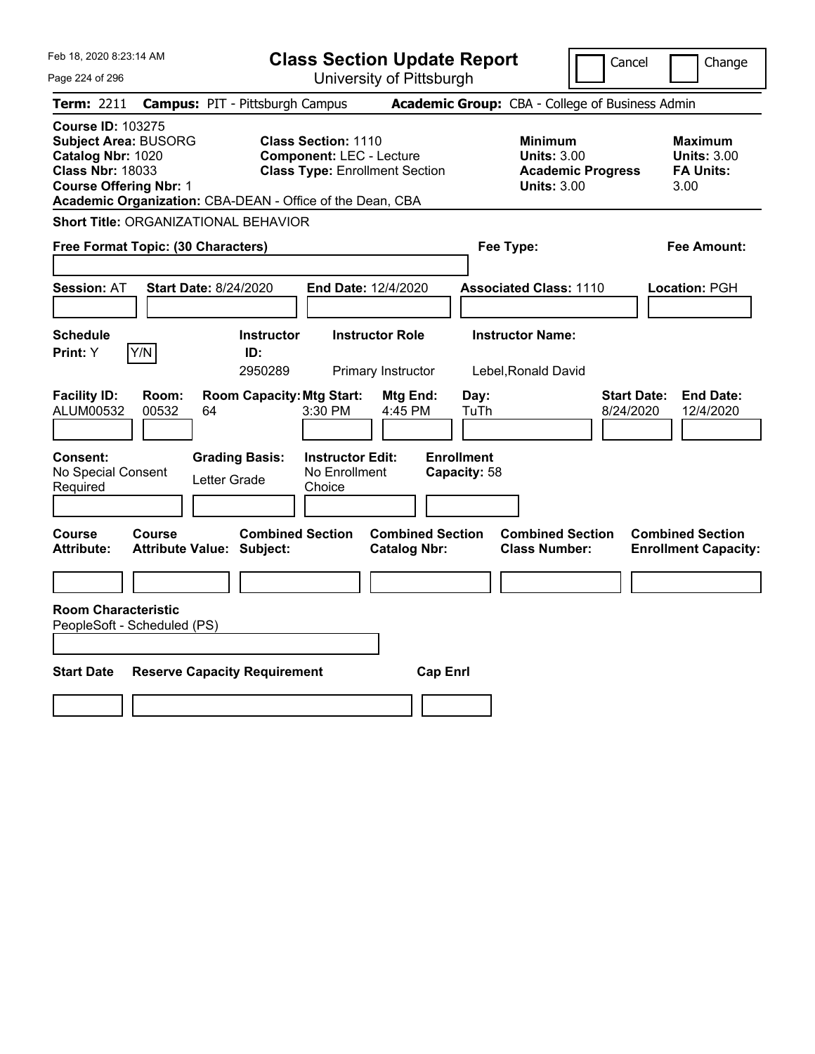Feb 18, 2020 8:23:14 AM

# Class Section Update Report

University of Pittsburgh

Cancel | Change

**Term:** 2211 **Campus:** PIT - Pittsburgh Campus **Academic Group:** CBA - College of Business Admin

**Course ID:** 103275
**Subject Area:** BUSORG
**Catalog Nbr:** 1020
**Class Nbr:** 18033
**Course Offering Nbr:** 1
**Academic Organization:** CBA-DEAN - Office of the Dean, CBA

**Class Section:** 1110
**Component:** LEC - Lecture
**Class Type:** Enrollment Section

**Minimum**
**Units:** 3.00
**Academic Progress Units:** 3.00

**Maximum**
**Units:** 3.00
**FA Units:** 3.00

**Short Title:** ORGANIZATIONAL BEHAVIOR

**Free Format Topic: (30 Characters)** **Fee Type:** **Fee Amount:**

**Session:** AT **Start Date:** 8/24/2020 **End Date:** 12/4/2020 **Associated Class:** 1110 **Location:** PGH

| Schedule Print | Instructor ID | Instructor Role | Instructor Name |
|---|---|---|---|
| Y (Y/N) | 2950289 | Primary Instructor | Lebel,Ronald David |

| Facility ID | Room | Room Capacity | Mtg Start | Mtg End | Day | Start Date | End Date |
|---|---|---|---|---|---|---|---|
| ALUM00532 | 00532 | 64 | 3:30 PM | 4:45 PM | TuTh | 8/24/2020 | 12/4/2020 |

| Consent | Grading Basis | Instructor Edit | Enrollment Capacity |
|---|---|---|---|
| No Special Consent Required | Letter Grade | No Enrollment Choice | 58 |

| Course Attribute | Course Attribute Value | Combined Section Subject | Combined Section Catalog Nbr | Combined Section Class Number | Combined Section Enrollment Capacity |
|---|---|---|---|---|---|
| | | | | | |

**Room Characteristic**
PeopleSoft - Scheduled (PS)

| Start Date | Reserve Capacity Requirement | Cap Enrl |
|---|---|---|
| | | |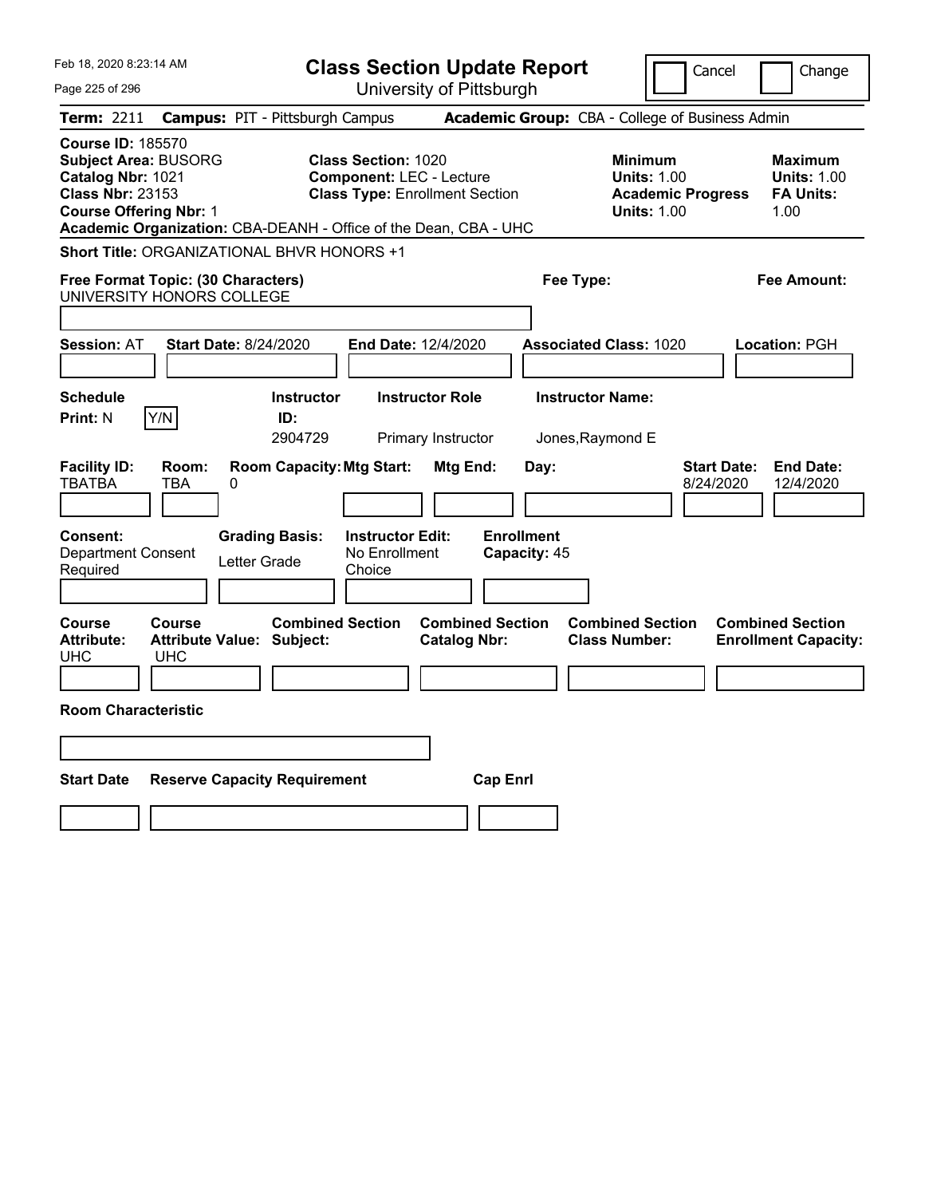Feb 18, 2020 8:23:14 AM

# Class Section Update Report

University of Pittsburgh

Cancel | Change

**Term:** 2211 **Campus:** PIT - Pittsburgh Campus **Academic Group:** CBA - College of Business Admin

**Course ID:** 185570
**Subject Area:** BUSORG
**Catalog Nbr:** 1021
**Class Nbr:** 23153
**Course Offering Nbr:** 1

**Class Section:** 1020
**Component:** LEC - Lecture
**Class Type:** Enrollment Section

**Minimum Units:** 1.00
**Academic Progress Units:** 1.00

**Maximum Units:** 1.00
**FA Units:** 1.00

**Academic Organization:** CBA-DEANH - Office of the Dean, CBA - UHC

**Short Title:** ORGANIZATIONAL BHVR HONORS +1

**Free Format Topic: (30 Characters)** UNIVERSITY HONORS COLLEGE

**Fee Type:**

**Fee Amount:**

**Session:** AT **Start Date:** 8/24/2020 **End Date:** 12/4/2020 **Associated Class:** 1020 **Location:** PGH

| Schedule Print | Instructor ID | Instructor Role | Instructor Name |
|---|---|---|---|
| N (Y/N) | 2904729 | Primary Instructor | Jones,Raymond E |

| Facility ID | Room | Room Capacity | Mtg Start | Mtg End | Day | Start Date | End Date |
|---|---|---|---|---|---|---|---|
| TBATBA | TBA | 0 | | | | 8/24/2020 | 12/4/2020 |

| Consent | Grading Basis | Instructor Edit | Enrollment Capacity |
|---|---|---|---|
| Department Consent Required | Letter Grade | No Enrollment Choice | 45 |

| Course Attribute | Course Attribute Value | Combined Section Subject | Combined Section Catalog Nbr | Combined Section Class Number | Combined Section Enrollment Capacity |
|---|---|---|---|---|---|
| UHC | UHC | | | | |

**Room Characteristic**

| Start Date | Reserve Capacity Requirement | Cap Enrl |
|---|---|---|
| | | |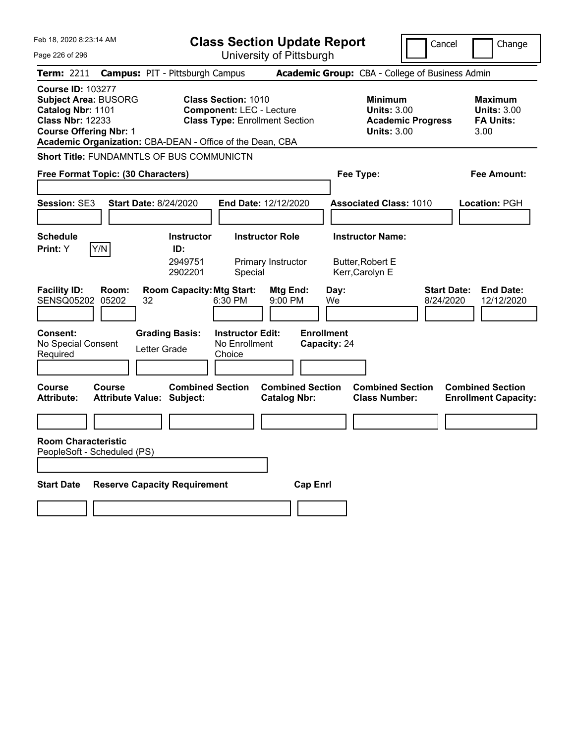# Class Section Update Report

University of Pittsburgh

Feb 18, 2020 8:23:14 AM

Cancel | Change

**Term:** 2211 **Campus:** PIT - Pittsburgh Campus **Academic Group:** CBA - College of Business Admin

**Course ID:** 103277
**Subject Area:** BUSORG
**Catalog Nbr:** 1101
**Class Nbr:** 12233
**Course Offering Nbr:** 1
**Academic Organization:** CBA-DEAN - Office of the Dean, CBA

**Class Section:** 1010
**Component:** LEC - Lecture
**Class Type:** Enrollment Section

**Minimum Units:** 3.00
**Academic Progress Units:** 3.00

**Maximum Units:** 3.00
**FA Units:** 3.00

**Short Title:** FUNDAMNTLS OF BUS COMMUNICTN

**Free Format Topic: (30 Characters)**

**Fee Type:**

**Fee Amount:**

**Session:** SE3 **Start Date:** 8/24/2020 **End Date:** 12/12/2020 **Associated Class:** 1010 **Location:** PGH

**Schedule Print:** Y [Y/N]

| Instructor ID | Instructor Role | Instructor Name |
|---|---|---|
| 2949751 | Primary Instructor | Butter,Robert E |
| 2902201 | Special | Kerr,Carolyn E |

| Facility ID | Room | Room Capacity | Mtg Start | Mtg End | Day | Start Date | End Date |
|---|---|---|---|---|---|---|---|
| SENSQ05202 | 05202 | 32 | 6:30 PM | 9:00 PM | We | 8/24/2020 | 12/12/2020 |

**Consent:** No Special Consent Required
**Grading Basis:** Letter Grade
**Instructor Edit:** No Enrollment Choice
**Enrollment Capacity:** 24

| Course Attribute | Course Attribute Value | Combined Section Subject | Combined Section Catalog Nbr | Combined Section Class Number | Combined Section Enrollment Capacity |
|---|---|---|---|---|---|
| | | | | | |

**Room Characteristic**
PeopleSoft - Scheduled (PS)

| Start Date | Reserve Capacity Requirement | Cap Enrl |
|---|---|---|
| | | |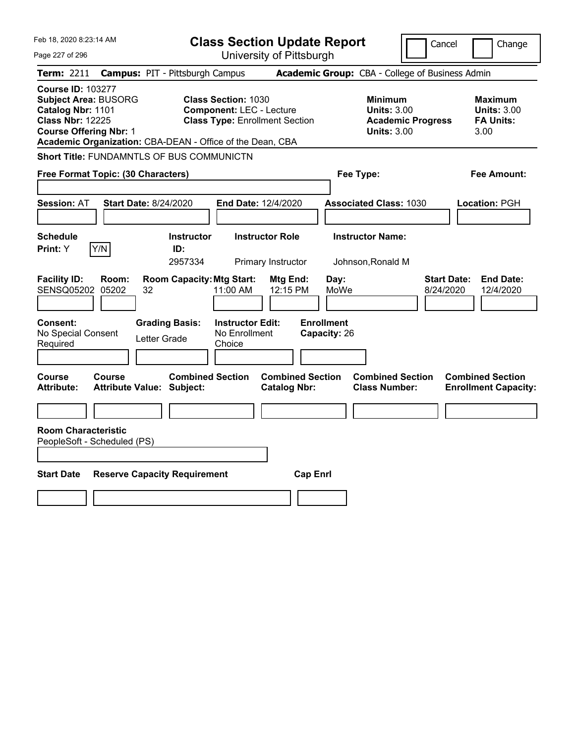Feb 18, 2020 8:23:14 AM

# Class Section Update Report

University of Pittsburgh

Cancel | Change

**Term:** 2211 **Campus:** PIT - Pittsburgh Campus **Academic Group:** CBA - College of Business Admin

**Course ID:** 103277
**Subject Area:** BUSORG
**Catalog Nbr:** 1101
**Class Nbr:** 12225
**Course Offering Nbr:** 1

**Class Section:** 1030
**Component:** LEC - Lecture
**Class Type:** Enrollment Section

**Minimum Units:** 3.00
**Academic Progress Units:** 3.00

**Maximum Units:** 3.00
**FA Units:** 3.00

**Academic Organization:** CBA-DEAN - Office of the Dean, CBA

**Short Title:** FUNDAMNTLS OF BUS COMMUNICTN

**Free Format Topic: (30 Characters)**

**Fee Type:**

**Fee Amount:**

**Session:** AT **Start Date:** 8/24/2020 **End Date:** 12/4/2020 **Associated Class:** 1030 **Location:** PGH

| Schedule Print | Instructor ID | Instructor Role | Instructor Name |
|---|---|---|---|
| Y (Y/N) | 2957334 | Primary Instructor | Johnson,Ronald M |

| Facility ID | Room | Room Capacity | Mtg Start | Mtg End | Day | Start Date | End Date |
|---|---|---|---|---|---|---|---|
| SENSQ05202 | 05202 | 32 | 11:00 AM | 12:15 PM | MoWe | 8/24/2020 | 12/4/2020 |

| Consent | Grading Basis | Instructor Edit | Enrollment Capacity |
|---|---|---|---|
| No Special Consent Required | Letter Grade | No Enrollment Choice | 26 |

| Course Attribute | Course Attribute Value | Combined Section Subject | Combined Section Catalog Nbr | Combined Section Class Number | Combined Section Enrollment Capacity |
|---|---|---|---|---|---|
| | | | | | |

**Room Characteristic**
PeopleSoft - Scheduled (PS)

| Start Date | Reserve Capacity Requirement | Cap Enrl |
|---|---|---|
| | | |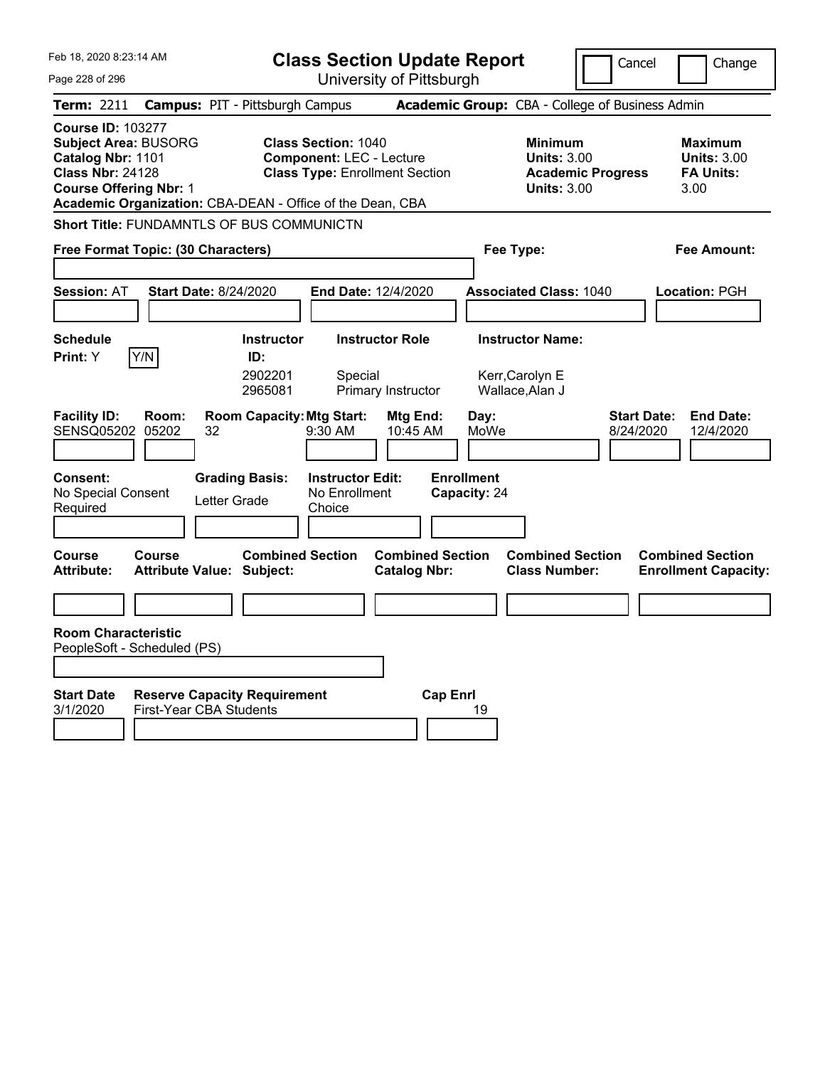Feb 18, 2020 8:23:14 AM

# Class Section Update Report

University of Pittsburgh

Cancel | Change

**Term:** 2211 **Campus:** PIT - Pittsburgh Campus **Academic Group:** CBA - College of Business Admin

**Course ID:** 103277
**Subject Area:** BUSORG
**Catalog Nbr:** 1101
**Class Nbr:** 24128
**Course Offering Nbr:** 1
**Academic Organization:** CBA-DEAN - Office of the Dean, CBA

**Class Section:** 1040
**Component:** LEC - Lecture
**Class Type:** Enrollment Section

**Minimum Units:** 3.00
**Academic Progress Units:** 3.00

**Maximum Units:** 3.00
**FA Units:** 3.00

**Short Title:** FUNDAMNTLS OF BUS COMMUNICTN

**Free Format Topic: (30 Characters)**

**Fee Type:**

**Fee Amount:**

**Session:** AT **Start Date:** 8/24/2020 **End Date:** 12/4/2020 **Associated Class:** 1040 **Location:** PGH

**Schedule Print:** Y Y/N

| Instructor ID: | Instructor Role | Instructor Name: |
|---|---|---|
| 2902201 | Special | Kerr,Carolyn E |
| 2965081 | Primary Instructor | Wallace,Alan J |

| Facility ID: | Room: | Room Capacity: | Mtg Start: | Mtg End: | Day: | Start Date: | End Date: |
|---|---|---|---|---|---|---|---|
| SENSQ05202 | 05202 | 32 | 9:30 AM | 10:45 AM | MoWe | 8/24/2020 | 12/4/2020 |

**Consent:** No Special Consent Required
**Grading Basis:** Letter Grade
**Instructor Edit:** No Enrollment Choice
**Enrollment Capacity:** 24

| Course Attribute: | Course Attribute Value: | Combined Section Subject: | Combined Section Catalog Nbr: | Combined Section Class Number: | Combined Section Enrollment Capacity: |
|---|---|---|---|---|---|
| | | | | | |

**Room Characteristic**
PeopleSoft - Scheduled (PS)

| Start Date | Reserve Capacity Requirement | Cap Enrl |
|---|---|---|
| 3/1/2020 | First-Year CBA Students | 19 |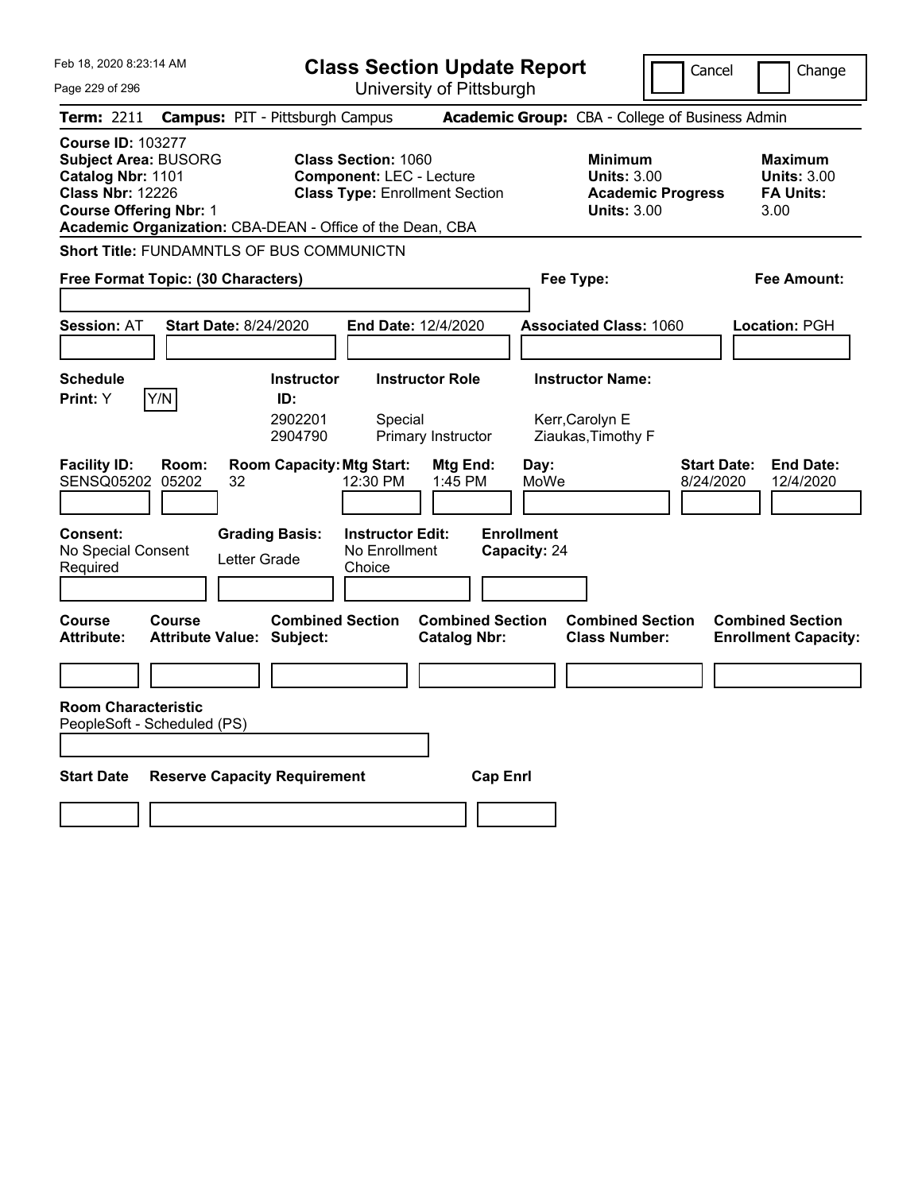# Class Section Update Report

University of Pittsburgh

Cancel | Change

**Term:** 2211 **Campus:** PIT - Pittsburgh Campus **Academic Group:** CBA - College of Business Admin

**Course ID:** 103277
**Subject Area:** BUSORG
**Catalog Nbr:** 1101
**Class Nbr:** 12226
**Course Offering Nbr:** 1
**Academic Organization:** CBA-DEAN - Office of the Dean, CBA

**Class Section:** 1060
**Component:** LEC - Lecture
**Class Type:** Enrollment Section

**Minimum**
**Units:** 3.00
**Academic Progress Units:** 3.00

**Maximum**
**Units:** 3.00
**FA Units:** 3.00

**Short Title:** FUNDAMNTLS OF BUS COMMUNICTN

**Free Format Topic: (30 Characters)**

**Fee Type:**

**Fee Amount:**

**Session:** AT **Start Date:** 8/24/2020 **End Date:** 12/4/2020 **Associated Class:** 1060 **Location:** PGH

**Schedule Print:** Y [Y/N]

| Instructor ID | Instructor Role | Instructor Name |
|---|---|---|
| 2902201 | Special | Kerr,Carolyn E |
| 2904790 | Primary Instructor | Ziaukas,Timothy F |

| Facility ID | Room | Room Capacity | Mtg Start | Mtg End | Day | Start Date | End Date |
|---|---|---|---|---|---|---|---|
| SENSQ05202 | 05202 | 32 | 12:30 PM | 1:45 PM | MoWe | 8/24/2020 | 12/4/2020 |

**Consent:** No Special Consent Required
**Grading Basis:** Letter Grade
**Instructor Edit:** No Enrollment Choice
**Enrollment Capacity:** 24

| Course Attribute | Course Attribute Value | Combined Section Subject | Combined Section Catalog Nbr | Combined Section Class Number | Combined Section Enrollment Capacity |
|---|---|---|---|---|---|
| | | | | | |

**Room Characteristic**
PeopleSoft - Scheduled (PS)

| Start Date | Reserve Capacity Requirement | Cap Enrl |
|---|---|---|
| | | |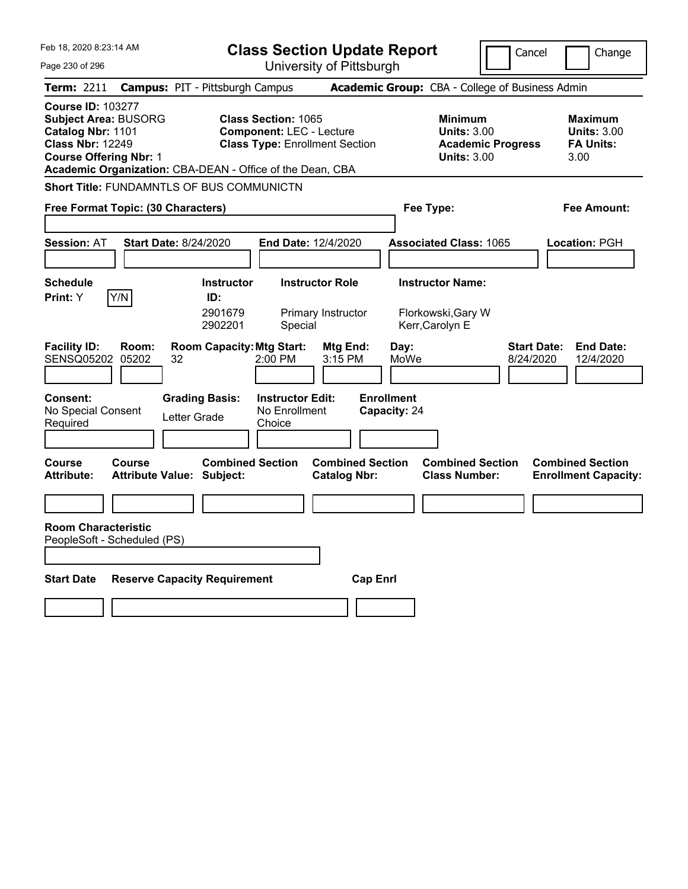Feb 18, 2020 8:23:14 AM

# Class Section Update Report

University of Pittsburgh

Cancel | Change

**Term:** 2211 **Campus:** PIT - Pittsburgh Campus **Academic Group:** CBA - College of Business Admin

**Course ID:** 103277
**Subject Area:** BUSORG
**Catalog Nbr:** 1101
**Class Nbr:** 12249
**Course Offering Nbr:** 1
**Academic Organization:** CBA-DEAN - Office of the Dean, CBA

**Class Section:** 1065
**Component:** LEC - Lecture
**Class Type:** Enrollment Section

**Minimum Units:** 3.00
**Academic Progress Units:** 3.00

**Maximum Units:** 3.00
**FA Units:** 3.00

**Short Title:** FUNDAMNTLS OF BUS COMMUNICTN

**Free Format Topic: (30 Characters)**

**Fee Type:**

**Fee Amount:**

**Session:** AT **Start Date:** 8/24/2020 **End Date:** 12/4/2020 **Associated Class:** 1065 **Location:** PGH

**Schedule Print:** Y [Y/N]

| Instructor ID | Instructor Role | Instructor Name |
|---|---|---|
| 2901679 | Primary Instructor | Florkowski,Gary W |
| 2902201 | Special | Kerr,Carolyn E |

| Facility ID | Room | Room Capacity | Mtg Start | Mtg End | Day | Start Date | End Date |
|---|---|---|---|---|---|---|---|
| SENSQ05202 | 05202 | 32 | 2:00 PM | 3:15 PM | MoWe | 8/24/2020 | 12/4/2020 |

**Consent:** No Special Consent Required
**Grading Basis:** Letter Grade
**Instructor Edit:** No Enrollment Choice
**Enrollment Capacity:** 24

| Course Attribute | Course Attribute Value | Combined Section Subject | Combined Section Catalog Nbr | Combined Section Class Number | Combined Section Enrollment Capacity |
|---|---|---|---|---|---|
| | | | | | |

**Room Characteristic**
PeopleSoft - Scheduled (PS)

| Start Date | Reserve Capacity Requirement | Cap Enrl |
|---|---|---|
| | | |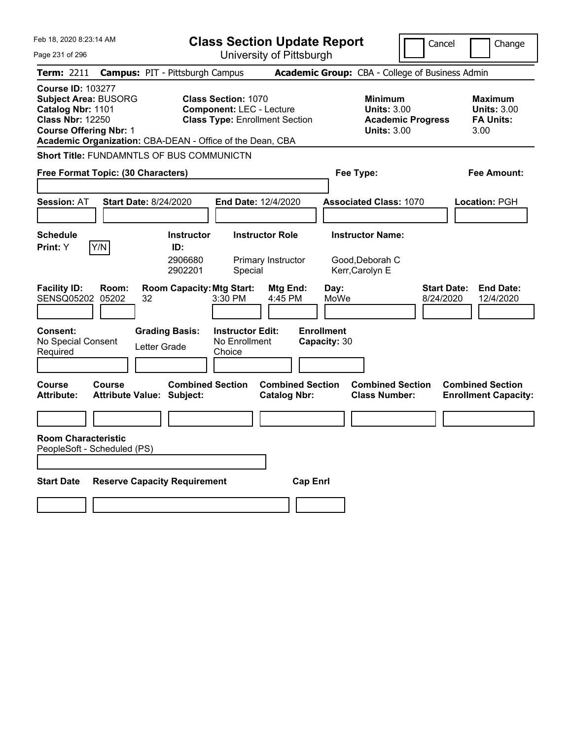# Class Section Update Report

University of Pittsburgh

Cancel | Change

Feb 18, 2020 8:23:14 AM

**Term:** 2211 **Campus:** PIT - Pittsburgh Campus **Academic Group:** CBA - College of Business Admin

**Course ID:** 103277
**Subject Area:** BUSORG
**Catalog Nbr:** 1101
**Class Nbr:** 12250
**Course Offering Nbr:** 1
**Academic Organization:** CBA-DEAN - Office of the Dean, CBA

**Class Section:** 1070
**Component:** LEC - Lecture
**Class Type:** Enrollment Section

**Minimum Units:** 3.00
**Academic Progress Units:** 3.00

**Maximum Units:** 3.00
**FA Units:** 3.00

**Short Title:** FUNDAMNTLS OF BUS COMMUNICTN

**Free Format Topic: (30 Characters)**

**Fee Type:**

**Fee Amount:**

**Session:** AT **Start Date:** 8/24/2020 **End Date:** 12/4/2020 **Associated Class:** 1070 **Location:** PGH

**Schedule Print:** Y

| Instructor ID | Instructor Role | Instructor Name |
|---|---|---|
| 2906680 | Primary Instructor | Good,Deborah C |
| 2902201 | Special | Kerr,Carolyn E |

| Facility ID | Room | Room Capacity | Mtg Start | Mtg End | Day | Start Date | End Date |
|---|---|---|---|---|---|---|---|
| SENSQ05202 | 05202 | 32 | 3:30 PM | 4:45 PM | MoWe | 8/24/2020 | 12/4/2020 |

**Consent:** No Special Consent Required
**Grading Basis:** Letter Grade
**Instructor Edit:** No Enrollment Choice
**Enrollment Capacity:** 30

| Course Attribute | Course Attribute Value | Combined Section Subject | Combined Section Catalog Nbr | Combined Section Class Number | Combined Section Enrollment Capacity |
|---|---|---|---|---|---|
| | | | | | |

**Room Characteristic**
PeopleSoft - Scheduled (PS)

| Start Date | Reserve Capacity Requirement | Cap Enrl |
|---|---|---|
| | | |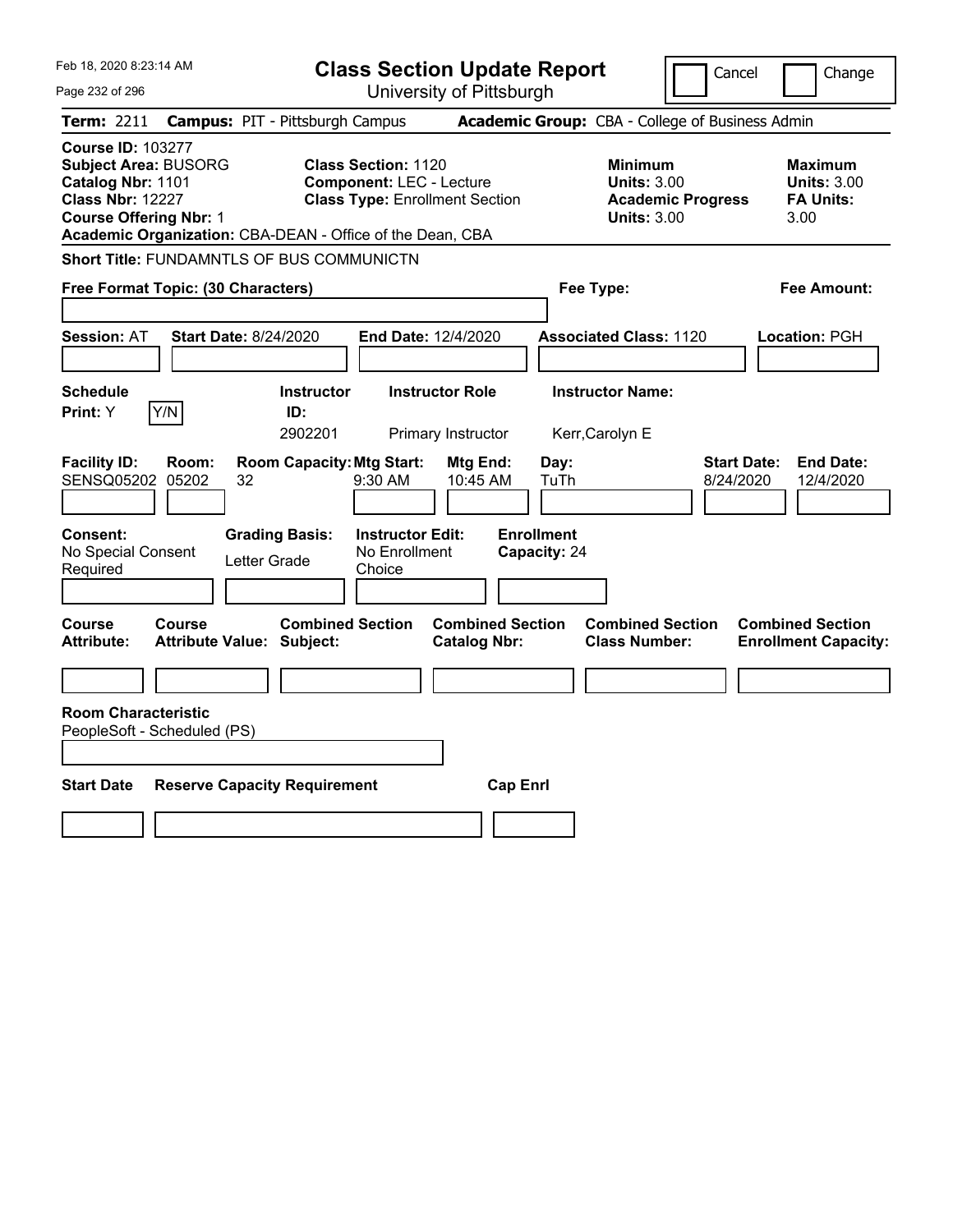# Class Section Update Report

University of Pittsburgh

Cancel | Change

Feb 18, 2020 8:23:14 AM

**Term:** 2211 **Campus:** PIT - Pittsburgh Campus **Academic Group:** CBA - College of Business Admin

**Course ID:** 103277
**Subject Area:** BUSORG
**Catalog Nbr:** 1101
**Class Nbr:** 12227
**Course Offering Nbr:** 1
**Academic Organization:** CBA-DEAN - Office of the Dean, CBA

**Class Section:** 1120
**Component:** LEC - Lecture
**Class Type:** Enrollment Section

**Minimum Units:** 3.00
**Academic Progress Units:** 3.00

**Maximum Units:** 3.00
**FA Units:** 3.00

**Short Title:** FUNDAMNTLS OF BUS COMMUNICTN

**Free Format Topic: (30 Characters)**

**Fee Type:**

**Fee Amount:**

**Session:** AT **Start Date:** 8/24/2020 **End Date:** 12/4/2020 **Associated Class:** 1120 **Location:** PGH

| Schedule Print | Instructor ID | Instructor Role | Instructor Name |
|---|---|---|---|
| Y (Y/N) | 2902201 | Primary Instructor | Kerr,Carolyn E |

| Facility ID | Room | Room Capacity | Mtg Start | Mtg End | Day | Start Date | End Date |
|---|---|---|---|---|---|---|---|
| SENSQ05202 | 05202 | 32 | 9:30 AM | 10:45 AM | TuTh | 8/24/2020 | 12/4/2020 |

**Consent:** No Special Consent Required
**Grading Basis:** Letter Grade
**Instructor Edit:** No Enrollment Choice
**Enrollment Capacity:** 24

| Course Attribute | Course Attribute Value | Combined Section Subject | Combined Section Catalog Nbr | Combined Section Class Number | Combined Section Enrollment Capacity |
|---|---|---|---|---|---|
| | | | | | |

**Room Characteristic**
PeopleSoft - Scheduled (PS)

| Start Date | Reserve Capacity Requirement | Cap Enrl |
|---|---|---|
| | | |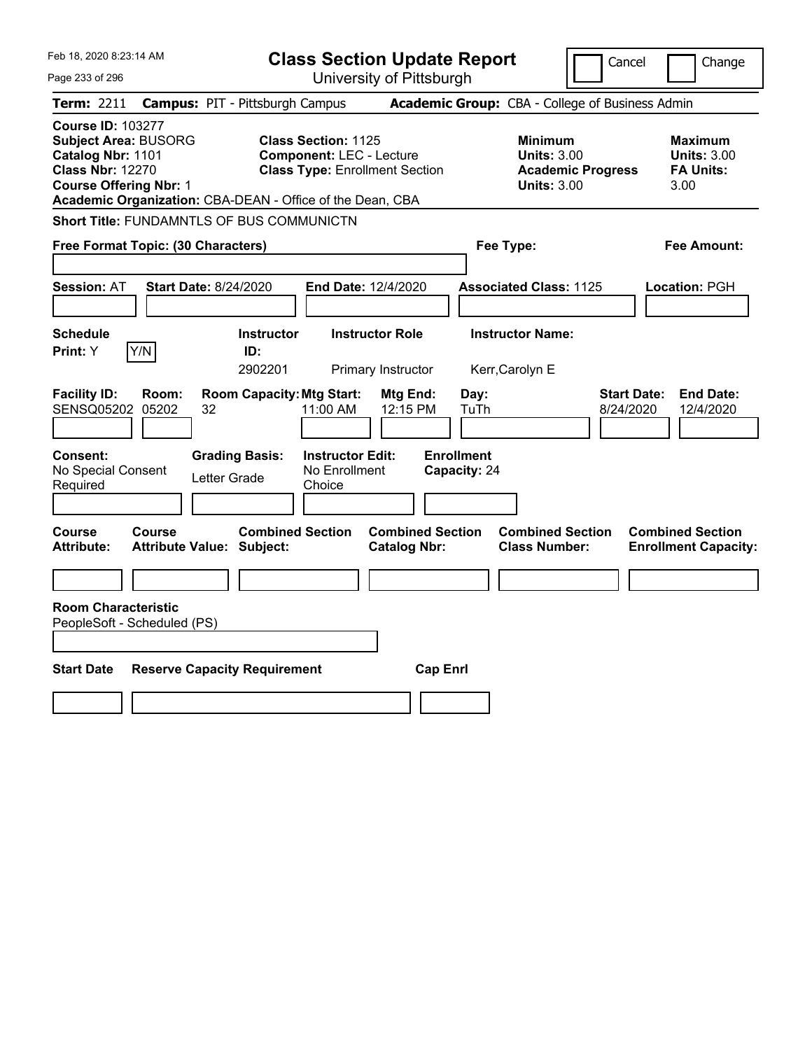Feb 18, 2020 8:23:14 AM

# Class Section Update Report

University of Pittsburgh

Cancel | Change

**Term:** 2211 **Campus:** PIT - Pittsburgh Campus **Academic Group:** CBA - College of Business Admin

**Course ID:** 103277
**Subject Area:** BUSORG
**Catalog Nbr:** 1101
**Class Nbr:** 12270
**Course Offering Nbr:** 1
**Academic Organization:** CBA-DEAN - Office of the Dean, CBA

**Class Section:** 1125
**Component:** LEC - Lecture
**Class Type:** Enrollment Section

**Minimum Units:** 3.00
**Academic Progress Units:** 3.00

**Maximum Units:** 3.00
**FA Units:** 3.00

**Short Title:** FUNDAMNTLS OF BUS COMMUNICTN

**Free Format Topic: (30 Characters)**

**Fee Type:**

**Fee Amount:**

**Session:** AT **Start Date:** 8/24/2020 **End Date:** 12/4/2020 **Associated Class:** 1125 **Location:** PGH

| Schedule Print | Instructor ID | Instructor Role | Instructor Name |
|---|---|---|---|
| Y | 2902201 | Primary Instructor | Kerr,Carolyn E |

| Facility ID | Room | Room Capacity | Mtg Start | Mtg End | Day | Start Date | End Date |
|---|---|---|---|---|---|---|---|
| SENSQ05202 | 05202 | 32 | 11:00 AM | 12:15 PM | TuTh | 8/24/2020 | 12/4/2020 |

| Consent | Grading Basis | Instructor Edit | Enrollment Capacity |
|---|---|---|---|
| No Special Consent Required | Letter Grade | No Enrollment Choice | 24 |

| Course Attribute | Course Attribute Value | Combined Section Subject | Combined Section Catalog Nbr | Combined Section Class Number | Combined Section Enrollment Capacity |
|---|---|---|---|---|---|
| | | | | | |

**Room Characteristic**
PeopleSoft - Scheduled (PS)

| Start Date | Reserve Capacity Requirement | Cap Enrl |
|---|---|---|
| | | |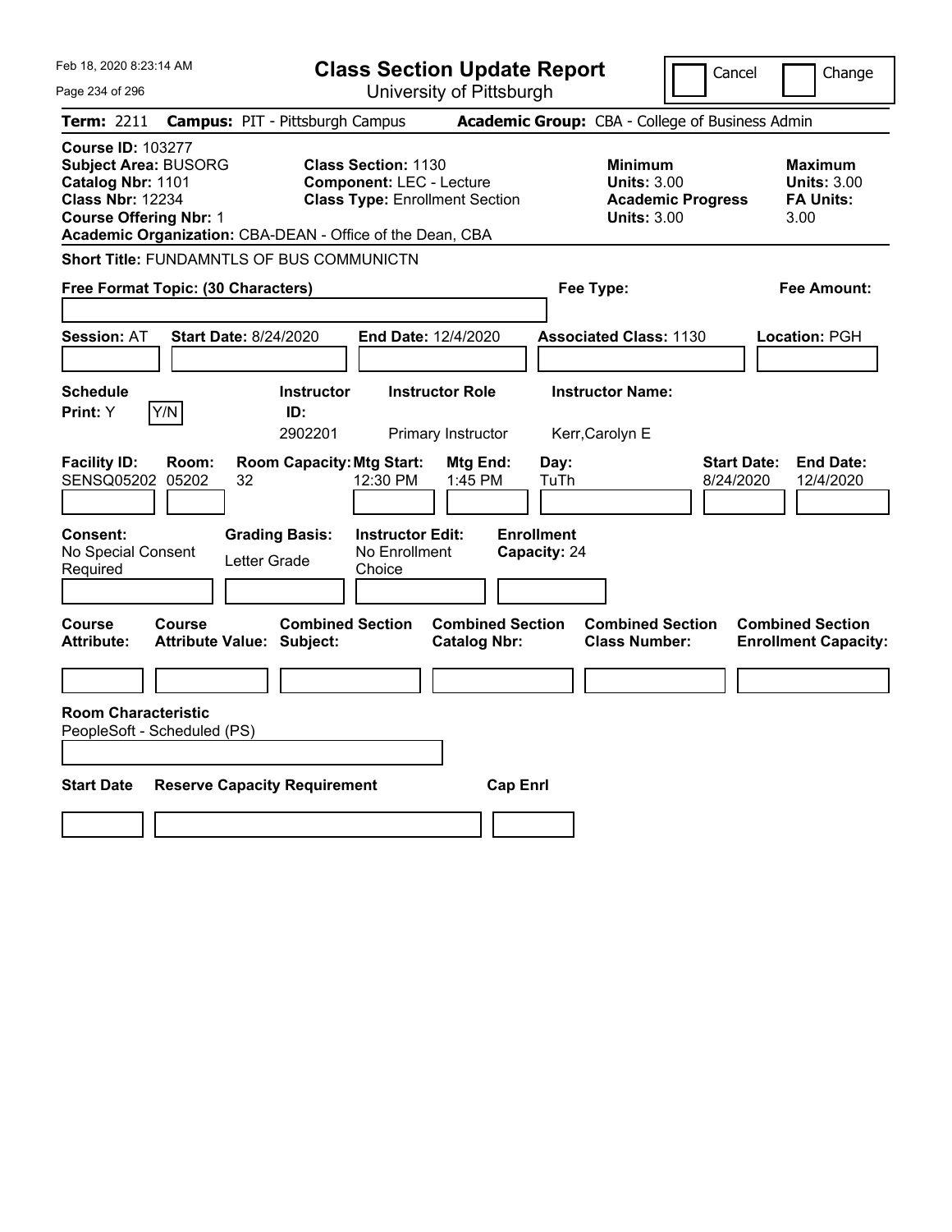Feb 18, 2020 8:23:14 AM

# Class Section Update Report

University of Pittsburgh

Cancel | Change

**Term:** 2211 **Campus:** PIT - Pittsburgh Campus **Academic Group:** CBA - College of Business Admin

**Course ID:** 103277
**Subject Area:** BUSORG
**Catalog Nbr:** 1101
**Class Nbr:** 12234
**Course Offering Nbr:** 1
**Academic Organization:** CBA-DEAN - Office of the Dean, CBA

**Class Section:** 1130
**Component:** LEC - Lecture
**Class Type:** Enrollment Section

**Minimum Units:** 3.00
**Academic Progress Units:** 3.00

**Maximum Units:** 3.00
**FA Units:** 3.00

**Short Title:** FUNDAMNTLS OF BUS COMMUNICTN

**Free Format Topic: (30 Characters)**

**Fee Type:**

**Fee Amount:**

**Session:** AT **Start Date:** 8/24/2020 **End Date:** 12/4/2020 **Associated Class:** 1130 **Location:** PGH

| Schedule Print | Instructor ID | Instructor Role | Instructor Name |
|---|---|---|---|
| Y [Y/N] | 2902201 | Primary Instructor | Kerr,Carolyn E |

| Facility ID | Room | Room Capacity | Mtg Start | Mtg End | Day | Start Date | End Date |
|---|---|---|---|---|---|---|---|
| SENSQ05202 | 05202 | 32 | 12:30 PM | 1:45 PM | TuTh | 8/24/2020 | 12/4/2020 |

| Consent | Grading Basis | Instructor Edit | Enrollment Capacity |
|---|---|---|---|
| No Special Consent Required | Letter Grade | No Enrollment Choice | 24 |

| Course Attribute | Course Attribute Value | Combined Section Subject | Combined Section Catalog Nbr | Combined Section Class Number | Combined Section Enrollment Capacity |
|---|---|---|---|---|---|
| | | | | | |

**Room Characteristic**
PeopleSoft - Scheduled (PS)

| Start Date | Reserve Capacity Requirement | Cap Enrl |
|---|---|---|
| | | |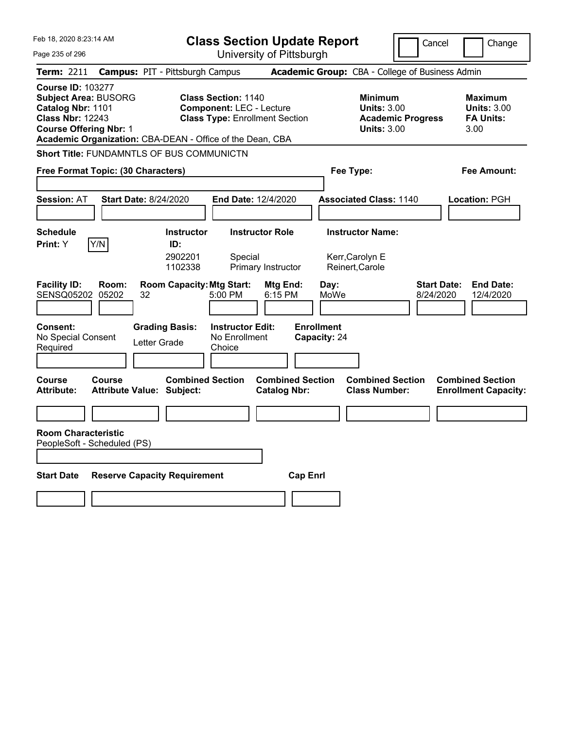# Class Section Update Report

University of Pittsburgh

Cancel | Change

**Term:** 2211 **Campus:** PIT - Pittsburgh Campus **Academic Group:** CBA - College of Business Admin

**Course ID:** 103277
**Subject Area:** BUSORG
**Catalog Nbr:** 1101
**Class Nbr:** 12243
**Course Offering Nbr:** 1
**Academic Organization:** CBA-DEAN - Office of the Dean, CBA

**Class Section:** 1140
**Component:** LEC - Lecture
**Class Type:** Enrollment Section

**Minimum Units:** 3.00
**Academic Progress Units:** 3.00

**Maximum Units:** 3.00
**FA Units:** 3.00

**Short Title:** FUNDAMNTLS OF BUS COMMUNICTN

**Free Format Topic: (30 Characters)**

**Fee Type:**

**Fee Amount:**

**Session:** AT **Start Date:** 8/24/2020 **End Date:** 12/4/2020 **Associated Class:** 1140 **Location:** PGH

**Schedule Print:** Y Y/N

| Instructor ID: | Instructor Role | Instructor Name: |
|---|---|---|
| 2902201 | Special | Kerr,Carolyn E |
| 1102338 | Primary Instructor | Reinert,Carole |

| Facility ID: | Room: | Room Capacity: | Mtg Start: | Mtg End: | Day: | Start Date: | End Date: |
|---|---|---|---|---|---|---|---|
| SENSQ05202 | 05202 | 32 | 5:00 PM | 6:15 PM | MoWe | 8/24/2020 | 12/4/2020 |

**Consent:** No Special Consent Required
**Grading Basis:** Letter Grade
**Instructor Edit:** No Enrollment Choice
**Enrollment Capacity:** 24

| Course Attribute: | Course Attribute Value: | Combined Section Subject: | Combined Section Catalog Nbr: | Combined Section Class Number: | Combined Section Enrollment Capacity: |
|---|---|---|---|---|---|
| | | | | | |

**Room Characteristic**
PeopleSoft - Scheduled (PS)

| Start Date | Reserve Capacity Requirement | Cap Enrl |
|---|---|---|
| | | |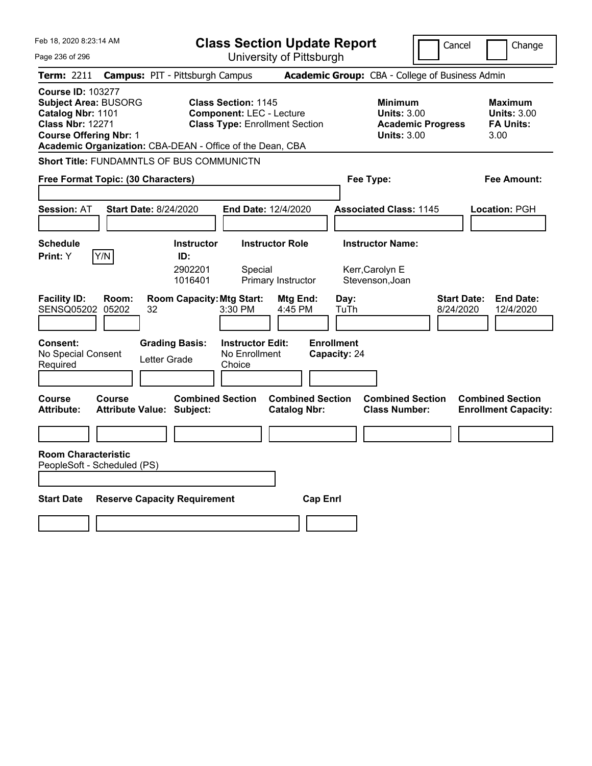# Class Section Update Report

University of Pittsburgh

Feb 18, 2020 8:23:14 AM

Cancel | Change

**Term:** 2211 **Campus:** PIT - Pittsburgh Campus **Academic Group:** CBA - College of Business Admin

**Course ID:** 103277
**Subject Area:** BUSORG
**Catalog Nbr:** 1101
**Class Nbr:** 12271
**Course Offering Nbr:** 1
**Academic Organization:** CBA-DEAN - Office of the Dean, CBA

**Class Section:** 1145
**Component:** LEC - Lecture
**Class Type:** Enrollment Section

**Minimum Units:** 3.00
**Academic Progress Units:** 3.00

**Maximum Units:** 3.00
**FA Units:** 3.00

**Short Title:** FUNDAMNTLS OF BUS COMMUNICTN

**Free Format Topic: (30 Characters)**

**Fee Type:**

**Fee Amount:**

**Session:** AT **Start Date:** 8/24/2020 **End Date:** 12/4/2020 **Associated Class:** 1145 **Location:** PGH

**Schedule Print:** Y

| Instructor ID | Instructor Role | Instructor Name |
|---|---|---|
| 2902201 | Special | Kerr,Carolyn E |
| 1016401 | Primary Instructor | Stevenson,Joan |

| Facility ID | Room | Room Capacity | Mtg Start | Mtg End | Day | Start Date | End Date |
|---|---|---|---|---|---|---|---|
| SENSQ05202 | 05202 | 32 | 3:30 PM | 4:45 PM | TuTh | 8/24/2020 | 12/4/2020 |

**Consent:** No Special Consent Required
**Grading Basis:** Letter Grade
**Instructor Edit:** No Enrollment Choice
**Enrollment Capacity:** 24

| Course Attribute | Course Attribute Value | Combined Section Subject | Combined Section Catalog Nbr | Combined Section Class Number | Combined Section Enrollment Capacity |
|---|---|---|---|---|---|
| | | | | | |

**Room Characteristic**
PeopleSoft - Scheduled (PS)

| Start Date | Reserve Capacity Requirement | Cap Enrl |
|---|---|---|
| | | |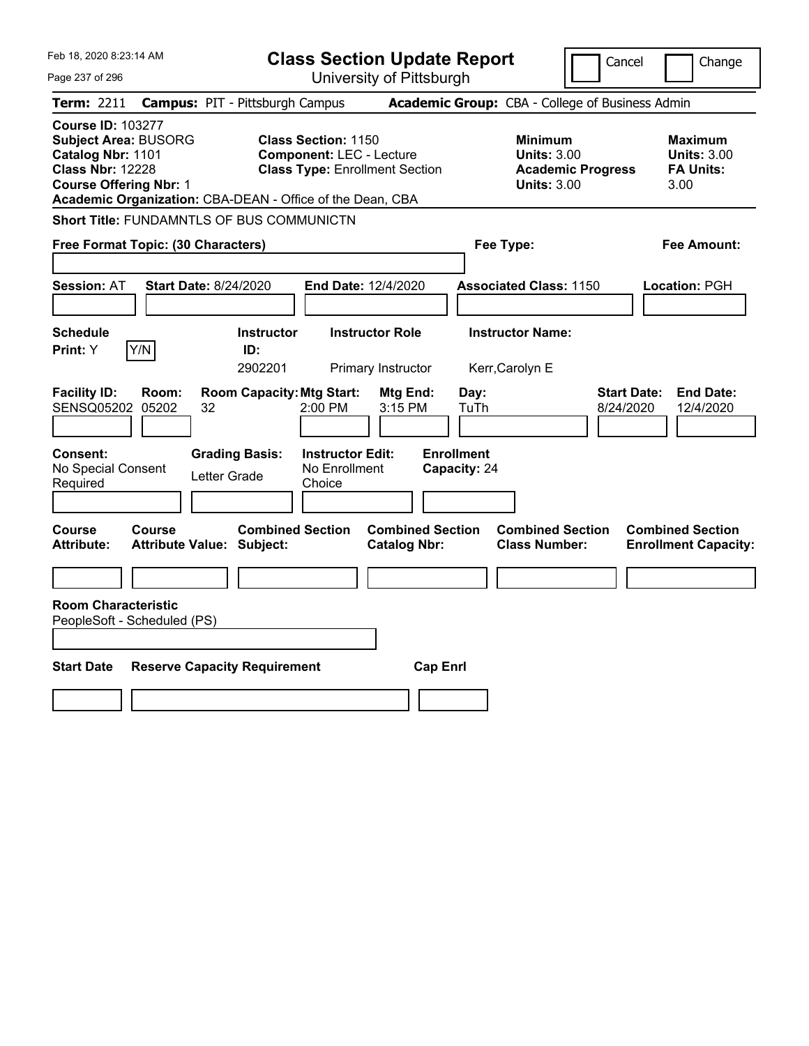Feb 18, 2020 8:23:14 AM

# Class Section Update Report

University of Pittsburgh

Cancel | Change

**Term:** 2211 **Campus:** PIT - Pittsburgh Campus **Academic Group:** CBA - College of Business Admin

**Course ID:** 103277
**Subject Area:** BUSORG
**Catalog Nbr:** 1101
**Class Nbr:** 12228
**Course Offering Nbr:** 1
**Academic Organization:** CBA-DEAN - Office of the Dean, CBA

**Class Section:** 1150
**Component:** LEC - Lecture
**Class Type:** Enrollment Section

**Minimum Units:** 3.00
**Academic Progress Units:** 3.00

**Maximum Units:** 3.00
**FA Units:** 3.00

**Short Title:** FUNDAMNTLS OF BUS COMMUNICTN

**Free Format Topic: (30 Characters)**

**Fee Type:**

**Fee Amount:**

**Session:** AT **Start Date:** 8/24/2020 **End Date:** 12/4/2020 **Associated Class:** 1150 **Location:** PGH

| Schedule Print | Instructor ID | Instructor Role | Instructor Name |
|---|---|---|---|
| Y (Y/N) | 2902201 | Primary Instructor | Kerr,Carolyn E |

| Facility ID | Room | Room Capacity | Mtg Start | Mtg End | Day | Start Date | End Date |
|---|---|---|---|---|---|---|---|
| SENSQ05202 | 05202 | 32 | 2:00 PM | 3:15 PM | TuTh | 8/24/2020 | 12/4/2020 |

| Consent | Grading Basis | Instructor Edit | Enrollment Capacity |
|---|---|---|---|
| No Special Consent Required | Letter Grade | No Enrollment Choice | 24 |

| Course Attribute | Course Attribute Value | Combined Section Subject | Combined Section Catalog Nbr | Combined Section Class Number | Combined Section Enrollment Capacity |
|---|---|---|---|---|---|
| | | | | | |

**Room Characteristic**
PeopleSoft - Scheduled (PS)

| Start Date | Reserve Capacity Requirement | Cap Enrl |
|---|---|---|
| | | |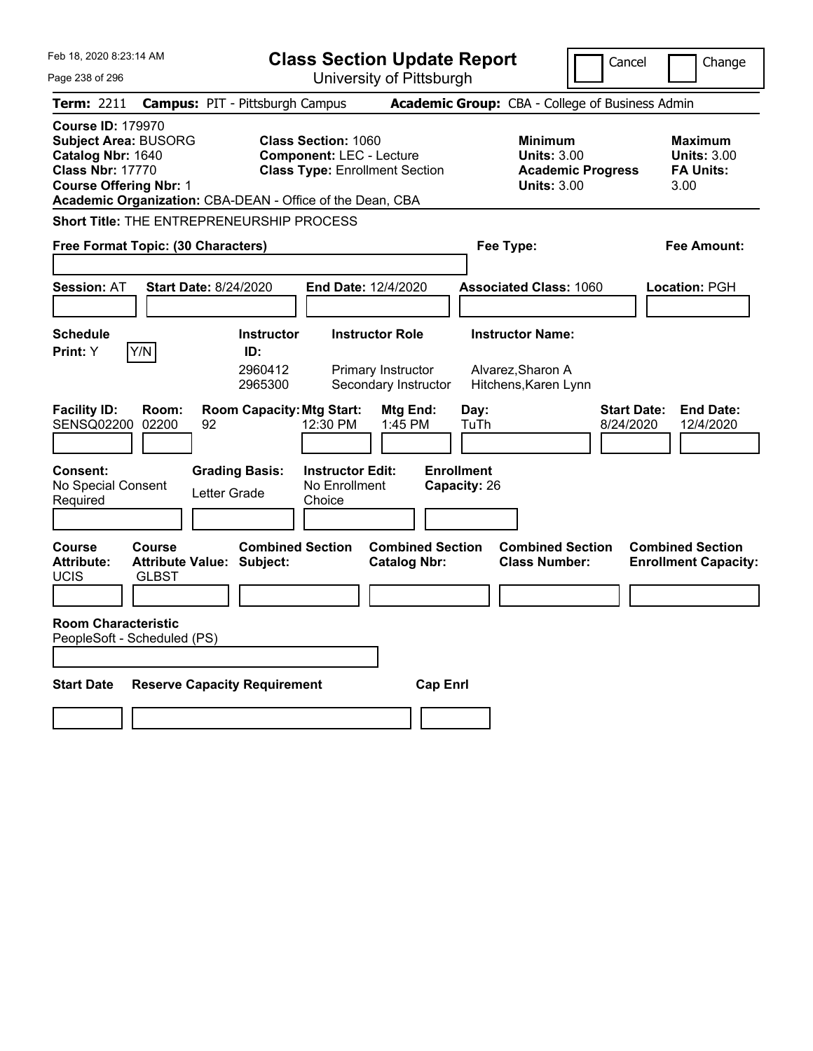Feb 18, 2020 8:23:14 AM

# Class Section Update Report

University of Pittsburgh

Cancel | Change

**Term:** 2211 **Campus:** PIT - Pittsburgh Campus **Academic Group:** CBA - College of Business Admin

**Course ID:** 179970
**Subject Area:** BUSORG
**Catalog Nbr:** 1640
**Class Nbr:** 17770
**Course Offering Nbr:** 1
**Academic Organization:** CBA-DEAN - Office of the Dean, CBA

**Class Section:** 1060
**Component:** LEC - Lecture
**Class Type:** Enrollment Section

**Minimum Units:** 3.00
**Academic Progress Units:** 3.00

**Maximum Units:** 3.00
**FA Units:** 3.00

**Short Title:** THE ENTREPRENEURSHIP PROCESS

**Free Format Topic: (30 Characters)**

**Fee Type:**

**Fee Amount:**

**Session:** AT **Start Date:** 8/24/2020 **End Date:** 12/4/2020 **Associated Class:** 1060 **Location:** PGH

| Schedule Print | Instructor ID | Instructor Role | Instructor Name |
|---|---|---|---|
| Y (Y/N) | 2960412 | Primary Instructor | Alvarez,Sharon A |
| | 2965300 | Secondary Instructor | Hitchens,Karen Lynn |

| Facility ID | Room | Room Capacity | Mtg Start | Mtg End | Day | Start Date | End Date |
|---|---|---|---|---|---|---|---|
| SENSQ02200 | 02200 | 92 | 12:30 PM | 1:45 PM | TuTh | 8/24/2020 | 12/4/2020 |

| Consent | Grading Basis | Instructor Edit | Enrollment Capacity |
|---|---|---|---|
| No Special Consent Required | Letter Grade | No Enrollment Choice | 26 |

| Course Attribute | Course Attribute Value | Combined Section Subject | Combined Section Catalog Nbr | Combined Section Class Number | Combined Section Enrollment Capacity |
|---|---|---|---|---|---|
| UCIS | GLBST | | | | |

**Room Characteristic**
PeopleSoft - Scheduled (PS)

| Start Date | Reserve Capacity Requirement | Cap Enrl |
|---|---|---|
| | | |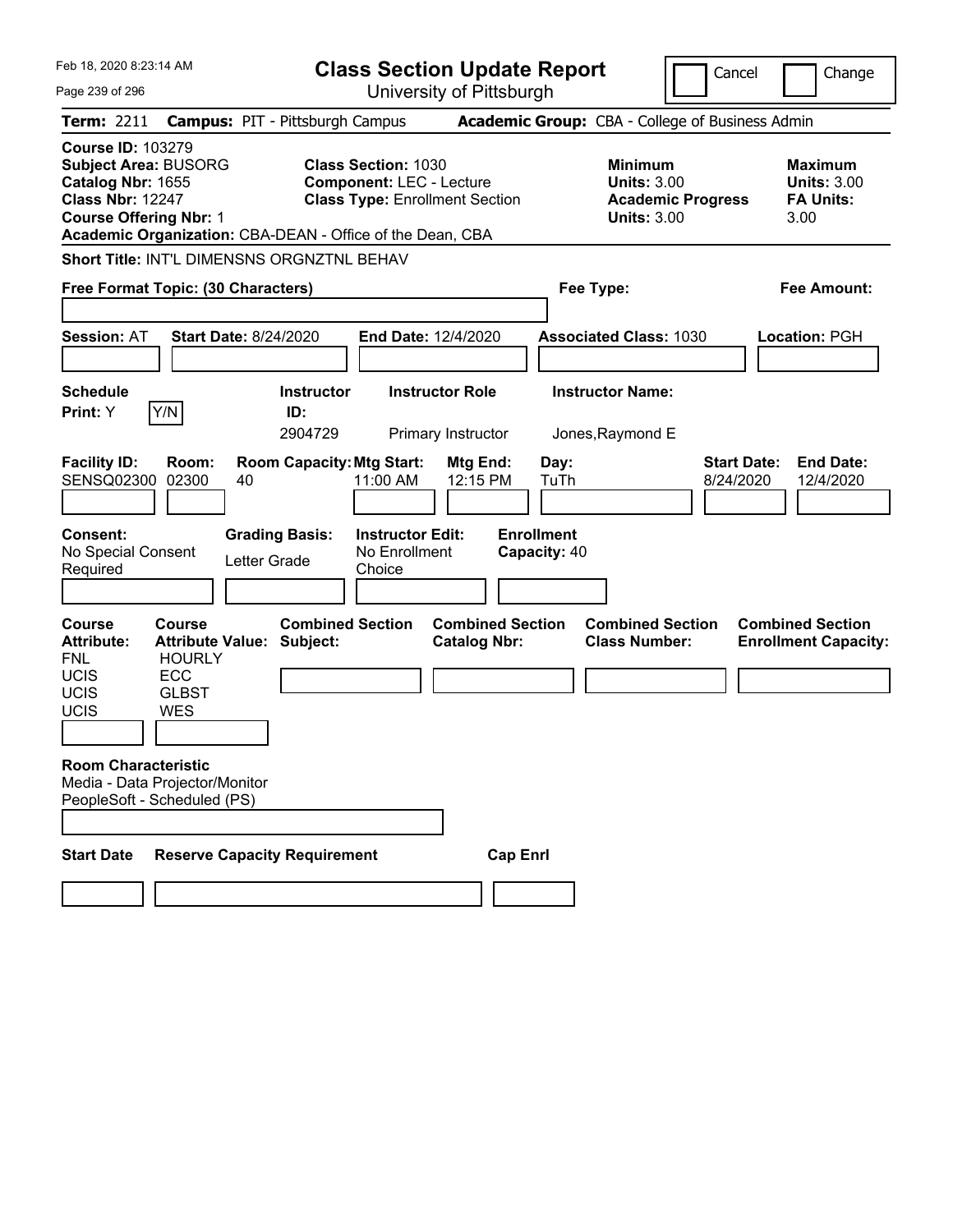Feb 18, 2020 8:23:14 AM

# Class Section Update Report

University of Pittsburgh

Cancel | Change

**Term:** 2211 **Campus:** PIT - Pittsburgh Campus **Academic Group:** CBA - College of Business Admin

**Course ID:** 103279
**Subject Area:** BUSORG
**Catalog Nbr:** 1655
**Class Nbr:** 12247
**Course Offering Nbr:** 1
**Academic Organization:** CBA-DEAN - Office of the Dean, CBA

**Class Section:** 1030
**Component:** LEC - Lecture
**Class Type:** Enrollment Section

**Minimum Units:** 3.00
**Academic Progress Units:** 3.00

**Maximum Units:** 3.00
**FA Units:** 3.00

**Short Title:** INT'L DIMENSNS ORGNZTNL BEHAV

**Free Format Topic: (30 Characters)**

**Fee Type:**

**Fee Amount:**

**Session:** AT **Start Date:** 8/24/2020 **End Date:** 12/4/2020 **Associated Class:** 1030 **Location:** PGH

| Schedule Print | Instructor ID | Instructor Role | Instructor Name |
|---|---|---|---|
| Y (Y/N) | 2904729 | Primary Instructor | Jones,Raymond E |

| Facility ID | Room | Room Capacity | Mtg Start | Mtg End | Day | Start Date | End Date |
|---|---|---|---|---|---|---|---|
| SENSQ02300 | 02300 | 40 | 11:00 AM | 12:15 PM | TuTh | 8/24/2020 | 12/4/2020 |

**Consent:** No Special Consent Required
**Grading Basis:** Letter Grade
**Instructor Edit:** No Enrollment Choice
**Enrollment Capacity:** 40

| Course Attribute | Course Attribute Value |
|---|---|
| FNL | HOURLY |
| UCIS | ECC |
| UCIS | GLBST |
| UCIS | WES |

**Combined Section Subject:**
**Combined Section Catalog Nbr:**
**Combined Section Class Number:**
**Combined Section Enrollment Capacity:**

**Room Characteristic**
Media - Data Projector/Monitor
PeopleSoft - Scheduled (PS)

**Start Date** **Reserve Capacity Requirement** **Cap Enrl**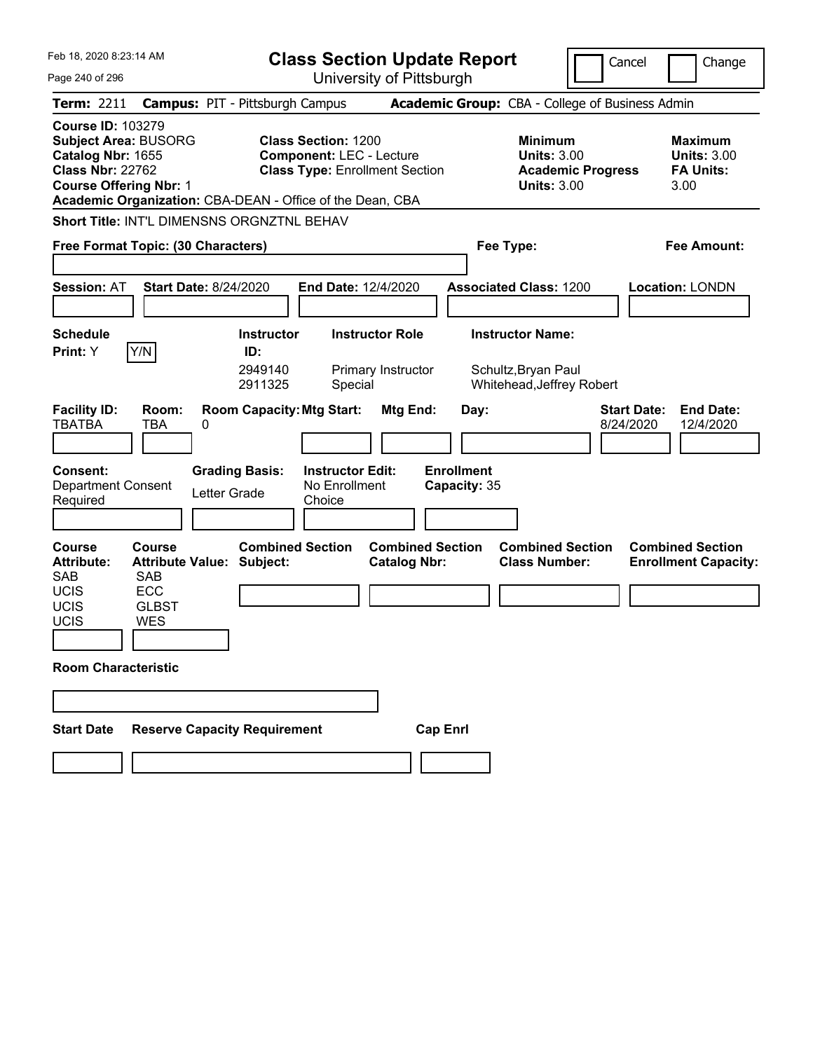Feb 18, 2020 8:23:14 AM

# Class Section Update Report

University of Pittsburgh

Cancel | Change

**Term:** 2211 **Campus:** PIT - Pittsburgh Campus **Academic Group:** CBA - College of Business Admin

**Course ID:** 103279
**Subject Area:** BUSORG
**Catalog Nbr:** 1655
**Class Nbr:** 22762
**Course Offering Nbr:** 1
**Academic Organization:** CBA-DEAN - Office of the Dean, CBA

**Class Section:** 1200
**Component:** LEC - Lecture
**Class Type:** Enrollment Section

**Minimum Units:** 3.00
**Academic Progress Units:** 3.00

**Maximum Units:** 3.00
**FA Units:** 3.00

**Short Title:** INT'L DIMENSNS ORGNZTNL BEHAV

**Free Format Topic: (30 Characters)**

**Fee Type:**

**Fee Amount:**

**Session:** AT **Start Date:** 8/24/2020 **End Date:** 12/4/2020 **Associated Class:** 1200 **Location:** LONDN

**Schedule Print:** Y [Y/N]

| Instructor ID | Instructor Role | Instructor Name |
|---|---|---|
| 2949140 | Primary Instructor | Schultz,Bryan Paul |
| 2911325 | Special | Whitehead,Jeffrey Robert |

| Facility ID | Room | Room Capacity | Mtg Start | Mtg End | Day | Start Date | End Date |
|---|---|---|---|---|---|---|---|
| TBATBA | TBA | 0 | | | | 8/24/2020 | 12/4/2020 |

**Consent:** Department Consent Required

**Grading Basis:** Letter Grade

**Instructor Edit:** No Enrollment Choice

**Enrollment Capacity:** 35

| Course Attribute | Course Attribute Value |
|---|---|
| SAB | SAB |
| UCIS | ECC |
| UCIS | GLBST |
| UCIS | WES |

**Combined Section Subject:**

**Combined Section Catalog Nbr:**

**Combined Section Class Number:**

**Combined Section Enrollment Capacity:**

**Room Characteristic**

**Start Date** **Reserve Capacity Requirement** **Cap Enrl**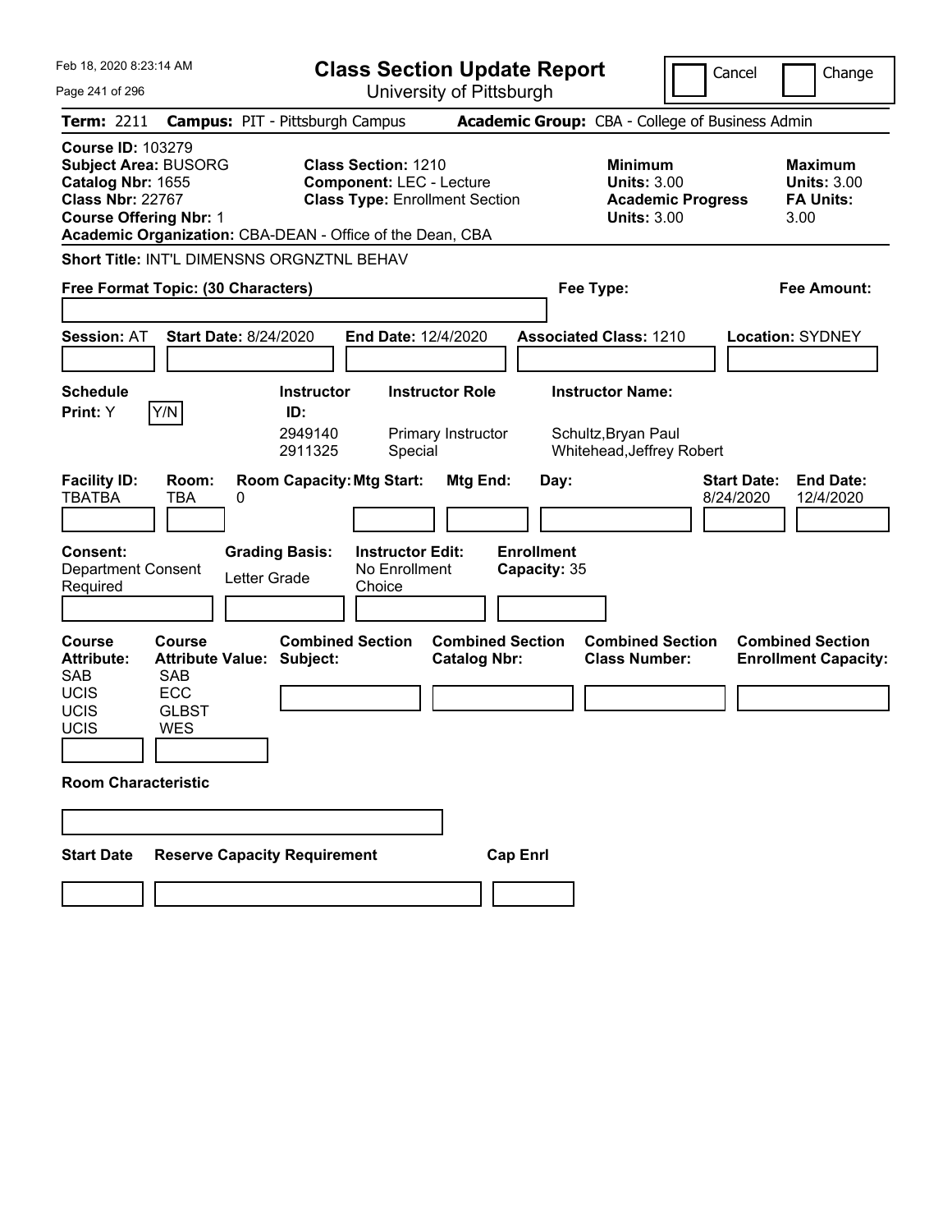# Class Section Update Report

University of Pittsburgh

Cancel | Change

**Term:** 2211 **Campus:** PIT - Pittsburgh Campus **Academic Group:** CBA - College of Business Admin

**Course ID:** 103279
**Subject Area:** BUSORG
**Catalog Nbr:** 1655
**Class Nbr:** 22767
**Course Offering Nbr:** 1
**Academic Organization:** CBA-DEAN - Office of the Dean, CBA

**Class Section:** 1210
**Component:** LEC - Lecture
**Class Type:** Enrollment Section

**Minimum Units:** 3.00
**Academic Progress Units:** 3.00

**Maximum Units:** 3.00
**FA Units:** 3.00

**Short Title:** INT'L DIMENSNS ORGNZTNL BEHAV

**Free Format Topic: (30 Characters)**

**Fee Type:**

**Fee Amount:**

**Session:** AT **Start Date:** 8/24/2020 **End Date:** 12/4/2020 **Associated Class:** 1210 **Location:** SYDNEY

**Schedule Print:** Y Y/N

| Instructor ID | Instructor Role | Instructor Name |
|---|---|---|
| 2949140 | Primary Instructor | Schultz,Bryan Paul |
| 2911325 | Special | Whitehead,Jeffrey Robert |

| Facility ID | Room | Room Capacity | Mtg Start | Mtg End | Day | Start Date | End Date |
|---|---|---|---|---|---|---|---|
| TBATBA | TBA | 0 | | | | 8/24/2020 | 12/4/2020 |

**Consent:** Department Consent Required
**Grading Basis:** Letter Grade
**Instructor Edit:** No Enrollment Choice
**Enrollment Capacity:** 35

| Course Attribute | Course Attribute Value |
|---|---|
| SAB | SAB |
| UCIS | ECC |
| UCIS | GLBST |
| UCIS | WES |

**Combined Section Subject:**
**Combined Section Catalog Nbr:**
**Combined Section Class Number:**
**Combined Section Enrollment Capacity:**

**Room Characteristic**

**Start Date** **Reserve Capacity Requirement** **Cap Enrl**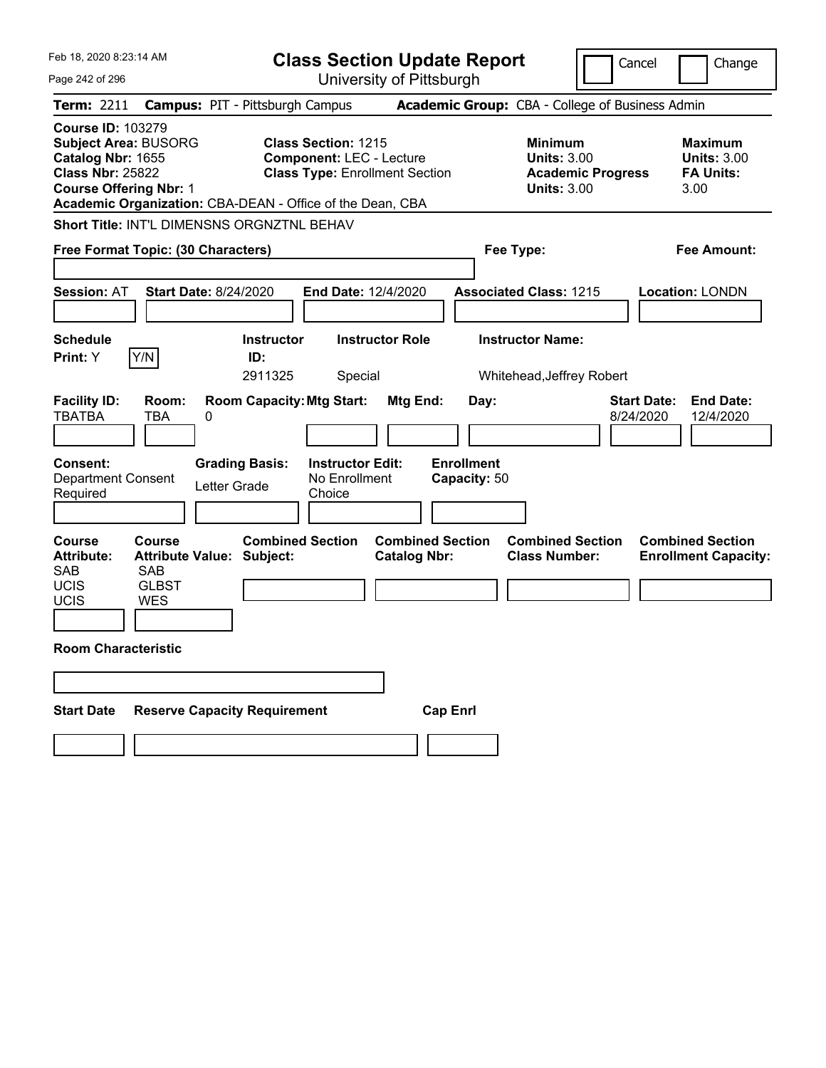Feb 18, 2020 8:23:14 AM

# Class Section Update Report

University of Pittsburgh

Cancel / Change

**Term:** 2211 **Campus:** PIT - Pittsburgh Campus **Academic Group:** CBA - College of Business Admin

**Course ID:** 103279
**Subject Area:** BUSORG
**Catalog Nbr:** 1655
**Class Nbr:** 25822
**Course Offering Nbr:** 1
**Academic Organization:** CBA-DEAN - Office of the Dean, CBA

**Class Section:** 1215
**Component:** LEC - Lecture
**Class Type:** Enrollment Section

**Minimum Units:** 3.00
**Academic Progress Units:** 3.00

**Maximum Units:** 3.00
**FA Units:** 3.00

**Short Title:** INT'L DIMENSNS ORGNZTNL BEHAV

**Free Format Topic: (30 Characters)**

**Fee Type:**

**Fee Amount:**

**Session:** AT **Start Date:** 8/24/2020 **End Date:** 12/4/2020 **Associated Class:** 1215 **Location:** LONDN

| Schedule Print | Instructor ID | Instructor Role | Instructor Name |
|---|---|---|---|
| Y (Y/N) | 2911325 | Special | Whitehead,Jeffrey Robert |

| Facility ID | Room | Room Capacity | Mtg Start | Mtg End | Day | Start Date | End Date |
|---|---|---|---|---|---|---|---|
| TBATBA | TBA | 0 | | | | 8/24/2020 | 12/4/2020 |

**Consent:** Department Consent Required
**Grading Basis:** Letter Grade
**Instructor Edit:** No Enrollment Choice
**Enrollment Capacity:** 50

| Course Attribute | Course Attribute Value | Combined Section Subject | Combined Section Catalog Nbr | Combined Section Class Number | Combined Section Enrollment Capacity |
|---|---|---|---|---|---|
| SAB | SAB | | | | |
| UCIS | GLBST | | | | |
| UCIS | WES | | | | |

**Room Characteristic**

| Start Date | Reserve Capacity Requirement | Cap Enrl |
|---|---|---|
| | | |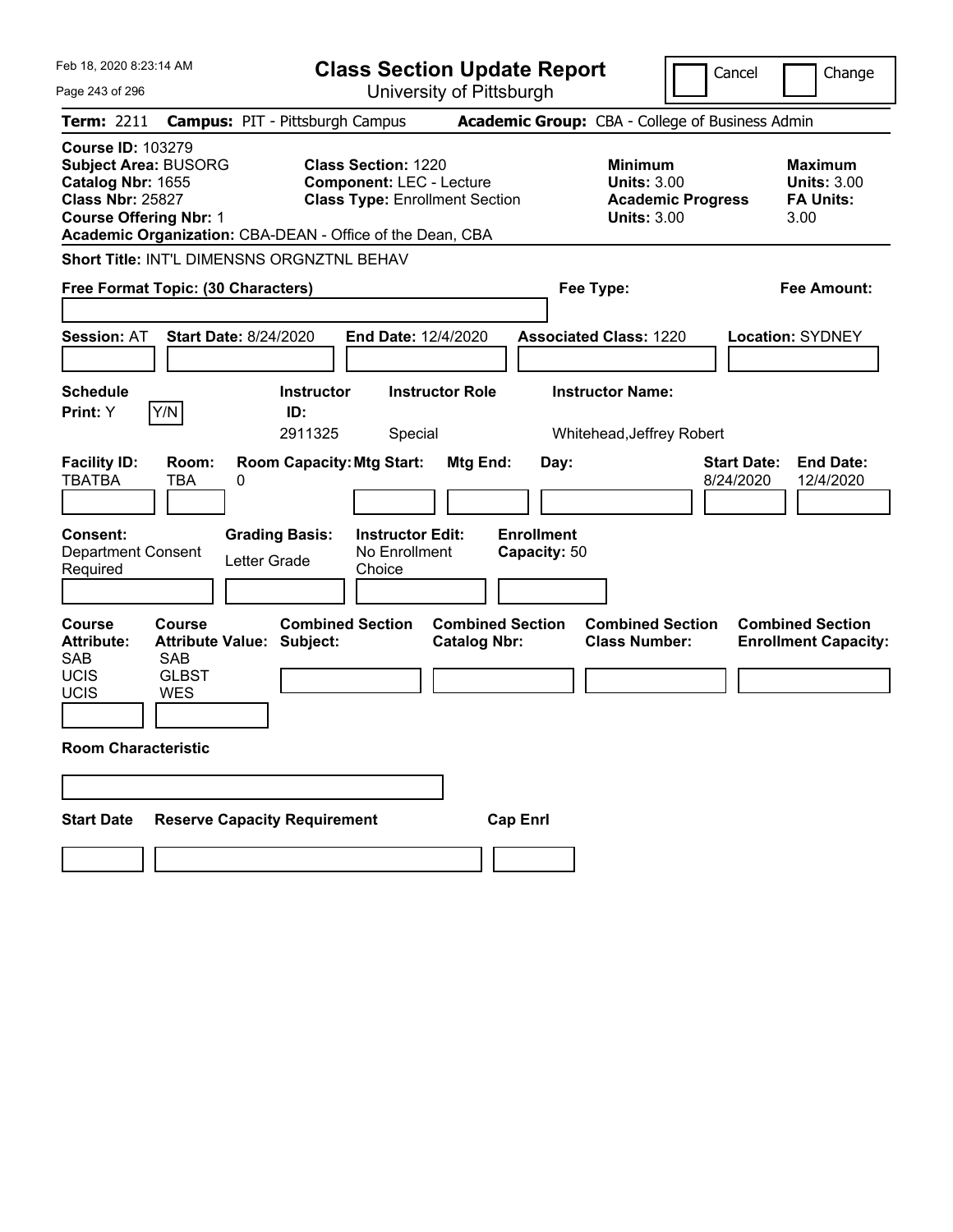Feb 18, 2020 8:23:14 AM

# Class Section Update Report

University of Pittsburgh

Cancel | Change

**Term:** 2211 **Campus:** PIT - Pittsburgh Campus **Academic Group:** CBA - College of Business Admin

**Course ID:** 103279
**Subject Area:** BUSORG
**Catalog Nbr:** 1655
**Class Nbr:** 25827
**Course Offering Nbr:** 1
**Academic Organization:** CBA-DEAN - Office of the Dean, CBA

**Class Section:** 1220
**Component:** LEC - Lecture
**Class Type:** Enrollment Section

**Minimum Units:** 3.00
**Academic Progress Units:** 3.00

**Maximum Units:** 3.00
**FA Units:** 3.00

**Short Title:** INT'L DIMENSNS ORGNZTNL BEHAV

**Free Format Topic: (30 Characters)**

**Fee Type:**

**Fee Amount:**

**Session:** AT **Start Date:** 8/24/2020 **End Date:** 12/4/2020 **Associated Class:** 1220 **Location:** SYDNEY

| Schedule Print | Instructor ID | Instructor Role | Instructor Name |
|---|---|---|---|
| Y (Y/N) | 2911325 | Special | Whitehead,Jeffrey Robert |

| Facility ID | Room | Room Capacity | Mtg Start | Mtg End | Day | Start Date | End Date |
|---|---|---|---|---|---|---|---|
| TBATBA | TBA | 0 | | | | 8/24/2020 | 12/4/2020 |

**Consent:** Department Consent Required
**Grading Basis:** Letter Grade
**Instructor Edit:** No Enrollment Choice
**Enrollment Capacity:** 50

| Course Attribute | Course Attribute Value | Combined Section Subject | Combined Section Catalog Nbr | Combined Section Class Number | Combined Section Enrollment Capacity |
|---|---|---|---|---|---|
| SAB | SAB | | | | |
| UCIS | GLBST | | | | |
| UCIS | WES | | | | |

**Room Characteristic**

| Start Date | Reserve Capacity Requirement | Cap Enrl |
|---|---|---|
| | | |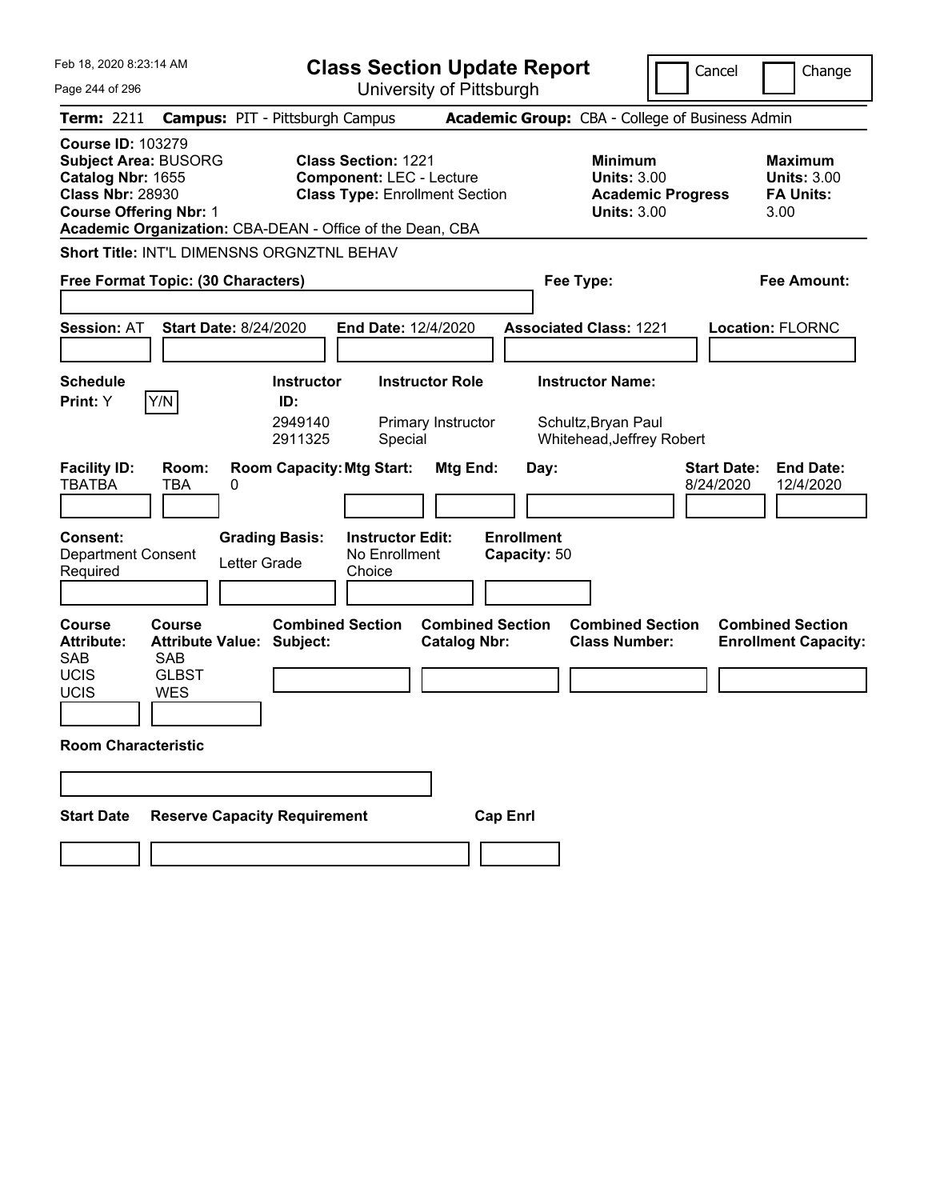Feb 18, 2020 8:23:14 AM

# Class Section Update Report

University of Pittsburgh

Cancel | Change

**Term:** 2211 **Campus:** PIT - Pittsburgh Campus **Academic Group:** CBA - College of Business Admin

**Course ID:** 103279
**Subject Area:** BUSORG
**Catalog Nbr:** 1655
**Class Nbr:** 28930
**Course Offering Nbr:** 1
**Academic Organization:** CBA-DEAN - Office of the Dean, CBA

**Class Section:** 1221
**Component:** LEC - Lecture
**Class Type:** Enrollment Section

**Minimum Units:** 3.00
**Academic Progress Units:** 3.00

**Maximum Units:** 3.00
**FA Units:** 3.00

**Short Title:** INT'L DIMENSNS ORGNZTNL BEHAV

**Free Format Topic: (30 Characters)**

**Fee Type:**

**Fee Amount:**

**Session:** AT **Start Date:** 8/24/2020 **End Date:** 12/4/2020 **Associated Class:** 1221 **Location:** FLORNC

**Schedule Print:** Y [Y/N]

| Instructor ID: | Instructor Role | Instructor Name: |
|---|---|---|
| 2949140 | Primary Instructor | Schultz,Bryan Paul |
| 2911325 | Special | Whitehead,Jeffrey Robert |

| Facility ID: | Room: | Room Capacity: | Mtg Start: | Mtg End: | Day: | Start Date: | End Date: |
|---|---|---|---|---|---|---|---|
| TBATBA | TBA | 0 | | | | 8/24/2020 | 12/4/2020 |

**Consent:** Department Consent Required

**Grading Basis:** Letter Grade

**Instructor Edit:** No Enrollment Choice

**Enrollment Capacity:** 50

| Course Attribute: | Course Attribute Value: | Combined Section Subject: | Combined Section Catalog Nbr: | Combined Section Class Number: | Combined Section Enrollment Capacity: |
|---|---|---|---|---|---|
| SAB | SAB | | | | |
| UCIS | GLBST | | | | |
| UCIS | WES | | | | |

**Room Characteristic**

**Start Date** **Reserve Capacity Requirement** **Cap Enrl**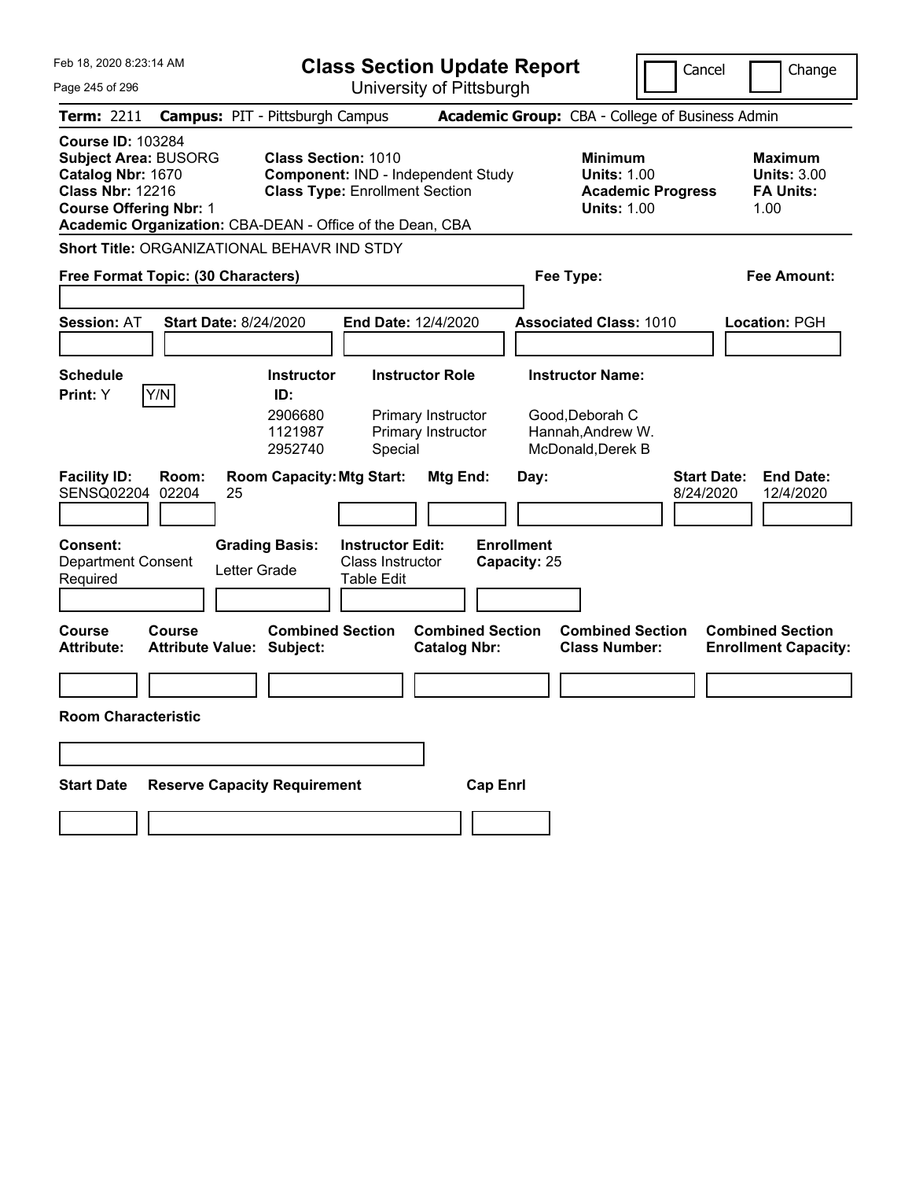Feb 18, 2020 8:23:14 AM

# Class Section Update Report

University of Pittsburgh

Cancel | Change

**Term:** 2211 **Campus:** PIT - Pittsburgh Campus **Academic Group:** CBA - College of Business Admin

**Course ID:** 103284
**Subject Area:** BUSORG
**Catalog Nbr:** 1670
**Class Nbr:** 12216
**Course Offering Nbr:** 1

**Class Section:** 1010
**Component:** IND - Independent Study
**Class Type:** Enrollment Section

**Minimum Units:** 1.00
**Academic Progress Units:** 1.00

**Maximum Units:** 3.00
**FA Units:** 1.00

**Academic Organization:** CBA-DEAN - Office of the Dean, CBA

**Short Title:** ORGANIZATIONAL BEHAVR IND STDY

**Free Format Topic: (30 Characters)**

**Fee Type:**

**Fee Amount:**

**Session:** AT **Start Date:** 8/24/2020 **End Date:** 12/4/2020 **Associated Class:** 1010 **Location:** PGH

**Schedule Print:** Y Y/N

| Instructor ID: | Instructor Role | Instructor Name: |
|---|---|---|
| 2906680 | Primary Instructor | Good,Deborah C |
| 1121987 | Primary Instructor | Hannah,Andrew W. |
| 2952740 | Special | McDonald,Derek B |

| Facility ID: | Room: | Room Capacity: | Mtg Start: | Mtg End: | Day: | Start Date: | End Date: |
|---|---|---|---|---|---|---|---|
| SENSQ02204 | 02204 | 25 | | | | 8/24/2020 | 12/4/2020 |

**Consent:** Department Consent Required

**Grading Basis:** Letter Grade

**Instructor Edit:** Class Instructor Table Edit

**Enrollment Capacity:** 25

| Course Attribute: | Course Attribute Value: | Combined Section Subject: | Combined Section Catalog Nbr: | Combined Section Class Number: | Combined Section Enrollment Capacity: |
|---|---|---|---|---|---|
| | | | | | |

**Room Characteristic**

| Start Date | Reserve Capacity Requirement | Cap Enrl |
|---|---|---|
| | | |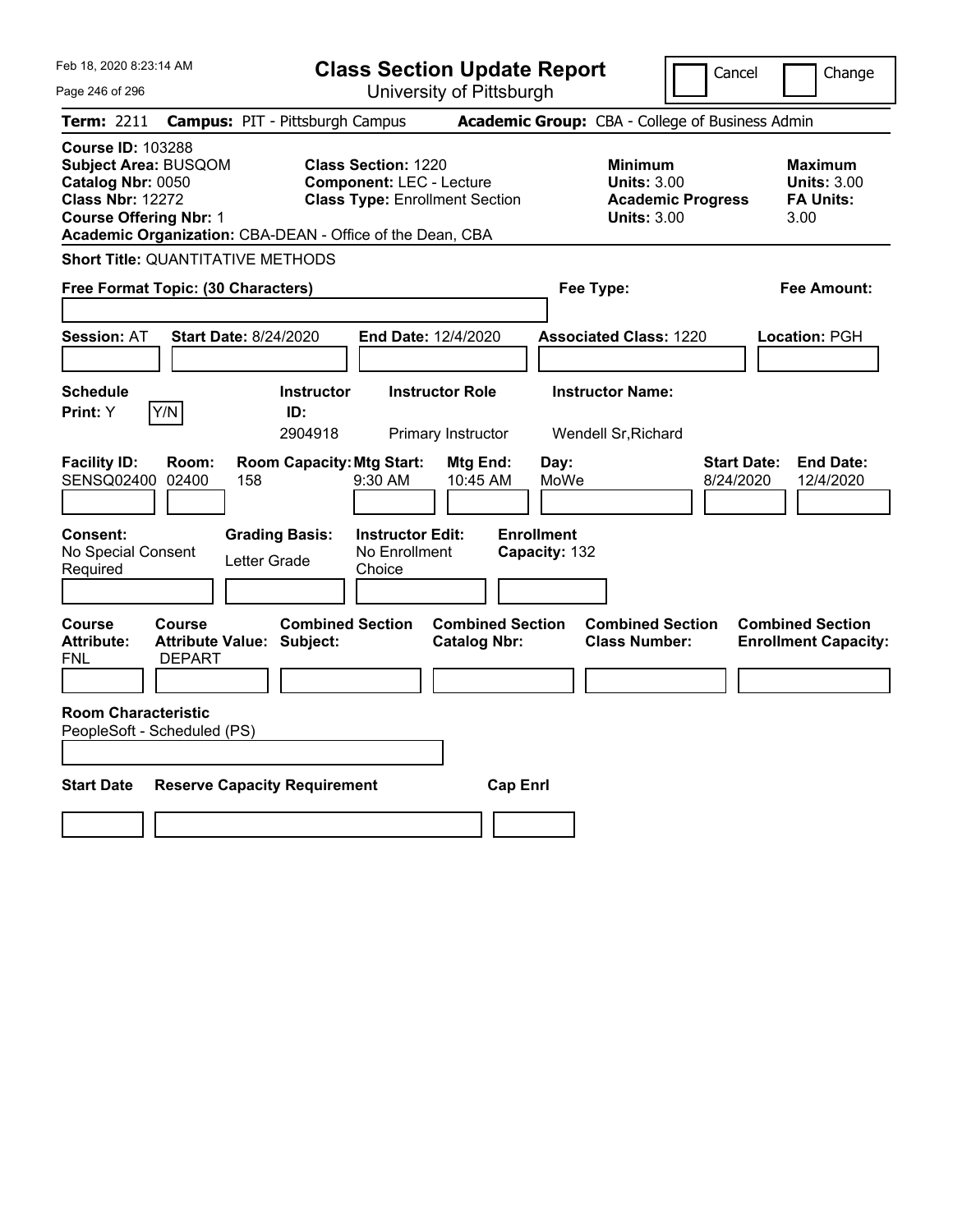Feb 18, 2020 8:23:14 AM

# Class Section Update Report

University of Pittsburgh

Cancel | Change

**Term:** 2211 **Campus:** PIT - Pittsburgh Campus **Academic Group:** CBA - College of Business Admin

**Course ID:** 103288
**Subject Area:** BUSQOM
**Catalog Nbr:** 0050
**Class Nbr:** 12272
**Course Offering Nbr:** 1
**Academic Organization:** CBA-DEAN - Office of the Dean, CBA

**Class Section:** 1220
**Component:** LEC - Lecture
**Class Type:** Enrollment Section

**Minimum Units:** 3.00
**Academic Progress Units:** 3.00

**Maximum Units:** 3.00
**FA Units:** 3.00

**Short Title:** QUANTITATIVE METHODS

**Free Format Topic: (30 Characters)**

**Fee Type:**

**Fee Amount:**

**Session:** AT **Start Date:** 8/24/2020 **End Date:** 12/4/2020 **Associated Class:** 1220 **Location:** PGH

| Schedule Print | Instructor ID | Instructor Role | Instructor Name |
|---|---|---|---|
| Y | 2904918 | Primary Instructor | Wendell Sr,Richard |

| Facility ID | Room | Room Capacity | Mtg Start | Mtg End | Day | Start Date | End Date |
|---|---|---|---|---|---|---|---|
| SENSQ02400 | 02400 | 158 | 9:30 AM | 10:45 AM | MoWe | 8/24/2020 | 12/4/2020 |

**Consent:** No Special Consent Required
**Grading Basis:** Letter Grade
**Instructor Edit:** No Enrollment Choice
**Enrollment Capacity:** 132

| Course Attribute | Course Attribute Value | Combined Section Subject | Combined Section Catalog Nbr | Combined Section Class Number | Combined Section Enrollment Capacity |
|---|---|---|---|---|---|
| FNL | DEPART | | | | |

**Room Characteristic**
PeopleSoft - Scheduled (PS)

| Start Date | Reserve Capacity Requirement | Cap Enrl |
|---|---|---|
| | | |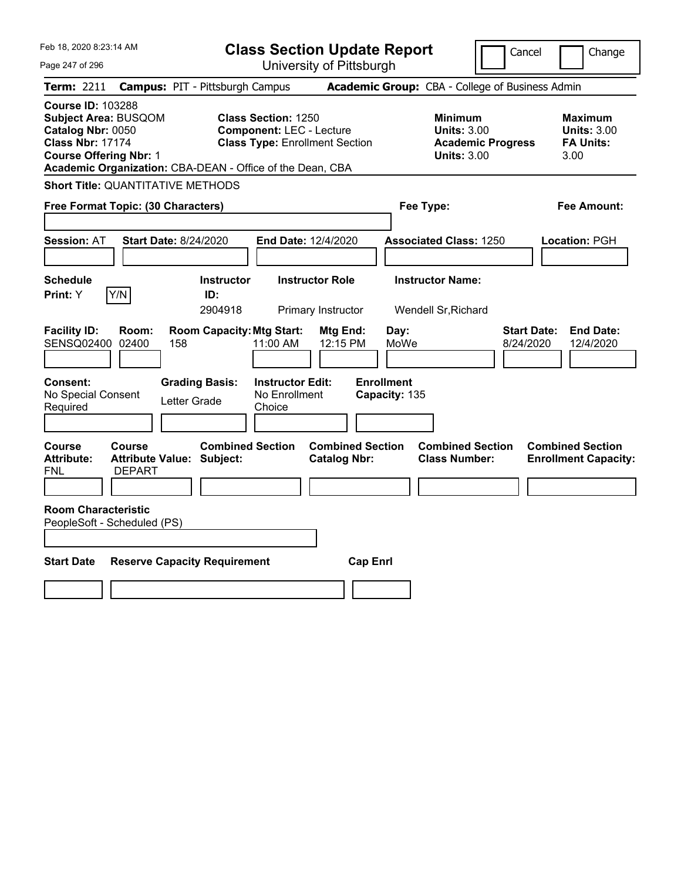Feb 18, 2020 8:23:14 AM

# Class Section Update Report

University of Pittsburgh

Cancel | Change

**Term:** 2211 **Campus:** PIT - Pittsburgh Campus **Academic Group:** CBA - College of Business Admin

**Course ID:** 103288
**Subject Area:** BUSQOM
**Catalog Nbr:** 0050
**Class Nbr:** 17174
**Course Offering Nbr:** 1
**Academic Organization:** CBA-DEAN - Office of the Dean, CBA

**Class Section:** 1250
**Component:** LEC - Lecture
**Class Type:** Enrollment Section

**Minimum Units:** 3.00
**Academic Progress Units:** 3.00

**Maximum Units:** 3.00
**FA Units:** 3.00

**Short Title:** QUANTITATIVE METHODS

**Free Format Topic: (30 Characters)**

**Fee Type:**

**Fee Amount:**

**Session:** AT **Start Date:** 8/24/2020 **End Date:** 12/4/2020 **Associated Class:** 1250 **Location:** PGH

| Schedule Print: | Instructor ID: | Instructor Role | Instructor Name: |
|---|---|---|---|
| Y (Y/N) | 2904918 | Primary Instructor | Wendell Sr,Richard |

| Facility ID: | Room: | Room Capacity: | Mtg Start: | Mtg End: | Day: | Start Date: | End Date: |
|---|---|---|---|---|---|---|---|
| SENSQ02400 | 02400 | 158 | 11:00 AM | 12:15 PM | MoWe | 8/24/2020 | 12/4/2020 |

| Consent: | Grading Basis: | Instructor Edit: | Enrollment Capacity: |
|---|---|---|---|
| No Special Consent Required | Letter Grade | No Enrollment Choice | 135 |

| Course Attribute: | Course Attribute Value: | Combined Section Subject: | Combined Section Catalog Nbr: | Combined Section Class Number: | Combined Section Enrollment Capacity: |
|---|---|---|---|---|---|
| FNL | DEPART | | | | |

**Room Characteristic**
PeopleSoft - Scheduled (PS)

| Start Date | Reserve Capacity Requirement | Cap Enrl |
|---|---|---|
| | | |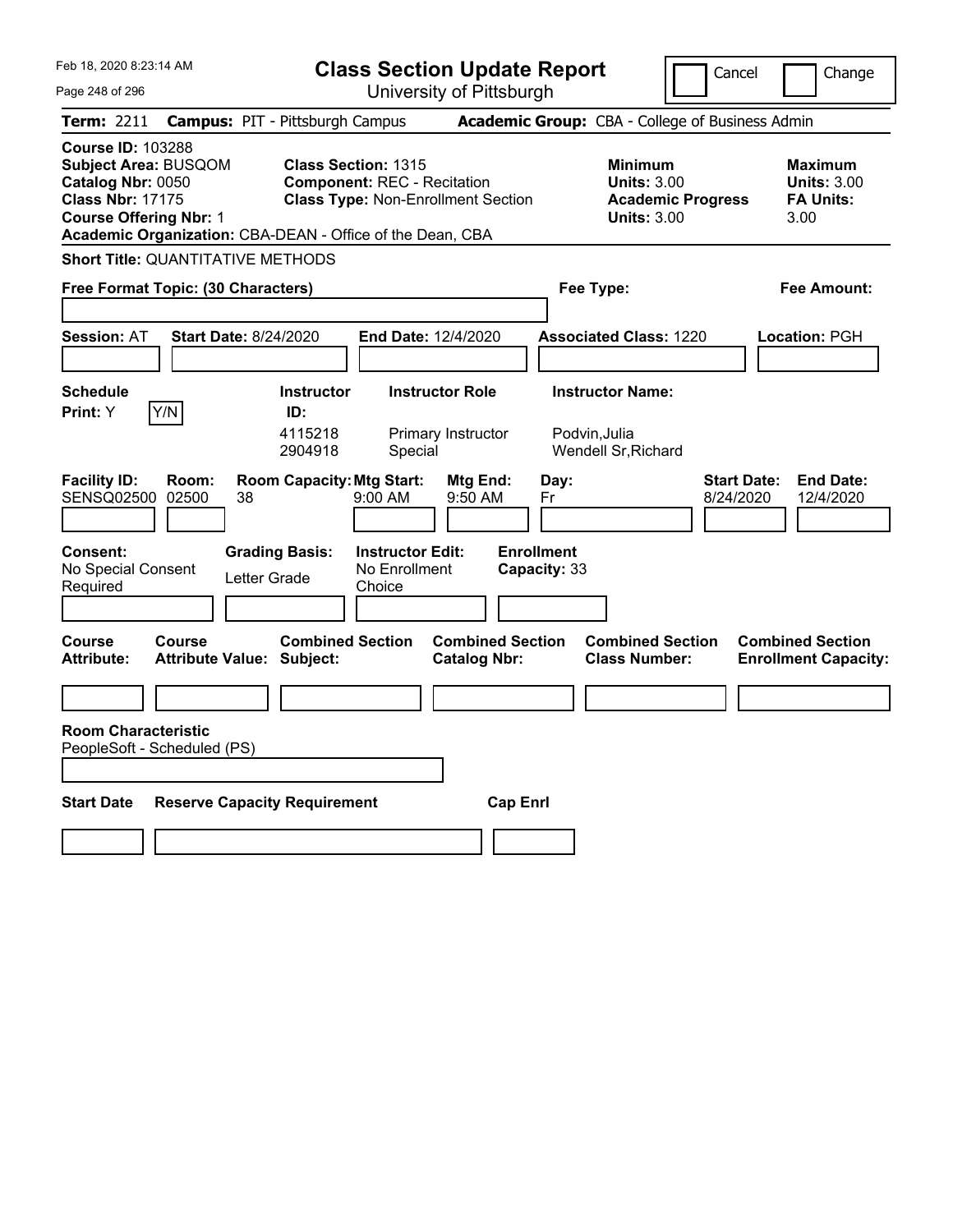Feb 18, 2020 8:23:14 AM

# Class Section Update Report

University of Pittsburgh

Cancel | Change

**Term:** 2211 **Campus:** PIT - Pittsburgh Campus **Academic Group:** CBA - College of Business Admin

**Course ID:** 103288
**Subject Area:** BUSQOM
**Catalog Nbr:** 0050
**Class Nbr:** 17175
**Course Offering Nbr:** 1

**Class Section:** 1315
**Component:** REC - Recitation
**Class Type:** Non-Enrollment Section

**Minimum Units:** 3.00
**Academic Progress Units:** 3.00

**Maximum Units:** 3.00
**FA Units:** 3.00

**Academic Organization:** CBA-DEAN - Office of the Dean, CBA

**Short Title:** QUANTITATIVE METHODS

**Free Format Topic: (30 Characters)**

**Fee Type:**

**Fee Amount:**

**Session:** AT **Start Date:** 8/24/2020 **End Date:** 12/4/2020 **Associated Class:** 1220 **Location:** PGH

**Schedule Print:** Y Y/N

| Instructor ID: | Instructor Role | Instructor Name: |
|---|---|---|
| 4115218 | Primary Instructor | Podvin,Julia |
| 2904918 | Special | Wendell Sr,Richard |

| Facility ID: | Room: | Room Capacity: | Mtg Start: | Mtg End: | Day: | Start Date: | End Date: |
|---|---|---|---|---|---|---|---|
| SENSQ02500 | 02500 | 38 | 9:00 AM | 9:50 AM | Fr | 8/24/2020 | 12/4/2020 |

**Consent:** No Special Consent Required

**Grading Basis:** Letter Grade

**Instructor Edit:** No Enrollment Choice

**Enrollment Capacity:** 33

| Course Attribute: | Course Attribute Value: | Combined Section Subject: | Combined Section Catalog Nbr: | Combined Section Class Number: | Combined Section Enrollment Capacity: |
|---|---|---|---|---|---|
| | | | | | |

**Room Characteristic**
PeopleSoft - Scheduled (PS)

| Start Date | Reserve Capacity Requirement | Cap Enrl |
|---|---|---|
| | | |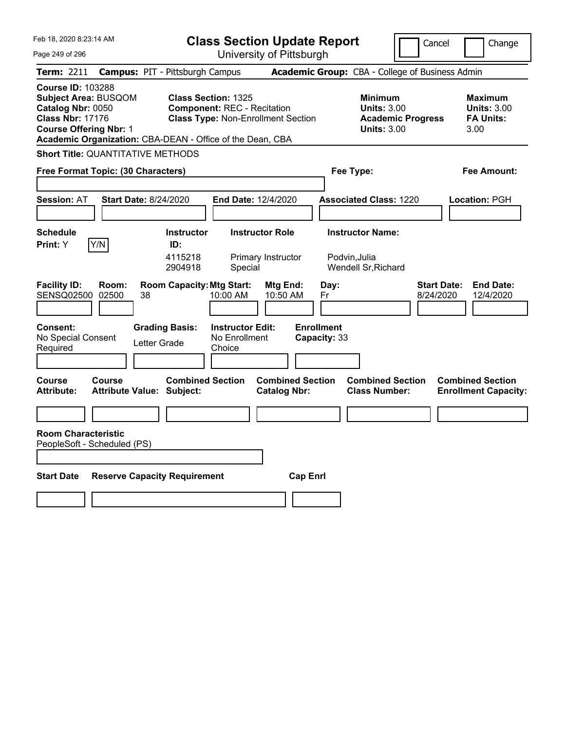Feb 18, 2020 8:23:14 AM

# Class Section Update Report

University of Pittsburgh

Cancel | Change

**Term:** 2211 **Campus:** PIT - Pittsburgh Campus **Academic Group:** CBA - College of Business Admin

**Course ID:** 103288
**Subject Area:** BUSQOM
**Catalog Nbr:** 0050
**Class Nbr:** 17176
**Course Offering Nbr:** 1

**Class Section:** 1325
**Component:** REC - Recitation
**Class Type:** Non-Enrollment Section

**Minimum Units:** 3.00
**Academic Progress Units:** 3.00

**Maximum Units:** 3.00
**FA Units:** 3.00

**Academic Organization:** CBA-DEAN - Office of the Dean, CBA

**Short Title:** QUANTITATIVE METHODS

**Free Format Topic: (30 Characters)**

**Fee Type:**

**Fee Amount:**

**Session:** AT **Start Date:** 8/24/2020 **End Date:** 12/4/2020 **Associated Class:** 1220 **Location:** PGH

**Schedule Print:** Y Y/N

| Instructor ID: | Instructor Role | Instructor Name: |
|---|---|---|
| 4115218 | Primary Instructor | Podvin,Julia |
| 2904918 | Special | Wendell Sr,Richard |

| Facility ID: | Room: | Room Capacity: | Mtg Start: | Mtg End: | Day: | Start Date: | End Date: |
|---|---|---|---|---|---|---|---|
| SENSQ02500 | 02500 | 38 | 10:00 AM | 10:50 AM | Fr | 8/24/2020 | 12/4/2020 |

**Consent:** No Special Consent Required
**Grading Basis:** Letter Grade
**Instructor Edit:** No Enrollment Choice
**Enrollment Capacity:** 33

| Course Attribute: | Course Attribute Value: | Combined Section Subject: | Combined Section Catalog Nbr: | Combined Section Class Number: | Combined Section Enrollment Capacity: |
|---|---|---|---|---|---|
| | | | | | |

**Room Characteristic**
PeopleSoft - Scheduled (PS)

| Start Date | Reserve Capacity Requirement | Cap Enrl |
|---|---|---|
| | | |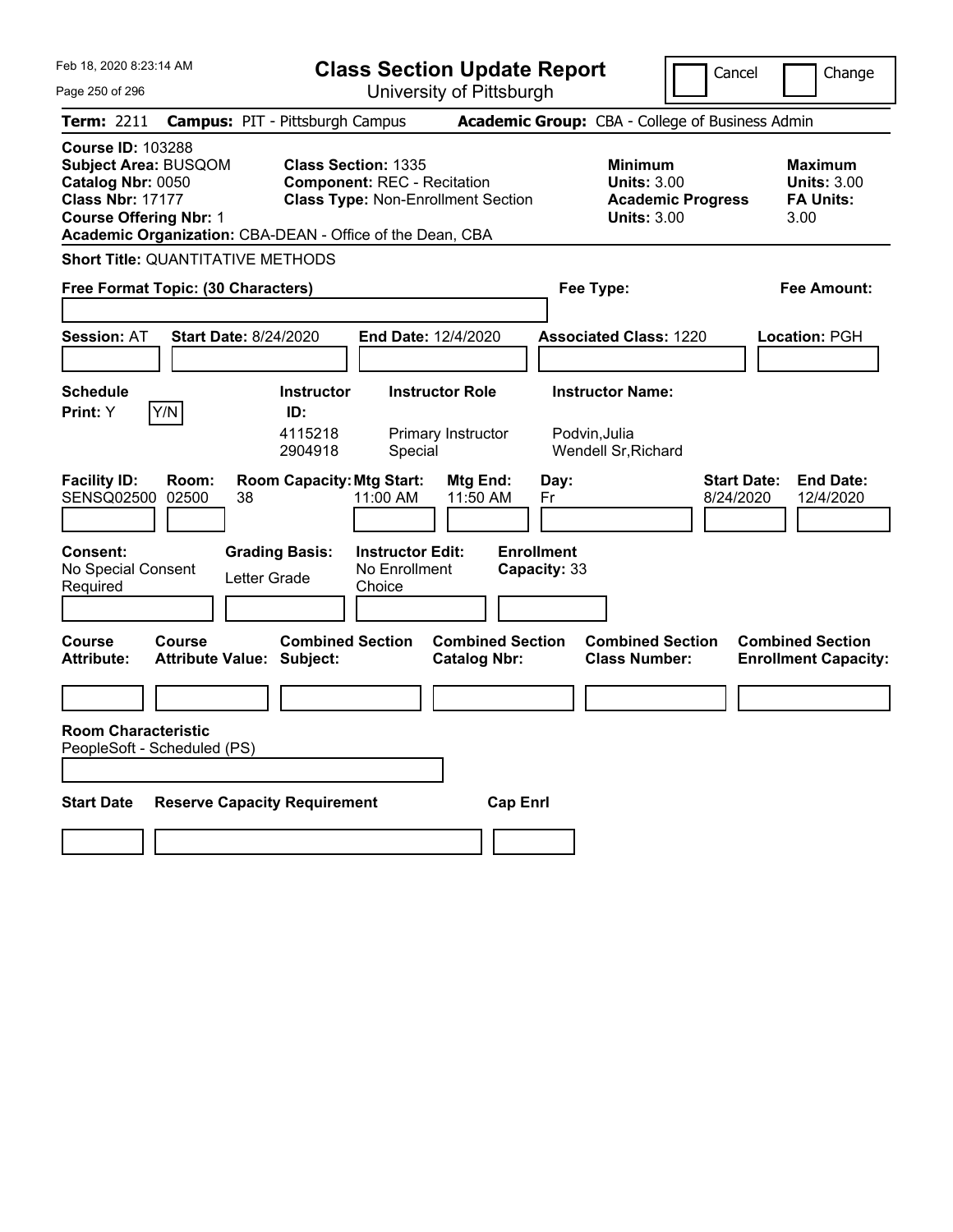# Class Section Update Report

University of Pittsburgh

Feb 18, 2020 8:23:14 AM

Cancel | Change

**Term:** 2211 **Campus:** PIT - Pittsburgh Campus **Academic Group:** CBA - College of Business Admin

**Course ID:** 103288
**Subject Area:** BUSQOM
**Catalog Nbr:** 0050
**Class Nbr:** 17177
**Course Offering Nbr:** 1
**Academic Organization:** CBA-DEAN - Office of the Dean, CBA

**Class Section:** 1335
**Component:** REC - Recitation
**Class Type:** Non-Enrollment Section

**Minimum**
**Units:** 3.00
**Academic Progress Units:** 3.00

**Maximum**
**Units:** 3.00
**FA Units:** 3.00

**Short Title:** QUANTITATIVE METHODS

**Free Format Topic: (30 Characters)**

**Fee Type:**

**Fee Amount:**

**Session:** AT **Start Date:** 8/24/2020 **End Date:** 12/4/2020 **Associated Class:** 1220 **Location:** PGH

| Schedule Print | Instructor ID | Instructor Role | Instructor Name |
|---|---|---|---|
| Y (Y/N) | 4115218 | Primary Instructor | Podvin,Julia |
| | 2904918 | Special | Wendell Sr,Richard |

| Facility ID | Room | Room Capacity | Mtg Start | Mtg End | Day | Start Date | End Date |
|---|---|---|---|---|---|---|---|
| SENSQ02500 | 02500 | 38 | 11:00 AM | 11:50 AM | Fr | 8/24/2020 | 12/4/2020 |

**Consent:** No Special Consent Required
**Grading Basis:** Letter Grade
**Instructor Edit:** No Enrollment Choice
**Enrollment Capacity:** 33

| Course Attribute | Course Attribute Value | Combined Section Subject | Combined Section Catalog Nbr | Combined Section Class Number | Combined Section Enrollment Capacity |
|---|---|---|---|---|---|
| | | | | | |

**Room Characteristic**
PeopleSoft - Scheduled (PS)

| Start Date | Reserve Capacity Requirement | Cap Enrl |
|---|---|---|
| | | |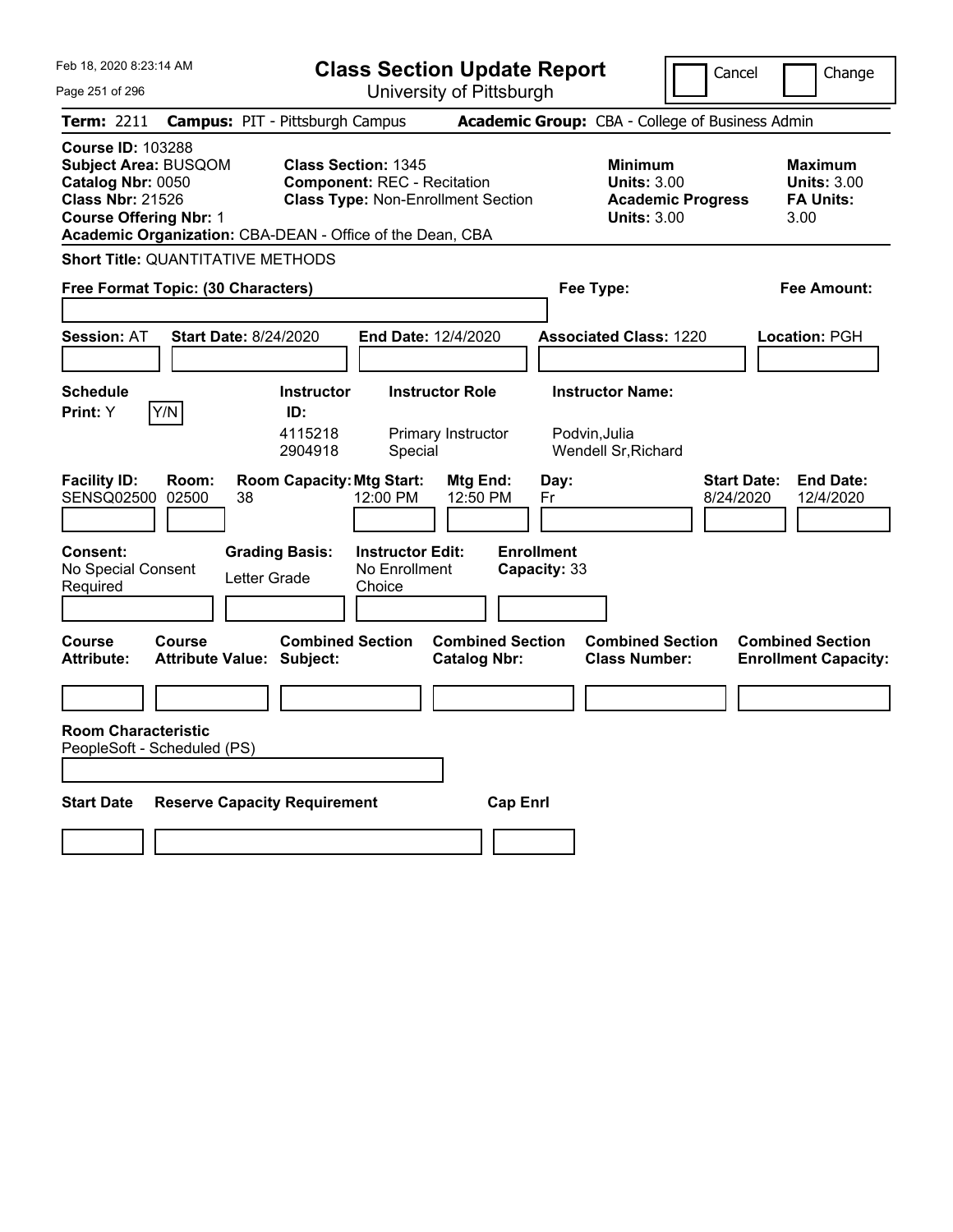Feb 18, 2020 8:23:14 AM

# Class Section Update Report

University of Pittsburgh

Cancel | Change

**Term:** 2211 **Campus:** PIT - Pittsburgh Campus **Academic Group:** CBA - College of Business Admin

**Course ID:** 103288
**Subject Area:** BUSQOM
**Catalog Nbr:** 0050
**Class Nbr:** 21526
**Course Offering Nbr:** 1
**Academic Organization:** CBA-DEAN - Office of the Dean, CBA

**Class Section:** 1345
**Component:** REC - Recitation
**Class Type:** Non-Enrollment Section

**Minimum Units:** 3.00
**Academic Progress Units:** 3.00

**Maximum Units:** 3.00
**FA Units:** 3.00

**Short Title:** QUANTITATIVE METHODS

**Free Format Topic: (30 Characters)**

**Fee Type:**

**Fee Amount:**

**Session:** AT **Start Date:** 8/24/2020 **End Date:** 12/4/2020 **Associated Class:** 1220 **Location:** PGH

**Schedule Print:** Y [Y/N]

| Instructor ID: | Instructor Role | Instructor Name: |
|---|---|---|
| 4115218 | Primary Instructor | Podvin,Julia |
| 2904918 | Special | Wendell Sr,Richard |

| Facility ID: | Room: | Room Capacity: | Mtg Start: | Mtg End: | Day: | Start Date: | End Date: |
|---|---|---|---|---|---|---|---|
| SENSQ02500 | 02500 | 38 | 12:00 PM | 12:50 PM | Fr | 8/24/2020 | 12/4/2020 |

**Consent:** No Special Consent Required
**Grading Basis:** Letter Grade
**Instructor Edit:** No Enrollment Choice
**Enrollment Capacity:** 33

| Course Attribute: | Course Attribute Value: | Combined Section Subject: | Combined Section Catalog Nbr: | Combined Section Class Number: | Combined Section Enrollment Capacity: |
|---|---|---|---|---|---|
| | | | | | |

**Room Characteristic**
PeopleSoft - Scheduled (PS)

| Start Date | Reserve Capacity Requirement | Cap Enrl |
|---|---|---|
| | | |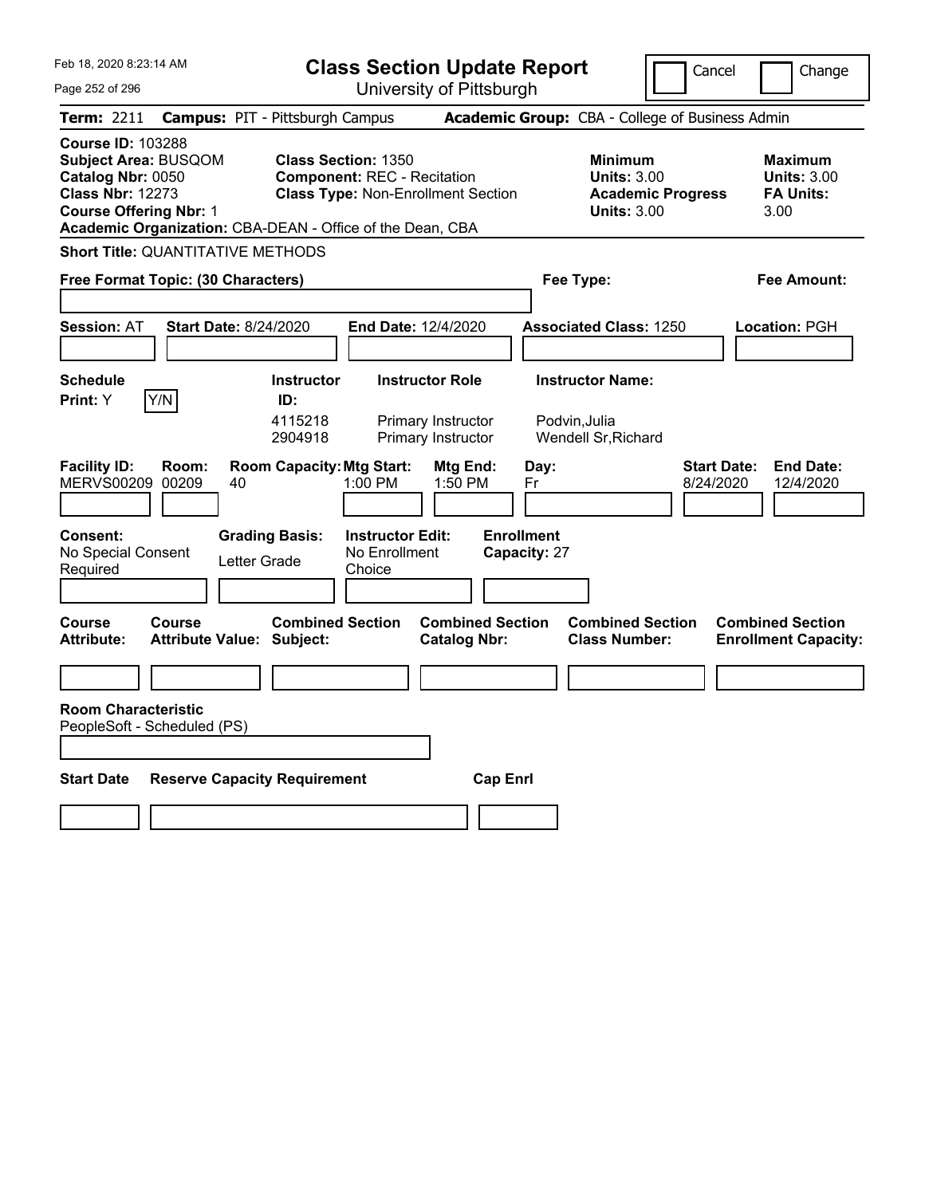# Class Section Update Report

University of Pittsburgh

Cancel | Change

**Term:** 2211 **Campus:** PIT - Pittsburgh Campus **Academic Group:** CBA - College of Business Admin

**Course ID:** 103288
**Subject Area:** BUSQOM
**Catalog Nbr:** 0050
**Class Nbr:** 12273
**Course Offering Nbr:** 1
**Academic Organization:** CBA-DEAN - Office of the Dean, CBA

**Class Section:** 1350
**Component:** REC - Recitation
**Class Type:** Non-Enrollment Section

| | Minimum | Maximum |
|---|---|---|
| Units | 3.00 | 3.00 |
| Academic Progress / FA Units | 3.00 | 3.00 |

**Short Title:** QUANTITATIVE METHODS

**Free Format Topic: (30 Characters)**

**Fee Type:**

**Fee Amount:**

**Session:** AT **Start Date:** 8/24/2020 **End Date:** 12/4/2020 **Associated Class:** 1250 **Location:** PGH

**Schedule Print:** Y Y/N

| Instructor ID | Instructor Role | Instructor Name |
|---|---|---|
| 4115218 | Primary Instructor | Podvin,Julia |
| 2904918 | Primary Instructor | Wendell Sr,Richard |

| Facility ID | Room | Room Capacity | Mtg Start | Mtg End | Day | Start Date | End Date |
|---|---|---|---|---|---|---|---|
| MERVS00209 | 00209 | 40 | 1:00 PM | 1:50 PM | Fr | 8/24/2020 | 12/4/2020 |

**Consent:** No Special Consent Required

**Grading Basis:** Letter Grade

**Instructor Edit:** No Enrollment Choice

**Enrollment Capacity:** 27

| Course Attribute | Course Attribute Value | Combined Section Subject | Combined Section Catalog Nbr | Combined Section Class Number | Combined Section Enrollment Capacity |
|---|---|---|---|---|---|
| | | | | | |

**Room Characteristic**
PeopleSoft - Scheduled (PS)

| Start Date | Reserve Capacity Requirement | Cap Enrl |
|---|---|---|
| | | |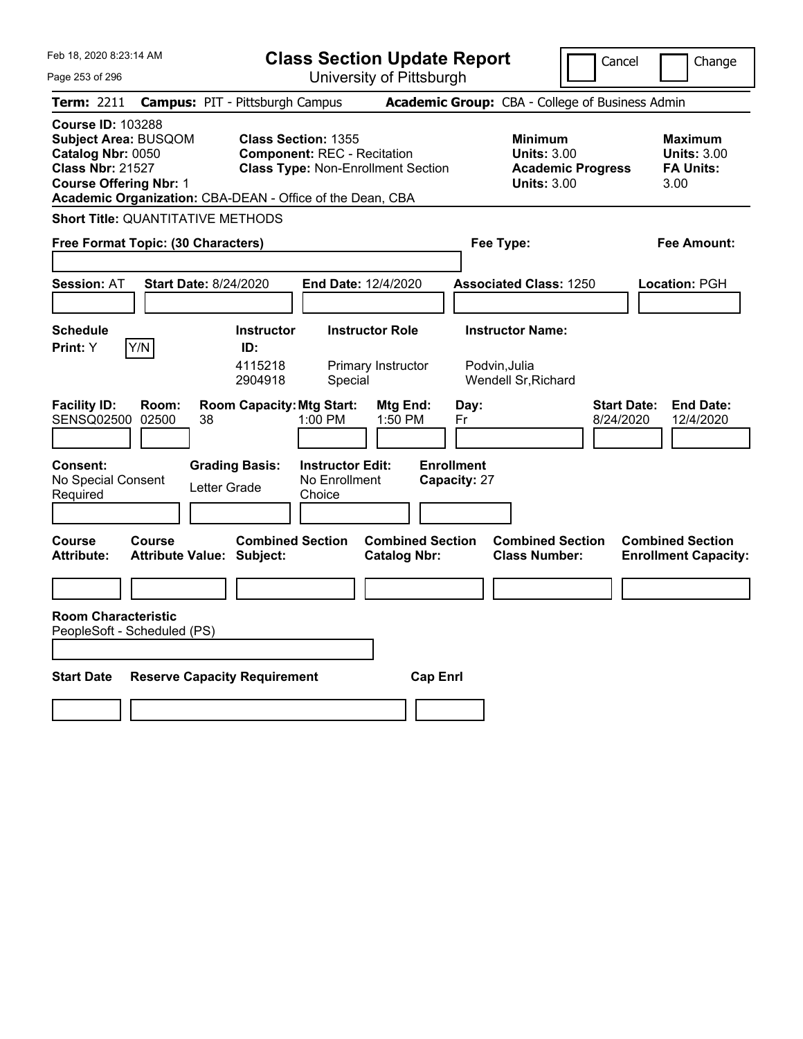Feb 18, 2020 8:23:14 AM

# Class Section Update Report

University of Pittsburgh

Cancel | Change

**Term:** 2211 **Campus:** PIT - Pittsburgh Campus **Academic Group:** CBA - College of Business Admin

**Course ID:** 103288
**Subject Area:** BUSQOM
**Catalog Nbr:** 0050
**Class Nbr:** 21527
**Course Offering Nbr:** 1
**Academic Organization:** CBA-DEAN - Office of the Dean, CBA

**Class Section:** 1355
**Component:** REC - Recitation
**Class Type:** Non-Enrollment Section

**Minimum Units:** 3.00
**Academic Progress Units:** 3.00

**Maximum Units:** 3.00
**FA Units:** 3.00

**Short Title:** QUANTITATIVE METHODS

**Free Format Topic: (30 Characters)**

**Fee Type:**

**Fee Amount:**

**Session:** AT **Start Date:** 8/24/2020 **End Date:** 12/4/2020 **Associated Class:** 1250 **Location:** PGH

**Schedule Print:** Y Y/N

| Instructor ID: | Instructor Role | Instructor Name: |
|---|---|---|
| 4115218 | Primary Instructor | Podvin,Julia |
| 2904918 | Special | Wendell Sr,Richard |

| Facility ID: | Room: | Room Capacity: | Mtg Start: | Mtg End: | Day: | Start Date: | End Date: |
|---|---|---|---|---|---|---|---|
| SENSQ02500 | 02500 | 38 | 1:00 PM | 1:50 PM | Fr | 8/24/2020 | 12/4/2020 |

**Consent:** No Special Consent Required

**Grading Basis:** Letter Grade

**Instructor Edit:** No Enrollment Choice

**Enrollment Capacity:** 27

| Course Attribute: | Course Attribute Value: | Combined Section Subject: | Combined Section Catalog Nbr: | Combined Section Class Number: | Combined Section Enrollment Capacity: |
|---|---|---|---|---|---|
| | | | | | |

**Room Characteristic**
PeopleSoft - Scheduled (PS)

| Start Date | Reserve Capacity Requirement | Cap Enrl |
|---|---|---|
| | | |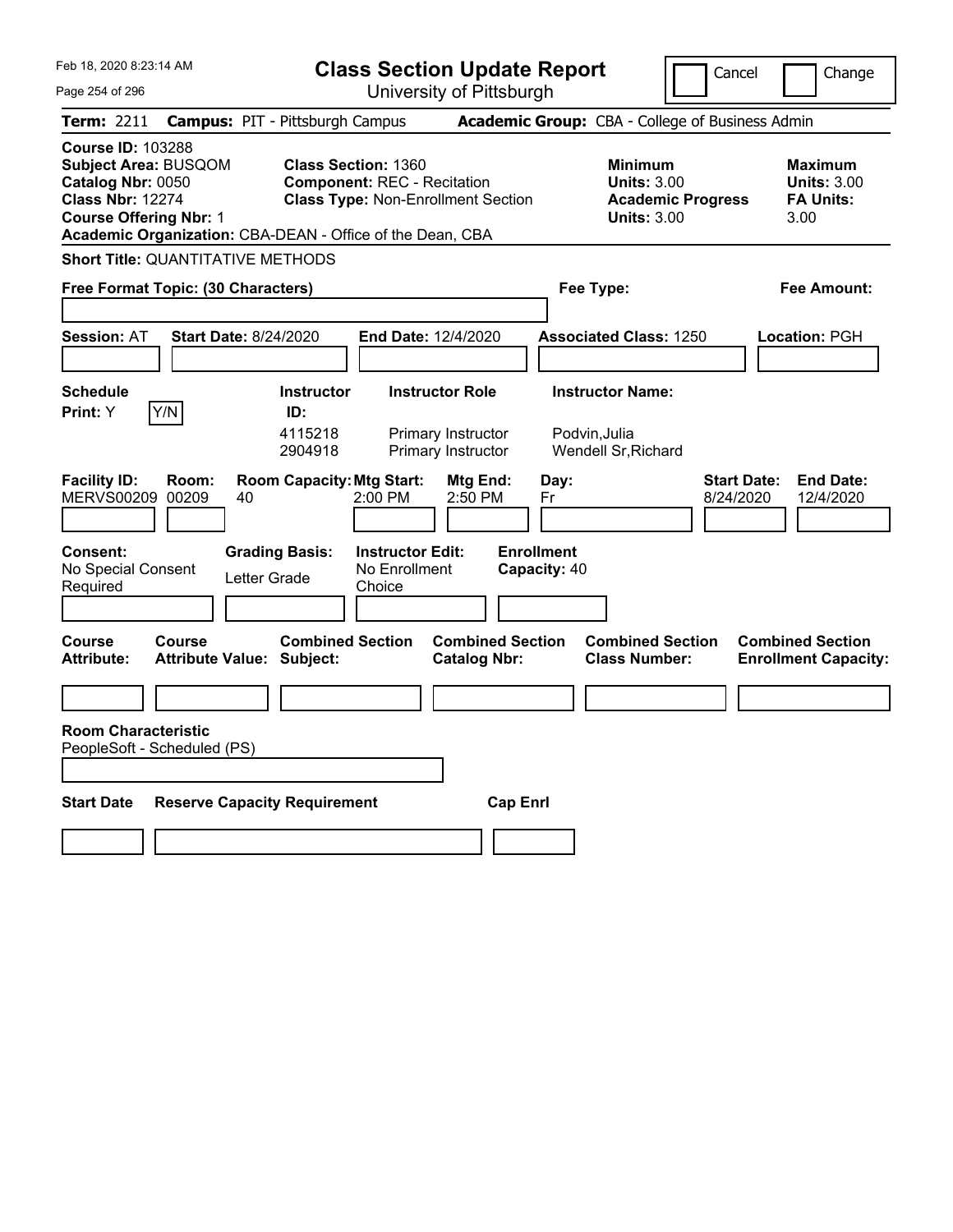# Class Section Update Report

University of Pittsburgh

Cancel | Change

**Term:** 2211 **Campus:** PIT - Pittsburgh Campus **Academic Group:** CBA - College of Business Admin

**Course ID:** 103288
**Subject Area:** BUSQOM
**Catalog Nbr:** 0050
**Class Nbr:** 12274
**Course Offering Nbr:** 1
**Academic Organization:** CBA-DEAN - Office of the Dean, CBA

**Class Section:** 1360
**Component:** REC - Recitation
**Class Type:** Non-Enrollment Section

**Minimum**
**Units:** 3.00
**Academic Progress Units:** 3.00

**Maximum**
**Units:** 3.00
**FA Units:** 3.00

**Short Title:** QUANTITATIVE METHODS

**Free Format Topic: (30 Characters)**

**Fee Type:**

**Fee Amount:**

**Session:** AT **Start Date:** 8/24/2020 **End Date:** 12/4/2020 **Associated Class:** 1250 **Location:** PGH

**Schedule Print:** Y Y/N

| Instructor ID: | Instructor Role | Instructor Name: |
|---|---|---|
| 4115218 | Primary Instructor | Podvin,Julia |
| 2904918 | Primary Instructor | Wendell Sr,Richard |

| Facility ID: | Room: | Room Capacity: | Mtg Start: | Mtg End: | Day: | Start Date: | End Date: |
|---|---|---|---|---|---|---|---|
| MERVS00209 | 00209 | 40 | 2:00 PM | 2:50 PM | Fr | 8/24/2020 | 12/4/2020 |

**Consent:** No Special Consent Required
**Grading Basis:** Letter Grade
**Instructor Edit:** No Enrollment Choice
**Enrollment Capacity:** 40

| Course Attribute: | Course Attribute Value: | Combined Section Subject: | Combined Section Catalog Nbr: | Combined Section Class Number: | Combined Section Enrollment Capacity: |
|---|---|---|---|---|---|
| | | | | | |

**Room Characteristic**
PeopleSoft - Scheduled (PS)

| Start Date | Reserve Capacity Requirement | Cap Enrl |
|---|---|---|
| | | |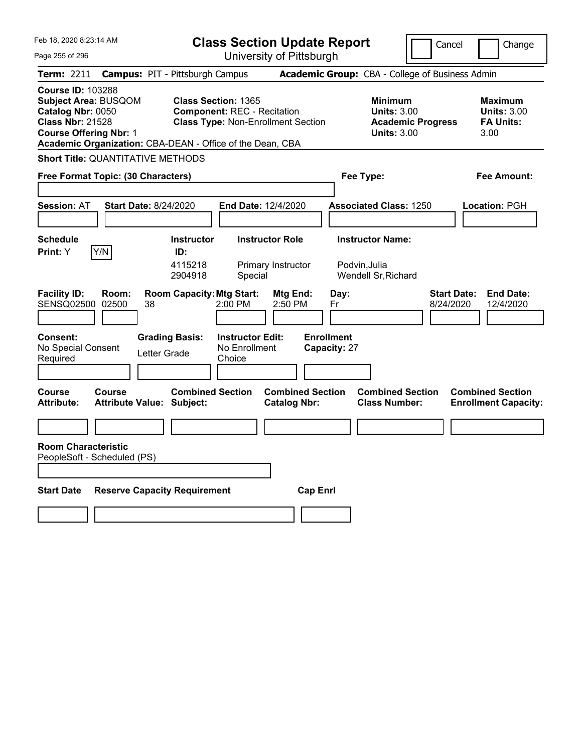# Class Section Update Report

University of Pittsburgh

Feb 18, 2020 8:23:14 AM

Cancel | Change

**Term:** 2211 **Campus:** PIT - Pittsburgh Campus **Academic Group:** CBA - College of Business Admin

**Course ID:** 103288
**Subject Area:** BUSQOM
**Catalog Nbr:** 0050
**Class Nbr:** 21528
**Course Offering Nbr:** 1
**Academic Organization:** CBA-DEAN - Office of the Dean, CBA

**Class Section:** 1365
**Component:** REC - Recitation
**Class Type:** Non-Enrollment Section

| | Minimum | Maximum |
|---|---|---|
| Units | 3.00 | 3.00 |
| Academic Progress / FA Units | 3.00 | 3.00 |

**Short Title:** QUANTITATIVE METHODS

**Free Format Topic: (30 Characters)**

**Fee Type:**

**Fee Amount:**

**Session:** AT **Start Date:** 8/24/2020 **End Date:** 12/4/2020 **Associated Class:** 1250 **Location:** PGH

**Schedule Print:** Y Y/N

| Instructor ID | Instructor Role | Instructor Name |
|---|---|---|
| 4115218 | Primary Instructor | Podvin,Julia |
| 2904918 | Special | Wendell Sr,Richard |

| Facility ID | Room | Room Capacity | Mtg Start | Mtg End | Day | Start Date | End Date |
|---|---|---|---|---|---|---|---|
| SENSQ02500 | 02500 | 38 | 2:00 PM | 2:50 PM | Fr | 8/24/2020 | 12/4/2020 |

**Consent:** No Special Consent Required
**Grading Basis:** Letter Grade
**Instructor Edit:** No Enrollment Choice
**Enrollment Capacity:** 27

| Course Attribute | Course Attribute Value | Combined Section Subject | Combined Section Catalog Nbr | Combined Section Class Number | Combined Section Enrollment Capacity |
|---|---|---|---|---|---|
| | | | | | |

**Room Characteristic**
PeopleSoft - Scheduled (PS)

| Start Date | Reserve Capacity Requirement | Cap Enrl |
|---|---|---|
| | | |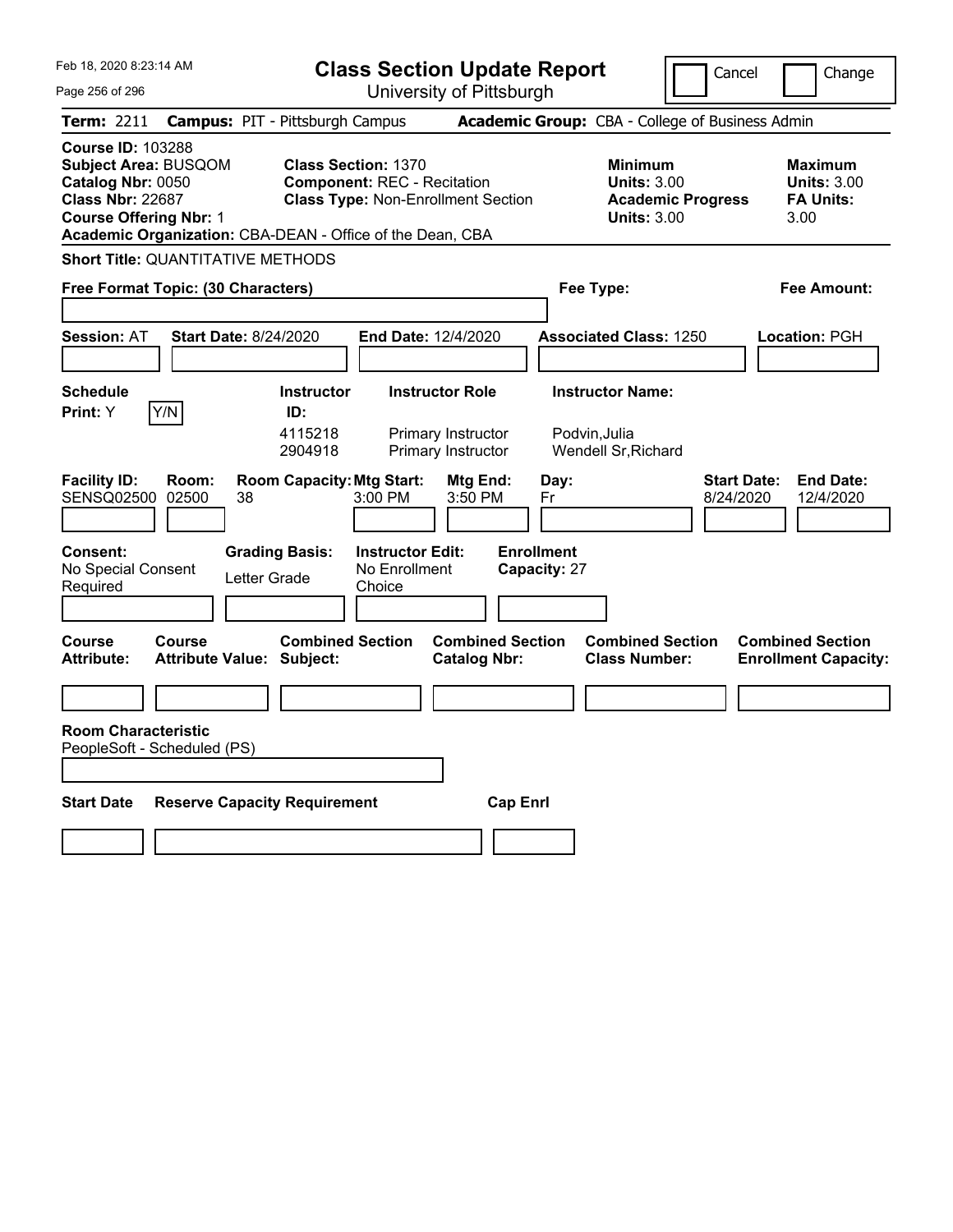Feb 18, 2020 8:23:14 AM

# Class Section Update Report

University of Pittsburgh

Cancel | Change

**Term:** 2211 **Campus:** PIT - Pittsburgh Campus **Academic Group:** CBA - College of Business Admin

**Course ID:** 103288
**Subject Area:** BUSQOM
**Catalog Nbr:** 0050
**Class Nbr:** 22687
**Course Offering Nbr:** 1
**Academic Organization:** CBA-DEAN - Office of the Dean, CBA

**Class Section:** 1370
**Component:** REC - Recitation
**Class Type:** Non-Enrollment Section

**Minimum Units:** 3.00
**Academic Progress Units:** 3.00

**Maximum Units:** 3.00
**FA Units:** 3.00

**Short Title:** QUANTITATIVE METHODS

**Free Format Topic: (30 Characters)**

**Fee Type:**

**Fee Amount:**

**Session:** AT **Start Date:** 8/24/2020 **End Date:** 12/4/2020 **Associated Class:** 1250 **Location:** PGH

**Schedule Print:** Y Y/N

| Instructor ID: | Instructor Role | Instructor Name: |
|---|---|---|
| 4115218 | Primary Instructor | Podvin,Julia |
| 2904918 | Primary Instructor | Wendell Sr,Richard |

| Facility ID: | Room: | Room Capacity: | Mtg Start: | Mtg End: | Day: | Start Date: | End Date: |
|---|---|---|---|---|---|---|---|
| SENSQ02500 | 02500 | 38 | 3:00 PM | 3:50 PM | Fr | 8/24/2020 | 12/4/2020 |

**Consent:** No Special Consent Required

**Grading Basis:** Letter Grade

**Instructor Edit:** No Enrollment Choice

**Enrollment Capacity:** 27

| Course Attribute: | Course Attribute Value: | Combined Section Subject: | Combined Section Catalog Nbr: | Combined Section Class Number: | Combined Section Enrollment Capacity: |
|---|---|---|---|---|---|
| | | | | | |

**Room Characteristic**
PeopleSoft - Scheduled (PS)

| Start Date | Reserve Capacity Requirement | Cap Enrl |
|---|---|---|
| | | |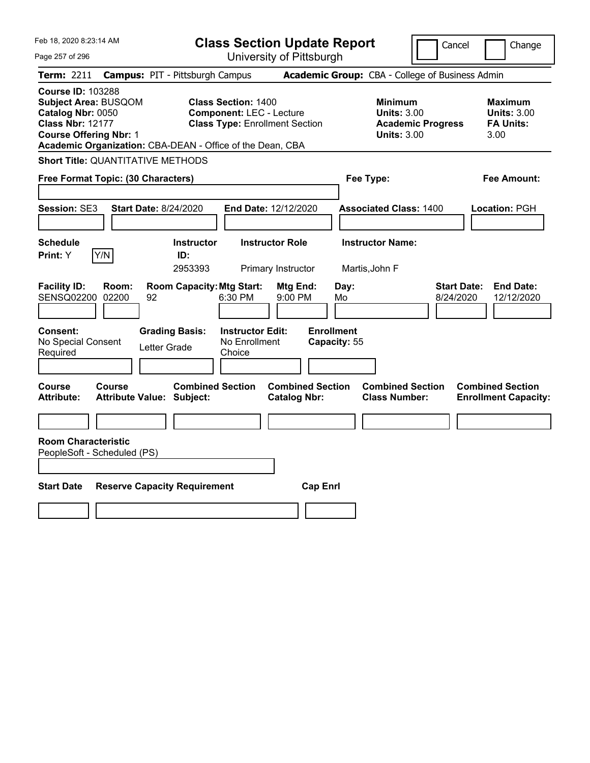Feb 18, 2020 8:23:14 AM

# Class Section Update Report

University of Pittsburgh

Cancel | Change

**Term:** 2211 **Campus:** PIT - Pittsburgh Campus **Academic Group:** CBA - College of Business Admin

**Course ID:** 103288
**Subject Area:** BUSQOM
**Catalog Nbr:** 0050
**Class Nbr:** 12177
**Course Offering Nbr:** 1
**Academic Organization:** CBA-DEAN - Office of the Dean, CBA

**Class Section:** 1400
**Component:** LEC - Lecture
**Class Type:** Enrollment Section

**Minimum**
**Units:** 3.00
**Academic Progress Units:** 3.00

**Maximum**
**Units:** 3.00
**FA Units:** 3.00

**Short Title:** QUANTITATIVE METHODS

**Free Format Topic: (30 Characters)**

**Fee Type:**

**Fee Amount:**

**Session:** SE3 **Start Date:** 8/24/2020 **End Date:** 12/12/2020 **Associated Class:** 1400 **Location:** PGH

| Schedule Print | Instructor ID | Instructor Role | Instructor Name |
|---|---|---|---|
| Y (Y/N) | 2953393 | Primary Instructor | Martis,John F |

| Facility ID | Room | Room Capacity | Mtg Start | Mtg End | Day | Start Date | End Date |
|---|---|---|---|---|---|---|---|
| SENSQ02200 | 02200 | 92 | 6:30 PM | 9:00 PM | Mo | 8/24/2020 | 12/12/2020 |

**Consent:** No Special Consent Required
**Grading Basis:** Letter Grade
**Instructor Edit:** No Enrollment Choice
**Enrollment Capacity:** 55

| Course Attribute | Course Attribute Value | Combined Section Subject | Combined Section Catalog Nbr | Combined Section Class Number | Combined Section Enrollment Capacity |
|---|---|---|---|---|---|
| | | | | | |

**Room Characteristic**
PeopleSoft - Scheduled (PS)

| Start Date | Reserve Capacity Requirement | Cap Enrl |
|---|---|---|
| | | |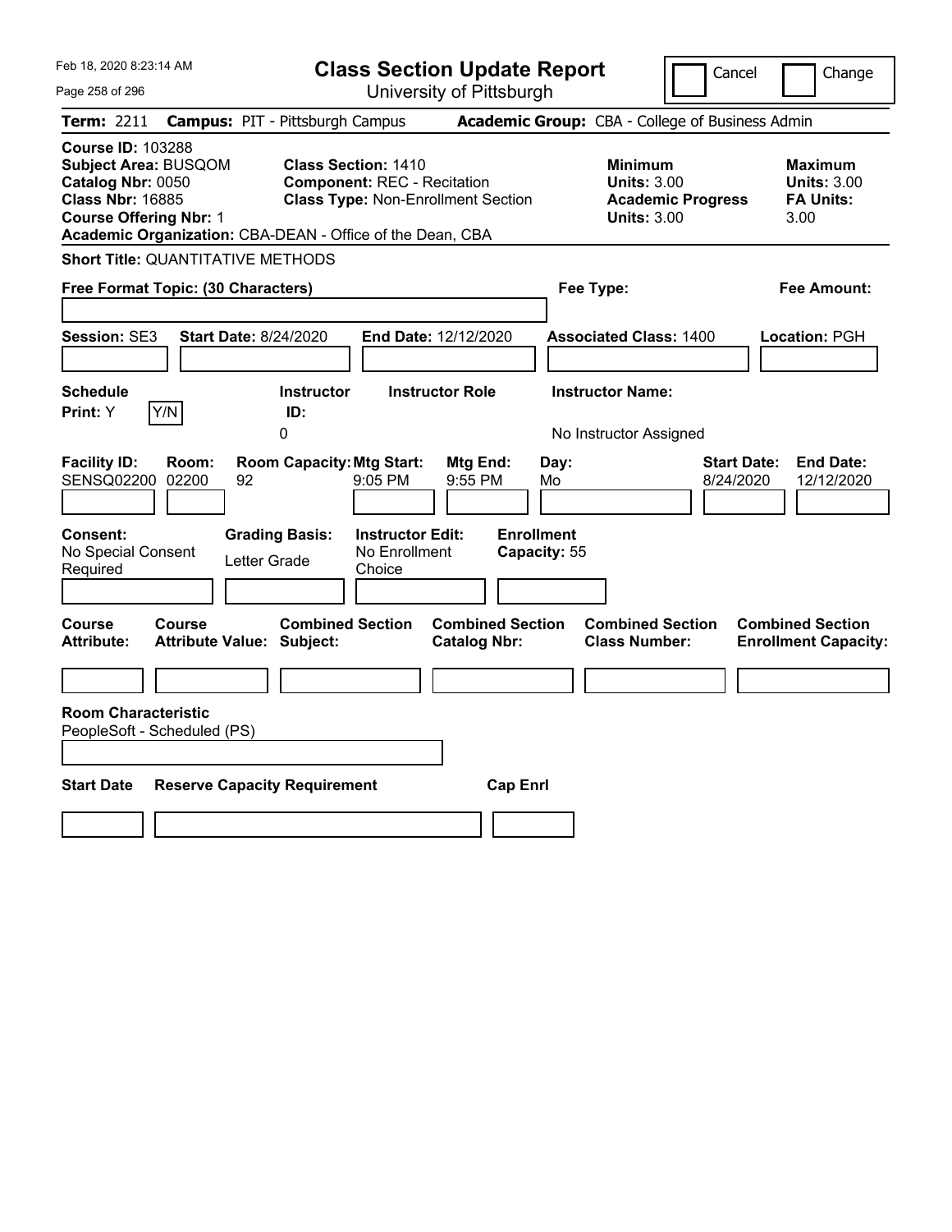# Class Section Update Report

University of Pittsburgh

Cancel | Change

**Term:** 2211 **Campus:** PIT - Pittsburgh Campus **Academic Group:** CBA - College of Business Admin

**Course ID:** 103288
**Subject Area:** BUSQOM
**Catalog Nbr:** 0050
**Class Nbr:** 16885
**Course Offering Nbr:** 1
**Academic Organization:** CBA-DEAN - Office of the Dean, CBA

**Class Section:** 1410
**Component:** REC - Recitation
**Class Type:** Non-Enrollment Section

**Minimum**
**Units:** 3.00
**Academic Progress Units:** 3.00

**Maximum**
**Units:** 3.00
**FA Units:** 3.00

**Short Title:** QUANTITATIVE METHODS

**Free Format Topic: (30 Characters)**

**Fee Type:**

**Fee Amount:**

**Session:** SE3 **Start Date:** 8/24/2020 **End Date:** 12/12/2020 **Associated Class:** 1400 **Location:** PGH

| Schedule Print: | Instructor ID: | Instructor Role | Instructor Name: |
|---|---|---|---|
| Y (Y/N) | 0 | | No Instructor Assigned |

| Facility ID: | Room: | Room Capacity: | Mtg Start: | Mtg End: | Day: | Start Date: | End Date: |
|---|---|---|---|---|---|---|---|
| SENSQ02200 | 02200 | 92 | 9:05 PM | 9:55 PM | Mo | 8/24/2020 | 12/12/2020 |

| Consent: | Grading Basis: | Instructor Edit: | Enrollment Capacity: |
|---|---|---|---|
| No Special Consent Required | Letter Grade | No Enrollment Choice | 55 |

| Course Attribute: | Course Attribute Value: | Combined Section Subject: | Combined Section Catalog Nbr: | Combined Section Class Number: | Combined Section Enrollment Capacity: |
|---|---|---|---|---|---|
| | | | | | |

**Room Characteristic**
PeopleSoft - Scheduled (PS)

| Start Date | Reserve Capacity Requirement | Cap Enrl |
|---|---|---|
| | | |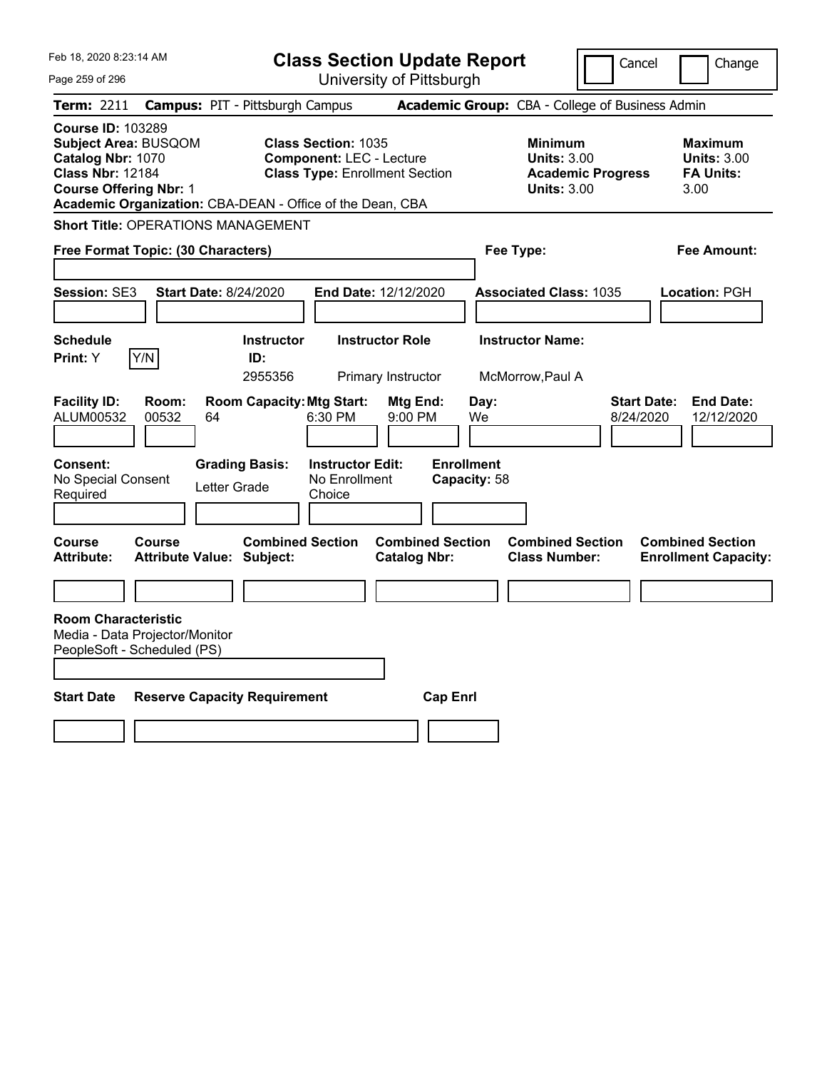# Class Section Update Report

University of Pittsburgh

Cancel | Change

**Term:** 2211 **Campus:** PIT - Pittsburgh Campus **Academic Group:** CBA - College of Business Admin

**Course ID:** 103289
**Subject Area:** BUSQOM
**Catalog Nbr:** 1070
**Class Nbr:** 12184
**Course Offering Nbr:** 1
**Academic Organization:** CBA-DEAN - Office of the Dean, CBA

**Class Section:** 1035
**Component:** LEC - Lecture
**Class Type:** Enrollment Section

**Minimum**
**Units:** 3.00
**Academic Progress Units:** 3.00

**Maximum**
**Units:** 3.00
**FA Units:** 3.00

**Short Title:** OPERATIONS MANAGEMENT

**Free Format Topic: (30 Characters)**

**Fee Type:**

**Fee Amount:**

**Session:** SE3 **Start Date:** 8/24/2020 **End Date:** 12/12/2020 **Associated Class:** 1035 **Location:** PGH

| Schedule Print | Instructor ID | Instructor Role | Instructor Name |
|---|---|---|---|
| Y (Y/N) | 2955356 | Primary Instructor | McMorrow,Paul A |

| Facility ID | Room | Room Capacity | Mtg Start | Mtg End | Day | Start Date | End Date |
|---|---|---|---|---|---|---|---|
| ALUM00532 | 00532 | 64 | 6:30 PM | 9:00 PM | We | 8/24/2020 | 12/12/2020 |

**Consent:** No Special Consent Required
**Grading Basis:** Letter Grade
**Instructor Edit:** No Enrollment Choice
**Enrollment Capacity:** 58

| Course Attribute | Course Attribute Value | Combined Section Subject | Combined Section Catalog Nbr | Combined Section Class Number | Combined Section Enrollment Capacity |
|---|---|---|---|---|---|
| | | | | | |

**Room Characteristic**
Media - Data Projector/Monitor
PeopleSoft - Scheduled (PS)

| Start Date | Reserve Capacity Requirement | Cap Enrl |
|---|---|---|
| | | |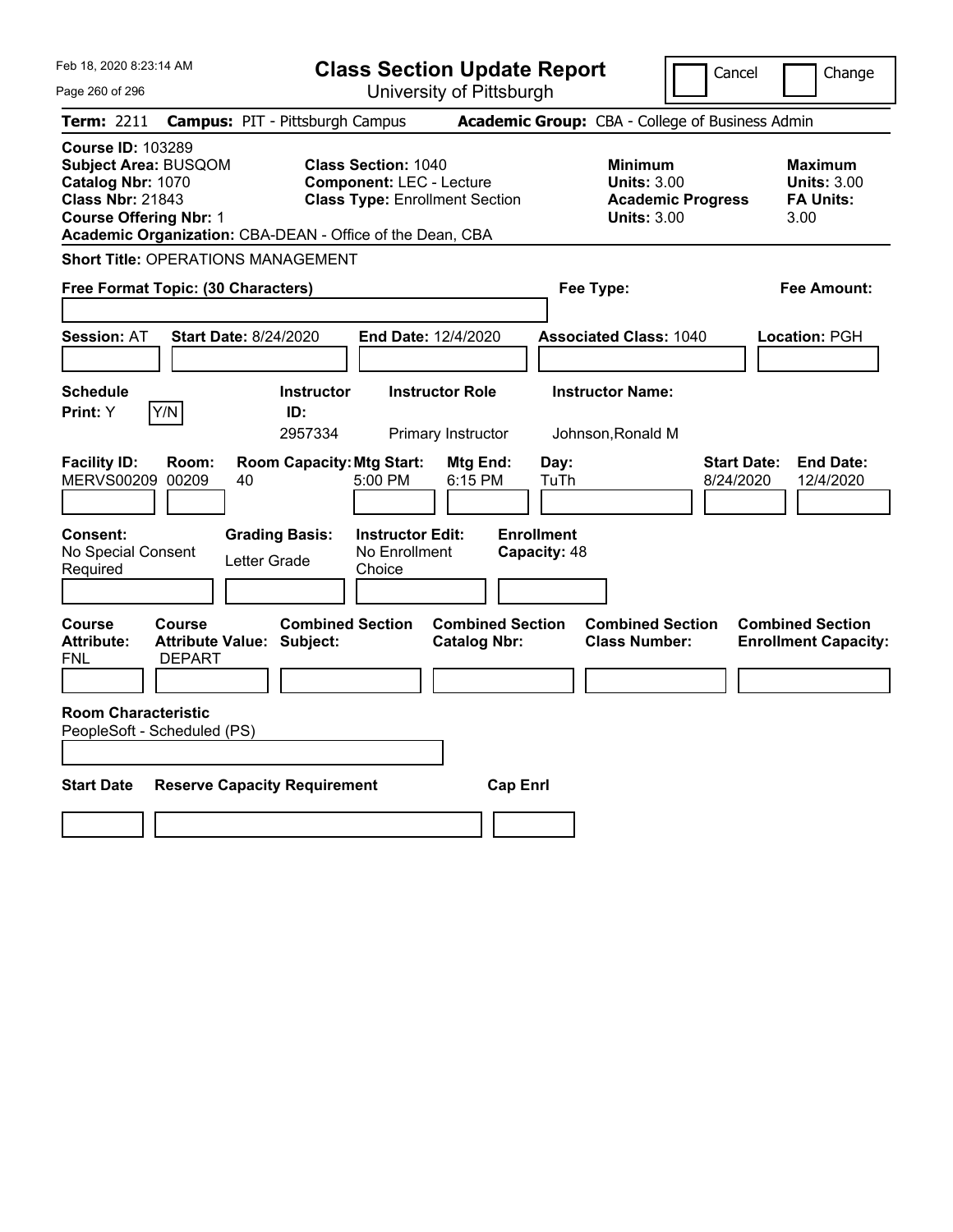# Class Section Update Report

University of Pittsburgh

Cancel | Change

**Term:** 2211 **Campus:** PIT - Pittsburgh Campus **Academic Group:** CBA - College of Business Admin

**Course ID:** 103289
**Subject Area:** BUSQOM
**Catalog Nbr:** 1070
**Class Nbr:** 21843
**Course Offering Nbr:** 1
**Academic Organization:** CBA-DEAN - Office of the Dean, CBA

**Class Section:** 1040
**Component:** LEC - Lecture
**Class Type:** Enrollment Section

**Minimum Units:** 3.00
**Academic Progress Units:** 3.00

**Maximum Units:** 3.00
**FA Units:** 3.00

**Short Title:** OPERATIONS MANAGEMENT

**Free Format Topic: (30 Characters)**

**Fee Type:**

**Fee Amount:**

**Session:** AT **Start Date:** 8/24/2020 **End Date:** 12/4/2020 **Associated Class:** 1040 **Location:** PGH

| Schedule Print | Instructor ID | Instructor Role | Instructor Name |
|---|---|---|---|
| Y (Y/N) | 2957334 | Primary Instructor | Johnson,Ronald M |

| Facility ID | Room | Room Capacity | Mtg Start | Mtg End | Day | Start Date | End Date |
|---|---|---|---|---|---|---|---|
| MERVS00209 | 00209 | 40 | 5:00 PM | 6:15 PM | TuTh | 8/24/2020 | 12/4/2020 |

**Consent:** No Special Consent Required
**Grading Basis:** Letter Grade
**Instructor Edit:** No Enrollment Choice
**Enrollment Capacity:** 48

| Course Attribute | Course Attribute Value | Combined Section Subject | Combined Section Catalog Nbr | Combined Section Class Number | Combined Section Enrollment Capacity |
|---|---|---|---|---|---|
| FNL | DEPART | | | | |

**Room Characteristic**
PeopleSoft - Scheduled (PS)

| Start Date | Reserve Capacity Requirement | Cap Enrl |
|---|---|---|
| | | |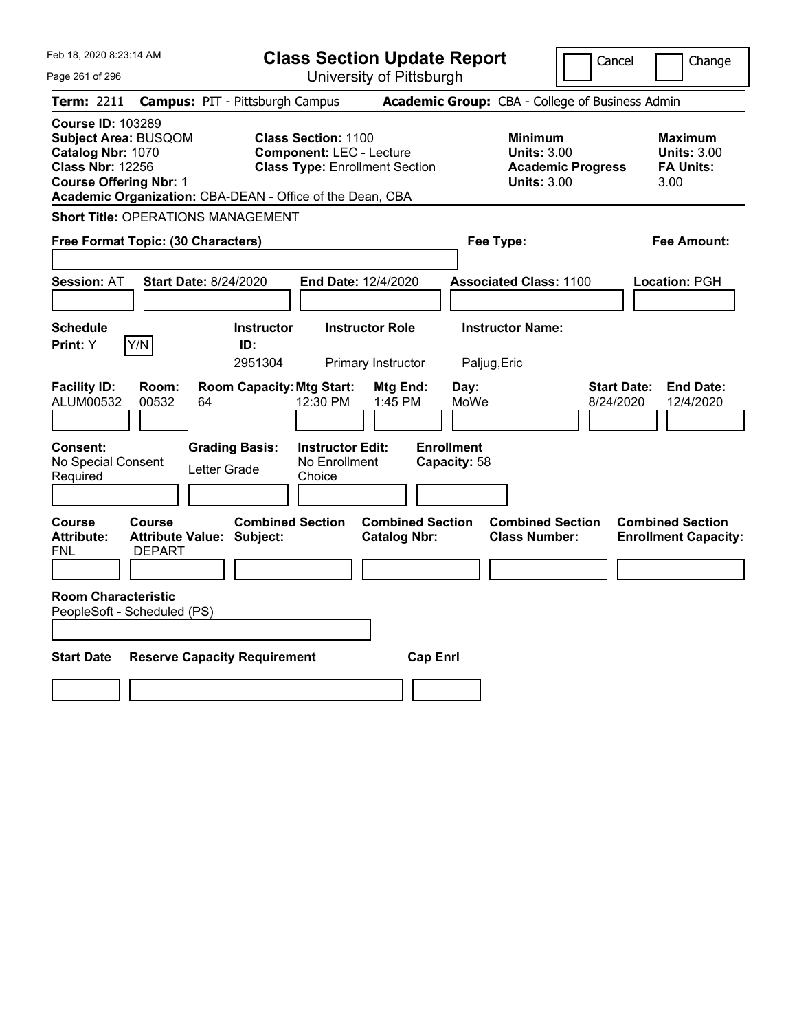# Class Section Update Report

University of Pittsburgh

Feb 18, 2020 8:23:14 AM

Cancel | Change

**Term:** 2211 **Campus:** PIT - Pittsburgh Campus **Academic Group:** CBA - College of Business Admin

**Course ID:** 103289
**Subject Area:** BUSQOM
**Catalog Nbr:** 1070
**Class Nbr:** 12256
**Course Offering Nbr:** 1
**Academic Organization:** CBA-DEAN - Office of the Dean, CBA

**Class Section:** 1100
**Component:** LEC - Lecture
**Class Type:** Enrollment Section

**Minimum Units:** 3.00
**Academic Progress Units:** 3.00

**Maximum Units:** 3.00
**FA Units:** 3.00

**Short Title:** OPERATIONS MANAGEMENT

**Free Format Topic: (30 Characters)**

**Fee Type:**

**Fee Amount:**

**Session:** AT **Start Date:** 8/24/2020 **End Date:** 12/4/2020 **Associated Class:** 1100 **Location:** PGH

| Schedule Print | Instructor ID | Instructor Role | Instructor Name |
|---|---|---|---|
| Y (Y/N) | 2951304 | Primary Instructor | Paljug,Eric |

| Facility ID | Room | Room Capacity | Mtg Start | Mtg End | Day | Start Date | End Date |
|---|---|---|---|---|---|---|---|
| ALUM00532 | 00532 | 64 | 12:30 PM | 1:45 PM | MoWe | 8/24/2020 | 12/4/2020 |

**Consent:** No Special Consent Required
**Grading Basis:** Letter Grade
**Instructor Edit:** No Enrollment Choice
**Enrollment Capacity:** 58

| Course Attribute | Course Attribute Value | Combined Section Subject | Combined Section Catalog Nbr | Combined Section Class Number | Combined Section Enrollment Capacity |
|---|---|---|---|---|---|
| FNL | DEPART | | | | |

**Room Characteristic**
PeopleSoft - Scheduled (PS)

| Start Date | Reserve Capacity Requirement | Cap Enrl |
|---|---|---|
| | | |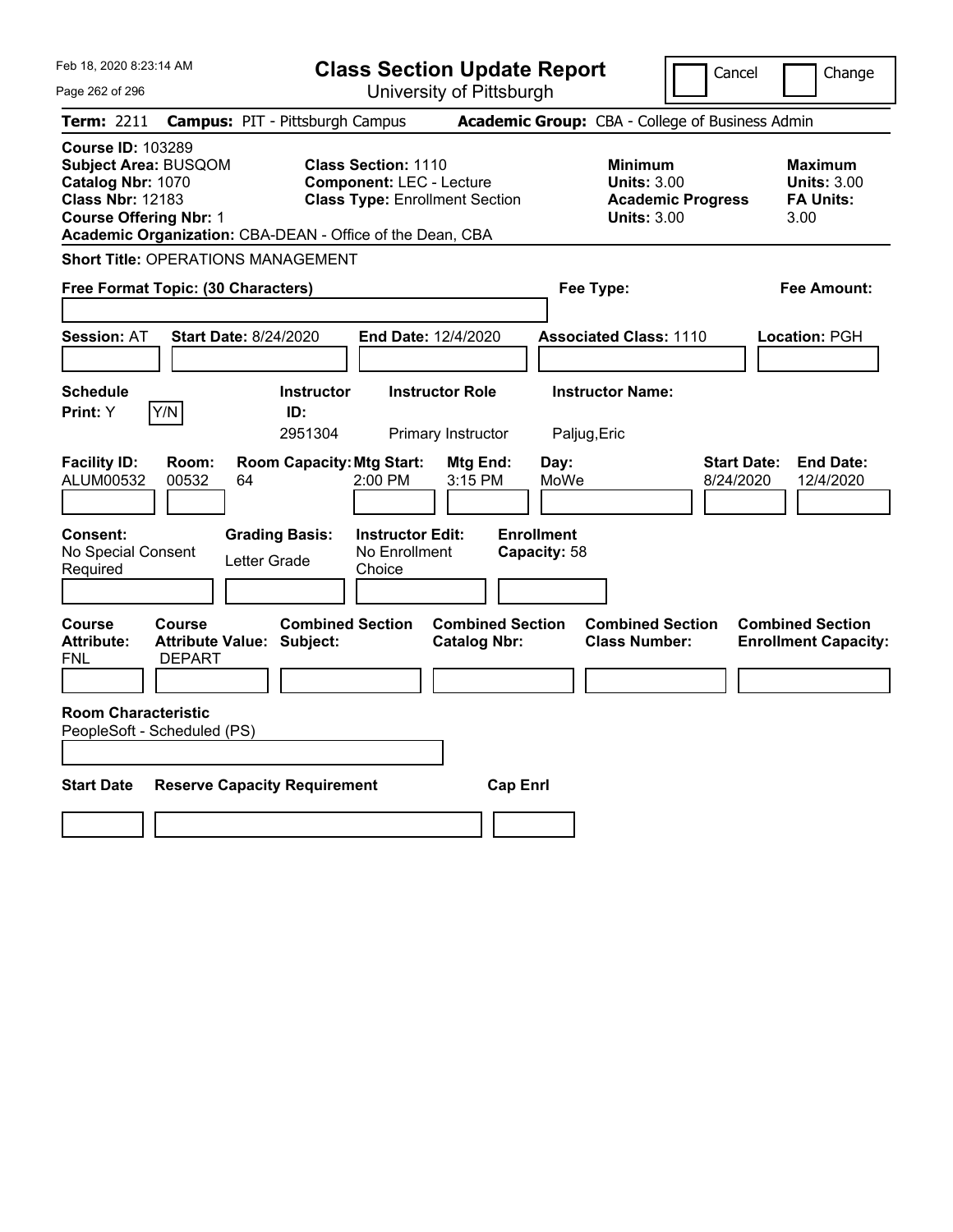Feb 18, 2020 8:23:14 AM

# Class Section Update Report

University of Pittsburgh

Cancel | Change

**Term:** 2211 **Campus:** PIT - Pittsburgh Campus **Academic Group:** CBA - College of Business Admin

**Course ID:** 103289
**Subject Area:** BUSQOM
**Catalog Nbr:** 1070
**Class Nbr:** 12183
**Course Offering Nbr:** 1
**Academic Organization:** CBA-DEAN - Office of the Dean, CBA

**Class Section:** 1110
**Component:** LEC - Lecture
**Class Type:** Enrollment Section

**Minimum Units:** 3.00
**Academic Progress Units:** 3.00

**Maximum Units:** 3.00
**FA Units:** 3.00

**Short Title:** OPERATIONS MANAGEMENT

**Free Format Topic: (30 Characters)**

**Fee Type:**

**Fee Amount:**

**Session:** AT **Start Date:** 8/24/2020 **End Date:** 12/4/2020 **Associated Class:** 1110 **Location:** PGH

| Schedule Print: | Instructor ID: | Instructor Role | Instructor Name: |
|---|---|---|---|
| Y  Y/N | 2951304 | Primary Instructor | Paljug,Eric |

| Facility ID: | Room: | Room Capacity: | Mtg Start: | Mtg End: | Day: | Start Date: | End Date: |
|---|---|---|---|---|---|---|---|
| ALUM00532 | 00532 | 64 | 2:00 PM | 3:15 PM | MoWe | 8/24/2020 | 12/4/2020 |

| Consent: | Grading Basis: | Instructor Edit: | Enrollment Capacity: |
|---|---|---|---|
| No Special Consent Required | Letter Grade | No Enrollment Choice | 58 |

| Course Attribute: | Course Attribute Value: | Combined Section Subject: | Combined Section Catalog Nbr: | Combined Section Class Number: | Combined Section Enrollment Capacity: |
|---|---|---|---|---|---|
| FNL | DEPART | | | | |

**Room Characteristic**
PeopleSoft - Scheduled (PS)

| Start Date | Reserve Capacity Requirement | Cap Enrl |
|---|---|---|
| | | |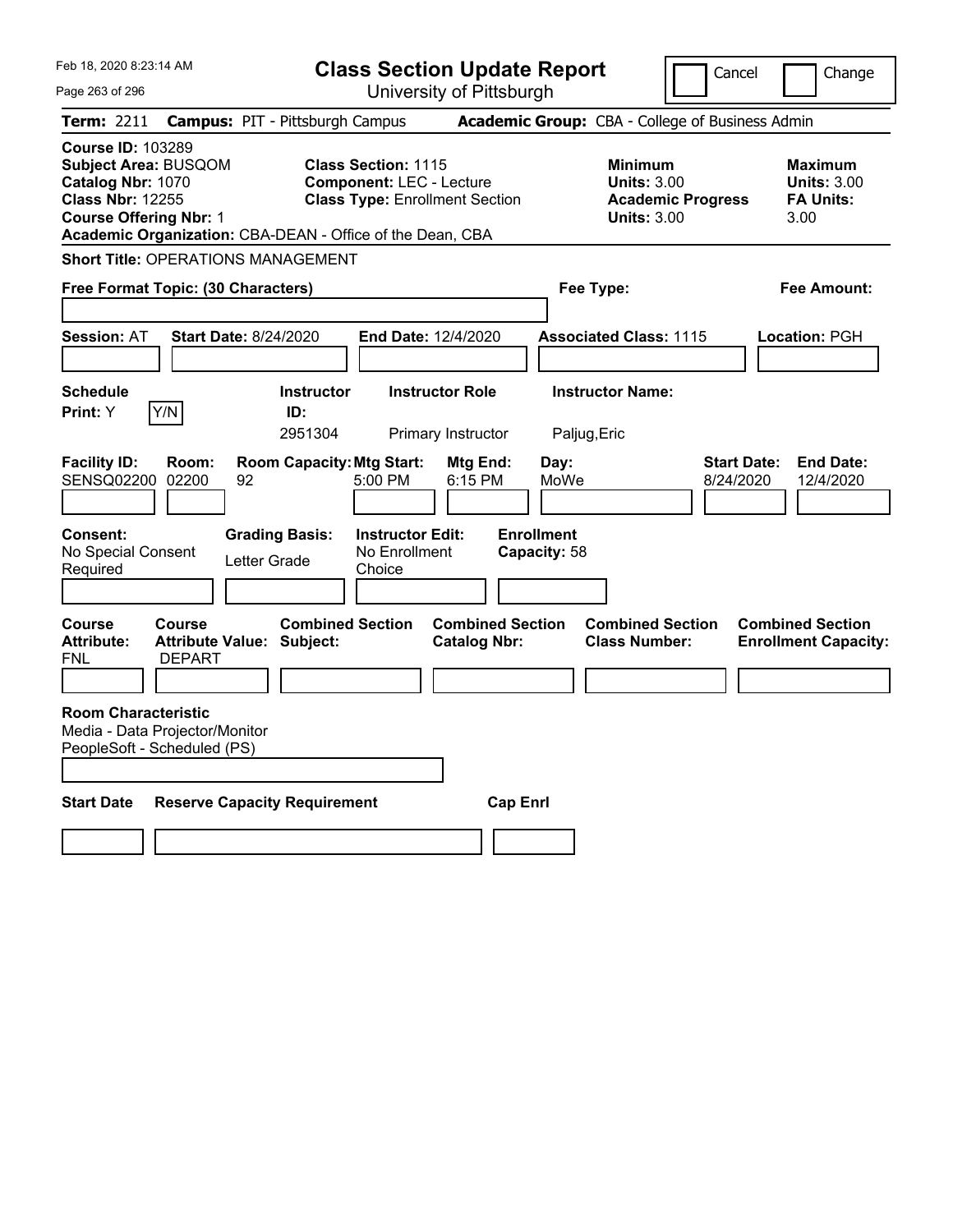# Class Section Update Report

University of Pittsburgh

Cancel | Change

Feb 18, 2020 8:23:14 AM

**Term:** 2211 **Campus:** PIT - Pittsburgh Campus **Academic Group:** CBA - College of Business Admin

**Course ID:** 103289
**Subject Area:** BUSQOM
**Catalog Nbr:** 1070
**Class Nbr:** 12255
**Course Offering Nbr:** 1
**Academic Organization:** CBA-DEAN - Office of the Dean, CBA

**Class Section:** 1115
**Component:** LEC - Lecture
**Class Type:** Enrollment Section

**Minimum Units:** 3.00
**Academic Progress Units:** 3.00

**Maximum Units:** 3.00
**FA Units:** 3.00

**Short Title:** OPERATIONS MANAGEMENT

**Free Format Topic: (30 Characters)** **Fee Type:** **Fee Amount:**

**Session:** AT **Start Date:** 8/24/2020 **End Date:** 12/4/2020 **Associated Class:** 1115 **Location:** PGH

| Schedule Print | Instructor ID | Instructor Role | Instructor Name |
|---|---|---|---|
| Y | 2951304 | Primary Instructor | Paljug,Eric |

| Facility ID | Room | Room Capacity | Mtg Start | Mtg End | Day | Start Date | End Date |
|---|---|---|---|---|---|---|---|
| SENSQ02200 | 02200 | 92 | 5:00 PM | 6:15 PM | MoWe | 8/24/2020 | 12/4/2020 |

**Consent:** No Special Consent Required
**Grading Basis:** Letter Grade
**Instructor Edit:** No Enrollment Choice
**Enrollment Capacity:** 58

| Course Attribute | Course Attribute Value | Combined Section Subject | Combined Section Catalog Nbr | Combined Section Class Number | Combined Section Enrollment Capacity |
|---|---|---|---|---|---|
| FNL | DEPART | | | | |

**Room Characteristic**
Media - Data Projector/Monitor
PeopleSoft - Scheduled (PS)

| Start Date | Reserve Capacity Requirement | Cap Enrl |
|---|---|---|
| | | |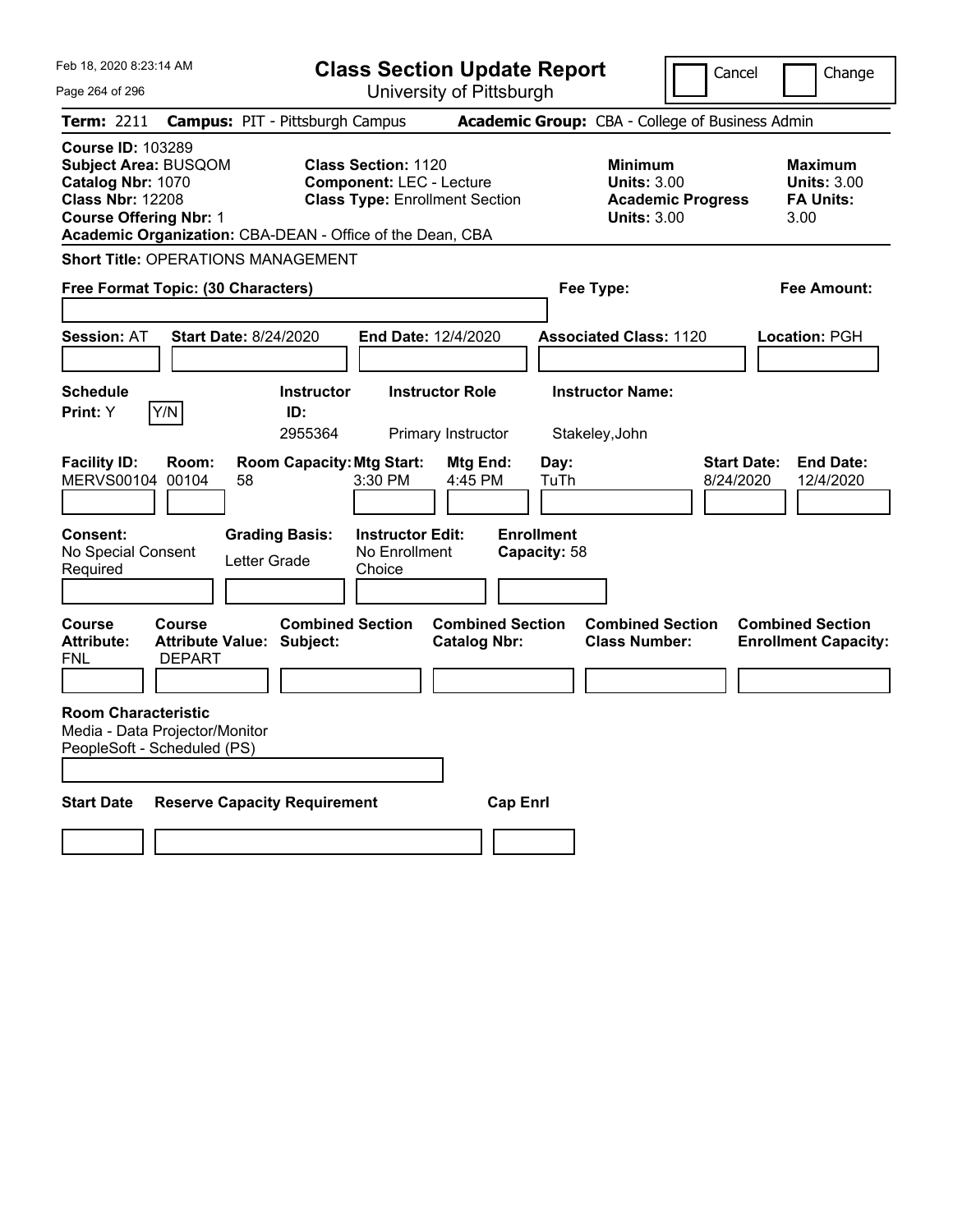Feb 18, 2020 8:23:14 AM

# Class Section Update Report

University of Pittsburgh

Cancel | Change

**Term:** 2211 **Campus:** PIT - Pittsburgh Campus **Academic Group:** CBA - College of Business Admin

**Course ID:** 103289
**Subject Area:** BUSQOM
**Catalog Nbr:** 1070
**Class Nbr:** 12208
**Course Offering Nbr:** 1
**Academic Organization:** CBA-DEAN - Office of the Dean, CBA

**Class Section:** 1120
**Component:** LEC - Lecture
**Class Type:** Enrollment Section

**Minimum Units:** 3.00
**Academic Progress Units:** 3.00

**Maximum Units:** 3.00
**FA Units:** 3.00

**Short Title:** OPERATIONS MANAGEMENT

**Free Format Topic: (30 Characters)**

**Fee Type:**

**Fee Amount:**

**Session:** AT **Start Date:** 8/24/2020 **End Date:** 12/4/2020 **Associated Class:** 1120 **Location:** PGH

| Schedule Print | Instructor ID | Instructor Role | Instructor Name |
|---|---|---|---|
| Y (Y/N) | 2955364 | Primary Instructor | Stakeley,John |

| Facility ID | Room | Room Capacity | Mtg Start | Mtg End | Day | Start Date | End Date |
|---|---|---|---|---|---|---|---|
| MERVS00104 | 00104 | 58 | 3:30 PM | 4:45 PM | TuTh | 8/24/2020 | 12/4/2020 |

**Consent:** No Special Consent Required
**Grading Basis:** Letter Grade
**Instructor Edit:** No Enrollment Choice
**Enrollment Capacity:** 58

| Course Attribute | Course Attribute Value | Combined Section Subject | Combined Section Catalog Nbr | Combined Section Class Number | Combined Section Enrollment Capacity |
|---|---|---|---|---|---|
| FNL | DEPART | | | | |

**Room Characteristic**
Media - Data Projector/Monitor
PeopleSoft - Scheduled (PS)

| Start Date | Reserve Capacity Requirement | Cap Enrl |
|---|---|---|
| | | |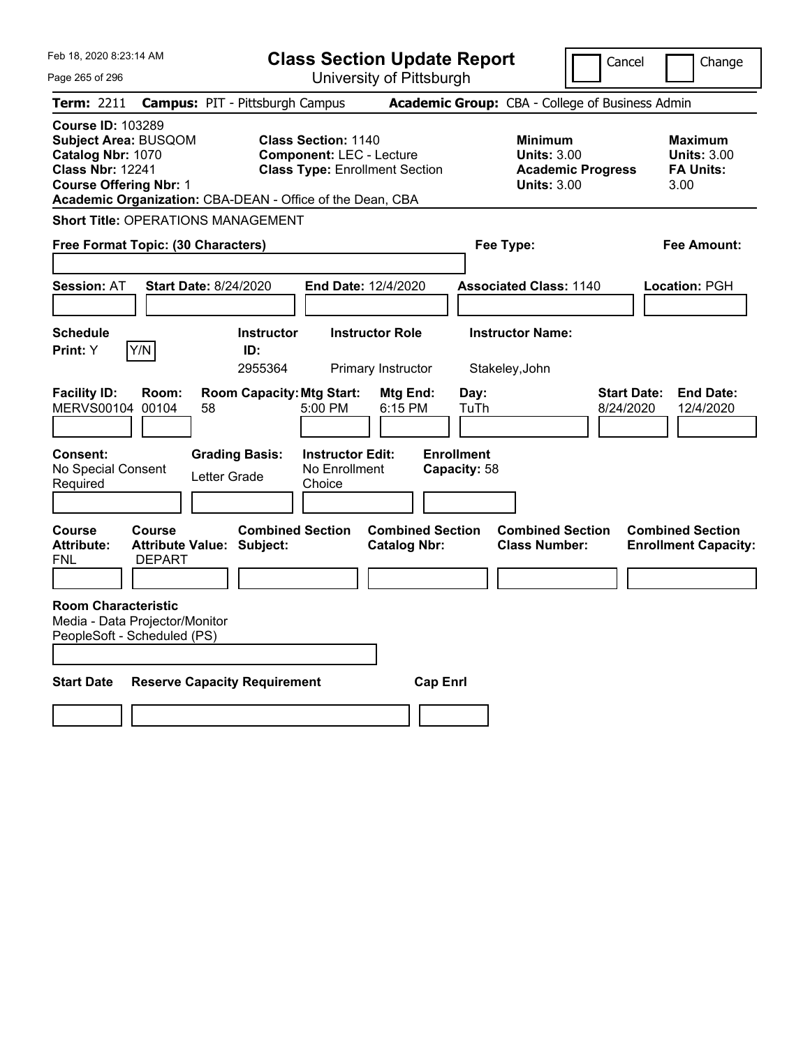Feb 18, 2020 8:23:14 AM

# Class Section Update Report

University of Pittsburgh

Cancel | Change

**Term:** 2211 **Campus:** PIT - Pittsburgh Campus **Academic Group:** CBA - College of Business Admin

**Course ID:** 103289
**Subject Area:** BUSQOM
**Catalog Nbr:** 1070
**Class Nbr:** 12241
**Course Offering Nbr:** 1
**Academic Organization:** CBA-DEAN - Office of the Dean, CBA

**Class Section:** 1140
**Component:** LEC - Lecture
**Class Type:** Enrollment Section

**Minimum Units:** 3.00
**Academic Progress Units:** 3.00

**Maximum Units:** 3.00
**FA Units:** 3.00

**Short Title:** OPERATIONS MANAGEMENT

**Free Format Topic: (30 Characters)**

**Fee Type:**

**Fee Amount:**

**Session:** AT **Start Date:** 8/24/2020 **End Date:** 12/4/2020 **Associated Class:** 1140 **Location:** PGH

| Schedule Print | Instructor ID | Instructor Role | Instructor Name |
|---|---|---|---|
| Y (Y/N) | 2955364 | Primary Instructor | Stakeley,John |

| Facility ID | Room | Room Capacity | Mtg Start | Mtg End | Day | Start Date | End Date |
|---|---|---|---|---|---|---|---|
| MERVS00104 | 00104 | 58 | 5:00 PM | 6:15 PM | TuTh | 8/24/2020 | 12/4/2020 |

**Consent:** No Special Consent Required
**Grading Basis:** Letter Grade
**Instructor Edit:** No Enrollment Choice
**Enrollment Capacity:** 58

| Course Attribute | Course Attribute Value | Combined Section Subject | Combined Section Catalog Nbr | Combined Section Class Number | Combined Section Enrollment Capacity |
|---|---|---|---|---|---|
| FNL | DEPART | | | | |

**Room Characteristic**
Media - Data Projector/Monitor
PeopleSoft - Scheduled (PS)

| Start Date | Reserve Capacity Requirement | Cap Enrl |
|---|---|---|
| | | |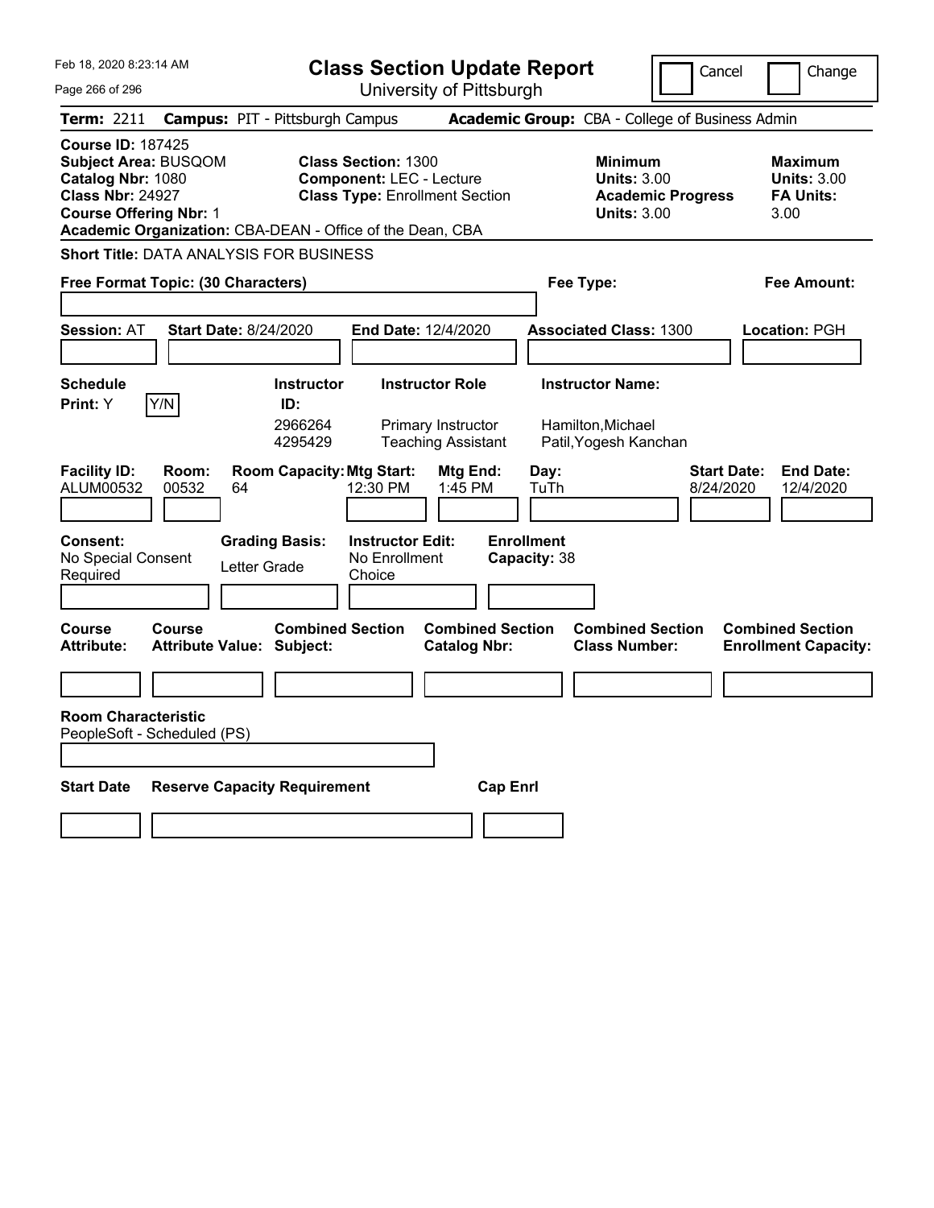# Class Section Update Report

University of Pittsburgh

Feb 18, 2020 8:23:14 AM

Cancel | Change

**Term:** 2211 **Campus:** PIT - Pittsburgh Campus **Academic Group:** CBA - College of Business Admin

**Course ID:** 187425
**Subject Area:** BUSQOM
**Catalog Nbr:** 1080
**Class Nbr:** 24927
**Course Offering Nbr:** 1
**Academic Organization:** CBA-DEAN - Office of the Dean, CBA

**Class Section:** 1300
**Component:** LEC - Lecture
**Class Type:** Enrollment Section

**Minimum Units:** 3.00
**Academic Progress Units:** 3.00

**Maximum Units:** 3.00
**FA Units:** 3.00

**Short Title:** DATA ANALYSIS FOR BUSINESS

**Free Format Topic: (30 Characters)**

**Fee Type:**

**Fee Amount:**

**Session:** AT **Start Date:** 8/24/2020 **End Date:** 12/4/2020 **Associated Class:** 1300 **Location:** PGH

| Schedule Print | Instructor ID | Instructor Role | Instructor Name |
|---|---|---|---|
| Y (Y/N) | 2966264 | Primary Instructor | Hamilton,Michael |
| | 4295429 | Teaching Assistant | Patil,Yogesh Kanchan |

| Facility ID | Room | Room Capacity | Mtg Start | Mtg End | Day | Start Date | End Date |
|---|---|---|---|---|---|---|---|
| ALUM00532 | 00532 | 64 | 12:30 PM | 1:45 PM | TuTh | 8/24/2020 | 12/4/2020 |

| Consent | Grading Basis | Instructor Edit | Enrollment Capacity |
|---|---|---|---|
| No Special Consent Required | Letter Grade | No Enrollment Choice | 38 |

| Course Attribute | Course Attribute Value | Combined Section Subject | Combined Section Catalog Nbr | Combined Section Class Number | Combined Section Enrollment Capacity |
|---|---|---|---|---|---|
| | | | | | |

**Room Characteristic**
PeopleSoft - Scheduled (PS)

| Start Date | Reserve Capacity Requirement | Cap Enrl |
|---|---|---|
| | | |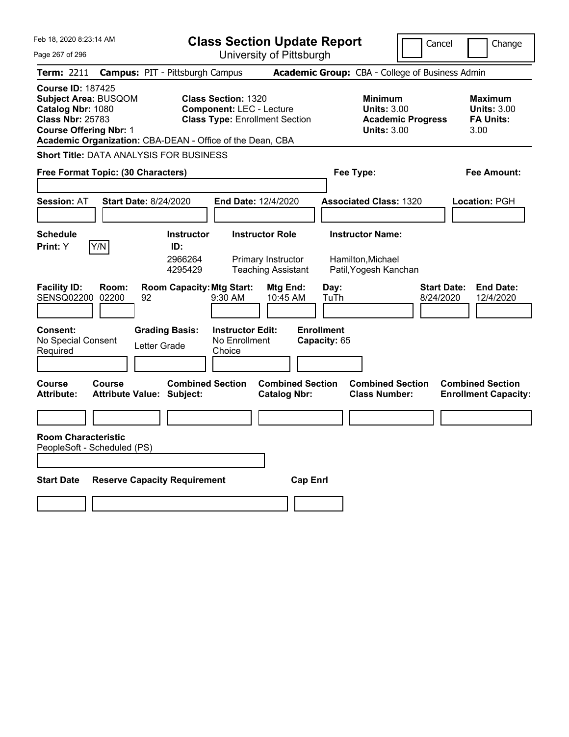# Class Section Update Report

University of Pittsburgh

Feb 18, 2020 8:23:14 AM

Cancel | Change

**Term:** 2211 **Campus:** PIT - Pittsburgh Campus **Academic Group:** CBA - College of Business Admin

**Course ID:** 187425
**Subject Area:** BUSQOM
**Catalog Nbr:** 1080
**Class Nbr:** 25783
**Course Offering Nbr:** 1
**Academic Organization:** CBA-DEAN - Office of the Dean, CBA

**Class Section:** 1320
**Component:** LEC - Lecture
**Class Type:** Enrollment Section

**Minimum Units:** 3.00
**Academic Progress Units:** 3.00

**Maximum Units:** 3.00
**FA Units:** 3.00

**Short Title:** DATA ANALYSIS FOR BUSINESS

**Free Format Topic: (30 Characters)**

**Fee Type:**

**Fee Amount:**

**Session:** AT **Start Date:** 8/24/2020 **End Date:** 12/4/2020 **Associated Class:** 1320 **Location:** PGH

**Schedule Print:** Y [Y/N]

| Instructor ID: | Instructor Role | Instructor Name: |
|---|---|---|
| 2966264 | Primary Instructor | Hamilton,Michael |
| 4295429 | Teaching Assistant | Patil,Yogesh Kanchan |

| Facility ID: | Room: | Room Capacity: | Mtg Start: | Mtg End: | Day: | Start Date: | End Date: |
|---|---|---|---|---|---|---|---|
| SENSQ02200 | 02200 | 92 | 9:30 AM | 10:45 AM | TuTh | 8/24/2020 | 12/4/2020 |

**Consent:** No Special Consent Required
**Grading Basis:** Letter Grade
**Instructor Edit:** No Enrollment Choice
**Enrollment Capacity:** 65

| Course Attribute: | Course Attribute Value: | Combined Section Subject: | Combined Section Catalog Nbr: | Combined Section Class Number: | Combined Section Enrollment Capacity: |
|---|---|---|---|---|---|
| | | | | | |

**Room Characteristic**
PeopleSoft - Scheduled (PS)

| Start Date | Reserve Capacity Requirement | Cap Enrl |
|---|---|---|
| | | |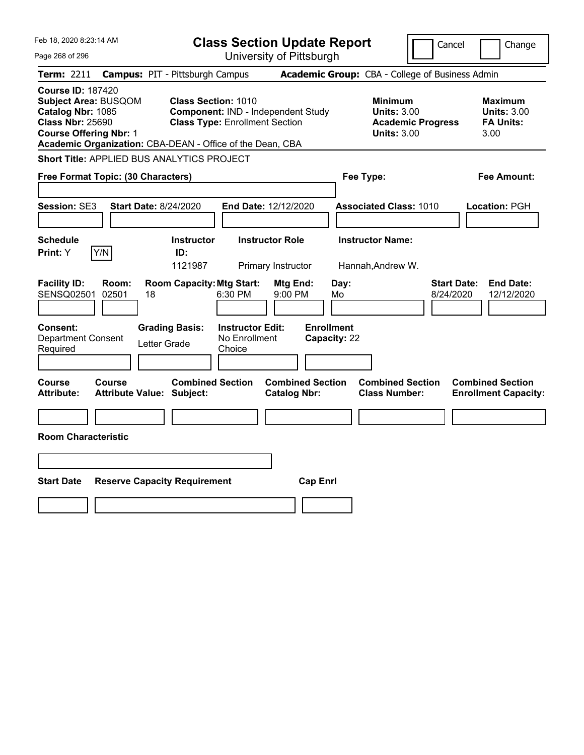# Class Section Update Report

University of Pittsburgh

Cancel | Change

**Term:** 2211 **Campus:** PIT - Pittsburgh Campus **Academic Group:** CBA - College of Business Admin

**Course ID:** 187420
**Subject Area:** BUSQOM
**Catalog Nbr:** 1085
**Class Nbr:** 25690
**Course Offering Nbr:** 1
**Academic Organization:** CBA-DEAN - Office of the Dean, CBA

**Class Section:** 1010
**Component:** IND - Independent Study
**Class Type:** Enrollment Section

**Minimum Units:** 3.00
**Academic Progress Units:** 3.00

**Maximum Units:** 3.00
**FA Units:** 3.00

**Short Title:** APPLIED BUS ANALYTICS PROJECT

**Free Format Topic: (30 Characters)**

**Fee Type:**

**Fee Amount:**

**Session:** SE3 **Start Date:** 8/24/2020 **End Date:** 12/12/2020 **Associated Class:** 1010 **Location:** PGH

| Schedule Print | Instructor ID | Instructor Role | Instructor Name |
|---|---|---|---|
| Y (Y/N) | 1121987 | Primary Instructor | Hannah,Andrew W. |

| Facility ID | Room | Room Capacity | Mtg Start | Mtg End | Day | Start Date | End Date |
|---|---|---|---|---|---|---|---|
| SENSQ02501 | 02501 | 18 | 6:30 PM | 9:00 PM | Mo | 8/24/2020 | 12/12/2020 |

**Consent:** Department Consent Required
**Grading Basis:** Letter Grade
**Instructor Edit:** No Enrollment Choice
**Enrollment Capacity:** 22

| Course Attribute | Course Attribute Value | Combined Section Subject | Combined Section Catalog Nbr | Combined Section Class Number | Combined Section Enrollment Capacity |
|---|---|---|---|---|---|
| | | | | | |

**Room Characteristic**

| Start Date | Reserve Capacity Requirement | Cap Enrl |
|---|---|---|
| | | |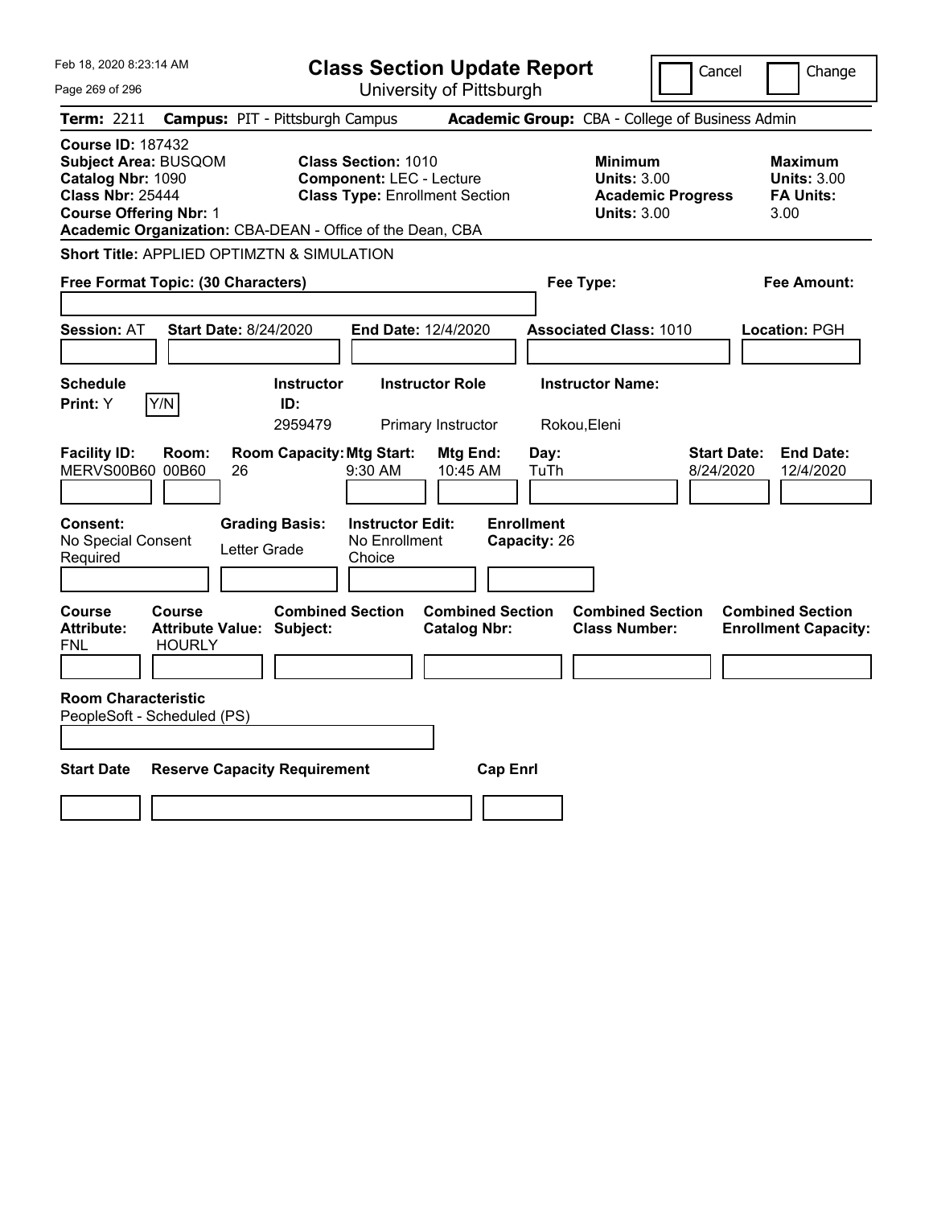Feb 18, 2020 8:23:14 AM

# Class Section Update Report

University of Pittsburgh

Cancel | Change

**Term:** 2211 **Campus:** PIT - Pittsburgh Campus **Academic Group:** CBA - College of Business Admin

**Course ID:** 187432
**Subject Area:** BUSQOM
**Catalog Nbr:** 1090
**Class Nbr:** 25444
**Course Offering Nbr:** 1
**Academic Organization:** CBA-DEAN - Office of the Dean, CBA

**Class Section:** 1010
**Component:** LEC - Lecture
**Class Type:** Enrollment Section

**Minimum Units:** 3.00
**Academic Progress Units:** 3.00

**Maximum Units:** 3.00
**FA Units:** 3.00

**Short Title:** APPLIED OPTIMZTN & SIMULATION

**Free Format Topic: (30 Characters)**

**Fee Type:**

**Fee Amount:**

**Session:** AT **Start Date:** 8/24/2020 **End Date:** 12/4/2020 **Associated Class:** 1010 **Location:** PGH

| Schedule Print | Instructor ID | Instructor Role | Instructor Name |
|---|---|---|---|
| Y (Y/N) | 2959479 | Primary Instructor | Rokou,Eleni |

| Facility ID | Room | Room Capacity | Mtg Start | Mtg End | Day | Start Date | End Date |
|---|---|---|---|---|---|---|---|
| MERVS00B60 | 00B60 | 26 | 9:30 AM | 10:45 AM | TuTh | 8/24/2020 | 12/4/2020 |

**Consent:** No Special Consent Required
**Grading Basis:** Letter Grade
**Instructor Edit:** No Enrollment Choice
**Enrollment Capacity:** 26

| Course Attribute | Course Attribute Value | Combined Section Subject | Combined Section Catalog Nbr | Combined Section Class Number | Combined Section Enrollment Capacity |
|---|---|---|---|---|---|
| FNL | HOURLY | | | | |

**Room Characteristic**
PeopleSoft - Scheduled (PS)

| Start Date | Reserve Capacity Requirement | Cap Enrl |
|---|---|---|
| | | |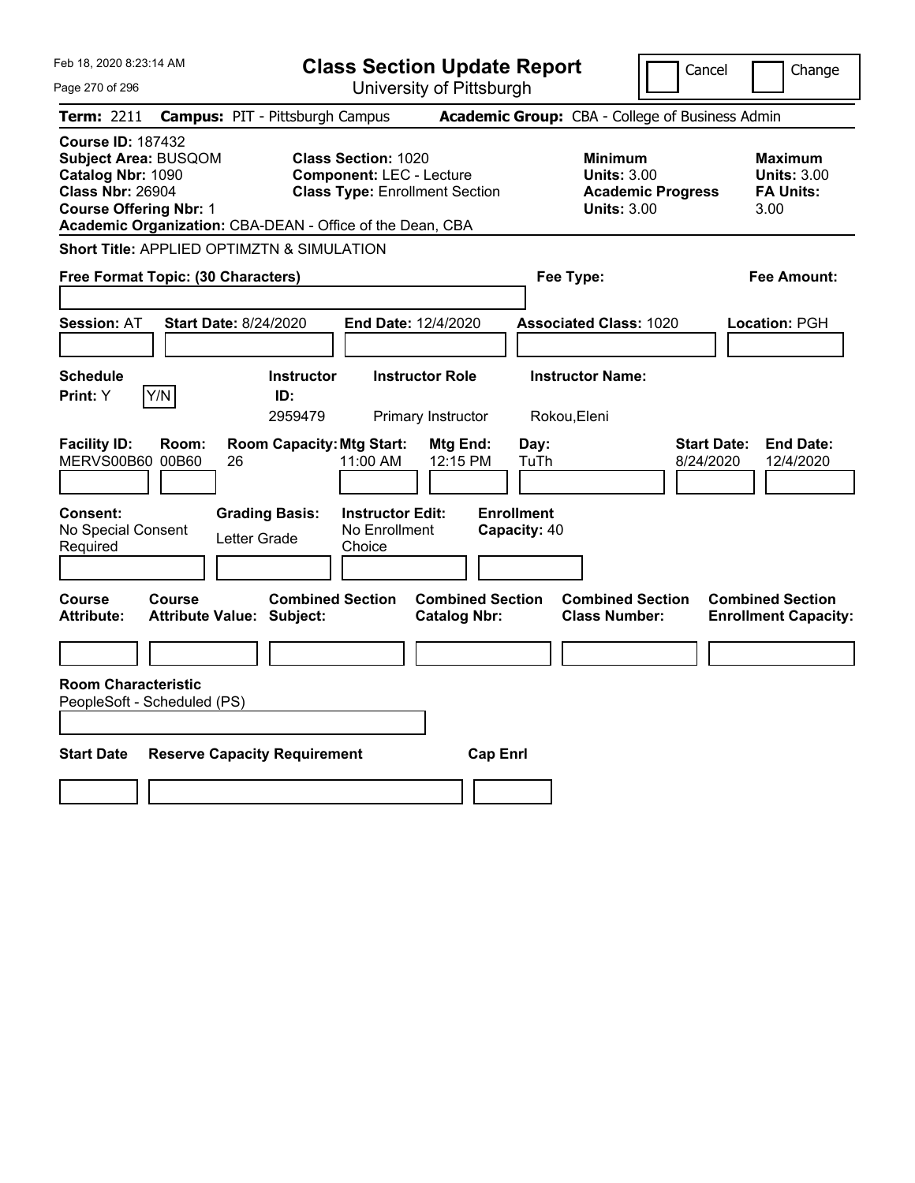Feb 18, 2020 8:23:14 AM

# Class Section Update Report

University of Pittsburgh

Cancel | Change

**Term:** 2211 **Campus:** PIT - Pittsburgh Campus **Academic Group:** CBA - College of Business Admin

**Course ID:** 187432
**Subject Area:** BUSQOM
**Catalog Nbr:** 1090
**Class Nbr:** 26904
**Course Offering Nbr:** 1
**Academic Organization:** CBA-DEAN - Office of the Dean, CBA

**Class Section:** 1020
**Component:** LEC - Lecture
**Class Type:** Enrollment Section

**Minimum Units:** 3.00
**Academic Progress Units:** 3.00

**Maximum Units:** 3.00
**FA Units:** 3.00

**Short Title:** APPLIED OPTIMZTN & SIMULATION

**Free Format Topic: (30 Characters)**

**Fee Type:**

**Fee Amount:**

**Session:** AT **Start Date:** 8/24/2020 **End Date:** 12/4/2020 **Associated Class:** 1020 **Location:** PGH

| Schedule Print | Instructor ID | Instructor Role | Instructor Name |
|---|---|---|---|
| Y (Y/N) | 2959479 | Primary Instructor | Rokou,Eleni |

| Facility ID | Room | Room Capacity | Mtg Start | Mtg End | Day | Start Date | End Date |
|---|---|---|---|---|---|---|---|
| MERVS00B60 | 00B60 | 26 | 11:00 AM | 12:15 PM | TuTh | 8/24/2020 | 12/4/2020 |

| Consent | Grading Basis | Instructor Edit | Enrollment Capacity |
|---|---|---|---|
| No Special Consent Required | Letter Grade | No Enrollment Choice | 40 |

| Course Attribute | Course Attribute Value | Combined Section Subject | Combined Section Catalog Nbr | Combined Section Class Number | Combined Section Enrollment Capacity |
|---|---|---|---|---|---|
| | | | | | |

**Room Characteristic**
PeopleSoft - Scheduled (PS)

| Start Date | Reserve Capacity Requirement | Cap Enrl |
|---|---|---|
| | | |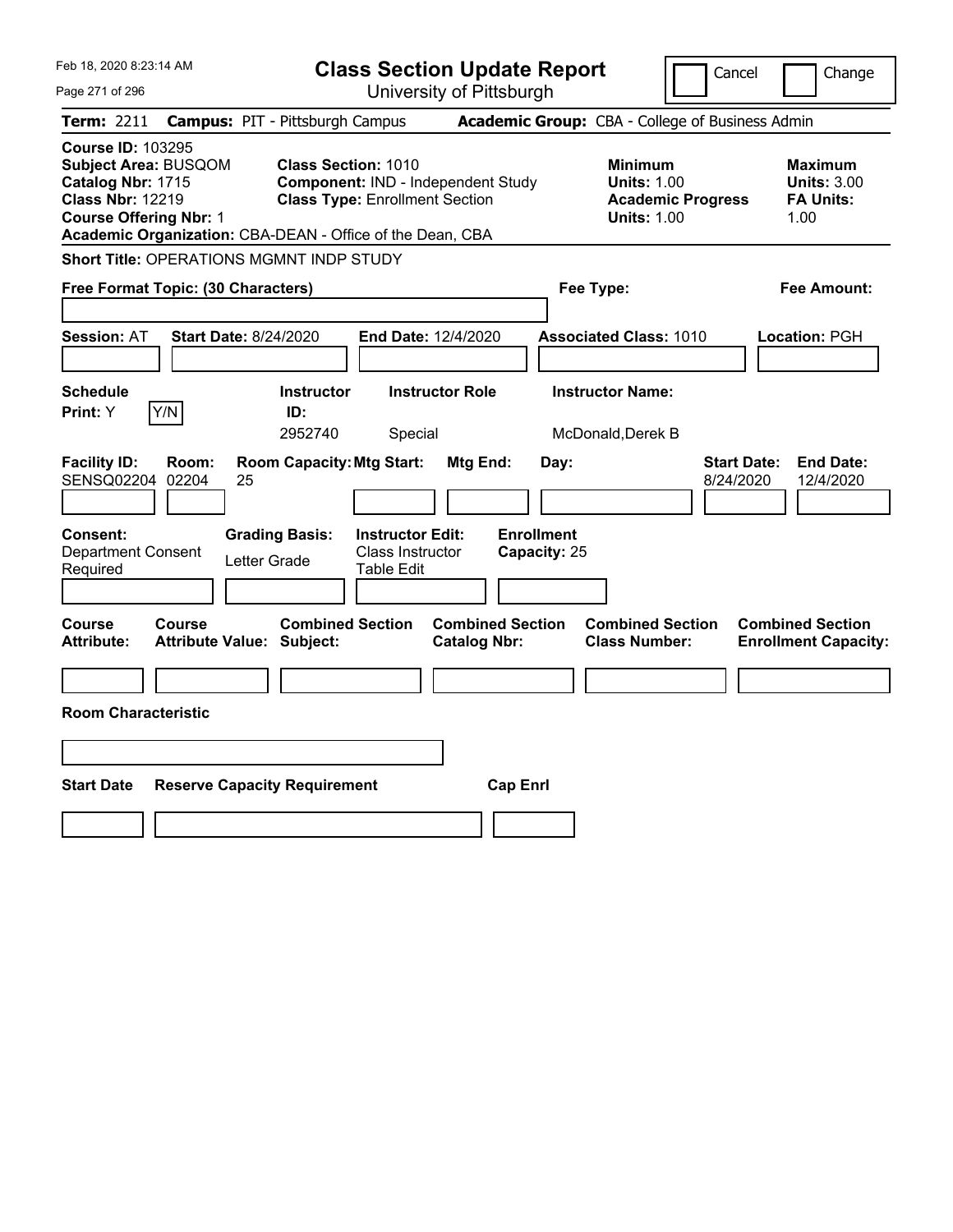# Class Section Update Report

University of Pittsburgh

Feb 18, 2020 8:23:14 AM

Cancel | Change

**Term:** 2211 **Campus:** PIT - Pittsburgh Campus **Academic Group:** CBA - College of Business Admin

**Course ID:** 103295
**Subject Area:** BUSQOM
**Catalog Nbr:** 1715
**Class Nbr:** 12219
**Course Offering Nbr:** 1
**Academic Organization:** CBA-DEAN - Office of the Dean, CBA

**Class Section:** 1010
**Component:** IND - Independent Study
**Class Type:** Enrollment Section

**Minimum**
**Units:** 1.00
**Academic Progress Units:** 1.00

**Maximum**
**Units:** 3.00
**FA Units:** 1.00

**Short Title:** OPERATIONS MGMNT INDP STUDY

**Free Format Topic: (30 Characters)**

**Fee Type:**

**Fee Amount:**

**Session:** AT **Start Date:** 8/24/2020 **End Date:** 12/4/2020 **Associated Class:** 1010 **Location:** PGH

| Schedule Print: | Instructor ID: | Instructor Role | Instructor Name: |
|---|---|---|---|
| Y [Y/N] | 2952740 | Special | McDonald,Derek B |

| Facility ID: | Room: | Room Capacity: | Mtg Start: | Mtg End: | Day: | Start Date: | End Date: |
|---|---|---|---|---|---|---|---|
| SENSQ02204 | 02204 | 25 | | | | 8/24/2020 | 12/4/2020 |

| Consent: | Grading Basis: | Instructor Edit: | Enrollment Capacity: |
|---|---|---|---|
| Department Consent Required | Letter Grade | Class Instructor Table Edit | 25 |

| Course Attribute: | Course Attribute Value: | Combined Section Subject: | Combined Section Catalog Nbr: | Combined Section Class Number: | Combined Section Enrollment Capacity: |
|---|---|---|---|---|---|
| | | | | | |

**Room Characteristic**

| Start Date | Reserve Capacity Requirement | Cap Enrl |
|---|---|---|
| | | |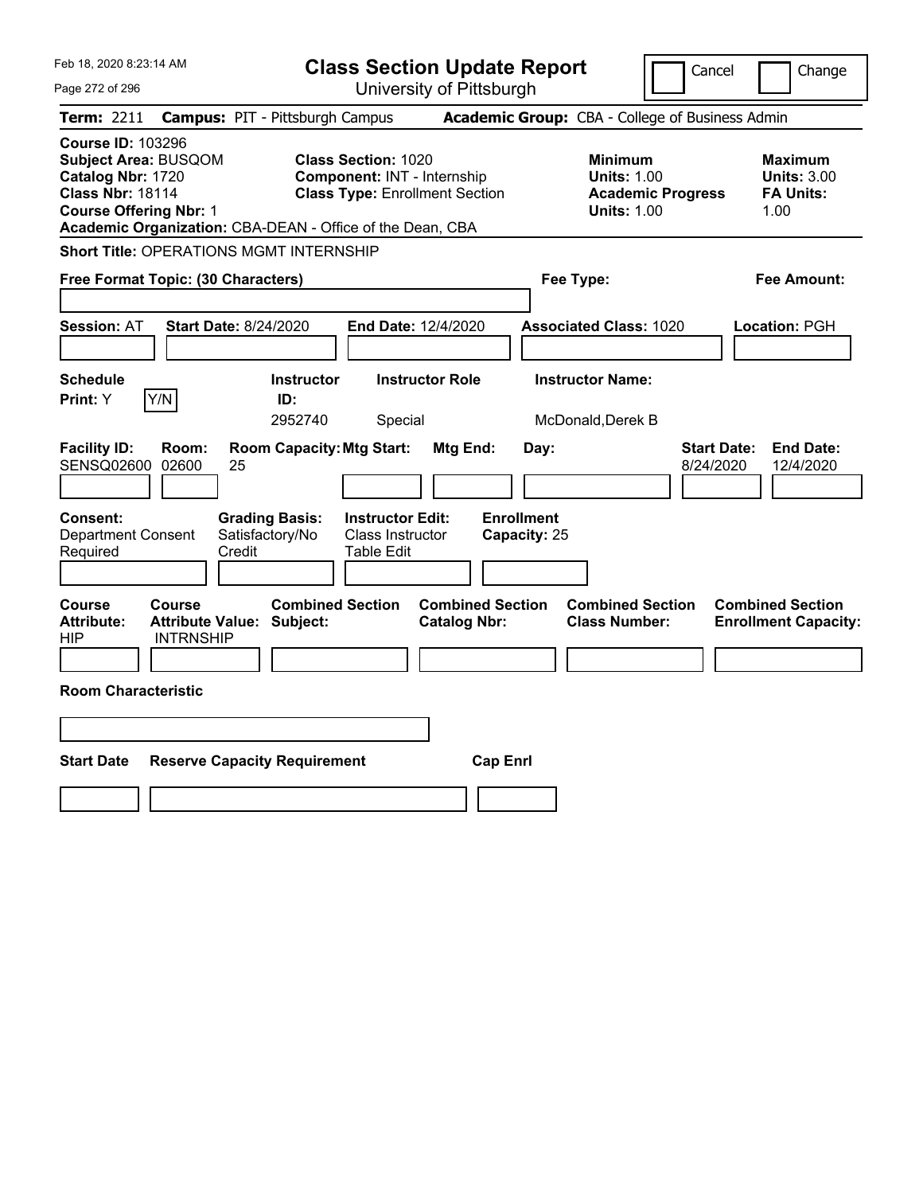# Class Section Update Report

University of Pittsburgh

Feb 18, 2020 8:23:14 AM

Cancel | Change

**Term:** 2211 **Campus:** PIT - Pittsburgh Campus **Academic Group:** CBA - College of Business Admin

**Course ID:** 103296
**Subject Area:** BUSQOM
**Catalog Nbr:** 1720
**Class Nbr:** 18114
**Course Offering Nbr:** 1
**Academic Organization:** CBA-DEAN - Office of the Dean, CBA

**Class Section:** 1020
**Component:** INT - Internship
**Class Type:** Enrollment Section

**Minimum Units:** 1.00
**Academic Progress Units:** 1.00

**Maximum Units:** 3.00
**FA Units:** 1.00

**Short Title:** OPERATIONS MGMT INTERNSHIP

**Free Format Topic: (30 Characters)**

**Fee Type:**

**Fee Amount:**

**Session:** AT **Start Date:** 8/24/2020 **End Date:** 12/4/2020 **Associated Class:** 1020 **Location:** PGH

| Schedule Print | Instructor ID | Instructor Role | Instructor Name |
|---|---|---|---|
| Y (Y/N) | 2952740 | Special | McDonald,Derek B |

| Facility ID | Room | Room Capacity | Mtg Start | Mtg End | Day | Start Date | End Date |
|---|---|---|---|---|---|---|---|
| SENSQ02600 | 02600 | 25 | | | | 8/24/2020 | 12/4/2020 |

**Consent:** Department Consent Required
**Grading Basis:** Satisfactory/No Credit
**Instructor Edit:** Class Instructor Table Edit
**Enrollment Capacity:** 25

| Course Attribute | Course Attribute Value | Combined Section Subject | Combined Section Catalog Nbr | Combined Section Class Number | Combined Section Enrollment Capacity |
|---|---|---|---|---|---|
| HIP | INTRNSHIP | | | | |

**Room Characteristic**

| Start Date | Reserve Capacity Requirement | Cap Enrl |
|---|---|---|
| | | |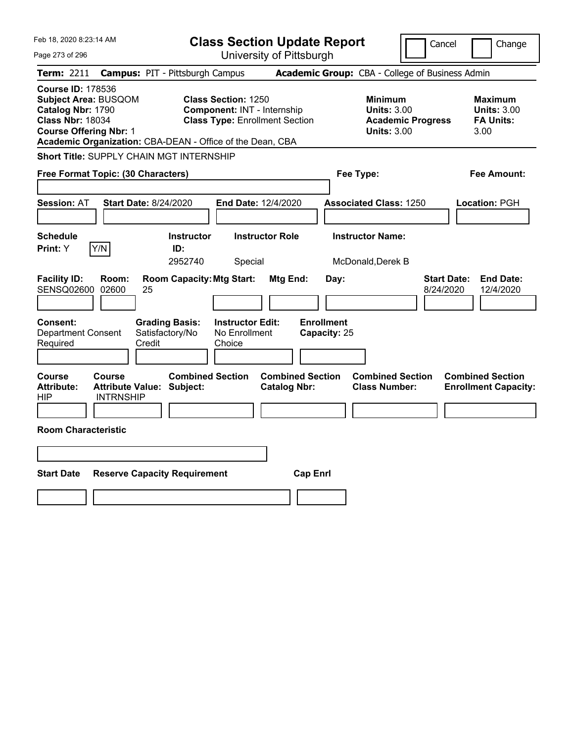# Class Section Update Report

University of Pittsburgh

Feb 18, 2020 8:23:14 AM

Cancel | Change

**Term:** 2211 **Campus:** PIT - Pittsburgh Campus **Academic Group:** CBA - College of Business Admin

**Course ID:** 178536
**Subject Area:** BUSQOM
**Catalog Nbr:** 1790
**Class Nbr:** 18034
**Course Offering Nbr:** 1
**Academic Organization:** CBA-DEAN - Office of the Dean, CBA

**Class Section:** 1250
**Component:** INT - Internship
**Class Type:** Enrollment Section

**Minimum Units:** 3.00
**Academic Progress Units:** 3.00

**Maximum Units:** 3.00
**FA Units:** 3.00

**Short Title:** SUPPLY CHAIN MGT INTERNSHIP

**Free Format Topic: (30 Characters)**

**Fee Type:**

**Fee Amount:**

**Session:** AT **Start Date:** 8/24/2020 **End Date:** 12/4/2020 **Associated Class:** 1250 **Location:** PGH

| Schedule Print | Instructor ID | Instructor Role | Instructor Name |
|---|---|---|---|
| Y (Y/N) | 2952740 | Special | McDonald,Derek B |

| Facility ID | Room | Room Capacity | Mtg Start | Mtg End | Day | Start Date | End Date |
|---|---|---|---|---|---|---|---|
| SENSQ02600 | 02600 | 25 | | | | 8/24/2020 | 12/4/2020 |

**Consent:** Department Consent Required
**Grading Basis:** Satisfactory/No Credit
**Instructor Edit:** No Enrollment Choice
**Enrollment Capacity:** 25

| Course Attribute | Course Attribute Value | Combined Section Subject | Combined Section Catalog Nbr | Combined Section Class Number | Combined Section Enrollment Capacity |
|---|---|---|---|---|---|
| HIP | INTRNSHIP | | | | |

**Room Characteristic**

| Start Date | Reserve Capacity Requirement | Cap Enrl |
|---|---|---|
| | | |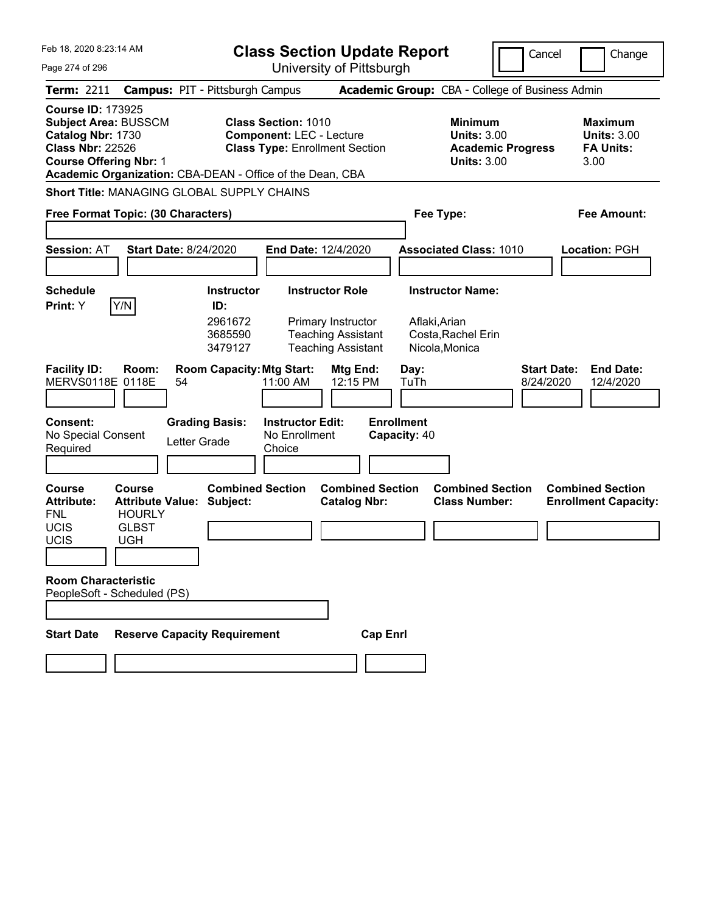# Class Section Update Report

University of Pittsburgh

Cancel | Change

**Term:** 2211 **Campus:** PIT - Pittsburgh Campus **Academic Group:** CBA - College of Business Admin

**Course ID:** 173925
**Subject Area:** BUSSCM
**Catalog Nbr:** 1730
**Class Nbr:** 22526
**Course Offering Nbr:** 1
**Academic Organization:** CBA-DEAN - Office of the Dean, CBA

**Class Section:** 1010
**Component:** LEC - Lecture
**Class Type:** Enrollment Section

**Minimum Units:** 3.00
**Academic Progress Units:** 3.00

**Maximum Units:** 3.00
**FA Units:** 3.00

**Short Title:** MANAGING GLOBAL SUPPLY CHAINS

**Free Format Topic: (30 Characters)**

**Fee Type:**

**Fee Amount:**

**Session:** AT **Start Date:** 8/24/2020 **End Date:** 12/4/2020 **Associated Class:** 1010 **Location:** PGH

**Schedule Print:** Y [Y/N]

| Instructor ID: | Instructor Role | Instructor Name: |
| --- | --- | --- |
| 2961672 | Primary Instructor | Aflaki,Arian |
| 3685590 | Teaching Assistant | Costa,Rachel Erin |
| 3479127 | Teaching Assistant | Nicola,Monica |

| Facility ID: | Room: | Room Capacity: | Mtg Start: | Mtg End: | Day: | Start Date: | End Date: |
| --- | --- | --- | --- | --- | --- | --- | --- |
| MERVS0118E | 0118E | 54 | 11:00 AM | 12:15 PM | TuTh | 8/24/2020 | 12/4/2020 |

**Consent:** No Special Consent Required
**Grading Basis:** Letter Grade
**Instructor Edit:** No Enrollment Choice
**Enrollment Capacity:** 40

| Course Attribute: | Course Attribute Value: |
| --- | --- |
| FNL | HOURLY |
| UCIS | GLBST |
| UCIS | UGH |

**Combined Section Subject:**
**Combined Section Catalog Nbr:**
**Combined Section Class Number:**
**Combined Section Enrollment Capacity:**

**Room Characteristic**
PeopleSoft - Scheduled (PS)

**Start Date** **Reserve Capacity Requirement** **Cap Enrl**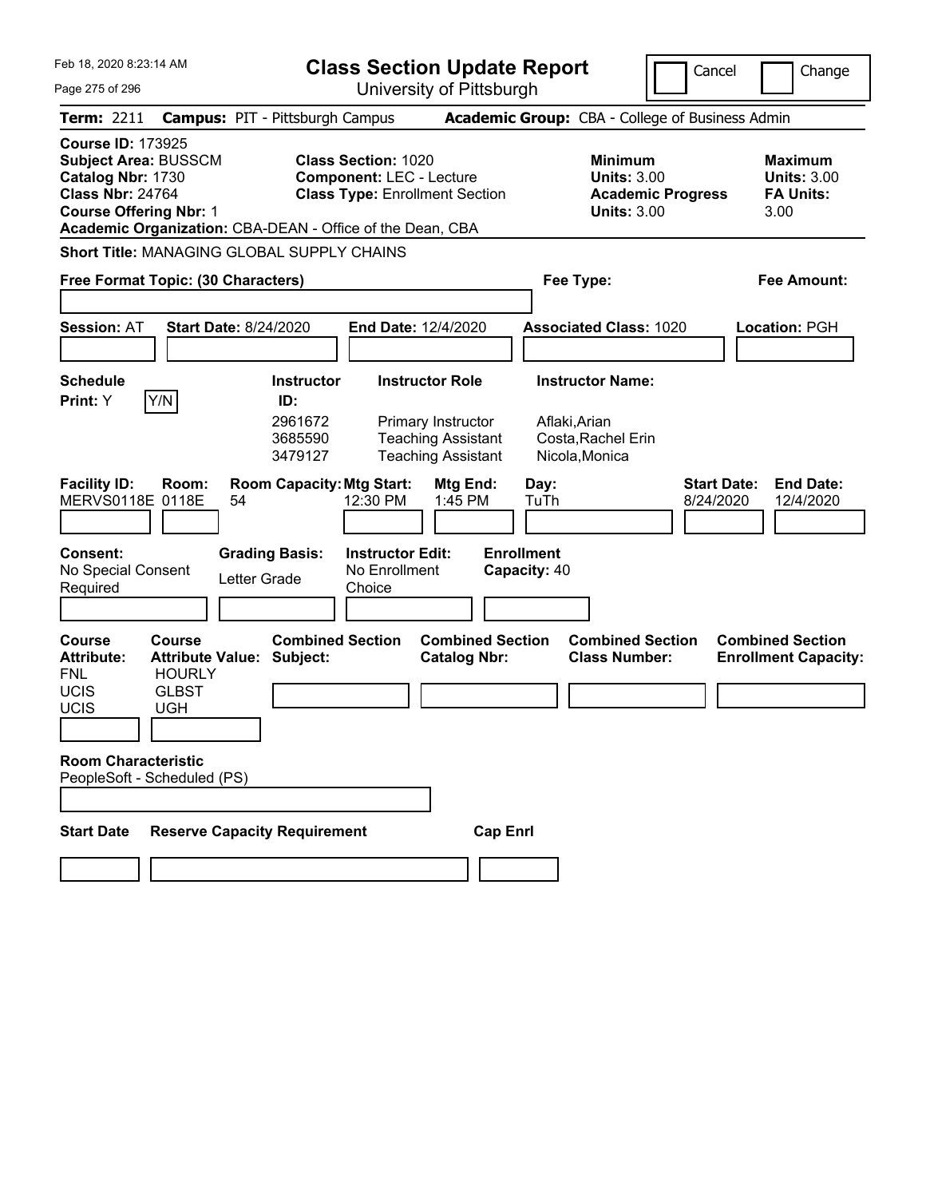Feb 18, 2020 8:23:14 AM

# Class Section Update Report

University of Pittsburgh

Cancel | Change

**Term:** 2211 **Campus:** PIT - Pittsburgh Campus **Academic Group:** CBA - College of Business Admin

**Course ID:** 173925
**Subject Area:** BUSSCM
**Catalog Nbr:** 1730
**Class Nbr:** 24764
**Course Offering Nbr:** 1
**Academic Organization:** CBA-DEAN - Office of the Dean, CBA

**Class Section:** 1020
**Component:** LEC - Lecture
**Class Type:** Enrollment Section

**Minimum Units:** 3.00
**Academic Progress Units:** 3.00

**Maximum Units:** 3.00
**FA Units:** 3.00

**Short Title:** MANAGING GLOBAL SUPPLY CHAINS

**Free Format Topic: (30 Characters)**

**Fee Type:**

**Fee Amount:**

**Session:** AT **Start Date:** 8/24/2020 **End Date:** 12/4/2020 **Associated Class:** 1020 **Location:** PGH

**Schedule Print:** Y [Y/N]

| Instructor ID: | Instructor Role | Instructor Name: |
|---|---|---|
| 2961672 | Primary Instructor | Aflaki,Arian |
| 3685590 | Teaching Assistant | Costa,Rachel Erin |
| 3479127 | Teaching Assistant | Nicola,Monica |

| Facility ID: | Room: | Room Capacity: | Mtg Start: | Mtg End: | Day: | Start Date: | End Date: |
|---|---|---|---|---|---|---|---|
| MERVS0118E | 0118E | 54 | 12:30 PM | 1:45 PM | TuTh | 8/24/2020 | 12/4/2020 |

**Consent:** No Special Consent Required
**Grading Basis:** Letter Grade
**Instructor Edit:** No Enrollment Choice
**Enrollment Capacity:** 40

| Course Attribute: | Course Attribute Value: |
|---|---|
| FNL | HOURLY |
| UCIS | GLBST |
| UCIS | UGH |

**Combined Section Subject:**
**Combined Section Catalog Nbr:**
**Combined Section Class Number:**
**Combined Section Enrollment Capacity:**

**Room Characteristic**
PeopleSoft - Scheduled (PS)

**Start Date** **Reserve Capacity Requirement** **Cap Enrl**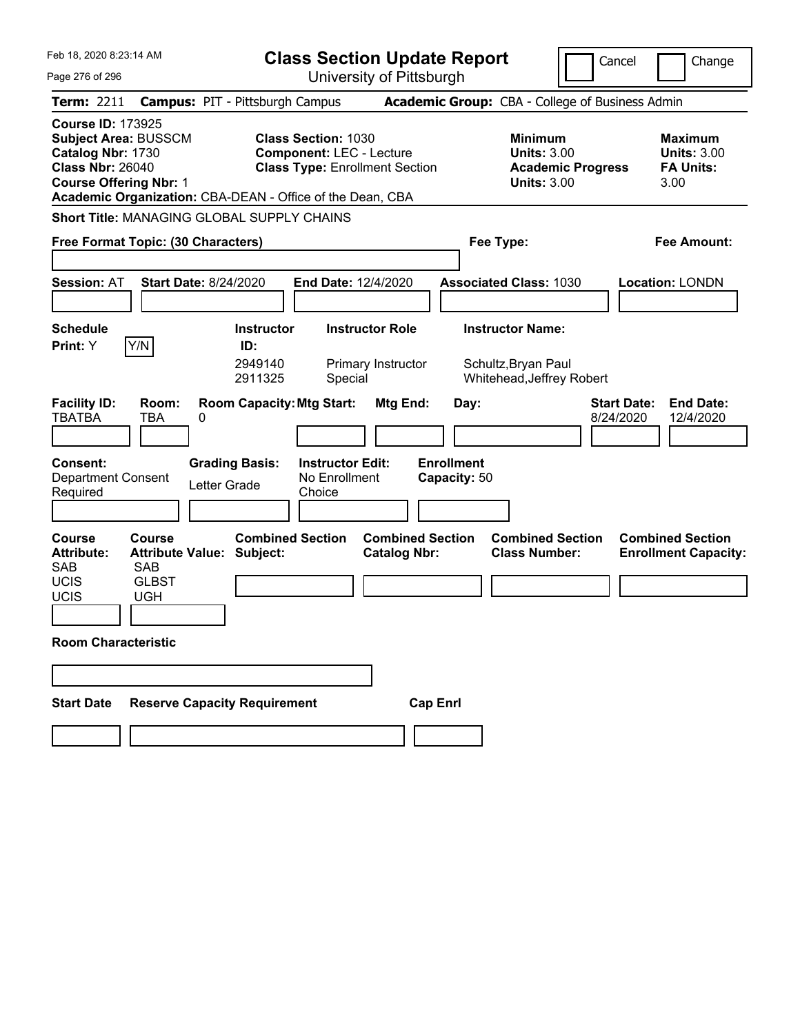# Class Section Update Report

University of Pittsburgh

Cancel | Change

**Term:** 2211 **Campus:** PIT - Pittsburgh Campus **Academic Group:** CBA - College of Business Admin

**Course ID:** 173925
**Subject Area:** BUSSCM
**Catalog Nbr:** 1730
**Class Nbr:** 26040
**Course Offering Nbr:** 1
**Academic Organization:** CBA-DEAN - Office of the Dean, CBA

**Class Section:** 1030
**Component:** LEC - Lecture
**Class Type:** Enrollment Section

**Minimum Units:** 3.00
**Academic Progress Units:** 3.00

**Maximum Units:** 3.00
**FA Units:** 3.00

**Short Title:** MANAGING GLOBAL SUPPLY CHAINS

**Free Format Topic: (30 Characters)**

**Fee Type:**

**Fee Amount:**

**Session:** AT **Start Date:** 8/24/2020 **End Date:** 12/4/2020 **Associated Class:** 1030 **Location:** LONDN

| Schedule Print | Instructor ID | Instructor Role | Instructor Name |
|---|---|---|---|
| Y (Y/N) | 2949140 | Primary Instructor | Schultz,Bryan Paul |
| | 2911325 | Special | Whitehead,Jeffrey Robert |

| Facility ID | Room | Room Capacity | Mtg Start | Mtg End | Day | Start Date | End Date |
|---|---|---|---|---|---|---|---|
| TBATBA | TBA | 0 | | | | 8/24/2020 | 12/4/2020 |

**Consent:** Department Consent Required
**Grading Basis:** Letter Grade
**Instructor Edit:** No Enrollment Choice
**Enrollment Capacity:** 50

| Course Attribute | Course Attribute Value | Combined Section Subject | Combined Section Catalog Nbr | Combined Section Class Number | Combined Section Enrollment Capacity |
|---|---|---|---|---|---|
| SAB | SAB | | | | |
| UCIS | GLBST | | | | |
| UCIS | UGH | | | | |

**Room Characteristic**

| Start Date | Reserve Capacity Requirement | Cap Enrl |
|---|---|---|
| | | |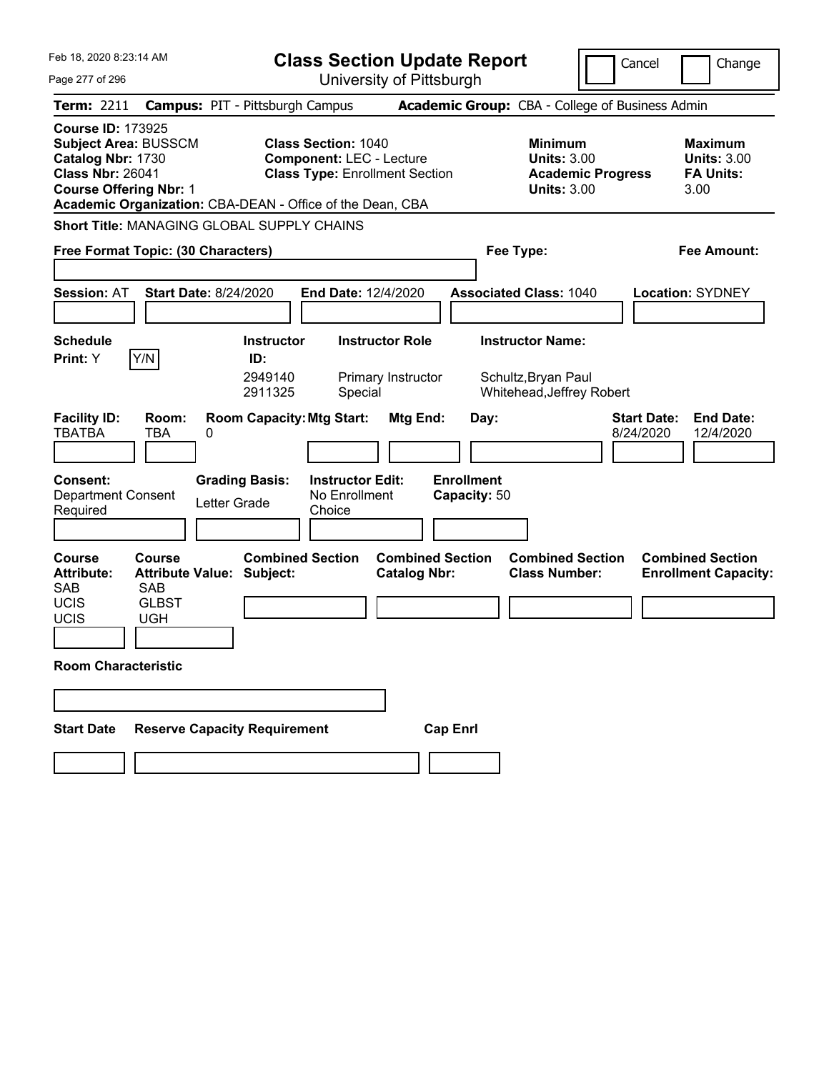# Class Section Update Report

University of Pittsburgh

Feb 18, 2020 8:23:14 AM

Cancel | Change

**Term:** 2211 **Campus:** PIT - Pittsburgh Campus **Academic Group:** CBA - College of Business Admin

**Course ID:** 173925
**Subject Area:** BUSSCM
**Catalog Nbr:** 1730
**Class Nbr:** 26041
**Course Offering Nbr:** 1
**Academic Organization:** CBA-DEAN - Office of the Dean, CBA

**Class Section:** 1040
**Component:** LEC - Lecture
**Class Type:** Enrollment Section

**Minimum Units:** 3.00
**Academic Progress Units:** 3.00

**Maximum Units:** 3.00
**FA Units:** 3.00

**Short Title:** MANAGING GLOBAL SUPPLY CHAINS

**Free Format Topic: (30 Characters)**

**Fee Type:**

**Fee Amount:**

**Session:** AT **Start Date:** 8/24/2020 **End Date:** 12/4/2020 **Associated Class:** 1040 **Location:** SYDNEY

**Schedule Print:** Y Y/N

| Instructor ID: | Instructor Role | Instructor Name: |
|---|---|---|
| 2949140 | Primary Instructor | Schultz,Bryan Paul |
| 2911325 | Special | Whitehead,Jeffrey Robert |

| Facility ID: | Room: | Room Capacity: | Mtg Start: | Mtg End: | Day: | Start Date: | End Date: |
|---|---|---|---|---|---|---|---|
| TBATBA | TBA | 0 | | | | 8/24/2020 | 12/4/2020 |

**Consent:** Department Consent Required
**Grading Basis:** Letter Grade
**Instructor Edit:** No Enrollment Choice
**Enrollment Capacity:** 50

| Course Attribute: | Course Attribute Value: | Combined Section Subject: | Combined Section Catalog Nbr: | Combined Section Class Number: | Combined Section Enrollment Capacity: |
|---|---|---|---|---|---|
| SAB | SAB | | | | |
| UCIS | GLBST | | | | |
| UCIS | UGH | | | | |

**Room Characteristic**

**Start Date** **Reserve Capacity Requirement** **Cap Enrl**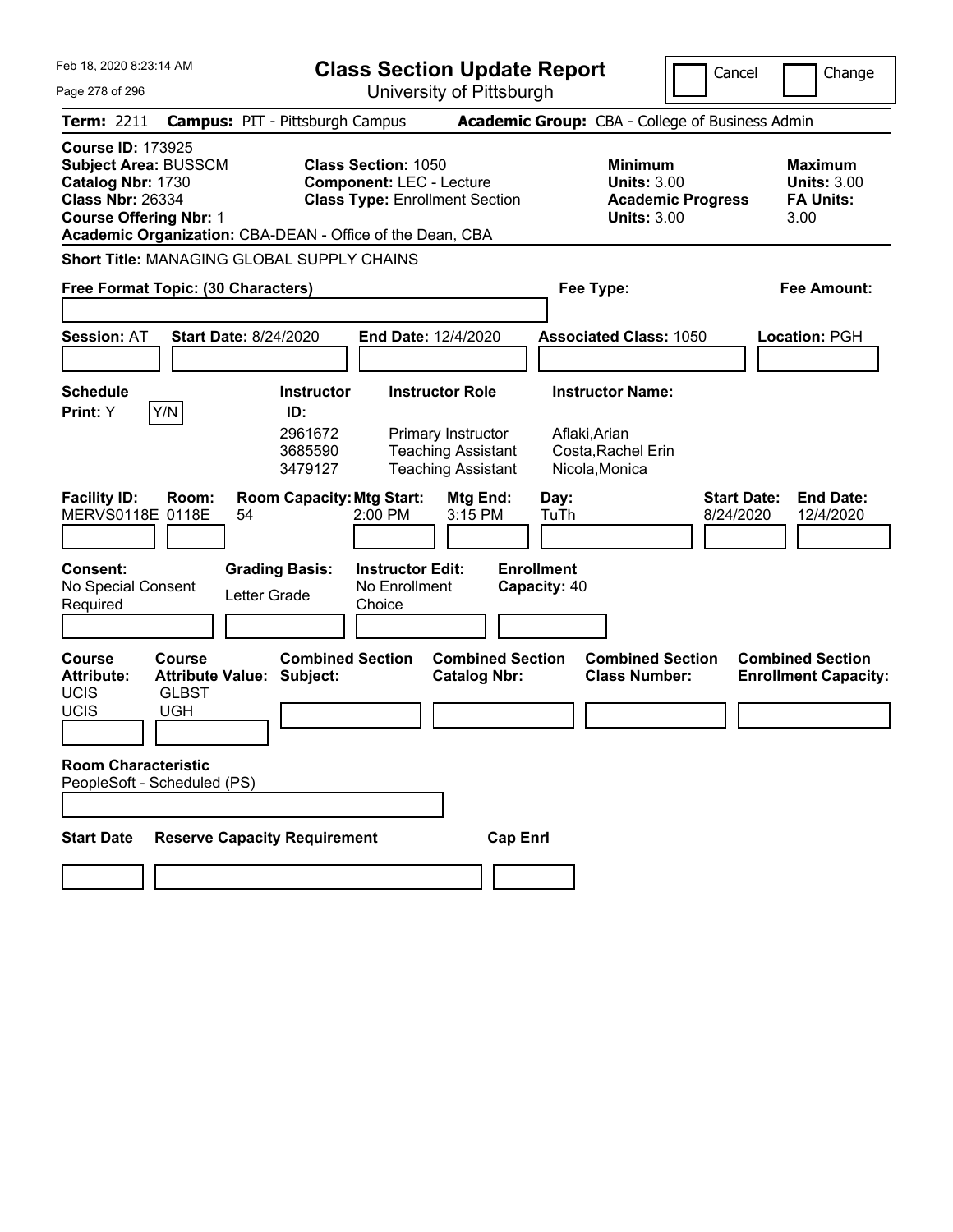# Class Section Update Report

University of Pittsburgh

Cancel | Change

**Term:** 2211 **Campus:** PIT - Pittsburgh Campus **Academic Group:** CBA - College of Business Admin

**Course ID:** 173925
**Subject Area:** BUSSCM
**Catalog Nbr:** 1730
**Class Nbr:** 26334
**Course Offering Nbr:** 1
**Academic Organization:** CBA-DEAN - Office of the Dean, CBA

**Class Section:** 1050
**Component:** LEC - Lecture
**Class Type:** Enrollment Section

**Minimum Units:** 3.00
**Academic Progress Units:** 3.00

**Maximum Units:** 3.00
**FA Units:** 3.00

**Short Title:** MANAGING GLOBAL SUPPLY CHAINS

**Free Format Topic: (30 Characters)**

**Fee Type:**

**Fee Amount:**

**Session:** AT **Start Date:** 8/24/2020 **End Date:** 12/4/2020 **Associated Class:** 1050 **Location:** PGH

**Schedule Print:** Y Y/N

| Instructor ID | Instructor Role | Instructor Name |
|---|---|---|
| 2961672 | Primary Instructor | Aflaki,Arian |
| 3685590 | Teaching Assistant | Costa,Rachel Erin |
| 3479127 | Teaching Assistant | Nicola,Monica |

| Facility ID | Room | Room Capacity | Mtg Start | Mtg End | Day | Start Date | End Date |
|---|---|---|---|---|---|---|---|
| MERVS0118E | 0118E | 54 | 2:00 PM | 3:15 PM | TuTh | 8/24/2020 | 12/4/2020 |

**Consent:** No Special Consent Required
**Grading Basis:** Letter Grade
**Instructor Edit:** No Enrollment Choice
**Enrollment Capacity:** 40

| Course Attribute | Course Attribute Value | Combined Section Subject | Combined Section Catalog Nbr | Combined Section Class Number | Combined Section Enrollment Capacity |
|---|---|---|---|---|---|
| UCIS | GLBST | | | | |
| UCIS | UGH | | | | |

**Room Characteristic**
PeopleSoft - Scheduled (PS)

| Start Date | Reserve Capacity Requirement | Cap Enrl |
|---|---|---|
| | | |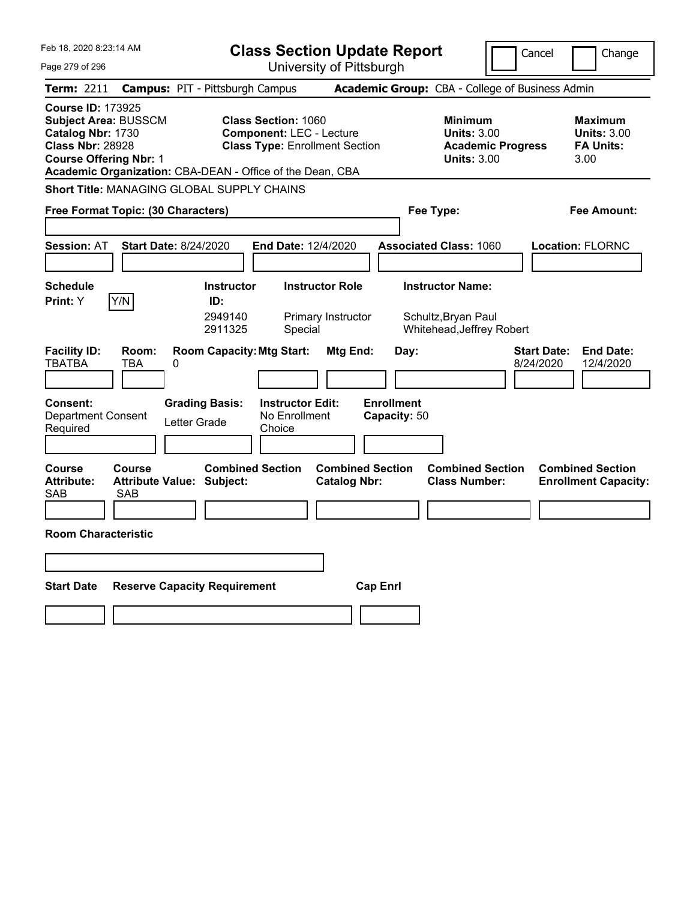Feb 18, 2020 8:23:14 AM

# Class Section Update Report

University of Pittsburgh

Cancel | Change

**Term:** 2211 **Campus:** PIT - Pittsburgh Campus **Academic Group:** CBA - College of Business Admin

**Course ID:** 173925
**Subject Area:** BUSSCM
**Catalog Nbr:** 1730
**Class Nbr:** 28928
**Course Offering Nbr:** 1
**Academic Organization:** CBA-DEAN - Office of the Dean, CBA

**Class Section:** 1060
**Component:** LEC - Lecture
**Class Type:** Enrollment Section

**Minimum Units:** 3.00
**Academic Progress Units:** 3.00

**Maximum Units:** 3.00
**FA Units:** 3.00

**Short Title:** MANAGING GLOBAL SUPPLY CHAINS

**Free Format Topic: (30 Characters)**

**Fee Type:**

**Fee Amount:**

**Session:** AT **Start Date:** 8/24/2020 **End Date:** 12/4/2020 **Associated Class:** 1060 **Location:** FLORNC

**Schedule Print:** Y Y/N

| Instructor ID: | Instructor Role | Instructor Name: |
|---|---|---|
| 2949140 | Primary Instructor | Schultz,Bryan Paul |
| 2911325 | Special | Whitehead,Jeffrey Robert |

| Facility ID: | Room: | Room Capacity: | Mtg Start: | Mtg End: | Day: | Start Date: | End Date: |
|---|---|---|---|---|---|---|---|
| TBATBA | TBA | 0 | | | | 8/24/2020 | 12/4/2020 |

**Consent:** Department Consent Required
**Grading Basis:** Letter Grade
**Instructor Edit:** No Enrollment Choice
**Enrollment Capacity:** 50

| Course Attribute: | Course Attribute Value: | Combined Section Subject: | Combined Section Catalog Nbr: | Combined Section Class Number: | Combined Section Enrollment Capacity: |
|---|---|---|---|---|---|
| SAB | SAB | | | | |

**Room Characteristic**

| Start Date | Reserve Capacity Requirement | Cap Enrl |
|---|---|---|
| | | |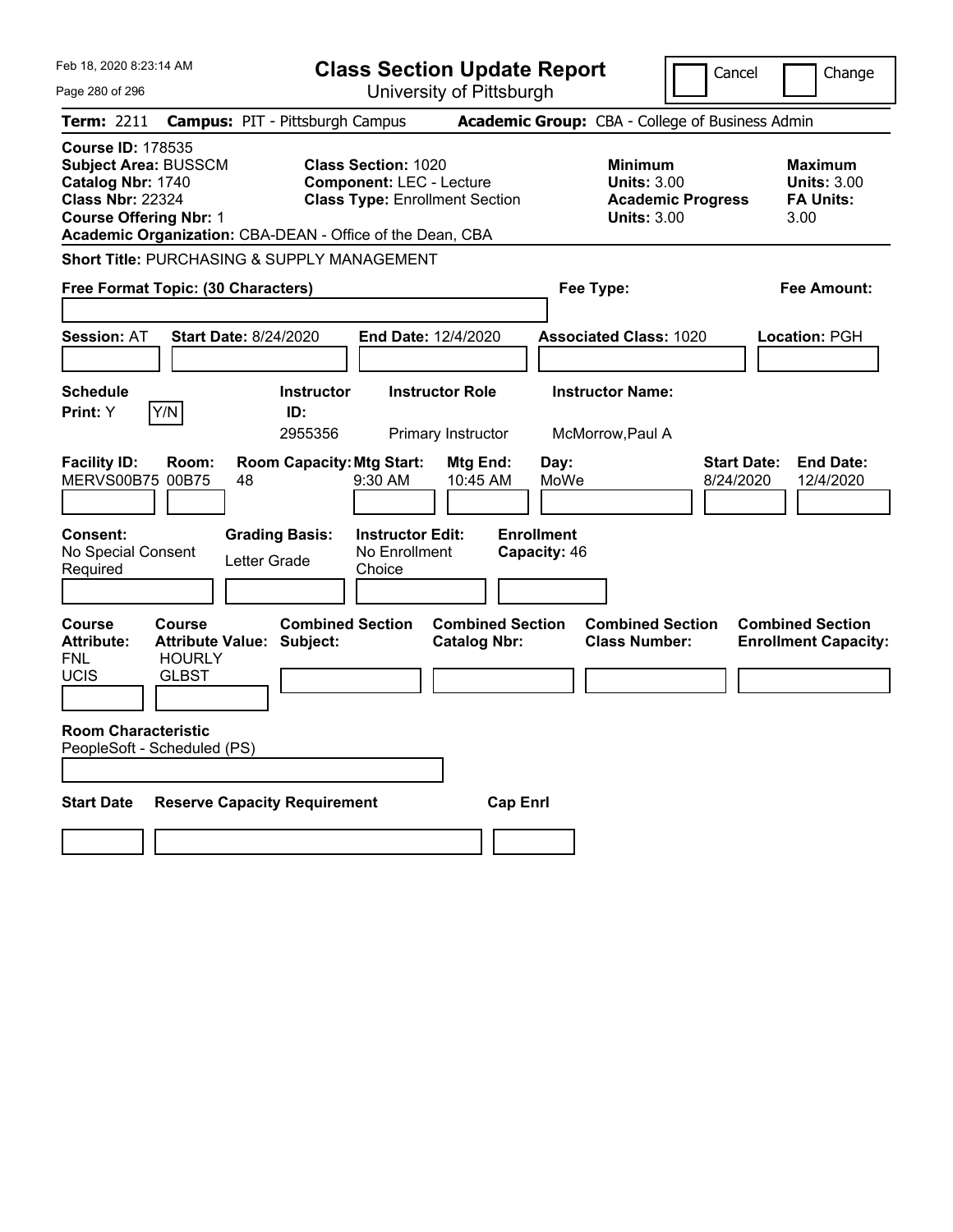Feb 18, 2020 8:23:14 AM

# Class Section Update Report

University of Pittsburgh

Cancel | Change

**Term:** 2211 **Campus:** PIT - Pittsburgh Campus **Academic Group:** CBA - College of Business Admin

**Course ID:** 178535
**Subject Area:** BUSSCM
**Catalog Nbr:** 1740
**Class Nbr:** 22324
**Course Offering Nbr:** 1
**Academic Organization:** CBA-DEAN - Office of the Dean, CBA

**Class Section:** 1020
**Component:** LEC - Lecture
**Class Type:** Enrollment Section

**Minimum Units:** 3.00
**Academic Progress Units:** 3.00

**Maximum Units:** 3.00
**FA Units:** 3.00

**Short Title:** PURCHASING & SUPPLY MANAGEMENT

**Free Format Topic: (30 Characters)**

**Fee Type:**

**Fee Amount:**

**Session:** AT **Start Date:** 8/24/2020 **End Date:** 12/4/2020 **Associated Class:** 1020 **Location:** PGH

| Schedule Print | Instructor ID | Instructor Role | Instructor Name |
|---|---|---|---|
| Y (Y/N) | 2955356 | Primary Instructor | McMorrow,Paul A |

| Facility ID | Room | Room Capacity | Mtg Start | Mtg End | Day | Start Date | End Date |
|---|---|---|---|---|---|---|---|
| MERVS00B75 | 00B75 | 48 | 9:30 AM | 10:45 AM | MoWe | 8/24/2020 | 12/4/2020 |

**Consent:** No Special Consent Required
**Grading Basis:** Letter Grade
**Instructor Edit:** No Enrollment Choice
**Enrollment Capacity:** 46

| Course Attribute | Course Attribute Value | Combined Section Subject | Combined Section Catalog Nbr | Combined Section Class Number | Combined Section Enrollment Capacity |
|---|---|---|---|---|---|
| FNL | HOURLY | | | | |
| UCIS | GLBST | | | | |

**Room Characteristic**
PeopleSoft - Scheduled (PS)

| Start Date | Reserve Capacity Requirement | Cap Enrl |
|---|---|---|
| | | |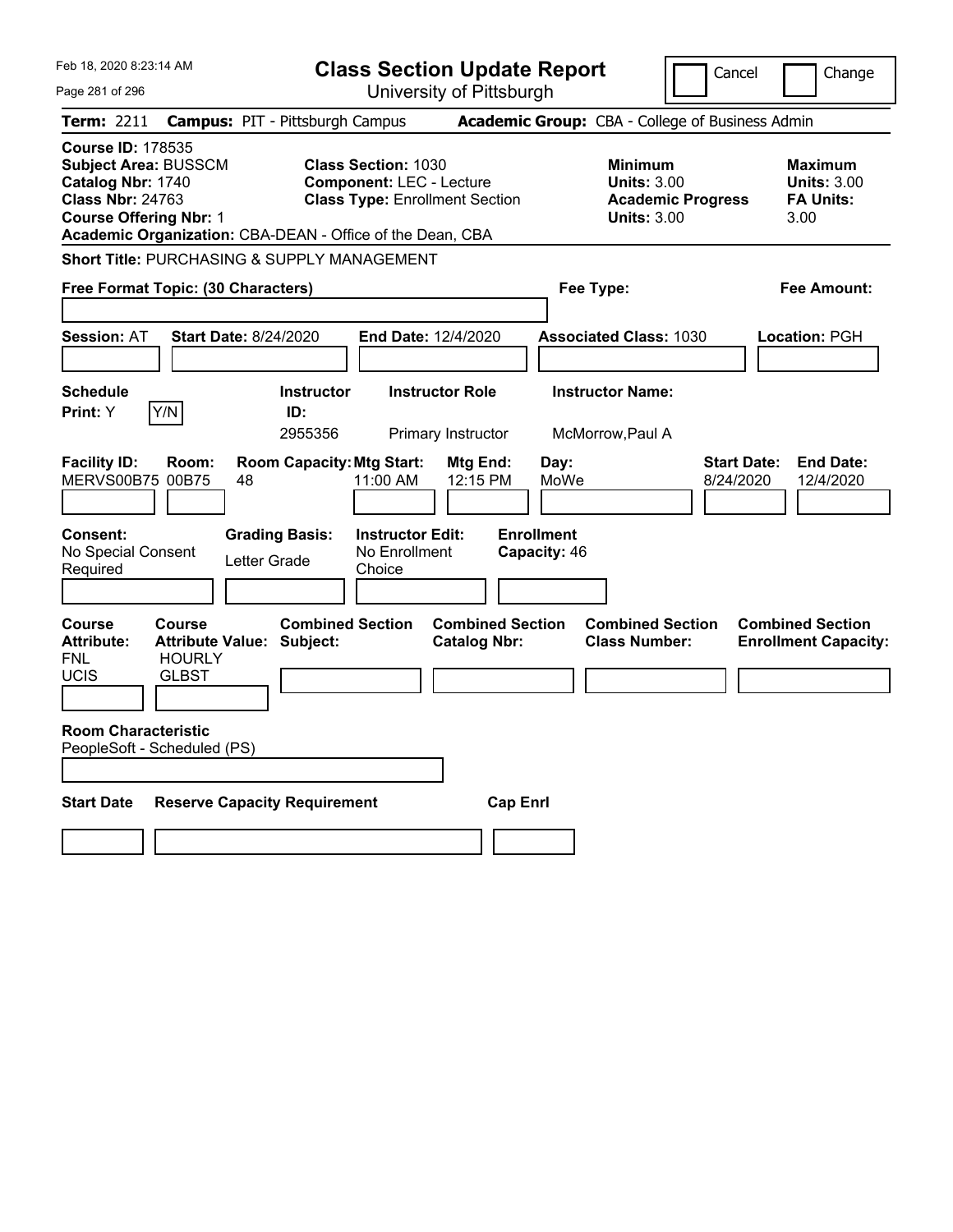Feb 18, 2020 8:23:14 AM

# Class Section Update Report

University of Pittsburgh

Cancel | Change

**Term:** 2211 **Campus:** PIT - Pittsburgh Campus **Academic Group:** CBA - College of Business Admin

**Course ID:** 178535
**Subject Area:** BUSSCM
**Catalog Nbr:** 1740
**Class Nbr:** 24763
**Course Offering Nbr:** 1
**Academic Organization:** CBA-DEAN - Office of the Dean, CBA

**Class Section:** 1030
**Component:** LEC - Lecture
**Class Type:** Enrollment Section

**Minimum Units:** 3.00
**Academic Progress Units:** 3.00

**Maximum Units:** 3.00
**FA Units:** 3.00

**Short Title:** PURCHASING & SUPPLY MANAGEMENT

**Free Format Topic: (30 Characters)** | **Fee Type:** | **Fee Amount:**

**Session:** AT **Start Date:** 8/24/2020 **End Date:** 12/4/2020 **Associated Class:** 1030 **Location:** PGH

| Schedule Print | Instructor ID | Instructor Role | Instructor Name |
|---|---|---|---|
| Y (Y/N) | 2955356 | Primary Instructor | McMorrow,Paul A |

| Facility ID | Room | Room Capacity | Mtg Start | Mtg End | Day | Start Date | End Date |
|---|---|---|---|---|---|---|---|
| MERVS00B75 | 00B75 | 48 | 11:00 AM | 12:15 PM | MoWe | 8/24/2020 | 12/4/2020 |

**Consent:** No Special Consent Required
**Grading Basis:** Letter Grade
**Instructor Edit:** No Enrollment Choice
**Enrollment Capacity:** 46

| Course Attribute | Course Attribute Value | Combined Section Subject | Combined Section Catalog Nbr | Combined Section Class Number | Combined Section Enrollment Capacity |
|---|---|---|---|---|---|
| FNL | HOURLY | | | | |
| UCIS | GLBST | | | | |

**Room Characteristic**
PeopleSoft - Scheduled (PS)

| Start Date | Reserve Capacity Requirement | Cap Enrl |
|---|---|---|
| | | |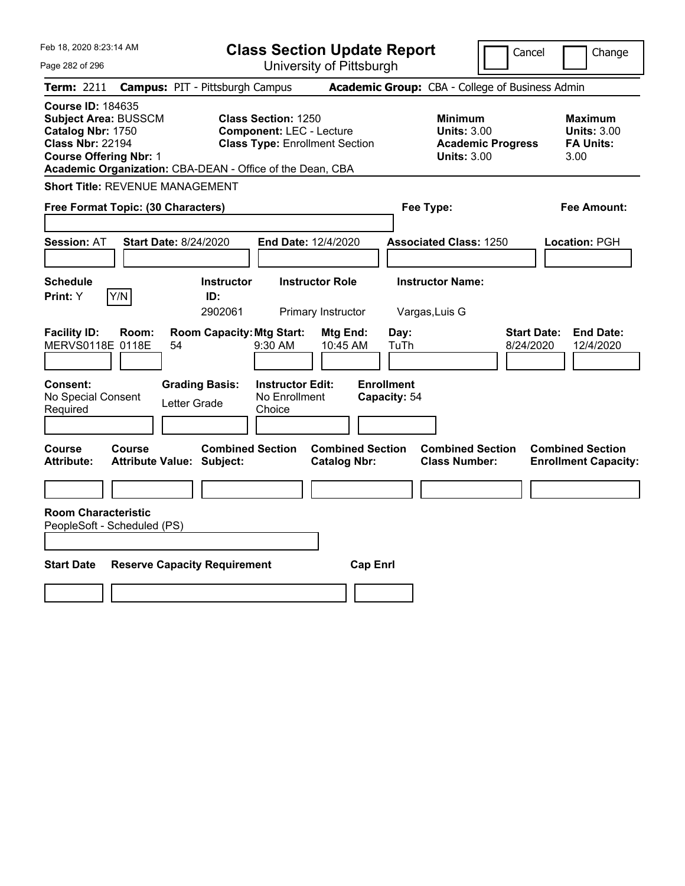# Class Section Update Report

University of Pittsburgh

Cancel | Change

**Term:** 2211 **Campus:** PIT - Pittsburgh Campus **Academic Group:** CBA - College of Business Admin

**Course ID:** 184635
**Subject Area:** BUSSCM
**Catalog Nbr:** 1750
**Class Nbr:** 22194
**Course Offering Nbr:** 1
**Academic Organization:** CBA-DEAN - Office of the Dean, CBA

**Class Section:** 1250
**Component:** LEC - Lecture
**Class Type:** Enrollment Section

| | Minimum | Maximum |
|---|---|---|
| Units | 3.00 | 3.00 |
| Academic Progress / FA Units | 3.00 | 3.00 |

**Short Title:** REVENUE MANAGEMENT

**Free Format Topic: (30 Characters)**

**Fee Type:**

**Fee Amount:**

**Session:** AT **Start Date:** 8/24/2020 **End Date:** 12/4/2020 **Associated Class:** 1250 **Location:** PGH

| Schedule Print | Instructor ID | Instructor Role | Instructor Name |
|---|---|---|---|
| Y | 2902061 | Primary Instructor | Vargas,Luis G |

| Facility ID | Room | Room Capacity | Mtg Start | Mtg End | Day | Start Date | End Date |
|---|---|---|---|---|---|---|---|
| MERVS0118E | 0118E | 54 | 9:30 AM | 10:45 AM | TuTh | 8/24/2020 | 12/4/2020 |

| Consent | Grading Basis | Instructor Edit | Enrollment Capacity |
|---|---|---|---|
| No Special Consent Required | Letter Grade | No Enrollment Choice | 54 |

| Course Attribute | Course Attribute Value | Combined Section Subject | Combined Section Catalog Nbr | Combined Section Class Number | Combined Section Enrollment Capacity |
|---|---|---|---|---|---|
| | | | | | |

**Room Characteristic**
PeopleSoft - Scheduled (PS)

| Start Date | Reserve Capacity Requirement | Cap Enrl |
|---|---|---|
| | | |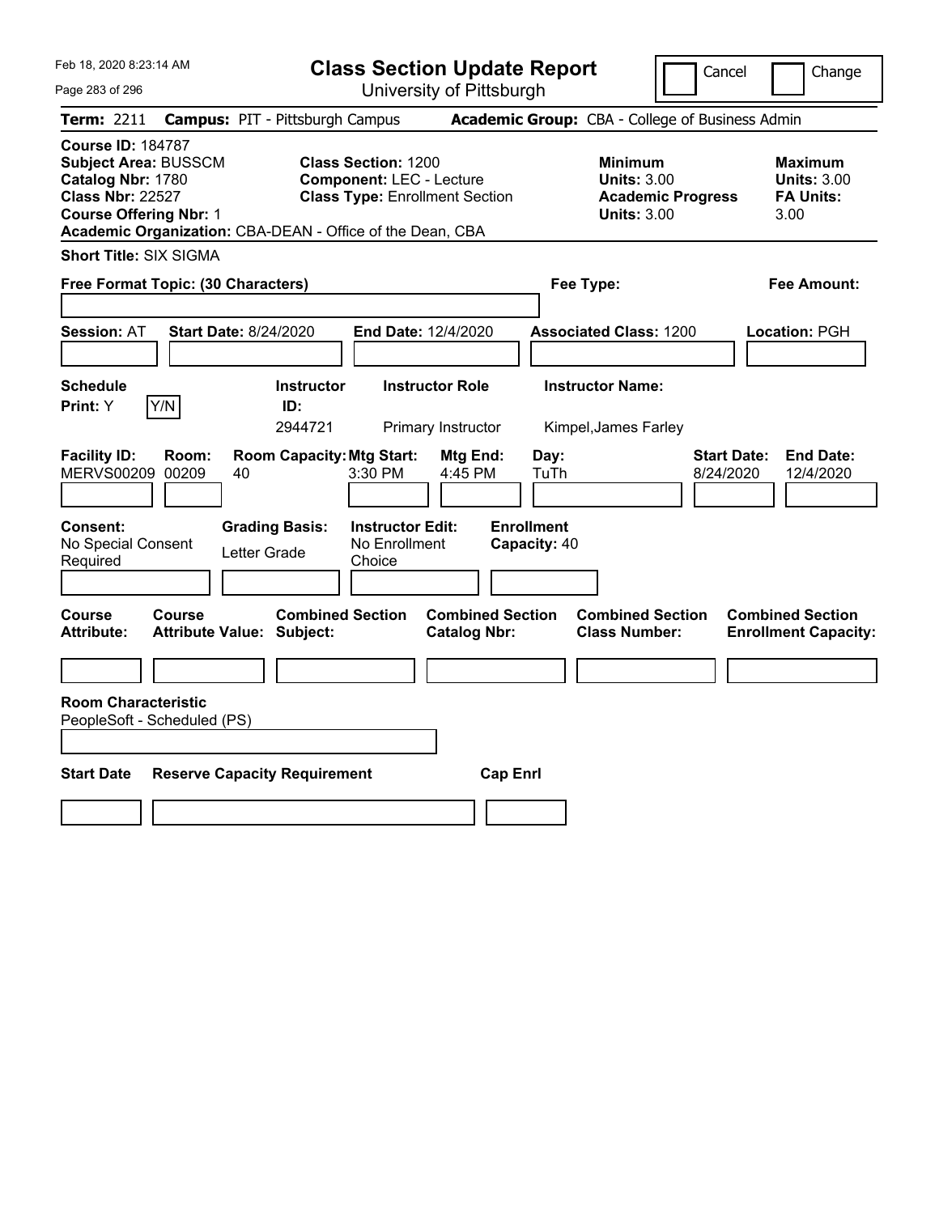Feb 18, 2020 8:23:14 AM

# Class Section Update Report

University of Pittsburgh

Cancel | Change

**Term:** 2211 **Campus:** PIT - Pittsburgh Campus **Academic Group:** CBA - College of Business Admin

**Course ID:** 184787
**Subject Area:** BUSSCM
**Catalog Nbr:** 1780
**Class Nbr:** 22527
**Course Offering Nbr:** 1
**Academic Organization:** CBA-DEAN - Office of the Dean, CBA

**Class Section:** 1200
**Component:** LEC - Lecture
**Class Type:** Enrollment Section

**Minimum Units:** 3.00
**Academic Progress Units:** 3.00

**Maximum Units:** 3.00
**FA Units:** 3.00

**Short Title:** SIX SIGMA

**Free Format Topic: (30 Characters)**

**Fee Type:**

**Fee Amount:**

**Session:** AT **Start Date:** 8/24/2020 **End Date:** 12/4/2020 **Associated Class:** 1200 **Location:** PGH

| Schedule Print | Instructor ID | Instructor Role | Instructor Name |
|---|---|---|---|
| Y | 2944721 | Primary Instructor | Kimpel,James Farley |

| Facility ID | Room | Room Capacity | Mtg Start | Mtg End | Day | Start Date | End Date |
|---|---|---|---|---|---|---|---|
| MERVS00209 | 00209 | 40 | 3:30 PM | 4:45 PM | TuTh | 8/24/2020 | 12/4/2020 |

| Consent | Grading Basis | Instructor Edit | Enrollment Capacity |
|---|---|---|---|
| No Special Consent Required | Letter Grade | No Enrollment Choice | 40 |

| Course Attribute | Course Attribute Value | Combined Section Subject | Combined Section Catalog Nbr | Combined Section Class Number | Combined Section Enrollment Capacity |
|---|---|---|---|---|---|
| | | | | | |

**Room Characteristic**
PeopleSoft - Scheduled (PS)

| Start Date | Reserve Capacity Requirement | Cap Enrl |
|---|---|---|
| | | |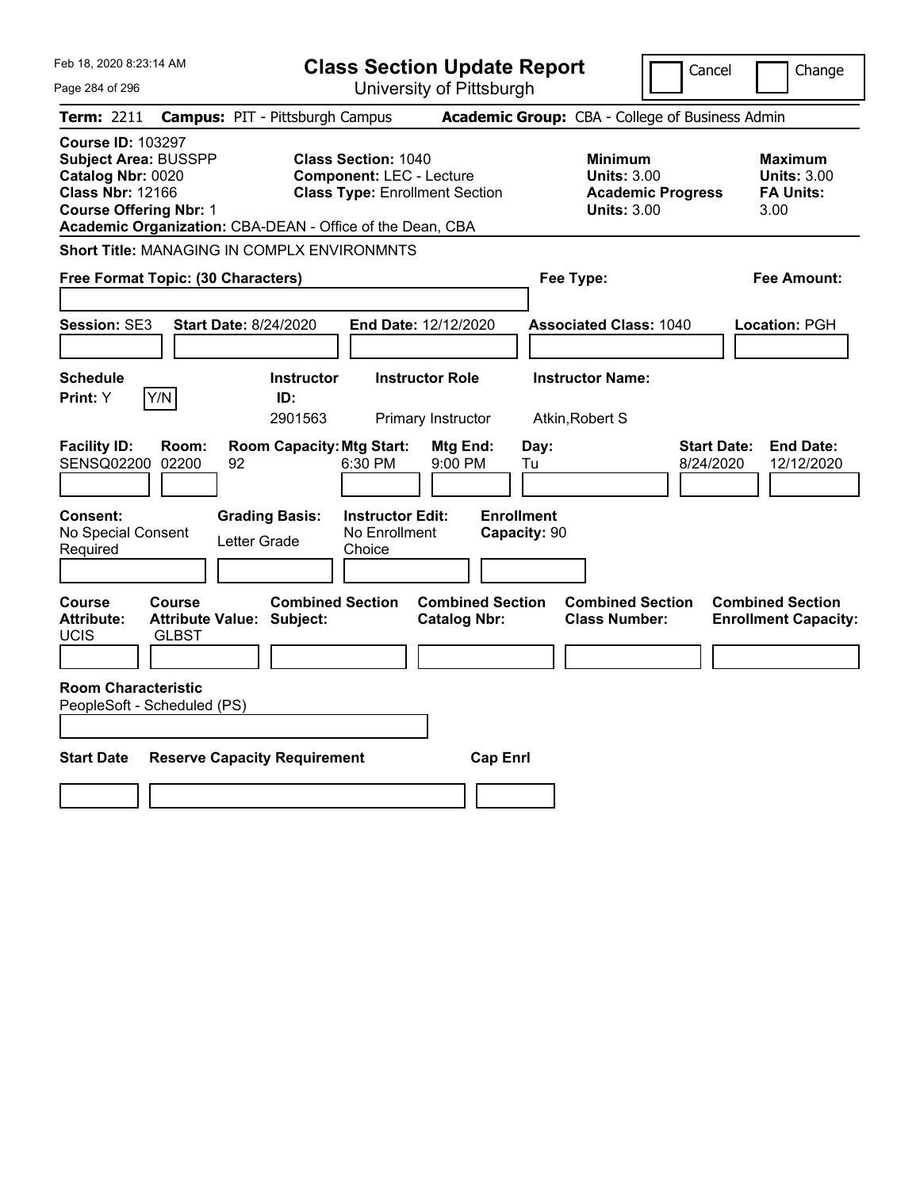# Class Section Update Report

University of Pittsburgh

Cancel | Change

**Term:** 2211 **Campus:** PIT - Pittsburgh Campus **Academic Group:** CBA - College of Business Admin

**Course ID:** 103297
**Subject Area:** BUSSPP
**Catalog Nbr:** 0020
**Class Nbr:** 12166
**Course Offering Nbr:** 1
**Academic Organization:** CBA-DEAN - Office of the Dean, CBA

**Class Section:** 1040
**Component:** LEC - Lecture
**Class Type:** Enrollment Section

**Minimum Units:** 3.00
**Academic Progress Units:** 3.00

**Maximum Units:** 3.00
**FA Units:** 3.00

**Short Title:** MANAGING IN COMPLX ENVIRONMNTS

**Free Format Topic: (30 Characters)**

**Fee Type:**

**Fee Amount:**

**Session:** SE3 **Start Date:** 8/24/2020 **End Date:** 12/12/2020 **Associated Class:** 1040 **Location:** PGH

| Schedule Print | Instructor ID | Instructor Role | Instructor Name |
|---|---|---|---|
| Y | 2901563 | Primary Instructor | Atkin,Robert S |

| Facility ID | Room | Room Capacity | Mtg Start | Mtg End | Day | Start Date | End Date |
|---|---|---|---|---|---|---|---|
| SENSQ02200 | 02200 | 92 | 6:30 PM | 9:00 PM | Tu | 8/24/2020 | 12/12/2020 |

**Consent:** No Special Consent Required
**Grading Basis:** Letter Grade
**Instructor Edit:** No Enrollment Choice
**Enrollment Capacity:** 90

| Course Attribute | Course Attribute Value | Combined Section Subject | Combined Section Catalog Nbr | Combined Section Class Number | Combined Section Enrollment Capacity |
|---|---|---|---|---|---|
| UCIS | GLBST | | | | |

**Room Characteristic**
PeopleSoft - Scheduled (PS)

| Start Date | Reserve Capacity Requirement | Cap Enrl |
|---|---|---|
| | | |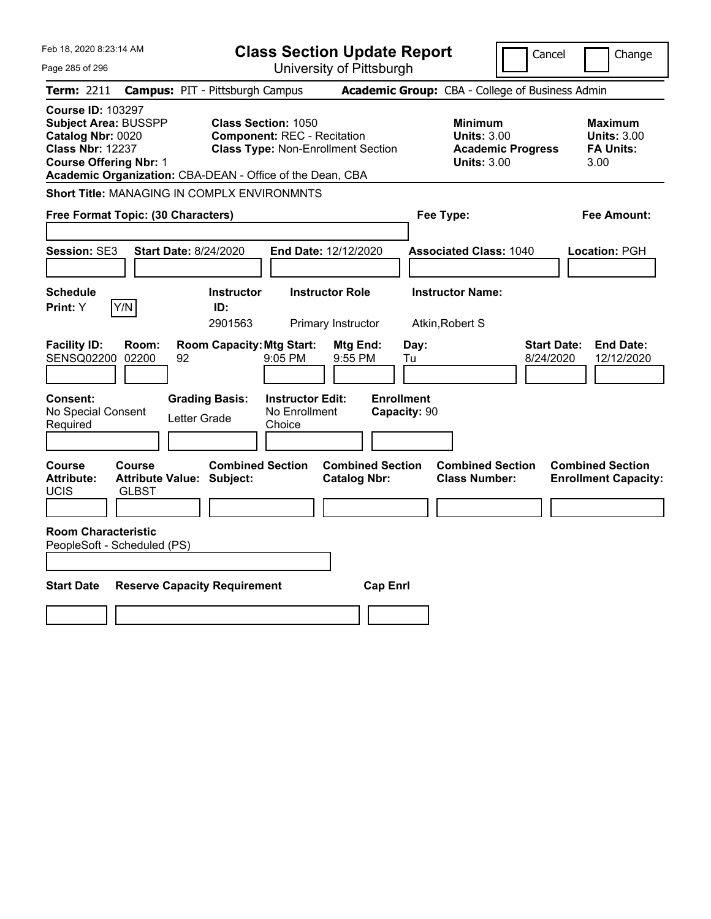# Class Section Update Report

University of Pittsburgh

Cancel | Change

**Term:** 2211 **Campus:** PIT - Pittsburgh Campus **Academic Group:** CBA - College of Business Admin

**Course ID:** 103297
**Subject Area:** BUSSPP
**Catalog Nbr:** 0020
**Class Nbr:** 12237
**Course Offering Nbr:** 1
**Academic Organization:** CBA-DEAN - Office of the Dean, CBA

**Class Section:** 1050
**Component:** REC - Recitation
**Class Type:** Non-Enrollment Section

**Minimum Units:** 3.00
**Academic Progress Units:** 3.00

**Maximum Units:** 3.00
**FA Units:** 3.00

**Short Title:** MANAGING IN COMPLX ENVIRONMNTS

**Free Format Topic: (30 Characters)**

**Fee Type:**

**Fee Amount:**

**Session:** SE3 **Start Date:** 8/24/2020 **End Date:** 12/12/2020 **Associated Class:** 1040 **Location:** PGH

| Schedule Print | | Instructor ID | Instructor Role | Instructor Name |
|---|---|---|---|---|
| Y | Y/N | 2901563 | Primary Instructor | Atkin,Robert S |

| Facility ID | Room | Room Capacity | Mtg Start | Mtg End | Day | Start Date | End Date |
|---|---|---|---|---|---|---|---|
| SENSQ02200 | 02200 | 92 | 9:05 PM | 9:55 PM | Tu | 8/24/2020 | 12/12/2020 |

**Consent:** No Special Consent Required
**Grading Basis:** Letter Grade
**Instructor Edit:** No Enrollment Choice
**Enrollment Capacity:** 90

| Course Attribute | Course Attribute Value | Combined Section Subject | Combined Section Catalog Nbr | Combined Section Class Number | Combined Section Enrollment Capacity |
|---|---|---|---|---|---|
| UCIS | GLBST | | | | |

**Room Characteristic**
PeopleSoft - Scheduled (PS)

| Start Date | Reserve Capacity Requirement | Cap Enrl |
|---|---|---|
| | | |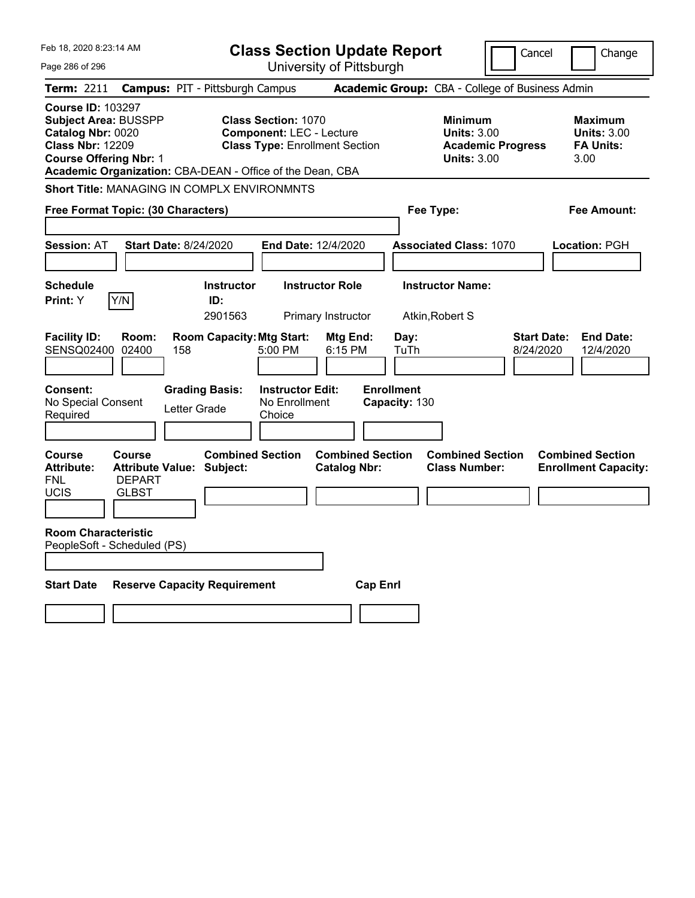Feb 18, 2020 8:23:14 AM

# Class Section Update Report

University of Pittsburgh

Cancel / Change

**Term:** 2211 **Campus:** PIT - Pittsburgh Campus **Academic Group:** CBA - College of Business Admin

**Course ID:** 103297
**Subject Area:** BUSSPP
**Catalog Nbr:** 0020
**Class Nbr:** 12209
**Course Offering Nbr:** 1
**Academic Organization:** CBA-DEAN - Office of the Dean, CBA

**Class Section:** 1070
**Component:** LEC - Lecture
**Class Type:** Enrollment Section

**Minimum Units:** 3.00
**Academic Progress Units:** 3.00

**Maximum Units:** 3.00
**FA Units:** 3.00

**Short Title:** MANAGING IN COMPLX ENVIRONMNTS

**Free Format Topic: (30 Characters)**

**Fee Type:**

**Fee Amount:**

**Session:** AT **Start Date:** 8/24/2020 **End Date:** 12/4/2020 **Associated Class:** 1070 **Location:** PGH

| Schedule Print | Instructor ID | Instructor Role | Instructor Name |
|---|---|---|---|
| Y (Y/N) | 2901563 | Primary Instructor | Atkin,Robert S |

| Facility ID | Room | Room Capacity | Mtg Start | Mtg End | Day | Start Date | End Date |
|---|---|---|---|---|---|---|---|
| SENSQ02400 | 02400 | 158 | 5:00 PM | 6:15 PM | TuTh | 8/24/2020 | 12/4/2020 |

**Consent:** No Special Consent Required
**Grading Basis:** Letter Grade
**Instructor Edit:** No Enrollment Choice
**Enrollment Capacity:** 130

| Course Attribute | Course Attribute Value | Combined Section Subject | Combined Section Catalog Nbr | Combined Section Class Number | Combined Section Enrollment Capacity |
|---|---|---|---|---|---|
| FNL | DEPART | | | | |
| UCIS | GLBST | | | | |

**Room Characteristic**
PeopleSoft - Scheduled (PS)

| Start Date | Reserve Capacity Requirement | Cap Enrl |
|---|---|---|
| | | |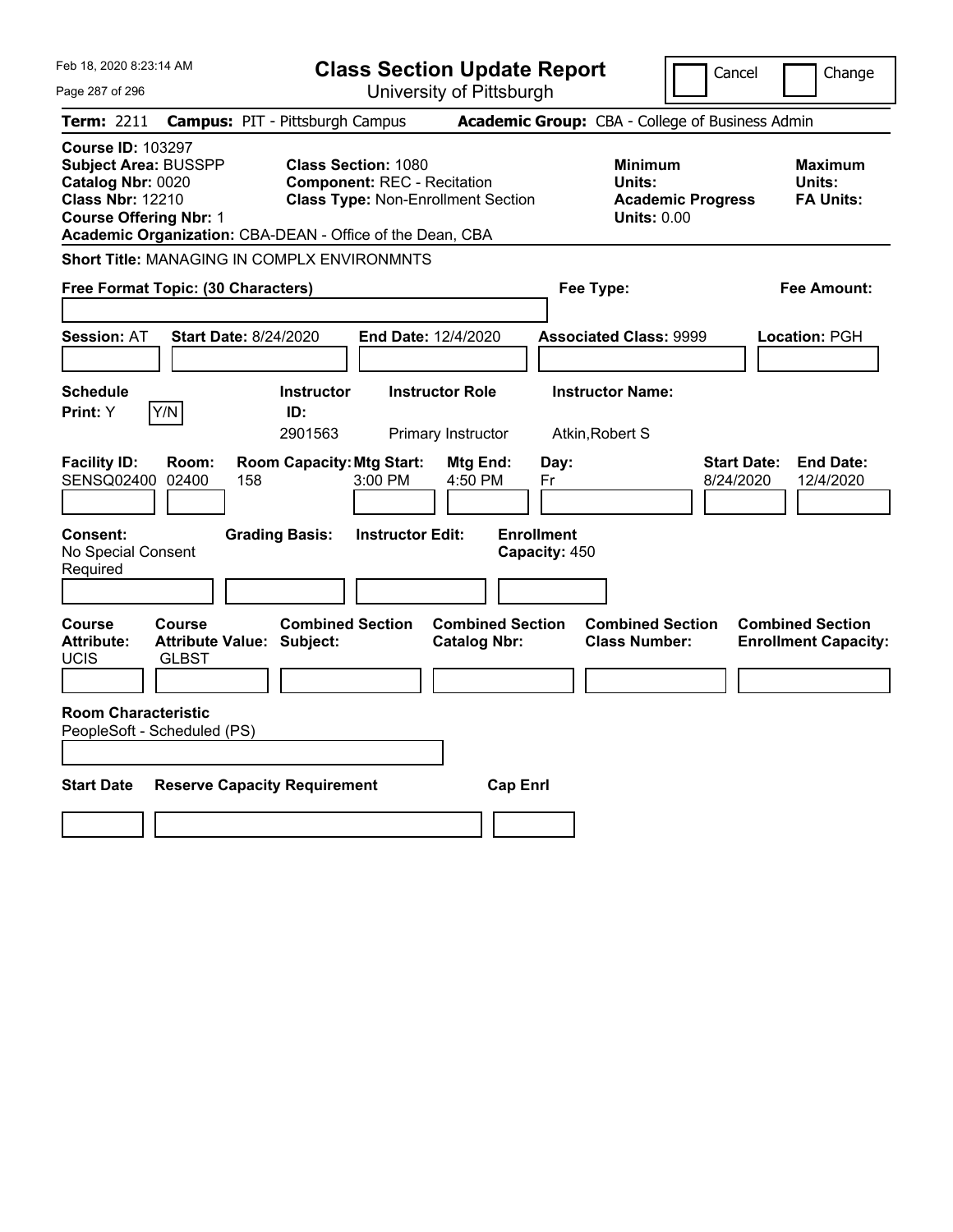# Class Section Update Report

University of Pittsburgh

Feb 18, 2020 8:23:14 AM

Cancel | Change

**Term:** 2211 **Campus:** PIT - Pittsburgh Campus **Academic Group:** CBA - College of Business Admin

**Course ID:** 103297
**Subject Area:** BUSSPP
**Catalog Nbr:** 0020
**Class Nbr:** 12210
**Course Offering Nbr:** 1
**Academic Organization:** CBA-DEAN - Office of the Dean, CBA

**Class Section:** 1080
**Component:** REC - Recitation
**Class Type:** Non-Enrollment Section

**Minimum Units:**
**Academic Progress Units:** 0.00

**Maximum Units:**
**FA Units:**

**Short Title:** MANAGING IN COMPLX ENVIRONMNTS

**Free Format Topic: (30 Characters)**

**Fee Type:**

**Fee Amount:**

**Session:** AT **Start Date:** 8/24/2020 **End Date:** 12/4/2020 **Associated Class:** 9999 **Location:** PGH

| Schedule Print | Instructor ID | Instructor Role | Instructor Name |
|---|---|---|---|
| Y (Y/N) | 2901563 | Primary Instructor | Atkin,Robert S |

| Facility ID | Room | Room Capacity | Mtg Start | Mtg End | Day | Start Date | End Date |
|---|---|---|---|---|---|---|---|
| SENSQ02400 | 02400 | 158 | 3:00 PM | 4:50 PM | Fr | 8/24/2020 | 12/4/2020 |

| Consent | Grading Basis | Instructor Edit | Enrollment Capacity |
|---|---|---|---|
| No Special Consent Required | | | 450 |

| Course Attribute | Course Attribute Value | Combined Section Subject | Combined Section Catalog Nbr | Combined Section Class Number | Combined Section Enrollment Capacity |
|---|---|---|---|---|---|
| UCIS | GLBST | | | | |

**Room Characteristic**
PeopleSoft - Scheduled (PS)

| Start Date | Reserve Capacity Requirement | Cap Enrl |
|---|---|---|
| | | |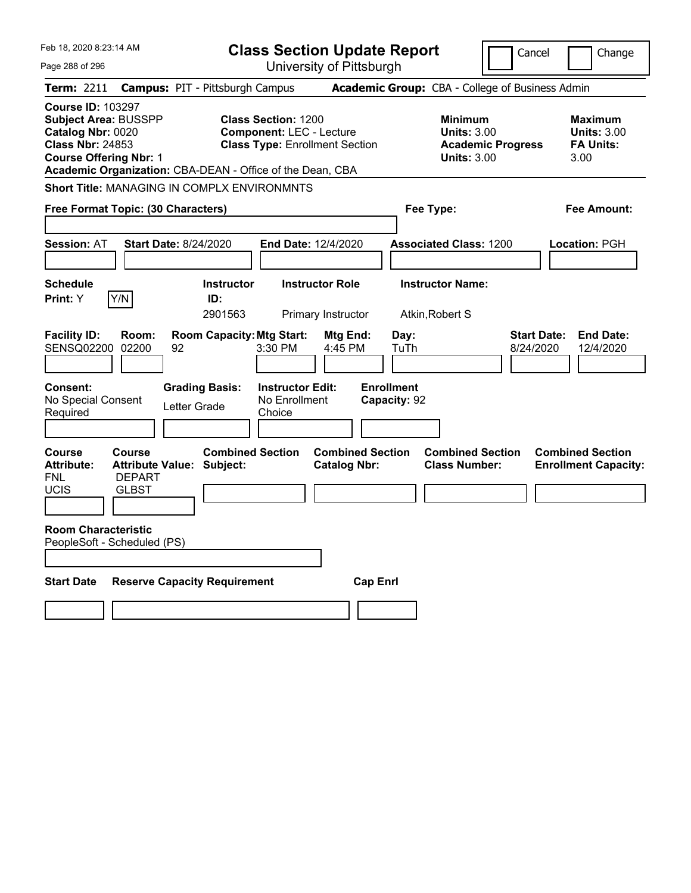Feb 18, 2020 8:23:14 AM

# Class Section Update Report

University of Pittsburgh

Cancel | Change

**Term:** 2211 **Campus:** PIT - Pittsburgh Campus **Academic Group:** CBA - College of Business Admin

**Course ID:** 103297
**Subject Area:** BUSSPP
**Catalog Nbr:** 0020
**Class Nbr:** 24853
**Course Offering Nbr:** 1
**Academic Organization:** CBA-DEAN - Office of the Dean, CBA

**Class Section:** 1200
**Component:** LEC - Lecture
**Class Type:** Enrollment Section

**Minimum Units:** 3.00
**Academic Progress Units:** 3.00

**Maximum Units:** 3.00
**FA Units:** 3.00

**Short Title:** MANAGING IN COMPLX ENVIRONMNTS

**Free Format Topic: (30 Characters)**

**Fee Type:**

**Fee Amount:**

**Session:** AT **Start Date:** 8/24/2020 **End Date:** 12/4/2020 **Associated Class:** 1200 **Location:** PGH

**Schedule Print:** Y Y/N

| Instructor ID: | Instructor Role | Instructor Name: |
|---|---|---|
| 2901563 | Primary Instructor | Atkin,Robert S |

| Facility ID: | Room: | Room Capacity: | Mtg Start: | Mtg End: | Day: | Start Date: | End Date: |
|---|---|---|---|---|---|---|---|
| SENSQ02200 | 02200 | 92 | 3:30 PM | 4:45 PM | TuTh | 8/24/2020 | 12/4/2020 |

**Consent:** No Special Consent Required

**Grading Basis:** Letter Grade

**Instructor Edit:** No Enrollment Choice

**Enrollment Capacity:** 92

| Course Attribute: | Course Attribute Value: | Combined Section Subject: | Combined Section Catalog Nbr: | Combined Section Class Number: | Combined Section Enrollment Capacity: |
|---|---|---|---|---|---|
| FNL | DEPART | | | | |
| UCIS | GLBST | | | | |

**Room Characteristic**
PeopleSoft - Scheduled (PS)

**Start Date** **Reserve Capacity Requirement** **Cap Enrl**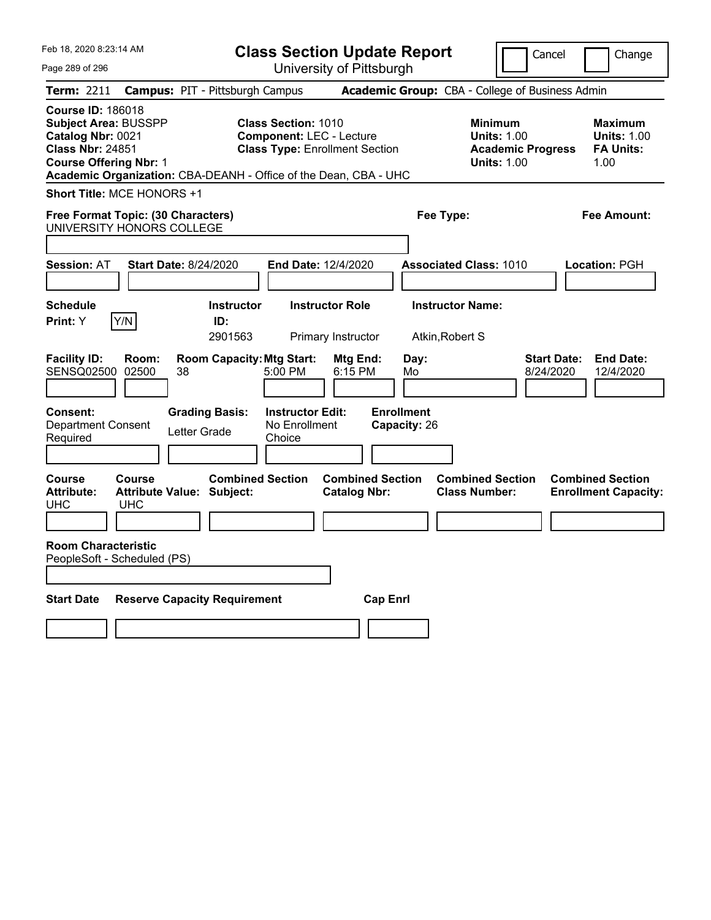Feb 18, 2020 8:23:14 AM

# Class Section Update Report

University of Pittsburgh

Cancel | Change

**Term:** 2211 **Campus:** PIT - Pittsburgh Campus **Academic Group:** CBA - College of Business Admin

**Course ID:** 186018
**Subject Area:** BUSSPP
**Catalog Nbr:** 0021
**Class Nbr:** 24851
**Course Offering Nbr:** 1
**Academic Organization:** CBA-DEANH - Office of the Dean, CBA - UHC

**Class Section:** 1010
**Component:** LEC - Lecture
**Class Type:** Enrollment Section

**Minimum Units:** 1.00
**Academic Progress Units:** 1.00

**Maximum Units:** 1.00
**FA Units:** 1.00

**Short Title:** MCE HONORS +1

**Free Format Topic: (30 Characters)**
UNIVERSITY HONORS COLLEGE

**Fee Type:**

**Fee Amount:**

**Session:** AT **Start Date:** 8/24/2020 **End Date:** 12/4/2020 **Associated Class:** 1010 **Location:** PGH

**Schedule Print:** Y Y/N

| Instructor ID | Instructor Role | Instructor Name |
|---|---|---|
| 2901563 | Primary Instructor | Atkin,Robert S |

| Facility ID | Room | Room Capacity | Mtg Start | Mtg End | Day | Start Date | End Date |
|---|---|---|---|---|---|---|---|
| SENSQ02500 | 02500 | 38 | 5:00 PM | 6:15 PM | Mo | 8/24/2020 | 12/4/2020 |

**Consent:** Department Consent Required
**Grading Basis:** Letter Grade
**Instructor Edit:** No Enrollment Choice
**Enrollment Capacity:** 26

| Course Attribute | Course Attribute Value | Combined Section Subject | Combined Section Catalog Nbr | Combined Section Class Number | Combined Section Enrollment Capacity |
|---|---|---|---|---|---|
| UHC | UHC | | | | |

**Room Characteristic**
PeopleSoft - Scheduled (PS)

| Start Date | Reserve Capacity Requirement | Cap Enrl |
|---|---|---|
| | | |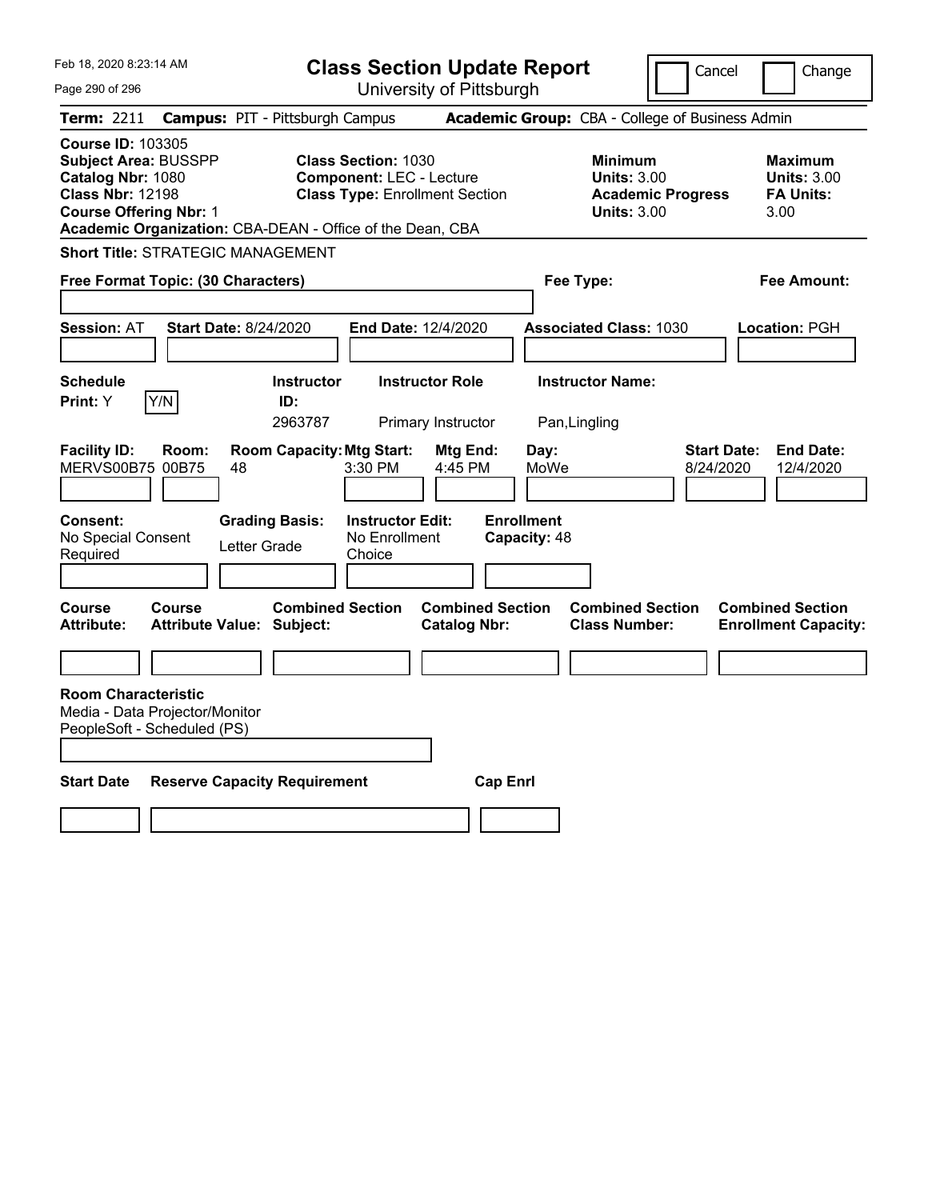# Class Section Update Report

University of Pittsburgh

Cancel | Change

**Term:** 2211 **Campus:** PIT - Pittsburgh Campus **Academic Group:** CBA - College of Business Admin

**Course ID:** 103305
**Subject Area:** BUSSPP
**Catalog Nbr:** 1080
**Class Nbr:** 12198
**Course Offering Nbr:** 1
**Academic Organization:** CBA-DEAN - Office of the Dean, CBA

**Class Section:** 1030
**Component:** LEC - Lecture
**Class Type:** Enrollment Section

**Minimum Units:** 3.00
**Academic Progress Units:** 3.00

**Maximum Units:** 3.00
**FA Units:** 3.00

**Short Title:** STRATEGIC MANAGEMENT

**Free Format Topic: (30 Characters)**

**Fee Type:**

**Fee Amount:**

**Session:** AT **Start Date:** 8/24/2020 **End Date:** 12/4/2020 **Associated Class:** 1030 **Location:** PGH

| Schedule Print: | Y/N | Instructor ID: | Instructor Role | Instructor Name: |
|---|---|---|---|---|
| Y | | 2963787 | Primary Instructor | Pan,Lingling |

| Facility ID: | Room: | Room Capacity: | Mtg Start: | Mtg End: | Day: | Start Date: | End Date: |
|---|---|---|---|---|---|---|---|
| MERVS00B75 | 00B75 | 48 | 3:30 PM | 4:45 PM | MoWe | 8/24/2020 | 12/4/2020 |

| Consent: | Grading Basis: | Instructor Edit: | Enrollment Capacity: |
|---|---|---|---|
| No Special Consent Required | Letter Grade | No Enrollment Choice | 48 |

| Course Attribute: | Course Attribute Value: | Combined Section Subject: | Combined Section Catalog Nbr: | Combined Section Class Number: | Combined Section Enrollment Capacity: |
|---|---|---|---|---|---|
| | | | | | |

**Room Characteristic**
Media - Data Projector/Monitor
PeopleSoft - Scheduled (PS)

| Start Date | Reserve Capacity Requirement | Cap Enrl |
|---|---|---|
| | | |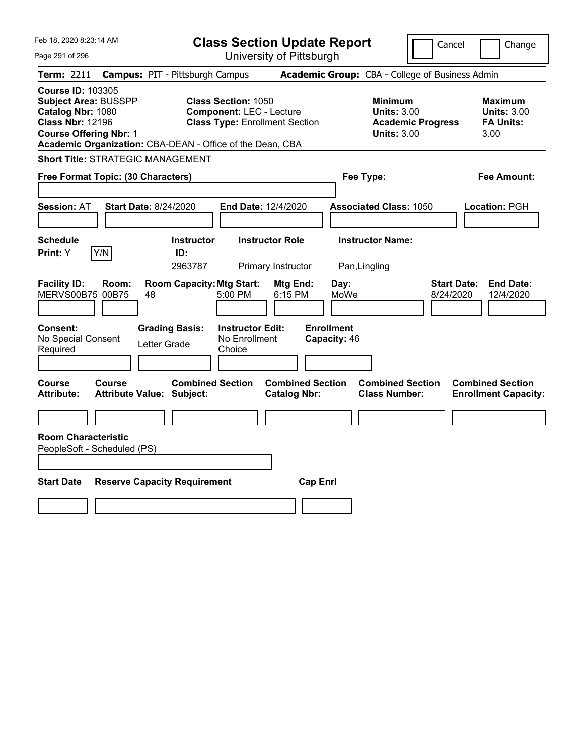# Class Section Update Report

University of Pittsburgh

Feb 18, 2020 8:23:14 AM

Cancel | Change

**Term:** 2211 **Campus:** PIT - Pittsburgh Campus **Academic Group:** CBA - College of Business Admin

**Course ID:** 103305
**Subject Area:** BUSSPP
**Catalog Nbr:** 1080
**Class Nbr:** 12196
**Course Offering Nbr:** 1
**Academic Organization:** CBA-DEAN - Office of the Dean, CBA

**Class Section:** 1050
**Component:** LEC - Lecture
**Class Type:** Enrollment Section

**Minimum Units:** 3.00
**Academic Progress Units:** 3.00

**Maximum Units:** 3.00
**FA Units:** 3.00

**Short Title:** STRATEGIC MANAGEMENT

**Free Format Topic: (30 Characters)**

**Fee Type:**

**Fee Amount:**

**Session:** AT **Start Date:** 8/24/2020 **End Date:** 12/4/2020 **Associated Class:** 1050 **Location:** PGH

| Schedule Print | Y/N | Instructor ID | Instructor Role | Instructor Name |
|---|---|---|---|---|
| Y | | 2963787 | Primary Instructor | Pan,Lingling |

| Facility ID | Room | Room Capacity | Mtg Start | Mtg End | Day | Start Date | End Date |
|---|---|---|---|---|---|---|---|
| MERVS00B75 | 00B75 | 48 | 5:00 PM | 6:15 PM | MoWe | 8/24/2020 | 12/4/2020 |

| Consent | Grading Basis | Instructor Edit | Enrollment Capacity |
|---|---|---|---|
| No Special Consent Required | Letter Grade | No Enrollment Choice | 46 |

| Course Attribute | Course Attribute Value | Combined Section Subject | Combined Section Catalog Nbr | Combined Section Class Number | Combined Section Enrollment Capacity |
|---|---|---|---|---|---|
| | | | | | |

**Room Characteristic**
PeopleSoft - Scheduled (PS)

| Start Date | Reserve Capacity Requirement | Cap Enrl |
|---|---|---|
| | | |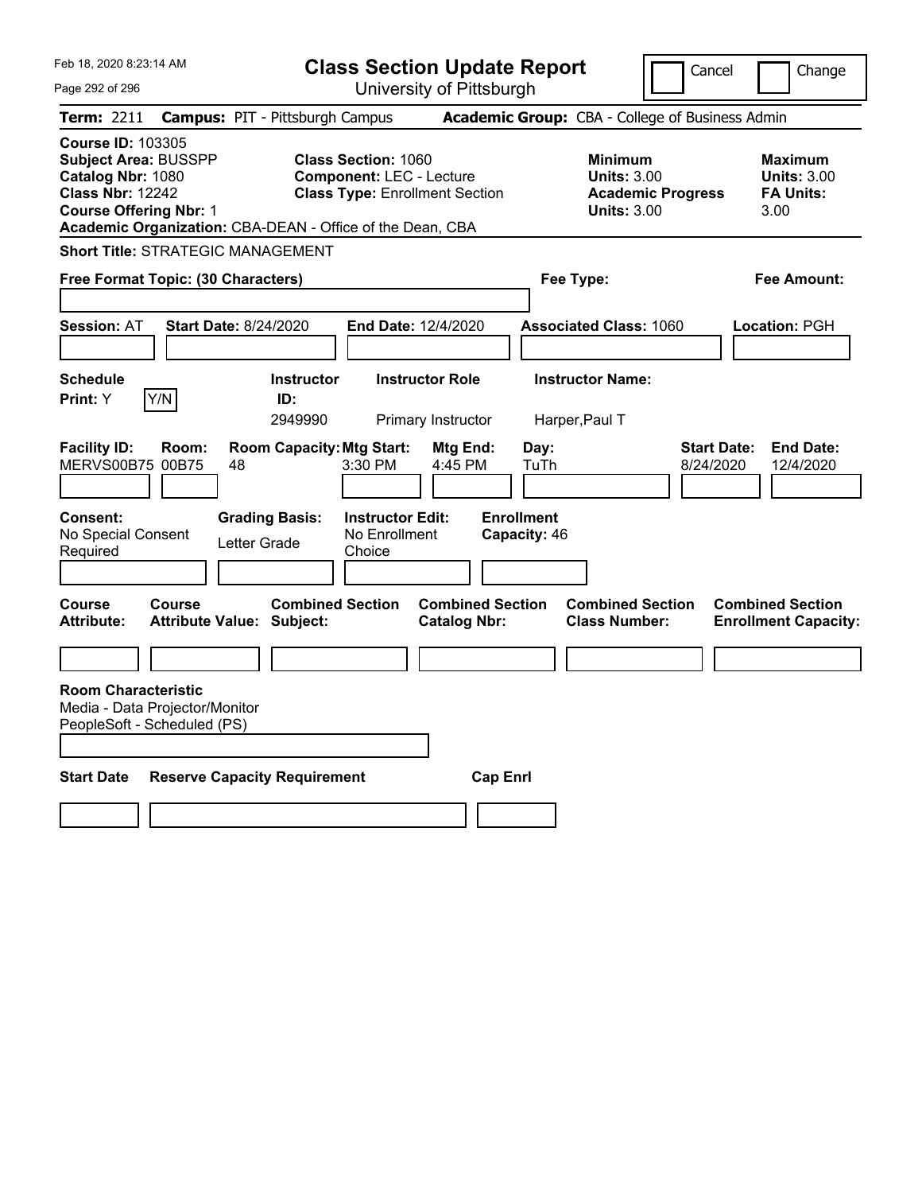# Class Section Update Report

University of Pittsburgh

Cancel | Change

**Term:** 2211 **Campus:** PIT - Pittsburgh Campus **Academic Group:** CBA - College of Business Admin

**Course ID:** 103305
**Subject Area:** BUSSPP
**Catalog Nbr:** 1080
**Class Nbr:** 12242
**Course Offering Nbr:** 1
**Academic Organization:** CBA-DEAN - Office of the Dean, CBA

**Class Section:** 1060
**Component:** LEC - Lecture
**Class Type:** Enrollment Section

**Minimum**
**Units:** 3.00
**Academic Progress Units:** 3.00

**Maximum**
**Units:** 3.00
**FA Units:** 3.00

**Short Title:** STRATEGIC MANAGEMENT

**Free Format Topic: (30 Characters)**

**Fee Type:**

**Fee Amount:**

**Session:** AT **Start Date:** 8/24/2020 **End Date:** 12/4/2020 **Associated Class:** 1060 **Location:** PGH

| Schedule Print: | Instructor ID: | Instructor Role | Instructor Name: |
|---|---|---|---|
| Y (Y/N) | 2949990 | Primary Instructor | Harper,Paul T |

| Facility ID: | Room: | Room Capacity: | Mtg Start: | Mtg End: | Day: | Start Date: | End Date: |
|---|---|---|---|---|---|---|---|
| MERVS00B75 | 00B75 | 48 | 3:30 PM | 4:45 PM | TuTh | 8/24/2020 | 12/4/2020 |

| Consent: | Grading Basis: | Instructor Edit: | Enrollment Capacity: |
|---|---|---|---|
| No Special Consent Required | Letter Grade | No Enrollment Choice | 46 |

| Course Attribute: | Course Attribute Value: | Combined Section Subject: | Combined Section Catalog Nbr: | Combined Section Class Number: | Combined Section Enrollment Capacity: |
|---|---|---|---|---|---|
| | | | | | |

**Room Characteristic**
Media - Data Projector/Monitor
PeopleSoft - Scheduled (PS)

| Start Date | Reserve Capacity Requirement | Cap Enrl |
|---|---|---|
| | | |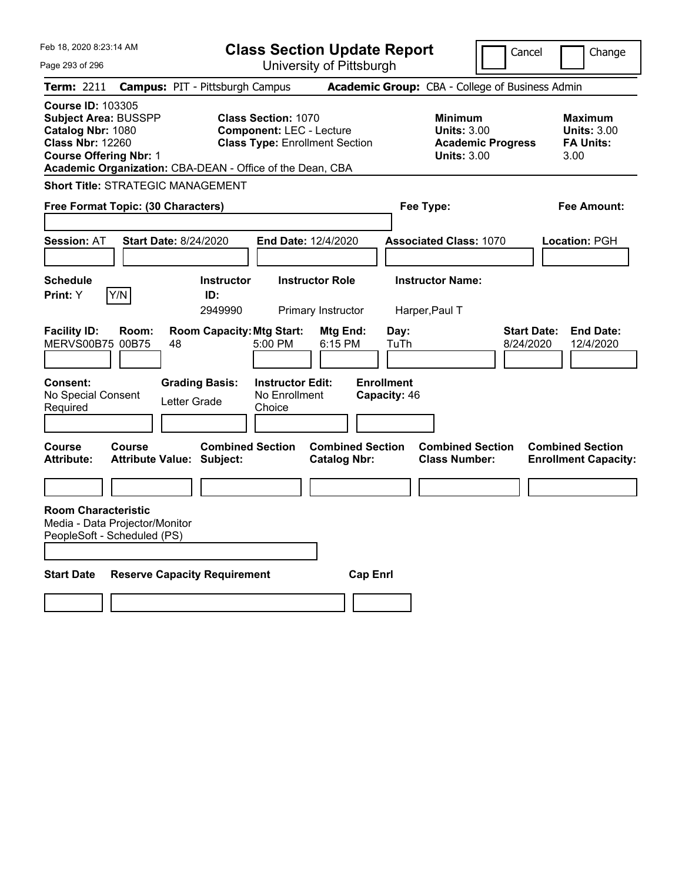# Class Section Update Report

University of Pittsburgh

Cancel | Change

**Term:** 2211 **Campus:** PIT - Pittsburgh Campus **Academic Group:** CBA - College of Business Admin

**Course ID:** 103305
**Subject Area:** BUSSPP
**Catalog Nbr:** 1080
**Class Nbr:** 12260
**Course Offering Nbr:** 1

**Class Section:** 1070
**Component:** LEC - Lecture
**Class Type:** Enrollment Section

**Minimum Units:** 3.00
**Academic Progress Units:** 3.00

**Maximum Units:** 3.00
**FA Units:** 3.00

**Academic Organization:** CBA-DEAN - Office of the Dean, CBA

**Short Title:** STRATEGIC MANAGEMENT

**Free Format Topic: (30 Characters)**

**Fee Type:**

**Fee Amount:**

**Session:** AT **Start Date:** 8/24/2020 **End Date:** 12/4/2020 **Associated Class:** 1070 **Location:** PGH

| Schedule Print: | Instructor ID: | Instructor Role | Instructor Name: |
|---|---|---|---|
| Y (Y/N) | 2949990 | Primary Instructor | Harper,Paul T |

| Facility ID: | Room: | Room Capacity: | Mtg Start: | Mtg End: | Day: | Start Date: | End Date: |
|---|---|---|---|---|---|---|---|
| MERVS00B75 | 00B75 | 48 | 5:00 PM | 6:15 PM | TuTh | 8/24/2020 | 12/4/2020 |

| Consent: | Grading Basis: | Instructor Edit: | Enrollment Capacity: |
|---|---|---|---|
| No Special Consent Required | Letter Grade | No Enrollment Choice | 46 |

| Course Attribute: | Course Attribute Value: | Combined Section Subject: | Combined Section Catalog Nbr: | Combined Section Class Number: | Combined Section Enrollment Capacity: |
|---|---|---|---|---|---|
| | | | | | |

**Room Characteristic**
Media - Data Projector/Monitor
PeopleSoft - Scheduled (PS)

| Start Date | Reserve Capacity Requirement | Cap Enrl |
|---|---|---|
| | | |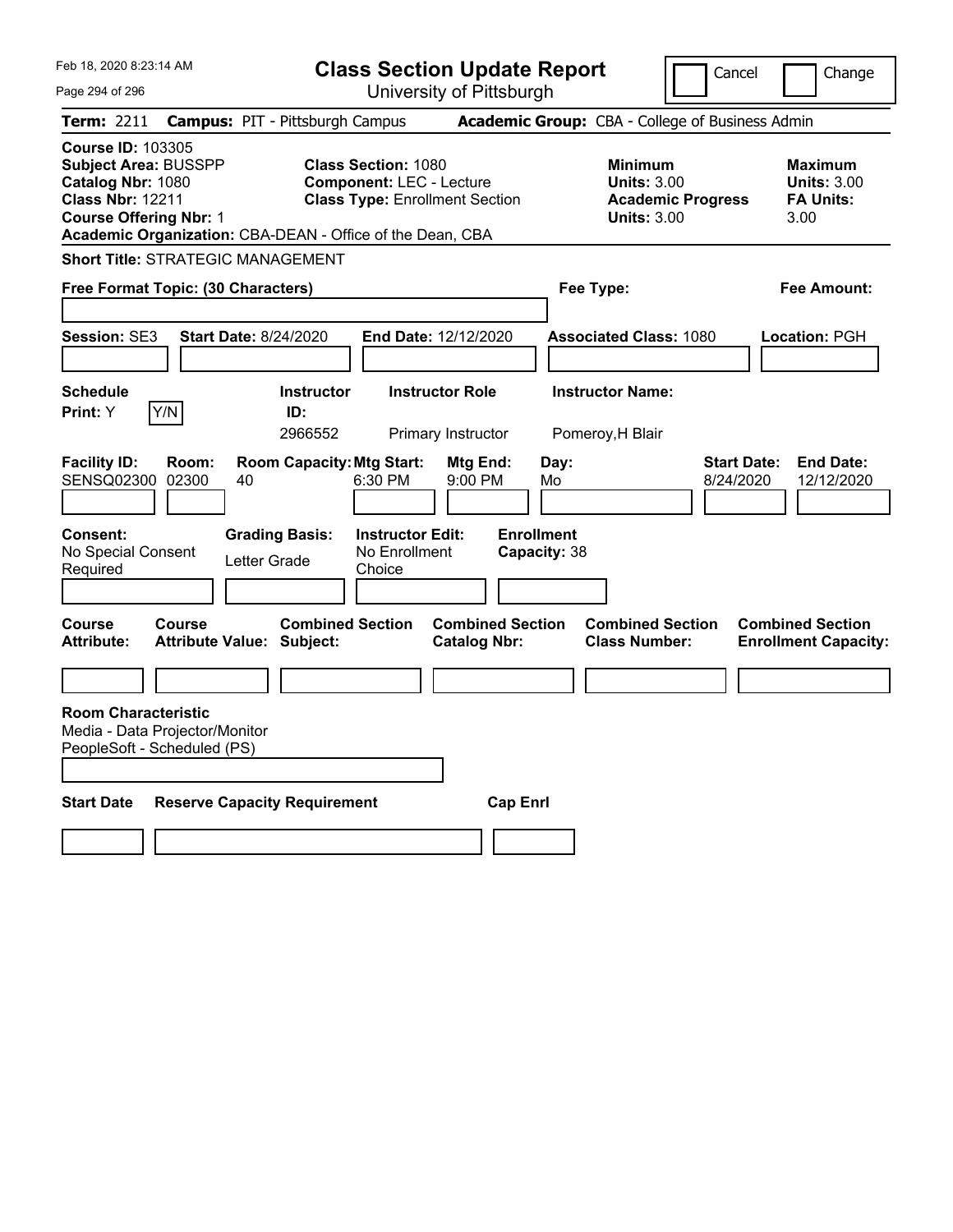# Class Section Update Report

University of Pittsburgh

Cancel | Change

Feb 18, 2020 8:23:14 AM

**Term:** 2211 **Campus:** PIT - Pittsburgh Campus **Academic Group:** CBA - College of Business Admin

**Course ID:** 103305
**Subject Area:** BUSSPP
**Catalog Nbr:** 1080
**Class Nbr:** 12211
**Course Offering Nbr:** 1
**Academic Organization:** CBA-DEAN - Office of the Dean, CBA

**Class Section:** 1080
**Component:** LEC - Lecture
**Class Type:** Enrollment Section

**Minimum Units:** 3.00
**Academic Progress Units:** 3.00

**Maximum Units:** 3.00
**FA Units:** 3.00

**Short Title:** STRATEGIC MANAGEMENT

**Free Format Topic: (30 Characters)**

**Fee Type:**

**Fee Amount:**

**Session:** SE3 **Start Date:** 8/24/2020 **End Date:** 12/12/2020 **Associated Class:** 1080 **Location:** PGH

| Schedule Print | Instructor ID | Instructor Role | Instructor Name |
|---|---|---|---|
| Y (Y/N) | 2966552 | Primary Instructor | Pomeroy,H Blair |

| Facility ID | Room | Room Capacity | Mtg Start | Mtg End | Day | Start Date | End Date |
|---|---|---|---|---|---|---|---|
| SENSQ02300 | 02300 | 40 | 6:30 PM | 9:00 PM | Mo | 8/24/2020 | 12/12/2020 |

**Consent:** No Special Consent Required
**Grading Basis:** Letter Grade
**Instructor Edit:** No Enrollment Choice
**Enrollment Capacity:** 38

| Course Attribute | Course Attribute Value | Combined Section Subject | Combined Section Catalog Nbr | Combined Section Class Number | Combined Section Enrollment Capacity |
|---|---|---|---|---|---|
| | | | | | |

**Room Characteristic**
Media - Data Projector/Monitor
PeopleSoft - Scheduled (PS)

| Start Date | Reserve Capacity Requirement | Cap Enrl |
|---|---|---|
| | | |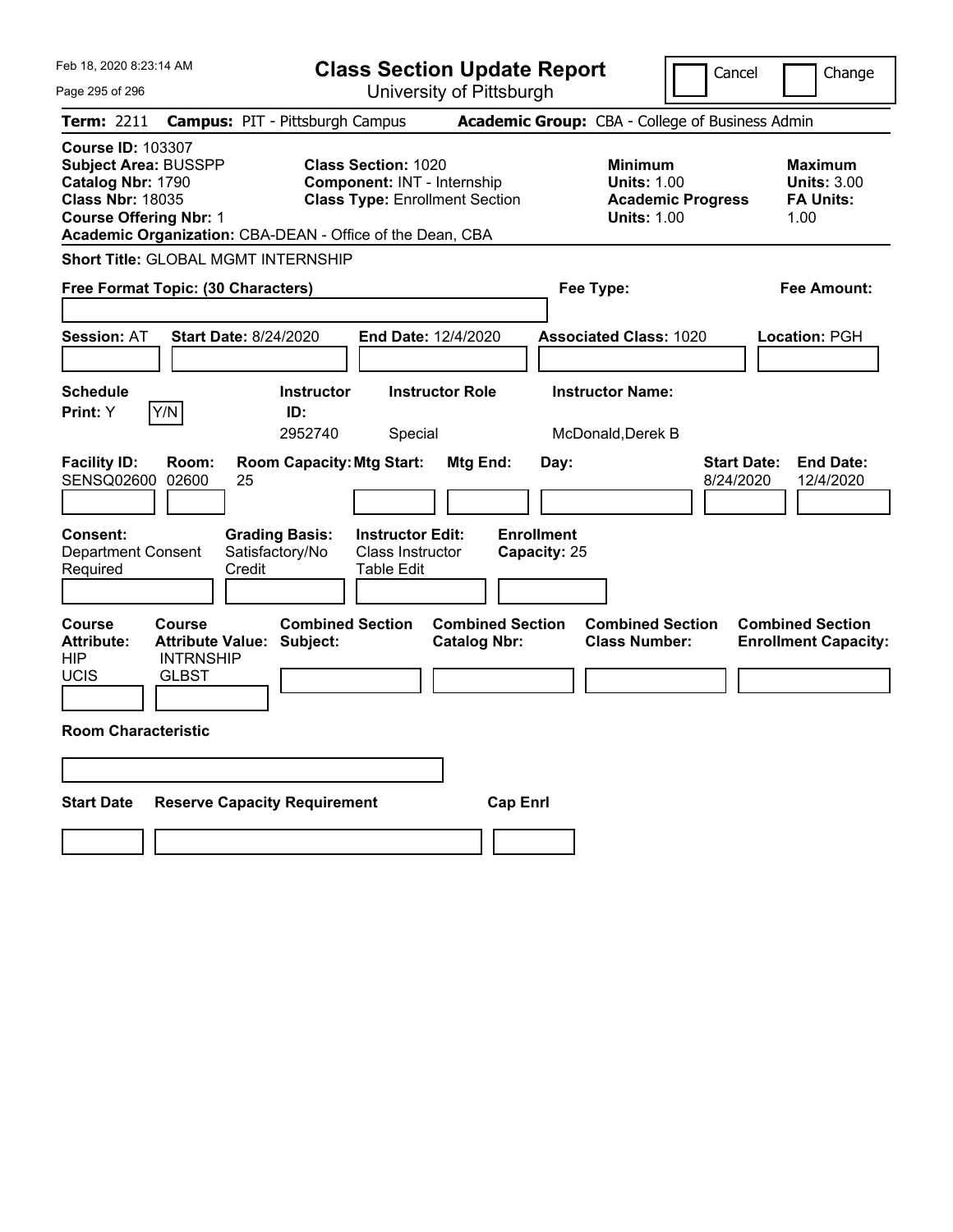# Class Section Update Report

University of Pittsburgh

Feb 18, 2020 8:23:14 AM

Cancel | Change

**Term:** 2211 **Campus:** PIT - Pittsburgh Campus **Academic Group:** CBA - College of Business Admin

**Course ID:** 103307
**Subject Area:** BUSSPP
**Catalog Nbr:** 1790
**Class Nbr:** 18035
**Course Offering Nbr:** 1
**Academic Organization:** CBA-DEAN - Office of the Dean, CBA

**Class Section:** 1020
**Component:** INT - Internship
**Class Type:** Enrollment Section

**Minimum Units:** 1.00
**Academic Progress Units:** 1.00

**Maximum Units:** 3.00
**FA Units:** 1.00

**Short Title:** GLOBAL MGMT INTERNSHIP

**Free Format Topic: (30 Characters)**

**Fee Type:**

**Fee Amount:**

**Session:** AT **Start Date:** 8/24/2020 **End Date:** 12/4/2020 **Associated Class:** 1020 **Location:** PGH

| Schedule Print | Instructor ID | Instructor Role | Instructor Name |
|---|---|---|---|
| Y (Y/N) | 2952740 | Special | McDonald,Derek B |

| Facility ID | Room | Room Capacity | Mtg Start | Mtg End | Day | Start Date | End Date |
|---|---|---|---|---|---|---|---|
| SENSQ02600 | 02600 | 25 | | | | 8/24/2020 | 12/4/2020 |

**Consent:** Department Consent Required
**Grading Basis:** Satisfactory/No Credit
**Instructor Edit:** Class Instructor Table Edit
**Enrollment Capacity:** 25

| Course Attribute | Course Attribute Value | Combined Section Subject | Combined Section Catalog Nbr | Combined Section Class Number | Combined Section Enrollment Capacity |
|---|---|---|---|---|---|
| HIP | INTRNSHIP | | | | |
| UCIS | GLBST | | | | |

**Room Characteristic**

| Start Date | Reserve Capacity Requirement | Cap Enrl |
|---|---|---|
| | | |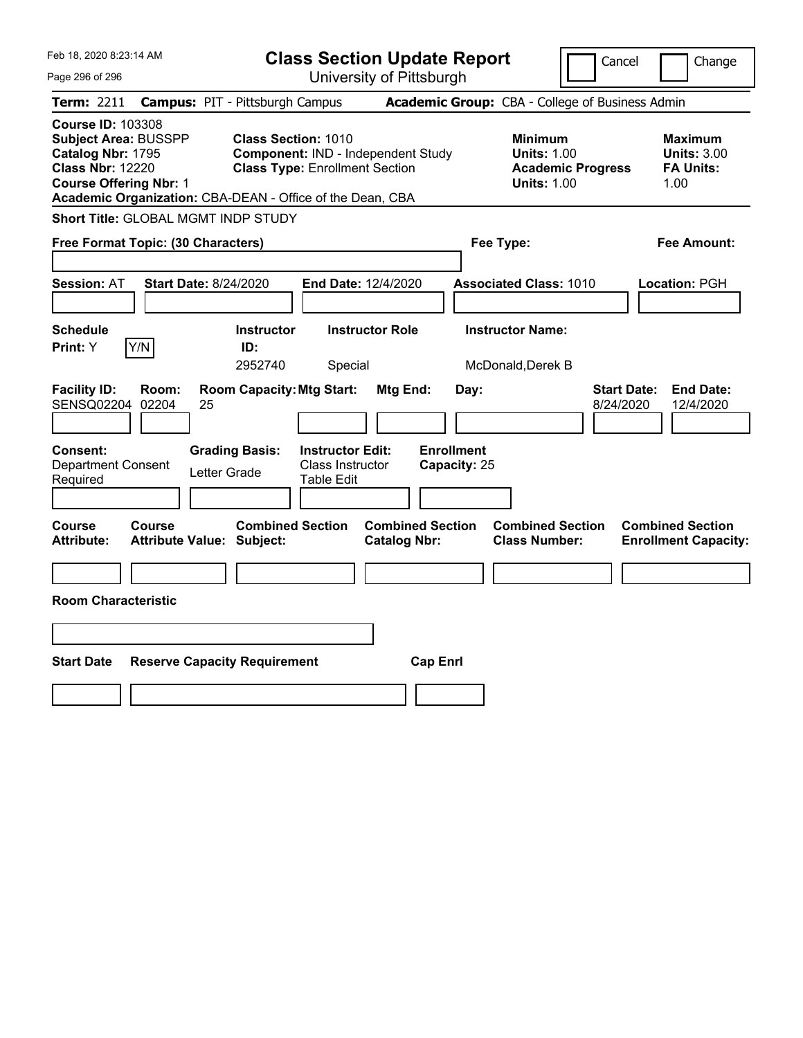# Class Section Update Report

University of Pittsburgh

Cancel | Change

**Term:** 2211 **Campus:** PIT - Pittsburgh Campus **Academic Group:** CBA - College of Business Admin

**Course ID:** 103308
**Subject Area:** BUSSPP
**Catalog Nbr:** 1795
**Class Nbr:** 12220
**Course Offering Nbr:** 1
**Academic Organization:** CBA-DEAN - Office of the Dean, CBA

**Class Section:** 1010
**Component:** IND - Independent Study
**Class Type:** Enrollment Section

**Minimum Units:** 1.00
**Academic Progress Units:** 1.00

**Maximum Units:** 3.00
**FA Units:** 1.00

**Short Title:** GLOBAL MGMT INDP STUDY

**Free Format Topic: (30 Characters)**

**Fee Type:**

**Fee Amount:**

**Session:** AT **Start Date:** 8/24/2020 **End Date:** 12/4/2020 **Associated Class:** 1010 **Location:** PGH

| Schedule Print | | Instructor ID | Instructor Role | Instructor Name |
|---|---|---|---|---|
| Y | Y/N | 2952740 | Special | McDonald,Derek B |

| Facility ID | Room | Room Capacity | Mtg Start | Mtg End | Day | Start Date | End Date |
|---|---|---|---|---|---|---|---|
| SENSQ02204 | 02204 | 25 | | | | 8/24/2020 | 12/4/2020 |

| Consent | Grading Basis | Instructor Edit | Enrollment Capacity |
|---|---|---|---|
| Department Consent Required | Letter Grade | Class Instructor Table Edit | 25 |

| Course Attribute | Course Attribute Value | Combined Section Subject | Combined Section Catalog Nbr | Combined Section Class Number | Combined Section Enrollment Capacity |
|---|---|---|---|---|---|
| | | | | | |

**Room Characteristic**

| Start Date | Reserve Capacity Requirement | Cap Enrl |
|---|---|---|
| | | |